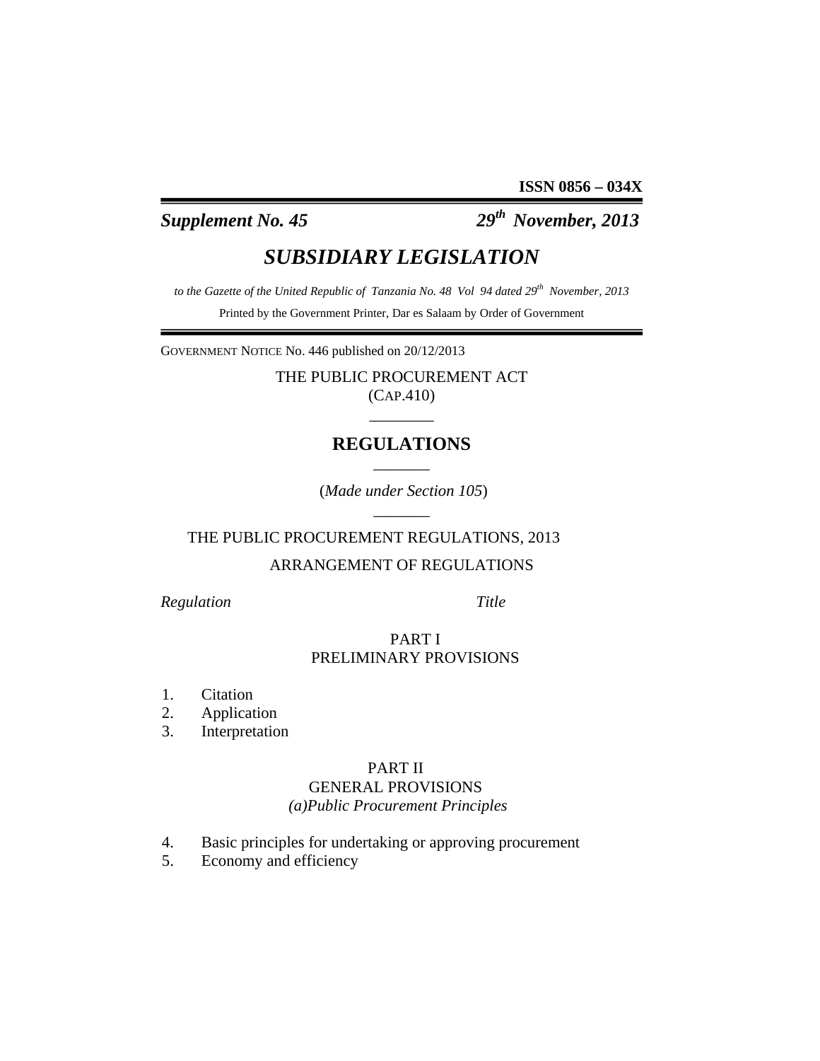**ISSN 0856 – 034X**

***Supplement No. 45*** ***29th November, 2013***

# *SUBSIDIARY LEGISLATION*

*to the Gazette of the United Republic of Tanzania No. 48 Vol 94 dated 29th November, 2013*

Printed by the Government Printer, Dar es Salaam by Order of Government

GOVERNMENT NOTICE No. 446 published on 20/12/2013

THE PUBLIC PROCUREMENT ACT
(CAP.410)

## REGULATIONS

(*Made under Section 105*)

THE PUBLIC PROCUREMENT REGULATIONS, 2013

ARRANGEMENT OF REGULATIONS

*Regulation* *Title*

PART I
PRELIMINARY PROVISIONS

1. Citation
2. Application
3. Interpretation

PART II
GENERAL PROVISIONS
*(a)Public Procurement Principles*

4. Basic principles for undertaking or approving procurement
5. Economy and efficiency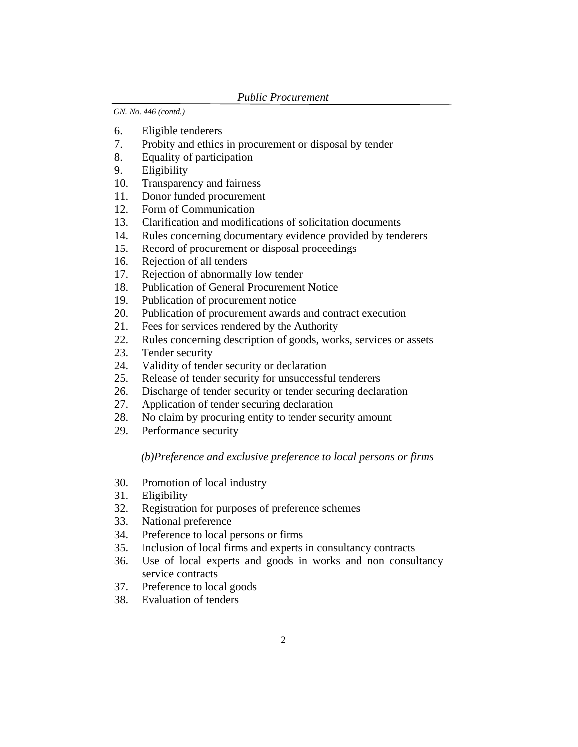GN. No. 446 (contd.)

6. Eligible tenderers
7. Probity and ethics in procurement or disposal by tender
8. Equality of participation
9. Eligibility
10. Transparency and fairness
11. Donor funded procurement
12. Form of Communication
13. Clarification and modifications of solicitation documents
14. Rules concerning documentary evidence provided by tenderers
15. Record of procurement or disposal proceedings
16. Rejection of all tenders
17. Rejection of abnormally low tender
18. Publication of General Procurement Notice
19. Publication of procurement notice
20. Publication of procurement awards and contract execution
21. Fees for services rendered by the Authority
22. Rules concerning description of goods, works, services or assets
23. Tender security
24. Validity of tender security or declaration
25. Release of tender security for unsuccessful tenderers
26. Discharge of tender security or tender securing declaration
27. Application of tender securing declaration
28. No claim by procuring entity to tender security amount
29. Performance security

*(b)Preference and exclusive preference to local persons or firms*

30. Promotion of local industry
31. Eligibility
32. Registration for purposes of preference schemes
33. National preference
34. Preference to local persons or firms
35. Inclusion of local firms and experts in consultancy contracts
36. Use of local experts and goods in works and non consultancy service contracts
37. Preference to local goods
38. Evaluation of tenders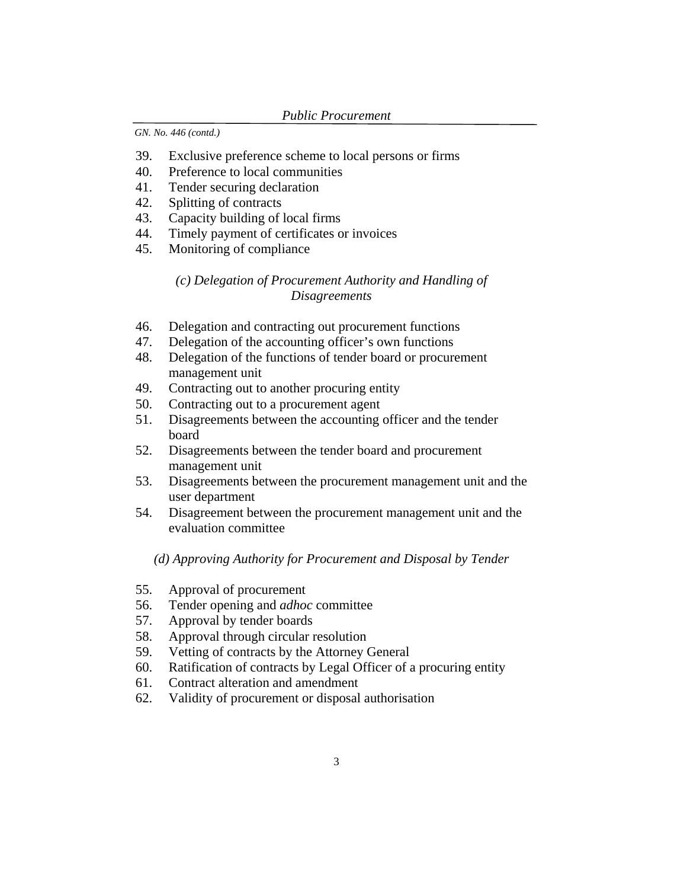GN. No. 446 (contd.)

39. Exclusive preference scheme to local persons or firms
40. Preference to local communities
41. Tender securing declaration
42. Splitting of contracts
43. Capacity building of local firms
44. Timely payment of certificates or invoices
45. Monitoring of compliance

*(c) Delegation of Procurement Authority and Handling of Disagreements*

46. Delegation and contracting out procurement functions
47. Delegation of the accounting officer's own functions
48. Delegation of the functions of tender board or procurement management unit
49. Contracting out to another procuring entity
50. Contracting out to a procurement agent
51. Disagreements between the accounting officer and the tender board
52. Disagreements between the tender board and procurement management unit
53. Disagreements between the procurement management unit and the user department
54. Disagreement between the procurement management unit and the evaluation committee

*(d) Approving Authority for Procurement and Disposal by Tender*

55. Approval of procurement
56. Tender opening and *adhoc* committee
57. Approval by tender boards
58. Approval through circular resolution
59. Vetting of contracts by the Attorney General
60. Ratification of contracts by Legal Officer of a procuring entity
61. Contract alteration and amendment
62. Validity of procurement or disposal authorisation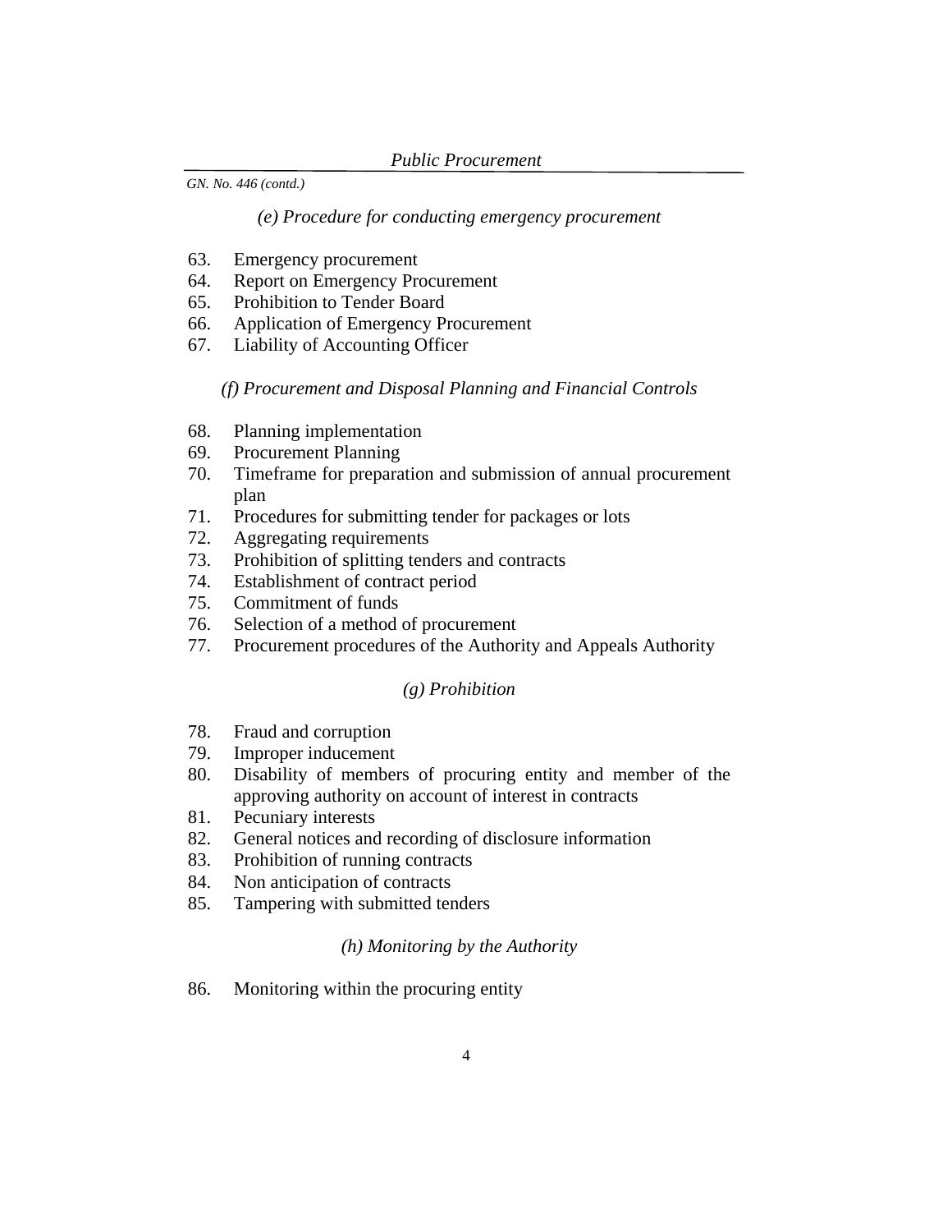GN. No. 446 (contd.)

*(e) Procedure for conducting emergency procurement*

63. Emergency procurement
64. Report on Emergency Procurement
65. Prohibition to Tender Board
66. Application of Emergency Procurement
67. Liability of Accounting Officer

*(f) Procurement and Disposal Planning and Financial Controls*

68. Planning implementation
69. Procurement Planning
70. Timeframe for preparation and submission of annual procurement plan
71. Procedures for submitting tender for packages or lots
72. Aggregating requirements
73. Prohibition of splitting tenders and contracts
74. Establishment of contract period
75. Commitment of funds
76. Selection of a method of procurement
77. Procurement procedures of the Authority and Appeals Authority

*(g) Prohibition*

78. Fraud and corruption
79. Improper inducement
80. Disability of members of procuring entity and member of the approving authority on account of interest in contracts
81. Pecuniary interests
82. General notices and recording of disclosure information
83. Prohibition of running contracts
84. Non anticipation of contracts
85. Tampering with submitted tenders

*(h) Monitoring by the Authority*

86. Monitoring within the procuring entity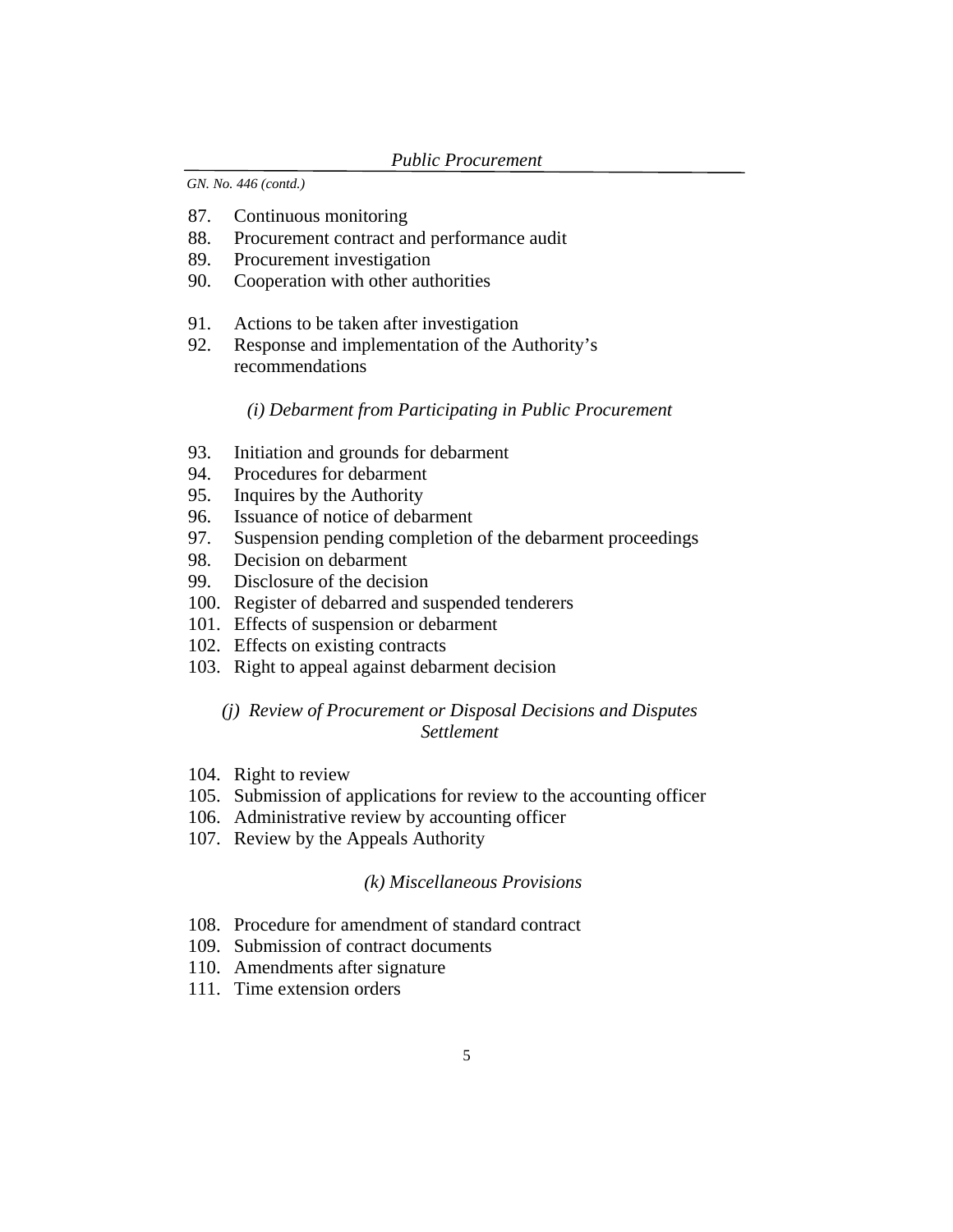87. Continuous monitoring
88. Procurement contract and performance audit
89. Procurement investigation
90. Cooperation with other authorities
91. Actions to be taken after investigation
92. Response and implementation of the Authority's recommendations

*(i) Debarment from Participating in Public Procurement*

93. Initiation and grounds for debarment
94. Procedures for debarment
95. Inquires by the Authority
96. Issuance of notice of debarment
97. Suspension pending completion of the debarment proceedings
98. Decision on debarment
99. Disclosure of the decision
100. Register of debarred and suspended tenderers
101. Effects of suspension or debarment
102. Effects on existing contracts
103. Right to appeal against debarment decision

*(j) Review of Procurement or Disposal Decisions and Disputes Settlement*

104. Right to review
105. Submission of applications for review to the accounting officer
106. Administrative review by accounting officer
107. Review by the Appeals Authority

*(k) Miscellaneous Provisions*

108. Procedure for amendment of standard contract
109. Submission of contract documents
110. Amendments after signature
111. Time extension orders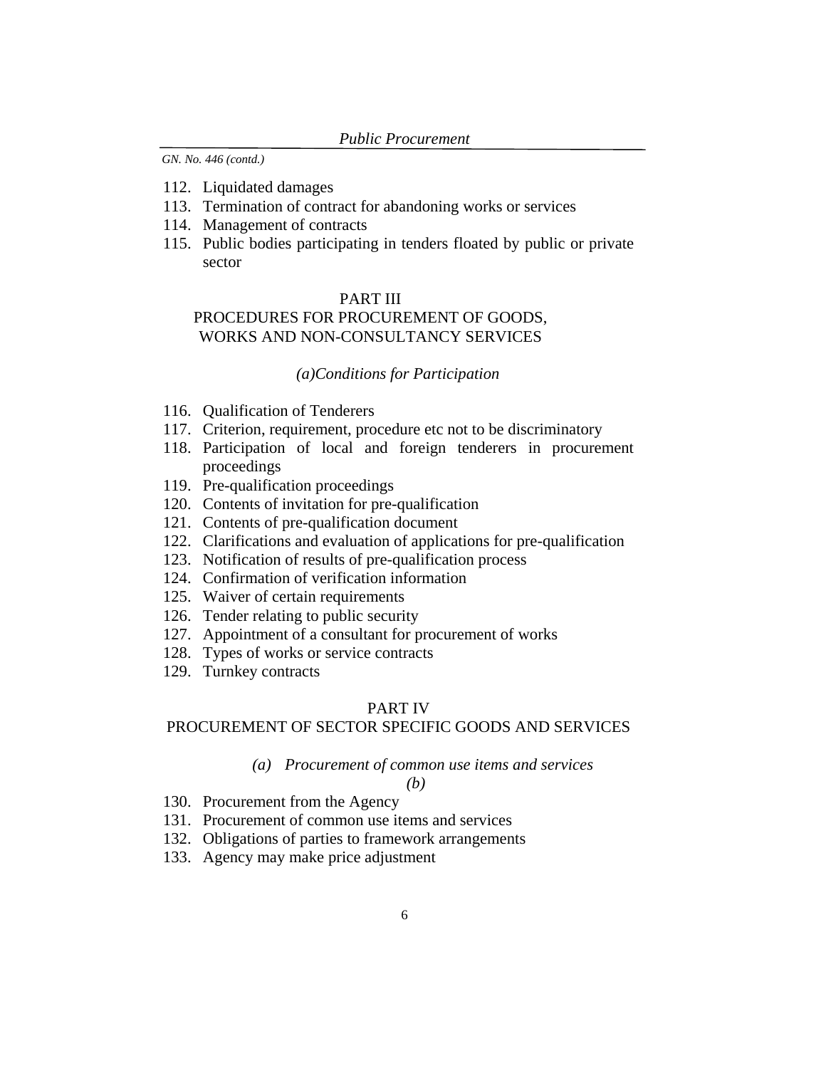GN. No. 446 (contd.)

112. Liquidated damages
113. Termination of contract for abandoning works or services
114. Management of contracts
115. Public bodies participating in tenders floated by public or private sector

## PART III
## PROCEDURES FOR PROCUREMENT OF GOODS, WORKS AND NON-CONSULTANCY SERVICES

*(a)Conditions for Participation*

116. Qualification of Tenderers
117. Criterion, requirement, procedure etc not to be discriminatory
118. Participation of local and foreign tenderers in procurement proceedings
119. Pre-qualification proceedings
120. Contents of invitation for pre-qualification
121. Contents of pre-qualification document
122. Clarifications and evaluation of applications for pre-qualification
123. Notification of results of pre-qualification process
124. Confirmation of verification information
125. Waiver of certain requirements
126. Tender relating to public security
127. Appointment of a consultant for procurement of works
128. Types of works or service contracts
129. Turnkey contracts

## PART IV
## PROCUREMENT OF SECTOR SPECIFIC GOODS AND SERVICES

*(a) Procurement of common use items and services*

*(b)*

130. Procurement from the Agency
131. Procurement of common use items and services
132. Obligations of parties to framework arrangements
133. Agency may make price adjustment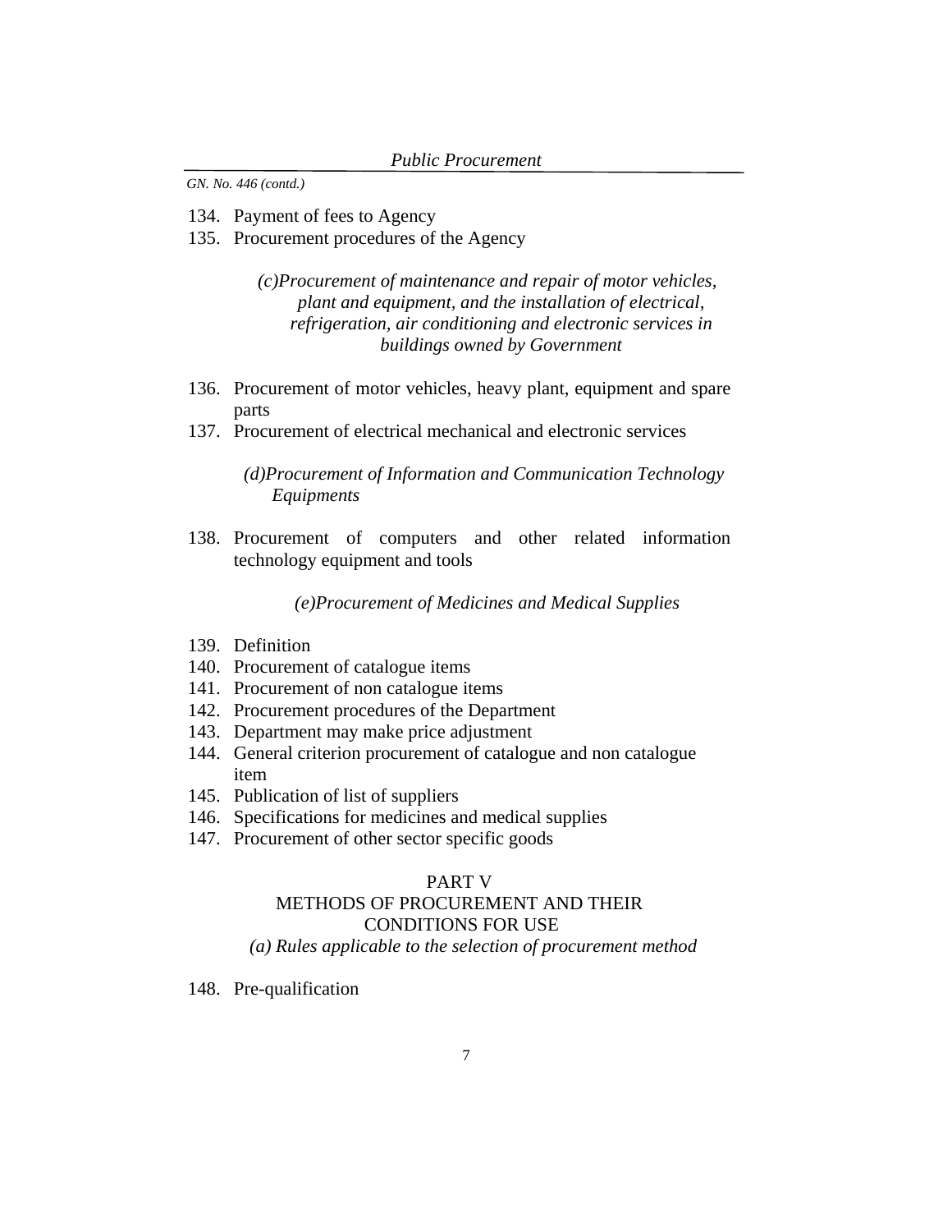*GN. No. 446 (contd.)*

134. Payment of fees to Agency
135. Procurement procedures of the Agency

*(c)Procurement of maintenance and repair of motor vehicles, plant and equipment, and the installation of electrical, refrigeration, air conditioning and electronic services in buildings owned by Government*

136. Procurement of motor vehicles, heavy plant, equipment and spare parts
137. Procurement of electrical mechanical and electronic services

*(d)Procurement of Information and Communication Technology Equipments*

138. Procurement of computers and other related information technology equipment and tools

*(e)Procurement of Medicines and Medical Supplies*

139. Definition
140. Procurement of catalogue items
141. Procurement of non catalogue items
142. Procurement procedures of the Department
143. Department may make price adjustment
144. General criterion procurement of catalogue and non catalogue item
145. Publication of list of suppliers
146. Specifications for medicines and medical supplies
147. Procurement of other sector specific goods

PART V
METHODS OF PROCUREMENT AND THEIR CONDITIONS FOR USE
*(a) Rules applicable to the selection of procurement method*

148. Pre-qualification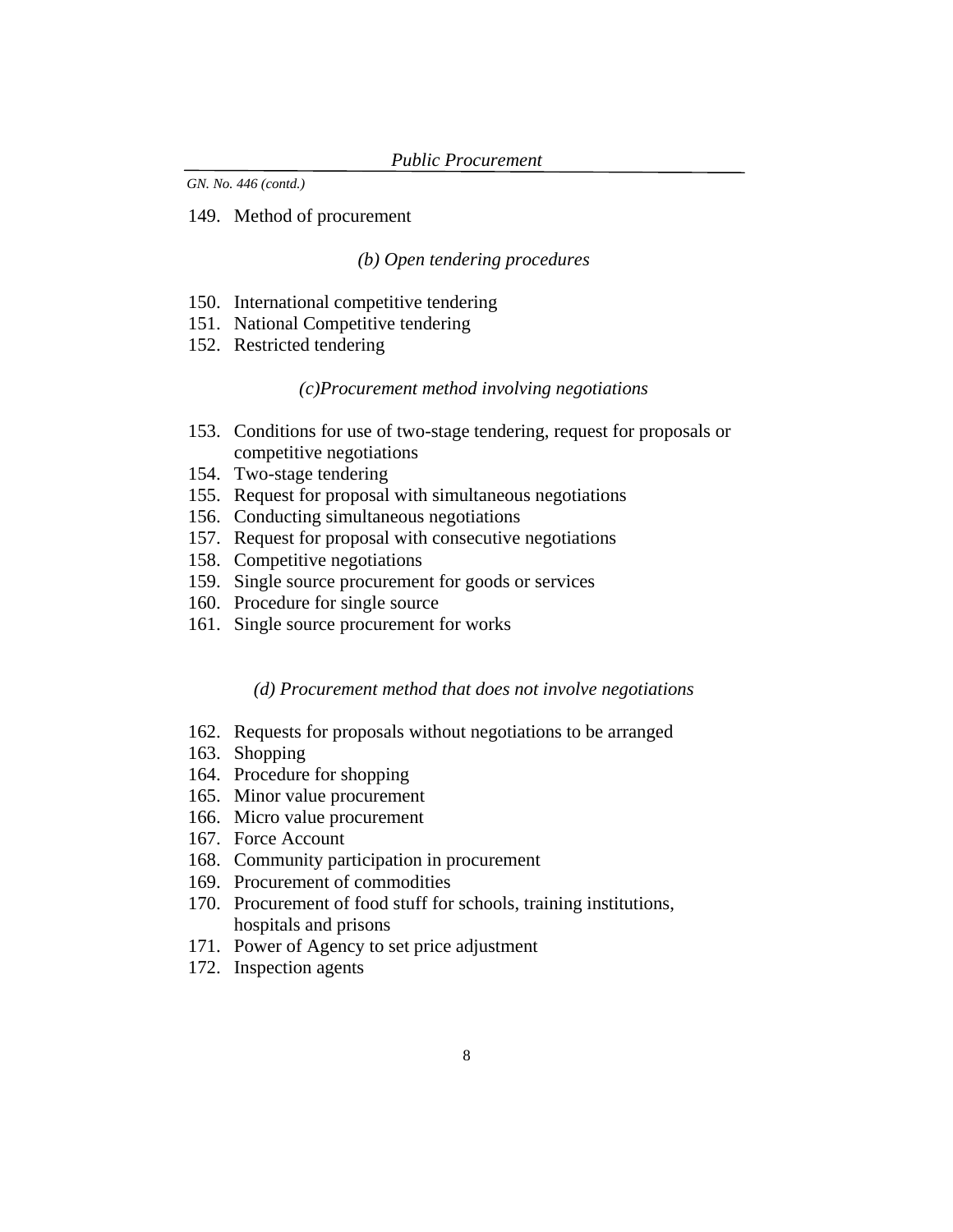*GN. No. 446 (contd.)*

149. Method of procurement

*(b) Open tendering procedures*

150. International competitive tendering
151. National Competitive tendering
152. Restricted tendering

*(c)Procurement method involving negotiations*

153. Conditions for use of two-stage tendering, request for proposals or competitive negotiations
154. Two-stage tendering
155. Request for proposal with simultaneous negotiations
156. Conducting simultaneous negotiations
157. Request for proposal with consecutive negotiations
158. Competitive negotiations
159. Single source procurement for goods or services
160. Procedure for single source
161. Single source procurement for works

*(d) Procurement method that does not involve negotiations*

162. Requests for proposals without negotiations to be arranged
163. Shopping
164. Procedure for shopping
165. Minor value procurement
166. Micro value procurement
167. Force Account
168. Community participation in procurement
169. Procurement of commodities
170. Procurement of food stuff for schools, training institutions, hospitals and prisons
171. Power of Agency to set price adjustment
172. Inspection agents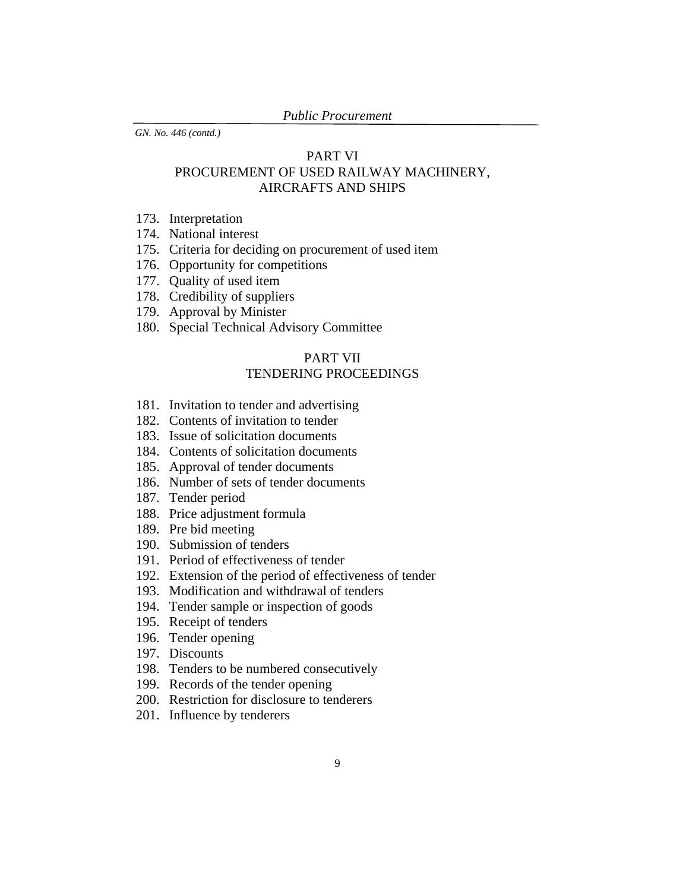*GN. No. 446 (contd.)*

## PART VI
## PROCUREMENT OF USED RAILWAY MACHINERY, AIRCRAFTS AND SHIPS

173. Interpretation
174. National interest
175. Criteria for deciding on procurement of used item
176. Opportunity for competitions
177. Quality of used item
178. Credibility of suppliers
179. Approval by Minister
180. Special Technical Advisory Committee

## PART VII
## TENDERING PROCEEDINGS

181. Invitation to tender and advertising
182. Contents of invitation to tender
183. Issue of solicitation documents
184. Contents of solicitation documents
185. Approval of tender documents
186. Number of sets of tender documents
187. Tender period
188. Price adjustment formula
189. Pre bid meeting
190. Submission of tenders
191. Period of effectiveness of tender
192. Extension of the period of effectiveness of tender
193. Modification and withdrawal of tenders
194. Tender sample or inspection of goods
195. Receipt of tenders
196. Tender opening
197. Discounts
198. Tenders to be numbered consecutively
199. Records of the tender opening
200. Restriction for disclosure to tenderers
201. Influence by tenderers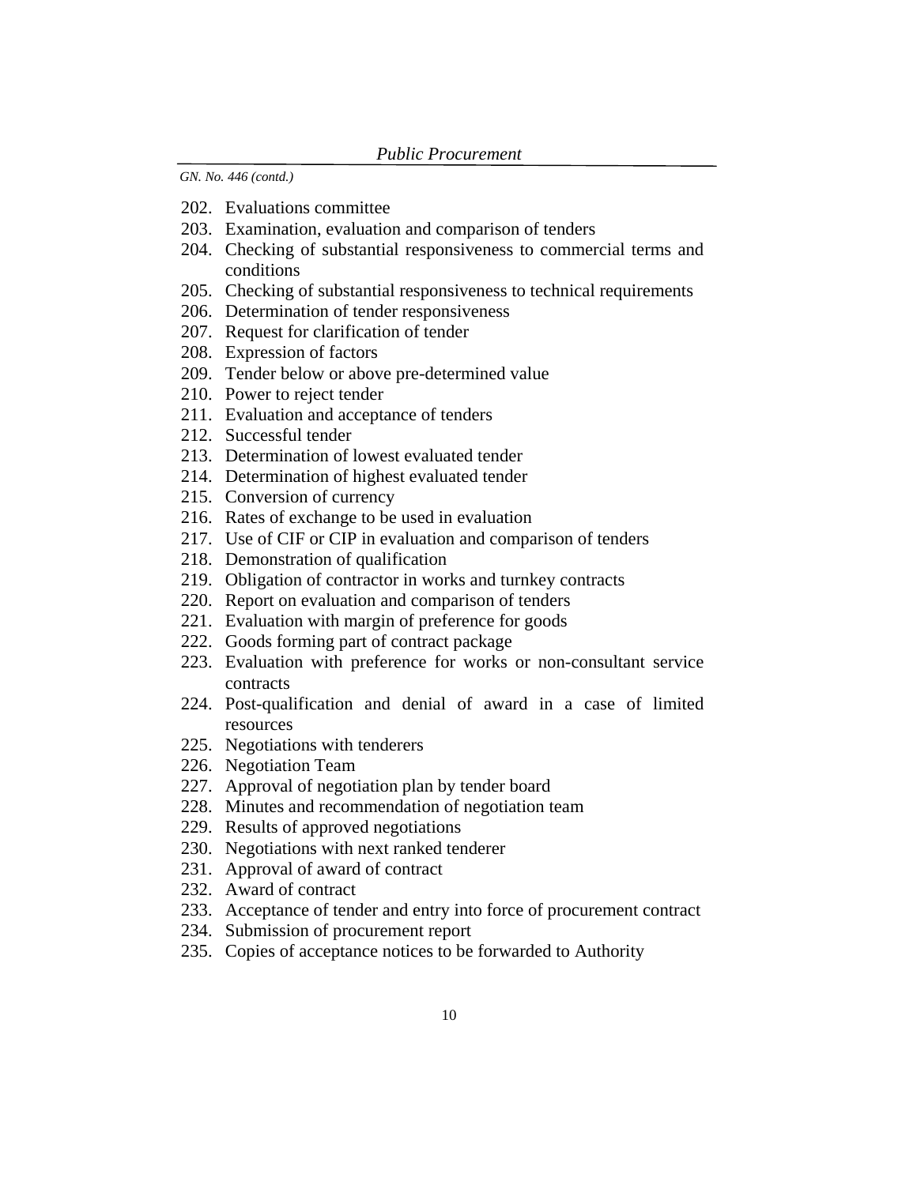GN. No. 446 (contd.)

202. Evaluations committee
203. Examination, evaluation and comparison of tenders
204. Checking of substantial responsiveness to commercial terms and conditions
205. Checking of substantial responsiveness to technical requirements
206. Determination of tender responsiveness
207. Request for clarification of tender
208. Expression of factors
209. Tender below or above pre-determined value
210. Power to reject tender
211. Evaluation and acceptance of tenders
212. Successful tender
213. Determination of lowest evaluated tender
214. Determination of highest evaluated tender
215. Conversion of currency
216. Rates of exchange to be used in evaluation
217. Use of CIF or CIP in evaluation and comparison of tenders
218. Demonstration of qualification
219. Obligation of contractor in works and turnkey contracts
220. Report on evaluation and comparison of tenders
221. Evaluation with margin of preference for goods
222. Goods forming part of contract package
223. Evaluation with preference for works or non-consultant service contracts
224. Post-qualification and denial of award in a case of limited resources
225. Negotiations with tenderers
226. Negotiation Team
227. Approval of negotiation plan by tender board
228. Minutes and recommendation of negotiation team
229. Results of approved negotiations
230. Negotiations with next ranked tenderer
231. Approval of award of contract
232. Award of contract
233. Acceptance of tender and entry into force of procurement contract
234. Submission of procurement report
235. Copies of acceptance notices to be forwarded to Authority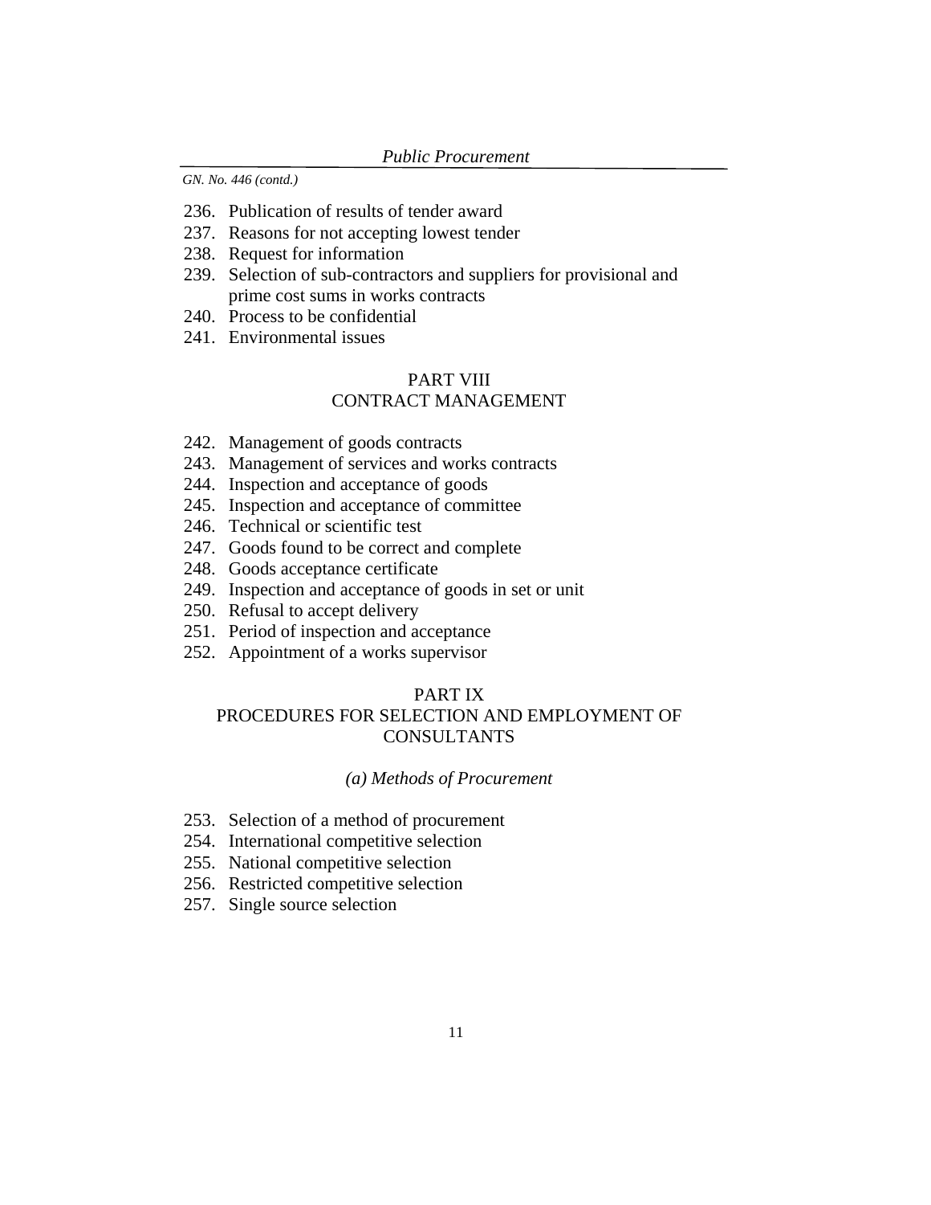GN. No. 446 (contd.)

236. Publication of results of tender award
237. Reasons for not accepting lowest tender
238. Request for information
239. Selection of sub-contractors and suppliers for provisional and prime cost sums in works contracts
240. Process to be confidential
241. Environmental issues

## PART VIII
## CONTRACT MANAGEMENT

242. Management of goods contracts
243. Management of services and works contracts
244. Inspection and acceptance of goods
245. Inspection and acceptance of committee
246. Technical or scientific test
247. Goods found to be correct and complete
248. Goods acceptance certificate
249. Inspection and acceptance of goods in set or unit
250. Refusal to accept delivery
251. Period of inspection and acceptance
252. Appointment of a works supervisor

## PART IX
## PROCEDURES FOR SELECTION AND EMPLOYMENT OF CONSULTANTS

### *(a) Methods of Procurement*

253. Selection of a method of procurement
254. International competitive selection
255. National competitive selection
256. Restricted competitive selection
257. Single source selection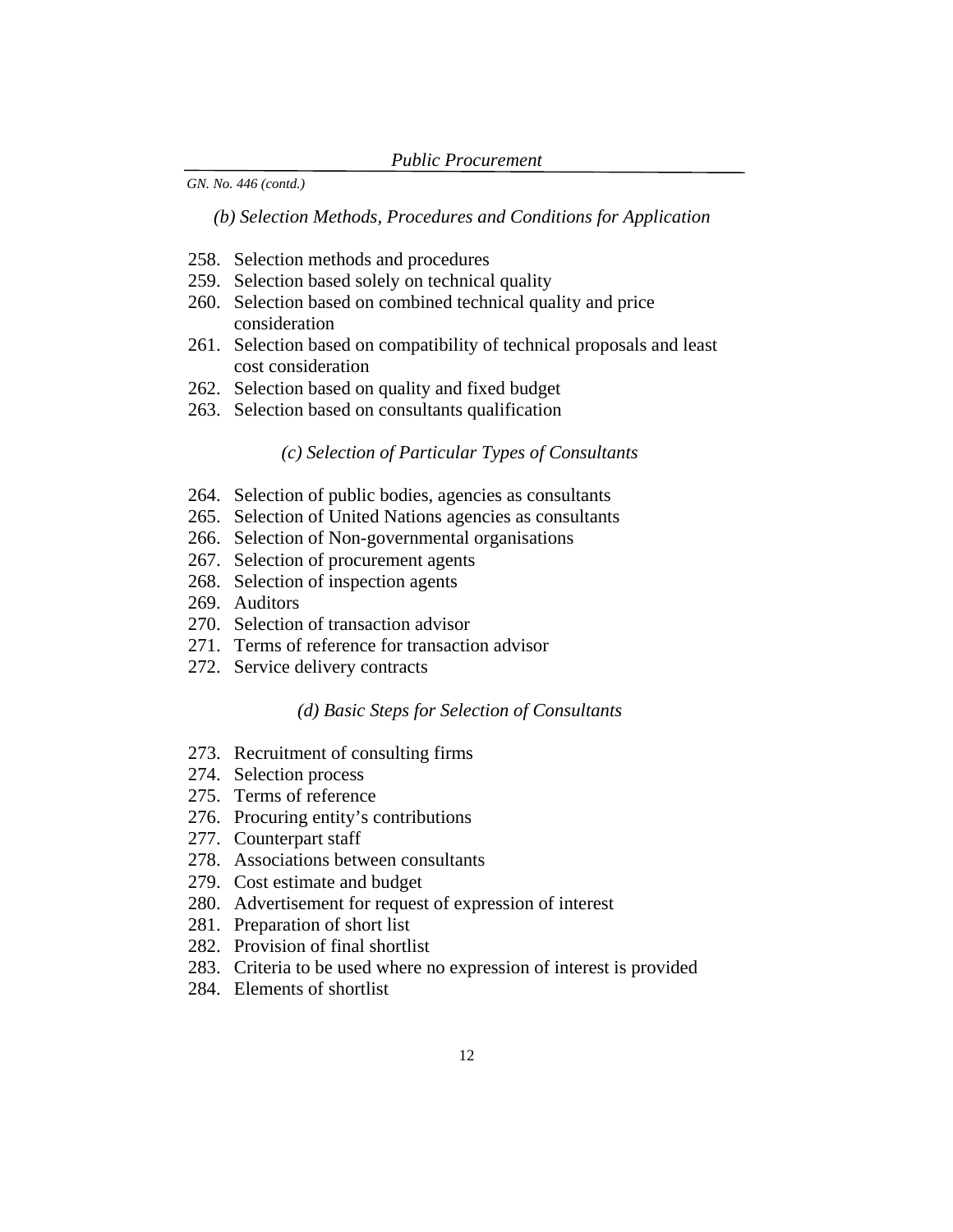*GN. No. 446 (contd.)*

*(b) Selection Methods, Procedures and Conditions for Application*

258. Selection methods and procedures
259. Selection based solely on technical quality
260. Selection based on combined technical quality and price consideration
261. Selection based on compatibility of technical proposals and least cost consideration
262. Selection based on quality and fixed budget
263. Selection based on consultants qualification

*(c) Selection of Particular Types of Consultants*

264. Selection of public bodies, agencies as consultants
265. Selection of United Nations agencies as consultants
266. Selection of Non-governmental organisations
267. Selection of procurement agents
268. Selection of inspection agents
269. Auditors
270. Selection of transaction advisor
271. Terms of reference for transaction advisor
272. Service delivery contracts

*(d) Basic Steps for Selection of Consultants*

273. Recruitment of consulting firms
274. Selection process
275. Terms of reference
276. Procuring entity's contributions
277. Counterpart staff
278. Associations between consultants
279. Cost estimate and budget
280. Advertisement for request of expression of interest
281. Preparation of short list
282. Provision of final shortlist
283. Criteria to be used where no expression of interest is provided
284. Elements of shortlist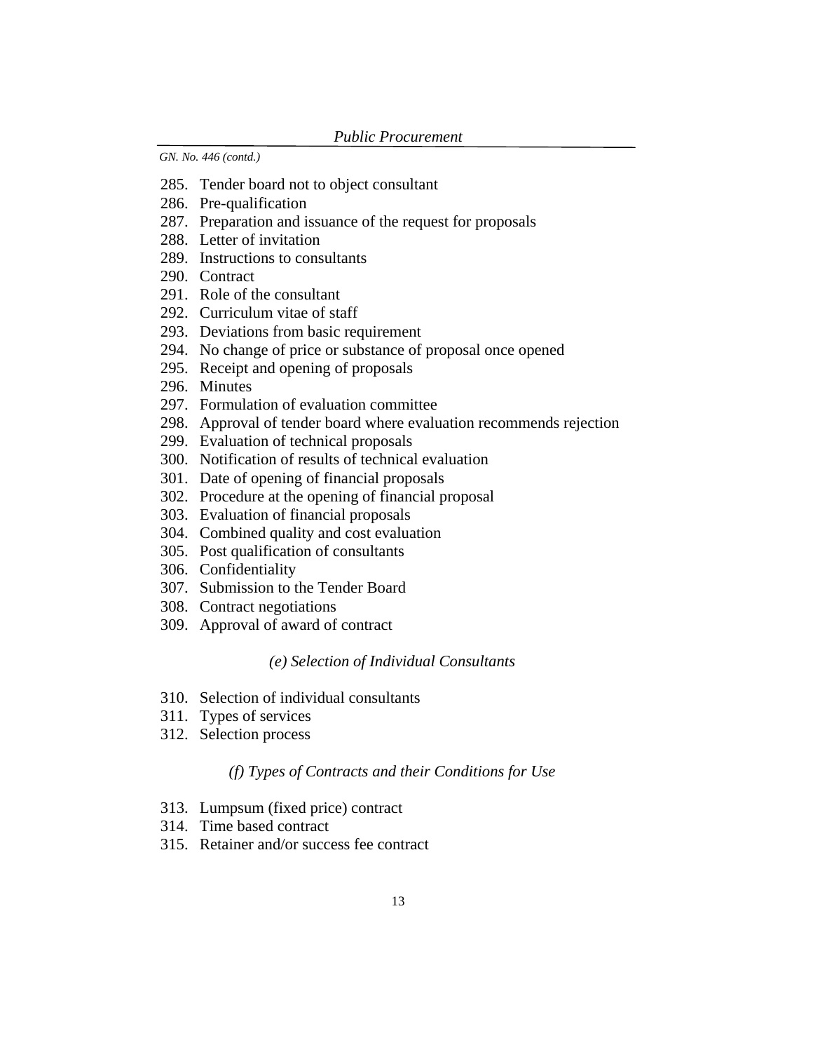GN. No. 446 (contd.)

285. Tender board not to object consultant
286. Pre-qualification
287. Preparation and issuance of the request for proposals
288. Letter of invitation
289. Instructions to consultants
290. Contract
291. Role of the consultant
292. Curriculum vitae of staff
293. Deviations from basic requirement
294. No change of price or substance of proposal once opened
295. Receipt and opening of proposals
296. Minutes
297. Formulation of evaluation committee
298. Approval of tender board where evaluation recommends rejection
299. Evaluation of technical proposals
300. Notification of results of technical evaluation
301. Date of opening of financial proposals
302. Procedure at the opening of financial proposal
303. Evaluation of financial proposals
304. Combined quality and cost evaluation
305. Post qualification of consultants
306. Confidentiality
307. Submission to the Tender Board
308. Contract negotiations
309. Approval of award of contract

*(e) Selection of Individual Consultants*

310. Selection of individual consultants
311. Types of services
312. Selection process

*(f) Types of Contracts and their Conditions for Use*

313. Lumpsum (fixed price) contract
314. Time based contract
315. Retainer and/or success fee contract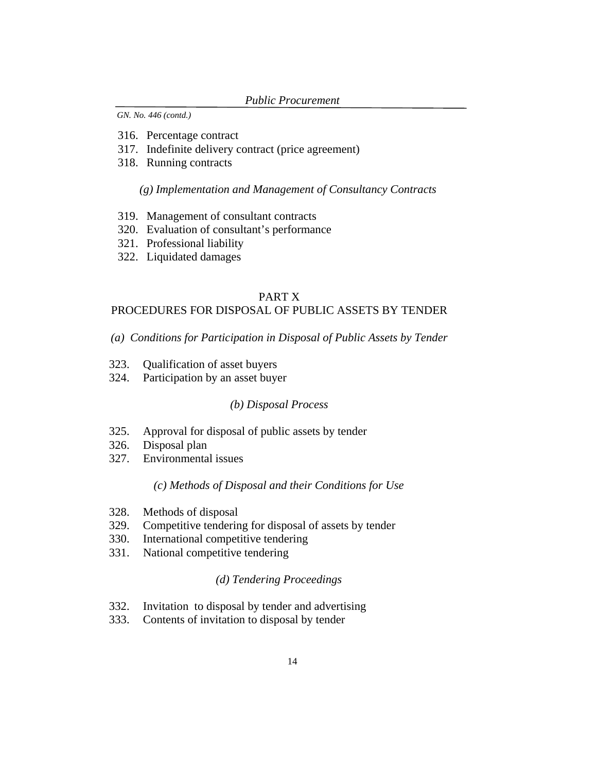*GN. No. 446 (contd.)*

316. Percentage contract
317. Indefinite delivery contract (price agreement)
318. Running contracts

*(g) Implementation and Management of Consultancy Contracts*

319. Management of consultant contracts
320. Evaluation of consultant's performance
321. Professional liability
322. Liquidated damages

## PART X
## PROCEDURES FOR DISPOSAL OF PUBLIC ASSETS BY TENDER

*(a) Conditions for Participation in Disposal of Public Assets by Tender*

323. Qualification of asset buyers
324. Participation by an asset buyer

*(b) Disposal Process*

325. Approval for disposal of public assets by tender
326. Disposal plan
327. Environmental issues

*(c) Methods of Disposal and their Conditions for Use*

328. Methods of disposal
329. Competitive tendering for disposal of assets by tender
330. International competitive tendering
331. National competitive tendering

*(d) Tendering Proceedings*

332. Invitation to disposal by tender and advertising
333. Contents of invitation to disposal by tender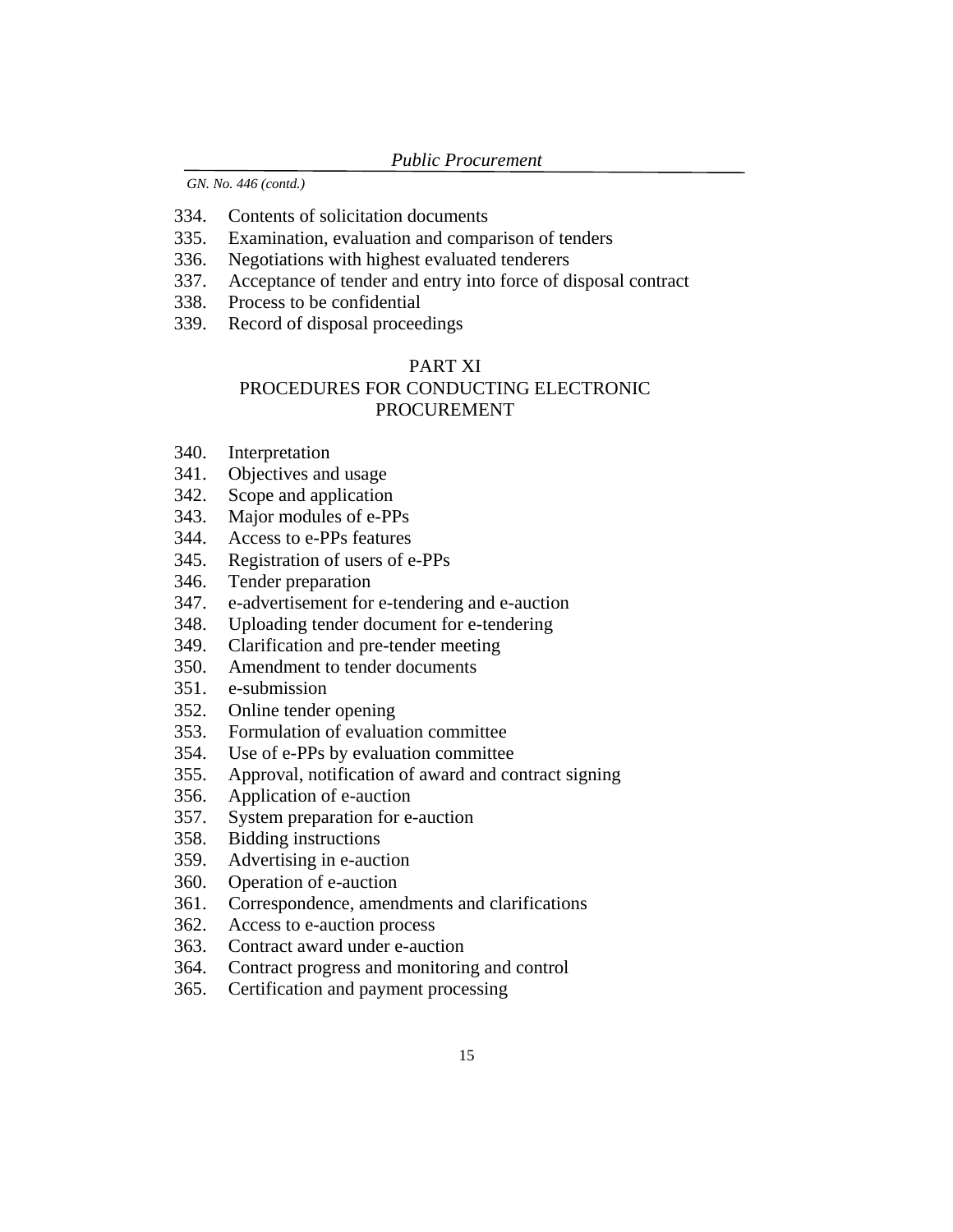*GN. No. 446 (contd.)*

334. Contents of solicitation documents
335. Examination, evaluation and comparison of tenders
336. Negotiations with highest evaluated tenderers
337. Acceptance of tender and entry into force of disposal contract
338. Process to be confidential
339. Record of disposal proceedings

## PART XI
## PROCEDURES FOR CONDUCTING ELECTRONIC PROCUREMENT

340. Interpretation
341. Objectives and usage
342. Scope and application
343. Major modules of e-PPs
344. Access to e-PPs features
345. Registration of users of e-PPs
346. Tender preparation
347. e-advertisement for e-tendering and e-auction
348. Uploading tender document for e-tendering
349. Clarification and pre-tender meeting
350. Amendment to tender documents
351. e-submission
352. Online tender opening
353. Formulation of evaluation committee
354. Use of e-PPs by evaluation committee
355. Approval, notification of award and contract signing
356. Application of e-auction
357. System preparation for e-auction
358. Bidding instructions
359. Advertising in e-auction
360. Operation of e-auction
361. Correspondence, amendments and clarifications
362. Access to e-auction process
363. Contract award under e-auction
364. Contract progress and monitoring and control
365. Certification and payment processing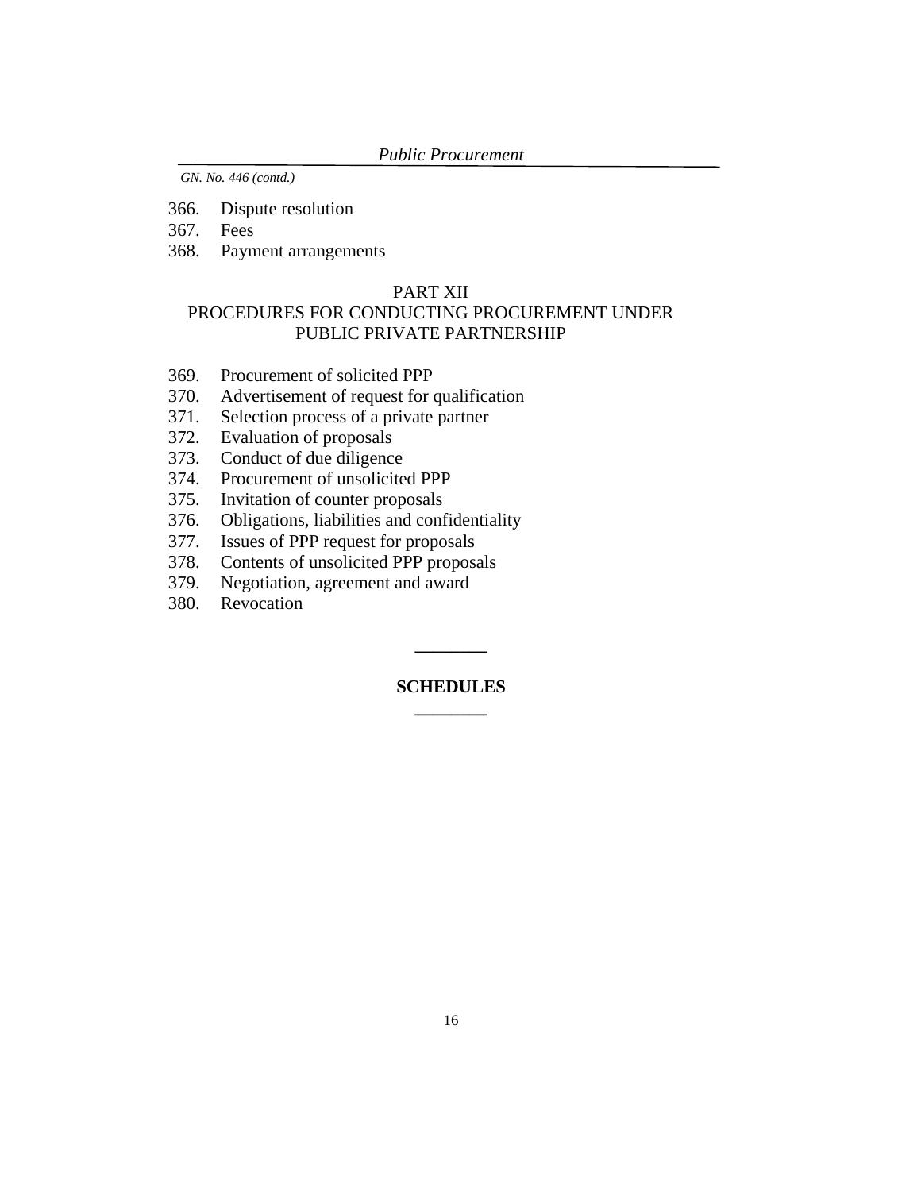*GN. No. 446 (contd.)*

366. Dispute resolution
367. Fees
368. Payment arrangements

## PART XII
## PROCEDURES FOR CONDUCTING PROCUREMENT UNDER PUBLIC PRIVATE PARTNERSHIP

369. Procurement of solicited PPP
370. Advertisement of request for qualification
371. Selection process of a private partner
372. Evaluation of proposals
373. Conduct of due diligence
374. Procurement of unsolicited PPP
375. Invitation of counter proposals
376. Obligations, liabilities and confidentiality
377. Issues of PPP request for proposals
378. Contents of unsolicited PPP proposals
379. Negotiation, agreement and award
380. Revocation

________

**SCHEDULES**

________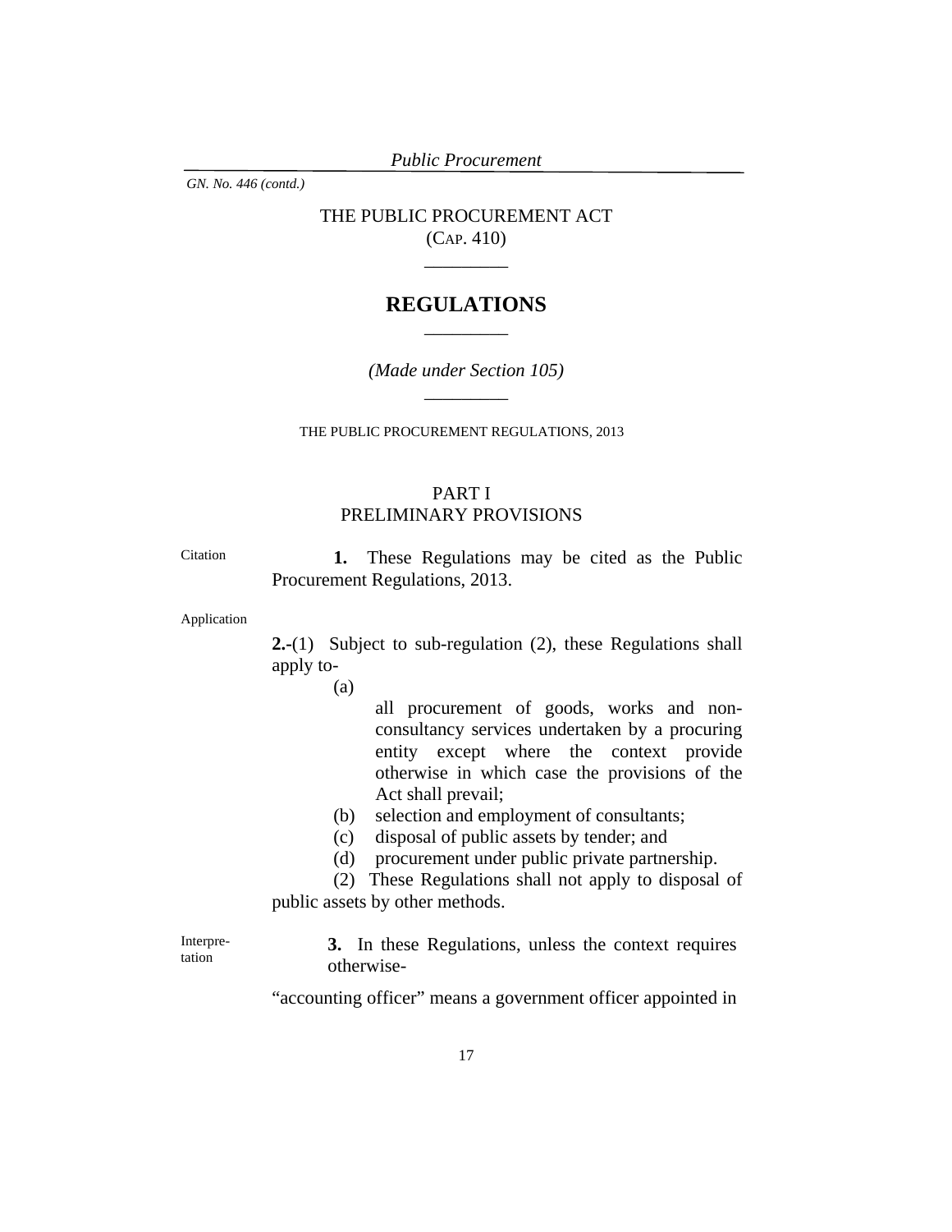*GN. No. 446 (contd.)*

THE PUBLIC PROCUREMENT ACT
(CAP. 410)

_________

# REGULATIONS

_________

*(Made under Section 105)*

_________

THE PUBLIC PROCUREMENT REGULATIONS, 2013

## PART I
## PRELIMINARY PROVISIONS

Citation

**1.** These Regulations may be cited as the Public Procurement Regulations, 2013.

Application

**2.**-(1) Subject to sub-regulation (2), these Regulations shall apply to-

(a) all procurement of goods, works and non-consultancy services undertaken by a procuring entity except where the context provide otherwise in which case the provisions of the Act shall prevail;

(b) selection and employment of consultants;

(c) disposal of public assets by tender; and

(d) procurement under public private partnership.

(2) These Regulations shall not apply to disposal of public assets by other methods.

Interpretation

**3.** In these Regulations, unless the context requires otherwise-

"accounting officer" means a government officer appointed in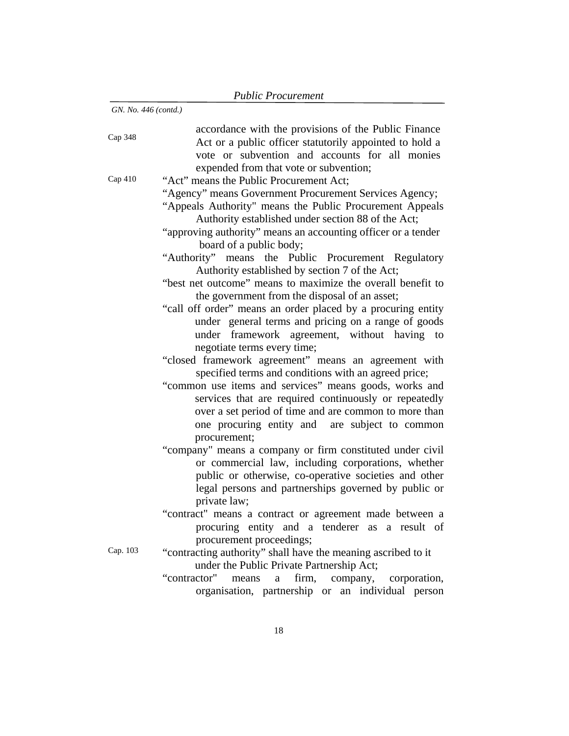*GN. No. 446 (contd.)*

Cap 348

accordance with the provisions of the Public Finance Act or a public officer statutorily appointed to hold a vote or subvention and accounts for all monies expended from that vote or subvention;

Cap 410

"Act" means the Public Procurement Act;

"Agency" means Government Procurement Services Agency;

"Appeals Authority" means the Public Procurement Appeals Authority established under section 88 of the Act;

"approving authority" means an accounting officer or a tender board of a public body;

"Authority" means the Public Procurement Regulatory Authority established by section 7 of the Act;

"best net outcome" means to maximize the overall benefit to the government from the disposal of an asset;

"call off order" means an order placed by a procuring entity under general terms and pricing on a range of goods under framework agreement, without having to negotiate terms every time;

"closed framework agreement" means an agreement with specified terms and conditions with an agreed price;

"common use items and services" means goods, works and services that are required continuously or repeatedly over a set period of time and are common to more than one procuring entity and are subject to common procurement;

"company" means a company or firm constituted under civil or commercial law, including corporations, whether public or otherwise, co-operative societies and other legal persons and partnerships governed by public or private law;

"contract" means a contract or agreement made between a procuring entity and a tenderer as a result of procurement proceedings;

Cap. 103

"contracting authority" shall have the meaning ascribed to it under the Public Private Partnership Act;

"contractor" means a firm, company, corporation, organisation, partnership or an individual person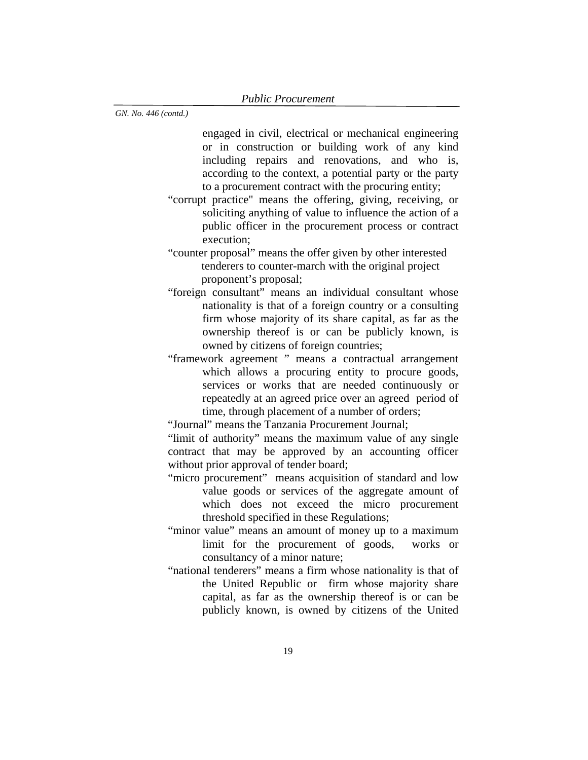*GN. No. 446 (contd.)*

engaged in civil, electrical or mechanical engineering or in construction or building work of any kind including repairs and renovations, and who is, according to the context, a potential party or the party to a procurement contract with the procuring entity;

"corrupt practice" means the offering, giving, receiving, or soliciting anything of value to influence the action of a public officer in the procurement process or contract execution;

"counter proposal" means the offer given by other interested tenderers to counter-march with the original project proponent's proposal;

"foreign consultant" means an individual consultant whose nationality is that of a foreign country or a consulting firm whose majority of its share capital, as far as the ownership thereof is or can be publicly known, is owned by citizens of foreign countries;

"framework agreement " means a contractual arrangement which allows a procuring entity to procure goods, services or works that are needed continuously or repeatedly at an agreed price over an agreed period of time, through placement of a number of orders;

"Journal" means the Tanzania Procurement Journal;

"limit of authority" means the maximum value of any single contract that may be approved by an accounting officer without prior approval of tender board;

"micro procurement" means acquisition of standard and low value goods or services of the aggregate amount of which does not exceed the micro procurement threshold specified in these Regulations;

"minor value" means an amount of money up to a maximum limit for the procurement of goods, works or consultancy of a minor nature;

"national tenderers" means a firm whose nationality is that of the United Republic or firm whose majority share capital, as far as the ownership thereof is or can be publicly known, is owned by citizens of the United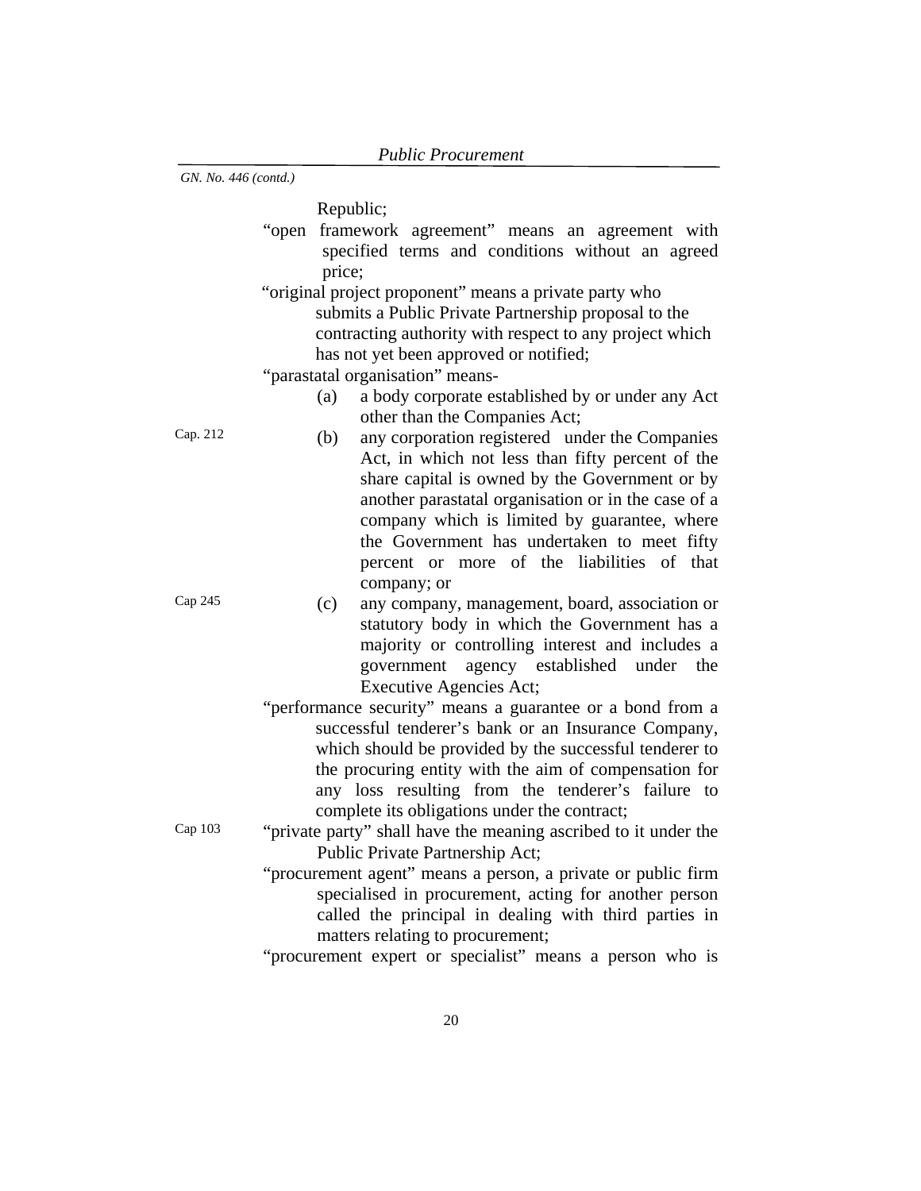GN. No. 446 (contd.)

Republic;

"open framework agreement" means an agreement with specified terms and conditions without an agreed price;

"original project proponent" means a private party who submits a Public Private Partnership proposal to the contracting authority with respect to any project which has not yet been approved or notified;

"parastatal organisation" means-

(a) a body corporate established by or under any Act other than the Companies Act;

Cap. 212

(b) any corporation registered under the Companies Act, in which not less than fifty percent of the share capital is owned by the Government or by another parastatal organisation or in the case of a company which is limited by guarantee, where the Government has undertaken to meet fifty percent or more of the liabilities of that company; or

Cap 245

(c) any company, management, board, association or statutory body in which the Government has a majority or controlling interest and includes a government agency established under the Executive Agencies Act;

"performance security" means a guarantee or a bond from a successful tenderer's bank or an Insurance Company, which should be provided by the successful tenderer to the procuring entity with the aim of compensation for any loss resulting from the tenderer's failure to complete its obligations under the contract;

Cap 103

"private party" shall have the meaning ascribed to it under the Public Private Partnership Act;

"procurement agent" means a person, a private or public firm specialised in procurement, acting for another person called the principal in dealing with third parties in matters relating to procurement;

"procurement expert or specialist" means a person who is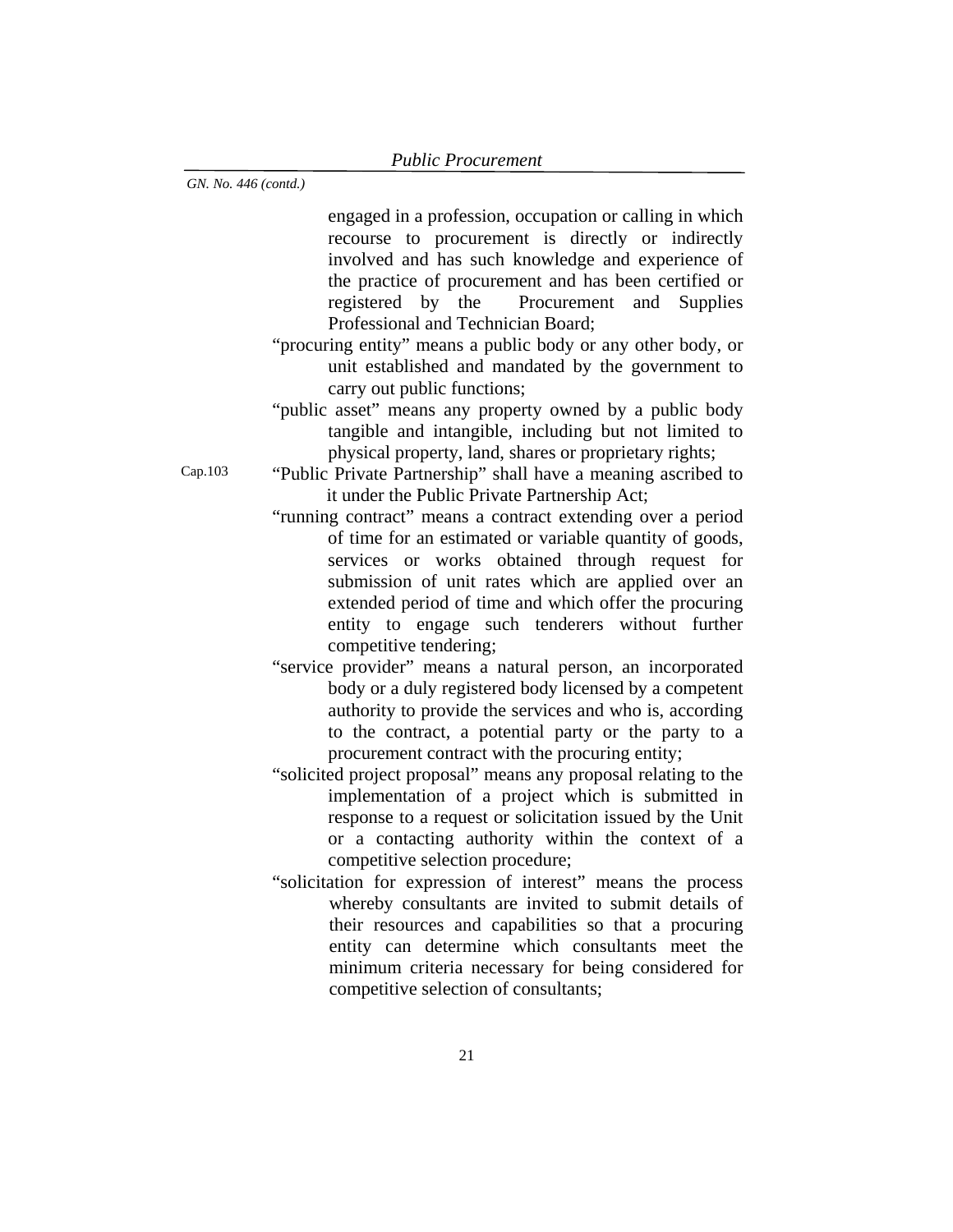GN. No. 446 (contd.)

engaged in a profession, occupation or calling in which recourse to procurement is directly or indirectly involved and has such knowledge and experience of the practice of procurement and has been certified or registered by the Procurement and Supplies Professional and Technician Board;

"procuring entity" means a public body or any other body, or unit established and mandated by the government to carry out public functions;

"public asset" means any property owned by a public body tangible and intangible, including but not limited to physical property, land, shares or proprietary rights;

Cap.103

"Public Private Partnership" shall have a meaning ascribed to it under the Public Private Partnership Act;

"running contract" means a contract extending over a period of time for an estimated or variable quantity of goods, services or works obtained through request for submission of unit rates which are applied over an extended period of time and which offer the procuring entity to engage such tenderers without further competitive tendering;

"service provider" means a natural person, an incorporated body or a duly registered body licensed by a competent authority to provide the services and who is, according to the contract, a potential party or the party to a procurement contract with the procuring entity;

"solicited project proposal" means any proposal relating to the implementation of a project which is submitted in response to a request or solicitation issued by the Unit or a contacting authority within the context of a competitive selection procedure;

"solicitation for expression of interest" means the process whereby consultants are invited to submit details of their resources and capabilities so that a procuring entity can determine which consultants meet the minimum criteria necessary for being considered for competitive selection of consultants;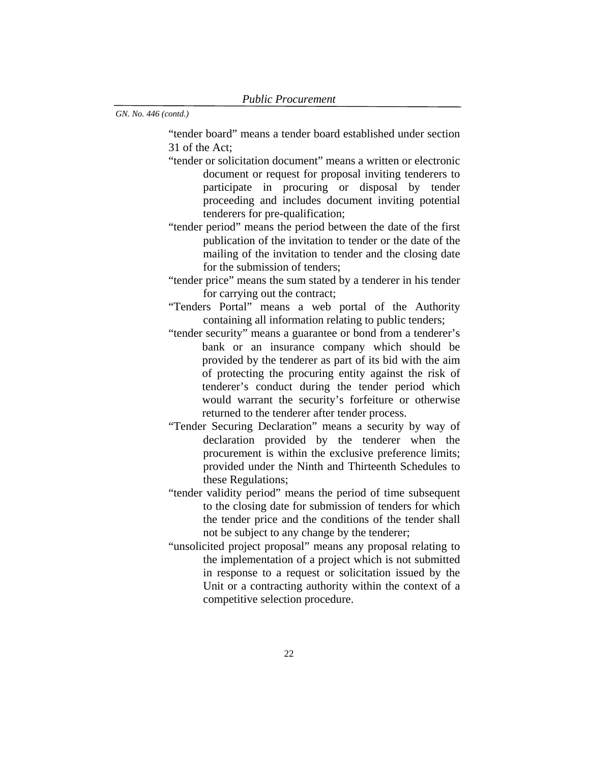*GN. No. 446 (contd.)*

"tender board" means a tender board established under section 31 of the Act;

"tender or solicitation document" means a written or electronic document or request for proposal inviting tenderers to participate in procuring or disposal by tender proceeding and includes document inviting potential tenderers for pre-qualification;

"tender period" means the period between the date of the first publication of the invitation to tender or the date of the mailing of the invitation to tender and the closing date for the submission of tenders;

"tender price" means the sum stated by a tenderer in his tender for carrying out the contract;

"Tenders Portal" means a web portal of the Authority containing all information relating to public tenders;

"tender security" means a guarantee or bond from a tenderer's bank or an insurance company which should be provided by the tenderer as part of its bid with the aim of protecting the procuring entity against the risk of tenderer's conduct during the tender period which would warrant the security's forfeiture or otherwise returned to the tenderer after tender process.

"Tender Securing Declaration" means a security by way of declaration provided by the tenderer when the procurement is within the exclusive preference limits; provided under the Ninth and Thirteenth Schedules to these Regulations;

"tender validity period" means the period of time subsequent to the closing date for submission of tenders for which the tender price and the conditions of the tender shall not be subject to any change by the tenderer;

"unsolicited project proposal" means any proposal relating to the implementation of a project which is not submitted in response to a request or solicitation issued by the Unit or a contracting authority within the context of a competitive selection procedure.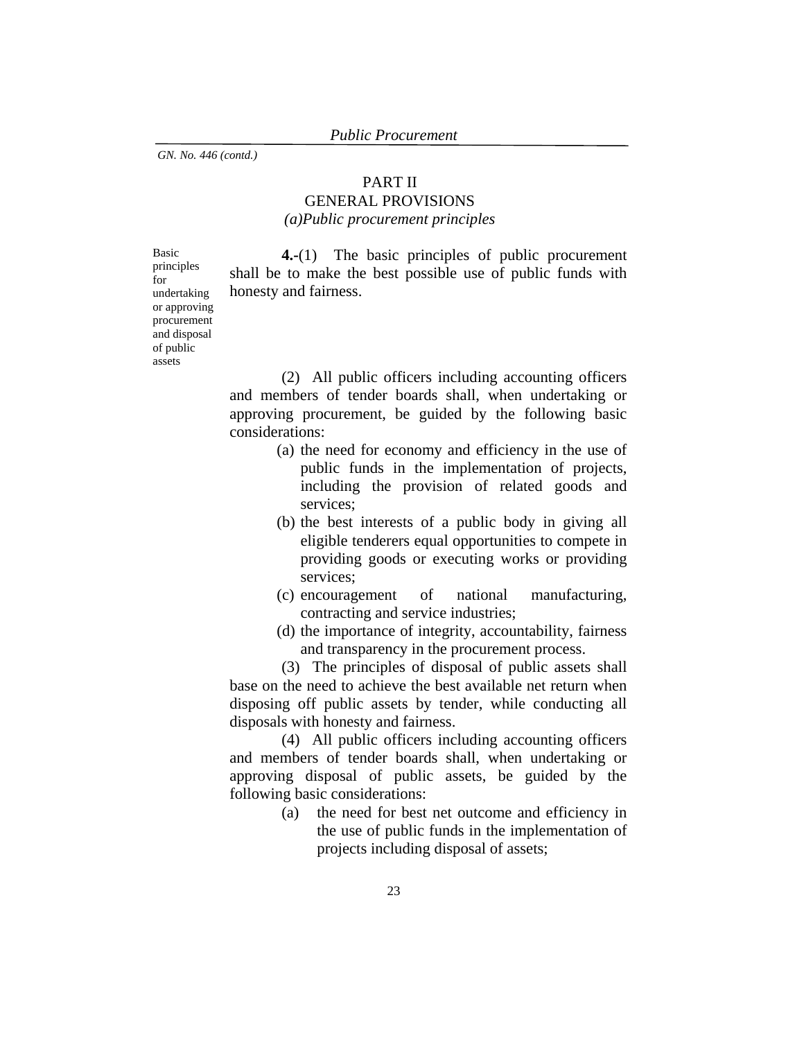GN. No. 446 (contd.)

## PART II
## GENERAL PROVISIONS
### *(a)Public procurement principles*

Basic principles for undertaking or approving procurement and disposal of public assets

**4.-**(1) The basic principles of public procurement shall be to make the best possible use of public funds with honesty and fairness.

(2) All public officers including accounting officers and members of tender boards shall, when undertaking or approving procurement, be guided by the following basic considerations:

(a) the need for economy and efficiency in the use of public funds in the implementation of projects, including the provision of related goods and services;

(b) the best interests of a public body in giving all eligible tenderers equal opportunities to compete in providing goods or executing works or providing services;

(c) encouragement of national manufacturing, contracting and service industries;

(d) the importance of integrity, accountability, fairness and transparency in the procurement process.

(3) The principles of disposal of public assets shall base on the need to achieve the best available net return when disposing off public assets by tender, while conducting all disposals with honesty and fairness.

(4) All public officers including accounting officers and members of tender boards shall, when undertaking or approving disposal of public assets, be guided by the following basic considerations:

(a) the need for best net outcome and efficiency in the use of public funds in the implementation of projects including disposal of assets;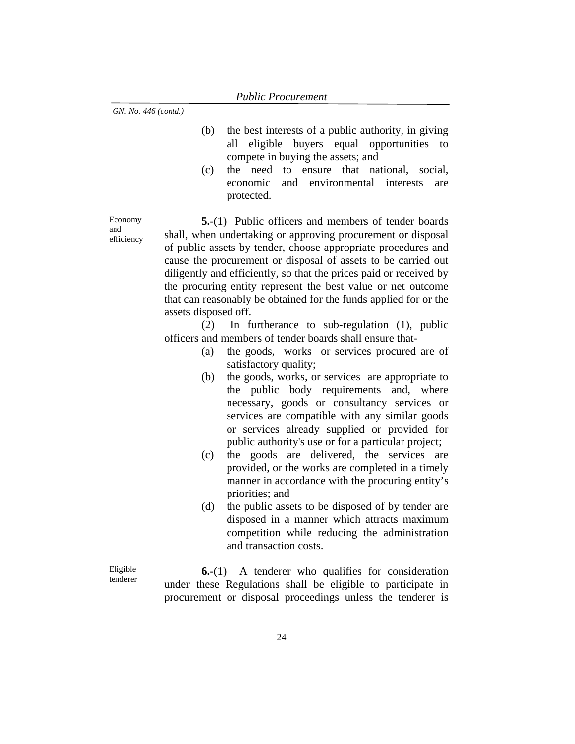GN. No. 446 (contd.)

(b) the best interests of a public authority, in giving all eligible buyers equal opportunities to compete in buying the assets; and

(c) the need to ensure that national, social, economic and environmental interests are protected.

Economy and efficiency

**5.**-(1) Public officers and members of tender boards shall, when undertaking or approving procurement or disposal of public assets by tender, choose appropriate procedures and cause the procurement or disposal of assets to be carried out diligently and efficiently, so that the prices paid or received by the procuring entity represent the best value or net outcome that can reasonably be obtained for the funds applied for or the assets disposed off.

(2) In furtherance to sub-regulation (1), public officers and members of tender boards shall ensure that-

(a) the goods, works or services procured are of satisfactory quality;

(b) the goods, works, or services are appropriate to the public body requirements and, where necessary, goods or consultancy services or services are compatible with any similar goods or services already supplied or provided for public authority's use or for a particular project;

(c) the goods are delivered, the services are provided, or the works are completed in a timely manner in accordance with the procuring entity's priorities; and

(d) the public assets to be disposed of by tender are disposed in a manner which attracts maximum competition while reducing the administration and transaction costs.

Eligible tenderer

**6.**-(1) A tenderer who qualifies for consideration under these Regulations shall be eligible to participate in procurement or disposal proceedings unless the tenderer is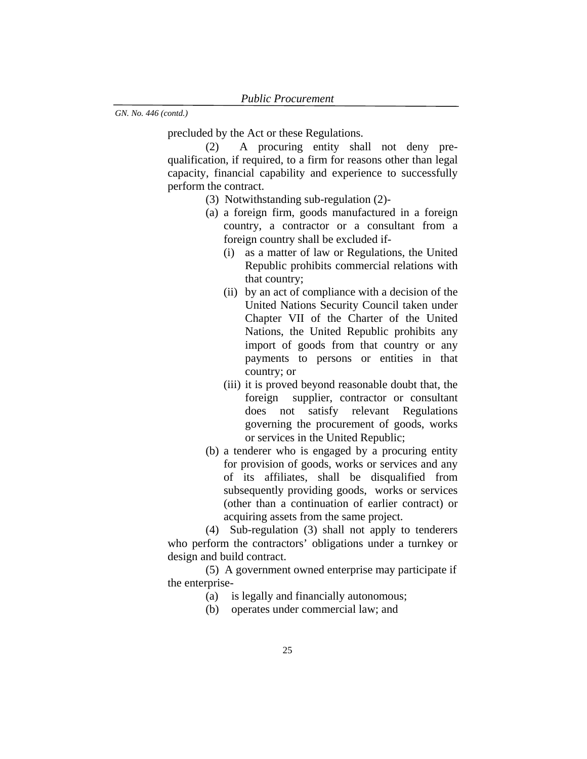precluded by the Act or these Regulations.

(2) A procuring entity shall not deny pre-qualification, if required, to a firm for reasons other than legal capacity, financial capability and experience to successfully perform the contract.

(3) Notwithstanding sub-regulation (2)-

(a) a foreign firm, goods manufactured in a foreign country, a contractor or a consultant from a foreign country shall be excluded if-

(i) as a matter of law or Regulations, the United Republic prohibits commercial relations with that country;

(ii) by an act of compliance with a decision of the United Nations Security Council taken under Chapter VII of the Charter of the United Nations, the United Republic prohibits any import of goods from that country or any payments to persons or entities in that country; or

(iii) it is proved beyond reasonable doubt that, the foreign supplier, contractor or consultant does not satisfy relevant Regulations governing the procurement of goods, works or services in the United Republic;

(b) a tenderer who is engaged by a procuring entity for provision of goods, works or services and any of its affiliates, shall be disqualified from subsequently providing goods, works or services (other than a continuation of earlier contract) or acquiring assets from the same project.

(4) Sub-regulation (3) shall not apply to tenderers who perform the contractors' obligations under a turnkey or design and build contract.

(5) A government owned enterprise may participate if the enterprise-

(a) is legally and financially autonomous;

(b) operates under commercial law; and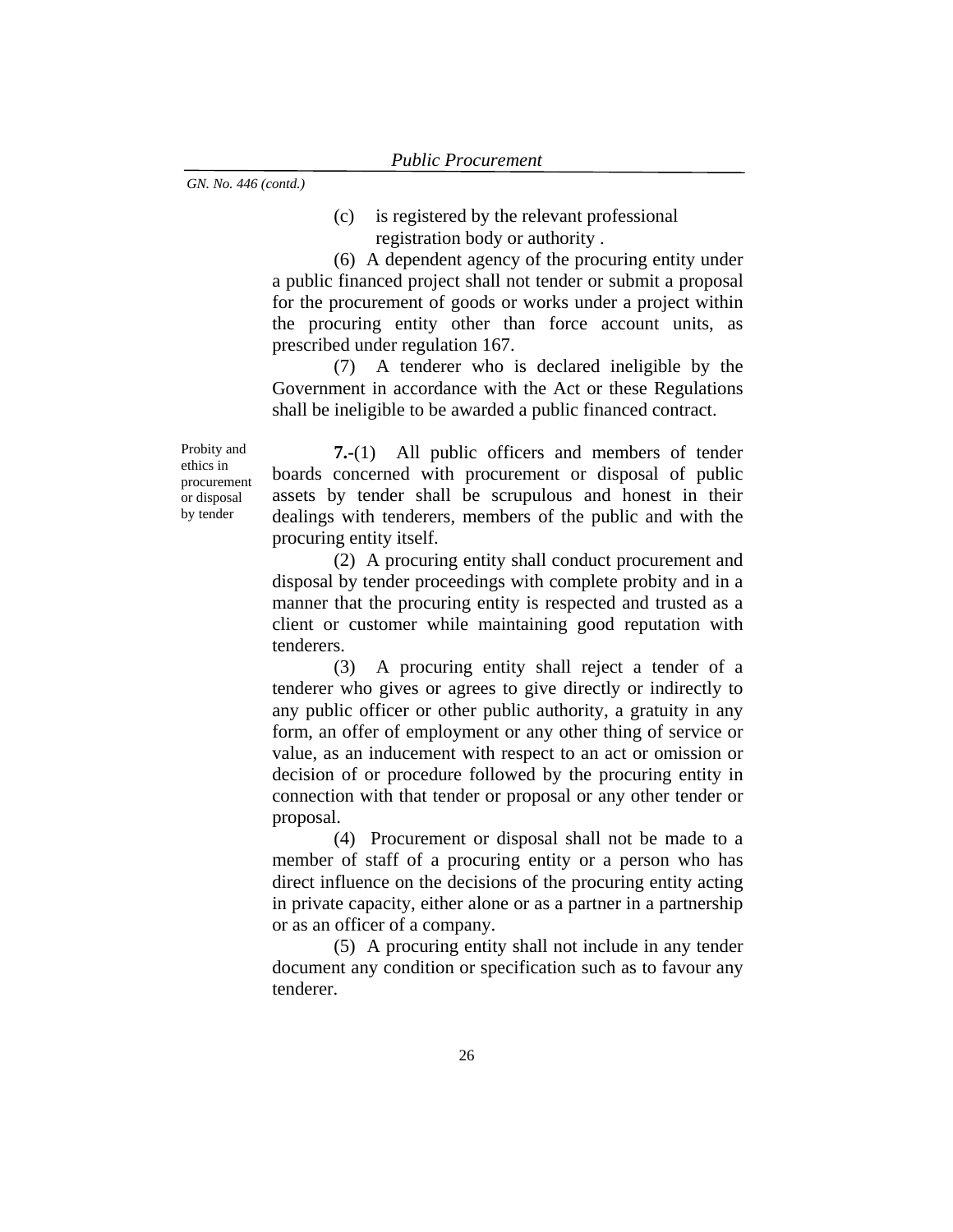GN. No. 446 (contd.)

(c) is registered by the relevant professional registration body or authority .

(6) A dependent agency of the procuring entity under a public financed project shall not tender or submit a proposal for the procurement of goods or works under a project within the procuring entity other than force account units, as prescribed under regulation 167.

(7) A tenderer who is declared ineligible by the Government in accordance with the Act or these Regulations shall be ineligible to be awarded a public financed contract.

Probity and ethics in procurement or disposal by tender

**7.-**(1) All public officers and members of tender boards concerned with procurement or disposal of public assets by tender shall be scrupulous and honest in their dealings with tenderers, members of the public and with the procuring entity itself.

(2) A procuring entity shall conduct procurement and disposal by tender proceedings with complete probity and in a manner that the procuring entity is respected and trusted as a client or customer while maintaining good reputation with tenderers.

(3) A procuring entity shall reject a tender of a tenderer who gives or agrees to give directly or indirectly to any public officer or other public authority, a gratuity in any form, an offer of employment or any other thing of service or value, as an inducement with respect to an act or omission or decision of or procedure followed by the procuring entity in connection with that tender or proposal or any other tender or proposal.

(4) Procurement or disposal shall not be made to a member of staff of a procuring entity or a person who has direct influence on the decisions of the procuring entity acting in private capacity, either alone or as a partner in a partnership or as an officer of a company.

(5) A procuring entity shall not include in any tender document any condition or specification such as to favour any tenderer.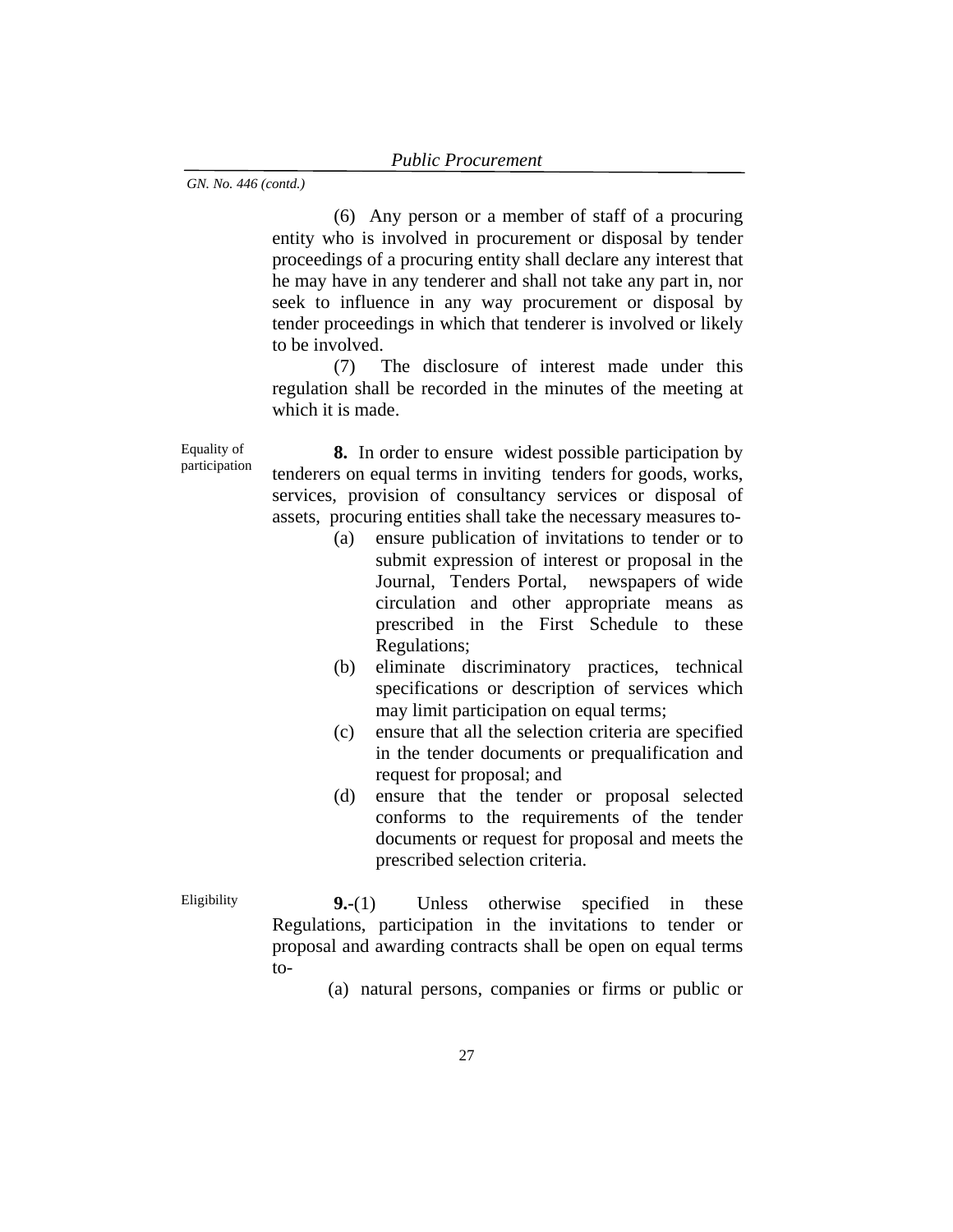*GN. No. 446 (contd.)*

(6) Any person or a member of staff of a procuring entity who is involved in procurement or disposal by tender proceedings of a procuring entity shall declare any interest that he may have in any tenderer and shall not take any part in, nor seek to influence in any way procurement or disposal by tender proceedings in which that tenderer is involved or likely to be involved.

(7) The disclosure of interest made under this regulation shall be recorded in the minutes of the meeting at which it is made.

Equality of participation

**8.** In order to ensure widest possible participation by tenderers on equal terms in inviting tenders for goods, works, services, provision of consultancy services or disposal of assets, procuring entities shall take the necessary measures to-

(a) ensure publication of invitations to tender or to submit expression of interest or proposal in the Journal, Tenders Portal, newspapers of wide circulation and other appropriate means as prescribed in the First Schedule to these Regulations;

(b) eliminate discriminatory practices, technical specifications or description of services which may limit participation on equal terms;

(c) ensure that all the selection criteria are specified in the tender documents or prequalification and request for proposal; and

(d) ensure that the tender or proposal selected conforms to the requirements of the tender documents or request for proposal and meets the prescribed selection criteria.

Eligibility

**9.**-(1) Unless otherwise specified in these Regulations, participation in the invitations to tender or proposal and awarding contracts shall be open on equal terms to-

(a) natural persons, companies or firms or public or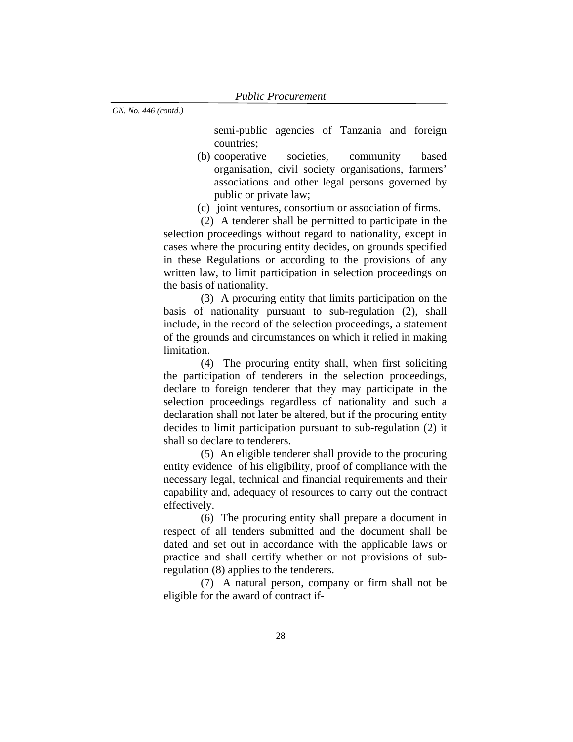GN. No. 446 (contd.)

semi-public agencies of Tanzania and foreign countries;

(b) cooperative societies, community based organisation, civil society organisations, farmers' associations and other legal persons governed by public or private law;

(c) joint ventures, consortium or association of firms.

(2) A tenderer shall be permitted to participate in the selection proceedings without regard to nationality, except in cases where the procuring entity decides, on grounds specified in these Regulations or according to the provisions of any written law, to limit participation in selection proceedings on the basis of nationality.

(3) A procuring entity that limits participation on the basis of nationality pursuant to sub-regulation (2), shall include, in the record of the selection proceedings, a statement of the grounds and circumstances on which it relied in making limitation.

(4) The procuring entity shall, when first soliciting the participation of tenderers in the selection proceedings, declare to foreign tenderer that they may participate in the selection proceedings regardless of nationality and such a declaration shall not later be altered, but if the procuring entity decides to limit participation pursuant to sub-regulation (2) it shall so declare to tenderers.

(5) An eligible tenderer shall provide to the procuring entity evidence of his eligibility, proof of compliance with the necessary legal, technical and financial requirements and their capability and, adequacy of resources to carry out the contract effectively.

(6) The procuring entity shall prepare a document in respect of all tenders submitted and the document shall be dated and set out in accordance with the applicable laws or practice and shall certify whether or not provisions of sub-regulation (8) applies to the tenderers.

(7) A natural person, company or firm shall not be eligible for the award of contract if-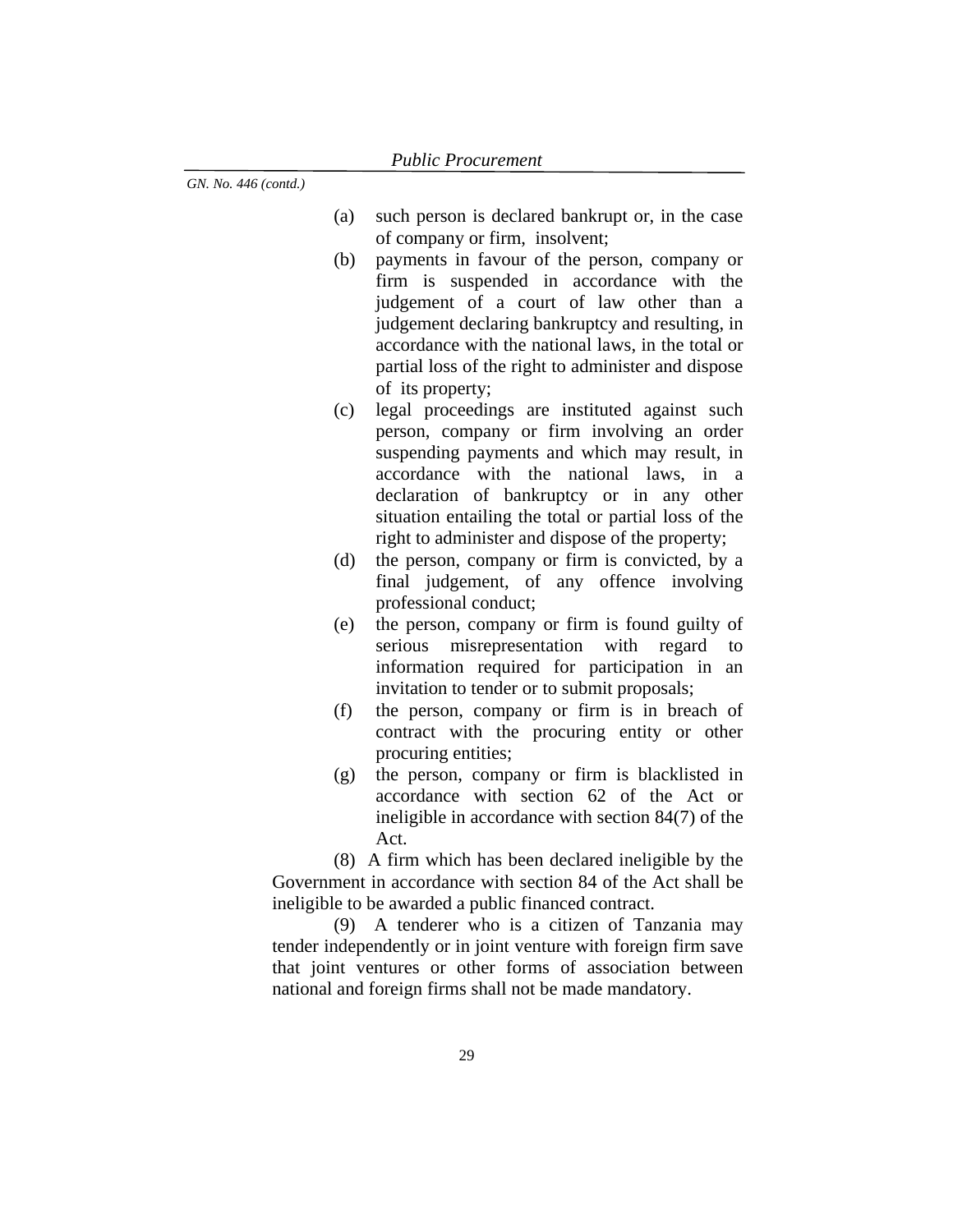GN. No. 446 (contd.)

(a) such person is declared bankrupt or, in the case of company or firm, insolvent;

(b) payments in favour of the person, company or firm is suspended in accordance with the judgement of a court of law other than a judgement declaring bankruptcy and resulting, in accordance with the national laws, in the total or partial loss of the right to administer and dispose of its property;

(c) legal proceedings are instituted against such person, company or firm involving an order suspending payments and which may result, in accordance with the national laws, in a declaration of bankruptcy or in any other situation entailing the total or partial loss of the right to administer and dispose of the property;

(d) the person, company or firm is convicted, by a final judgement, of any offence involving professional conduct;

(e) the person, company or firm is found guilty of serious misrepresentation with regard to information required for participation in an invitation to tender or to submit proposals;

(f) the person, company or firm is in breach of contract with the procuring entity or other procuring entities;

(g) the person, company or firm is blacklisted in accordance with section 62 of the Act or ineligible in accordance with section 84(7) of the Act.

(8) A firm which has been declared ineligible by the Government in accordance with section 84 of the Act shall be ineligible to be awarded a public financed contract.

(9) A tenderer who is a citizen of Tanzania may tender independently or in joint venture with foreign firm save that joint ventures or other forms of association between national and foreign firms shall not be made mandatory.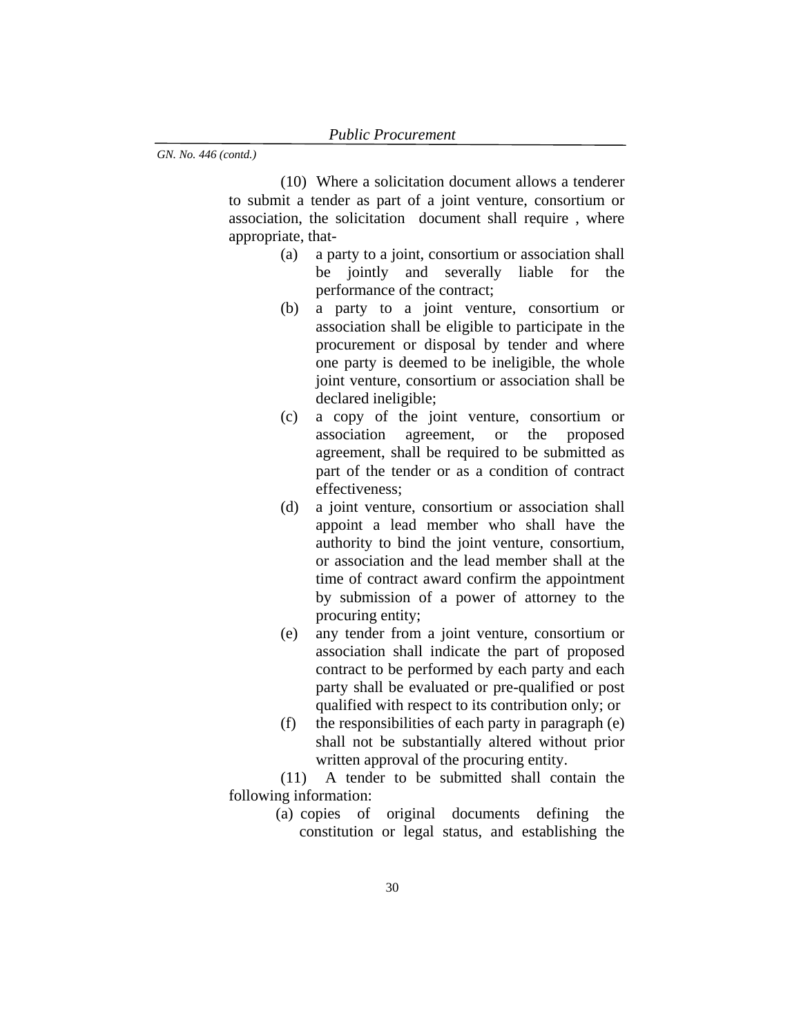GN. No. 446 (contd.)

(10) Where a solicitation document allows a tenderer to submit a tender as part of a joint venture, consortium or association, the solicitation document shall require , where appropriate, that-

(a) a party to a joint, consortium or association shall be jointly and severally liable for the performance of the contract;

(b) a party to a joint venture, consortium or association shall be eligible to participate in the procurement or disposal by tender and where one party is deemed to be ineligible, the whole joint venture, consortium or association shall be declared ineligible;

(c) a copy of the joint venture, consortium or association agreement, or the proposed agreement, shall be required to be submitted as part of the tender or as a condition of contract effectiveness;

(d) a joint venture, consortium or association shall appoint a lead member who shall have the authority to bind the joint venture, consortium, or association and the lead member shall at the time of contract award confirm the appointment by submission of a power of attorney to the procuring entity;

(e) any tender from a joint venture, consortium or association shall indicate the part of proposed contract to be performed by each party and each party shall be evaluated or pre-qualified or post qualified with respect to its contribution only; or

(f) the responsibilities of each party in paragraph (e) shall not be substantially altered without prior written approval of the procuring entity.

(11) A tender to be submitted shall contain the following information:

(a) copies of original documents defining the constitution or legal status, and establishing the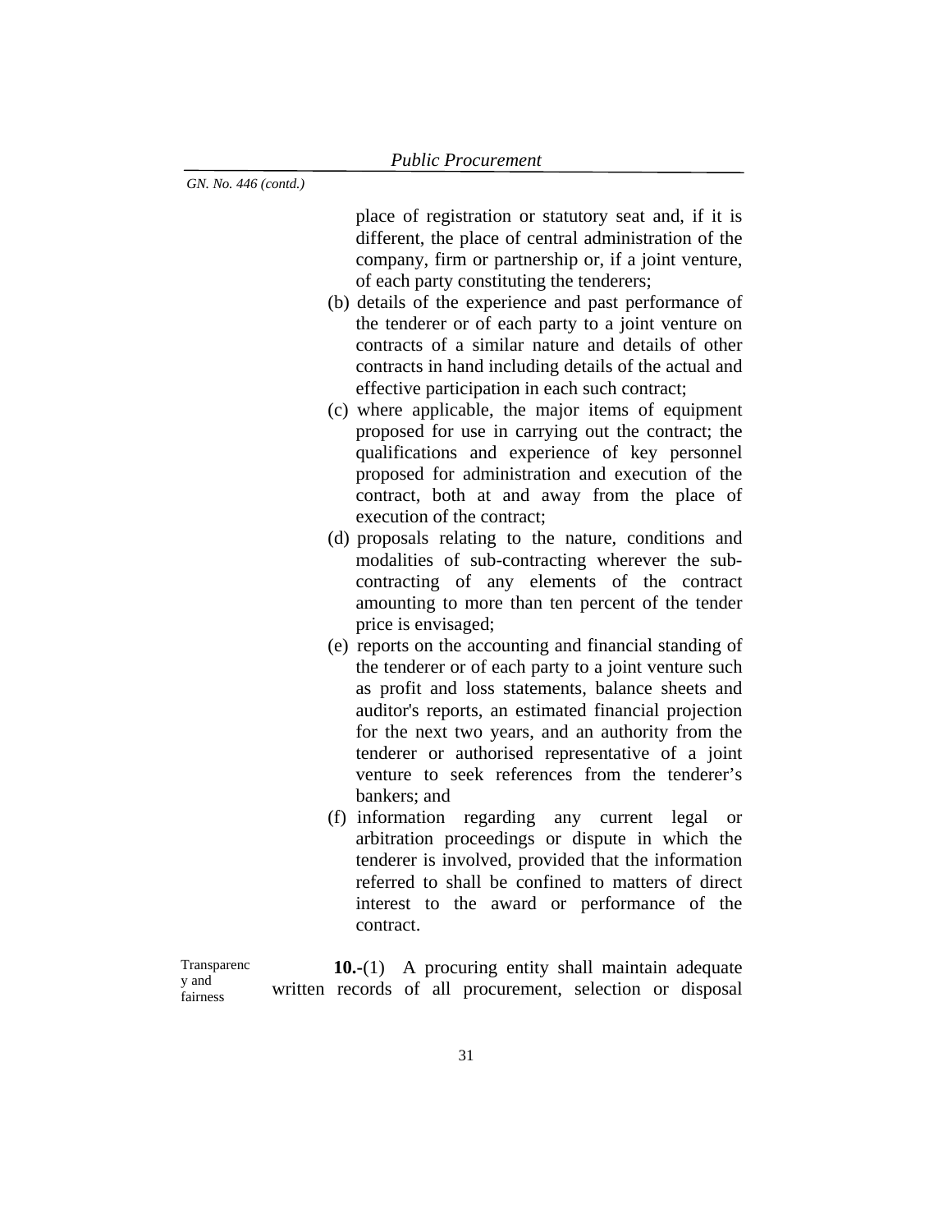place of registration or statutory seat and, if it is different, the place of central administration of the company, firm or partnership or, if a joint venture, of each party constituting the tenderers;

(b) details of the experience and past performance of the tenderer or of each party to a joint venture on contracts of a similar nature and details of other contracts in hand including details of the actual and effective participation in each such contract;

(c) where applicable, the major items of equipment proposed for use in carrying out the contract; the qualifications and experience of key personnel proposed for administration and execution of the contract, both at and away from the place of execution of the contract;

(d) proposals relating to the nature, conditions and modalities of sub-contracting wherever the sub-contracting of any elements of the contract amounting to more than ten percent of the tender price is envisaged;

(e) reports on the accounting and financial standing of the tenderer or of each party to a joint venture such as profit and loss statements, balance sheets and auditor's reports, an estimated financial projection for the next two years, and an authority from the tenderer or authorised representative of a joint venture to seek references from the tenderer's bankers; and

(f) information regarding any current legal or arbitration proceedings or dispute in which the tenderer is involved, provided that the information referred to shall be confined to matters of direct interest to the award or performance of the contract.

Transparency and fairness

**10.-**(1) A procuring entity shall maintain adequate written records of all procurement, selection or disposal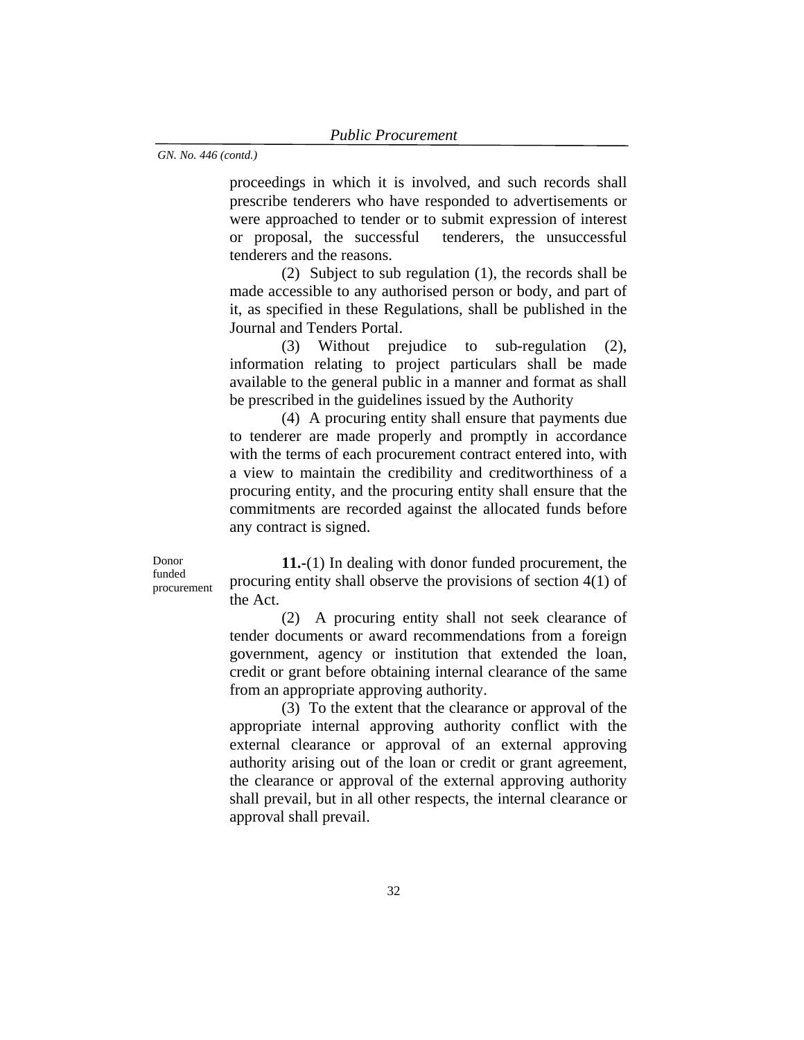proceedings in which it is involved, and such records shall prescribe tenderers who have responded to advertisements or were approached to tender or to submit expression of interest or proposal, the successful tenderers, the unsuccessful tenderers and the reasons.

(2) Subject to sub regulation (1), the records shall be made accessible to any authorised person or body, and part of it, as specified in these Regulations, shall be published in the Journal and Tenders Portal.

(3) Without prejudice to sub-regulation (2), information relating to project particulars shall be made available to the general public in a manner and format as shall be prescribed in the guidelines issued by the Authority

(4) A procuring entity shall ensure that payments due to tenderer are made properly and promptly in accordance with the terms of each procurement contract entered into, with a view to maintain the credibility and creditworthiness of a procuring entity, and the procuring entity shall ensure that the commitments are recorded against the allocated funds before any contract is signed.

Donor funded procurement

**11.-**(1) In dealing with donor funded procurement, the procuring entity shall observe the provisions of section 4(1) of the Act.

(2) A procuring entity shall not seek clearance of tender documents or award recommendations from a foreign government, agency or institution that extended the loan, credit or grant before obtaining internal clearance of the same from an appropriate approving authority.

(3) To the extent that the clearance or approval of the appropriate internal approving authority conflict with the external clearance or approval of an external approving authority arising out of the loan or credit or grant agreement, the clearance or approval of the external approving authority shall prevail, but in all other respects, the internal clearance or approval shall prevail.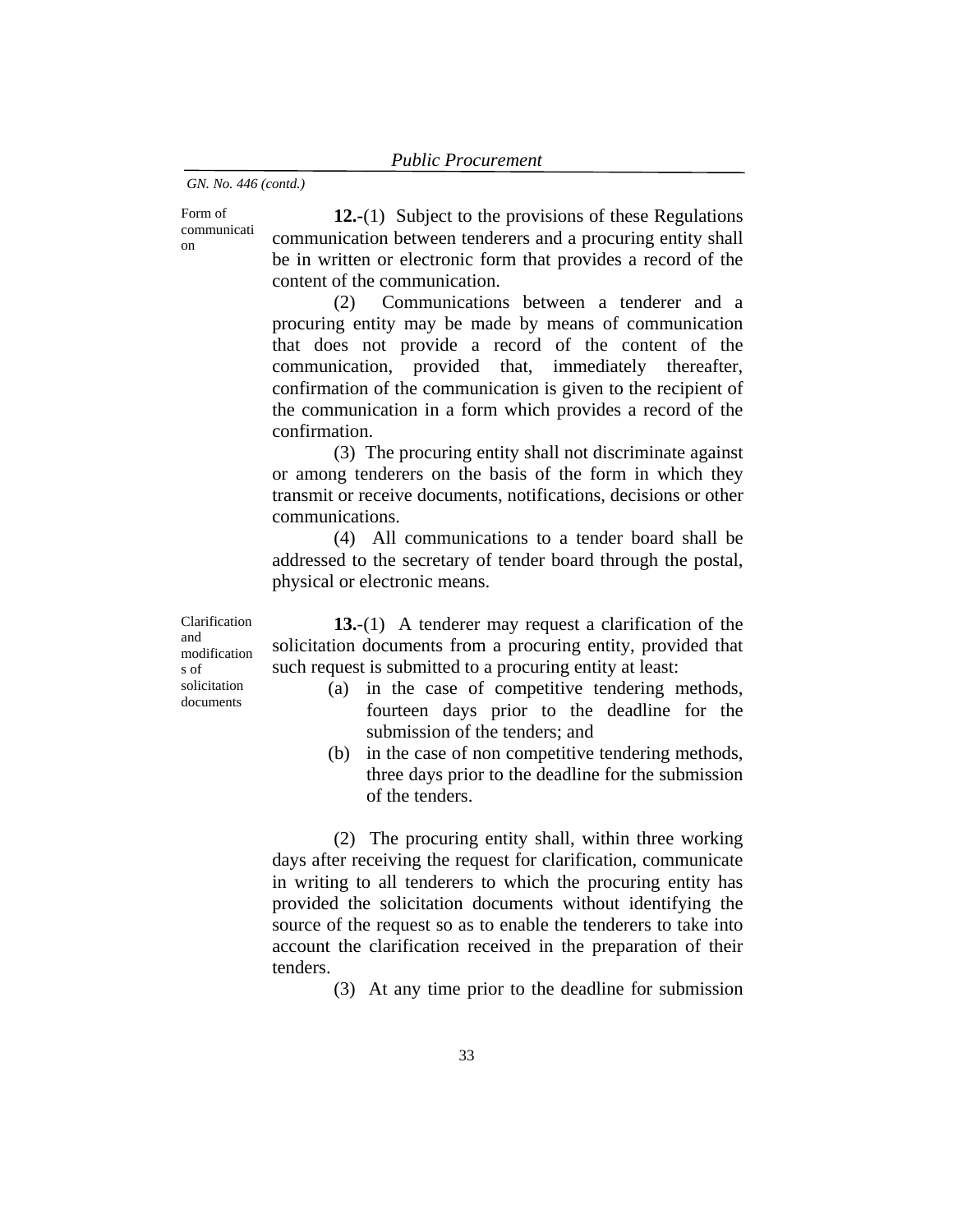GN. No. 446 (contd.)

Form of communication

**12.-**(1) Subject to the provisions of these Regulations communication between tenderers and a procuring entity shall be in written or electronic form that provides a record of the content of the communication.

(2) Communications between a tenderer and a procuring entity may be made by means of communication that does not provide a record of the content of the communication, provided that, immediately thereafter, confirmation of the communication is given to the recipient of the communication in a form which provides a record of the confirmation.

(3) The procuring entity shall not discriminate against or among tenderers on the basis of the form in which they transmit or receive documents, notifications, decisions or other communications.

(4) All communications to a tender board shall be addressed to the secretary of tender board through the postal, physical or electronic means.

Clarification and modifications of solicitation documents

**13.**-(1) A tenderer may request a clarification of the solicitation documents from a procuring entity, provided that such request is submitted to a procuring entity at least:

(a) in the case of competitive tendering methods, fourteen days prior to the deadline for the submission of the tenders; and

(b) in the case of non competitive tendering methods, three days prior to the deadline for the submission of the tenders.

(2) The procuring entity shall, within three working days after receiving the request for clarification, communicate in writing to all tenderers to which the procuring entity has provided the solicitation documents without identifying the source of the request so as to enable the tenderers to take into account the clarification received in the preparation of their tenders.

(3) At any time prior to the deadline for submission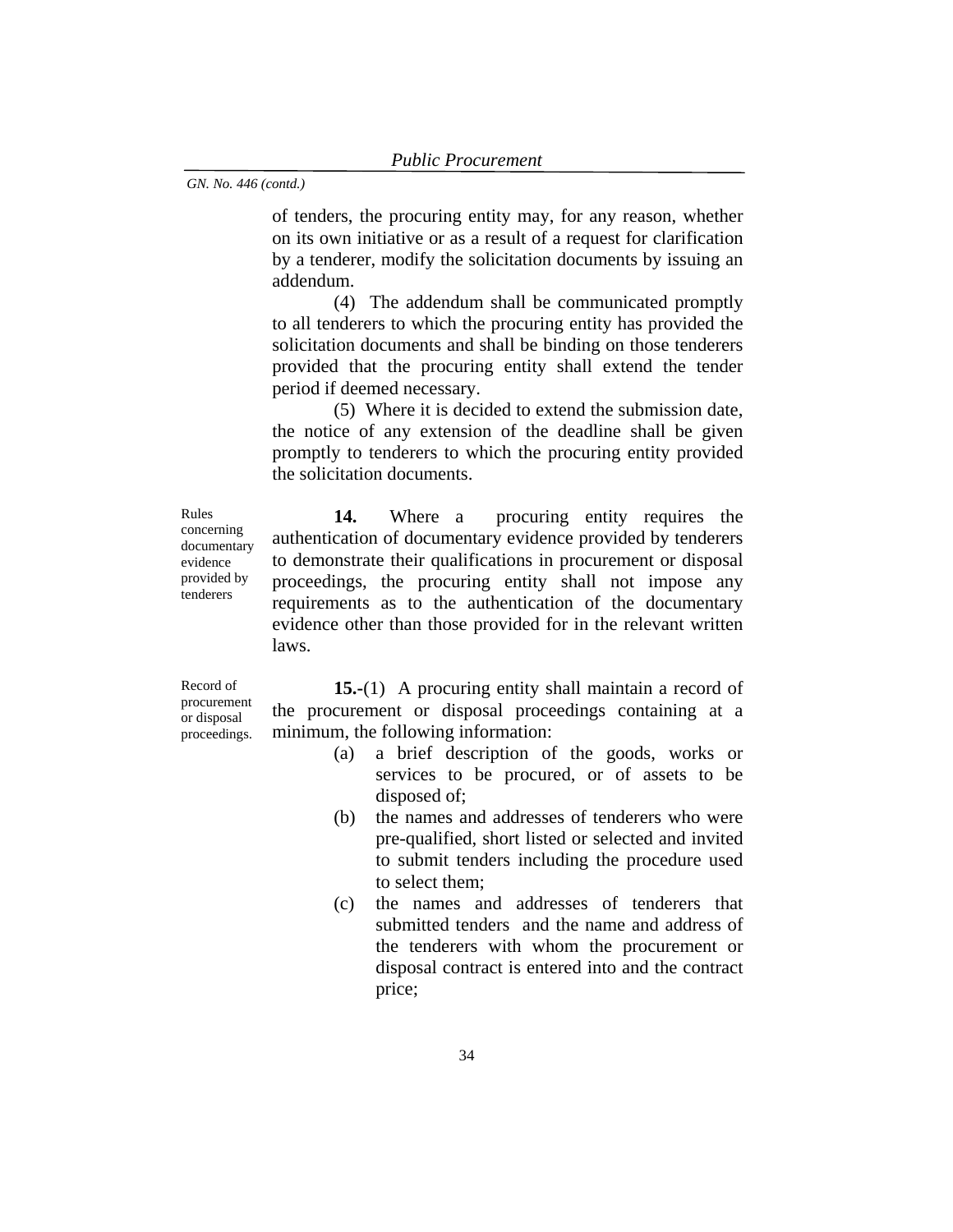*GN. No. 446 (contd.)*

of tenders, the procuring entity may, for any reason, whether on its own initiative or as a result of a request for clarification by a tenderer, modify the solicitation documents by issuing an addendum.

(4) The addendum shall be communicated promptly to all tenderers to which the procuring entity has provided the solicitation documents and shall be binding on those tenderers provided that the procuring entity shall extend the tender period if deemed necessary.

(5) Where it is decided to extend the submission date, the notice of any extension of the deadline shall be given promptly to tenderers to which the procuring entity provided the solicitation documents.

Rules concerning documentary evidence provided by tenderers

**14.** Where a procuring entity requires the authentication of documentary evidence provided by tenderers to demonstrate their qualifications in procurement or disposal proceedings, the procuring entity shall not impose any requirements as to the authentication of the documentary evidence other than those provided for in the relevant written laws.

Record of procurement or disposal proceedings.

**15.-**(1) A procuring entity shall maintain a record of the procurement or disposal proceedings containing at a minimum, the following information:

(a) a brief description of the goods, works or services to be procured, or of assets to be disposed of;

(b) the names and addresses of tenderers who were pre-qualified, short listed or selected and invited to submit tenders including the procedure used to select them;

(c) the names and addresses of tenderers that submitted tenders and the name and address of the tenderers with whom the procurement or disposal contract is entered into and the contract price;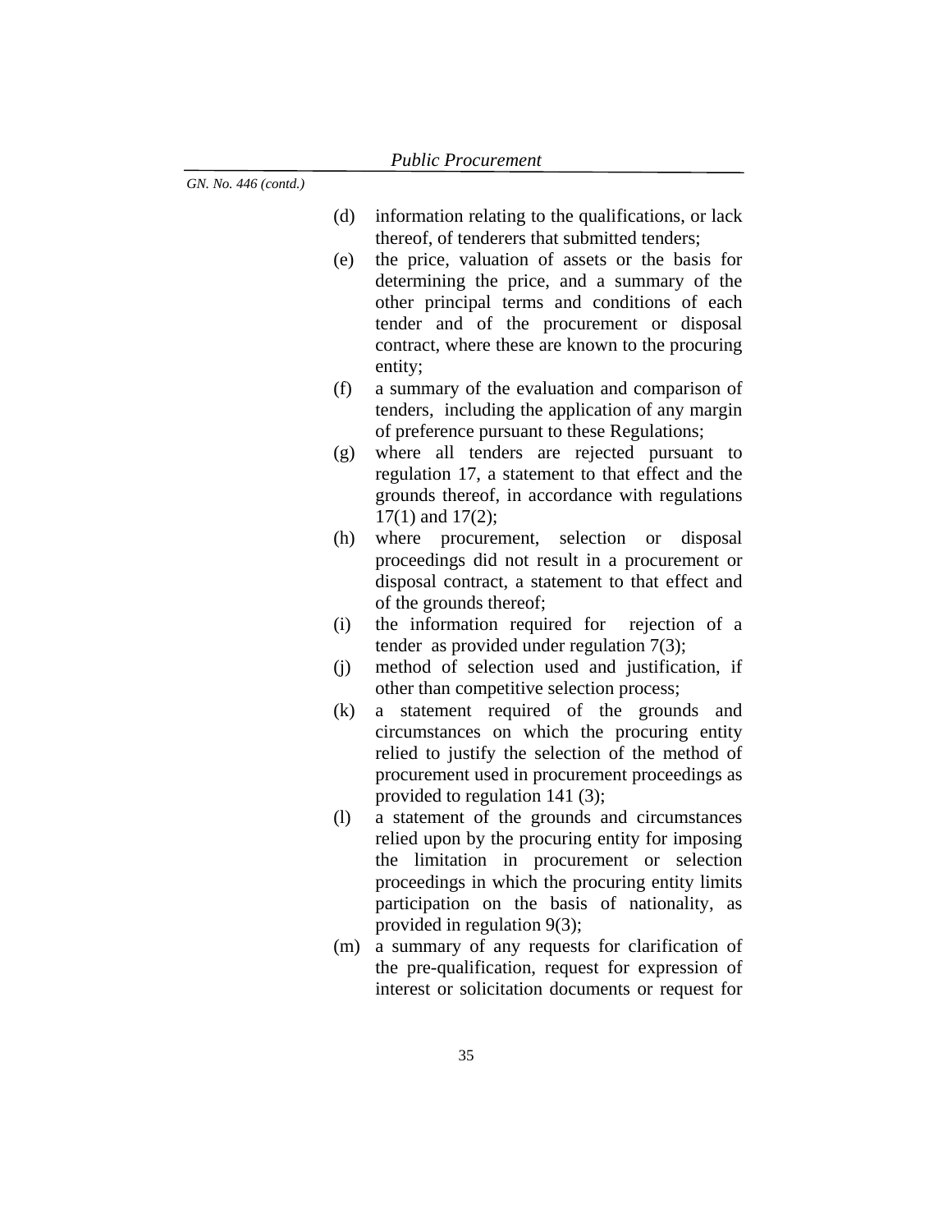GN. No. 446 (contd.)

(d) information relating to the qualifications, or lack thereof, of tenderers that submitted tenders;

(e) the price, valuation of assets or the basis for determining the price, and a summary of the other principal terms and conditions of each tender and of the procurement or disposal contract, where these are known to the procuring entity;

(f) a summary of the evaluation and comparison of tenders, including the application of any margin of preference pursuant to these Regulations;

(g) where all tenders are rejected pursuant to regulation 17, a statement to that effect and the grounds thereof, in accordance with regulations 17(1) and 17(2);

(h) where procurement, selection or disposal proceedings did not result in a procurement or disposal contract, a statement to that effect and of the grounds thereof;

(i) the information required for rejection of a tender as provided under regulation 7(3);

(j) method of selection used and justification, if other than competitive selection process;

(k) a statement required of the grounds and circumstances on which the procuring entity relied to justify the selection of the method of procurement used in procurement proceedings as provided to regulation 141 (3);

(l) a statement of the grounds and circumstances relied upon by the procuring entity for imposing the limitation in procurement or selection proceedings in which the procuring entity limits participation on the basis of nationality, as provided in regulation 9(3);

(m) a summary of any requests for clarification of the pre-qualification, request for expression of interest or solicitation documents or request for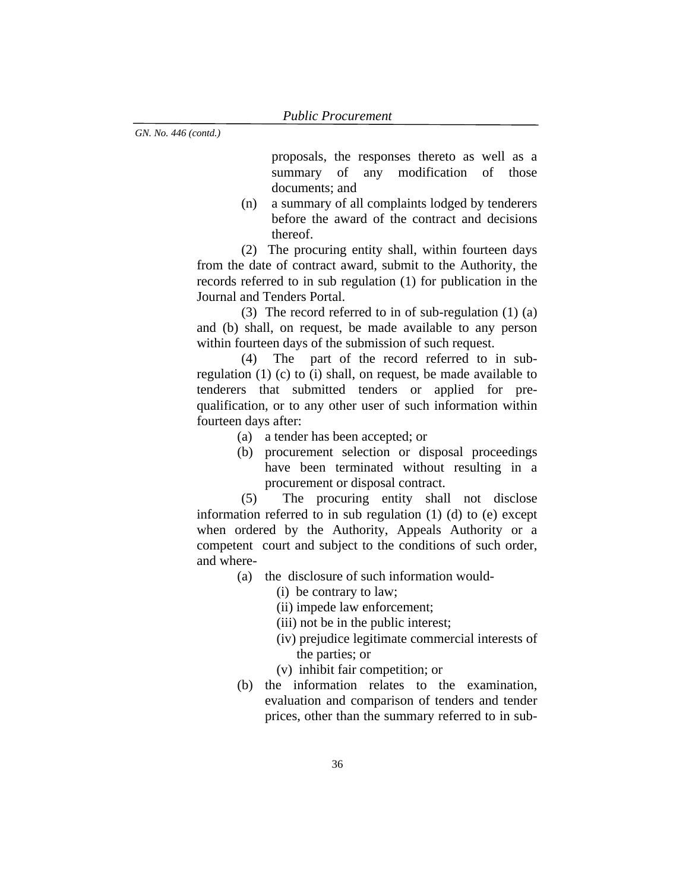GN. No. 446 (contd.)

proposals, the responses thereto as well as a summary of any modification of those documents; and

(n) a summary of all complaints lodged by tenderers before the award of the contract and decisions thereof.

(2) The procuring entity shall, within fourteen days from the date of contract award, submit to the Authority, the records referred to in sub regulation (1) for publication in the Journal and Tenders Portal.

(3) The record referred to in of sub-regulation (1) (a) and (b) shall, on request, be made available to any person within fourteen days of the submission of such request.

(4) The part of the record referred to in sub-regulation (1) (c) to (i) shall, on request, be made available to tenderers that submitted tenders or applied for pre-qualification, or to any other user of such information within fourteen days after:

(a) a tender has been accepted; or

(b) procurement selection or disposal proceedings have been terminated without resulting in a procurement or disposal contract.

(5) The procuring entity shall not disclose information referred to in sub regulation (1) (d) to (e) except when ordered by the Authority, Appeals Authority or a competent court and subject to the conditions of such order, and where-

(a) the disclosure of such information would-

(i) be contrary to law;

(ii) impede law enforcement;

(iii) not be in the public interest;

(iv) prejudice legitimate commercial interests of the parties; or

(v) inhibit fair competition; or

(b) the information relates to the examination, evaluation and comparison of tenders and tender prices, other than the summary referred to in sub-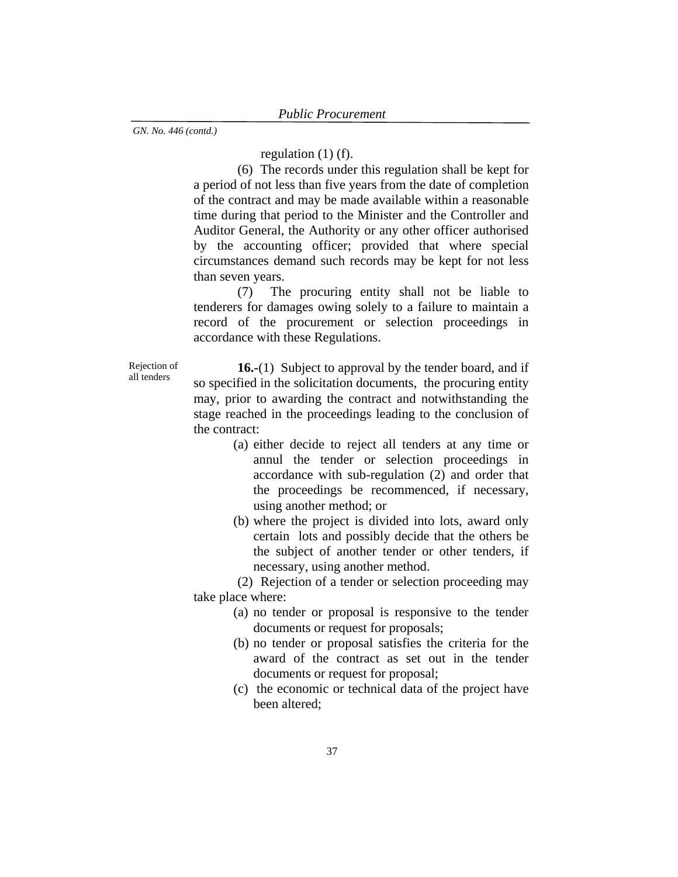*GN. No. 446 (contd.)*

regulation (1) (f).

(6) The records under this regulation shall be kept for a period of not less than five years from the date of completion of the contract and may be made available within a reasonable time during that period to the Minister and the Controller and Auditor General, the Authority or any other officer authorised by the accounting officer; provided that where special circumstances demand such records may be kept for not less than seven years.

(7) The procuring entity shall not be liable to tenderers for damages owing solely to a failure to maintain a record of the procurement or selection proceedings in accordance with these Regulations.

Rejection of all tenders

**16.-**(1) Subject to approval by the tender board, and if so specified in the solicitation documents, the procuring entity may, prior to awarding the contract and notwithstanding the stage reached in the proceedings leading to the conclusion of the contract:

(a) either decide to reject all tenders at any time or annul the tender or selection proceedings in accordance with sub-regulation (2) and order that the proceedings be recommenced, if necessary, using another method; or

(b) where the project is divided into lots, award only certain lots and possibly decide that the others be the subject of another tender or other tenders, if necessary, using another method.

(2) Rejection of a tender or selection proceeding may take place where:

(a) no tender or proposal is responsive to the tender documents or request for proposals;

(b) no tender or proposal satisfies the criteria for the award of the contract as set out in the tender documents or request for proposal;

(c) the economic or technical data of the project have been altered;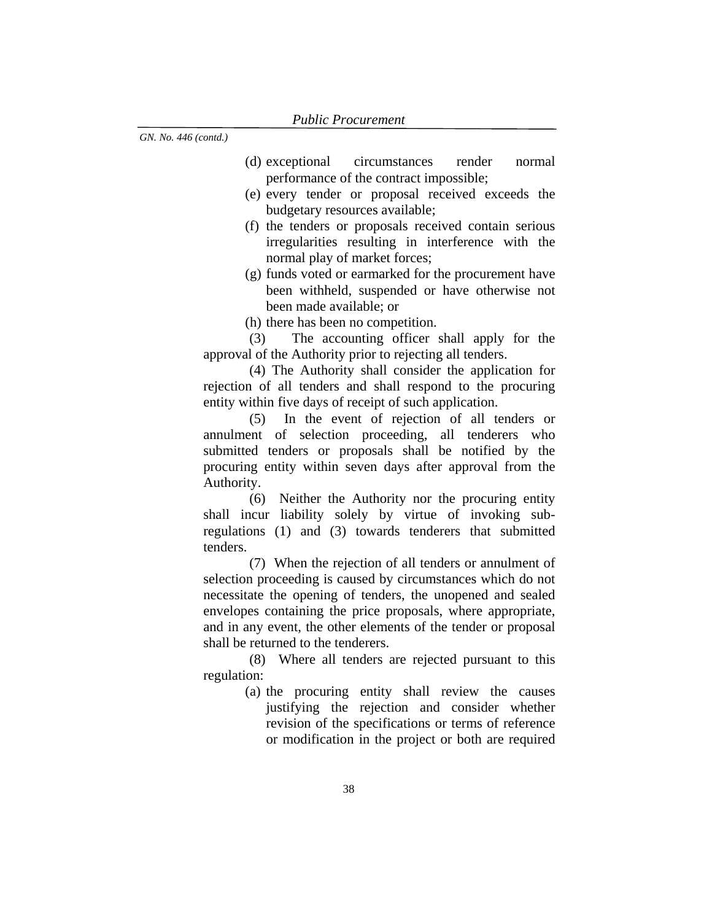GN. No. 446 (contd.)

(d) exceptional circumstances render normal performance of the contract impossible;
(e) every tender or proposal received exceeds the budgetary resources available;
(f) the tenders or proposals received contain serious irregularities resulting in interference with the normal play of market forces;
(g) funds voted or earmarked for the procurement have been withheld, suspended or have otherwise not been made available; or
(h) there has been no competition.

(3) The accounting officer shall apply for the approval of the Authority prior to rejecting all tenders.

(4) The Authority shall consider the application for rejection of all tenders and shall respond to the procuring entity within five days of receipt of such application.

(5) In the event of rejection of all tenders or annulment of selection proceeding, all tenderers who submitted tenders or proposals shall be notified by the procuring entity within seven days after approval from the Authority.

(6) Neither the Authority nor the procuring entity shall incur liability solely by virtue of invoking sub-regulations (1) and (3) towards tenderers that submitted tenders.

(7) When the rejection of all tenders or annulment of selection proceeding is caused by circumstances which do not necessitate the opening of tenders, the unopened and sealed envelopes containing the price proposals, where appropriate, and in any event, the other elements of the tender or proposal shall be returned to the tenderers.

(8) Where all tenders are rejected pursuant to this regulation:

(a) the procuring entity shall review the causes justifying the rejection and consider whether revision of the specifications or terms of reference or modification in the project or both are required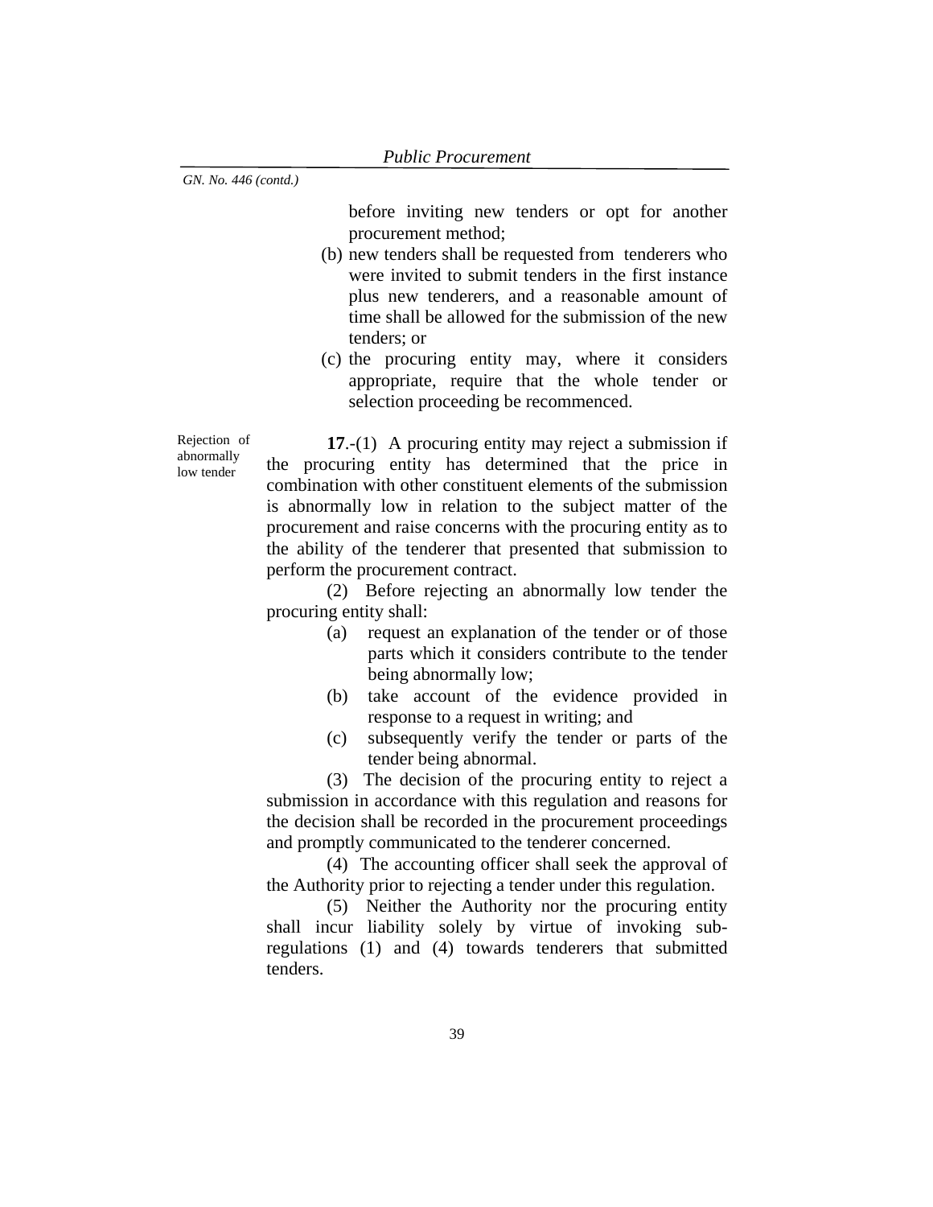before inviting new tenders or opt for another procurement method;

(b) new tenders shall be requested from tenderers who were invited to submit tenders in the first instance plus new tenderers, and a reasonable amount of time shall be allowed for the submission of the new tenders; or

(c) the procuring entity may, where it considers appropriate, require that the whole tender or selection proceeding be recommenced.

Rejection of abnormally low tender

**17**.-(1) A procuring entity may reject a submission if the procuring entity has determined that the price in combination with other constituent elements of the submission is abnormally low in relation to the subject matter of the procurement and raise concerns with the procuring entity as to the ability of the tenderer that presented that submission to perform the procurement contract.

(2) Before rejecting an abnormally low tender the procuring entity shall:

(a) request an explanation of the tender or of those parts which it considers contribute to the tender being abnormally low;

(b) take account of the evidence provided in response to a request in writing; and

(c) subsequently verify the tender or parts of the tender being abnormal.

(3) The decision of the procuring entity to reject a submission in accordance with this regulation and reasons for the decision shall be recorded in the procurement proceedings and promptly communicated to the tenderer concerned.

(4) The accounting officer shall seek the approval of the Authority prior to rejecting a tender under this regulation.

(5) Neither the Authority nor the procuring entity shall incur liability solely by virtue of invoking sub-regulations (1) and (4) towards tenderers that submitted tenders.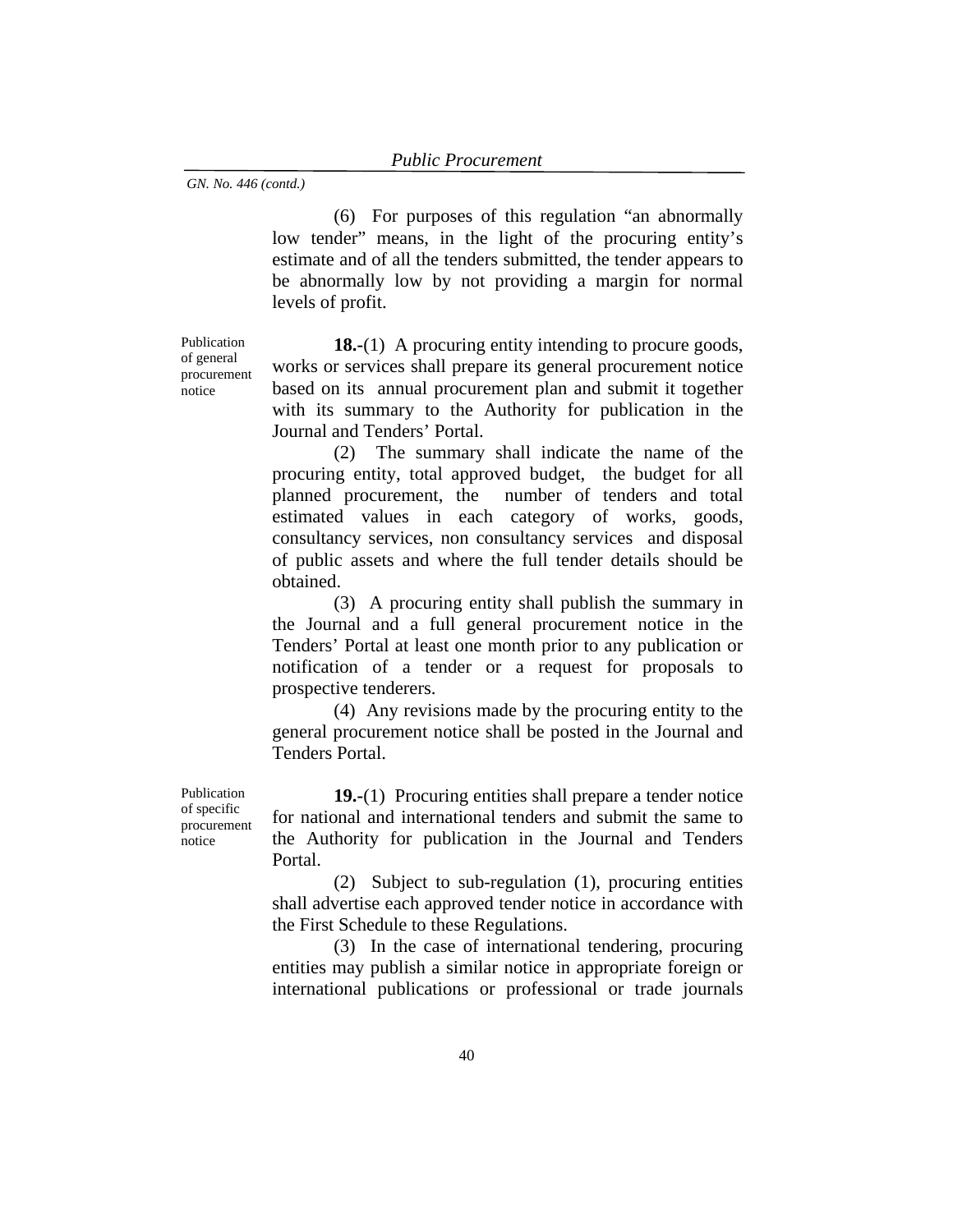*GN. No. 446 (contd.)*

(6) For purposes of this regulation "an abnormally low tender" means, in the light of the procuring entity's estimate and of all the tenders submitted, the tender appears to be abnormally low by not providing a margin for normal levels of profit.

Publication of general procurement notice

**18.-**(1) A procuring entity intending to procure goods, works or services shall prepare its general procurement notice based on its annual procurement plan and submit it together with its summary to the Authority for publication in the Journal and Tenders' Portal.

(2) The summary shall indicate the name of the procuring entity, total approved budget, the budget for all planned procurement, the number of tenders and total estimated values in each category of works, goods, consultancy services, non consultancy services and disposal of public assets and where the full tender details should be obtained.

(3) A procuring entity shall publish the summary in the Journal and a full general procurement notice in the Tenders' Portal at least one month prior to any publication or notification of a tender or a request for proposals to prospective tenderers.

(4) Any revisions made by the procuring entity to the general procurement notice shall be posted in the Journal and Tenders Portal.

Publication of specific procurement notice

**19.-**(1) Procuring entities shall prepare a tender notice for national and international tenders and submit the same to the Authority for publication in the Journal and Tenders Portal.

(2) Subject to sub-regulation (1), procuring entities shall advertise each approved tender notice in accordance with the First Schedule to these Regulations.

(3) In the case of international tendering, procuring entities may publish a similar notice in appropriate foreign or international publications or professional or trade journals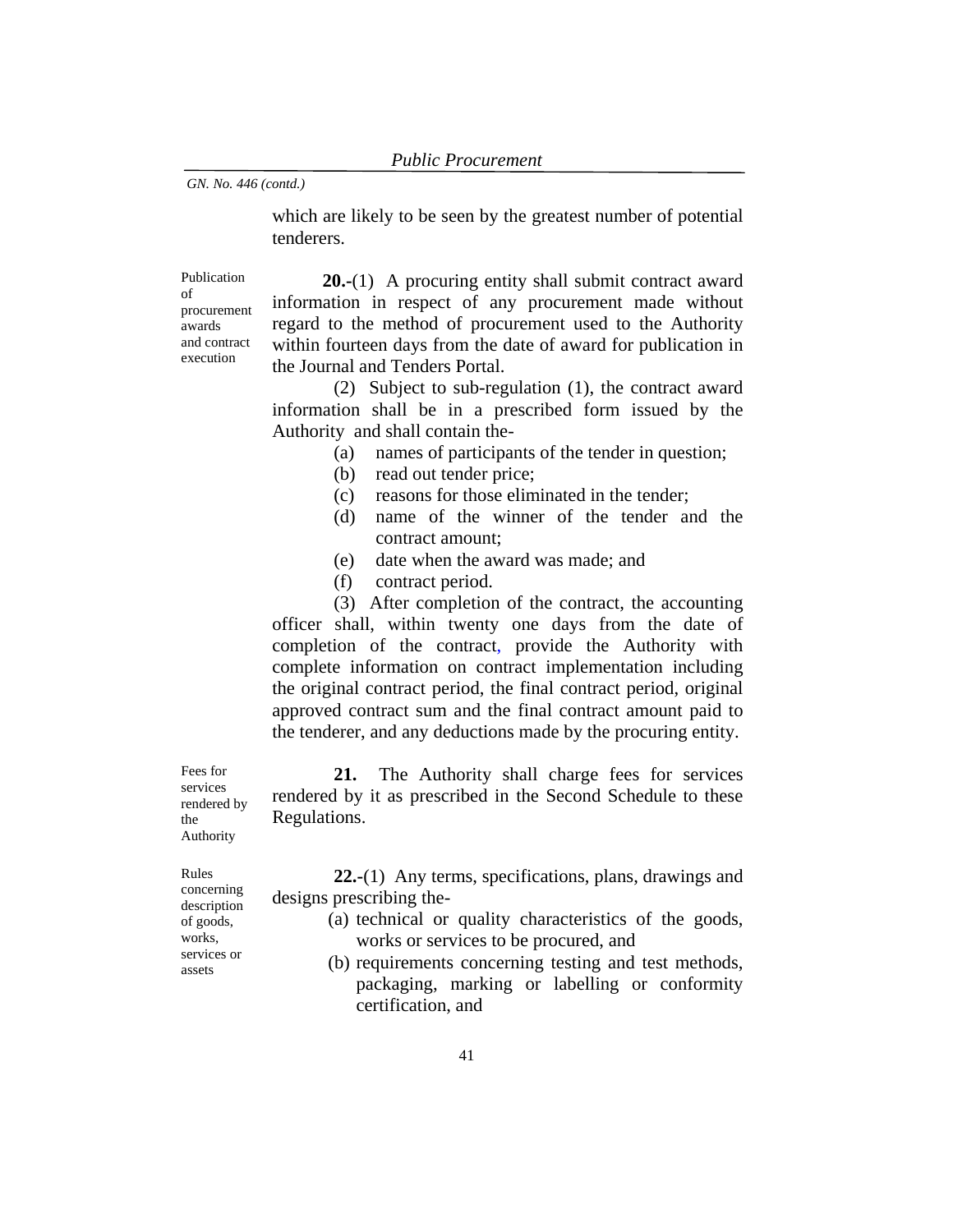GN. No. 446 (contd.)

which are likely to be seen by the greatest number of potential tenderers.

Publication of procurement awards and contract execution

**20.-**(1) A procuring entity shall submit contract award information in respect of any procurement made without regard to the method of procurement used to the Authority within fourteen days from the date of award for publication in the Journal and Tenders Portal.

(2) Subject to sub-regulation (1), the contract award information shall be in a prescribed form issued by the Authority and shall contain the-

(a) names of participants of the tender in question;

(b) read out tender price;

(c) reasons for those eliminated in the tender;

(d) name of the winner of the tender and the contract amount;

(e) date when the award was made; and

(f) contract period.

(3) After completion of the contract, the accounting officer shall, within twenty one days from the date of completion of the contract, provide the Authority with complete information on contract implementation including the original contract period, the final contract period, original approved contract sum and the final contract amount paid to the tenderer, and any deductions made by the procuring entity.

Fees for services rendered by the Authority

**21.** The Authority shall charge fees for services rendered by it as prescribed in the Second Schedule to these Regulations.

Rules concerning description of goods, works, services or assets

**22.-**(1) Any terms, specifications, plans, drawings and designs prescribing the-

(a) technical or quality characteristics of the goods, works or services to be procured, and

(b) requirements concerning testing and test methods, packaging, marking or labelling or conformity certification, and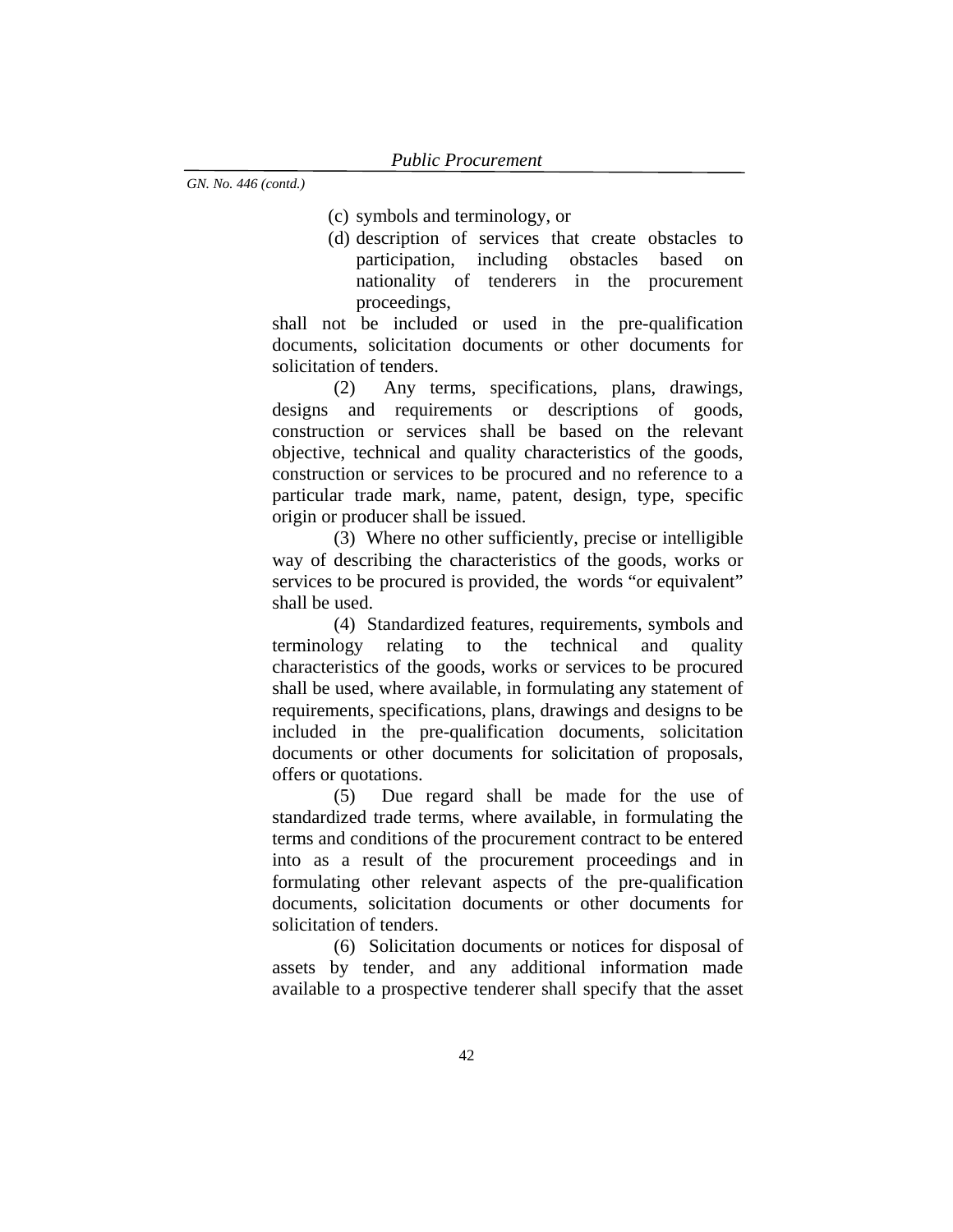GN. No. 446 (contd.)

(c) symbols and terminology, or

(d) description of services that create obstacles to participation, including obstacles based on nationality of tenderers in the procurement proceedings,

shall not be included or used in the pre-qualification documents, solicitation documents or other documents for solicitation of tenders.

(2) Any terms, specifications, plans, drawings, designs and requirements or descriptions of goods, construction or services shall be based on the relevant objective, technical and quality characteristics of the goods, construction or services to be procured and no reference to a particular trade mark, name, patent, design, type, specific origin or producer shall be issued.

(3) Where no other sufficiently, precise or intelligible way of describing the characteristics of the goods, works or services to be procured is provided, the words "or equivalent" shall be used.

(4) Standardized features, requirements, symbols and terminology relating to the technical and quality characteristics of the goods, works or services to be procured shall be used, where available, in formulating any statement of requirements, specifications, plans, drawings and designs to be included in the pre-qualification documents, solicitation documents or other documents for solicitation of proposals, offers or quotations.

(5) Due regard shall be made for the use of standardized trade terms, where available, in formulating the terms and conditions of the procurement contract to be entered into as a result of the procurement proceedings and in formulating other relevant aspects of the pre-qualification documents, solicitation documents or other documents for solicitation of tenders.

(6) Solicitation documents or notices for disposal of assets by tender, and any additional information made available to a prospective tenderer shall specify that the asset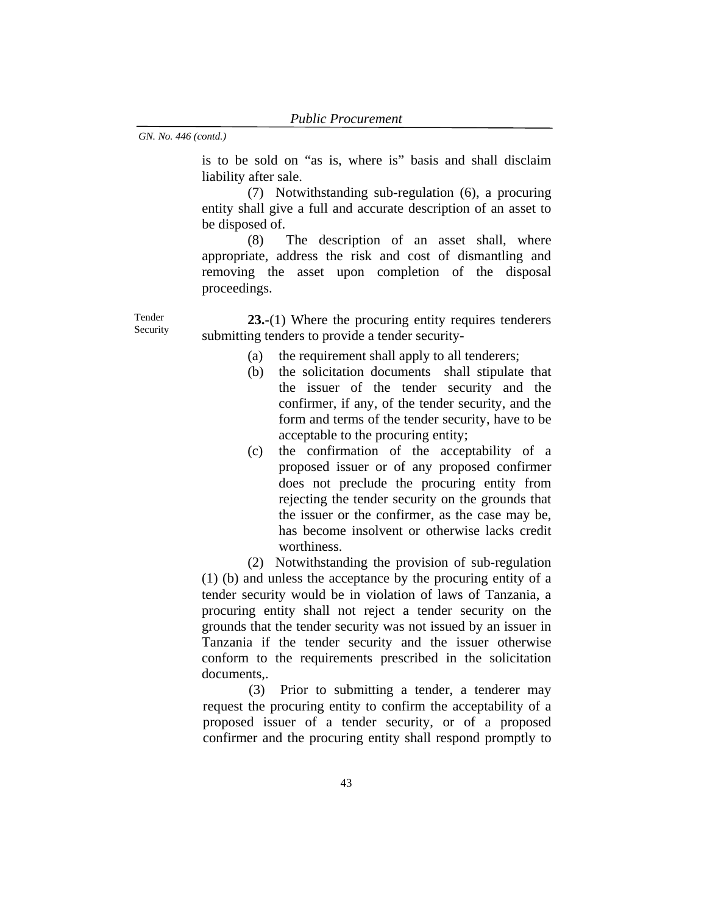GN. No. 446 (contd.)

is to be sold on "as is, where is" basis and shall disclaim liability after sale.

(7) Notwithstanding sub-regulation (6), a procuring entity shall give a full and accurate description of an asset to be disposed of.

(8) The description of an asset shall, where appropriate, address the risk and cost of dismantling and removing the asset upon completion of the disposal proceedings.

Tender Security

**23.-**(1) Where the procuring entity requires tenderers submitting tenders to provide a tender security-

(a) the requirement shall apply to all tenderers;

(b) the solicitation documents shall stipulate that the issuer of the tender security and the confirmer, if any, of the tender security, and the form and terms of the tender security, have to be acceptable to the procuring entity;

(c) the confirmation of the acceptability of a proposed issuer or of any proposed confirmer does not preclude the procuring entity from rejecting the tender security on the grounds that the issuer or the confirmer, as the case may be, has become insolvent or otherwise lacks credit worthiness.

(2) Notwithstanding the provision of sub-regulation (1) (b) and unless the acceptance by the procuring entity of a tender security would be in violation of laws of Tanzania, a procuring entity shall not reject a tender security on the grounds that the tender security was not issued by an issuer in Tanzania if the tender security and the issuer otherwise conform to the requirements prescribed in the solicitation documents,.

(3) Prior to submitting a tender, a tenderer may request the procuring entity to confirm the acceptability of a proposed issuer of a tender security, or of a proposed confirmer and the procuring entity shall respond promptly to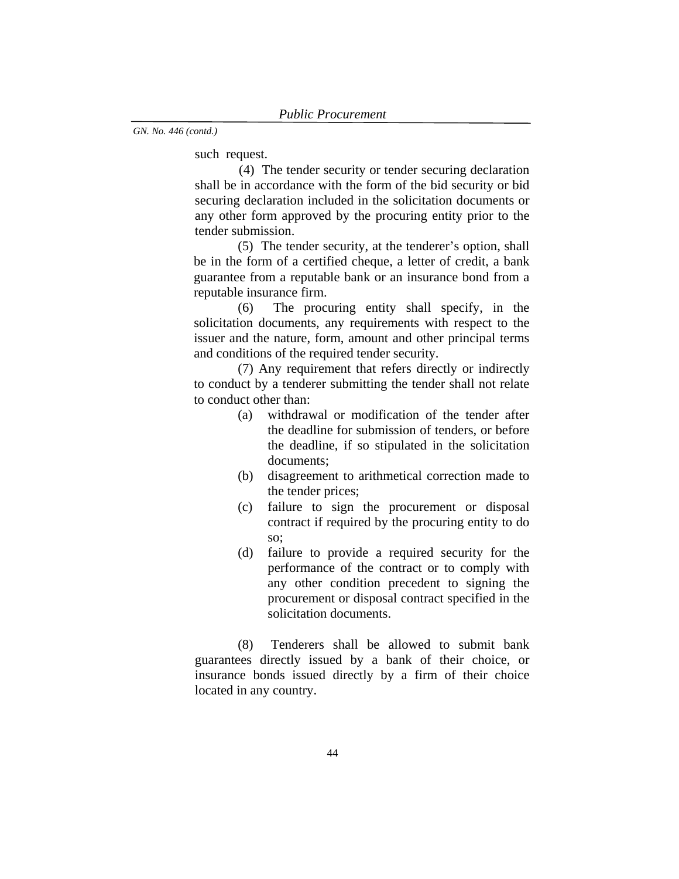such request.

(4) The tender security or tender securing declaration shall be in accordance with the form of the bid security or bid securing declaration included in the solicitation documents or any other form approved by the procuring entity prior to the tender submission.

(5) The tender security, at the tenderer's option, shall be in the form of a certified cheque, a letter of credit, a bank guarantee from a reputable bank or an insurance bond from a reputable insurance firm.

(6) The procuring entity shall specify, in the solicitation documents, any requirements with respect to the issuer and the nature, form, amount and other principal terms and conditions of the required tender security.

(7) Any requirement that refers directly or indirectly to conduct by a tenderer submitting the tender shall not relate to conduct other than:

(a) withdrawal or modification of the tender after the deadline for submission of tenders, or before the deadline, if so stipulated in the solicitation documents;

(b) disagreement to arithmetical correction made to the tender prices;

(c) failure to sign the procurement or disposal contract if required by the procuring entity to do so;

(d) failure to provide a required security for the performance of the contract or to comply with any other condition precedent to signing the procurement or disposal contract specified in the solicitation documents.

(8) Tenderers shall be allowed to submit bank guarantees directly issued by a bank of their choice, or insurance bonds issued directly by a firm of their choice located in any country.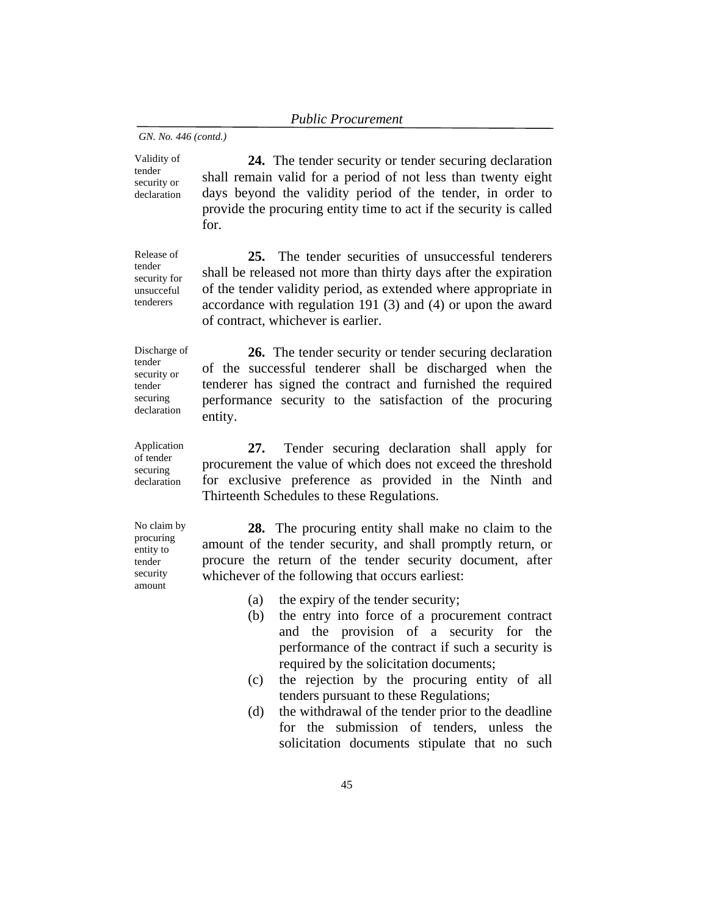*GN. No. 446 (contd.)*

Validity of tender security or declaration

**24.** The tender security or tender securing declaration shall remain valid for a period of not less than twenty eight days beyond the validity period of the tender, in order to provide the procuring entity time to act if the security is called for.

Release of tender security for unsucceful tenderers

**25.** The tender securities of unsuccessful tenderers shall be released not more than thirty days after the expiration of the tender validity period, as extended where appropriate in accordance with regulation 191 (3) and (4) or upon the award of contract, whichever is earlier.

Discharge of tender security or tender securing declaration

**26.** The tender security or tender securing declaration of the successful tenderer shall be discharged when the tenderer has signed the contract and furnished the required performance security to the satisfaction of the procuring entity.

Application of tender securing declaration

**27.** Tender securing declaration shall apply for procurement the value of which does not exceed the threshold for exclusive preference as provided in the Ninth and Thirteenth Schedules to these Regulations.

No claim by procuring entity to tender security amount

**28.** The procuring entity shall make no claim to the amount of the tender security, and shall promptly return, or procure the return of the tender security document, after whichever of the following that occurs earliest:

(a) the expiry of the tender security;

(b) the entry into force of a procurement contract and the provision of a security for the performance of the contract if such a security is required by the solicitation documents;

(c) the rejection by the procuring entity of all tenders pursuant to these Regulations;

(d) the withdrawal of the tender prior to the deadline for the submission of tenders, unless the solicitation documents stipulate that no such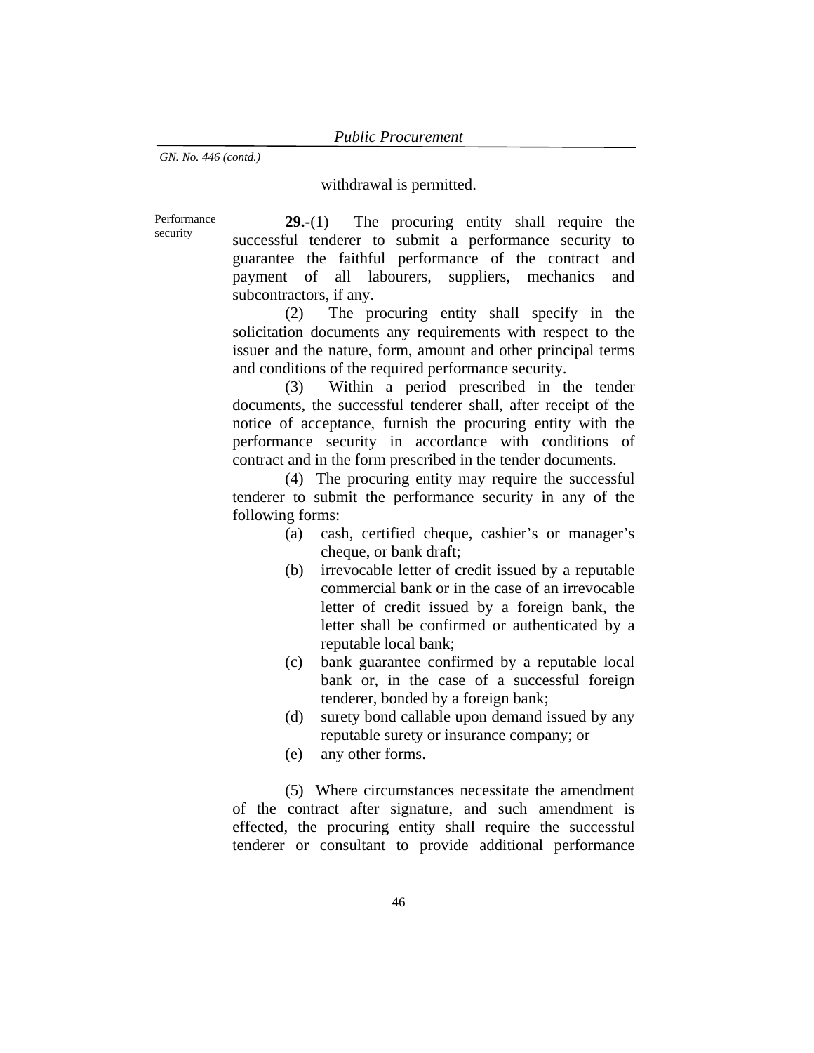GN. No. 446 (contd.)

withdrawal is permitted.

Performance security

**29.-**(1) The procuring entity shall require the successful tenderer to submit a performance security to guarantee the faithful performance of the contract and payment of all labourers, suppliers, mechanics and subcontractors, if any.

(2) The procuring entity shall specify in the solicitation documents any requirements with respect to the issuer and the nature, form, amount and other principal terms and conditions of the required performance security.

(3) Within a period prescribed in the tender documents, the successful tenderer shall, after receipt of the notice of acceptance, furnish the procuring entity with the performance security in accordance with conditions of contract and in the form prescribed in the tender documents.

(4) The procuring entity may require the successful tenderer to submit the performance security in any of the following forms:

(a) cash, certified cheque, cashier's or manager's cheque, or bank draft;

(b) irrevocable letter of credit issued by a reputable commercial bank or in the case of an irrevocable letter of credit issued by a foreign bank, the letter shall be confirmed or authenticated by a reputable local bank;

(c) bank guarantee confirmed by a reputable local bank or, in the case of a successful foreign tenderer, bonded by a foreign bank;

(d) surety bond callable upon demand issued by any reputable surety or insurance company; or

(e) any other forms.

(5) Where circumstances necessitate the amendment of the contract after signature, and such amendment is effected, the procuring entity shall require the successful tenderer or consultant to provide additional performance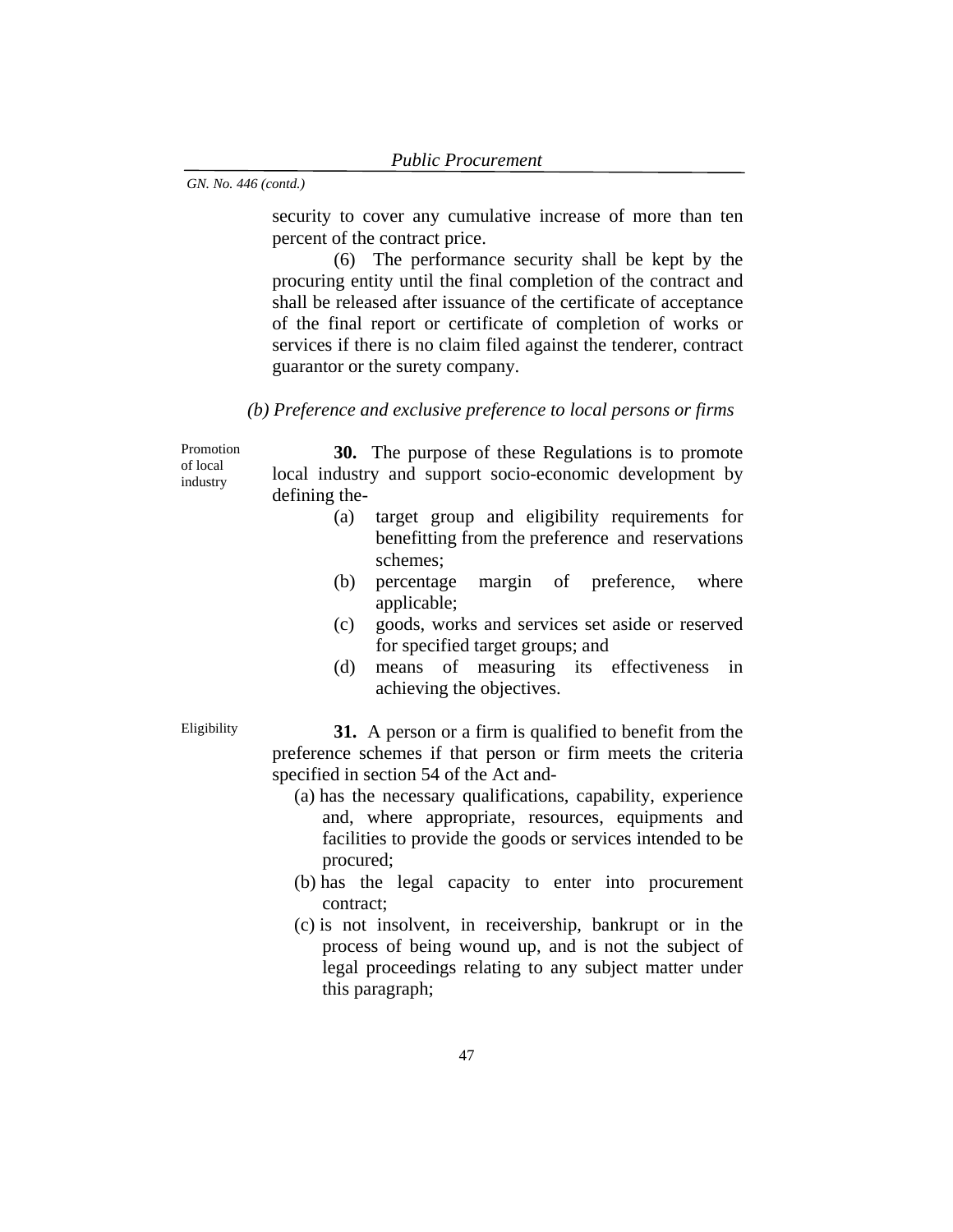GN. No. 446 (contd.)

security to cover any cumulative increase of more than ten percent of the contract price.

(6) The performance security shall be kept by the procuring entity until the final completion of the contract and shall be released after issuance of the certificate of acceptance of the final report or certificate of completion of works or services if there is no claim filed against the tenderer, contract guarantor or the surety company.

*(b) Preference and exclusive preference to local persons or firms*

Promotion of local industry

**30.** The purpose of these Regulations is to promote local industry and support socio-economic development by defining the-

(a) target group and eligibility requirements for benefitting from the preference and reservations schemes;

(b) percentage margin of preference, where applicable;

(c) goods, works and services set aside or reserved for specified target groups; and

(d) means of measuring its effectiveness in achieving the objectives.

Eligibility

**31.** A person or a firm is qualified to benefit from the preference schemes if that person or firm meets the criteria specified in section 54 of the Act and-

(a) has the necessary qualifications, capability, experience and, where appropriate, resources, equipments and facilities to provide the goods or services intended to be procured;

(b) has the legal capacity to enter into procurement contract;

(c) is not insolvent, in receivership, bankrupt or in the process of being wound up, and is not the subject of legal proceedings relating to any subject matter under this paragraph;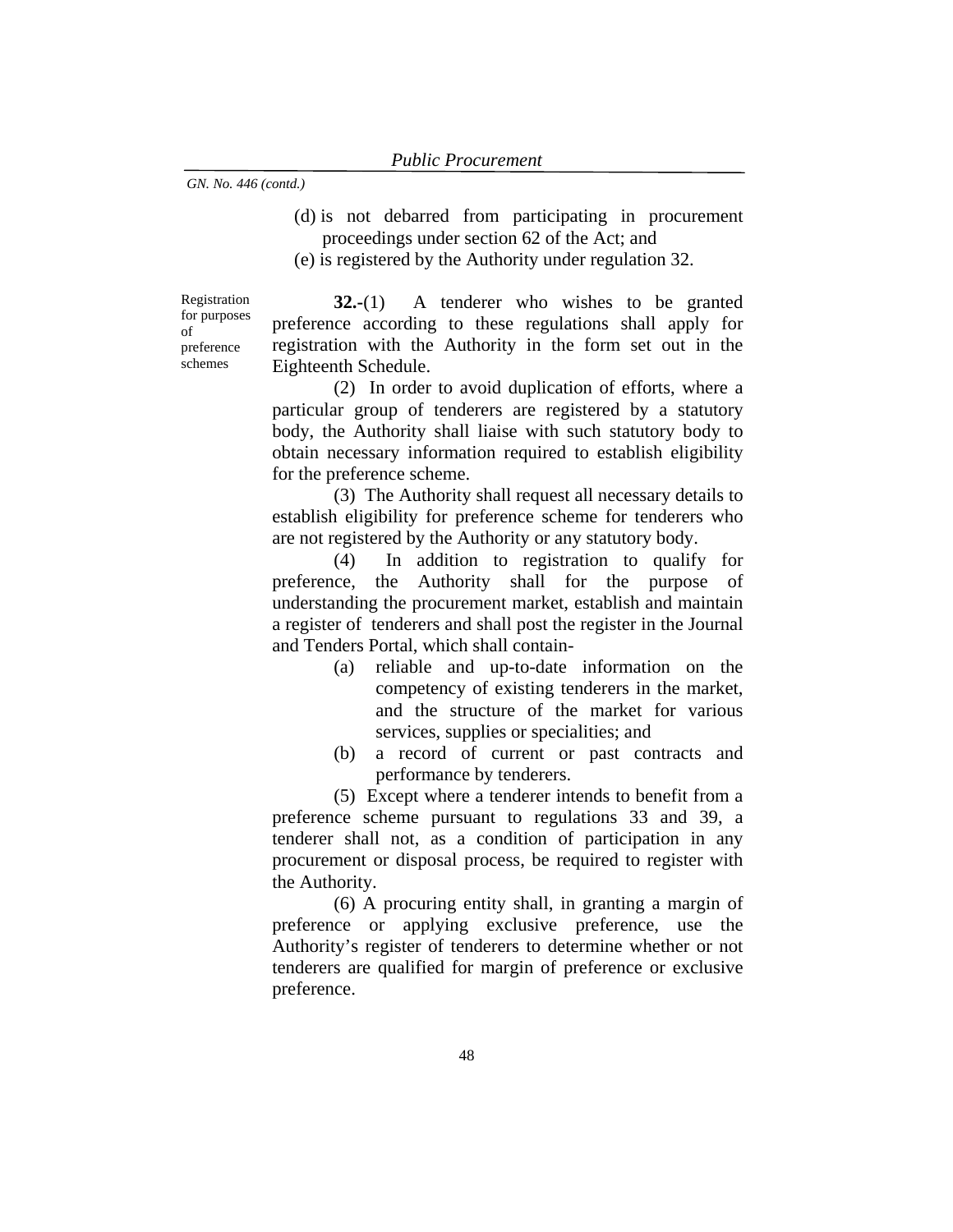GN. No. 446 (contd.)

(d) is not debarred from participating in procurement proceedings under section 62 of the Act; and

(e) is registered by the Authority under regulation 32.

Registration for purposes of preference schemes

**32.-**(1) A tenderer who wishes to be granted preference according to these regulations shall apply for registration with the Authority in the form set out in the Eighteenth Schedule.

(2) In order to avoid duplication of efforts, where a particular group of tenderers are registered by a statutory body, the Authority shall liaise with such statutory body to obtain necessary information required to establish eligibility for the preference scheme.

(3) The Authority shall request all necessary details to establish eligibility for preference scheme for tenderers who are not registered by the Authority or any statutory body.

(4) In addition to registration to qualify for preference, the Authority shall for the purpose of understanding the procurement market, establish and maintain a register of tenderers and shall post the register in the Journal and Tenders Portal, which shall contain-

(a) reliable and up-to-date information on the competency of existing tenderers in the market, and the structure of the market for various services, supplies or specialities; and

(b) a record of current or past contracts and performance by tenderers.

(5) Except where a tenderer intends to benefit from a preference scheme pursuant to regulations 33 and 39, a tenderer shall not, as a condition of participation in any procurement or disposal process, be required to register with the Authority.

(6) A procuring entity shall, in granting a margin of preference or applying exclusive preference, use the Authority's register of tenderers to determine whether or not tenderers are qualified for margin of preference or exclusive preference.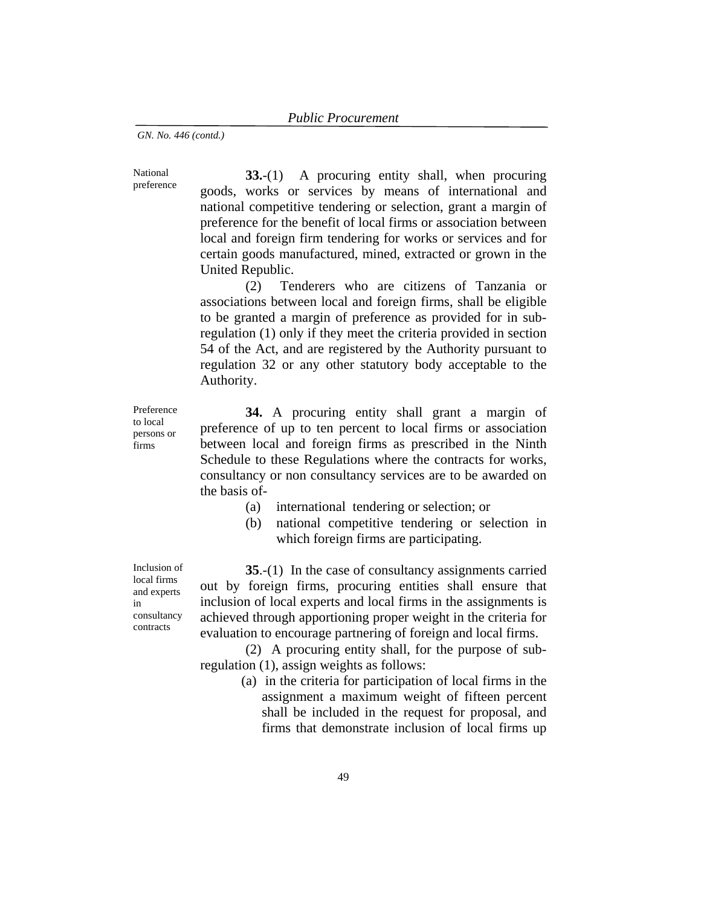*GN. No. 446 (contd.)*

National preference

**33.**-(1) A procuring entity shall, when procuring goods, works or services by means of international and national competitive tendering or selection, grant a margin of preference for the benefit of local firms or association between local and foreign firm tendering for works or services and for certain goods manufactured, mined, extracted or grown in the United Republic.

(2) Tenderers who are citizens of Tanzania or associations between local and foreign firms, shall be eligible to be granted a margin of preference as provided for in sub-regulation (1) only if they meet the criteria provided in section 54 of the Act, and are registered by the Authority pursuant to regulation 32 or any other statutory body acceptable to the Authority.

Preference to local persons or firms

**34.** A procuring entity shall grant a margin of preference of up to ten percent to local firms or association between local and foreign firms as prescribed in the Ninth Schedule to these Regulations where the contracts for works, consultancy or non consultancy services are to be awarded on the basis of-

(a) international tendering or selection; or
(b) national competitive tendering or selection in which foreign firms are participating.

Inclusion of local firms and experts in consultancy contracts

**35**.-(1) In the case of consultancy assignments carried out by foreign firms, procuring entities shall ensure that inclusion of local experts and local firms in the assignments is achieved through apportioning proper weight in the criteria for evaluation to encourage partnering of foreign and local firms.

(2) A procuring entity shall, for the purpose of sub-regulation (1), assign weights as follows:

(a) in the criteria for participation of local firms in the assignment a maximum weight of fifteen percent shall be included in the request for proposal, and firms that demonstrate inclusion of local firms up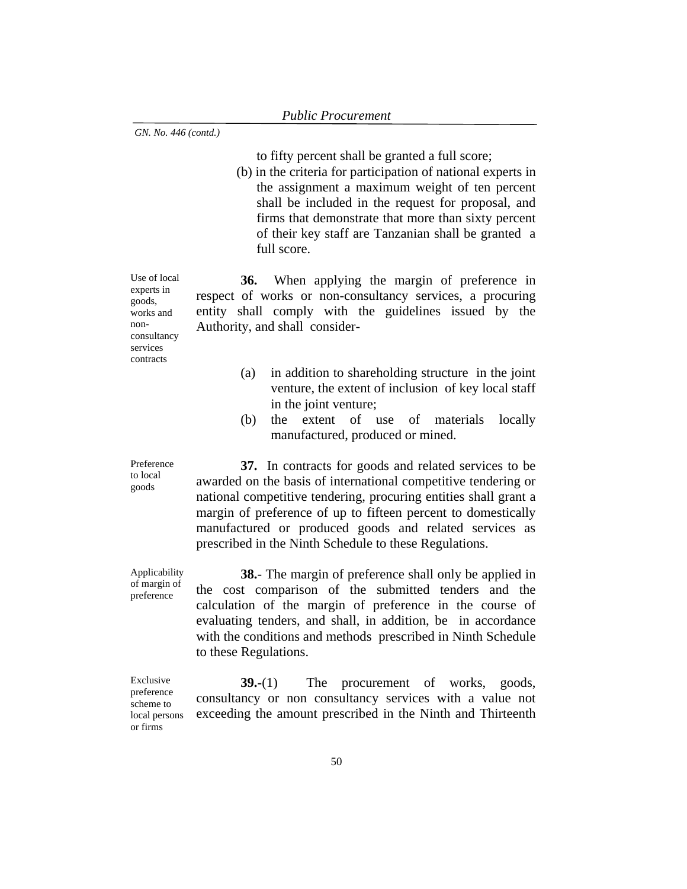GN. No. 446 (contd.)

to fifty percent shall be granted a full score;

(b) in the criteria for participation of national experts in the assignment a maximum weight of ten percent shall be included in the request for proposal, and firms that demonstrate that more than sixty percent of their key staff are Tanzanian shall be granted a full score.

Use of local experts in goods, works and non-consultancy services contracts

**36.** When applying the margin of preference in respect of works or non-consultancy services, a procuring entity shall comply with the guidelines issued by the Authority, and shall consider-

(a) in addition to shareholding structure in the joint venture, the extent of inclusion of key local staff in the joint venture;

(b) the extent of use of materials locally manufactured, produced or mined.

Preference to local goods

**37.** In contracts for goods and related services to be awarded on the basis of international competitive tendering or national competitive tendering, procuring entities shall grant a margin of preference of up to fifteen percent to domestically manufactured or produced goods and related services as prescribed in the Ninth Schedule to these Regulations.

Applicability of margin of preference

**38.-** The margin of preference shall only be applied in the cost comparison of the submitted tenders and the calculation of the margin of preference in the course of evaluating tenders, and shall, in addition, be in accordance with the conditions and methods prescribed in Ninth Schedule to these Regulations.

Exclusive preference scheme to local persons or firms

**39.-**(1) The procurement of works, goods, consultancy or non consultancy services with a value not exceeding the amount prescribed in the Ninth and Thirteenth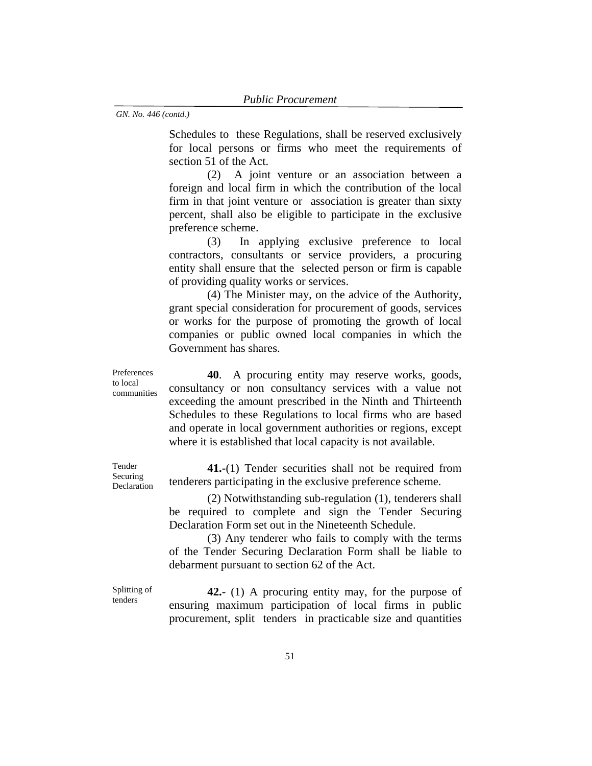GN. No. 446 (contd.)

Schedules to these Regulations, shall be reserved exclusively for local persons or firms who meet the requirements of section 51 of the Act.

(2) A joint venture or an association between a foreign and local firm in which the contribution of the local firm in that joint venture or association is greater than sixty percent, shall also be eligible to participate in the exclusive preference scheme.

(3) In applying exclusive preference to local contractors, consultants or service providers, a procuring entity shall ensure that the selected person or firm is capable of providing quality works or services.

(4) The Minister may, on the advice of the Authority, grant special consideration for procurement of goods, services or works for the purpose of promoting the growth of local companies or public owned local companies in which the Government has shares.

Preferences to local communities

**40**. A procuring entity may reserve works, goods, consultancy or non consultancy services with a value not exceeding the amount prescribed in the Ninth and Thirteenth Schedules to these Regulations to local firms who are based and operate in local government authorities or regions, except where it is established that local capacity is not available.

Tender Securing Declaration

**41.-**(1) Tender securities shall not be required from tenderers participating in the exclusive preference scheme.

(2) Notwithstanding sub-regulation (1), tenderers shall be required to complete and sign the Tender Securing Declaration Form set out in the Nineteenth Schedule.

(3) Any tenderer who fails to comply with the terms of the Tender Securing Declaration Form shall be liable to debarment pursuant to section 62 of the Act.

Splitting of tenders

**42.**- (1) A procuring entity may, for the purpose of ensuring maximum participation of local firms in public procurement, split tenders in practicable size and quantities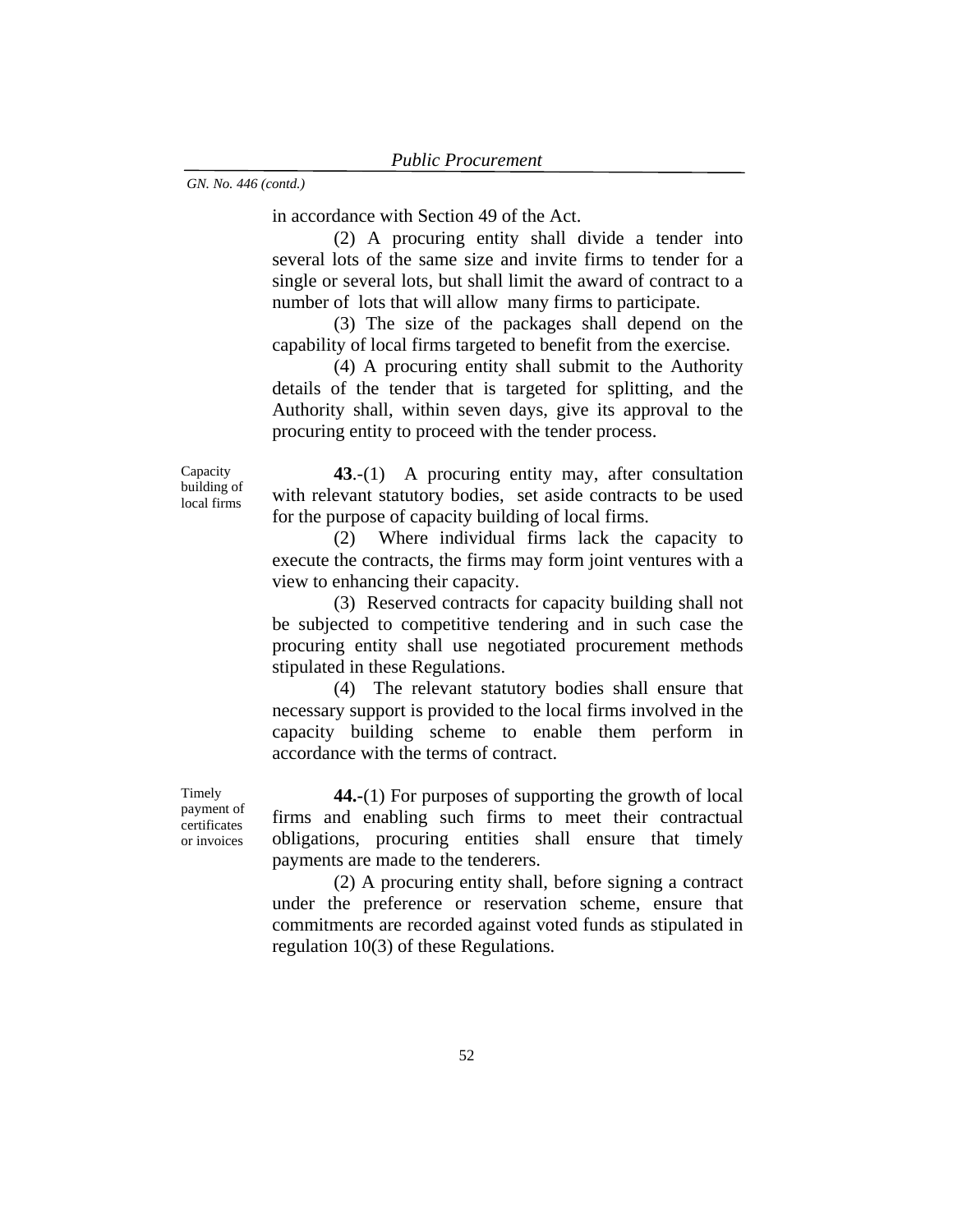in accordance with Section 49 of the Act.

(2) A procuring entity shall divide a tender into several lots of the same size and invite firms to tender for a single or several lots, but shall limit the award of contract to a number of lots that will allow many firms to participate.

(3) The size of the packages shall depend on the capability of local firms targeted to benefit from the exercise.

(4) A procuring entity shall submit to the Authority details of the tender that is targeted for splitting, and the Authority shall, within seven days, give its approval to the procuring entity to proceed with the tender process.

Capacity building of local firms

**43**.-(1) A procuring entity may, after consultation with relevant statutory bodies, set aside contracts to be used for the purpose of capacity building of local firms.

(2) Where individual firms lack the capacity to execute the contracts, the firms may form joint ventures with a view to enhancing their capacity.

(3) Reserved contracts for capacity building shall not be subjected to competitive tendering and in such case the procuring entity shall use negotiated procurement methods stipulated in these Regulations.

(4) The relevant statutory bodies shall ensure that necessary support is provided to the local firms involved in the capacity building scheme to enable them perform in accordance with the terms of contract.

Timely payment of certificates or invoices

**44.**-(1) For purposes of supporting the growth of local firms and enabling such firms to meet their contractual obligations, procuring entities shall ensure that timely payments are made to the tenderers.

(2) A procuring entity shall, before signing a contract under the preference or reservation scheme, ensure that commitments are recorded against voted funds as stipulated in regulation 10(3) of these Regulations.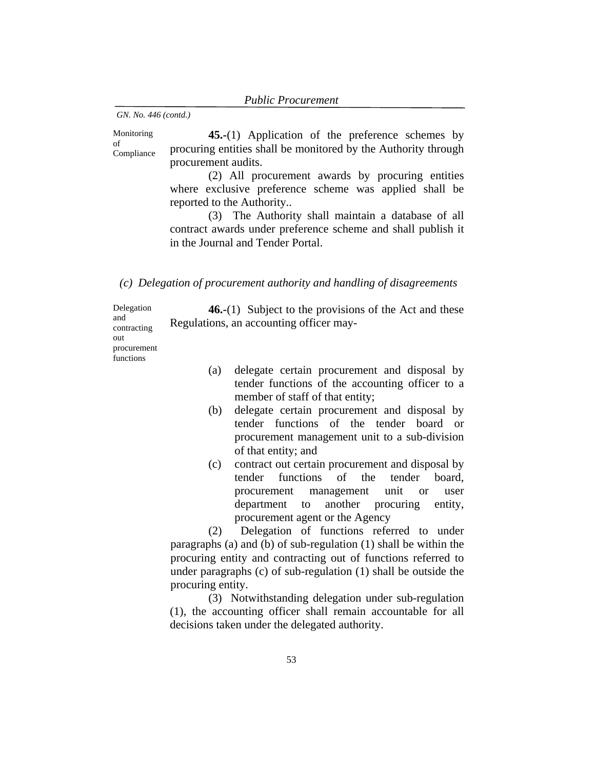*GN. No. 446 (contd.)*

Monitoring of Compliance

**45.-**(1) Application of the preference schemes by procuring entities shall be monitored by the Authority through procurement audits.

(2) All procurement awards by procuring entities where exclusive preference scheme was applied shall be reported to the Authority..

(3) The Authority shall maintain a database of all contract awards under preference scheme and shall publish it in the Journal and Tender Portal.

*(c) Delegation of procurement authority and handling of disagreements*

Delegation and contracting out procurement functions

**46.-**(1) Subject to the provisions of the Act and these Regulations, an accounting officer may-

(a) delegate certain procurement and disposal by tender functions of the accounting officer to a member of staff of that entity;

(b) delegate certain procurement and disposal by tender functions of the tender board or procurement management unit to a sub-division of that entity; and

(c) contract out certain procurement and disposal by tender functions of the tender board, procurement management unit or user department to another procuring entity, procurement agent or the Agency

(2) Delegation of functions referred to under paragraphs (a) and (b) of sub-regulation (1) shall be within the procuring entity and contracting out of functions referred to under paragraphs (c) of sub-regulation (1) shall be outside the procuring entity.

(3) Notwithstanding delegation under sub-regulation (1), the accounting officer shall remain accountable for all decisions taken under the delegated authority.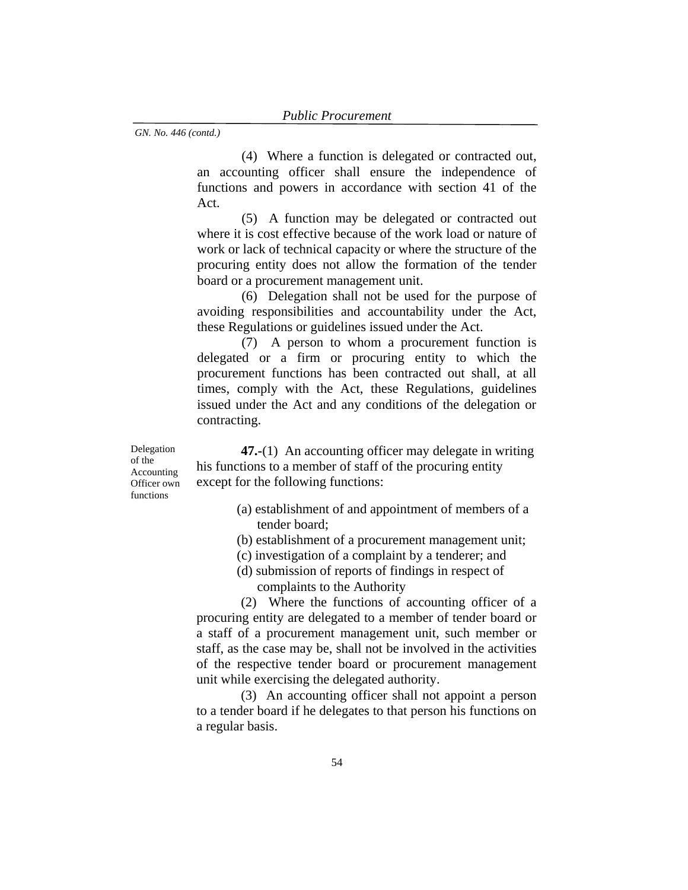*GN. No. 446 (contd.)*

(4) Where a function is delegated or contracted out, an accounting officer shall ensure the independence of functions and powers in accordance with section 41 of the Act.

(5) A function may be delegated or contracted out where it is cost effective because of the work load or nature of work or lack of technical capacity or where the structure of the procuring entity does not allow the formation of the tender board or a procurement management unit.

(6) Delegation shall not be used for the purpose of avoiding responsibilities and accountability under the Act, these Regulations or guidelines issued under the Act.

(7) A person to whom a procurement function is delegated or a firm or procuring entity to which the procurement functions has been contracted out shall, at all times, comply with the Act, these Regulations, guidelines issued under the Act and any conditions of the delegation or contracting.

Delegation of the Accounting Officer own functions

**47.-**(1) An accounting officer may delegate in writing his functions to a member of staff of the procuring entity except for the following functions:

(a) establishment of and appointment of members of a tender board;

(b) establishment of a procurement management unit;

(c) investigation of a complaint by a tenderer; and

(d) submission of reports of findings in respect of complaints to the Authority

(2) Where the functions of accounting officer of a procuring entity are delegated to a member of tender board or a staff of a procurement management unit, such member or staff, as the case may be, shall not be involved in the activities of the respective tender board or procurement management unit while exercising the delegated authority.

(3) An accounting officer shall not appoint a person to a tender board if he delegates to that person his functions on a regular basis.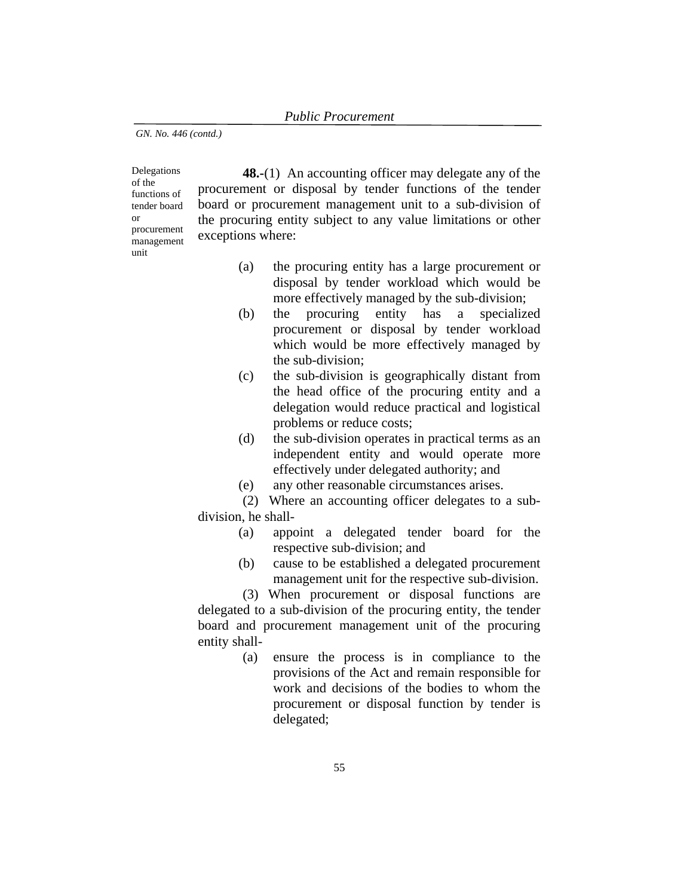*GN. No. 446 (contd.)*

Delegations of the functions of tender board or procurement management unit

**48.-**(1) An accounting officer may delegate any of the procurement or disposal by tender functions of the tender board or procurement management unit to a sub-division of the procuring entity subject to any value limitations or other exceptions where:

(a) the procuring entity has a large procurement or disposal by tender workload which would be more effectively managed by the sub-division;

(b) the procuring entity has a specialized procurement or disposal by tender workload which would be more effectively managed by the sub-division;

(c) the sub-division is geographically distant from the head office of the procuring entity and a delegation would reduce practical and logistical problems or reduce costs;

(d) the sub-division operates in practical terms as an independent entity and would operate more effectively under delegated authority; and

(e) any other reasonable circumstances arises.

(2) Where an accounting officer delegates to a sub-division, he shall-

(a) appoint a delegated tender board for the respective sub-division; and

(b) cause to be established a delegated procurement management unit for the respective sub-division.

(3) When procurement or disposal functions are delegated to a sub-division of the procuring entity, the tender board and procurement management unit of the procuring entity shall-

(a) ensure the process is in compliance to the provisions of the Act and remain responsible for work and decisions of the bodies to whom the procurement or disposal function by tender is delegated;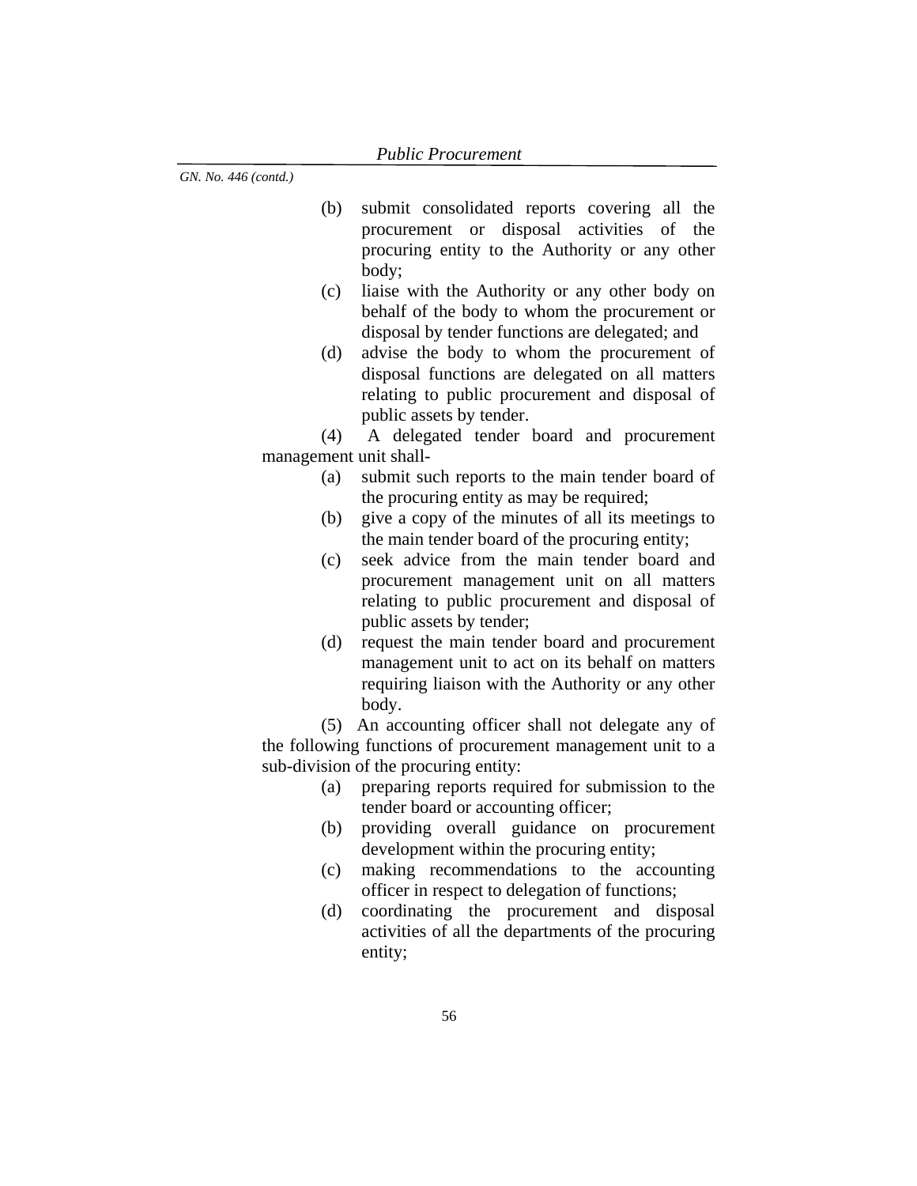*GN. No. 446 (contd.)*

(b) submit consolidated reports covering all the procurement or disposal activities of the procuring entity to the Authority or any other body;

(c) liaise with the Authority or any other body on behalf of the body to whom the procurement or disposal by tender functions are delegated; and

(d) advise the body to whom the procurement of disposal functions are delegated on all matters relating to public procurement and disposal of public assets by tender.

(4) A delegated tender board and procurement management unit shall-

(a) submit such reports to the main tender board of the procuring entity as may be required;

(b) give a copy of the minutes of all its meetings to the main tender board of the procuring entity;

(c) seek advice from the main tender board and procurement management unit on all matters relating to public procurement and disposal of public assets by tender;

(d) request the main tender board and procurement management unit to act on its behalf on matters requiring liaison with the Authority or any other body.

(5) An accounting officer shall not delegate any of the following functions of procurement management unit to a sub-division of the procuring entity:

(a) preparing reports required for submission to the tender board or accounting officer;

(b) providing overall guidance on procurement development within the procuring entity;

(c) making recommendations to the accounting officer in respect to delegation of functions;

(d) coordinating the procurement and disposal activities of all the departments of the procuring entity;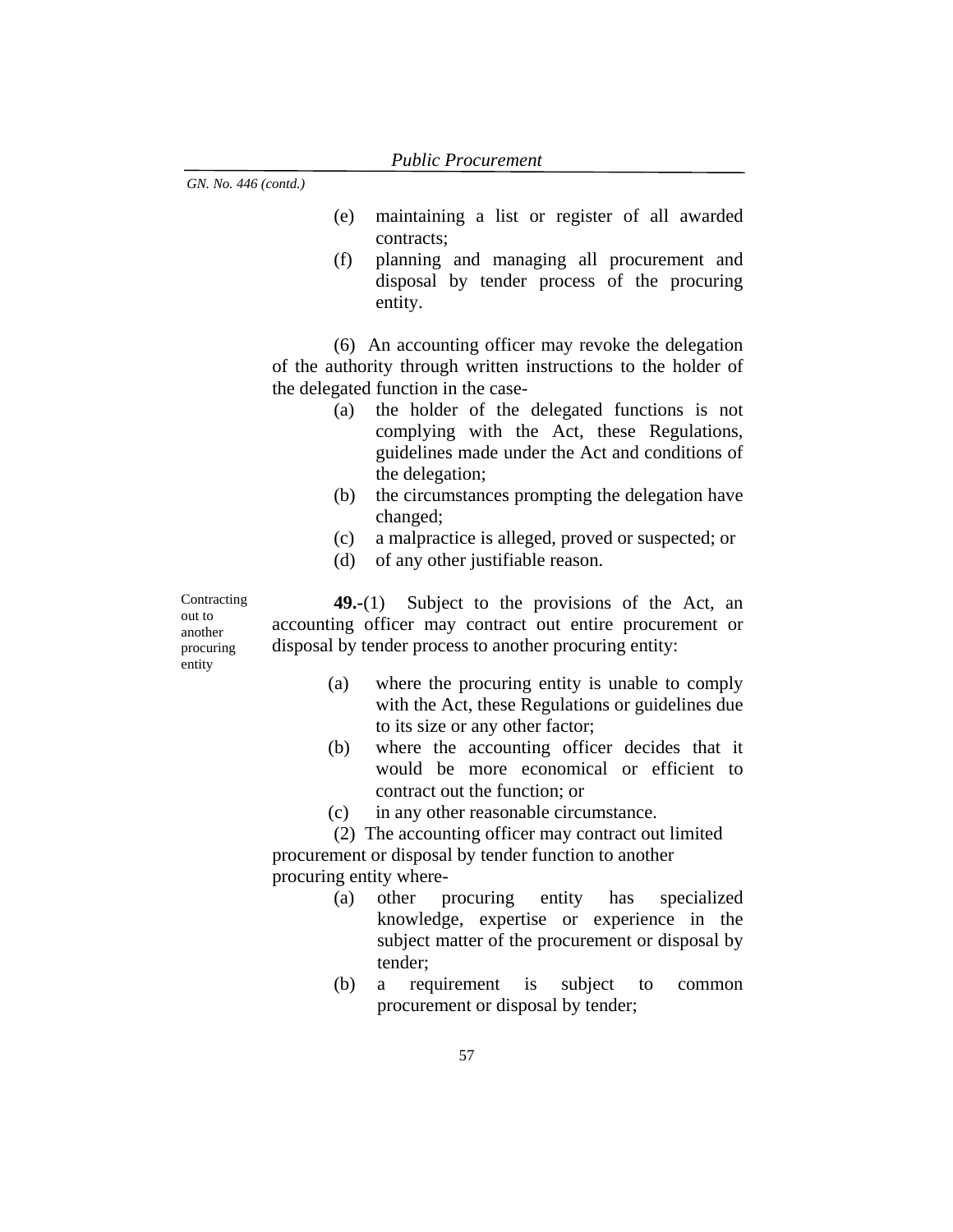*GN. No. 446 (contd.)*

(e) maintaining a list or register of all awarded contracts;

(f) planning and managing all procurement and disposal by tender process of the procuring entity.

(6) An accounting officer may revoke the delegation of the authority through written instructions to the holder of the delegated function in the case-

(a) the holder of the delegated functions is not complying with the Act, these Regulations, guidelines made under the Act and conditions of the delegation;

(b) the circumstances prompting the delegation have changed;

(c) a malpractice is alleged, proved or suspected; or

(d) of any other justifiable reason.

Contracting out to another procuring entity

**49.-**(1) Subject to the provisions of the Act, an accounting officer may contract out entire procurement or disposal by tender process to another procuring entity:

(a) where the procuring entity is unable to comply with the Act, these Regulations or guidelines due to its size or any other factor;

(b) where the accounting officer decides that it would be more economical or efficient to contract out the function; or

(c) in any other reasonable circumstance.

(2) The accounting officer may contract out limited procurement or disposal by tender function to another procuring entity where-

(a) other procuring entity has specialized knowledge, expertise or experience in the subject matter of the procurement or disposal by tender;

(b) a requirement is subject to common procurement or disposal by tender;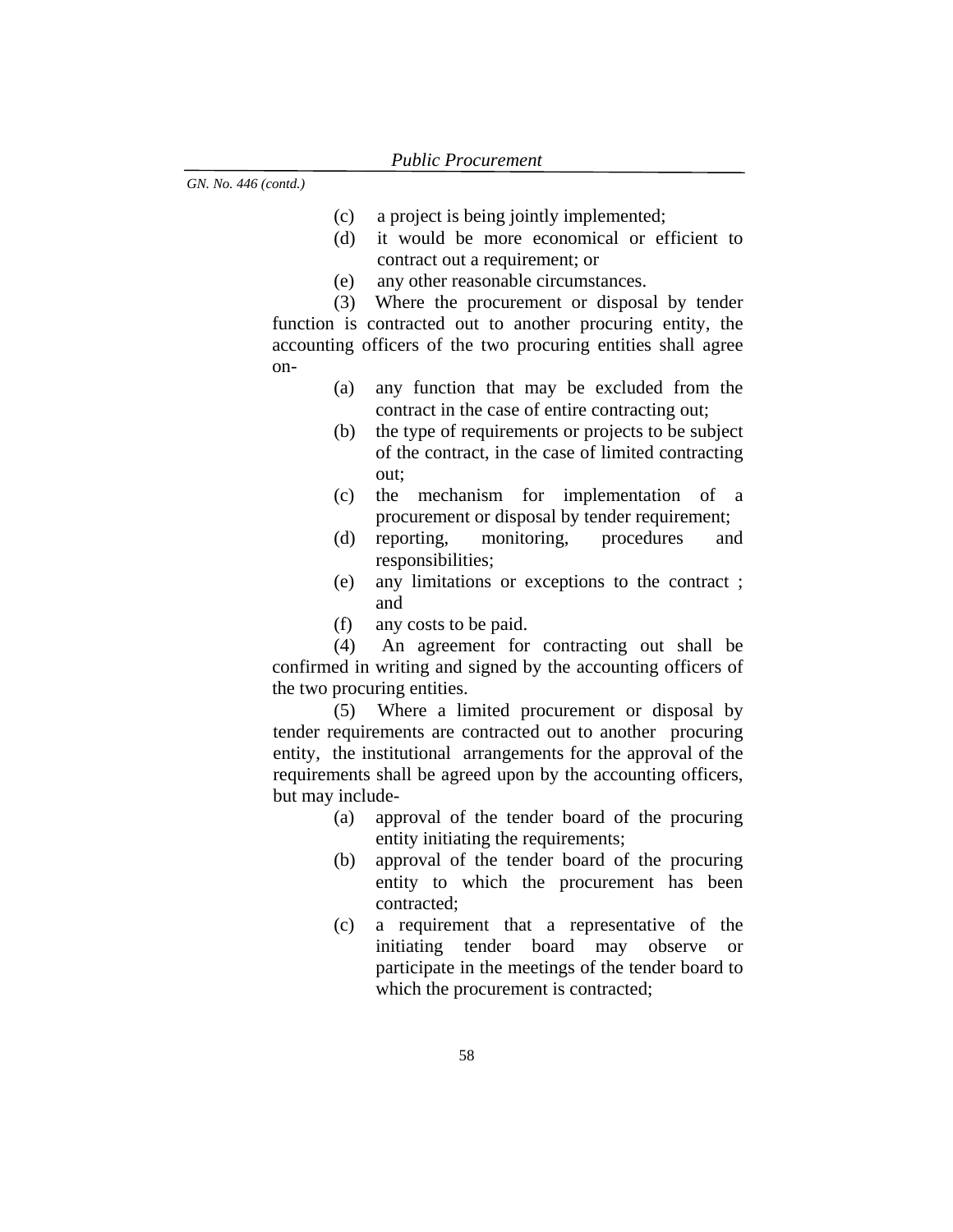GN. No. 446 (contd.)

(c) a project is being jointly implemented;

(d) it would be more economical or efficient to contract out a requirement; or

(e) any other reasonable circumstances.

(3) Where the procurement or disposal by tender function is contracted out to another procuring entity, the accounting officers of the two procuring entities shall agree on-

(a) any function that may be excluded from the contract in the case of entire contracting out;

(b) the type of requirements or projects to be subject of the contract, in the case of limited contracting out;

(c) the mechanism for implementation of a procurement or disposal by tender requirement;

(d) reporting, monitoring, procedures and responsibilities;

(e) any limitations or exceptions to the contract ; and

(f) any costs to be paid.

(4) An agreement for contracting out shall be confirmed in writing and signed by the accounting officers of the two procuring entities.

(5) Where a limited procurement or disposal by tender requirements are contracted out to another procuring entity, the institutional arrangements for the approval of the requirements shall be agreed upon by the accounting officers, but may include-

(a) approval of the tender board of the procuring entity initiating the requirements;

(b) approval of the tender board of the procuring entity to which the procurement has been contracted;

(c) a requirement that a representative of the initiating tender board may observe or participate in the meetings of the tender board to which the procurement is contracted;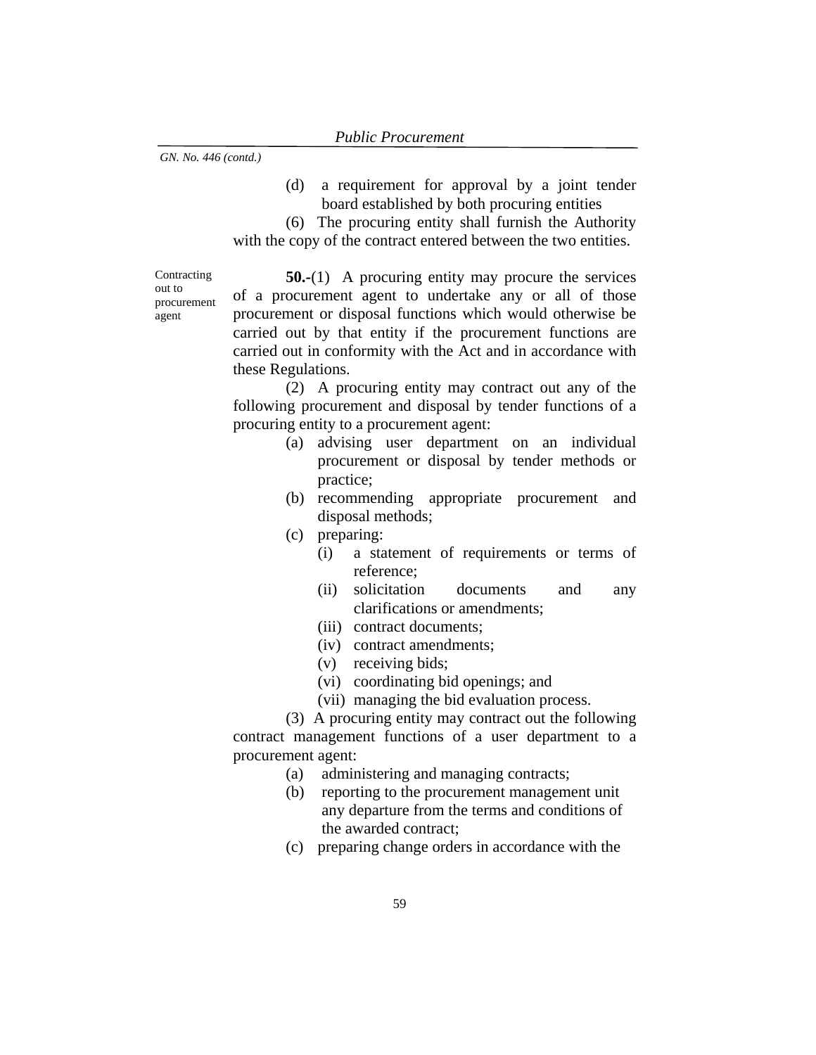GN. No. 446 (contd.)

(d) a requirement for approval by a joint tender board established by both procuring entities

(6) The procuring entity shall furnish the Authority with the copy of the contract entered between the two entities.

Contracting out to procurement agent

**50.-**(1) A procuring entity may procure the services of a procurement agent to undertake any or all of those procurement or disposal functions which would otherwise be carried out by that entity if the procurement functions are carried out in conformity with the Act and in accordance with these Regulations.

(2) A procuring entity may contract out any of the following procurement and disposal by tender functions of a procuring entity to a procurement agent:

(a) advising user department on an individual procurement or disposal by tender methods or practice;

(b) recommending appropriate procurement and disposal methods;

(c) preparing:

  (i) a statement of requirements or terms of reference;

  (ii) solicitation documents and any clarifications or amendments;

  (iii) contract documents;

  (iv) contract amendments;

  (v) receiving bids;

  (vi) coordinating bid openings; and

  (vii) managing the bid evaluation process.

(3) A procuring entity may contract out the following contract management functions of a user department to a procurement agent:

(a) administering and managing contracts;

(b) reporting to the procurement management unit any departure from the terms and conditions of the awarded contract;

(c) preparing change orders in accordance with the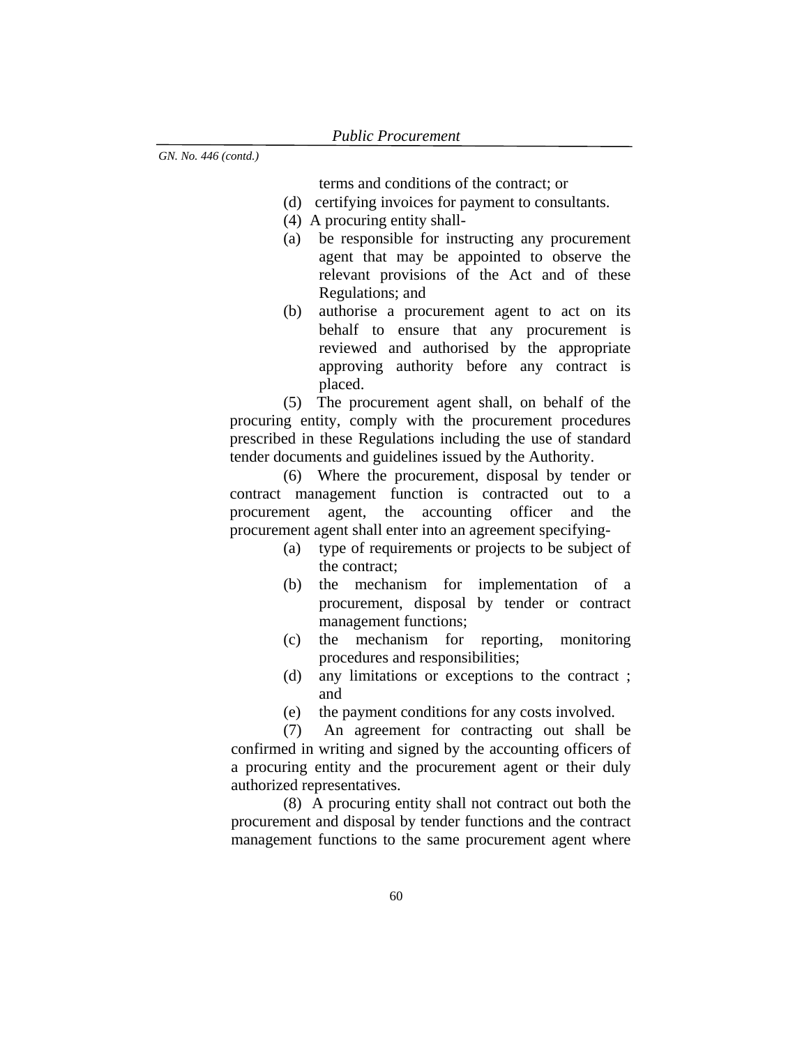GN. No. 446 (contd.)

terms and conditions of the contract; or

(d) certifying invoices for payment to consultants.

(4) A procuring entity shall-

(a) be responsible for instructing any procurement agent that may be appointed to observe the relevant provisions of the Act and of these Regulations; and

(b) authorise a procurement agent to act on its behalf to ensure that any procurement is reviewed and authorised by the appropriate approving authority before any contract is placed.

(5) The procurement agent shall, on behalf of the procuring entity, comply with the procurement procedures prescribed in these Regulations including the use of standard tender documents and guidelines issued by the Authority.

(6) Where the procurement, disposal by tender or contract management function is contracted out to a procurement agent, the accounting officer and the procurement agent shall enter into an agreement specifying-

(a) type of requirements or projects to be subject of the contract;

(b) the mechanism for implementation of a procurement, disposal by tender or contract management functions;

(c) the mechanism for reporting, monitoring procedures and responsibilities;

(d) any limitations or exceptions to the contract ; and

(e) the payment conditions for any costs involved.

(7) An agreement for contracting out shall be confirmed in writing and signed by the accounting officers of a procuring entity and the procurement agent or their duly authorized representatives.

(8) A procuring entity shall not contract out both the procurement and disposal by tender functions and the contract management functions to the same procurement agent where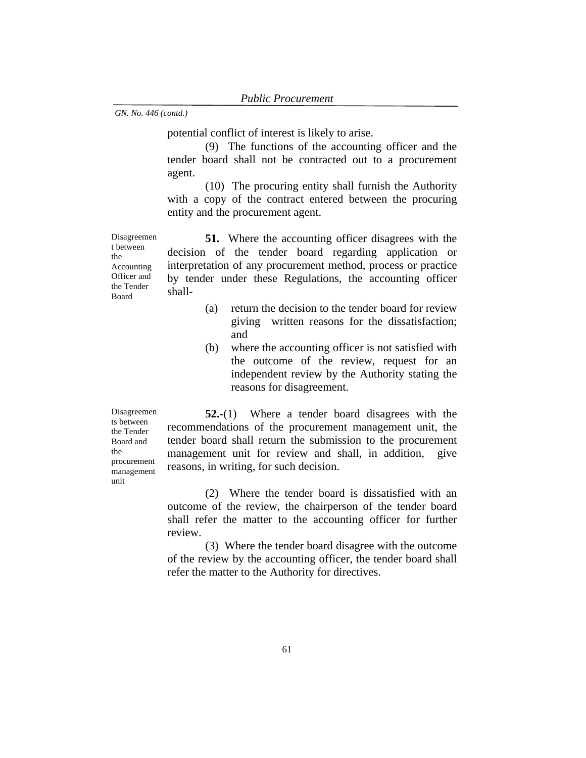*GN. No. 446 (contd.)*

potential conflict of interest is likely to arise.

(9) The functions of the accounting officer and the tender board shall not be contracted out to a procurement agent.

(10) The procuring entity shall furnish the Authority with a copy of the contract entered between the procuring entity and the procurement agent.

Disagreement between the Accounting Officer and the Tender Board

**51.** Where the accounting officer disagrees with the decision of the tender board regarding application or interpretation of any procurement method, process or practice by tender under these Regulations, the accounting officer shall-

(a) return the decision to the tender board for review giving written reasons for the dissatisfaction; and

(b) where the accounting officer is not satisfied with the outcome of the review, request for an independent review by the Authority stating the reasons for disagreement.

Disagreements between the Tender Board and the procurement management unit

**52.-**(1) Where a tender board disagrees with the recommendations of the procurement management unit, the tender board shall return the submission to the procurement management unit for review and shall, in addition, give reasons, in writing, for such decision.

(2) Where the tender board is dissatisfied with an outcome of the review, the chairperson of the tender board shall refer the matter to the accounting officer for further review.

(3) Where the tender board disagree with the outcome of the review by the accounting officer, the tender board shall refer the matter to the Authority for directives.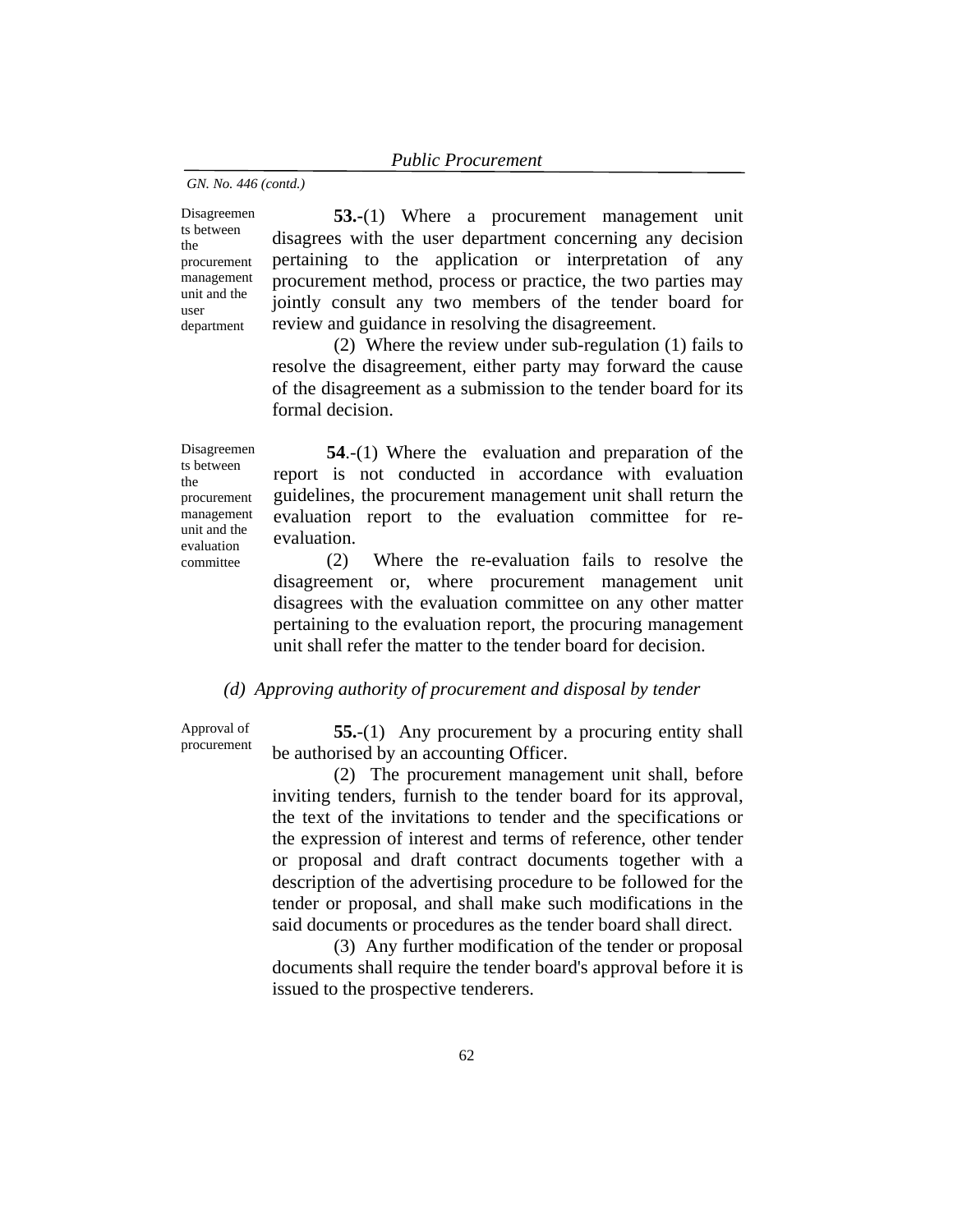*GN. No. 446 (contd.)*

Disagreements between the procurement management unit and the user department

**53.**-(1) Where a procurement management unit disagrees with the user department concerning any decision pertaining to the application or interpretation of any procurement method, process or practice, the two parties may jointly consult any two members of the tender board for review and guidance in resolving the disagreement.

(2) Where the review under sub-regulation (1) fails to resolve the disagreement, either party may forward the cause of the disagreement as a submission to the tender board for its formal decision.

Disagreements between the procurement management unit and the evaluation committee

**54**.-(1) Where the evaluation and preparation of the report is not conducted in accordance with evaluation guidelines, the procurement management unit shall return the evaluation report to the evaluation committee for re-evaluation.

(2) Where the re-evaluation fails to resolve the disagreement or, where procurement management unit disagrees with the evaluation committee on any other matter pertaining to the evaluation report, the procuring management unit shall refer the matter to the tender board for decision.

*(d) Approving authority of procurement and disposal by tender*

Approval of procurement

**55.**-(1) Any procurement by a procuring entity shall be authorised by an accounting Officer.

(2) The procurement management unit shall, before inviting tenders, furnish to the tender board for its approval, the text of the invitations to tender and the specifications or the expression of interest and terms of reference, other tender or proposal and draft contract documents together with a description of the advertising procedure to be followed for the tender or proposal, and shall make such modifications in the said documents or procedures as the tender board shall direct.

(3) Any further modification of the tender or proposal documents shall require the tender board's approval before it is issued to the prospective tenderers.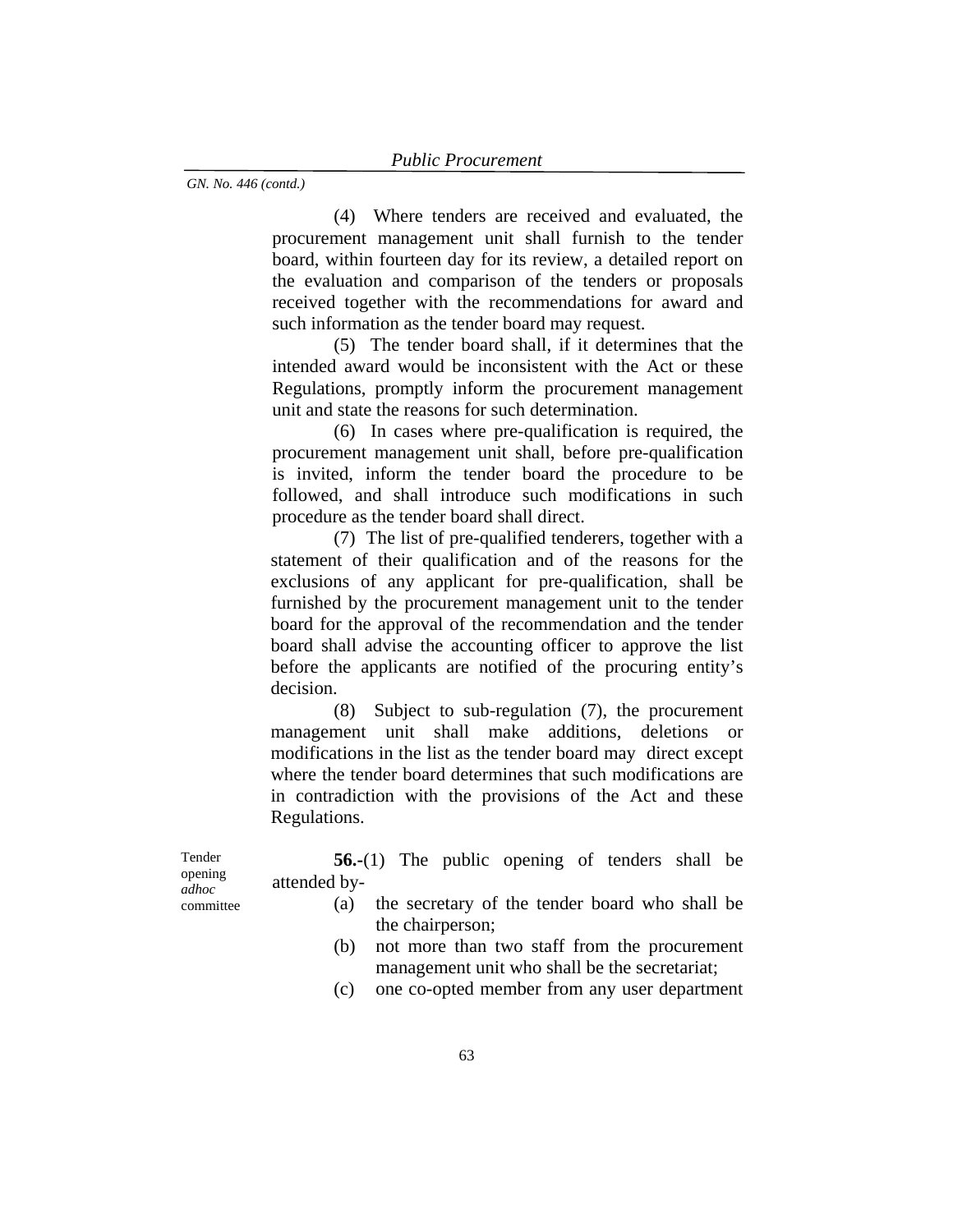GN. No. 446 (contd.)

(4) Where tenders are received and evaluated, the procurement management unit shall furnish to the tender board, within fourteen day for its review, a detailed report on the evaluation and comparison of the tenders or proposals received together with the recommendations for award and such information as the tender board may request.

(5) The tender board shall, if it determines that the intended award would be inconsistent with the Act or these Regulations, promptly inform the procurement management unit and state the reasons for such determination.

(6) In cases where pre-qualification is required, the procurement management unit shall, before pre-qualification is invited, inform the tender board the procedure to be followed, and shall introduce such modifications in such procedure as the tender board shall direct.

(7) The list of pre-qualified tenderers, together with a statement of their qualification and of the reasons for the exclusions of any applicant for pre-qualification, shall be furnished by the procurement management unit to the tender board for the approval of the recommendation and the tender board shall advise the accounting officer to approve the list before the applicants are notified of the procuring entity's decision.

(8) Subject to sub-regulation (7), the procurement management unit shall make additions, deletions or modifications in the list as the tender board may direct except where the tender board determines that such modifications are in contradiction with the provisions of the Act and these Regulations.

Tender opening *adhoc* committee

**56.**-(1) The public opening of tenders shall be attended by-

(a) the secretary of the tender board who shall be the chairperson;

(b) not more than two staff from the procurement management unit who shall be the secretariat;

(c) one co-opted member from any user department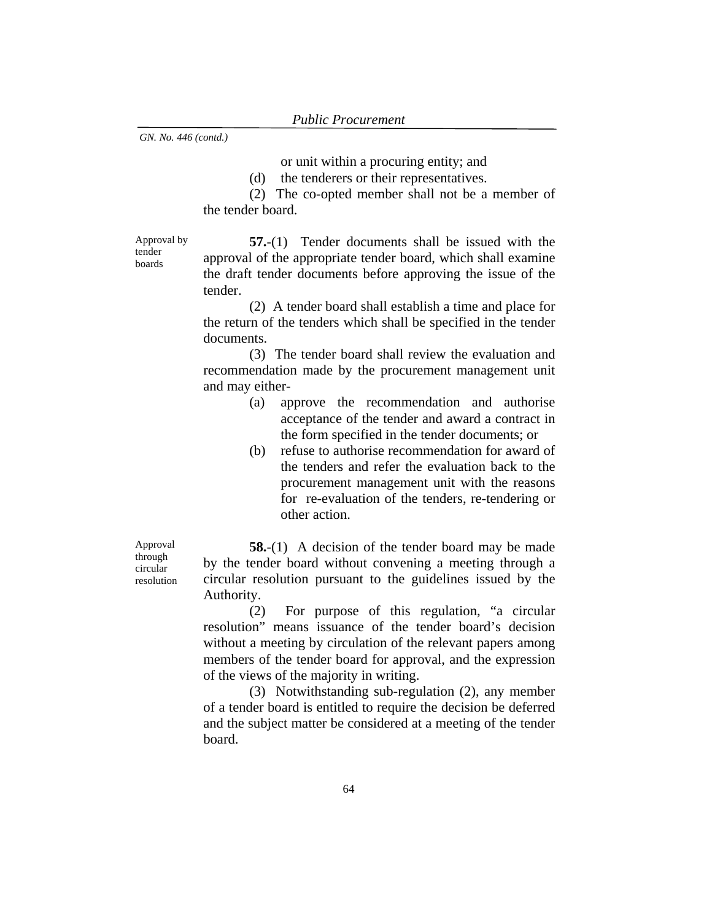*GN. No. 446 (contd.)*

or unit within a procuring entity; and

(d) the tenderers or their representatives.

(2) The co-opted member shall not be a member of the tender board.

Approval by tender boards

**57.**-(1) Tender documents shall be issued with the approval of the appropriate tender board, which shall examine the draft tender documents before approving the issue of the tender.

(2) A tender board shall establish a time and place for the return of the tenders which shall be specified in the tender documents.

(3) The tender board shall review the evaluation and recommendation made by the procurement management unit and may either-

(a) approve the recommendation and authorise acceptance of the tender and award a contract in the form specified in the tender documents; or

(b) refuse to authorise recommendation for award of the tenders and refer the evaluation back to the procurement management unit with the reasons for re-evaluation of the tenders, re-tendering or other action.

Approval through circular resolution

**58.**-(1) A decision of the tender board may be made by the tender board without convening a meeting through a circular resolution pursuant to the guidelines issued by the Authority.

(2) For purpose of this regulation, "a circular resolution" means issuance of the tender board's decision without a meeting by circulation of the relevant papers among members of the tender board for approval, and the expression of the views of the majority in writing.

(3) Notwithstanding sub-regulation (2), any member of a tender board is entitled to require the decision be deferred and the subject matter be considered at a meeting of the tender board.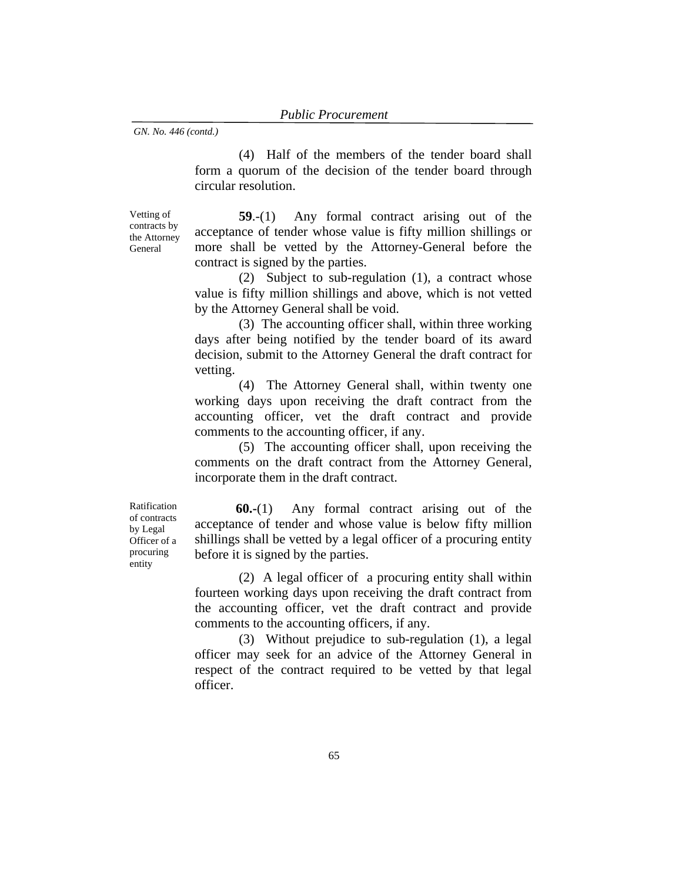*GN. No. 446 (contd.)*

(4) Half of the members of the tender board shall form a quorum of the decision of the tender board through circular resolution.

Vetting of contracts by the Attorney General

**59**.-(1) Any formal contract arising out of the acceptance of tender whose value is fifty million shillings or more shall be vetted by the Attorney-General before the contract is signed by the parties.

(2) Subject to sub-regulation (1), a contract whose value is fifty million shillings and above, which is not vetted by the Attorney General shall be void.

(3) The accounting officer shall, within three working days after being notified by the tender board of its award decision, submit to the Attorney General the draft contract for vetting.

(4) The Attorney General shall, within twenty one working days upon receiving the draft contract from the accounting officer, vet the draft contract and provide comments to the accounting officer, if any.

(5) The accounting officer shall, upon receiving the comments on the draft contract from the Attorney General, incorporate them in the draft contract.

Ratification of contracts by Legal Officer of a procuring entity

**60.-**(1) Any formal contract arising out of the acceptance of tender and whose value is below fifty million shillings shall be vetted by a legal officer of a procuring entity before it is signed by the parties.

(2) A legal officer of a procuring entity shall within fourteen working days upon receiving the draft contract from the accounting officer, vet the draft contract and provide comments to the accounting officers, if any.

(3) Without prejudice to sub-regulation (1), a legal officer may seek for an advice of the Attorney General in respect of the contract required to be vetted by that legal officer.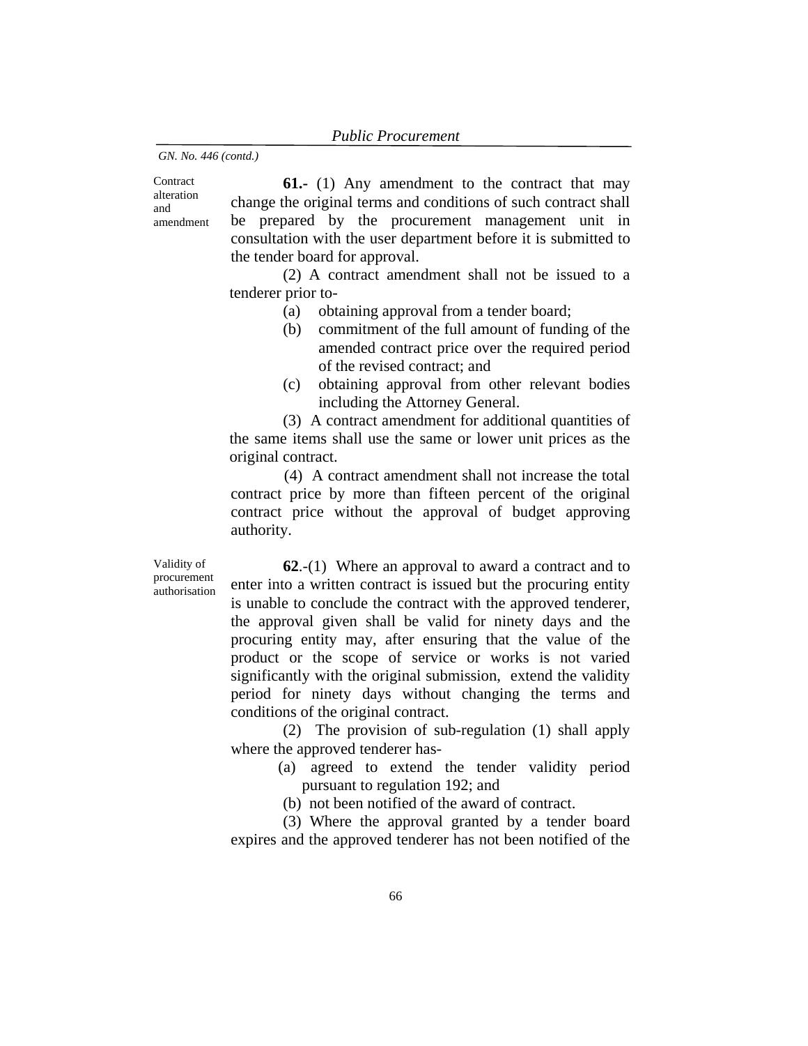*GN. No. 446 (contd.)*

Contract alteration and amendment

**61.-** (1) Any amendment to the contract that may change the original terms and conditions of such contract shall be prepared by the procurement management unit in consultation with the user department before it is submitted to the tender board for approval.

(2) A contract amendment shall not be issued to a tenderer prior to-

(a) obtaining approval from a tender board;

(b) commitment of the full amount of funding of the amended contract price over the required period of the revised contract; and

(c) obtaining approval from other relevant bodies including the Attorney General.

(3) A contract amendment for additional quantities of the same items shall use the same or lower unit prices as the original contract.

(4) A contract amendment shall not increase the total contract price by more than fifteen percent of the original contract price without the approval of budget approving authority.

Validity of procurement authorisation

**62**.-(1) Where an approval to award a contract and to enter into a written contract is issued but the procuring entity is unable to conclude the contract with the approved tenderer, the approval given shall be valid for ninety days and the procuring entity may, after ensuring that the value of the product or the scope of service or works is not varied significantly with the original submission, extend the validity period for ninety days without changing the terms and conditions of the original contract.

(2) The provision of sub-regulation (1) shall apply where the approved tenderer has-

(a) agreed to extend the tender validity period pursuant to regulation 192; and

(b) not been notified of the award of contract.

(3) Where the approval granted by a tender board expires and the approved tenderer has not been notified of the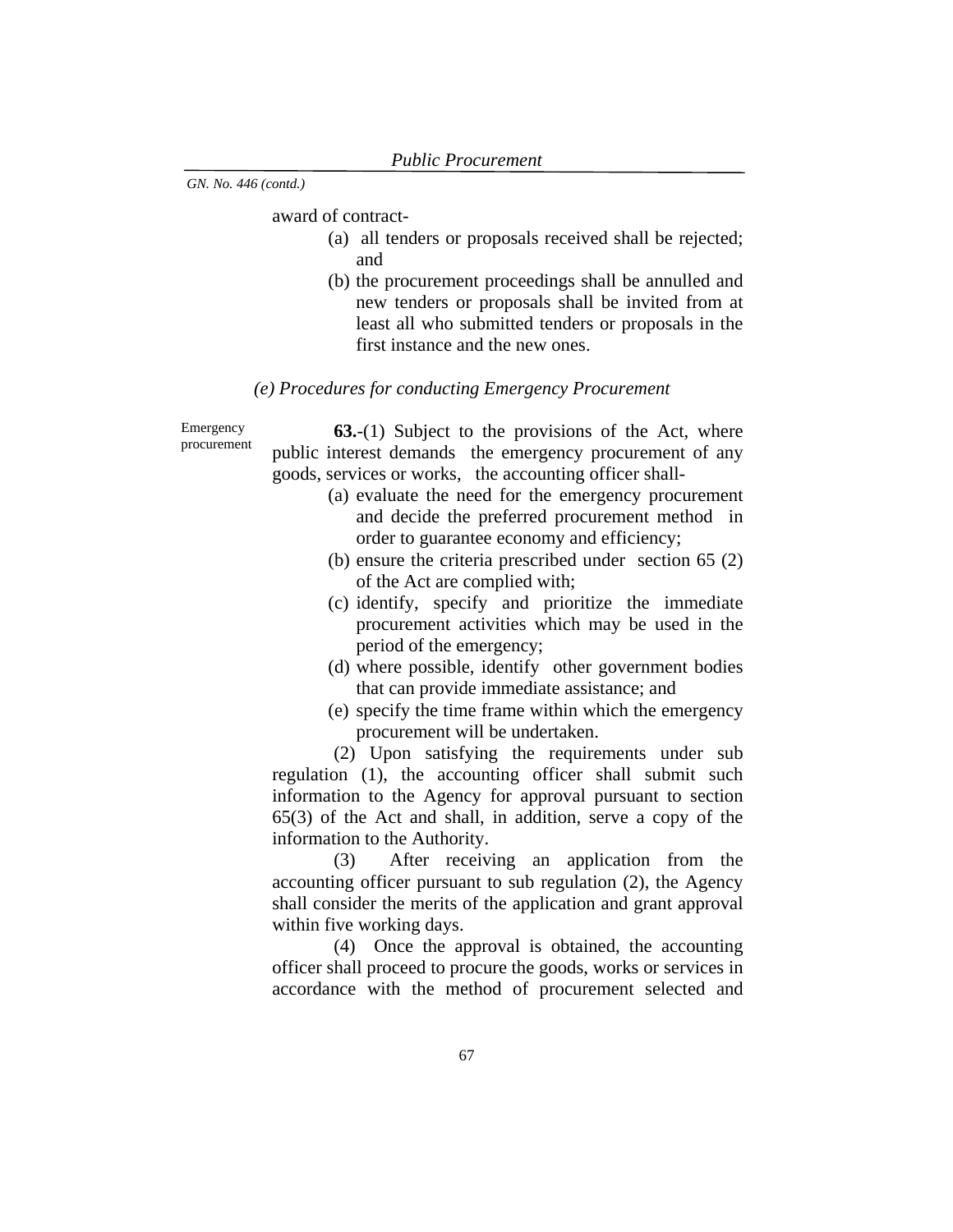award of contract-

(a) all tenders or proposals received shall be rejected; and

(b) the procurement proceedings shall be annulled and new tenders or proposals shall be invited from at least all who submitted tenders or proposals in the first instance and the new ones.

*(e) Procedures for conducting Emergency Procurement*

Emergency procurement

**63.**-(1) Subject to the provisions of the Act, where public interest demands the emergency procurement of any goods, services or works, the accounting officer shall-

(a) evaluate the need for the emergency procurement and decide the preferred procurement method in order to guarantee economy and efficiency;

(b) ensure the criteria prescribed under section 65 (2) of the Act are complied with;

(c) identify, specify and prioritize the immediate procurement activities which may be used in the period of the emergency;

(d) where possible, identify other government bodies that can provide immediate assistance; and

(e) specify the time frame within which the emergency procurement will be undertaken.

(2) Upon satisfying the requirements under sub regulation (1), the accounting officer shall submit such information to the Agency for approval pursuant to section 65(3) of the Act and shall, in addition, serve a copy of the information to the Authority.

(3) After receiving an application from the accounting officer pursuant to sub regulation (2), the Agency shall consider the merits of the application and grant approval within five working days.

(4) Once the approval is obtained, the accounting officer shall proceed to procure the goods, works or services in accordance with the method of procurement selected and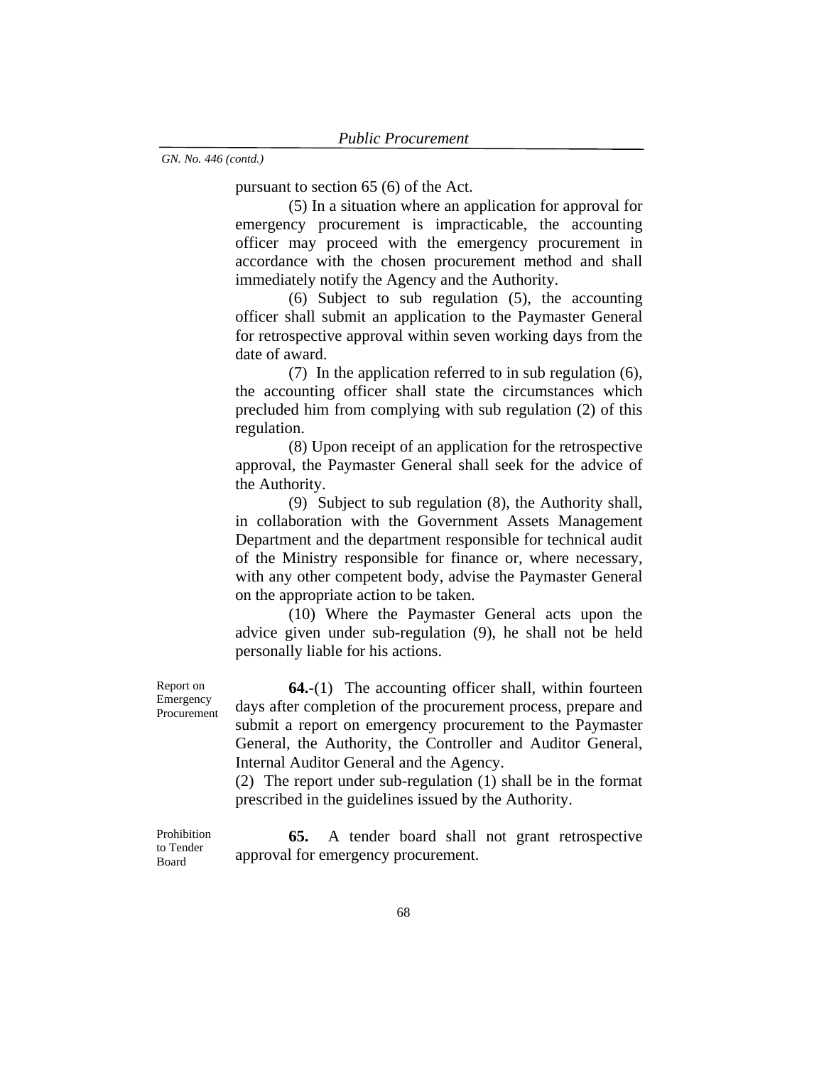*GN. No. 446 (contd.)*

pursuant to section 65 (6) of the Act.

(5) In a situation where an application for approval for emergency procurement is impracticable, the accounting officer may proceed with the emergency procurement in accordance with the chosen procurement method and shall immediately notify the Agency and the Authority.

(6) Subject to sub regulation (5), the accounting officer shall submit an application to the Paymaster General for retrospective approval within seven working days from the date of award.

(7) In the application referred to in sub regulation (6), the accounting officer shall state the circumstances which precluded him from complying with sub regulation (2) of this regulation.

(8) Upon receipt of an application for the retrospective approval, the Paymaster General shall seek for the advice of the Authority.

(9) Subject to sub regulation (8), the Authority shall, in collaboration with the Government Assets Management Department and the department responsible for technical audit of the Ministry responsible for finance or, where necessary, with any other competent body, advise the Paymaster General on the appropriate action to be taken.

(10) Where the Paymaster General acts upon the advice given under sub-regulation (9), he shall not be held personally liable for his actions.

Report on Emergency Procurement

**64.-**(1) The accounting officer shall, within fourteen days after completion of the procurement process, prepare and submit a report on emergency procurement to the Paymaster General, the Authority, the Controller and Auditor General, Internal Auditor General and the Agency.

(2) The report under sub-regulation (1) shall be in the format prescribed in the guidelines issued by the Authority.

Prohibition to Tender Board

**65.** A tender board shall not grant retrospective approval for emergency procurement.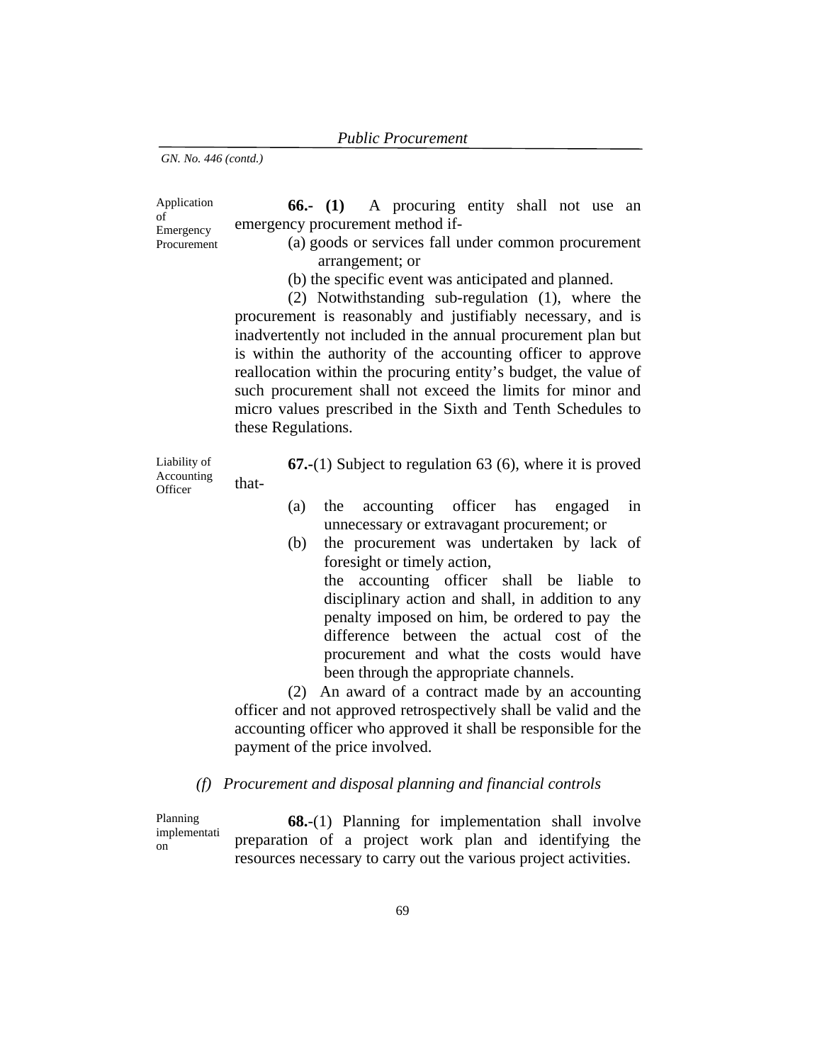GN. No. 446 (contd.)

Application of Emergency Procurement

**66.- (1)** A procuring entity shall not use an emergency procurement method if-

(a) goods or services fall under common procurement arrangement; or

(b) the specific event was anticipated and planned.

(2) Notwithstanding sub-regulation (1), where the procurement is reasonably and justifiably necessary, and is inadvertently not included in the annual procurement plan but is within the authority of the accounting officer to approve reallocation within the procuring entity's budget, the value of such procurement shall not exceed the limits for minor and micro values prescribed in the Sixth and Tenth Schedules to these Regulations.

Liability of Accounting Officer

**67.-**(1) Subject to regulation 63 (6), where it is proved that-

(a) the accounting officer has engaged in unnecessary or extravagant procurement; or

(b) the procurement was undertaken by lack of foresight or timely action,

the accounting officer shall be liable to disciplinary action and shall, in addition to any penalty imposed on him, be ordered to pay the difference between the actual cost of the procurement and what the costs would have been through the appropriate channels.

(2) An award of a contract made by an accounting officer and not approved retrospectively shall be valid and the accounting officer who approved it shall be responsible for the payment of the price involved.

*(f) Procurement and disposal planning and financial controls*

Planning implementation

**68.**-(1) Planning for implementation shall involve preparation of a project work plan and identifying the resources necessary to carry out the various project activities.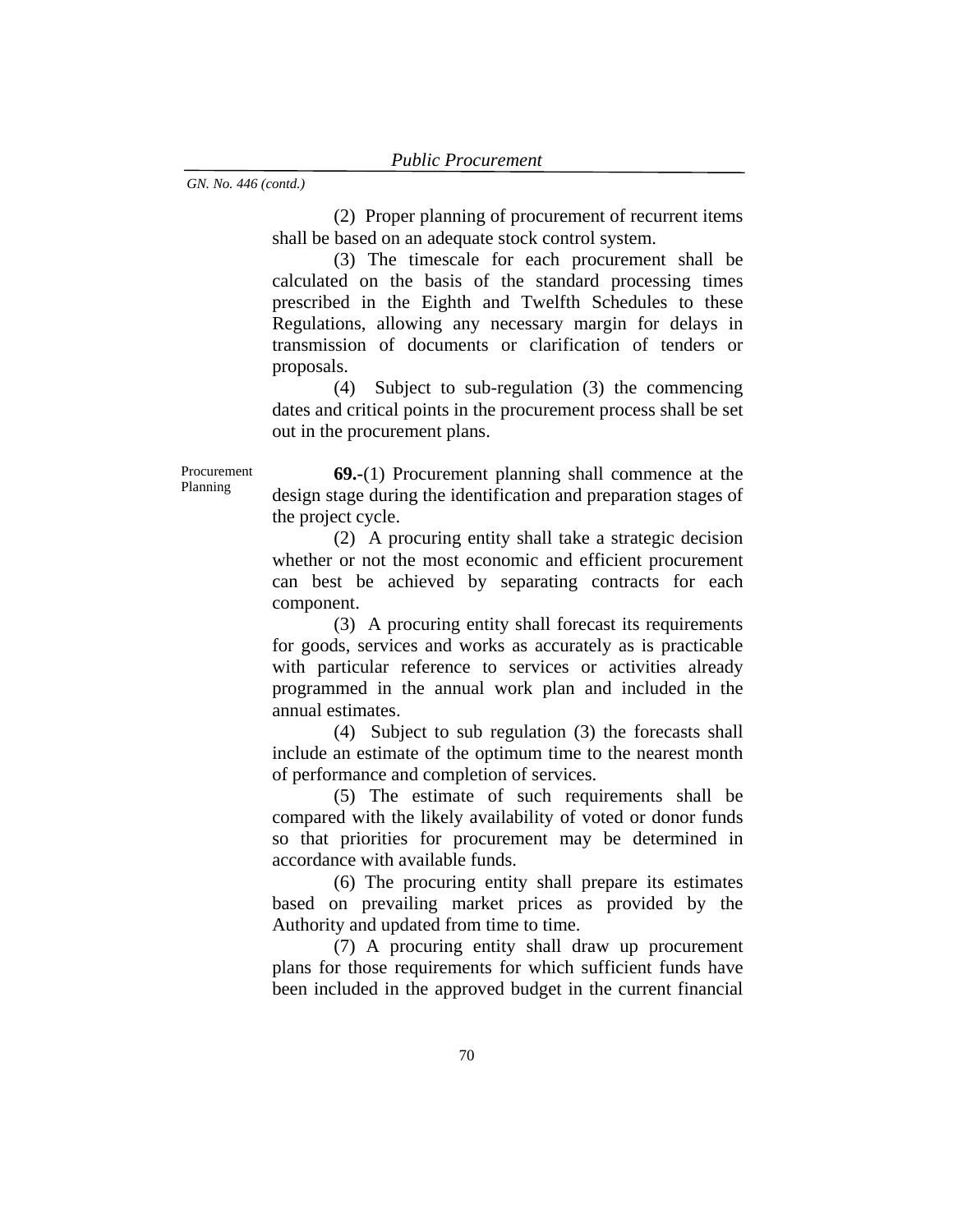GN. No. 446 (contd.)

(2) Proper planning of procurement of recurrent items shall be based on an adequate stock control system.

(3) The timescale for each procurement shall be calculated on the basis of the standard processing times prescribed in the Eighth and Twelfth Schedules to these Regulations, allowing any necessary margin for delays in transmission of documents or clarification of tenders or proposals.

(4) Subject to sub-regulation (3) the commencing dates and critical points in the procurement process shall be set out in the procurement plans.

Procurement Planning

**69.-**(1) Procurement planning shall commence at the design stage during the identification and preparation stages of the project cycle.

(2) A procuring entity shall take a strategic decision whether or not the most economic and efficient procurement can best be achieved by separating contracts for each component.

(3) A procuring entity shall forecast its requirements for goods, services and works as accurately as is practicable with particular reference to services or activities already programmed in the annual work plan and included in the annual estimates.

(4) Subject to sub regulation (3) the forecasts shall include an estimate of the optimum time to the nearest month of performance and completion of services.

(5) The estimate of such requirements shall be compared with the likely availability of voted or donor funds so that priorities for procurement may be determined in accordance with available funds.

(6) The procuring entity shall prepare its estimates based on prevailing market prices as provided by the Authority and updated from time to time.

(7) A procuring entity shall draw up procurement plans for those requirements for which sufficient funds have been included in the approved budget in the current financial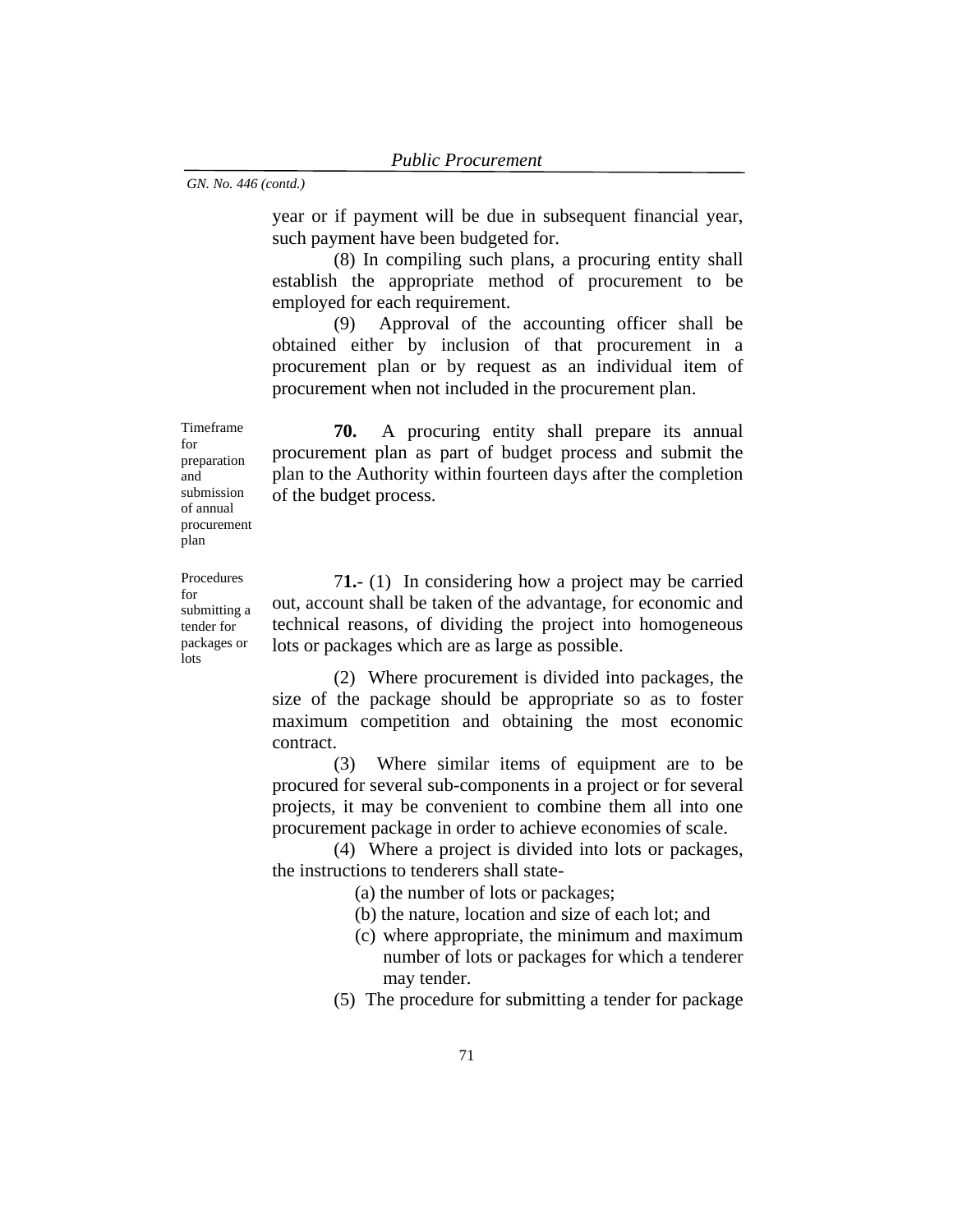*GN. No. 446 (contd.)*

year or if payment will be due in subsequent financial year, such payment have been budgeted for.

(8) In compiling such plans, a procuring entity shall establish the appropriate method of procurement to be employed for each requirement.

(9) Approval of the accounting officer shall be obtained either by inclusion of that procurement in a procurement plan or by request as an individual item of procurement when not included in the procurement plan.

Timeframe for preparation and submission of annual procurement plan

**70.** A procuring entity shall prepare its annual procurement plan as part of budget process and submit the plan to the Authority within fourteen days after the completion of the budget process.

Procedures for submitting a tender for packages or lots

7**1.**- (1) In considering how a project may be carried out, account shall be taken of the advantage, for economic and technical reasons, of dividing the project into homogeneous lots or packages which are as large as possible.

(2) Where procurement is divided into packages, the size of the package should be appropriate so as to foster maximum competition and obtaining the most economic contract.

(3) Where similar items of equipment are to be procured for several sub-components in a project or for several projects, it may be convenient to combine them all into one procurement package in order to achieve economies of scale.

(4) Where a project is divided into lots or packages, the instructions to tenderers shall state-

(a) the number of lots or packages;
(b) the nature, location and size of each lot; and
(c) where appropriate, the minimum and maximum number of lots or packages for which a tenderer may tender.

(5) The procedure for submitting a tender for package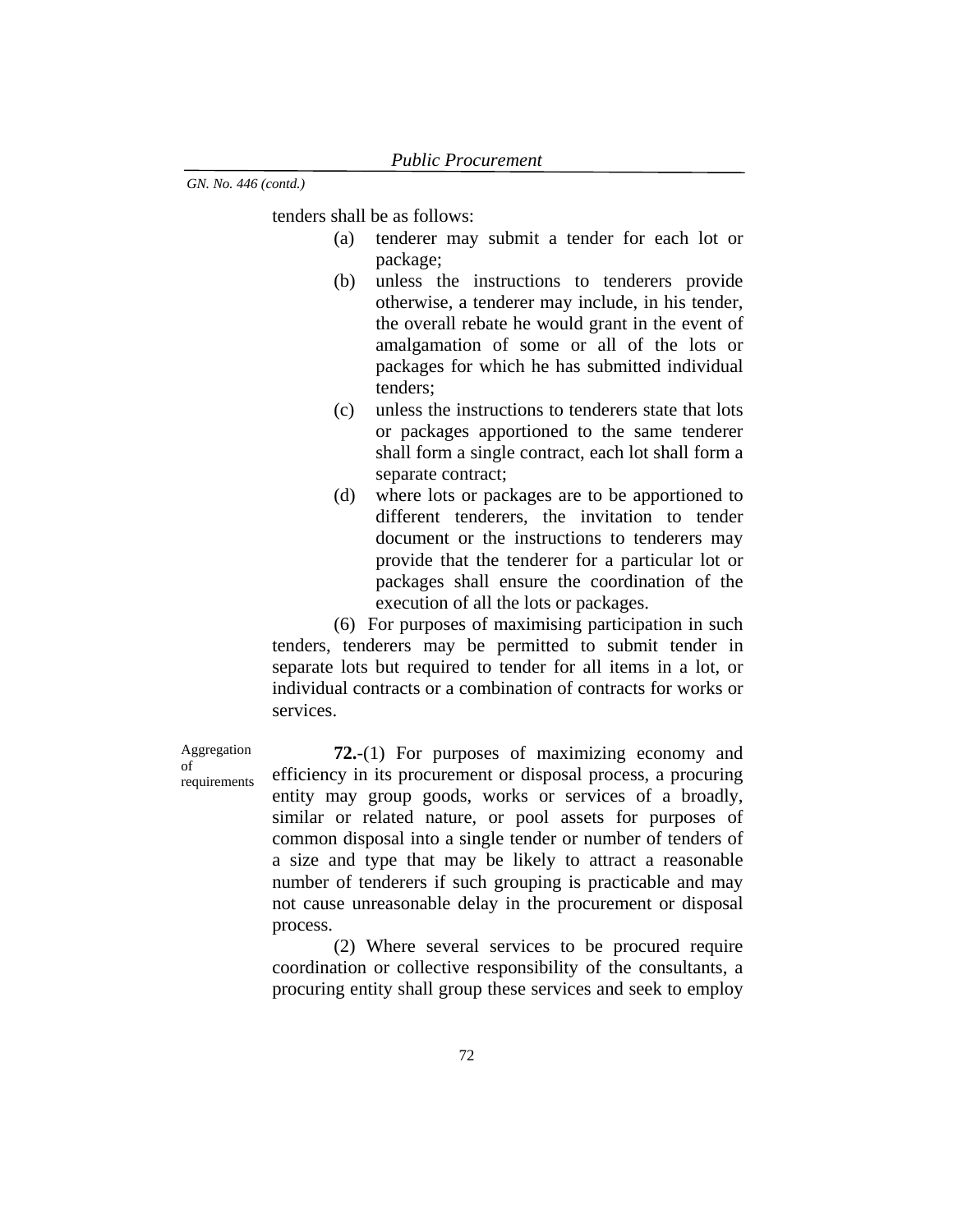*GN. No. 446 (contd.)*

tenders shall be as follows:

- (a) tenderer may submit a tender for each lot or package;
- (b) unless the instructions to tenderers provide otherwise, a tenderer may include, in his tender, the overall rebate he would grant in the event of amalgamation of some or all of the lots or packages for which he has submitted individual tenders;
- (c) unless the instructions to tenderers state that lots or packages apportioned to the same tenderer shall form a single contract, each lot shall form a separate contract;
- (d) where lots or packages are to be apportioned to different tenderers, the invitation to tender document or the instructions to tenderers may provide that the tenderer for a particular lot or packages shall ensure the coordination of the execution of all the lots or packages.

(6) For purposes of maximising participation in such tenders, tenderers may be permitted to submit tender in separate lots but required to tender for all items in a lot, or individual contracts or a combination of contracts for works or services.

Aggregation of requirements

**72.**-(1) For purposes of maximizing economy and efficiency in its procurement or disposal process, a procuring entity may group goods, works or services of a broadly, similar or related nature, or pool assets for purposes of common disposal into a single tender or number of tenders of a size and type that may be likely to attract a reasonable number of tenderers if such grouping is practicable and may not cause unreasonable delay in the procurement or disposal process.

(2) Where several services to be procured require coordination or collective responsibility of the consultants, a procuring entity shall group these services and seek to employ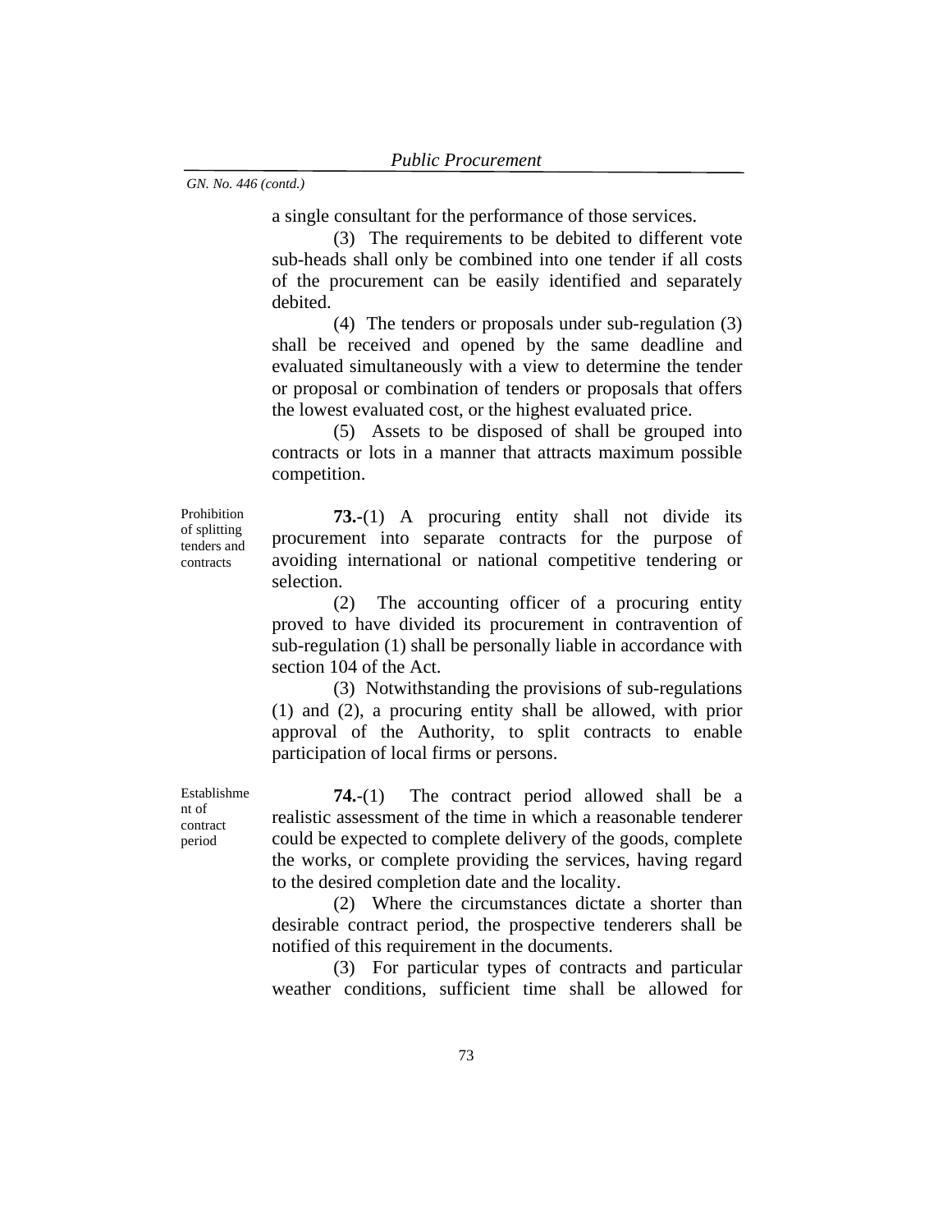*GN. No. 446 (contd.)*

a single consultant for the performance of those services.

(3) The requirements to be debited to different vote sub-heads shall only be combined into one tender if all costs of the procurement can be easily identified and separately debited.

(4) The tenders or proposals under sub-regulation (3) shall be received and opened by the same deadline and evaluated simultaneously with a view to determine the tender or proposal or combination of tenders or proposals that offers the lowest evaluated cost, or the highest evaluated price.

(5) Assets to be disposed of shall be grouped into contracts or lots in a manner that attracts maximum possible competition.

Prohibition of splitting tenders and contracts

**73.**-(1) A procuring entity shall not divide its procurement into separate contracts for the purpose of avoiding international or national competitive tendering or selection.

(2) The accounting officer of a procuring entity proved to have divided its procurement in contravention of sub-regulation (1) shall be personally liable in accordance with section 104 of the Act.

(3) Notwithstanding the provisions of sub-regulations (1) and (2), a procuring entity shall be allowed, with prior approval of the Authority, to split contracts to enable participation of local firms or persons.

Establishment of contract period

**74.**-(1) The contract period allowed shall be a realistic assessment of the time in which a reasonable tenderer could be expected to complete delivery of the goods, complete the works, or complete providing the services, having regard to the desired completion date and the locality.

(2) Where the circumstances dictate a shorter than desirable contract period, the prospective tenderers shall be notified of this requirement in the documents.

(3) For particular types of contracts and particular weather conditions, sufficient time shall be allowed for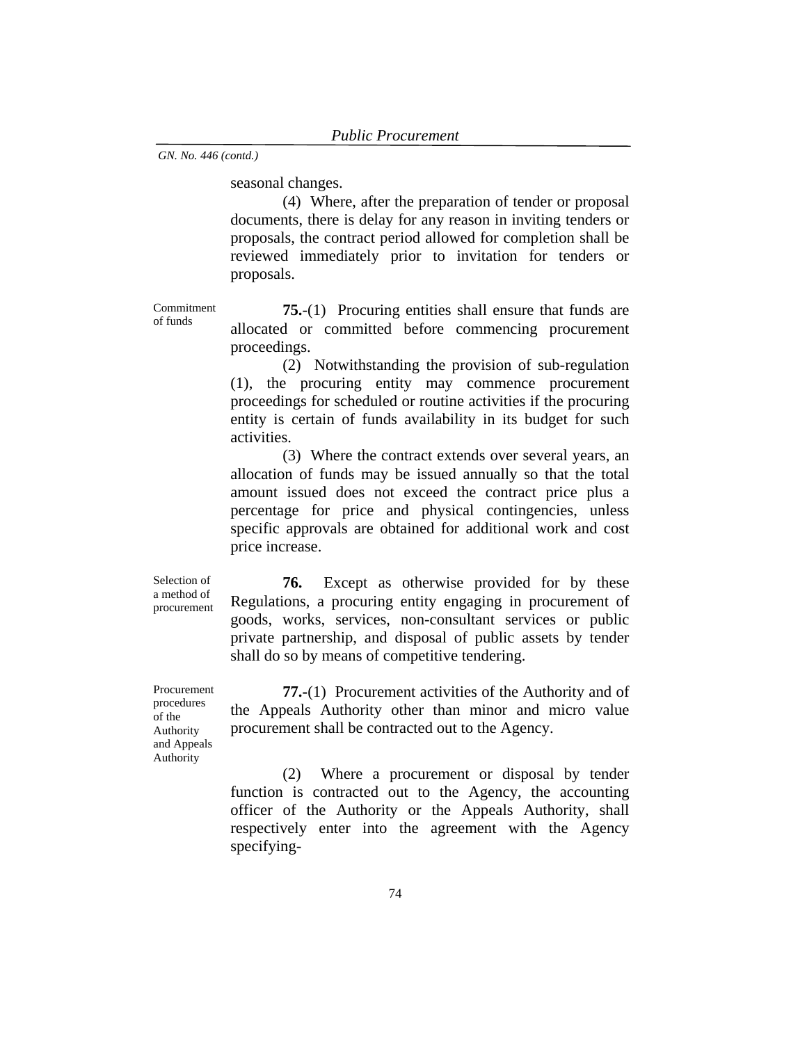*GN. No. 446 (contd.)*

seasonal changes.

(4) Where, after the preparation of tender or proposal documents, there is delay for any reason in inviting tenders or proposals, the contract period allowed for completion shall be reviewed immediately prior to invitation for tenders or proposals.

Commitment of funds

**75.**-(1) Procuring entities shall ensure that funds are allocated or committed before commencing procurement proceedings.

(2) Notwithstanding the provision of sub-regulation (1), the procuring entity may commence procurement proceedings for scheduled or routine activities if the procuring entity is certain of funds availability in its budget for such activities.

(3) Where the contract extends over several years, an allocation of funds may be issued annually so that the total amount issued does not exceed the contract price plus a percentage for price and physical contingencies, unless specific approvals are obtained for additional work and cost price increase.

Selection of a method of procurement

**76.** Except as otherwise provided for by these Regulations, a procuring entity engaging in procurement of goods, works, services, non-consultant services or public private partnership, and disposal of public assets by tender shall do so by means of competitive tendering.

Procurement procedures of the Authority and Appeals Authority

**77.**-(1) Procurement activities of the Authority and of the Appeals Authority other than minor and micro value procurement shall be contracted out to the Agency.

(2) Where a procurement or disposal by tender function is contracted out to the Agency, the accounting officer of the Authority or the Appeals Authority, shall respectively enter into the agreement with the Agency specifying-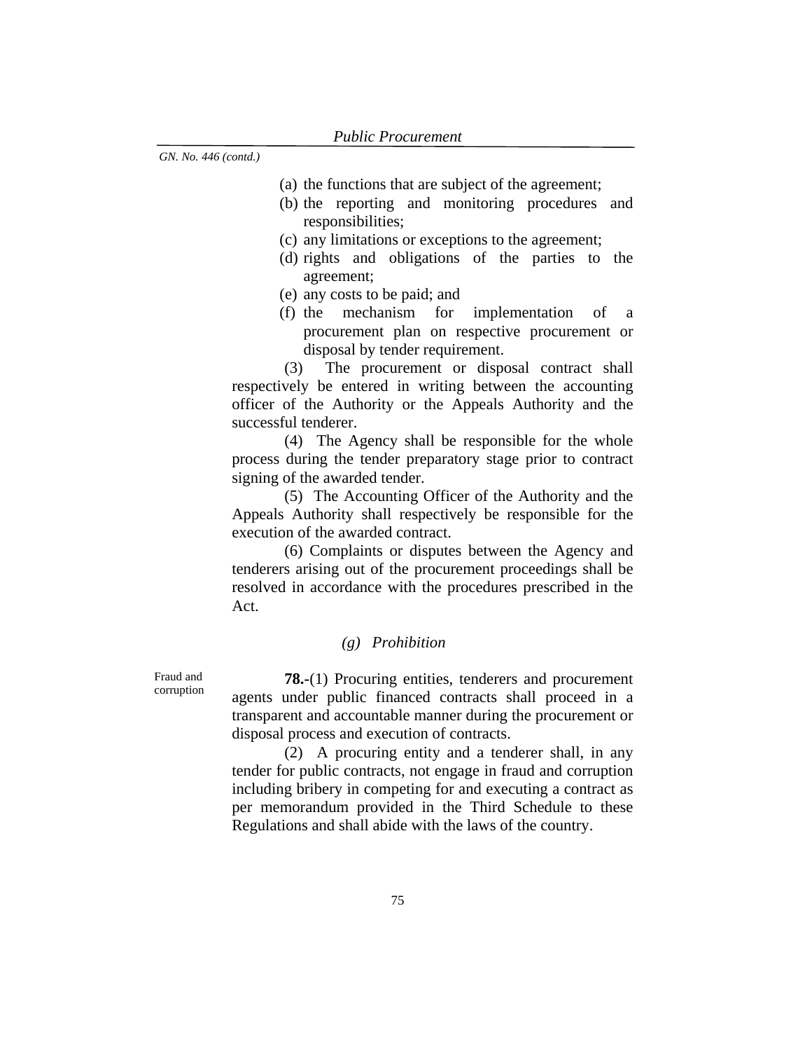GN. No. 446 (contd.)

(a) the functions that are subject of the agreement;
(b) the reporting and monitoring procedures and responsibilities;
(c) any limitations or exceptions to the agreement;
(d) rights and obligations of the parties to the agreement;
(e) any costs to be paid; and
(f) the mechanism for implementation of a procurement plan on respective procurement or disposal by tender requirement.

(3) The procurement or disposal contract shall respectively be entered in writing between the accounting officer of the Authority or the Appeals Authority and the successful tenderer.

(4) The Agency shall be responsible for the whole process during the tender preparatory stage prior to contract signing of the awarded tender.

(5) The Accounting Officer of the Authority and the Appeals Authority shall respectively be responsible for the execution of the awarded contract.

(6) Complaints or disputes between the Agency and tenderers arising out of the procurement proceedings shall be resolved in accordance with the procedures prescribed in the Act.

### *(g) Prohibition*

Fraud and corruption

**78.-**(1) Procuring entities, tenderers and procurement agents under public financed contracts shall proceed in a transparent and accountable manner during the procurement or disposal process and execution of contracts.

(2) A procuring entity and a tenderer shall, in any tender for public contracts, not engage in fraud and corruption including bribery in competing for and executing a contract as per memorandum provided in the Third Schedule to these Regulations and shall abide with the laws of the country.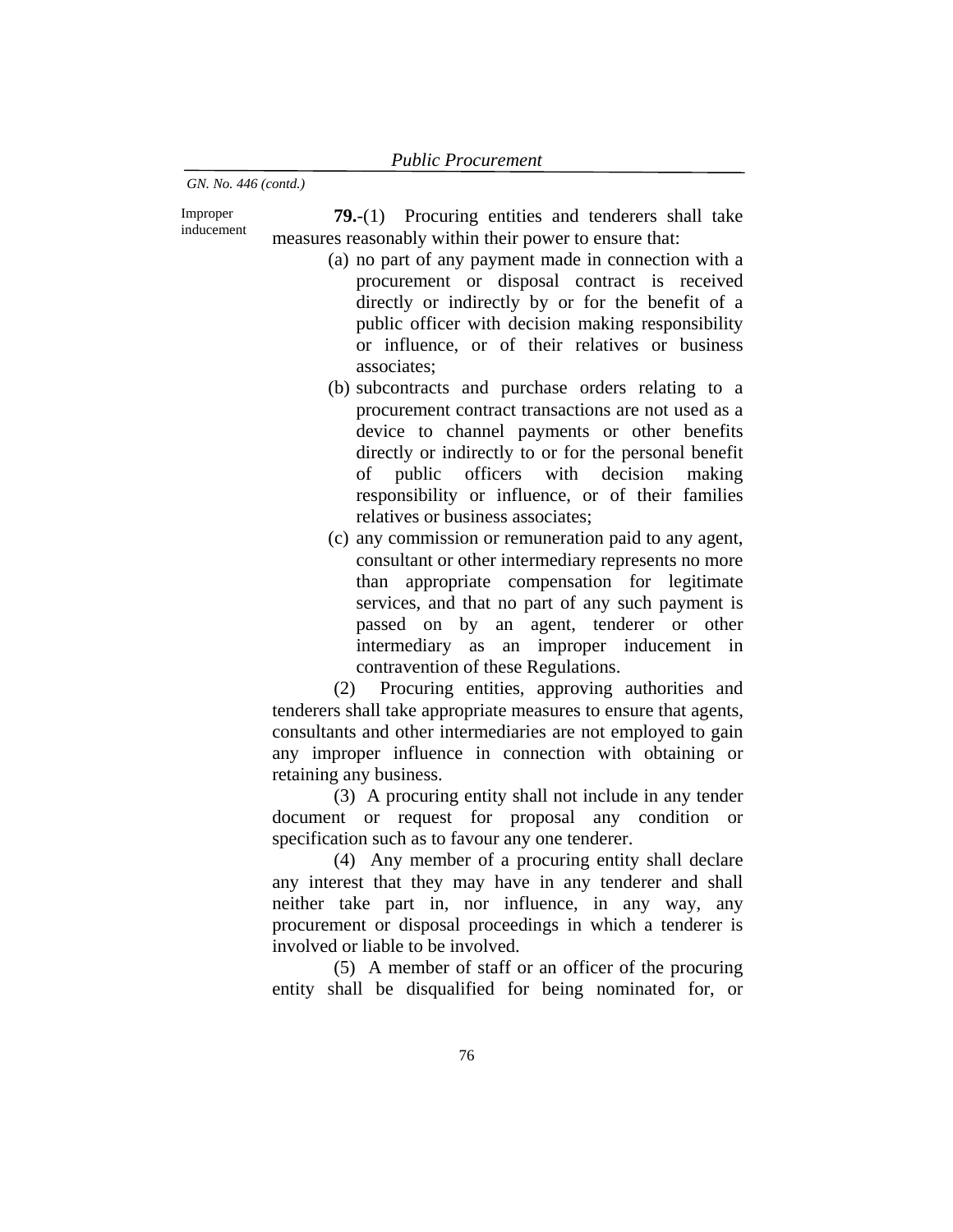*GN. No. 446 (contd.)*

Improper inducement

**79.**-(1) Procuring entities and tenderers shall take measures reasonably within their power to ensure that:

(a) no part of any payment made in connection with a procurement or disposal contract is received directly or indirectly by or for the benefit of a public officer with decision making responsibility or influence, or of their relatives or business associates;

(b) subcontracts and purchase orders relating to a procurement contract transactions are not used as a device to channel payments or other benefits directly or indirectly to or for the personal benefit of public officers with decision making responsibility or influence, or of their families relatives or business associates;

(c) any commission or remuneration paid to any agent, consultant or other intermediary represents no more than appropriate compensation for legitimate services, and that no part of any such payment is passed on by an agent, tenderer or other intermediary as an improper inducement in contravention of these Regulations.

(2) Procuring entities, approving authorities and tenderers shall take appropriate measures to ensure that agents, consultants and other intermediaries are not employed to gain any improper influence in connection with obtaining or retaining any business.

(3) A procuring entity shall not include in any tender document or request for proposal any condition or specification such as to favour any one tenderer.

(4) Any member of a procuring entity shall declare any interest that they may have in any tenderer and shall neither take part in, nor influence, in any way, any procurement or disposal proceedings in which a tenderer is involved or liable to be involved.

(5) A member of staff or an officer of the procuring entity shall be disqualified for being nominated for, or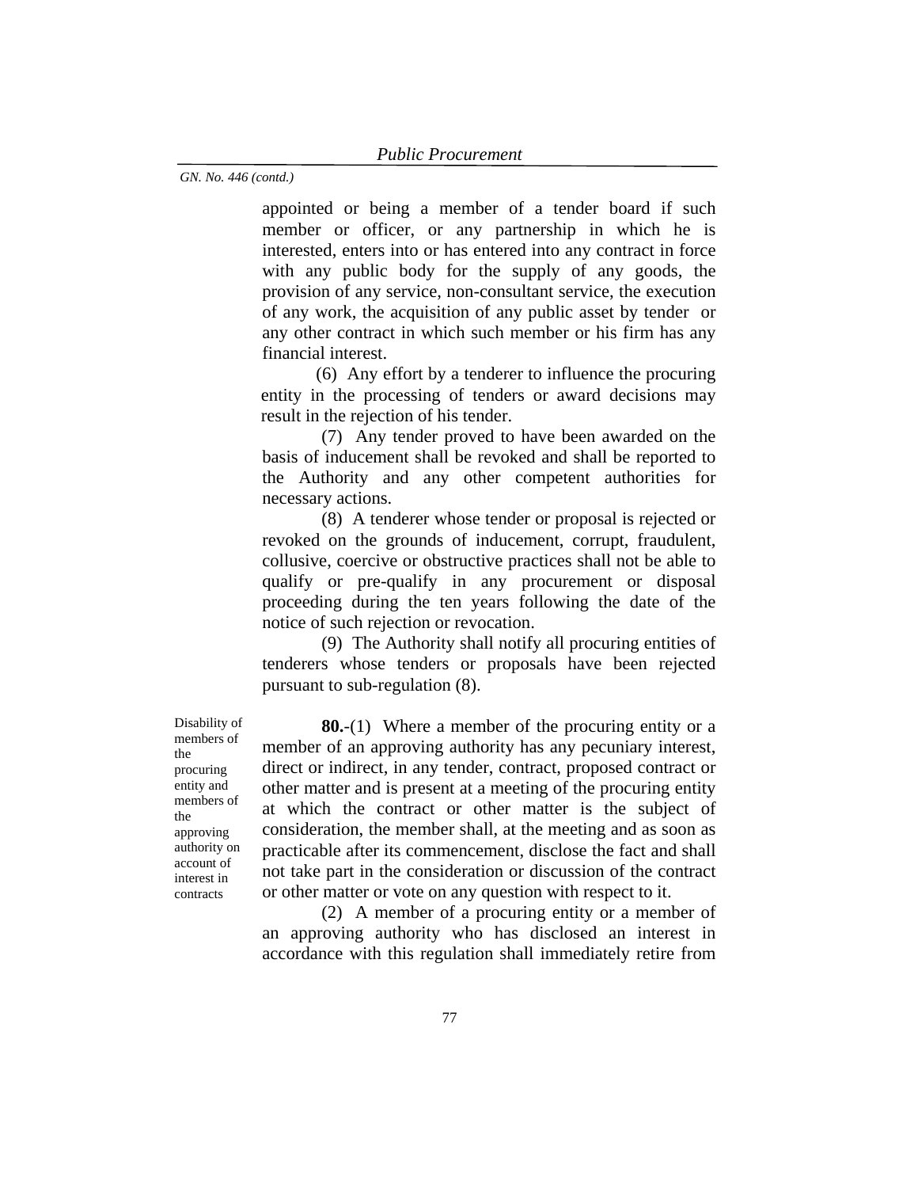GN. No. 446 (contd.)

appointed or being a member of a tender board if such member or officer, or any partnership in which he is interested, enters into or has entered into any contract in force with any public body for the supply of any goods, the provision of any service, non-consultant service, the execution of any work, the acquisition of any public asset by tender or any other contract in which such member or his firm has any financial interest.

(6) Any effort by a tenderer to influence the procuring entity in the processing of tenders or award decisions may result in the rejection of his tender.

(7) Any tender proved to have been awarded on the basis of inducement shall be revoked and shall be reported to the Authority and any other competent authorities for necessary actions.

(8) A tenderer whose tender or proposal is rejected or revoked on the grounds of inducement, corrupt, fraudulent, collusive, coercive or obstructive practices shall not be able to qualify or pre-qualify in any procurement or disposal proceeding during the ten years following the date of the notice of such rejection or revocation.

(9) The Authority shall notify all procuring entities of tenderers whose tenders or proposals have been rejected pursuant to sub-regulation (8).

Disability of members of the procuring entity and members of the approving authority on account of interest in contracts

**80.**-(1) Where a member of the procuring entity or a member of an approving authority has any pecuniary interest, direct or indirect, in any tender, contract, proposed contract or other matter and is present at a meeting of the procuring entity at which the contract or other matter is the subject of consideration, the member shall, at the meeting and as soon as practicable after its commencement, disclose the fact and shall not take part in the consideration or discussion of the contract or other matter or vote on any question with respect to it.

(2) A member of a procuring entity or a member of an approving authority who has disclosed an interest in accordance with this regulation shall immediately retire from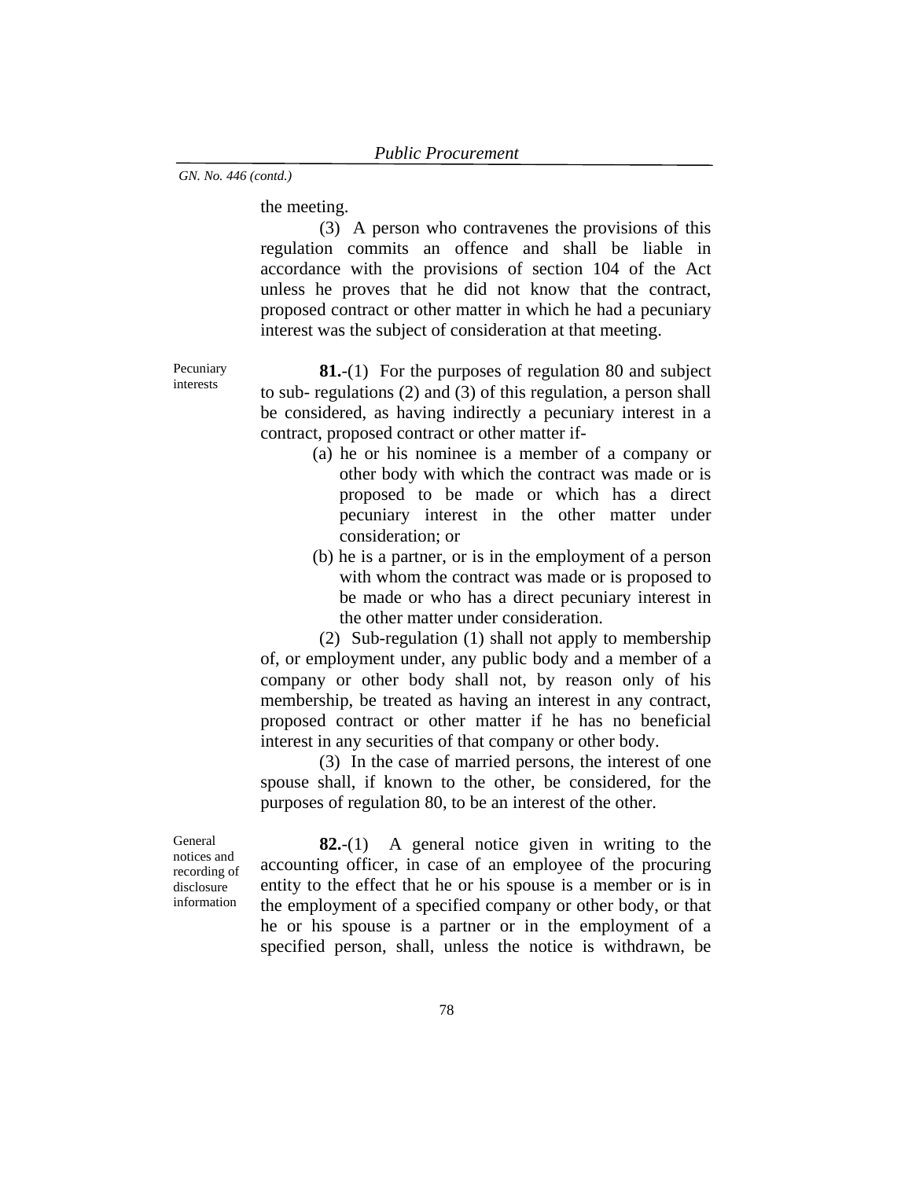*GN. No. 446 (contd.)*

the meeting.

(3) A person who contravenes the provisions of this regulation commits an offence and shall be liable in accordance with the provisions of section 104 of the Act unless he proves that he did not know that the contract, proposed contract or other matter in which he had a pecuniary interest was the subject of consideration at that meeting.

Pecuniary interests

**81.**-(1) For the purposes of regulation 80 and subject to sub- regulations (2) and (3) of this regulation, a person shall be considered, as having indirectly a pecuniary interest in a contract, proposed contract or other matter if-

(a) he or his nominee is a member of a company or other body with which the contract was made or is proposed to be made or which has a direct pecuniary interest in the other matter under consideration; or

(b) he is a partner, or is in the employment of a person with whom the contract was made or is proposed to be made or who has a direct pecuniary interest in the other matter under consideration.

(2) Sub-regulation (1) shall not apply to membership of, or employment under, any public body and a member of a company or other body shall not, by reason only of his membership, be treated as having an interest in any contract, proposed contract or other matter if he has no beneficial interest in any securities of that company or other body.

(3) In the case of married persons, the interest of one spouse shall, if known to the other, be considered, for the purposes of regulation 80, to be an interest of the other.

General notices and recording of disclosure information

**82.**-(1) A general notice given in writing to the accounting officer, in case of an employee of the procuring entity to the effect that he or his spouse is a member or is in the employment of a specified company or other body, or that he or his spouse is a partner or in the employment of a specified person, shall, unless the notice is withdrawn, be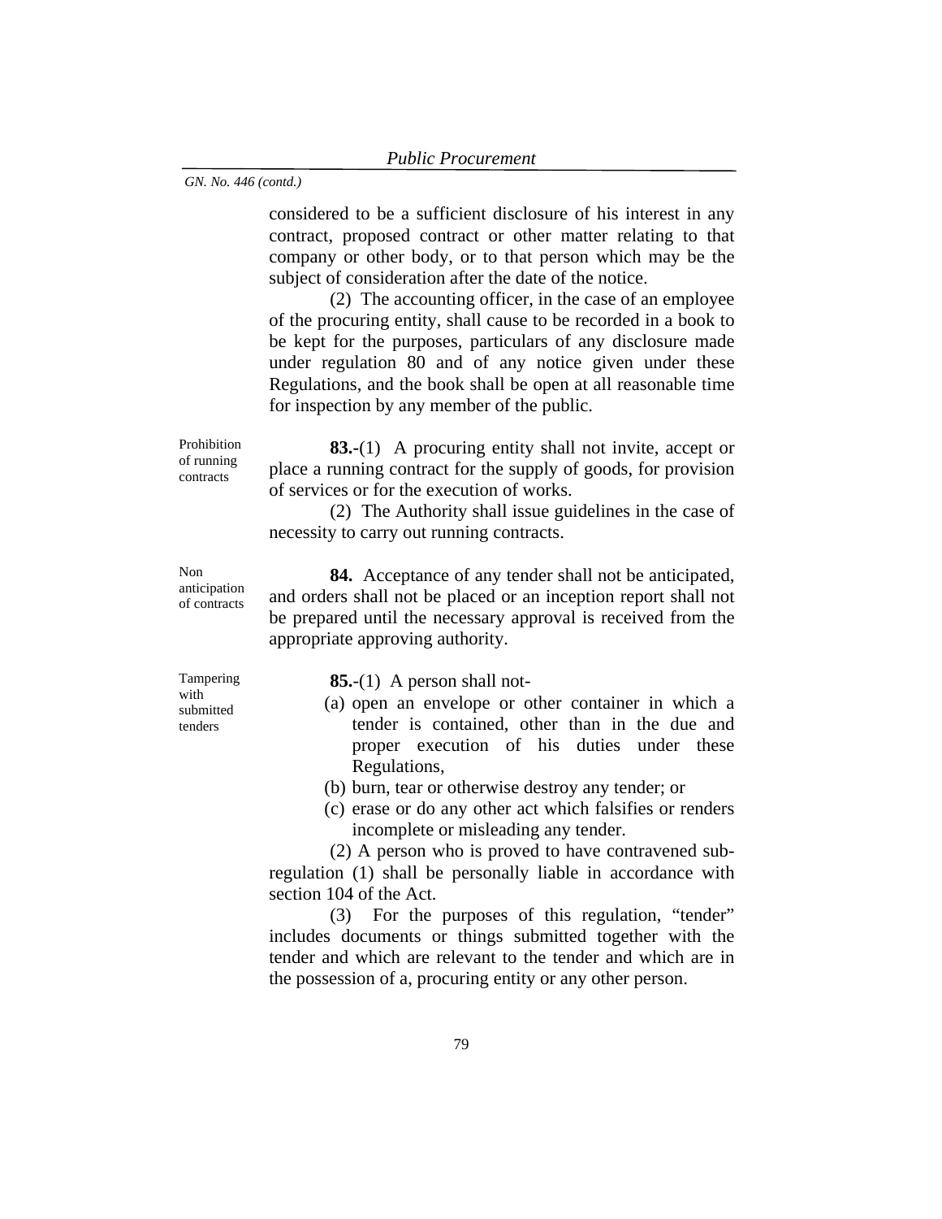*GN. No. 446 (contd.)*

considered to be a sufficient disclosure of his interest in any contract, proposed contract or other matter relating to that company or other body, or to that person which may be the subject of consideration after the date of the notice.

(2) The accounting officer, in the case of an employee of the procuring entity, shall cause to be recorded in a book to be kept for the purposes, particulars of any disclosure made under regulation 80 and of any notice given under these Regulations, and the book shall be open at all reasonable time for inspection by any member of the public.

Prohibition of running contracts

**83.-**(1) A procuring entity shall not invite, accept or place a running contract for the supply of goods, for provision of services or for the execution of works.

(2) The Authority shall issue guidelines in the case of necessity to carry out running contracts.

Non anticipation of contracts

**84.** Acceptance of any tender shall not be anticipated, and orders shall not be placed or an inception report shall not be prepared until the necessary approval is received from the appropriate approving authority.

Tampering with submitted tenders

**85.-**(1) A person shall not-

(a) open an envelope or other container in which a tender is contained, other than in the due and proper execution of his duties under these Regulations,

(b) burn, tear or otherwise destroy any tender; or

(c) erase or do any other act which falsifies or renders incomplete or misleading any tender.

(2) A person who is proved to have contravened sub-regulation (1) shall be personally liable in accordance with section 104 of the Act.

(3) For the purposes of this regulation, "tender" includes documents or things submitted together with the tender and which are relevant to the tender and which are in the possession of a, procuring entity or any other person.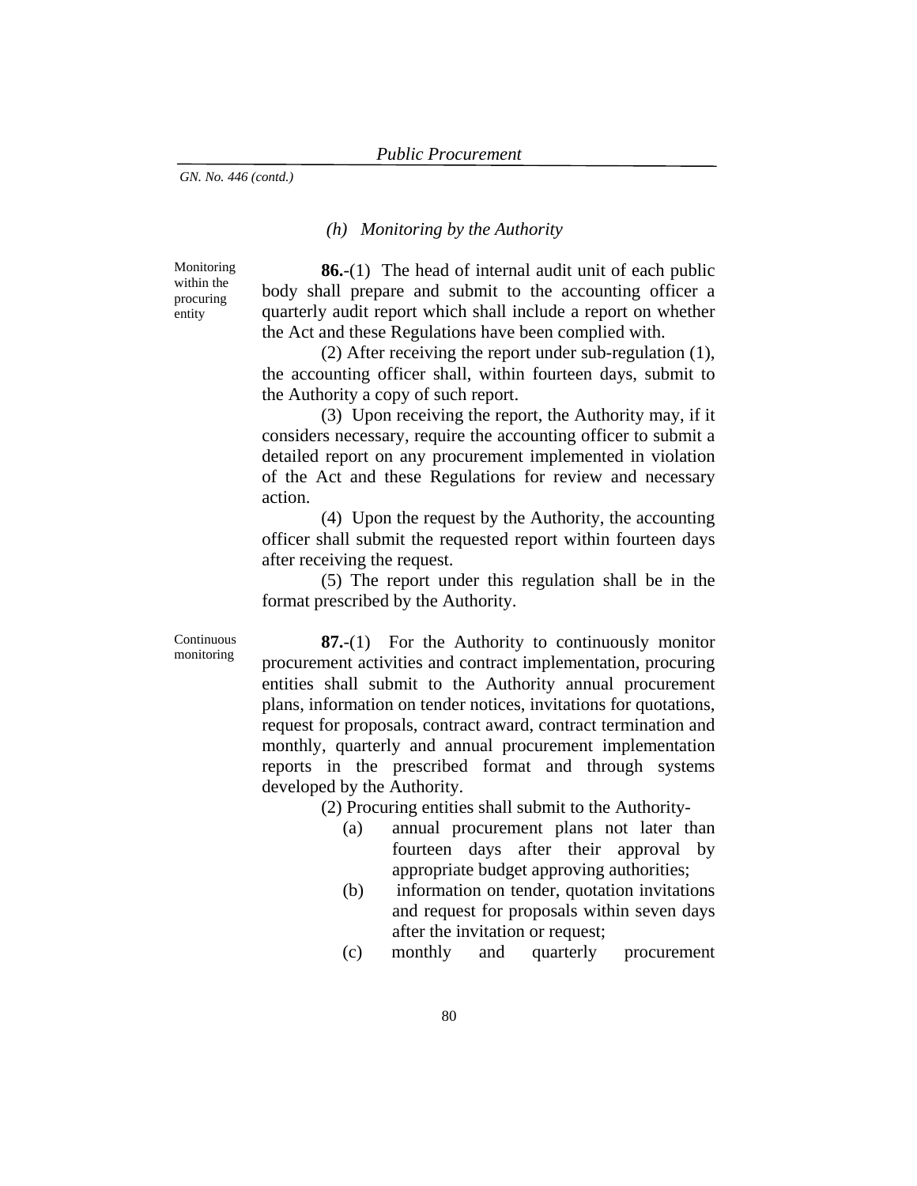GN. No. 446 (contd.)

*(h) Monitoring by the Authority*

Monitoring within the procuring entity

**86.**-(1) The head of internal audit unit of each public body shall prepare and submit to the accounting officer a quarterly audit report which shall include a report on whether the Act and these Regulations have been complied with.

(2) After receiving the report under sub-regulation (1), the accounting officer shall, within fourteen days, submit to the Authority a copy of such report.

(3) Upon receiving the report, the Authority may, if it considers necessary, require the accounting officer to submit a detailed report on any procurement implemented in violation of the Act and these Regulations for review and necessary action.

(4) Upon the request by the Authority, the accounting officer shall submit the requested report within fourteen days after receiving the request.

(5) The report under this regulation shall be in the format prescribed by the Authority.

Continuous monitoring

**87.**-(1) For the Authority to continuously monitor procurement activities and contract implementation, procuring entities shall submit to the Authority annual procurement plans, information on tender notices, invitations for quotations, request for proposals, contract award, contract termination and monthly, quarterly and annual procurement implementation reports in the prescribed format and through systems developed by the Authority.

(2) Procuring entities shall submit to the Authority-

(a) annual procurement plans not later than fourteen days after their approval by appropriate budget approving authorities;

(b) information on tender, quotation invitations and request for proposals within seven days after the invitation or request;

(c) monthly and quarterly procurement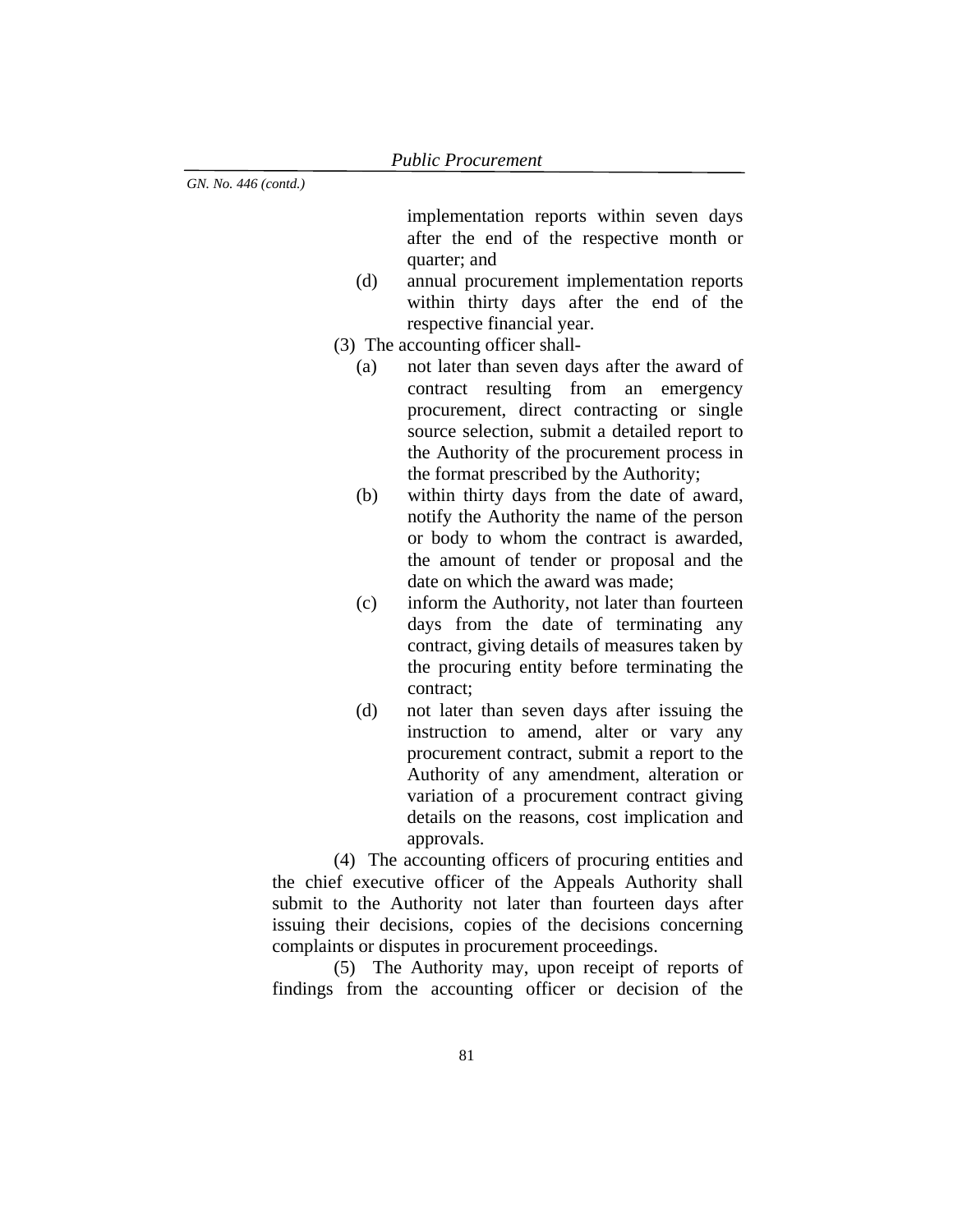GN. No. 446 (contd.)

implementation reports within seven days after the end of the respective month or quarter; and

(d) annual procurement implementation reports within thirty days after the end of the respective financial year.

(3) The accounting officer shall-

(a) not later than seven days after the award of contract resulting from an emergency procurement, direct contracting or single source selection, submit a detailed report to the Authority of the procurement process in the format prescribed by the Authority;

(b) within thirty days from the date of award, notify the Authority the name of the person or body to whom the contract is awarded, the amount of tender or proposal and the date on which the award was made;

(c) inform the Authority, not later than fourteen days from the date of terminating any contract, giving details of measures taken by the procuring entity before terminating the contract;

(d) not later than seven days after issuing the instruction to amend, alter or vary any procurement contract, submit a report to the Authority of any amendment, alteration or variation of a procurement contract giving details on the reasons, cost implication and approvals.

(4) The accounting officers of procuring entities and the chief executive officer of the Appeals Authority shall submit to the Authority not later than fourteen days after issuing their decisions, copies of the decisions concerning complaints or disputes in procurement proceedings.

(5) The Authority may, upon receipt of reports of findings from the accounting officer or decision of the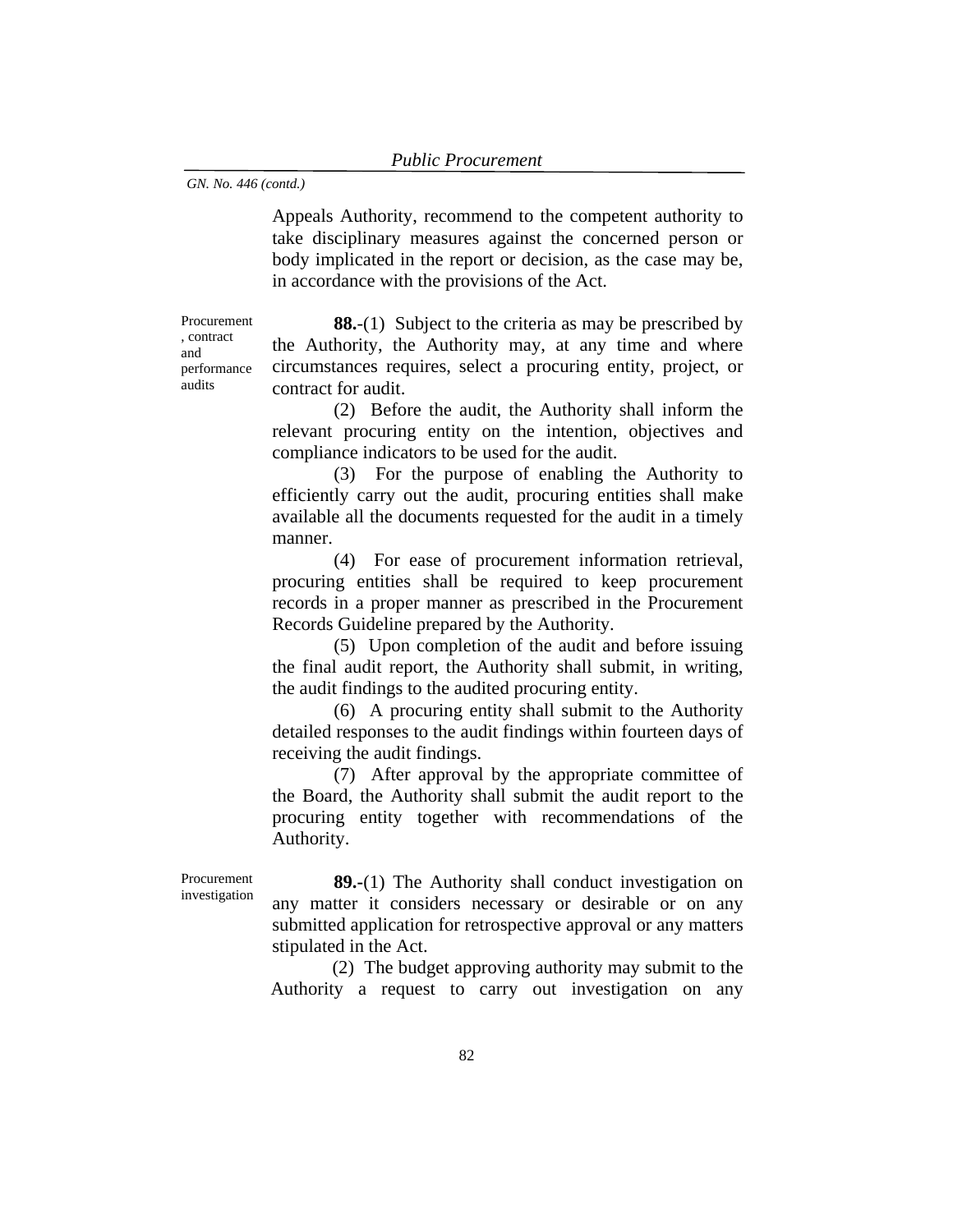Appeals Authority, recommend to the competent authority to take disciplinary measures against the concerned person or body implicated in the report or decision, as the case may be, in accordance with the provisions of the Act.

Procurement, contract and performance audits

**88.**-(1) Subject to the criteria as may be prescribed by the Authority, the Authority may, at any time and where circumstances requires, select a procuring entity, project, or contract for audit.

(2) Before the audit, the Authority shall inform the relevant procuring entity on the intention, objectives and compliance indicators to be used for the audit.

(3) For the purpose of enabling the Authority to efficiently carry out the audit, procuring entities shall make available all the documents requested for the audit in a timely manner.

(4) For ease of procurement information retrieval, procuring entities shall be required to keep procurement records in a proper manner as prescribed in the Procurement Records Guideline prepared by the Authority.

(5) Upon completion of the audit and before issuing the final audit report, the Authority shall submit, in writing, the audit findings to the audited procuring entity.

(6) A procuring entity shall submit to the Authority detailed responses to the audit findings within fourteen days of receiving the audit findings.

(7) After approval by the appropriate committee of the Board, the Authority shall submit the audit report to the procuring entity together with recommendations of the Authority.

Procurement investigation

**89.**-(1) The Authority shall conduct investigation on any matter it considers necessary or desirable or on any submitted application for retrospective approval or any matters stipulated in the Act.

(2) The budget approving authority may submit to the Authority a request to carry out investigation on any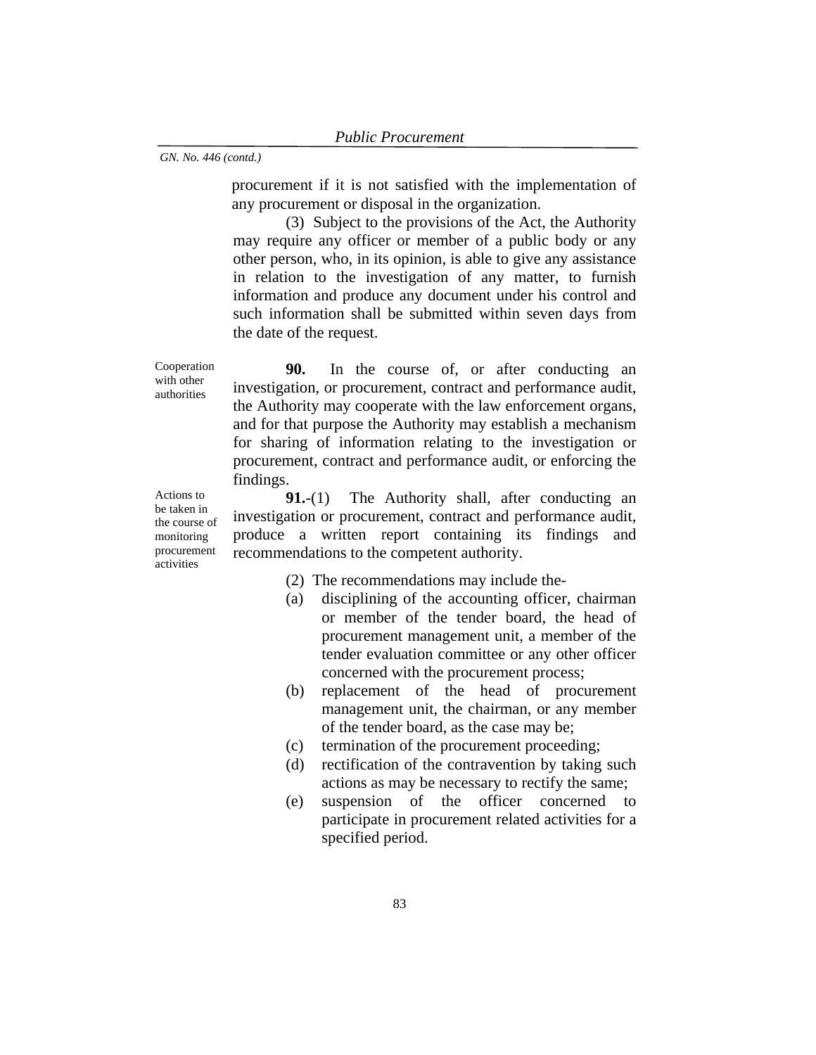GN. No. 446 (contd.)

procurement if it is not satisfied with the implementation of any procurement or disposal in the organization.

(3) Subject to the provisions of the Act, the Authority may require any officer or member of a public body or any other person, who, in its opinion, is able to give any assistance in relation to the investigation of any matter, to furnish information and produce any document under his control and such information shall be submitted within seven days from the date of the request.

Cooperation with other authorities

**90.** In the course of, or after conducting an investigation, or procurement, contract and performance audit, the Authority may cooperate with the law enforcement organs, and for that purpose the Authority may establish a mechanism for sharing of information relating to the investigation or procurement, contract and performance audit, or enforcing the findings.

Actions to be taken in the course of monitoring procurement activities

**91.**-(1) The Authority shall, after conducting an investigation or procurement, contract and performance audit, produce a written report containing its findings and recommendations to the competent authority.

(2) The recommendations may include the-

(a) disciplining of the accounting officer, chairman or member of the tender board, the head of procurement management unit, a member of the tender evaluation committee or any other officer concerned with the procurement process;

(b) replacement of the head of procurement management unit, the chairman, or any member of the tender board, as the case may be;

(c) termination of the procurement proceeding;

(d) rectification of the contravention by taking such actions as may be necessary to rectify the same;

(e) suspension of the officer concerned to participate in procurement related activities for a specified period.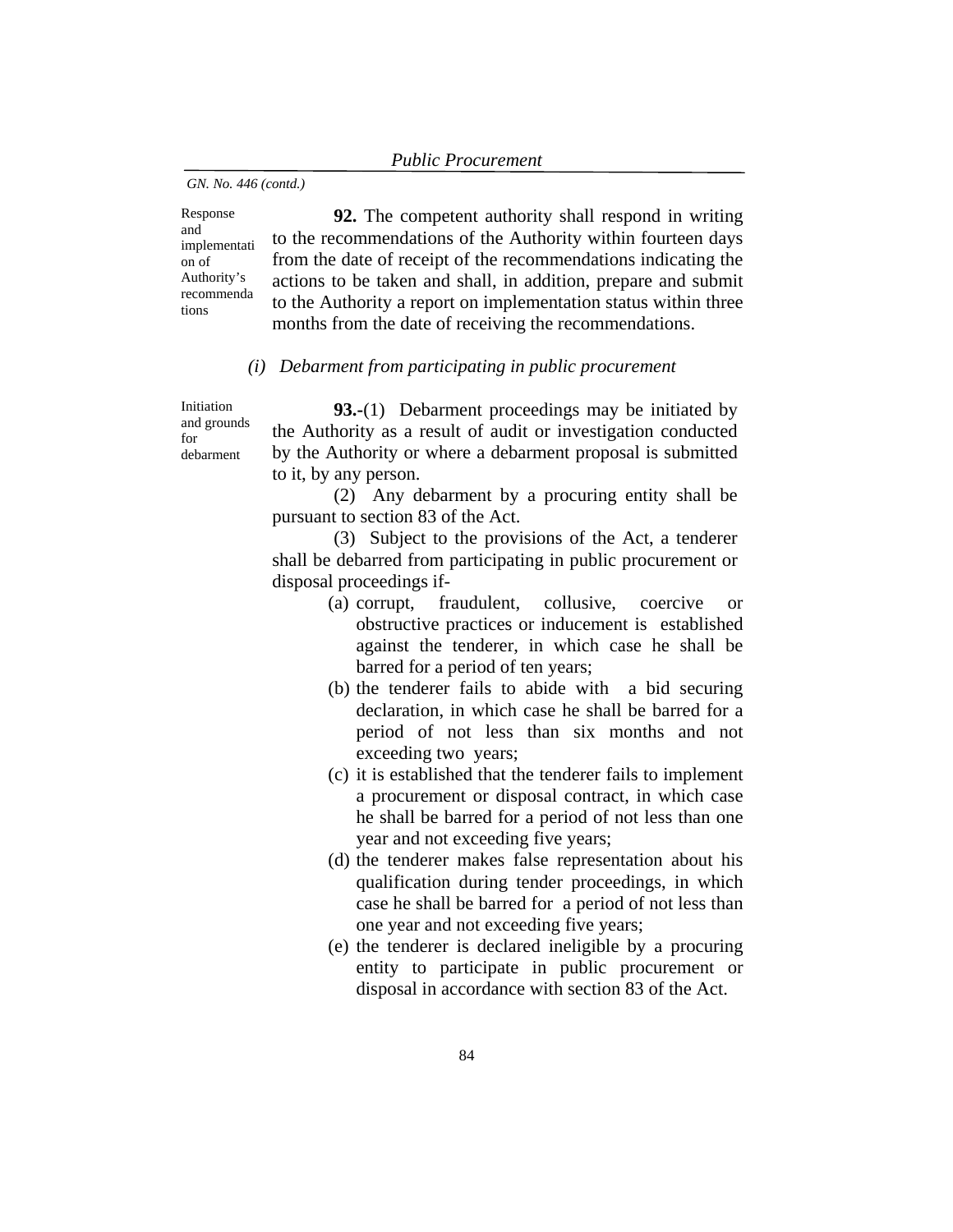GN. No. 446 (contd.)

Response and implementation of Authority's recommendations

**92.** The competent authority shall respond in writing to the recommendations of the Authority within fourteen days from the date of receipt of the recommendations indicating the actions to be taken and shall, in addition, prepare and submit to the Authority a report on implementation status within three months from the date of receiving the recommendations.

*(i) Debarment from participating in public procurement*

Initiation and grounds for debarment

**93.-**(1) Debarment proceedings may be initiated by the Authority as a result of audit or investigation conducted by the Authority or where a debarment proposal is submitted to it, by any person.

(2) Any debarment by a procuring entity shall be pursuant to section 83 of the Act.

(3) Subject to the provisions of the Act, a tenderer shall be debarred from participating in public procurement or disposal proceedings if-

(a) corrupt, fraudulent, collusive, coercive or obstructive practices or inducement is established against the tenderer, in which case he shall be barred for a period of ten years;

(b) the tenderer fails to abide with a bid securing declaration, in which case he shall be barred for a period of not less than six months and not exceeding two years;

(c) it is established that the tenderer fails to implement a procurement or disposal contract, in which case he shall be barred for a period of not less than one year and not exceeding five years;

(d) the tenderer makes false representation about his qualification during tender proceedings, in which case he shall be barred for a period of not less than one year and not exceeding five years;

(e) the tenderer is declared ineligible by a procuring entity to participate in public procurement or disposal in accordance with section 83 of the Act.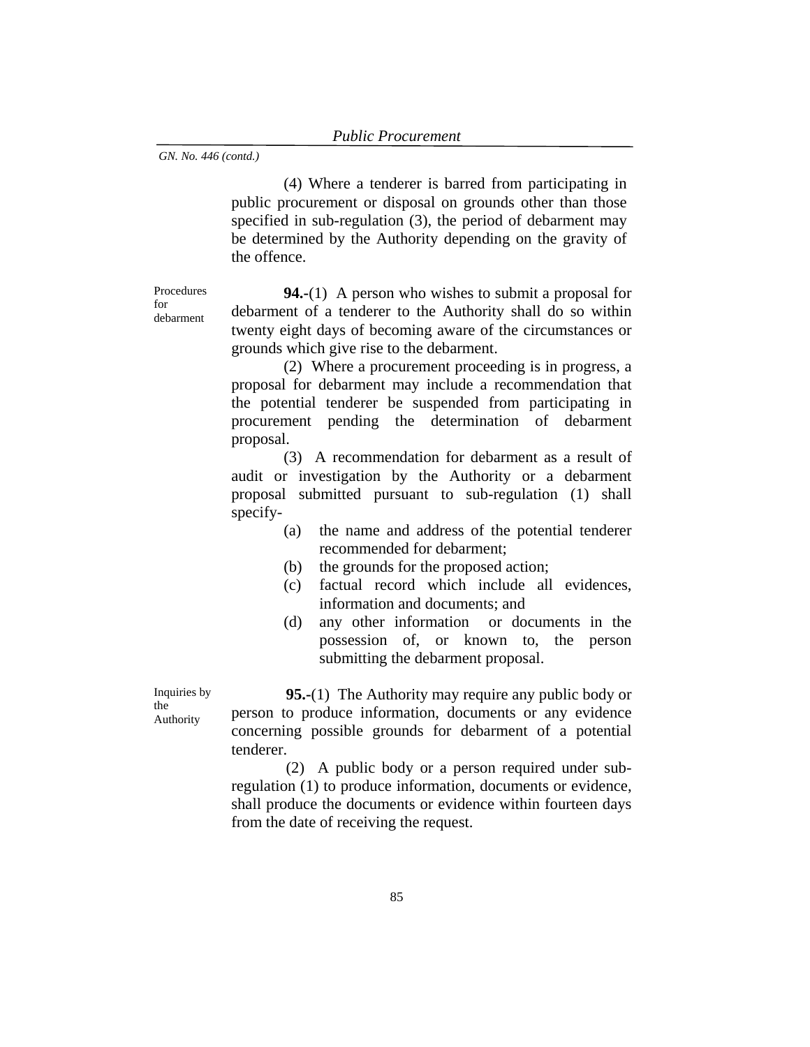*GN. No. 446 (contd.)*

(4) Where a tenderer is barred from participating in public procurement or disposal on grounds other than those specified in sub-regulation (3), the period of debarment may be determined by the Authority depending on the gravity of the offence.

Procedures for debarment

**94.**-(1) A person who wishes to submit a proposal for debarment of a tenderer to the Authority shall do so within twenty eight days of becoming aware of the circumstances or grounds which give rise to the debarment.

(2) Where a procurement proceeding is in progress, a proposal for debarment may include a recommendation that the potential tenderer be suspended from participating in procurement pending the determination of debarment proposal.

(3) A recommendation for debarment as a result of audit or investigation by the Authority or a debarment proposal submitted pursuant to sub-regulation (1) shall specify-

(a) the name and address of the potential tenderer recommended for debarment;
(b) the grounds for the proposed action;
(c) factual record which include all evidences, information and documents; and
(d) any other information or documents in the possession of, or known to, the person submitting the debarment proposal.

Inquiries by the Authority

**95.**-(1) The Authority may require any public body or person to produce information, documents or any evidence concerning possible grounds for debarment of a potential tenderer.

(2) A public body or a person required under sub-regulation (1) to produce information, documents or evidence, shall produce the documents or evidence within fourteen days from the date of receiving the request.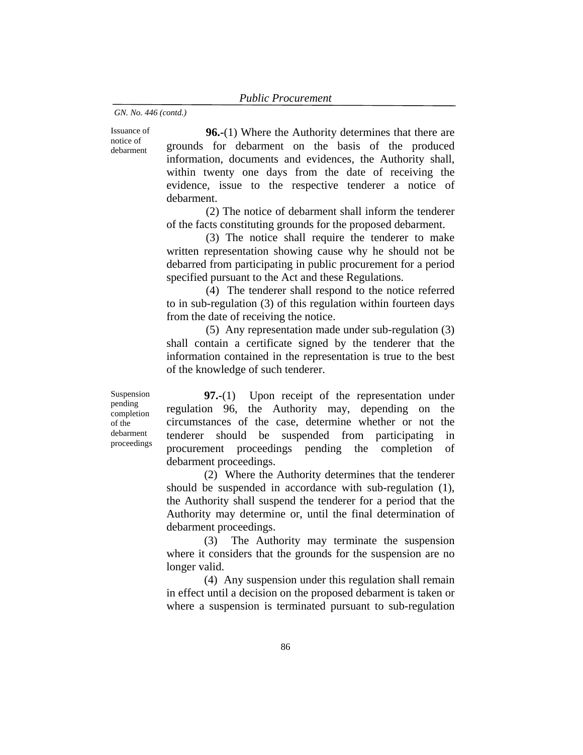*GN. No. 446 (contd.)*

Issuance of notice of debarment

**96.-**(1) Where the Authority determines that there are grounds for debarment on the basis of the produced information, documents and evidences, the Authority shall, within twenty one days from the date of receiving the evidence, issue to the respective tenderer a notice of debarment.

(2) The notice of debarment shall inform the tenderer of the facts constituting grounds for the proposed debarment.

(3) The notice shall require the tenderer to make written representation showing cause why he should not be debarred from participating in public procurement for a period specified pursuant to the Act and these Regulations.

(4) The tenderer shall respond to the notice referred to in sub-regulation (3) of this regulation within fourteen days from the date of receiving the notice.

(5) Any representation made under sub-regulation (3) shall contain a certificate signed by the tenderer that the information contained in the representation is true to the best of the knowledge of such tenderer.

Suspension pending completion of the debarment proceedings

**97.-**(1) Upon receipt of the representation under regulation 96, the Authority may, depending on the circumstances of the case, determine whether or not the tenderer should be suspended from participating in procurement proceedings pending the completion of debarment proceedings.

(2) Where the Authority determines that the tenderer should be suspended in accordance with sub-regulation (1), the Authority shall suspend the tenderer for a period that the Authority may determine or, until the final determination of debarment proceedings.

(3) The Authority may terminate the suspension where it considers that the grounds for the suspension are no longer valid.

(4) Any suspension under this regulation shall remain in effect until a decision on the proposed debarment is taken or where a suspension is terminated pursuant to sub-regulation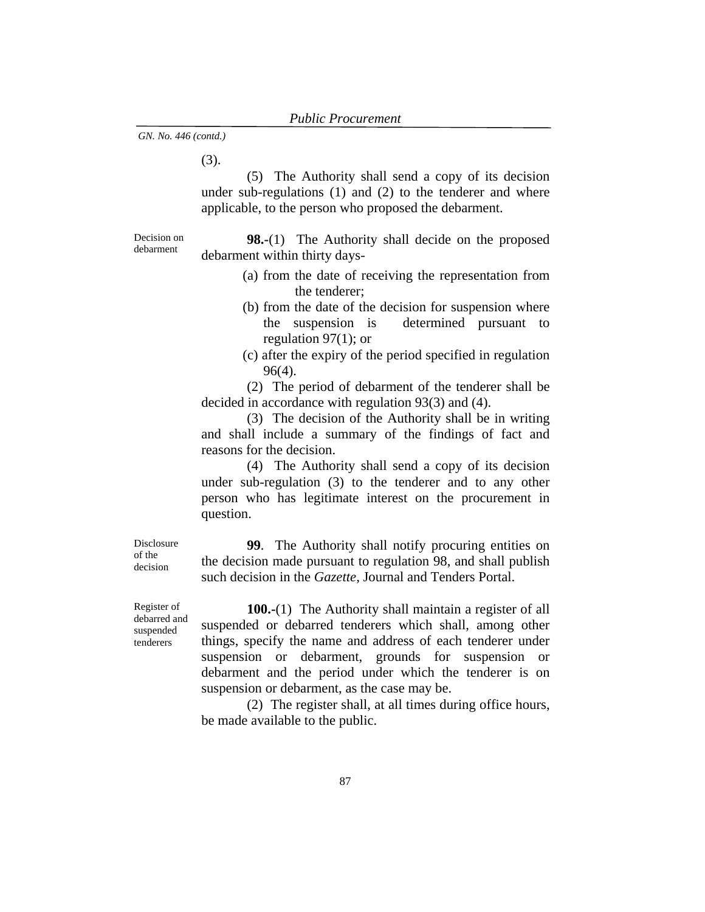*GN. No. 446 (contd.)*

(3).

(5) The Authority shall send a copy of its decision under sub-regulations (1) and (2) to the tenderer and where applicable, to the person who proposed the debarment.

Decision on debarment

**98.-**(1) The Authority shall decide on the proposed debarment within thirty days-

(a) from the date of receiving the representation from the tenderer;

(b) from the date of the decision for suspension where the suspension is determined pursuant to regulation 97(1); or

(c) after the expiry of the period specified in regulation 96(4).

(2) The period of debarment of the tenderer shall be decided in accordance with regulation 93(3) and (4).

(3) The decision of the Authority shall be in writing and shall include a summary of the findings of fact and reasons for the decision.

(4) The Authority shall send a copy of its decision under sub-regulation (3) to the tenderer and to any other person who has legitimate interest on the procurement in question.

Disclosure of the decision

**99**. The Authority shall notify procuring entities on the decision made pursuant to regulation 98, and shall publish such decision in the *Gazette*, Journal and Tenders Portal.

Register of debarred and suspended tenderers

**100.-**(1) The Authority shall maintain a register of all suspended or debarred tenderers which shall, among other things, specify the name and address of each tenderer under suspension or debarment, grounds for suspension or debarment and the period under which the tenderer is on suspension or debarment, as the case may be.

(2) The register shall, at all times during office hours, be made available to the public.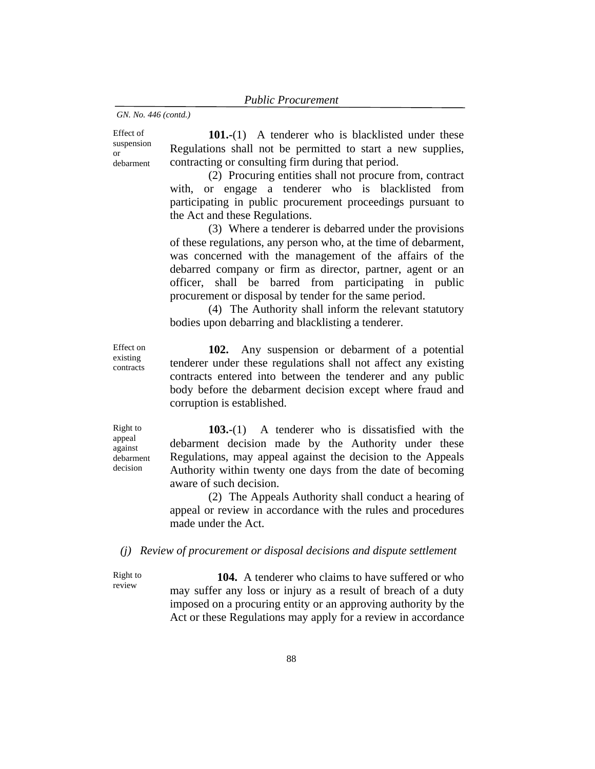*GN. No. 446 (contd.)*

Effect of suspension or debarment

**101.-**(1) A tenderer who is blacklisted under these Regulations shall not be permitted to start a new supplies, contracting or consulting firm during that period.

(2) Procuring entities shall not procure from, contract with, or engage a tenderer who is blacklisted from participating in public procurement proceedings pursuant to the Act and these Regulations.

(3) Where a tenderer is debarred under the provisions of these regulations, any person who, at the time of debarment, was concerned with the management of the affairs of the debarred company or firm as director, partner, agent or an officer, shall be barred from participating in public procurement or disposal by tender for the same period.

(4) The Authority shall inform the relevant statutory bodies upon debarring and blacklisting a tenderer.

Effect on existing contracts

**102.** Any suspension or debarment of a potential tenderer under these regulations shall not affect any existing contracts entered into between the tenderer and any public body before the debarment decision except where fraud and corruption is established.

Right to appeal against debarment decision

**103.-**(1) A tenderer who is dissatisfied with the debarment decision made by the Authority under these Regulations, may appeal against the decision to the Appeals Authority within twenty one days from the date of becoming aware of such decision.

(2) The Appeals Authority shall conduct a hearing of appeal or review in accordance with the rules and procedures made under the Act.

*(j) Review of procurement or disposal decisions and dispute settlement*

Right to review

**104.** A tenderer who claims to have suffered or who may suffer any loss or injury as a result of breach of a duty imposed on a procuring entity or an approving authority by the Act or these Regulations may apply for a review in accordance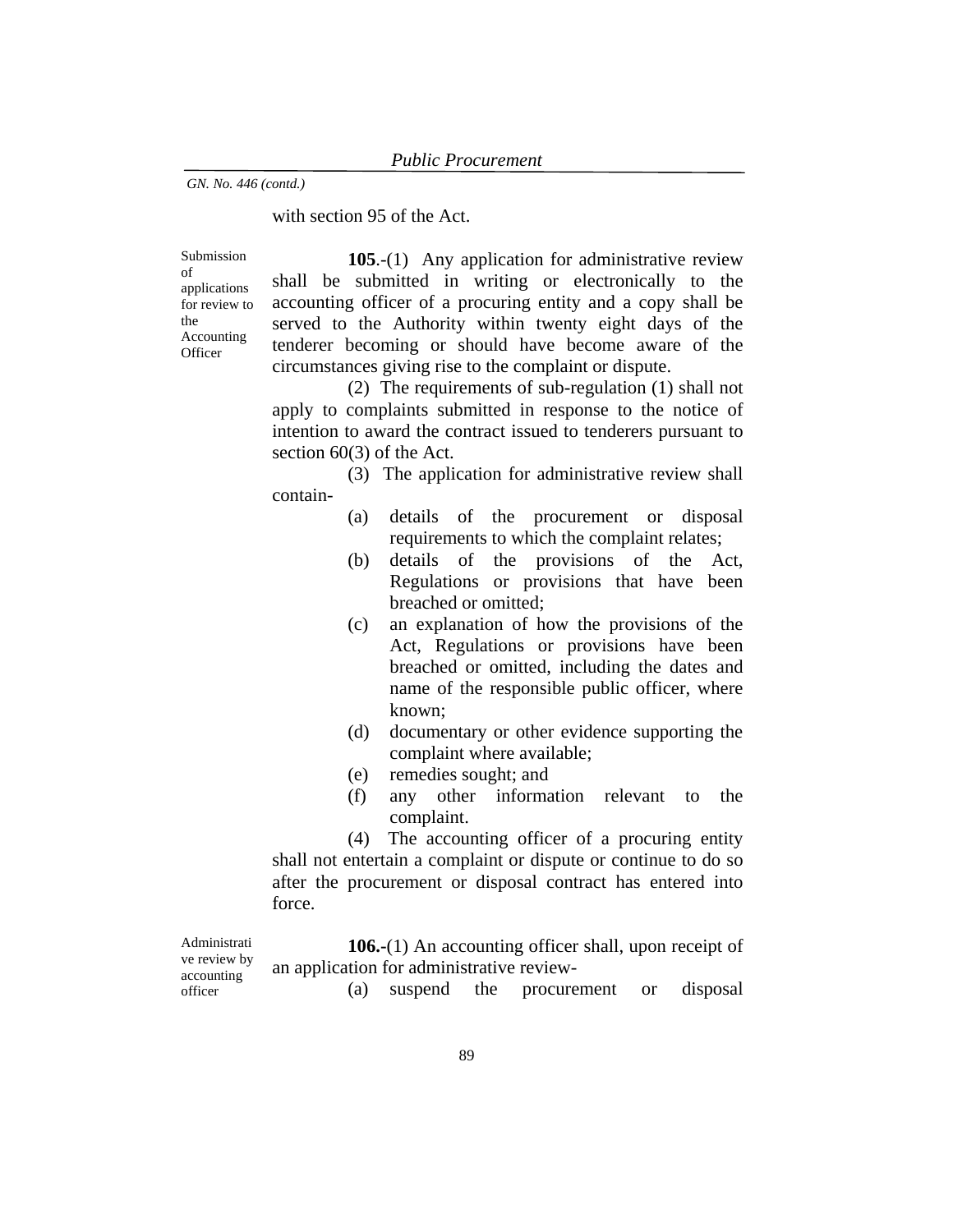with section 95 of the Act.

Submission of applications for review to the Accounting Officer

**105**.-(1) Any application for administrative review shall be submitted in writing or electronically to the accounting officer of a procuring entity and a copy shall be served to the Authority within twenty eight days of the tenderer becoming or should have become aware of the circumstances giving rise to the complaint or dispute.

(2) The requirements of sub-regulation (1) shall not apply to complaints submitted in response to the notice of intention to award the contract issued to tenderers pursuant to section 60(3) of the Act.

(3) The application for administrative review shall contain-

- (a) details of the procurement or disposal requirements to which the complaint relates;
- (b) details of the provisions of the Act, Regulations or provisions that have been breached or omitted;
- (c) an explanation of how the provisions of the Act, Regulations or provisions have been breached or omitted, including the dates and name of the responsible public officer, where known;
- (d) documentary or other evidence supporting the complaint where available;
- (e) remedies sought; and
- (f) any other information relevant to the complaint.

(4) The accounting officer of a procuring entity shall not entertain a complaint or dispute or continue to do so after the procurement or disposal contract has entered into force.

Administrative review by accounting officer

**106.-**(1) An accounting officer shall, upon receipt of an application for administrative review-

- (a) suspend the procurement or disposal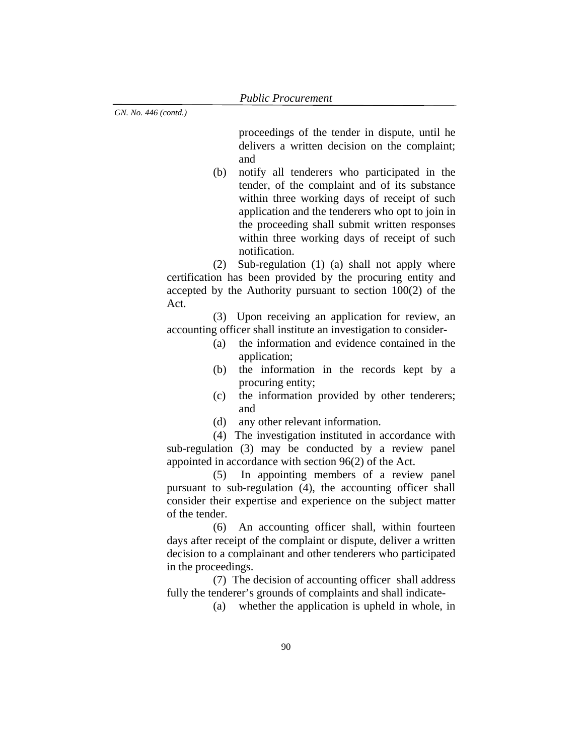proceedings of the tender in dispute, until he delivers a written decision on the complaint; and

(b) notify all tenderers who participated in the tender, of the complaint and of its substance within three working days of receipt of such application and the tenderers who opt to join in the proceeding shall submit written responses within three working days of receipt of such notification.

(2) Sub-regulation (1) (a) shall not apply where certification has been provided by the procuring entity and accepted by the Authority pursuant to section 100(2) of the Act.

(3) Upon receiving an application for review, an accounting officer shall institute an investigation to consider-

(a) the information and evidence contained in the application;

(b) the information in the records kept by a procuring entity;

(c) the information provided by other tenderers; and

(d) any other relevant information.

(4) The investigation instituted in accordance with sub-regulation (3) may be conducted by a review panel appointed in accordance with section 96(2) of the Act.

(5) In appointing members of a review panel pursuant to sub-regulation (4), the accounting officer shall consider their expertise and experience on the subject matter of the tender.

(6) An accounting officer shall, within fourteen days after receipt of the complaint or dispute, deliver a written decision to a complainant and other tenderers who participated in the proceedings.

(7) The decision of accounting officer shall address fully the tenderer's grounds of complaints and shall indicate-

(a) whether the application is upheld in whole, in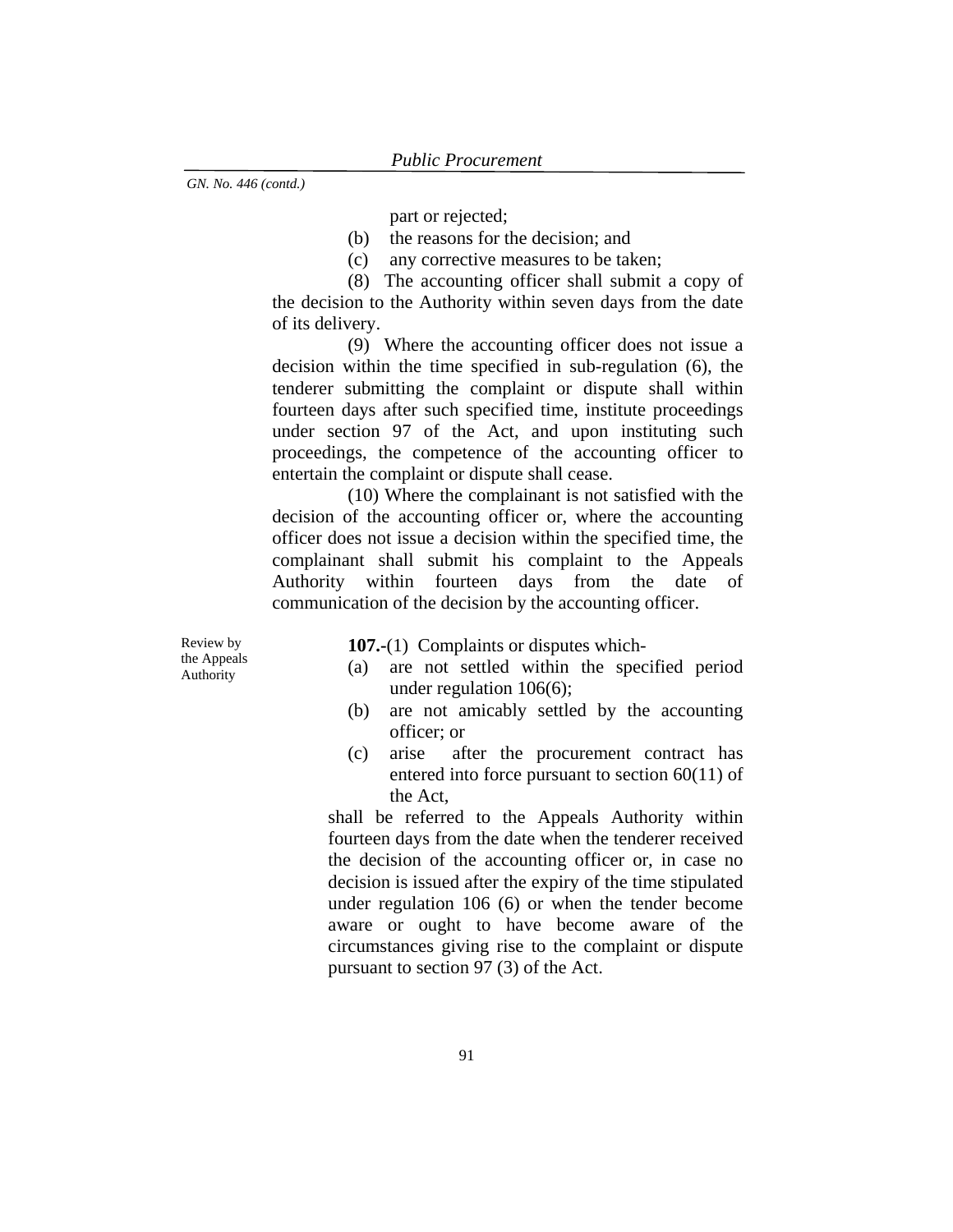*GN. No. 446 (contd.)*

part or rejected;

(b) the reasons for the decision; and

(c) any corrective measures to be taken;

(8) The accounting officer shall submit a copy of the decision to the Authority within seven days from the date of its delivery.

(9) Where the accounting officer does not issue a decision within the time specified in sub-regulation (6), the tenderer submitting the complaint or dispute shall within fourteen days after such specified time, institute proceedings under section 97 of the Act, and upon instituting such proceedings, the competence of the accounting officer to entertain the complaint or dispute shall cease.

(10) Where the complainant is not satisfied with the decision of the accounting officer or, where the accounting officer does not issue a decision within the specified time, the complainant shall submit his complaint to the Appeals Authority within fourteen days from the date of communication of the decision by the accounting officer.

Review by the Appeals Authority

**107.-**(1) Complaints or disputes which-

(a) are not settled within the specified period under regulation 106(6);

(b) are not amicably settled by the accounting officer; or

(c) arise after the procurement contract has entered into force pursuant to section 60(11) of the Act,

shall be referred to the Appeals Authority within fourteen days from the date when the tenderer received the decision of the accounting officer or, in case no decision is issued after the expiry of the time stipulated under regulation 106 (6) or when the tender become aware or ought to have become aware of the circumstances giving rise to the complaint or dispute pursuant to section 97 (3) of the Act.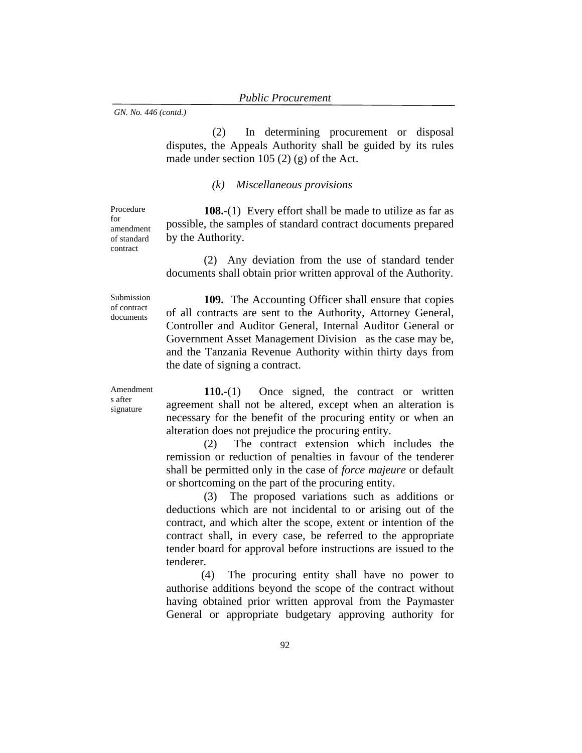*GN. No. 446 (contd.)*

(2) In determining procurement or disposal disputes, the Appeals Authority shall be guided by its rules made under section 105 (2) (g) of the Act.

### *(k) Miscellaneous provisions*

Procedure for amendment of standard contract

**108.**-(1) Every effort shall be made to utilize as far as possible, the samples of standard contract documents prepared by the Authority.

(2) Any deviation from the use of standard tender documents shall obtain prior written approval of the Authority.

Submission of contract documents

**109.** The Accounting Officer shall ensure that copies of all contracts are sent to the Authority, Attorney General, Controller and Auditor General, Internal Auditor General or Government Asset Management Division as the case may be, and the Tanzania Revenue Authority within thirty days from the date of signing a contract.

Amendments after signature

**110.**-(1) Once signed, the contract or written agreement shall not be altered, except when an alteration is necessary for the benefit of the procuring entity or when an alteration does not prejudice the procuring entity.

(2) The contract extension which includes the remission or reduction of penalties in favour of the tenderer shall be permitted only in the case of *force majeure* or default or shortcoming on the part of the procuring entity.

(3) The proposed variations such as additions or deductions which are not incidental to or arising out of the contract, and which alter the scope, extent or intention of the contract shall, in every case, be referred to the appropriate tender board for approval before instructions are issued to the tenderer.

(4) The procuring entity shall have no power to authorise additions beyond the scope of the contract without having obtained prior written approval from the Paymaster General or appropriate budgetary approving authority for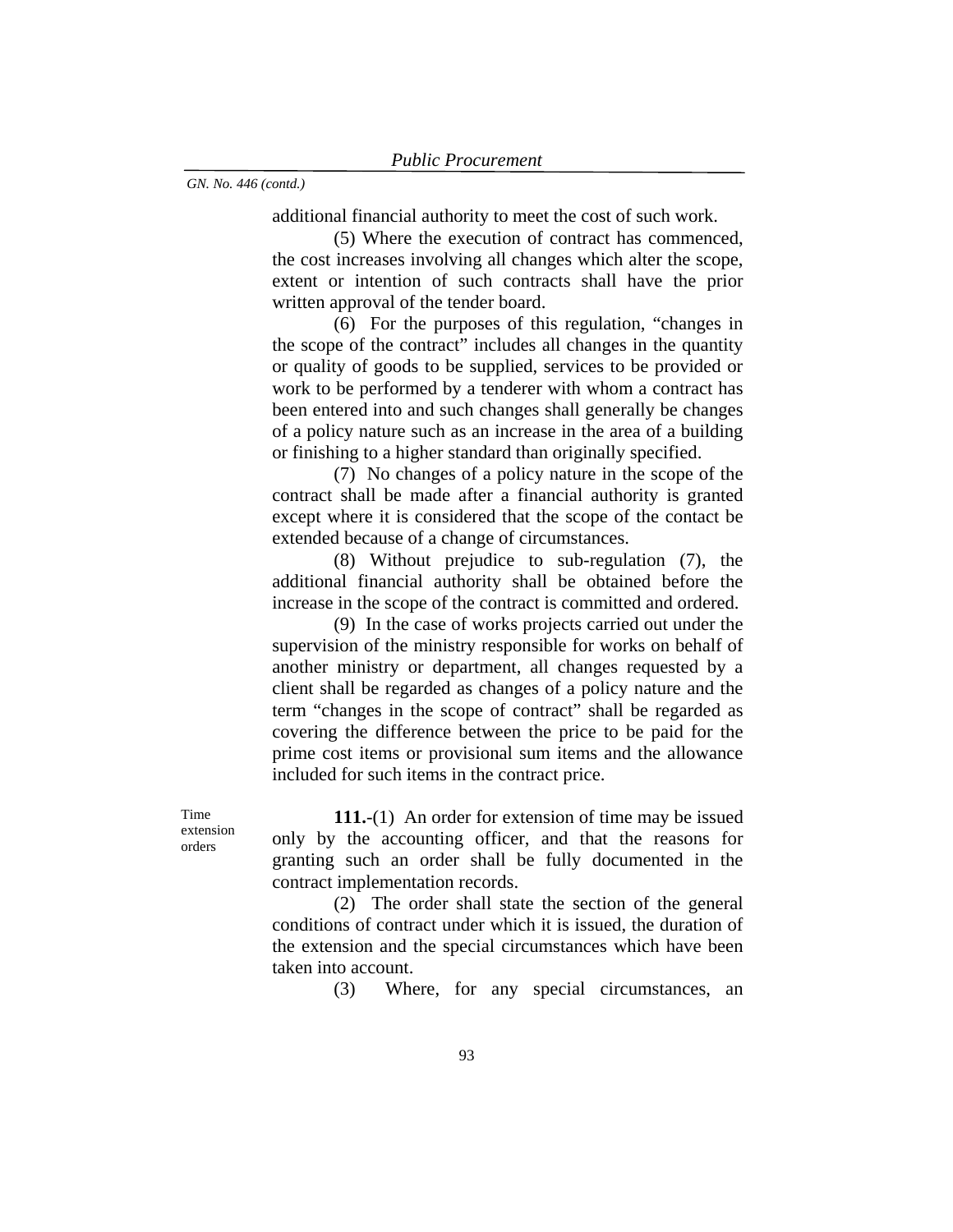additional financial authority to meet the cost of such work.

(5) Where the execution of contract has commenced, the cost increases involving all changes which alter the scope, extent or intention of such contracts shall have the prior written approval of the tender board.

(6) For the purposes of this regulation, "changes in the scope of the contract" includes all changes in the quantity or quality of goods to be supplied, services to be provided or work to be performed by a tenderer with whom a contract has been entered into and such changes shall generally be changes of a policy nature such as an increase in the area of a building or finishing to a higher standard than originally specified.

(7) No changes of a policy nature in the scope of the contract shall be made after a financial authority is granted except where it is considered that the scope of the contact be extended because of a change of circumstances.

(8) Without prejudice to sub-regulation (7), the additional financial authority shall be obtained before the increase in the scope of the contract is committed and ordered.

(9) In the case of works projects carried out under the supervision of the ministry responsible for works on behalf of another ministry or department, all changes requested by a client shall be regarded as changes of a policy nature and the term "changes in the scope of contract" shall be regarded as covering the difference between the price to be paid for the prime cost items or provisional sum items and the allowance included for such items in the contract price.

Time extension orders

**111.**-(1) An order for extension of time may be issued only by the accounting officer, and that the reasons for granting such an order shall be fully documented in the contract implementation records.

(2) The order shall state the section of the general conditions of contract under which it is issued, the duration of the extension and the special circumstances which have been taken into account.

(3) Where, for any special circumstances, an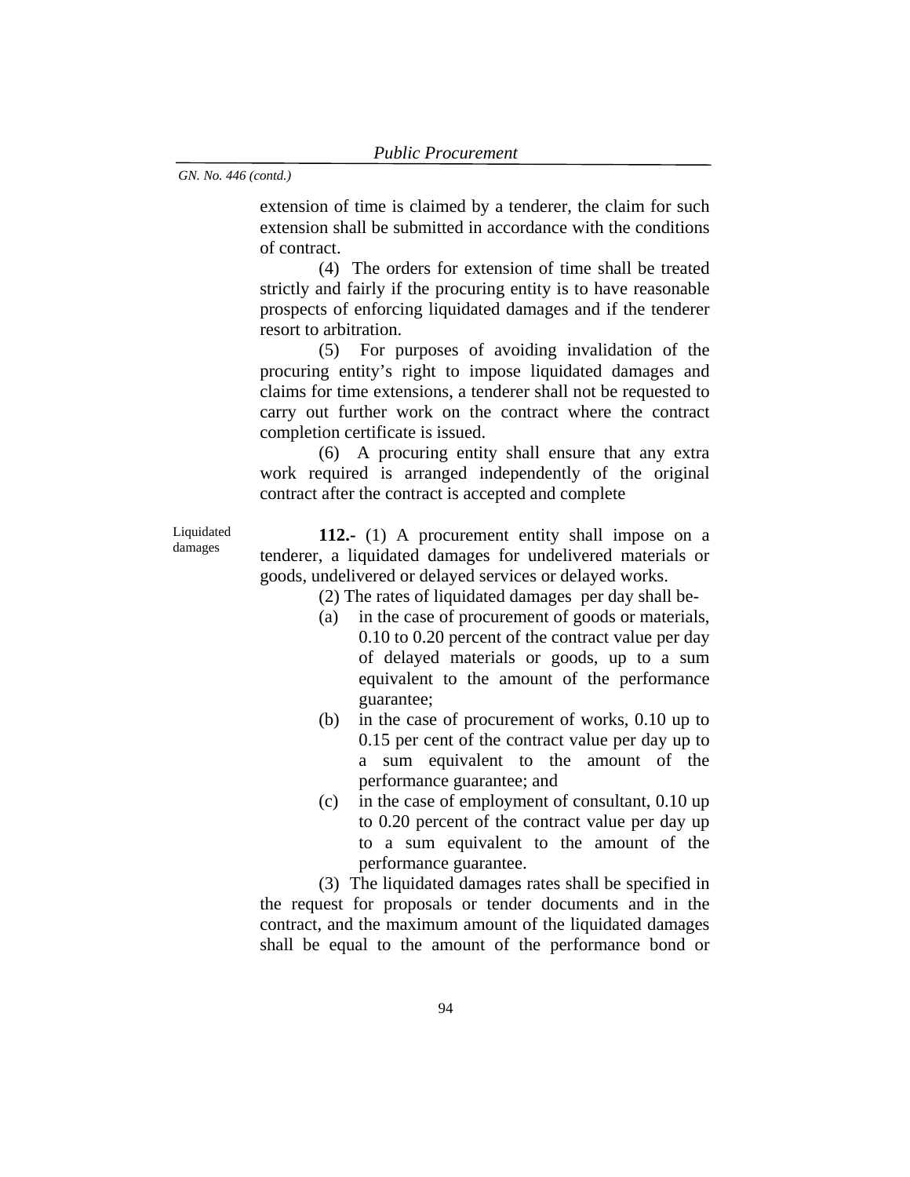GN. No. 446 (contd.)

extension of time is claimed by a tenderer, the claim for such extension shall be submitted in accordance with the conditions of contract.

(4) The orders for extension of time shall be treated strictly and fairly if the procuring entity is to have reasonable prospects of enforcing liquidated damages and if the tenderer resort to arbitration.

(5) For purposes of avoiding invalidation of the procuring entity's right to impose liquidated damages and claims for time extensions, a tenderer shall not be requested to carry out further work on the contract where the contract completion certificate is issued.

(6) A procuring entity shall ensure that any extra work required is arranged independently of the original contract after the contract is accepted and complete

Liquidated damages

**112.-** (1) A procurement entity shall impose on a tenderer, a liquidated damages for undelivered materials or goods, undelivered or delayed services or delayed works.

(2) The rates of liquidated damages per day shall be-

(a) in the case of procurement of goods or materials, 0.10 to 0.20 percent of the contract value per day of delayed materials or goods, up to a sum equivalent to the amount of the performance guarantee;

(b) in the case of procurement of works, 0.10 up to 0.15 per cent of the contract value per day up to a sum equivalent to the amount of the performance guarantee; and

(c) in the case of employment of consultant, 0.10 up to 0.20 percent of the contract value per day up to a sum equivalent to the amount of the performance guarantee.

(3) The liquidated damages rates shall be specified in the request for proposals or tender documents and in the contract, and the maximum amount of the liquidated damages shall be equal to the amount of the performance bond or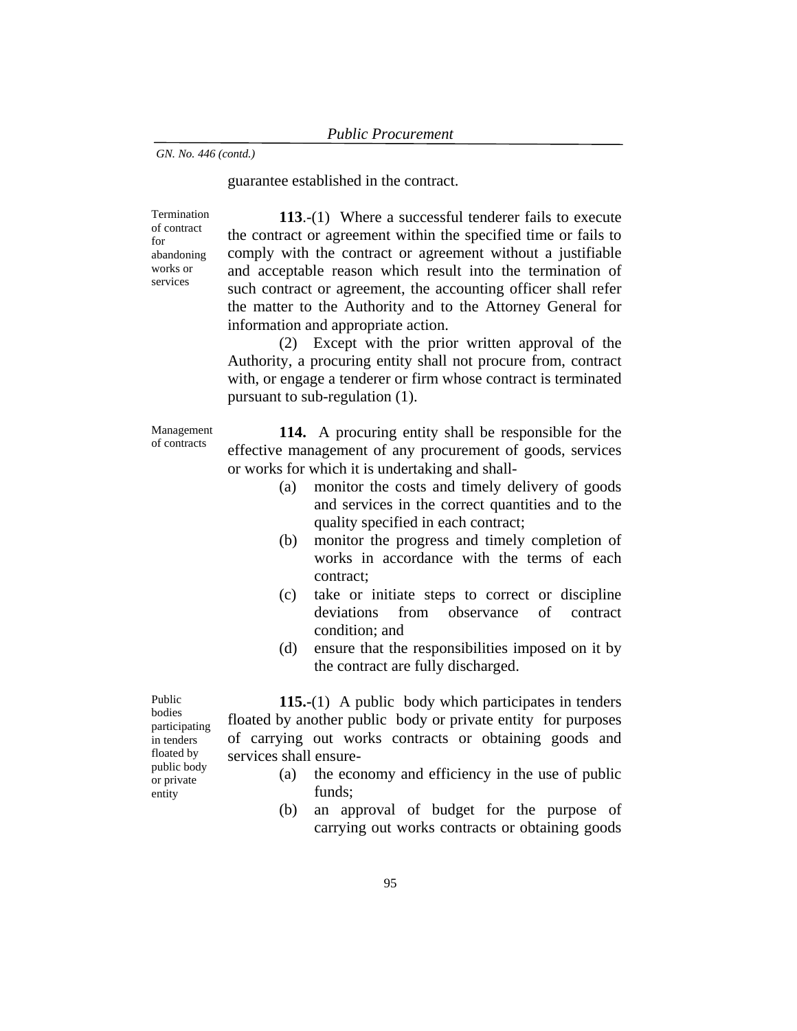*GN. No. 446 (contd.)*

guarantee established in the contract.

Termination of contract for abandoning works or services

**113**.-(1) Where a successful tenderer fails to execute the contract or agreement within the specified time or fails to comply with the contract or agreement without a justifiable and acceptable reason which result into the termination of such contract or agreement, the accounting officer shall refer the matter to the Authority and to the Attorney General for information and appropriate action.

(2) Except with the prior written approval of the Authority, a procuring entity shall not procure from, contract with, or engage a tenderer or firm whose contract is terminated pursuant to sub-regulation (1).

Management of contracts

**114.** A procuring entity shall be responsible for the effective management of any procurement of goods, services or works for which it is undertaking and shall-

(a) monitor the costs and timely delivery of goods and services in the correct quantities and to the quality specified in each contract;

(b) monitor the progress and timely completion of works in accordance with the terms of each contract;

(c) take or initiate steps to correct or discipline deviations from observance of contract condition; and

(d) ensure that the responsibilities imposed on it by the contract are fully discharged.

Public bodies participating in tenders floated by public body or private entity

**115.**-(1) A public body which participates in tenders floated by another public body or private entity for purposes of carrying out works contracts or obtaining goods and services shall ensure-

(a) the economy and efficiency in the use of public funds;

(b) an approval of budget for the purpose of carrying out works contracts or obtaining goods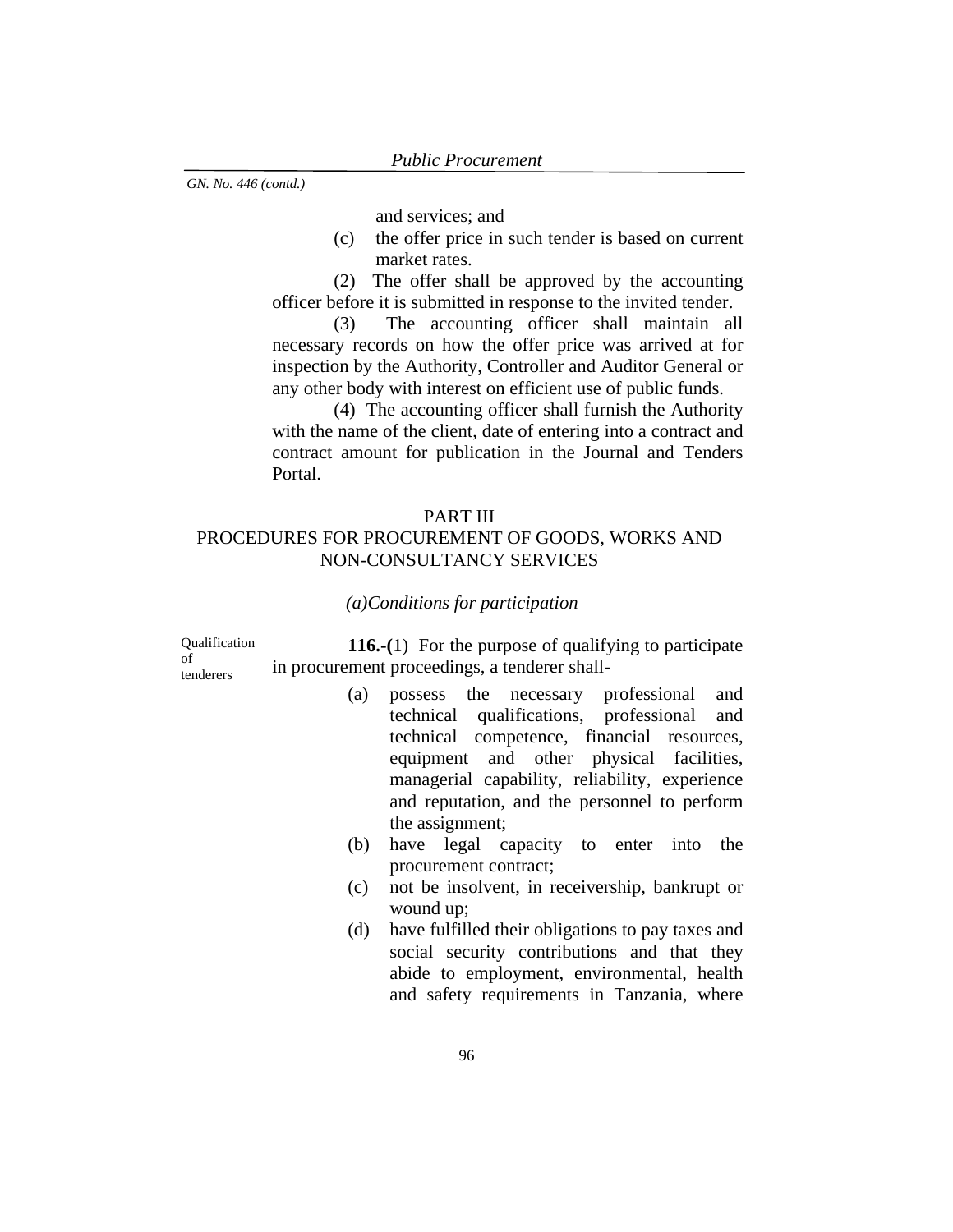GN. No. 446 (contd.)

and services; and

(c) the offer price in such tender is based on current market rates.

(2) The offer shall be approved by the accounting officer before it is submitted in response to the invited tender.

(3) The accounting officer shall maintain all necessary records on how the offer price was arrived at for inspection by the Authority, Controller and Auditor General or any other body with interest on efficient use of public funds.

(4) The accounting officer shall furnish the Authority with the name of the client, date of entering into a contract and contract amount for publication in the Journal and Tenders Portal.

## PART III
## PROCEDURES FOR PROCUREMENT OF GOODS, WORKS AND NON-CONSULTANCY SERVICES

*(a)Conditions for participation*

Qualification of tenderers

**116.-(**1) For the purpose of qualifying to participate in procurement proceedings, a tenderer shall-

(a) possess the necessary professional and technical qualifications, professional and technical competence, financial resources, equipment and other physical facilities, managerial capability, reliability, experience and reputation, and the personnel to perform the assignment;

(b) have legal capacity to enter into the procurement contract;

(c) not be insolvent, in receivership, bankrupt or wound up;

(d) have fulfilled their obligations to pay taxes and social security contributions and that they abide to employment, environmental, health and safety requirements in Tanzania, where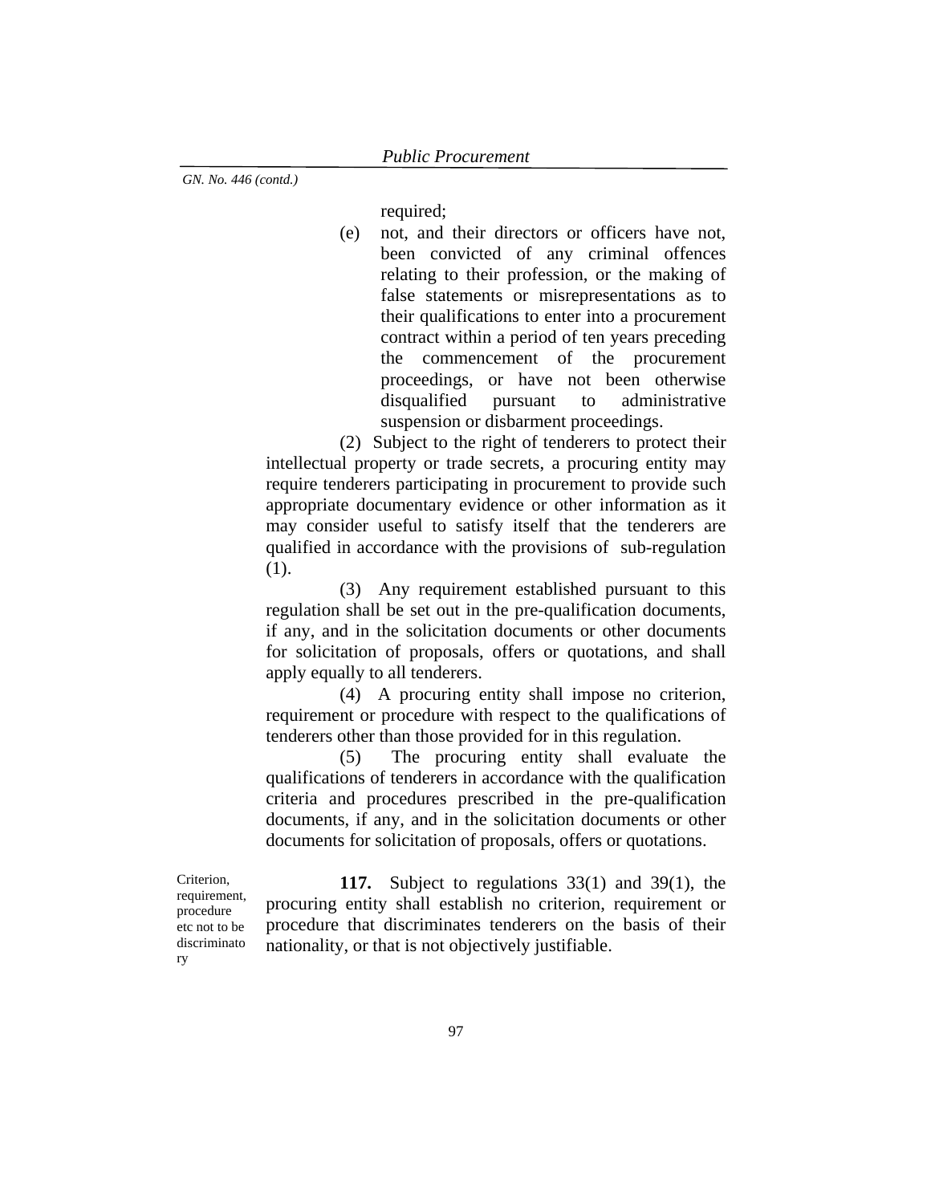GN. No. 446 (contd.)

required;

(e) not, and their directors or officers have not, been convicted of any criminal offences relating to their profession, or the making of false statements or misrepresentations as to their qualifications to enter into a procurement contract within a period of ten years preceding the commencement of the procurement proceedings, or have not been otherwise disqualified pursuant to administrative suspension or disbarment proceedings.

(2) Subject to the right of tenderers to protect their intellectual property or trade secrets, a procuring entity may require tenderers participating in procurement to provide such appropriate documentary evidence or other information as it may consider useful to satisfy itself that the tenderers are qualified in accordance with the provisions of sub-regulation (1).

(3) Any requirement established pursuant to this regulation shall be set out in the pre-qualification documents, if any, and in the solicitation documents or other documents for solicitation of proposals, offers or quotations, and shall apply equally to all tenderers.

(4) A procuring entity shall impose no criterion, requirement or procedure with respect to the qualifications of tenderers other than those provided for in this regulation.

(5) The procuring entity shall evaluate the qualifications of tenderers in accordance with the qualification criteria and procedures prescribed in the pre-qualification documents, if any, and in the solicitation documents or other documents for solicitation of proposals, offers or quotations.

Criterion, requirement, procedure etc not to be discriminatory

**117.** Subject to regulations 33(1) and 39(1), the procuring entity shall establish no criterion, requirement or procedure that discriminates tenderers on the basis of their nationality, or that is not objectively justifiable.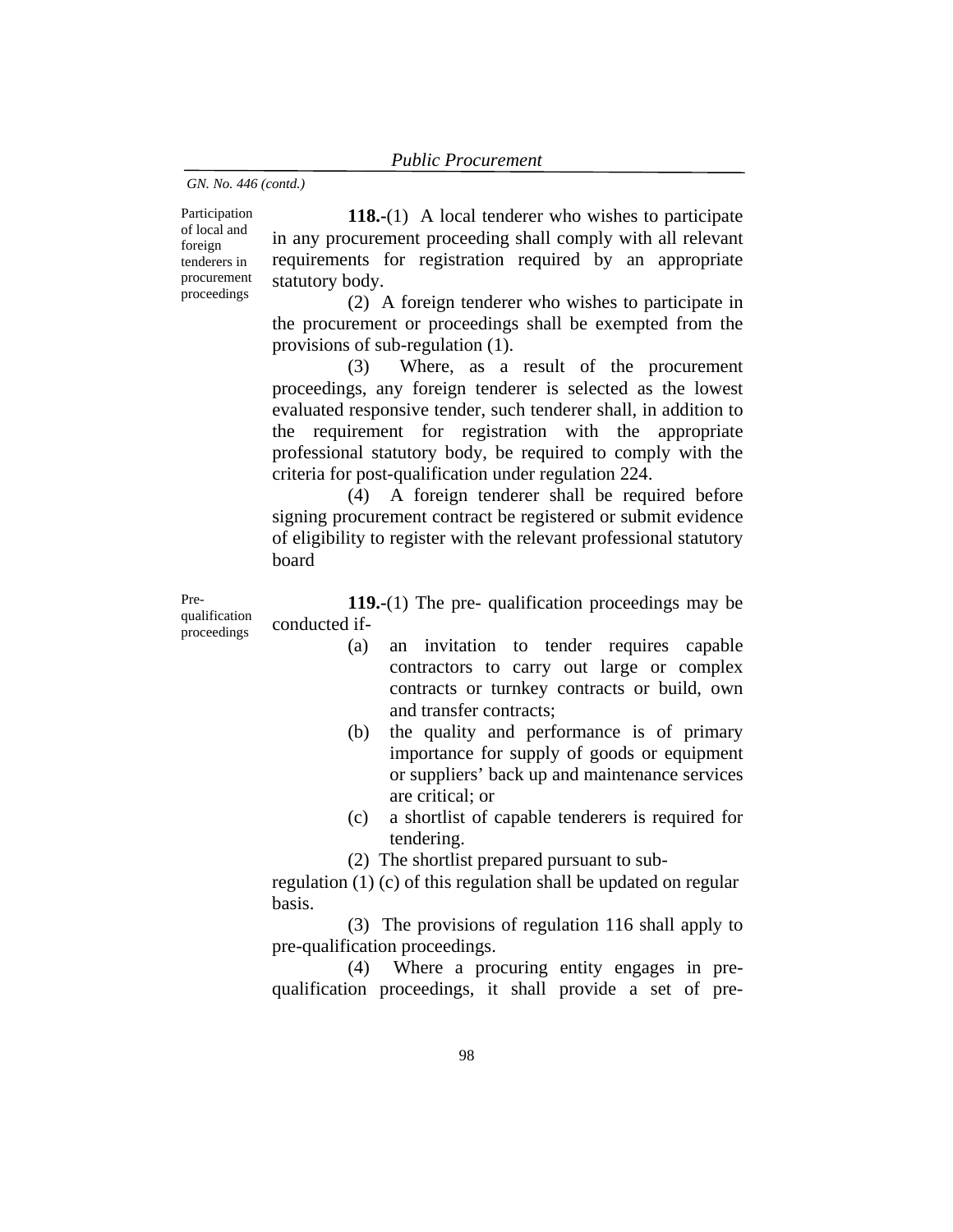*GN. No. 446 (contd.)*

Participation of local and foreign tenderers in procurement proceedings

**118.-**(1) A local tenderer who wishes to participate in any procurement proceeding shall comply with all relevant requirements for registration required by an appropriate statutory body.

(2) A foreign tenderer who wishes to participate in the procurement or proceedings shall be exempted from the provisions of sub-regulation (1).

(3) Where, as a result of the procurement proceedings, any foreign tenderer is selected as the lowest evaluated responsive tender, such tenderer shall, in addition to the requirement for registration with the appropriate professional statutory body, be required to comply with the criteria for post-qualification under regulation 224.

(4) A foreign tenderer shall be required before signing procurement contract be registered or submit evidence of eligibility to register with the relevant professional statutory board

Pre-qualification proceedings

**119.-**(1) The pre- qualification proceedings may be conducted if-

(a) an invitation to tender requires capable contractors to carry out large or complex contracts or turnkey contracts or build, own and transfer contracts;

(b) the quality and performance is of primary importance for supply of goods or equipment or suppliers' back up and maintenance services are critical; or

(c) a shortlist of capable tenderers is required for tendering.

(2) The shortlist prepared pursuant to sub-regulation (1) (c) of this regulation shall be updated on regular basis.

(3) The provisions of regulation 116 shall apply to pre-qualification proceedings.

(4) Where a procuring entity engages in pre-qualification proceedings, it shall provide a set of pre-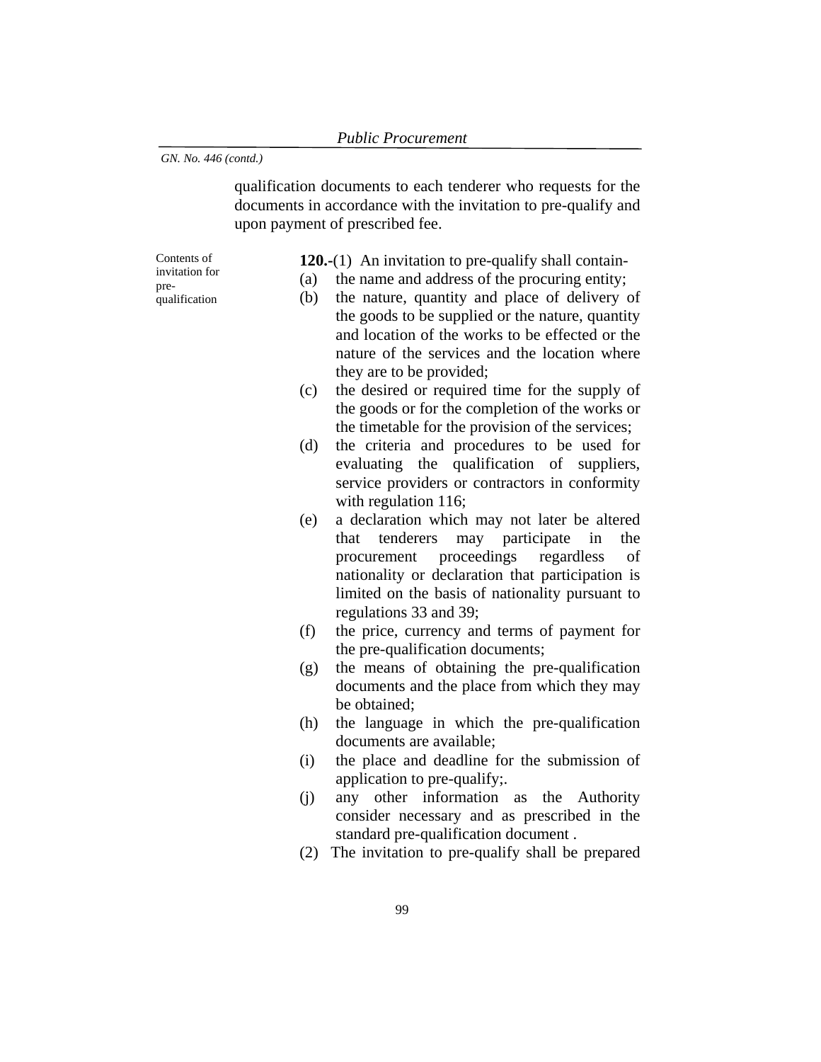GN. No. 446 (contd.)

qualification documents to each tenderer who requests for the documents in accordance with the invitation to pre-qualify and upon payment of prescribed fee.

Contents of invitation for pre-qualification

**120.-**(1) An invitation to pre-qualify shall contain-

(a) the name and address of the procuring entity;

(b) the nature, quantity and place of delivery of the goods to be supplied or the nature, quantity and location of the works to be effected or the nature of the services and the location where they are to be provided;

(c) the desired or required time for the supply of the goods or for the completion of the works or the timetable for the provision of the services;

(d) the criteria and procedures to be used for evaluating the qualification of suppliers, service providers or contractors in conformity with regulation 116;

(e) a declaration which may not later be altered that tenderers may participate in the procurement proceedings regardless of nationality or declaration that participation is limited on the basis of nationality pursuant to regulations 33 and 39;

(f) the price, currency and terms of payment for the pre-qualification documents;

(g) the means of obtaining the pre-qualification documents and the place from which they may be obtained;

(h) the language in which the pre-qualification documents are available;

(i) the place and deadline for the submission of application to pre-qualify;.

(j) any other information as the Authority consider necessary and as prescribed in the standard pre-qualification document .

(2) The invitation to pre-qualify shall be prepared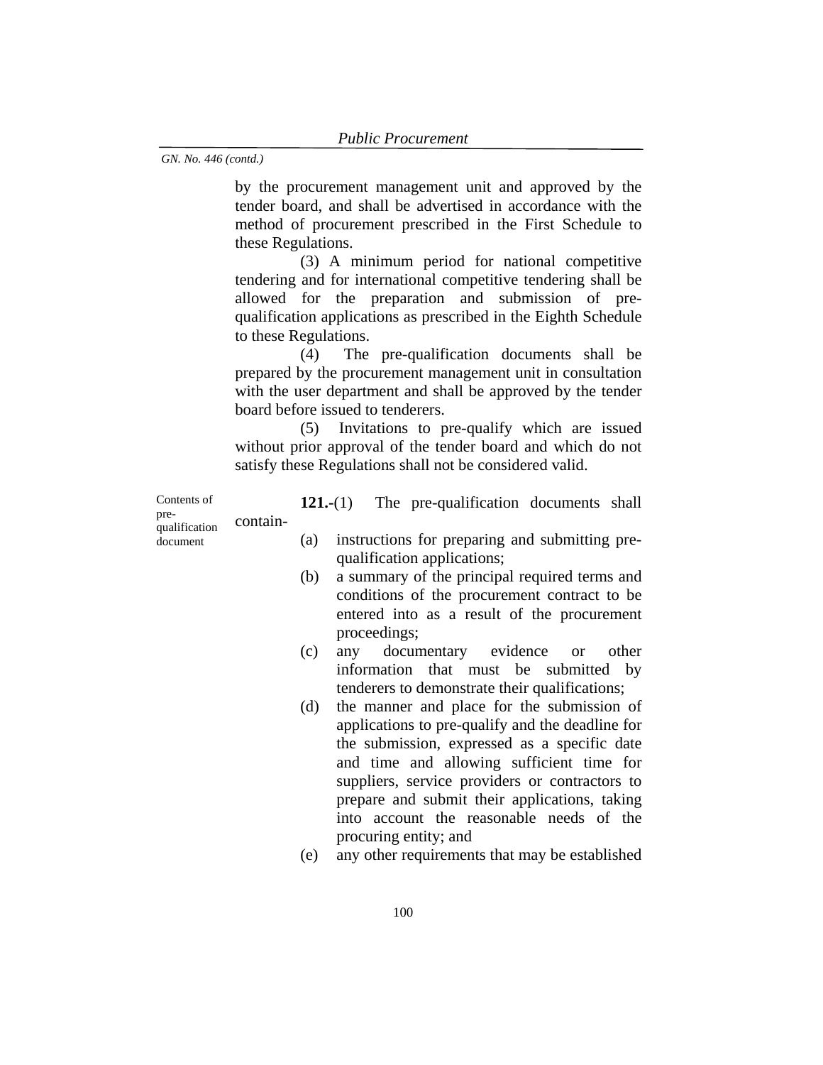*GN. No. 446 (contd.)*

by the procurement management unit and approved by the tender board, and shall be advertised in accordance with the method of procurement prescribed in the First Schedule to these Regulations.

(3) A minimum period for national competitive tendering and for international competitive tendering shall be allowed for the preparation and submission of pre-qualification applications as prescribed in the Eighth Schedule to these Regulations.

(4) The pre-qualification documents shall be prepared by the procurement management unit in consultation with the user department and shall be approved by the tender board before issued to tenderers.

(5) Invitations to pre-qualify which are issued without prior approval of the tender board and which do not satisfy these Regulations shall not be considered valid.

Contents of pre-qualification document

**121.-**(1) The pre-qualification documents shall contain-

(a) instructions for preparing and submitting pre-qualification applications;

(b) a summary of the principal required terms and conditions of the procurement contract to be entered into as a result of the procurement proceedings;

(c) any documentary evidence or other information that must be submitted by tenderers to demonstrate their qualifications;

(d) the manner and place for the submission of applications to pre-qualify and the deadline for the submission, expressed as a specific date and time and allowing sufficient time for suppliers, service providers or contractors to prepare and submit their applications, taking into account the reasonable needs of the procuring entity; and

(e) any other requirements that may be established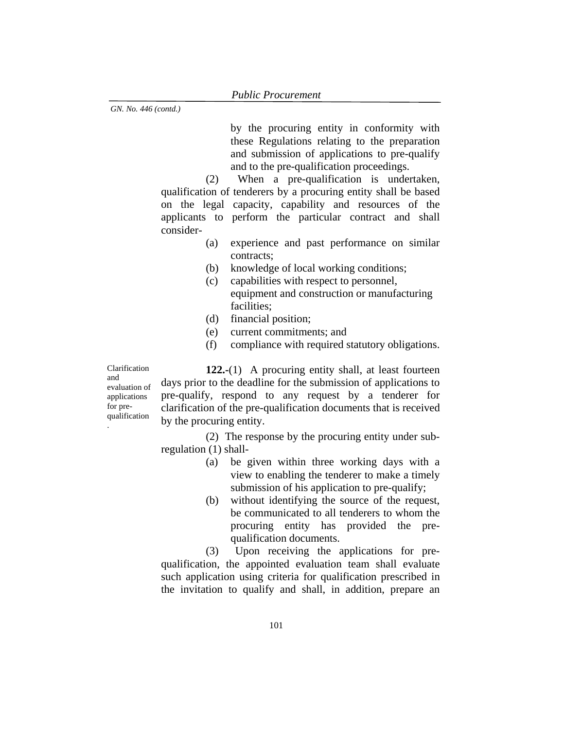by the procuring entity in conformity with these Regulations relating to the preparation and submission of applications to pre-qualify and to the pre-qualification proceedings.

(2) When a pre-qualification is undertaken, qualification of tenderers by a procuring entity shall be based on the legal capacity, capability and resources of the applicants to perform the particular contract and shall consider-

(a) experience and past performance on similar contracts;
(b) knowledge of local working conditions;
(c) capabilities with respect to personnel, equipment and construction or manufacturing facilities;
(d) financial position;
(e) current commitments; and
(f) compliance with required statutory obligations.

Clarification and evaluation of applications for pre-qualification.

**122.-**(1) A procuring entity shall, at least fourteen days prior to the deadline for the submission of applications to pre-qualify, respond to any request by a tenderer for clarification of the pre-qualification documents that is received by the procuring entity.

(2) The response by the procuring entity under sub-regulation (1) shall-

(a) be given within three working days with a view to enabling the tenderer to make a timely submission of his application to pre-qualify;
(b) without identifying the source of the request, be communicated to all tenderers to whom the procuring entity has provided the pre-qualification documents.

(3) Upon receiving the applications for pre-qualification, the appointed evaluation team shall evaluate such application using criteria for qualification prescribed in the invitation to qualify and shall, in addition, prepare an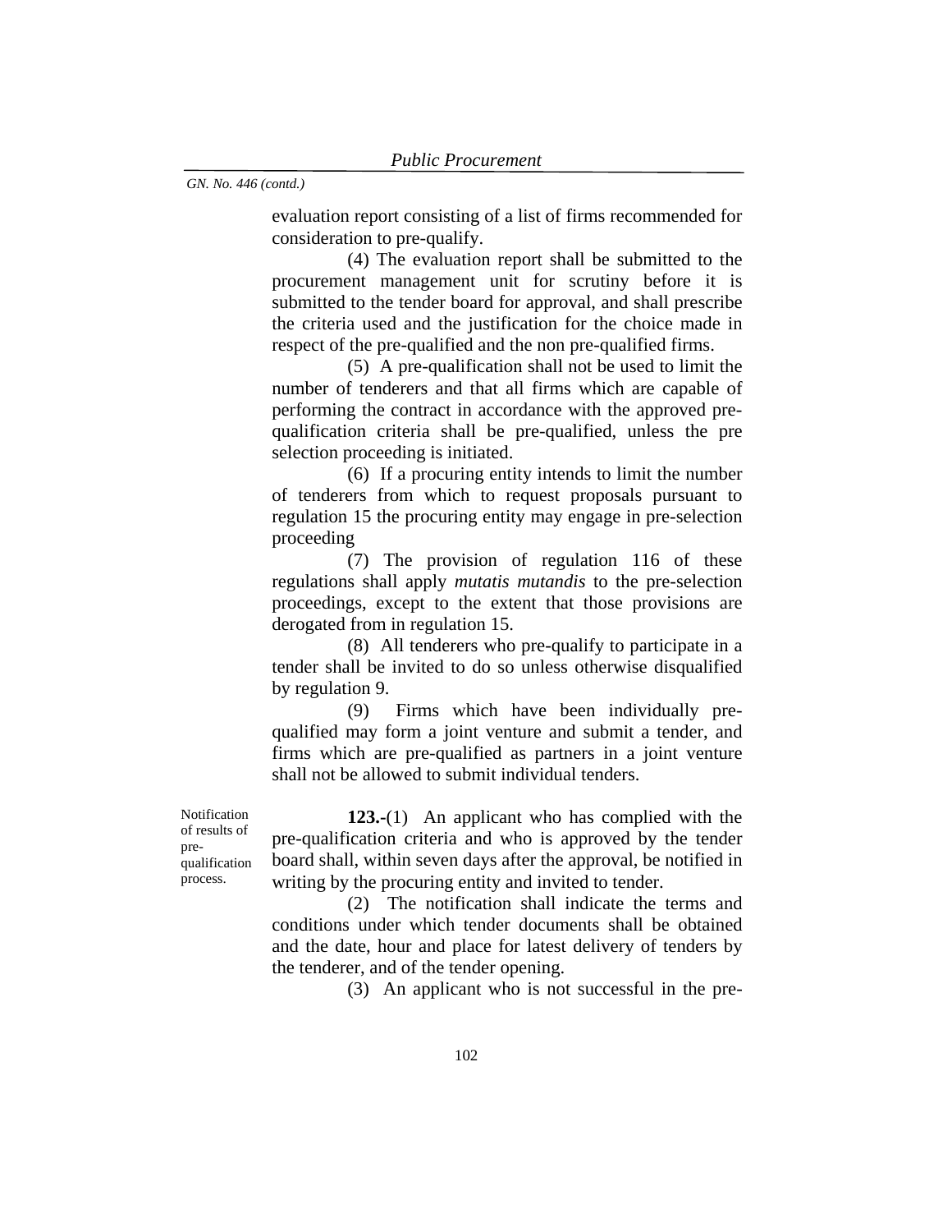GN. No. 446 (contd.)

evaluation report consisting of a list of firms recommended for consideration to pre-qualify.

(4) The evaluation report shall be submitted to the procurement management unit for scrutiny before it is submitted to the tender board for approval, and shall prescribe the criteria used and the justification for the choice made in respect of the pre-qualified and the non pre-qualified firms.

(5) A pre-qualification shall not be used to limit the number of tenderers and that all firms which are capable of performing the contract in accordance with the approved pre-qualification criteria shall be pre-qualified, unless the pre selection proceeding is initiated.

(6) If a procuring entity intends to limit the number of tenderers from which to request proposals pursuant to regulation 15 the procuring entity may engage in pre-selection proceeding

(7) The provision of regulation 116 of these regulations shall apply *mutatis mutandis* to the pre-selection proceedings, except to the extent that those provisions are derogated from in regulation 15.

(8) All tenderers who pre-qualify to participate in a tender shall be invited to do so unless otherwise disqualified by regulation 9.

(9) Firms which have been individually pre-qualified may form a joint venture and submit a tender, and firms which are pre-qualified as partners in a joint venture shall not be allowed to submit individual tenders.

Notification of results of pre-qualification process.

**123.-**(1) An applicant who has complied with the pre-qualification criteria and who is approved by the tender board shall, within seven days after the approval, be notified in writing by the procuring entity and invited to tender.

(2) The notification shall indicate the terms and conditions under which tender documents shall be obtained and the date, hour and place for latest delivery of tenders by the tenderer, and of the tender opening.

(3) An applicant who is not successful in the pre-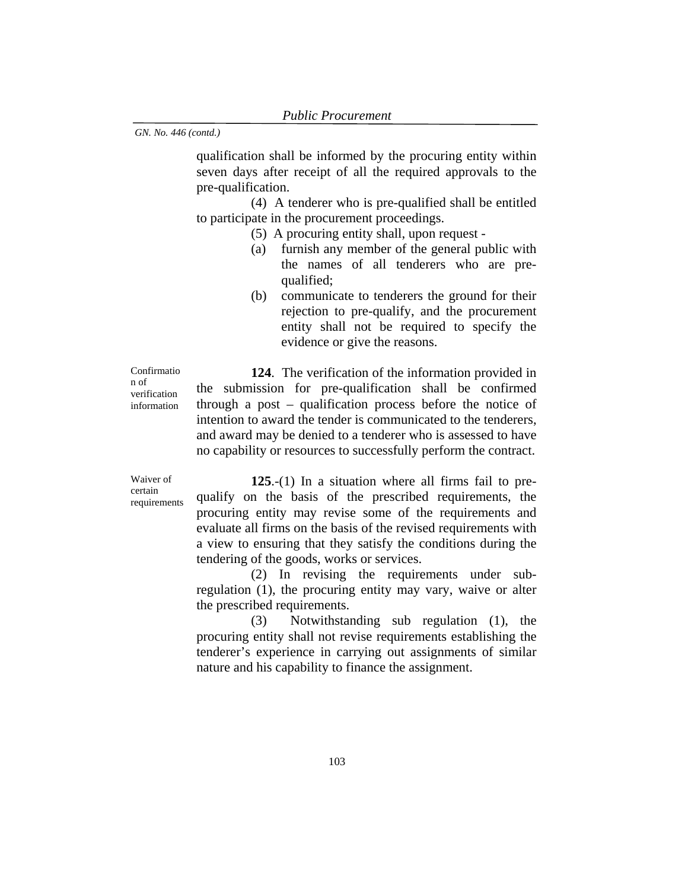qualification shall be informed by the procuring entity within seven days after receipt of all the required approvals to the pre-qualification.

(4) A tenderer who is pre-qualified shall be entitled to participate in the procurement proceedings.

(5) A procuring entity shall, upon request -

(a) furnish any member of the general public with the names of all tenderers who are pre-qualified;

(b) communicate to tenderers the ground for their rejection to pre-qualify, and the procurement entity shall not be required to specify the evidence or give the reasons.

Confirmation of verification information

**124**. The verification of the information provided in the submission for pre-qualification shall be confirmed through a post – qualification process before the notice of intention to award the tender is communicated to the tenderers, and award may be denied to a tenderer who is assessed to have no capability or resources to successfully perform the contract.

Waiver of certain requirements

**125**.-(1) In a situation where all firms fail to pre-qualify on the basis of the prescribed requirements, the procuring entity may revise some of the requirements and evaluate all firms on the basis of the revised requirements with a view to ensuring that they satisfy the conditions during the tendering of the goods, works or services.

(2) In revising the requirements under sub-regulation (1), the procuring entity may vary, waive or alter the prescribed requirements.

(3) Notwithstanding sub regulation (1), the procuring entity shall not revise requirements establishing the tenderer's experience in carrying out assignments of similar nature and his capability to finance the assignment.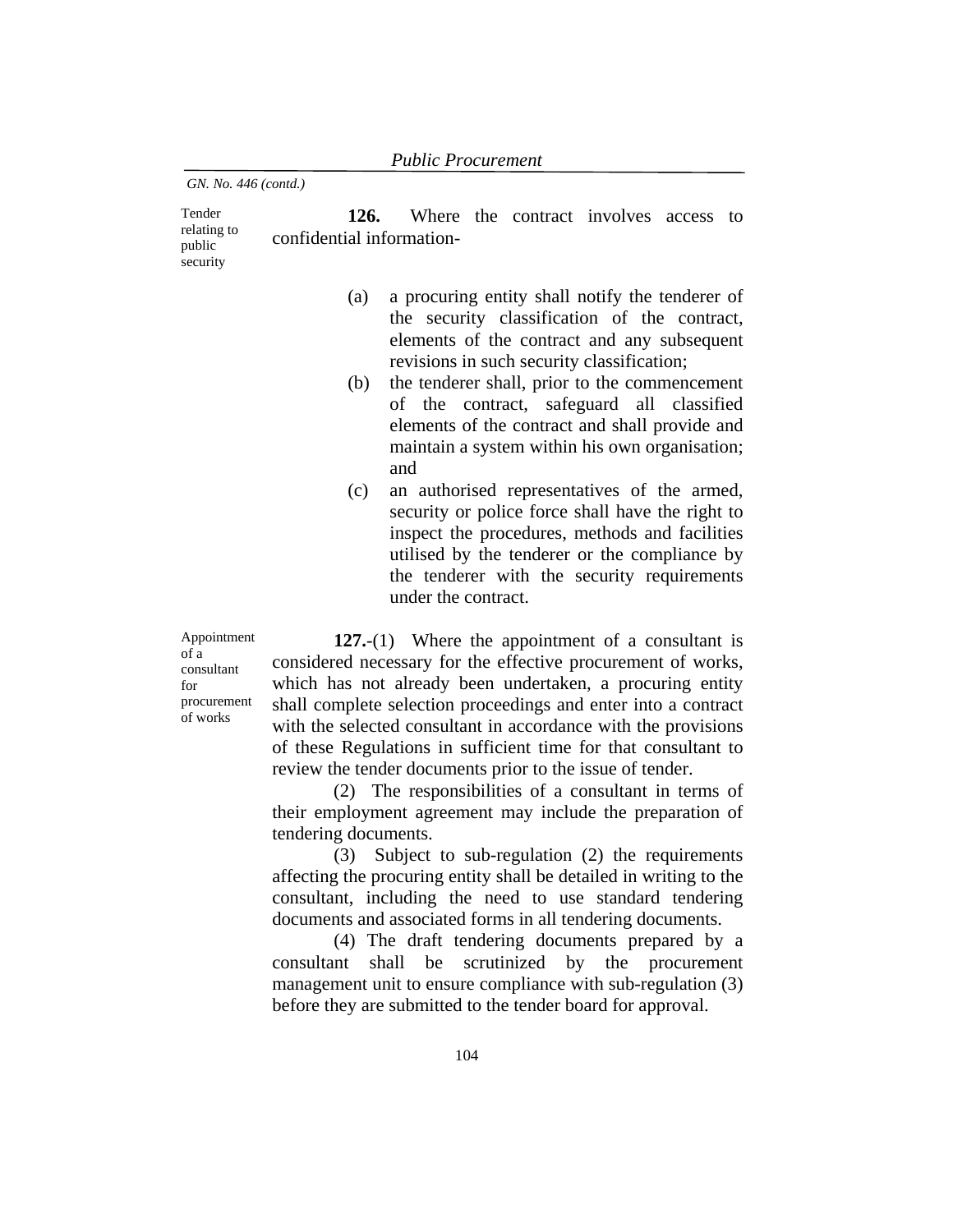*GN. No. 446 (contd.)*

Tender relating to public security

**126.** Where the contract involves access to confidential information-

(a) a procuring entity shall notify the tenderer of the security classification of the contract, elements of the contract and any subsequent revisions in such security classification;

(b) the tenderer shall, prior to the commencement of the contract, safeguard all classified elements of the contract and shall provide and maintain a system within his own organisation; and

(c) an authorised representatives of the armed, security or police force shall have the right to inspect the procedures, methods and facilities utilised by the tenderer or the compliance by the tenderer with the security requirements under the contract.

Appointment of a consultant for procurement of works

**127.**-(1) Where the appointment of a consultant is considered necessary for the effective procurement of works, which has not already been undertaken, a procuring entity shall complete selection proceedings and enter into a contract with the selected consultant in accordance with the provisions of these Regulations in sufficient time for that consultant to review the tender documents prior to the issue of tender.

(2) The responsibilities of a consultant in terms of their employment agreement may include the preparation of tendering documents.

(3) Subject to sub-regulation (2) the requirements affecting the procuring entity shall be detailed in writing to the consultant, including the need to use standard tendering documents and associated forms in all tendering documents.

(4) The draft tendering documents prepared by a consultant shall be scrutinized by the procurement management unit to ensure compliance with sub-regulation (3) before they are submitted to the tender board for approval.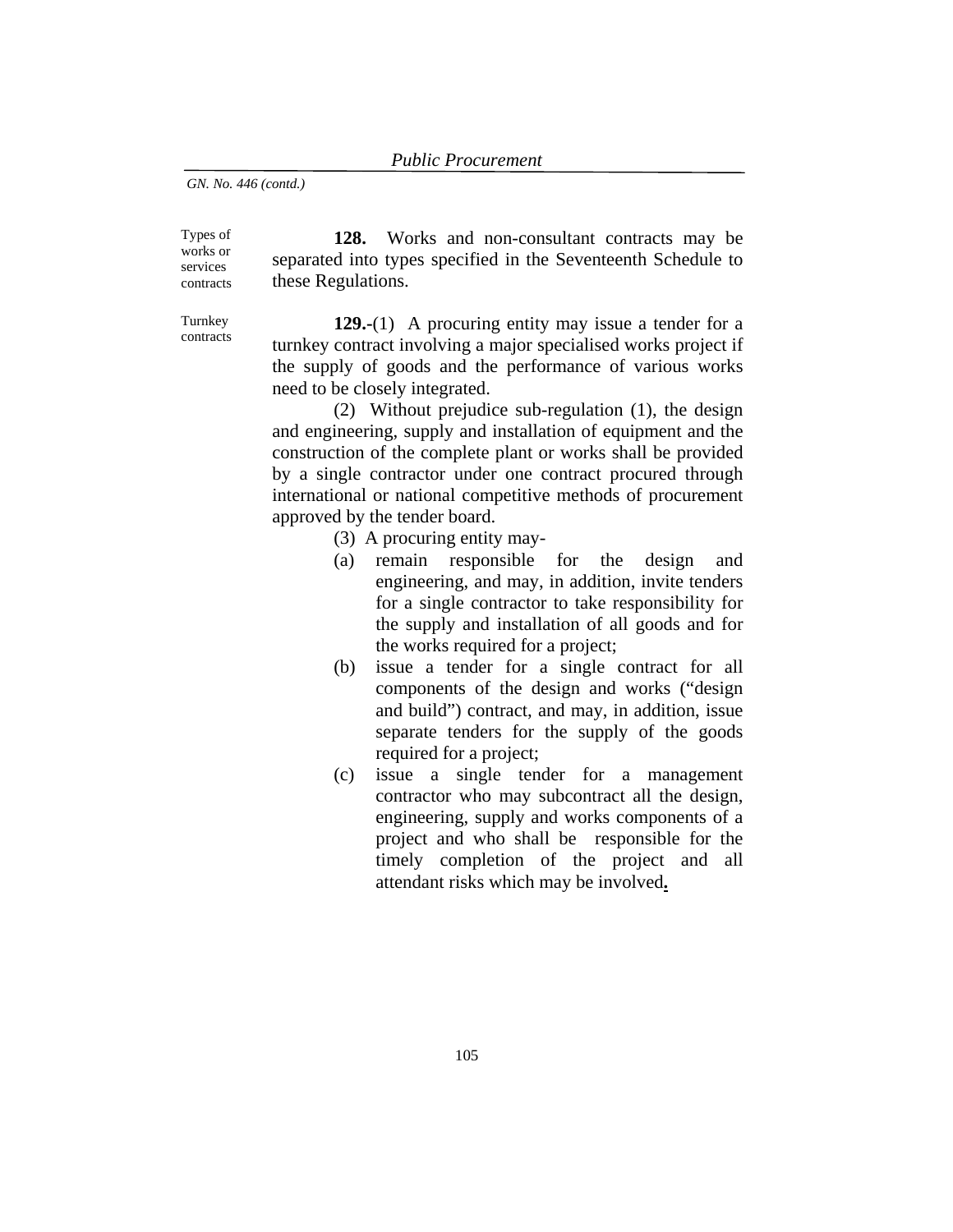*GN. No. 446 (contd.)*

Types of works or services contracts

**128.** Works and non-consultant contracts may be separated into types specified in the Seventeenth Schedule to these Regulations.

Turnkey contracts

**129.**-(1) A procuring entity may issue a tender for a turnkey contract involving a major specialised works project if the supply of goods and the performance of various works need to be closely integrated.

(2) Without prejudice sub-regulation (1), the design and engineering, supply and installation of equipment and the construction of the complete plant or works shall be provided by a single contractor under one contract procured through international or national competitive methods of procurement approved by the tender board.

(3) A procuring entity may-

(a) remain responsible for the design and engineering, and may, in addition, invite tenders for a single contractor to take responsibility for the supply and installation of all goods and for the works required for a project;

(b) issue a tender for a single contract for all components of the design and works ("design and build") contract, and may, in addition, issue separate tenders for the supply of the goods required for a project;

(c) issue a single tender for a management contractor who may subcontract all the design, engineering, supply and works components of a project and who shall be responsible for the timely completion of the project and all attendant risks which may be involved.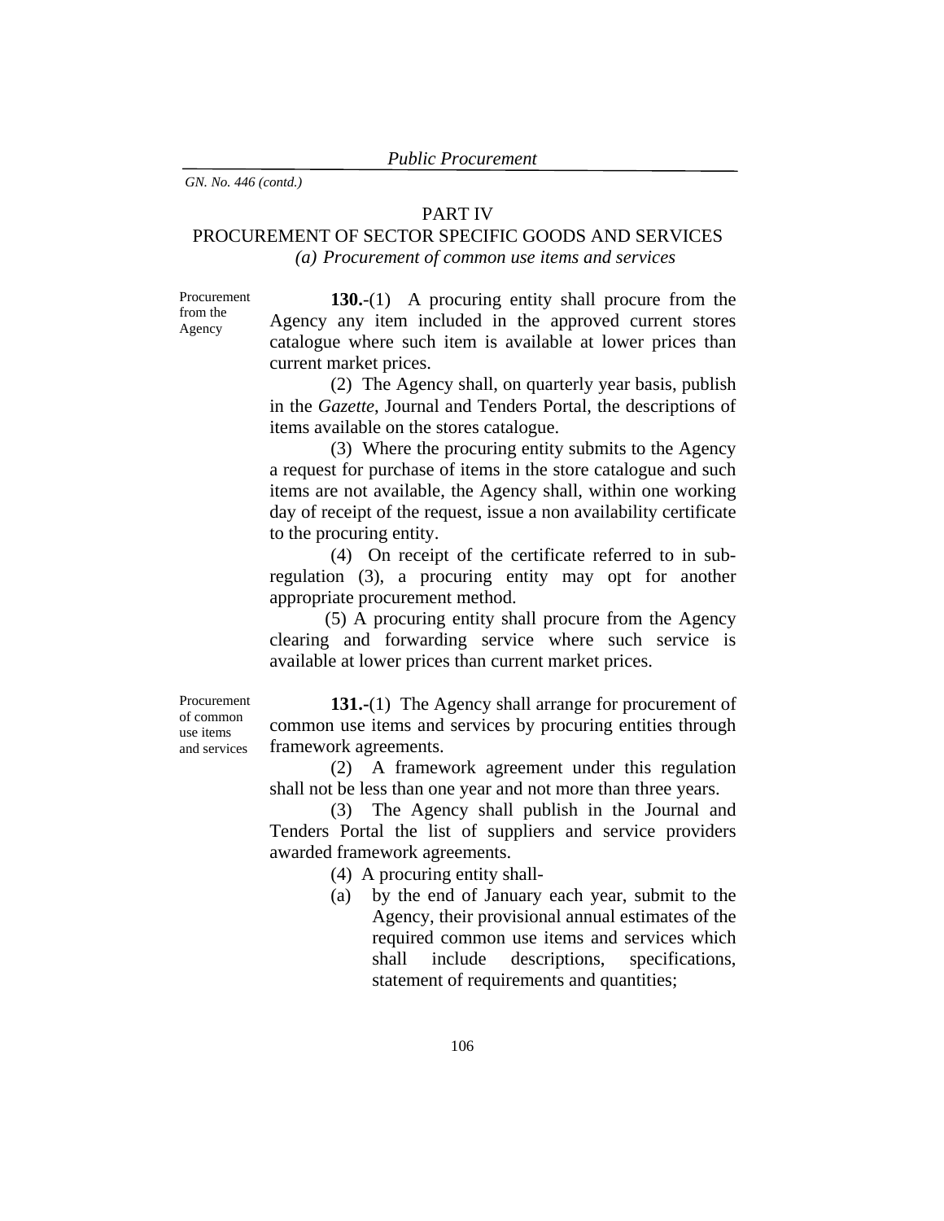*GN. No. 446 (contd.)*

## PART IV

## PROCUREMENT OF SECTOR SPECIFIC GOODS AND SERVICES

### *(a) Procurement of common use items and services*

Procurement from the Agency

**130.**-(1) A procuring entity shall procure from the Agency any item included in the approved current stores catalogue where such item is available at lower prices than current market prices.

(2) The Agency shall, on quarterly year basis, publish in the *Gazette*, Journal and Tenders Portal, the descriptions of items available on the stores catalogue.

(3) Where the procuring entity submits to the Agency a request for purchase of items in the store catalogue and such items are not available, the Agency shall, within one working day of receipt of the request, issue a non availability certificate to the procuring entity.

(4) On receipt of the certificate referred to in sub-regulation (3), a procuring entity may opt for another appropriate procurement method.

(5) A procuring entity shall procure from the Agency clearing and forwarding service where such service is available at lower prices than current market prices.

Procurement of common use items and services

**131.**-(1) The Agency shall arrange for procurement of common use items and services by procuring entities through framework agreements.

(2) A framework agreement under this regulation shall not be less than one year and not more than three years.

(3) The Agency shall publish in the Journal and Tenders Portal the list of suppliers and service providers awarded framework agreements.

(4) A procuring entity shall-

(a) by the end of January each year, submit to the Agency, their provisional annual estimates of the required common use items and services which shall include descriptions, specifications, statement of requirements and quantities;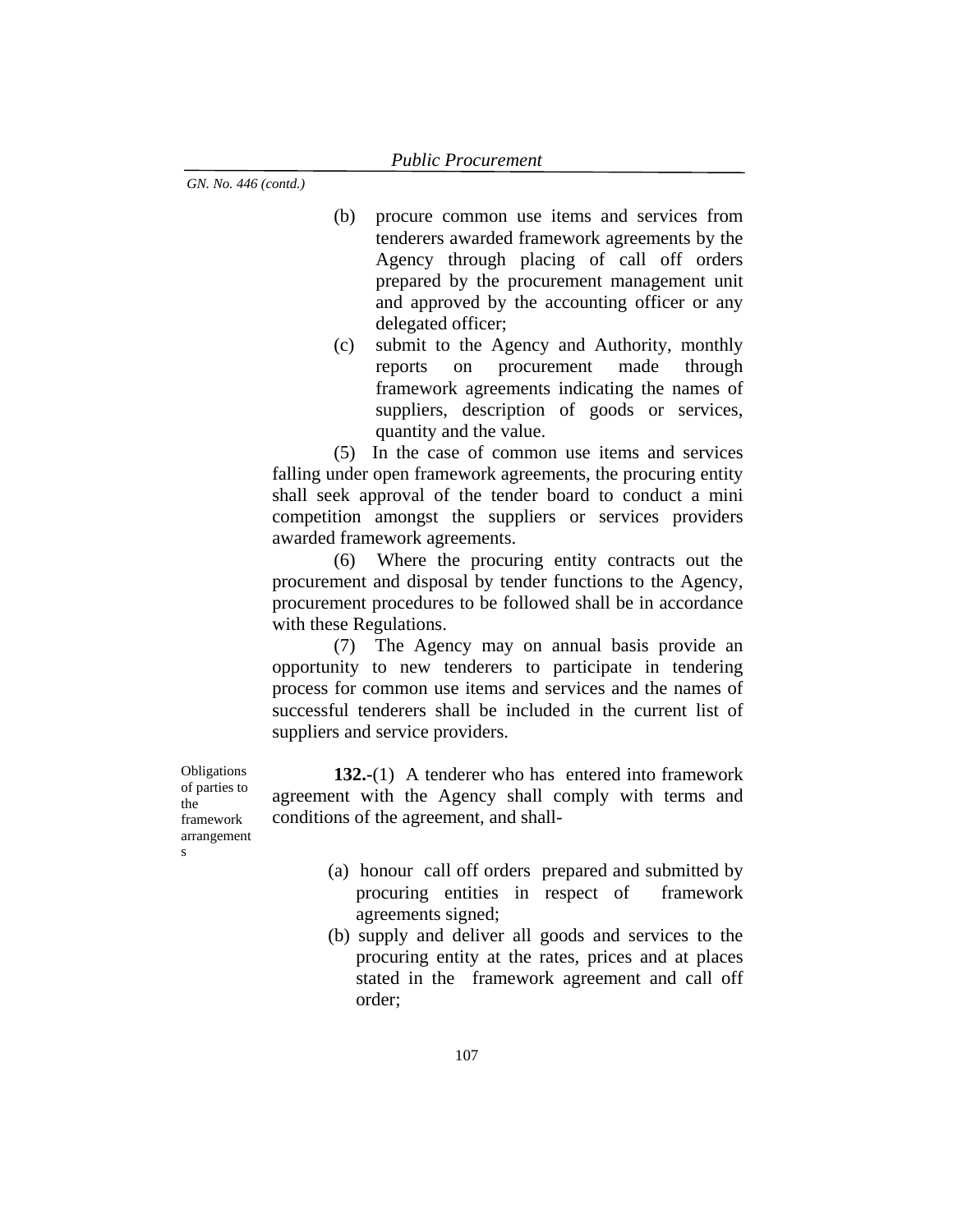GN. No. 446 (contd.)

(b) procure common use items and services from tenderers awarded framework agreements by the Agency through placing of call off orders prepared by the procurement management unit and approved by the accounting officer or any delegated officer;

(c) submit to the Agency and Authority, monthly reports on procurement made through framework agreements indicating the names of suppliers, description of goods or services, quantity and the value.

(5) In the case of common use items and services falling under open framework agreements, the procuring entity shall seek approval of the tender board to conduct a mini competition amongst the suppliers or services providers awarded framework agreements.

(6) Where the procuring entity contracts out the procurement and disposal by tender functions to the Agency, procurement procedures to be followed shall be in accordance with these Regulations.

(7) The Agency may on annual basis provide an opportunity to new tenderers to participate in tendering process for common use items and services and the names of successful tenderers shall be included in the current list of suppliers and service providers.

Obligations of parties to the framework arrangements

**132.**-(1) A tenderer who has entered into framework agreement with the Agency shall comply with terms and conditions of the agreement, and shall-

(a) honour call off orders prepared and submitted by procuring entities in respect of framework agreements signed;

(b) supply and deliver all goods and services to the procuring entity at the rates, prices and at places stated in the framework agreement and call off order;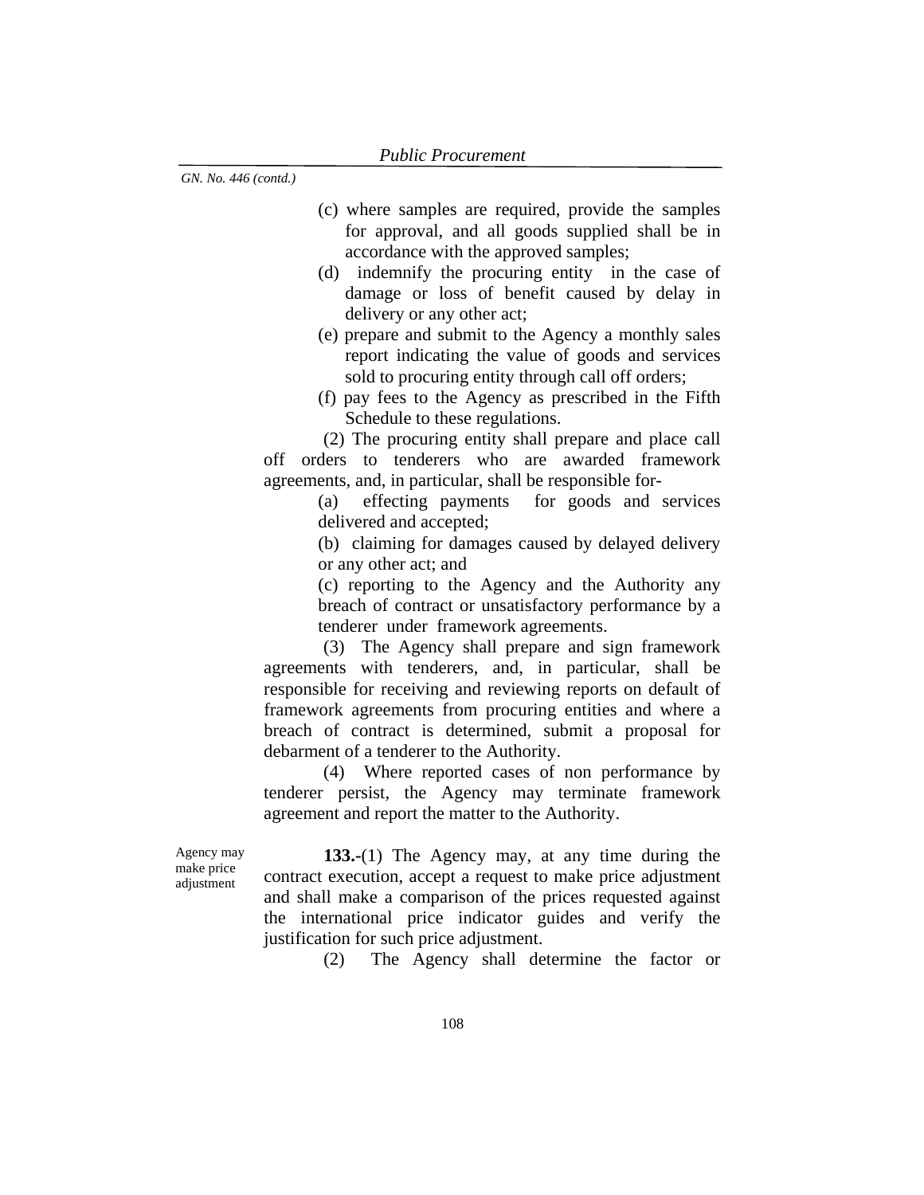GN. No. 446 (contd.)

(c) where samples are required, provide the samples for approval, and all goods supplied shall be in accordance with the approved samples;

(d) indemnify the procuring entity in the case of damage or loss of benefit caused by delay in delivery or any other act;

(e) prepare and submit to the Agency a monthly sales report indicating the value of goods and services sold to procuring entity through call off orders;

(f) pay fees to the Agency as prescribed in the Fifth Schedule to these regulations.

(2) The procuring entity shall prepare and place call off orders to tenderers who are awarded framework agreements, and, in particular, shall be responsible for-

(a) effecting payments for goods and services delivered and accepted;

(b) claiming for damages caused by delayed delivery or any other act; and

(c) reporting to the Agency and the Authority any breach of contract or unsatisfactory performance by a tenderer under framework agreements.

(3) The Agency shall prepare and sign framework agreements with tenderers, and, in particular, shall be responsible for receiving and reviewing reports on default of framework agreements from procuring entities and where a breach of contract is determined, submit a proposal for debarment of a tenderer to the Authority.

(4) Where reported cases of non performance by tenderer persist, the Agency may terminate framework agreement and report the matter to the Authority.

Agency may make price adjustment

**133.-**(1) The Agency may, at any time during the contract execution, accept a request to make price adjustment and shall make a comparison of the prices requested against the international price indicator guides and verify the justification for such price adjustment.

(2) The Agency shall determine the factor or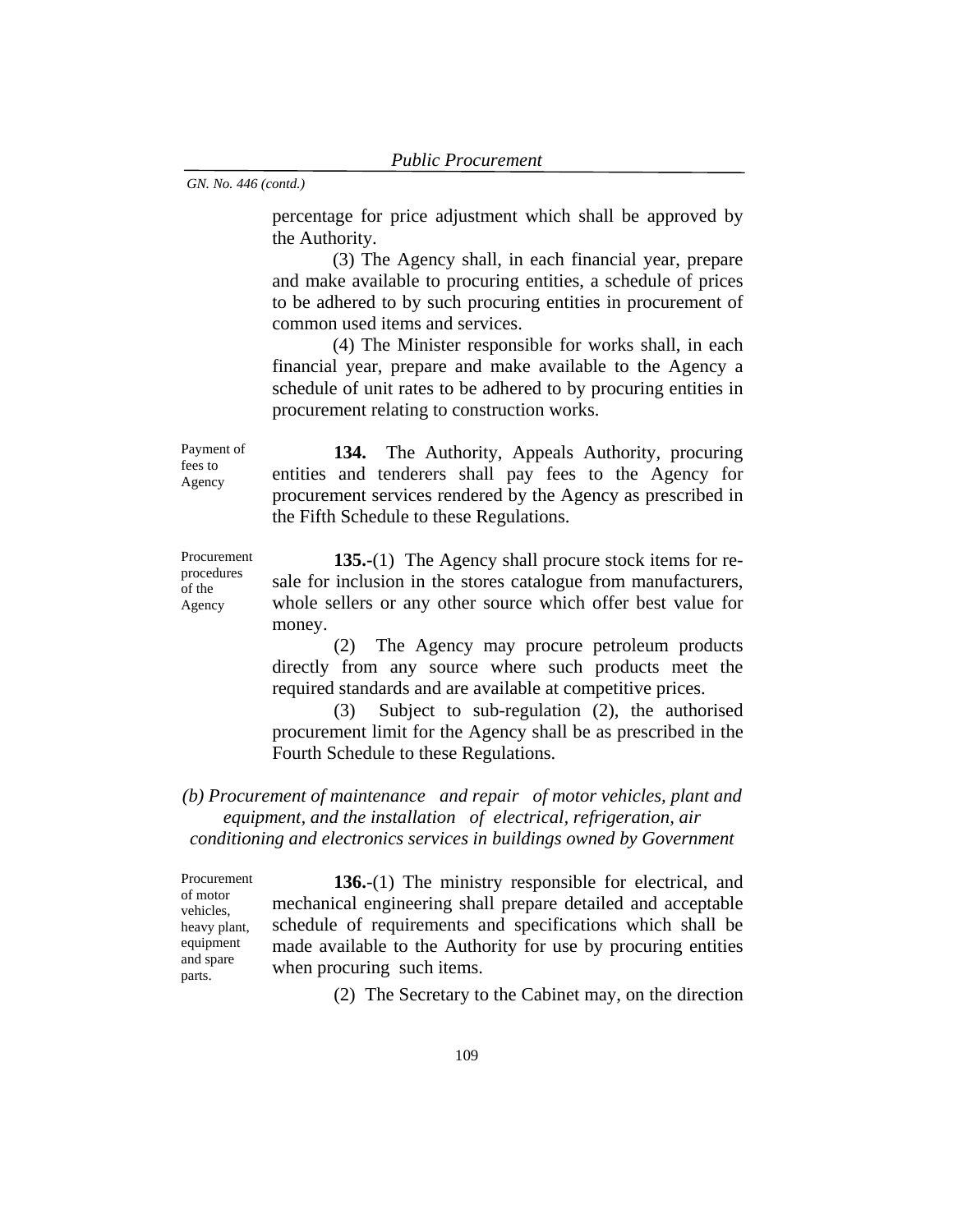GN. No. 446 (contd.)

percentage for price adjustment which shall be approved by the Authority.

(3) The Agency shall, in each financial year, prepare and make available to procuring entities, a schedule of prices to be adhered to by such procuring entities in procurement of common used items and services.

(4) The Minister responsible for works shall, in each financial year, prepare and make available to the Agency a schedule of unit rates to be adhered to by procuring entities in procurement relating to construction works.

Payment of fees to Agency

**134.** The Authority, Appeals Authority, procuring entities and tenderers shall pay fees to the Agency for procurement services rendered by the Agency as prescribed in the Fifth Schedule to these Regulations.

Procurement procedures of the Agency

**135.**-(1) The Agency shall procure stock items for re-sale for inclusion in the stores catalogue from manufacturers, whole sellers or any other source which offer best value for money.

(2) The Agency may procure petroleum products directly from any source where such products meet the required standards and are available at competitive prices.

(3) Subject to sub-regulation (2), the authorised procurement limit for the Agency shall be as prescribed in the Fourth Schedule to these Regulations.

*(b) Procurement of maintenance and repair of motor vehicles, plant and equipment, and the installation of electrical, refrigeration, air conditioning and electronics services in buildings owned by Government*

Procurement of motor vehicles, heavy plant, equipment and spare parts.

**136.**-(1) The ministry responsible for electrical, and mechanical engineering shall prepare detailed and acceptable schedule of requirements and specifications which shall be made available to the Authority for use by procuring entities when procuring such items.

(2) The Secretary to the Cabinet may, on the direction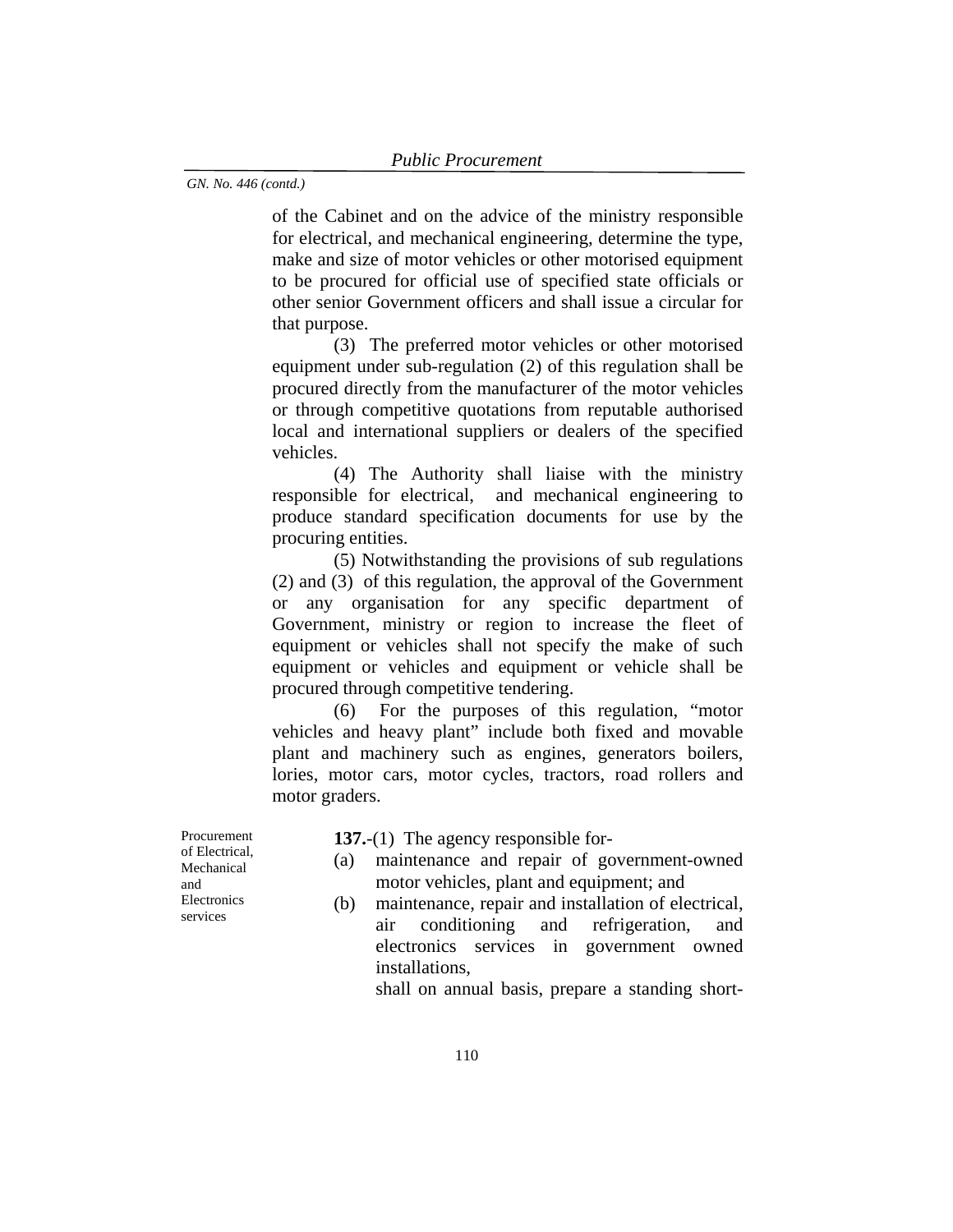of the Cabinet and on the advice of the ministry responsible for electrical, and mechanical engineering, determine the type, make and size of motor vehicles or other motorised equipment to be procured for official use of specified state officials or other senior Government officers and shall issue a circular for that purpose.

(3) The preferred motor vehicles or other motorised equipment under sub-regulation (2) of this regulation shall be procured directly from the manufacturer of the motor vehicles or through competitive quotations from reputable authorised local and international suppliers or dealers of the specified vehicles.

(4) The Authority shall liaise with the ministry responsible for electrical, and mechanical engineering to produce standard specification documents for use by the procuring entities.

(5) Notwithstanding the provisions of sub regulations (2) and (3) of this regulation, the approval of the Government or any organisation for any specific department of Government, ministry or region to increase the fleet of equipment or vehicles shall not specify the make of such equipment or vehicles and equipment or vehicle shall be procured through competitive tendering.

(6) For the purposes of this regulation, "motor vehicles and heavy plant" include both fixed and movable plant and machinery such as engines, generators boilers, lories, motor cars, motor cycles, tractors, road rollers and motor graders.

Procurement of Electrical, Mechanical and Electronics services

**137.**-(1) The agency responsible for-

(a) maintenance and repair of government-owned motor vehicles, plant and equipment; and

(b) maintenance, repair and installation of electrical, air conditioning and refrigeration, and electronics services in government owned installations,

shall on annual basis, prepare a standing short-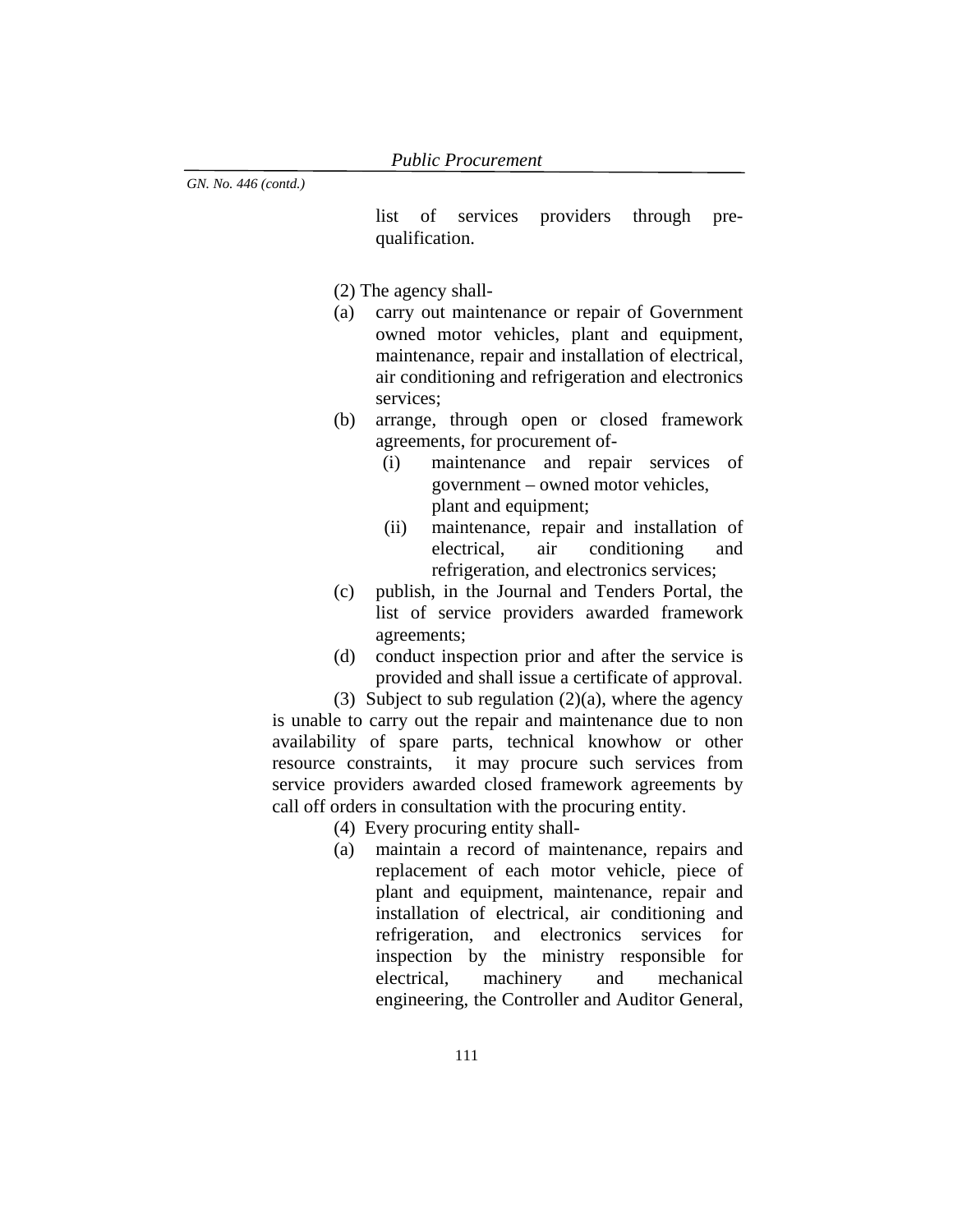list of services providers through pre-qualification.

(2) The agency shall-

(a) carry out maintenance or repair of Government owned motor vehicles, plant and equipment, maintenance, repair and installation of electrical, air conditioning and refrigeration and electronics services;

(b) arrange, through open or closed framework agreements, for procurement of-

  (i) maintenance and repair services of government – owned motor vehicles, plant and equipment;

  (ii) maintenance, repair and installation of electrical, air conditioning and refrigeration, and electronics services;

(c) publish, in the Journal and Tenders Portal, the list of service providers awarded framework agreements;

(d) conduct inspection prior and after the service is provided and shall issue a certificate of approval.

(3) Subject to sub regulation (2)(a), where the agency is unable to carry out the repair and maintenance due to non availability of spare parts, technical knowhow or other resource constraints, it may procure such services from service providers awarded closed framework agreements by call off orders in consultation with the procuring entity.

(4) Every procuring entity shall-

(a) maintain a record of maintenance, repairs and replacement of each motor vehicle, piece of plant and equipment, maintenance, repair and installation of electrical, air conditioning and refrigeration, and electronics services for inspection by the ministry responsible for electrical, machinery and mechanical engineering, the Controller and Auditor General,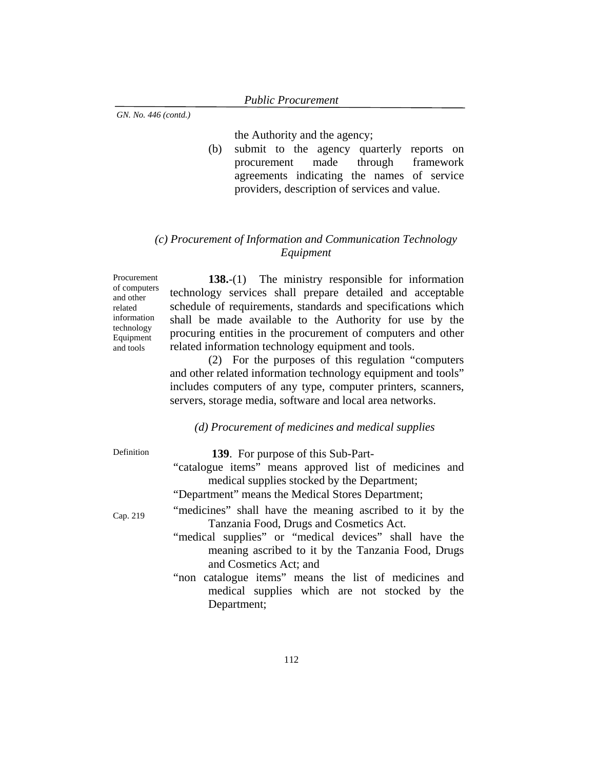GN. No. 446 (contd.)

the Authority and the agency;

(b) submit to the agency quarterly reports on procurement made through framework agreements indicating the names of service providers, description of services and value.

*(c) Procurement of Information and Communication Technology Equipment*

Procurement of computers and other related information technology Equipment and tools

**138.**-(1) The ministry responsible for information technology services shall prepare detailed and acceptable schedule of requirements, standards and specifications which shall be made available to the Authority for use by the procuring entities in the procurement of computers and other related information technology equipment and tools.

(2) For the purposes of this regulation "computers and other related information technology equipment and tools" includes computers of any type, computer printers, scanners, servers, storage media, software and local area networks.

*(d) Procurement of medicines and medical supplies*

Definition

**139**. For purpose of this Sub-Part-

"catalogue items" means approved list of medicines and medical supplies stocked by the Department;

"Department" means the Medical Stores Department;

Cap. 219

"medicines" shall have the meaning ascribed to it by the Tanzania Food, Drugs and Cosmetics Act.

"medical supplies" or "medical devices" shall have the meaning ascribed to it by the Tanzania Food, Drugs and Cosmetics Act; and

"non catalogue items" means the list of medicines and medical supplies which are not stocked by the Department;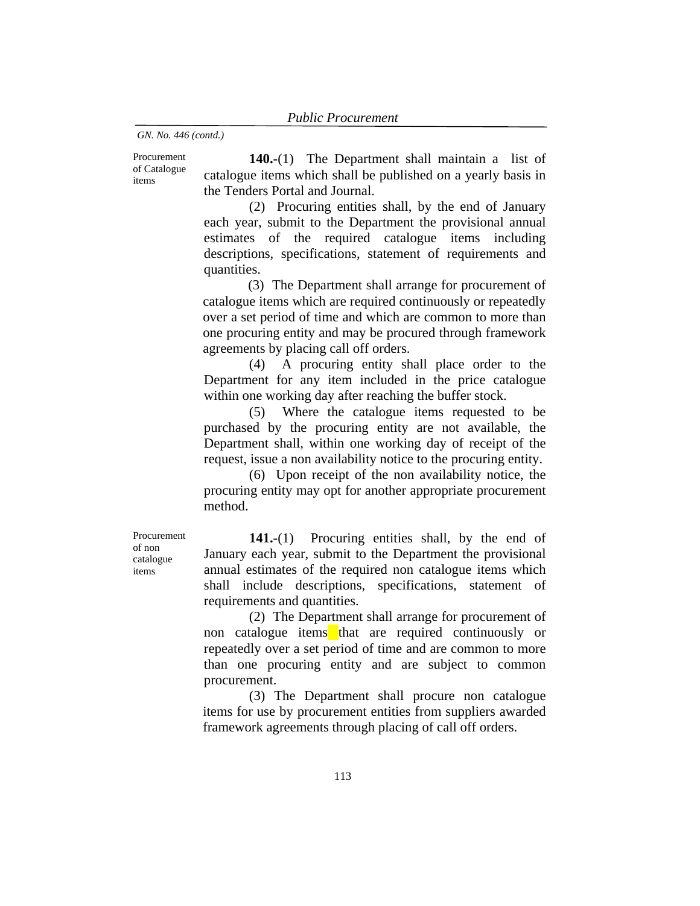*GN. No. 446 (contd.)*

Procurement of Catalogue items

**140.-**(1) The Department shall maintain a list of catalogue items which shall be published on a yearly basis in the Tenders Portal and Journal.

(2) Procuring entities shall, by the end of January each year, submit to the Department the provisional annual estimates of the required catalogue items including descriptions, specifications, statement of requirements and quantities.

(3) The Department shall arrange for procurement of catalogue items which are required continuously or repeatedly over a set period of time and which are common to more than one procuring entity and may be procured through framework agreements by placing call off orders.

(4) A procuring entity shall place order to the Department for any item included in the price catalogue within one working day after reaching the buffer stock.

(5) Where the catalogue items requested to be purchased by the procuring entity are not available, the Department shall, within one working day of receipt of the request, issue a non availability notice to the procuring entity.

(6) Upon receipt of the non availability notice, the procuring entity may opt for another appropriate procurement method.

Procurement of non catalogue items

**141.-**(1) Procuring entities shall, by the end of January each year, submit to the Department the provisional annual estimates of the required non catalogue items which shall include descriptions, specifications, statement of requirements and quantities.

(2) The Department shall arrange for procurement of non catalogue items that are required continuously or repeatedly over a set period of time and are common to more than one procuring entity and are subject to common procurement.

(3) The Department shall procure non catalogue items for use by procurement entities from suppliers awarded framework agreements through placing of call off orders.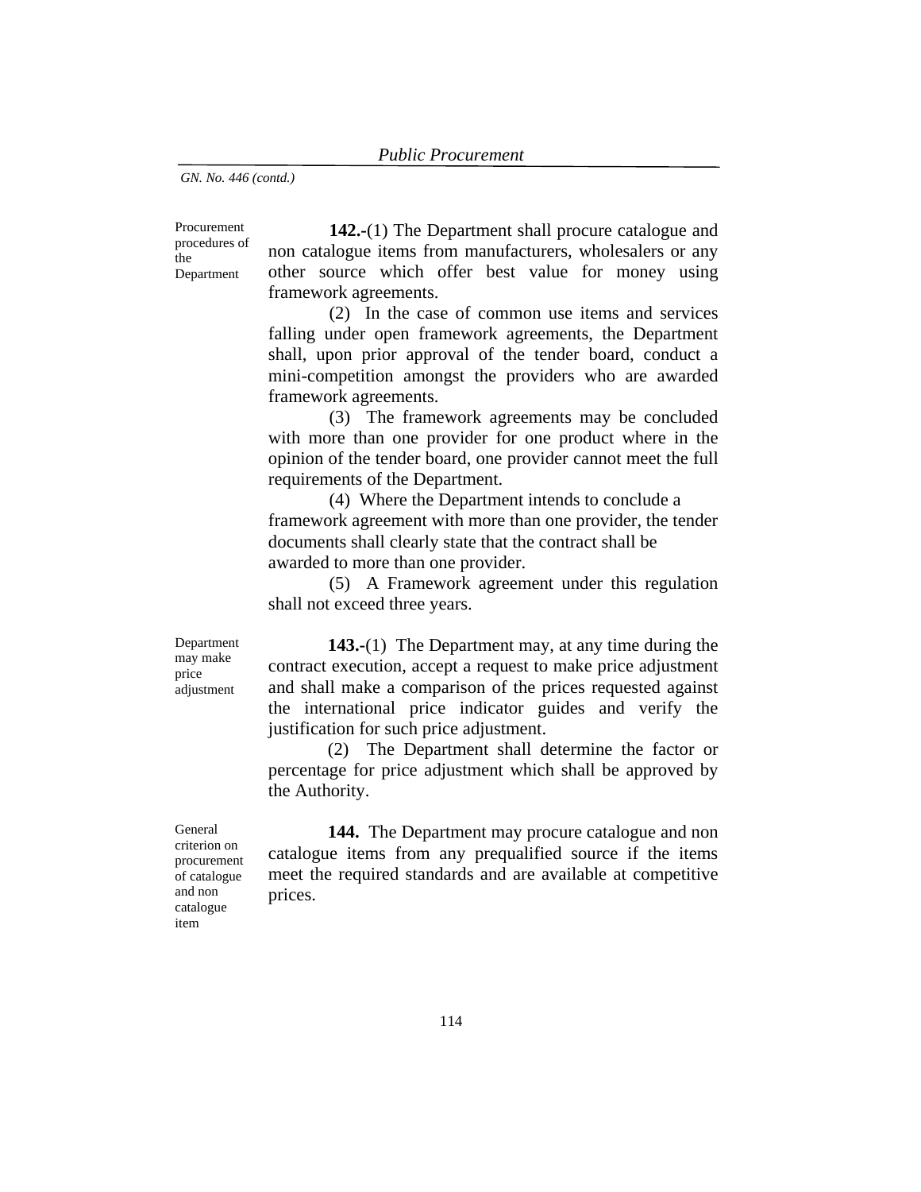*GN. No. 446 (contd.)*

Procurement procedures of the Department

**142.-**(1) The Department shall procure catalogue and non catalogue items from manufacturers, wholesalers or any other source which offer best value for money using framework agreements.

(2) In the case of common use items and services falling under open framework agreements, the Department shall, upon prior approval of the tender board, conduct a mini-competition amongst the providers who are awarded framework agreements.

(3) The framework agreements may be concluded with more than one provider for one product where in the opinion of the tender board, one provider cannot meet the full requirements of the Department.

(4) Where the Department intends to conclude a framework agreement with more than one provider, the tender documents shall clearly state that the contract shall be awarded to more than one provider.

(5) A Framework agreement under this regulation shall not exceed three years.

Department may make price adjustment

**143.-**(1) The Department may, at any time during the contract execution, accept a request to make price adjustment and shall make a comparison of the prices requested against the international price indicator guides and verify the justification for such price adjustment.

(2) The Department shall determine the factor or percentage for price adjustment which shall be approved by the Authority.

General criterion on procurement of catalogue and non catalogue item

**144.** The Department may procure catalogue and non catalogue items from any prequalified source if the items meet the required standards and are available at competitive prices.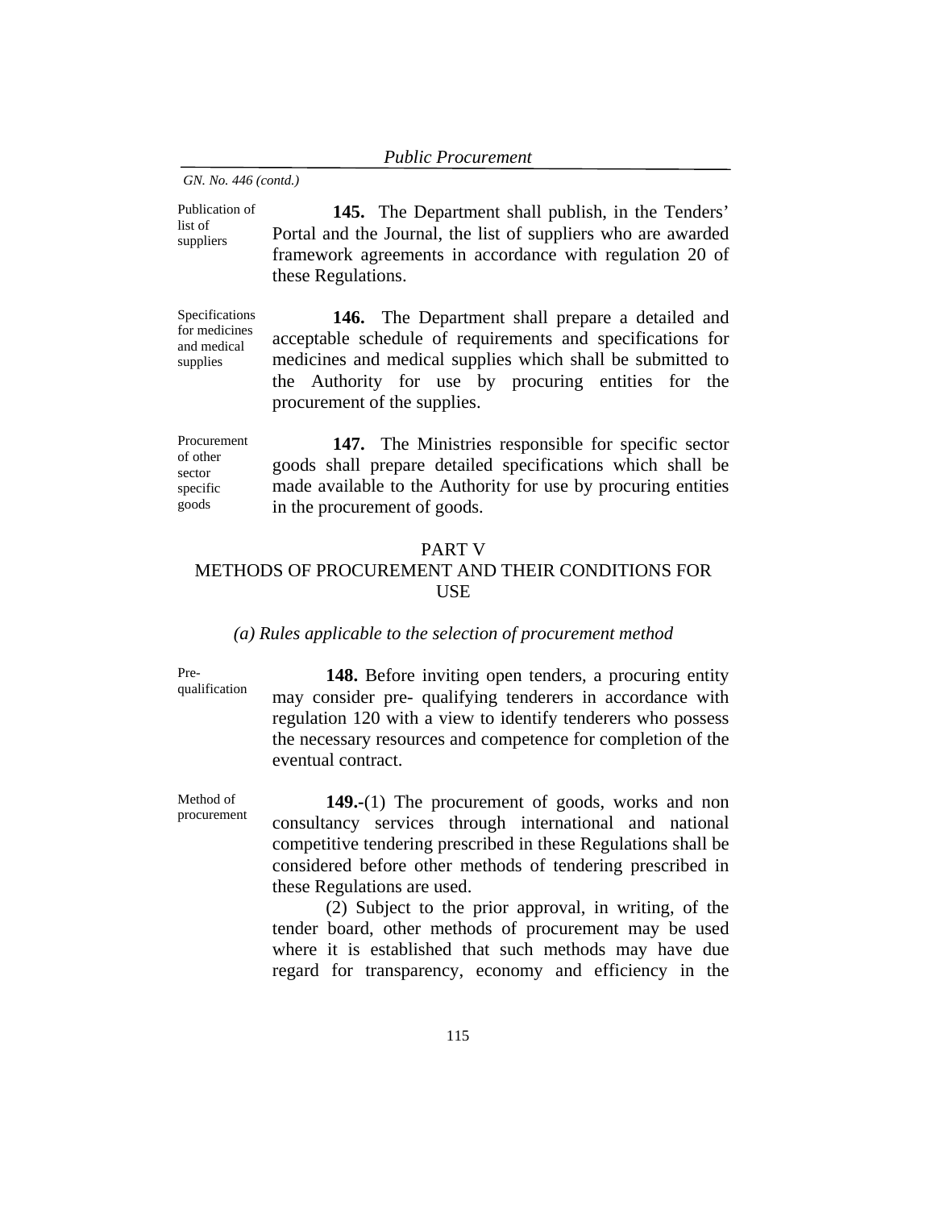GN. No. 446 (contd.)

Publication of list of suppliers

**145.** The Department shall publish, in the Tenders' Portal and the Journal, the list of suppliers who are awarded framework agreements in accordance with regulation 20 of these Regulations.

Specifications for medicines and medical supplies

**146.** The Department shall prepare a detailed and acceptable schedule of requirements and specifications for medicines and medical supplies which shall be submitted to the Authority for use by procuring entities for the procurement of the supplies.

Procurement of other sector specific goods

**147.** The Ministries responsible for specific sector goods shall prepare detailed specifications which shall be made available to the Authority for use by procuring entities in the procurement of goods.

## PART V
## METHODS OF PROCUREMENT AND THEIR CONDITIONS FOR USE

### *(a) Rules applicable to the selection of procurement method*

Pre-qualification

**148.** Before inviting open tenders, a procuring entity may consider pre- qualifying tenderers in accordance with regulation 120 with a view to identify tenderers who possess the necessary resources and competence for completion of the eventual contract.

Method of procurement

**149.-**(1) The procurement of goods, works and non consultancy services through international and national competitive tendering prescribed in these Regulations shall be considered before other methods of tendering prescribed in these Regulations are used.

(2) Subject to the prior approval, in writing, of the tender board, other methods of procurement may be used where it is established that such methods may have due regard for transparency, economy and efficiency in the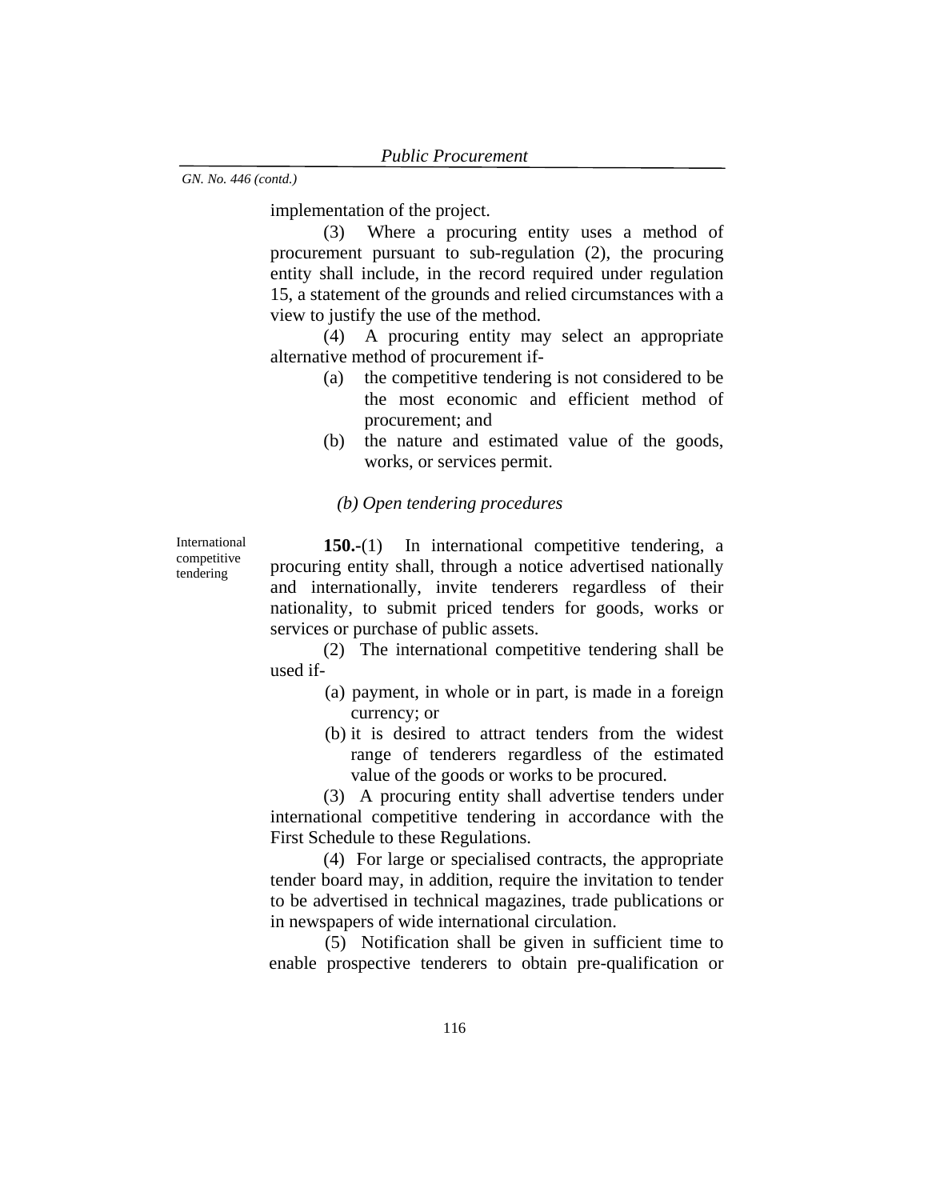implementation of the project.

(3) Where a procuring entity uses a method of procurement pursuant to sub-regulation (2), the procuring entity shall include, in the record required under regulation 15, a statement of the grounds and relied circumstances with a view to justify the use of the method.

(4) A procuring entity may select an appropriate alternative method of procurement if-

(a) the competitive tendering is not considered to be the most economic and efficient method of procurement; and

(b) the nature and estimated value of the goods, works, or services permit.

*(b) Open tendering procedures*

International competitive tendering

**150.-**(1) In international competitive tendering, a procuring entity shall, through a notice advertised nationally and internationally, invite tenderers regardless of their nationality, to submit priced tenders for goods, works or services or purchase of public assets.

(2) The international competitive tendering shall be used if-

(a) payment, in whole or in part, is made in a foreign currency; or

(b) it is desired to attract tenders from the widest range of tenderers regardless of the estimated value of the goods or works to be procured.

(3) A procuring entity shall advertise tenders under international competitive tendering in accordance with the First Schedule to these Regulations.

(4) For large or specialised contracts, the appropriate tender board may, in addition, require the invitation to tender to be advertised in technical magazines, trade publications or in newspapers of wide international circulation.

(5) Notification shall be given in sufficient time to enable prospective tenderers to obtain pre-qualification or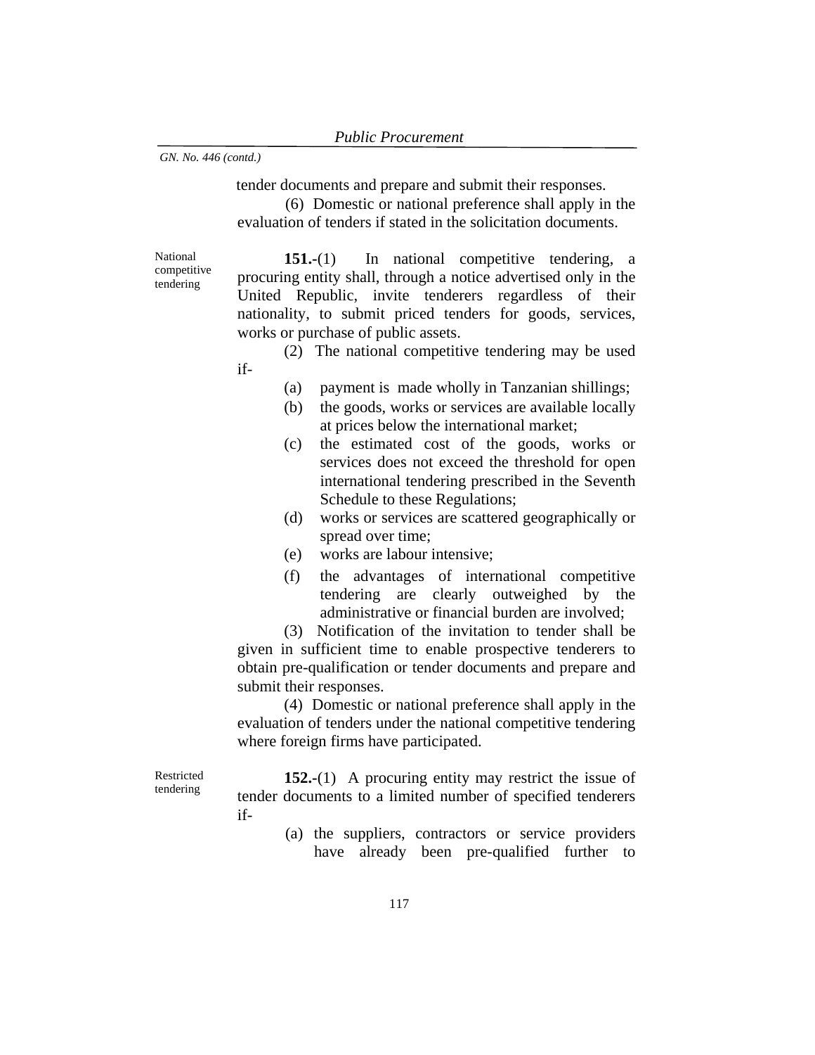*GN. No. 446 (contd.)*

tender documents and prepare and submit their responses.

(6) Domestic or national preference shall apply in the evaluation of tenders if stated in the solicitation documents.

National competitive tendering

**151.-**(1) In national competitive tendering, a procuring entity shall, through a notice advertised only in the United Republic, invite tenderers regardless of their nationality, to submit priced tenders for goods, services, works or purchase of public assets.

(2) The national competitive tendering may be used if-

- (a) payment is made wholly in Tanzanian shillings;
- (b) the goods, works or services are available locally at prices below the international market;
- (c) the estimated cost of the goods, works or services does not exceed the threshold for open international tendering prescribed in the Seventh Schedule to these Regulations;
- (d) works or services are scattered geographically or spread over time;
- (e) works are labour intensive;
- (f) the advantages of international competitive tendering are clearly outweighed by the administrative or financial burden are involved;

(3) Notification of the invitation to tender shall be given in sufficient time to enable prospective tenderers to obtain pre-qualification or tender documents and prepare and submit their responses.

(4) Domestic or national preference shall apply in the evaluation of tenders under the national competitive tendering where foreign firms have participated.

Restricted tendering

**152.-**(1) A procuring entity may restrict the issue of tender documents to a limited number of specified tenderers if-

- (a) the suppliers, contractors or service providers have already been pre-qualified further to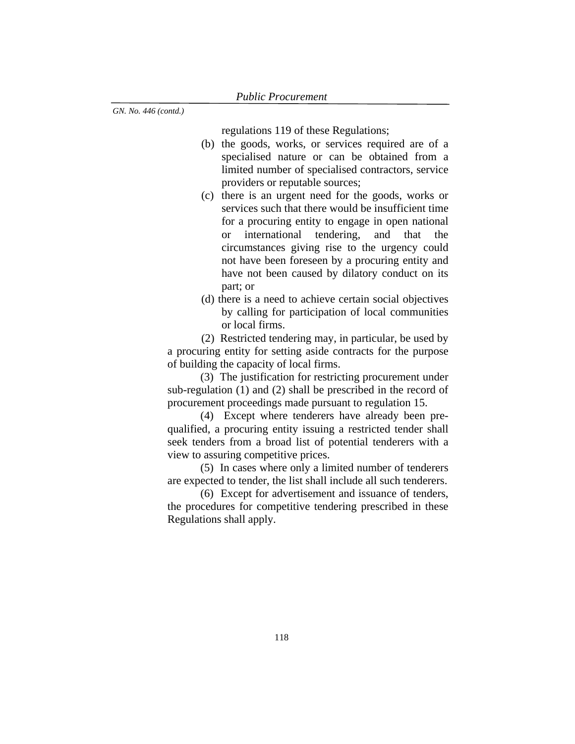GN. No. 446 (contd.)

regulations 119 of these Regulations;

(b) the goods, works, or services required are of a specialised nature or can be obtained from a limited number of specialised contractors, service providers or reputable sources;

(c) there is an urgent need for the goods, works or services such that there would be insufficient time for a procuring entity to engage in open national or international tendering, and that the circumstances giving rise to the urgency could not have been foreseen by a procuring entity and have not been caused by dilatory conduct on its part; or

(d) there is a need to achieve certain social objectives by calling for participation of local communities or local firms.

(2) Restricted tendering may, in particular, be used by a procuring entity for setting aside contracts for the purpose of building the capacity of local firms.

(3) The justification for restricting procurement under sub-regulation (1) and (2) shall be prescribed in the record of procurement proceedings made pursuant to regulation 15.

(4) Except where tenderers have already been pre-qualified, a procuring entity issuing a restricted tender shall seek tenders from a broad list of potential tenderers with a view to assuring competitive prices.

(5) In cases where only a limited number of tenderers are expected to tender, the list shall include all such tenderers.

(6) Except for advertisement and issuance of tenders, the procedures for competitive tendering prescribed in these Regulations shall apply.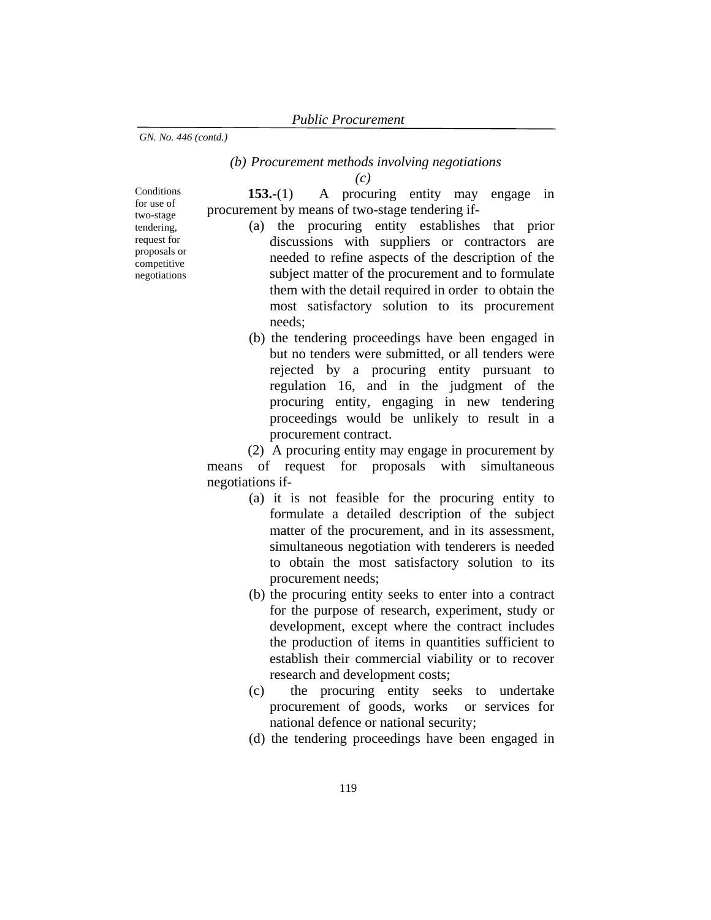GN. No. 446 (contd.)

*(b) Procurement methods involving negotiations*

*(c)*

Conditions for use of two-stage tendering, request for proposals or competitive negotiations

**153.**-(1) A procuring entity may engage in procurement by means of two-stage tendering if-

(a) the procuring entity establishes that prior discussions with suppliers or contractors are needed to refine aspects of the description of the subject matter of the procurement and to formulate them with the detail required in order to obtain the most satisfactory solution to its procurement needs;

(b) the tendering proceedings have been engaged in but no tenders were submitted, or all tenders were rejected by a procuring entity pursuant to regulation 16, and in the judgment of the procuring entity, engaging in new tendering proceedings would be unlikely to result in a procurement contract.

(2) A procuring entity may engage in procurement by means of request for proposals with simultaneous negotiations if-

(a) it is not feasible for the procuring entity to formulate a detailed description of the subject matter of the procurement, and in its assessment, simultaneous negotiation with tenderers is needed to obtain the most satisfactory solution to its procurement needs;

(b) the procuring entity seeks to enter into a contract for the purpose of research, experiment, study or development, except where the contract includes the production of items in quantities sufficient to establish their commercial viability or to recover research and development costs;

(c) the procuring entity seeks to undertake procurement of goods, works or services for national defence or national security;

(d) the tendering proceedings have been engaged in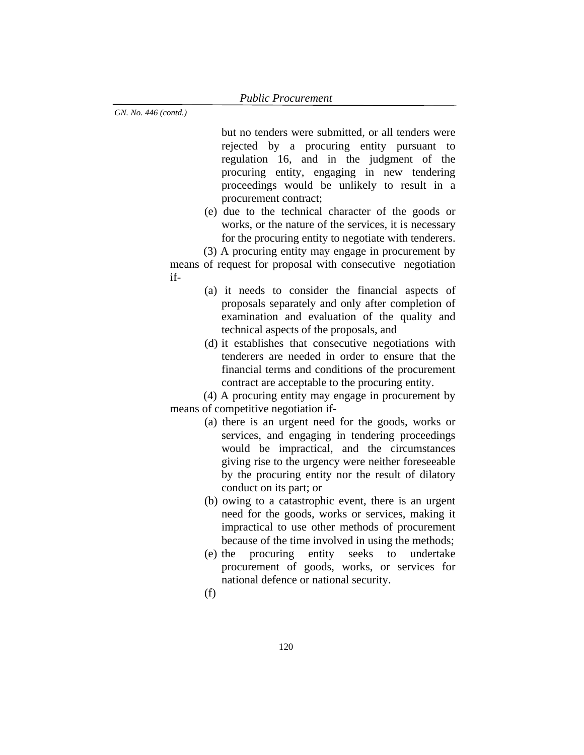GN. No. 446 (contd.)

but no tenders were submitted, or all tenders were rejected by a procuring entity pursuant to regulation 16, and in the judgment of the procuring entity, engaging in new tendering proceedings would be unlikely to result in a procurement contract;

(e) due to the technical character of the goods or works, or the nature of the services, it is necessary for the procuring entity to negotiate with tenderers.

(3) A procuring entity may engage in procurement by means of request for proposal with consecutive negotiation if-

(a) it needs to consider the financial aspects of proposals separately and only after completion of examination and evaluation of the quality and technical aspects of the proposals, and

(d) it establishes that consecutive negotiations with tenderers are needed in order to ensure that the financial terms and conditions of the procurement contract are acceptable to the procuring entity.

(4) A procuring entity may engage in procurement by means of competitive negotiation if-

(a) there is an urgent need for the goods, works or services, and engaging in tendering proceedings would be impractical, and the circumstances giving rise to the urgency were neither foreseeable by the procuring entity nor the result of dilatory conduct on its part; or

(b) owing to a catastrophic event, there is an urgent need for the goods, works or services, making it impractical to use other methods of procurement because of the time involved in using the methods;

(e) the procuring entity seeks to undertake procurement of goods, works, or services for national defence or national security.

(f)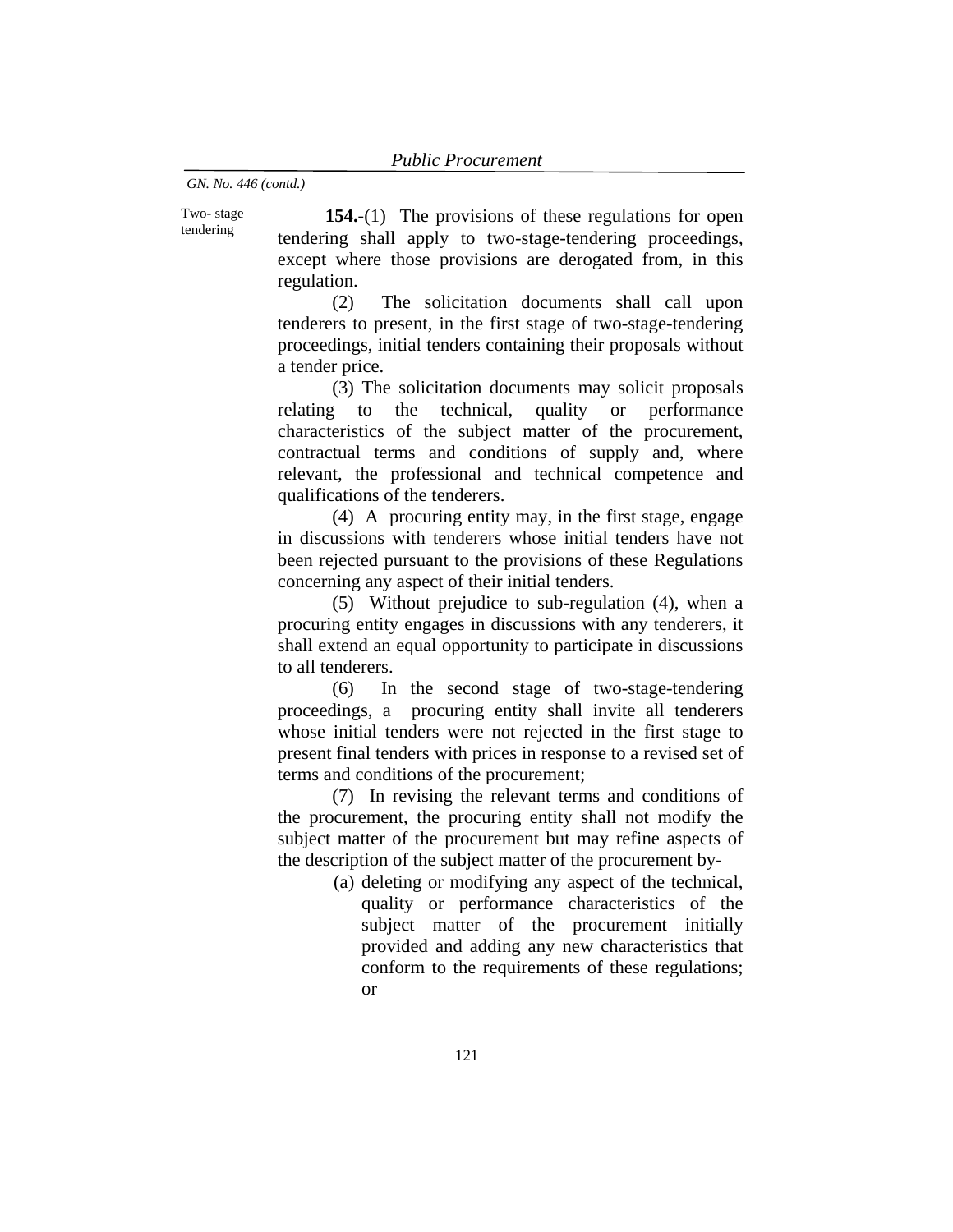*GN. No. 446 (contd.)*

Two- stage tendering

**154.-**(1) The provisions of these regulations for open tendering shall apply to two-stage-tendering proceedings, except where those provisions are derogated from, in this regulation.

(2) The solicitation documents shall call upon tenderers to present, in the first stage of two-stage-tendering proceedings, initial tenders containing their proposals without a tender price.

(3) The solicitation documents may solicit proposals relating to the technical, quality or performance characteristics of the subject matter of the procurement, contractual terms and conditions of supply and, where relevant, the professional and technical competence and qualifications of the tenderers.

(4) A procuring entity may, in the first stage, engage in discussions with tenderers whose initial tenders have not been rejected pursuant to the provisions of these Regulations concerning any aspect of their initial tenders.

(5) Without prejudice to sub-regulation (4), when a procuring entity engages in discussions with any tenderers, it shall extend an equal opportunity to participate in discussions to all tenderers.

(6) In the second stage of two-stage-tendering proceedings, a procuring entity shall invite all tenderers whose initial tenders were not rejected in the first stage to present final tenders with prices in response to a revised set of terms and conditions of the procurement;

(7) In revising the relevant terms and conditions of the procurement, the procuring entity shall not modify the subject matter of the procurement but may refine aspects of the description of the subject matter of the procurement by-

(a) deleting or modifying any aspect of the technical, quality or performance characteristics of the subject matter of the procurement initially provided and adding any new characteristics that conform to the requirements of these regulations; or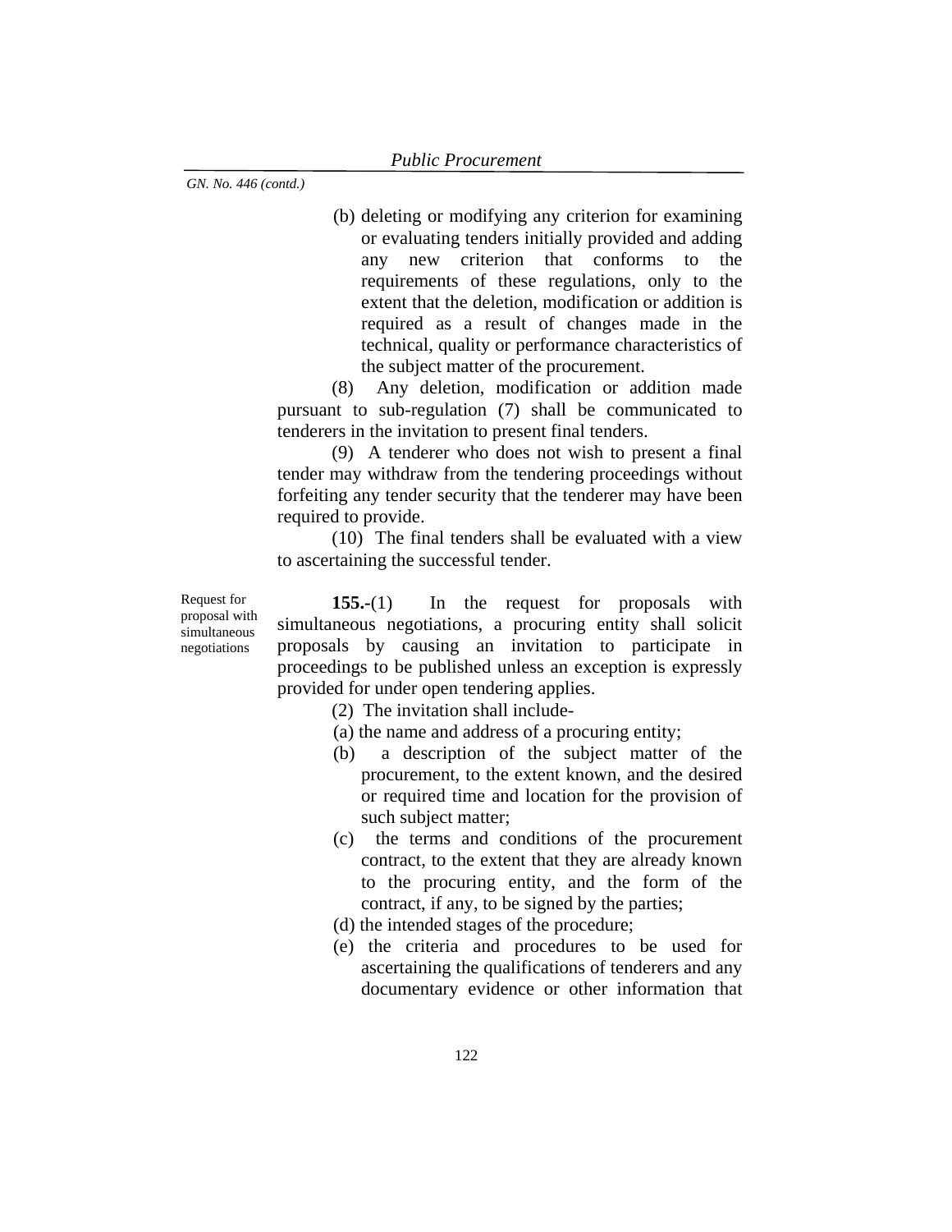GN. No. 446 (contd.)

(b) deleting or modifying any criterion for examining or evaluating tenders initially provided and adding any new criterion that conforms to the requirements of these regulations, only to the extent that the deletion, modification or addition is required as a result of changes made in the technical, quality or performance characteristics of the subject matter of the procurement.

(8) Any deletion, modification or addition made pursuant to sub-regulation (7) shall be communicated to tenderers in the invitation to present final tenders.

(9) A tenderer who does not wish to present a final tender may withdraw from the tendering proceedings without forfeiting any tender security that the tenderer may have been required to provide.

(10) The final tenders shall be evaluated with a view to ascertaining the successful tender.

Request for proposal with simultaneous negotiations

**155.-**(1) In the request for proposals with simultaneous negotiations, a procuring entity shall solicit proposals by causing an invitation to participate in proceedings to be published unless an exception is expressly provided for under open tendering applies.

(2) The invitation shall include-

(a) the name and address of a procuring entity;

(b) a description of the subject matter of the procurement, to the extent known, and the desired or required time and location for the provision of such subject matter;

(c) the terms and conditions of the procurement contract, to the extent that they are already known to the procuring entity, and the form of the contract, if any, to be signed by the parties;

(d) the intended stages of the procedure;

(e) the criteria and procedures to be used for ascertaining the qualifications of tenderers and any documentary evidence or other information that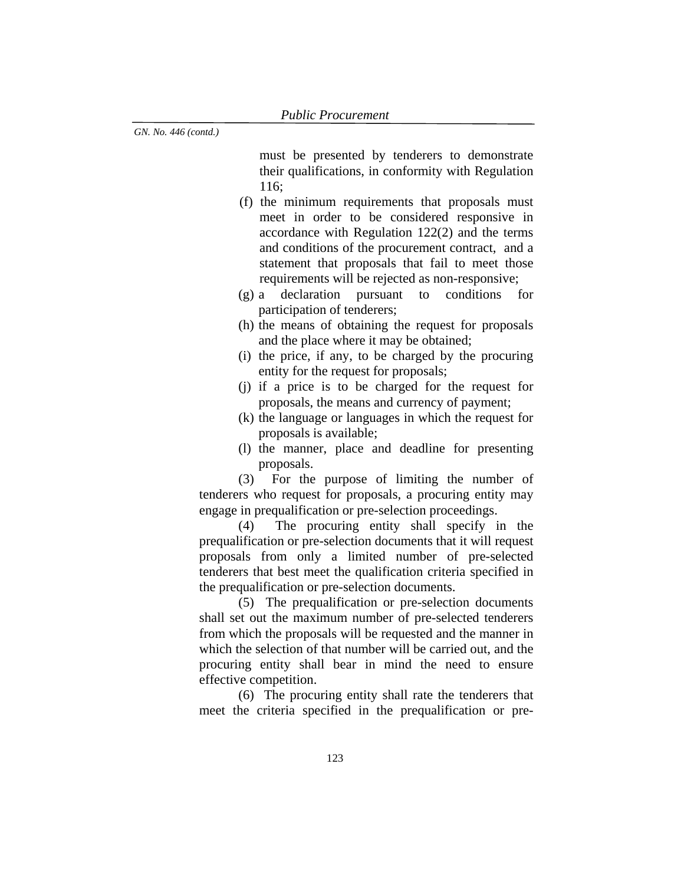must be presented by tenderers to demonstrate their qualifications, in conformity with Regulation 116;

(f) the minimum requirements that proposals must meet in order to be considered responsive in accordance with Regulation 122(2) and the terms and conditions of the procurement contract, and a statement that proposals that fail to meet those requirements will be rejected as non-responsive;

(g) a declaration pursuant to conditions for participation of tenderers;

(h) the means of obtaining the request for proposals and the place where it may be obtained;

(i) the price, if any, to be charged by the procuring entity for the request for proposals;

(j) if a price is to be charged for the request for proposals, the means and currency of payment;

(k) the language or languages in which the request for proposals is available;

(l) the manner, place and deadline for presenting proposals.

(3) For the purpose of limiting the number of tenderers who request for proposals, a procuring entity may engage in prequalification or pre-selection proceedings.

(4) The procuring entity shall specify in the prequalification or pre-selection documents that it will request proposals from only a limited number of pre-selected tenderers that best meet the qualification criteria specified in the prequalification or pre-selection documents.

(5) The prequalification or pre-selection documents shall set out the maximum number of pre-selected tenderers from which the proposals will be requested and the manner in which the selection of that number will be carried out, and the procuring entity shall bear in mind the need to ensure effective competition.

(6) The procuring entity shall rate the tenderers that meet the criteria specified in the prequalification or pre-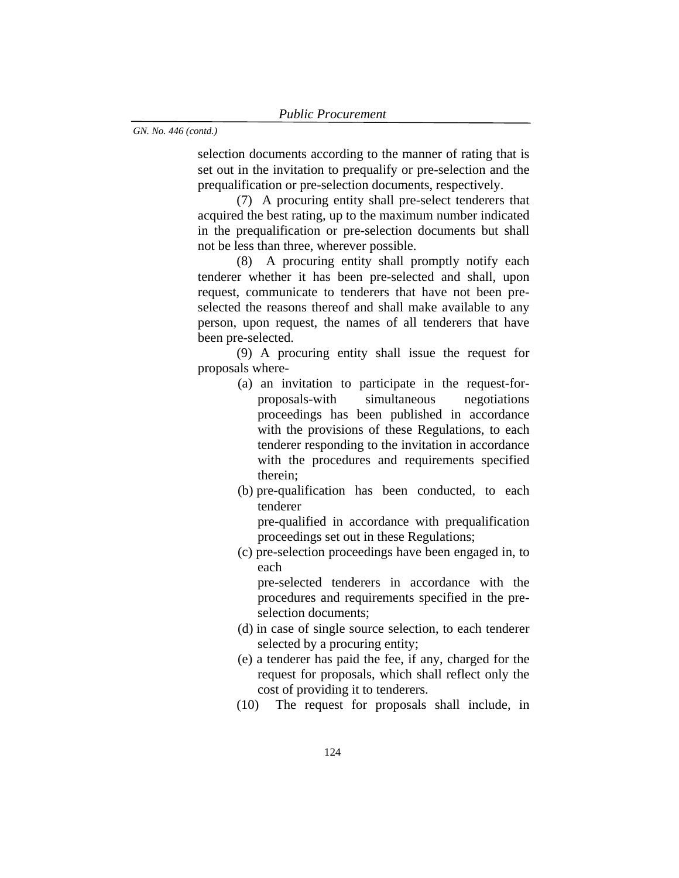selection documents according to the manner of rating that is set out in the invitation to prequalify or pre-selection and the prequalification or pre-selection documents, respectively.

(7) A procuring entity shall pre-select tenderers that acquired the best rating, up to the maximum number indicated in the prequalification or pre-selection documents but shall not be less than three, wherever possible.

(8) A procuring entity shall promptly notify each tenderer whether it has been pre-selected and shall, upon request, communicate to tenderers that have not been pre-selected the reasons thereof and shall make available to any person, upon request, the names of all tenderers that have been pre-selected.

(9) A procuring entity shall issue the request for proposals where-

(a) an invitation to participate in the request-for-proposals-with simultaneous negotiations proceedings has been published in accordance with the provisions of these Regulations, to each tenderer responding to the invitation in accordance with the procedures and requirements specified therein;

(b) pre-qualification has been conducted, to each tenderer pre-qualified in accordance with prequalification proceedings set out in these Regulations;

(c) pre-selection proceedings have been engaged in, to each pre-selected tenderers in accordance with the procedures and requirements specified in the pre-selection documents;

(d) in case of single source selection, to each tenderer selected by a procuring entity;

(e) a tenderer has paid the fee, if any, charged for the request for proposals, which shall reflect only the cost of providing it to tenderers.

(10) The request for proposals shall include, in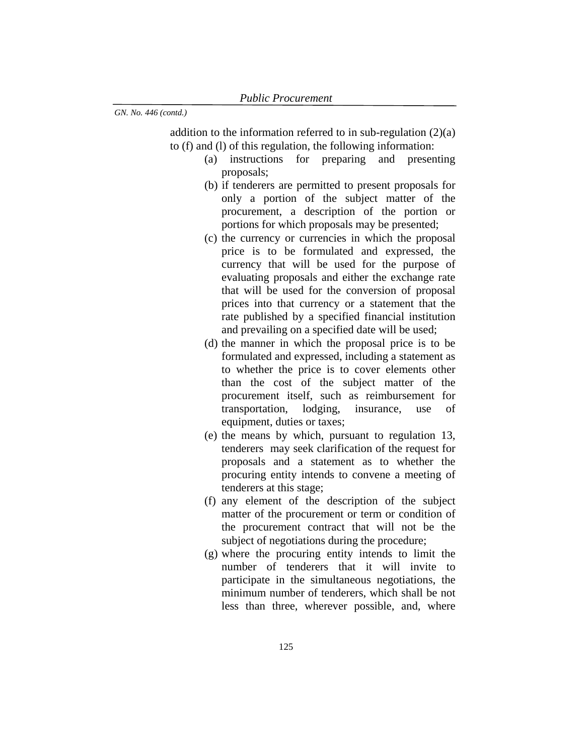addition to the information referred to in sub-regulation (2)(a) to (f) and (l) of this regulation, the following information:

(a) instructions for preparing and presenting proposals;

(b) if tenderers are permitted to present proposals for only a portion of the subject matter of the procurement, a description of the portion or portions for which proposals may be presented;

(c) the currency or currencies in which the proposal price is to be formulated and expressed, the currency that will be used for the purpose of evaluating proposals and either the exchange rate that will be used for the conversion of proposal prices into that currency or a statement that the rate published by a specified financial institution and prevailing on a specified date will be used;

(d) the manner in which the proposal price is to be formulated and expressed, including a statement as to whether the price is to cover elements other than the cost of the subject matter of the procurement itself, such as reimbursement for transportation, lodging, insurance, use of equipment, duties or taxes;

(e) the means by which, pursuant to regulation 13, tenderers may seek clarification of the request for proposals and a statement as to whether the procuring entity intends to convene a meeting of tenderers at this stage;

(f) any element of the description of the subject matter of the procurement or term or condition of the procurement contract that will not be the subject of negotiations during the procedure;

(g) where the procuring entity intends to limit the number of tenderers that it will invite to participate in the simultaneous negotiations, the minimum number of tenderers, which shall be not less than three, wherever possible, and, where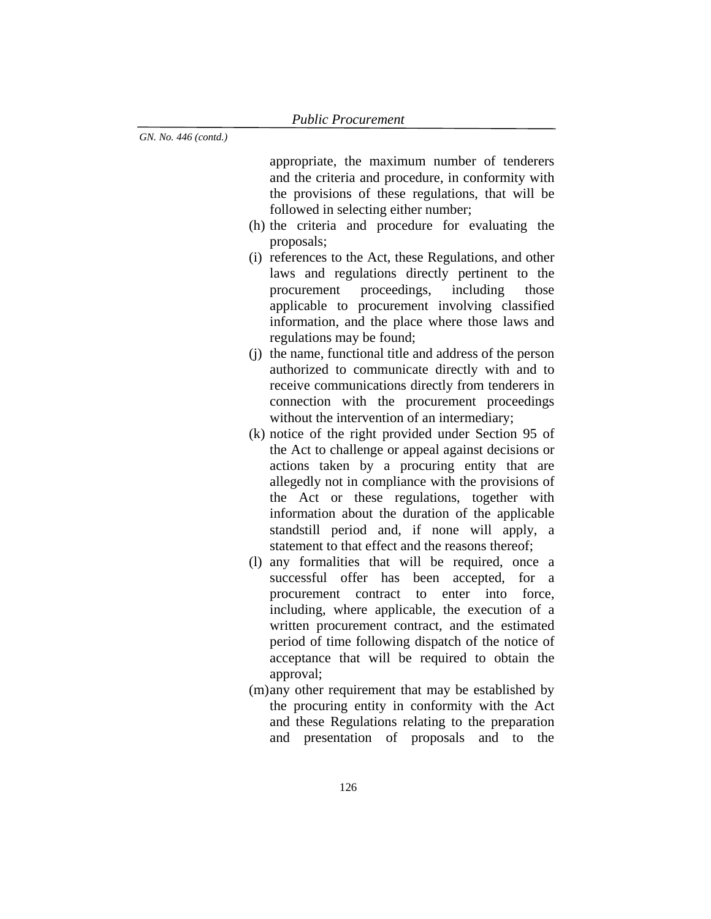GN. No. 446 (contd.)

appropriate, the maximum number of tenderers and the criteria and procedure, in conformity with the provisions of these regulations, that will be followed in selecting either number;

(h) the criteria and procedure for evaluating the proposals;

(i) references to the Act, these Regulations, and other laws and regulations directly pertinent to the procurement proceedings, including those applicable to procurement involving classified information, and the place where those laws and regulations may be found;

(j) the name, functional title and address of the person authorized to communicate directly with and to receive communications directly from tenderers in connection with the procurement proceedings without the intervention of an intermediary;

(k) notice of the right provided under Section 95 of the Act to challenge or appeal against decisions or actions taken by a procuring entity that are allegedly not in compliance with the provisions of the Act or these regulations, together with information about the duration of the applicable standstill period and, if none will apply, a statement to that effect and the reasons thereof;

(l) any formalities that will be required, once a successful offer has been accepted, for a procurement contract to enter into force, including, where applicable, the execution of a written procurement contract, and the estimated period of time following dispatch of the notice of acceptance that will be required to obtain the approval;

(m) any other requirement that may be established by the procuring entity in conformity with the Act and these Regulations relating to the preparation and presentation of proposals and to the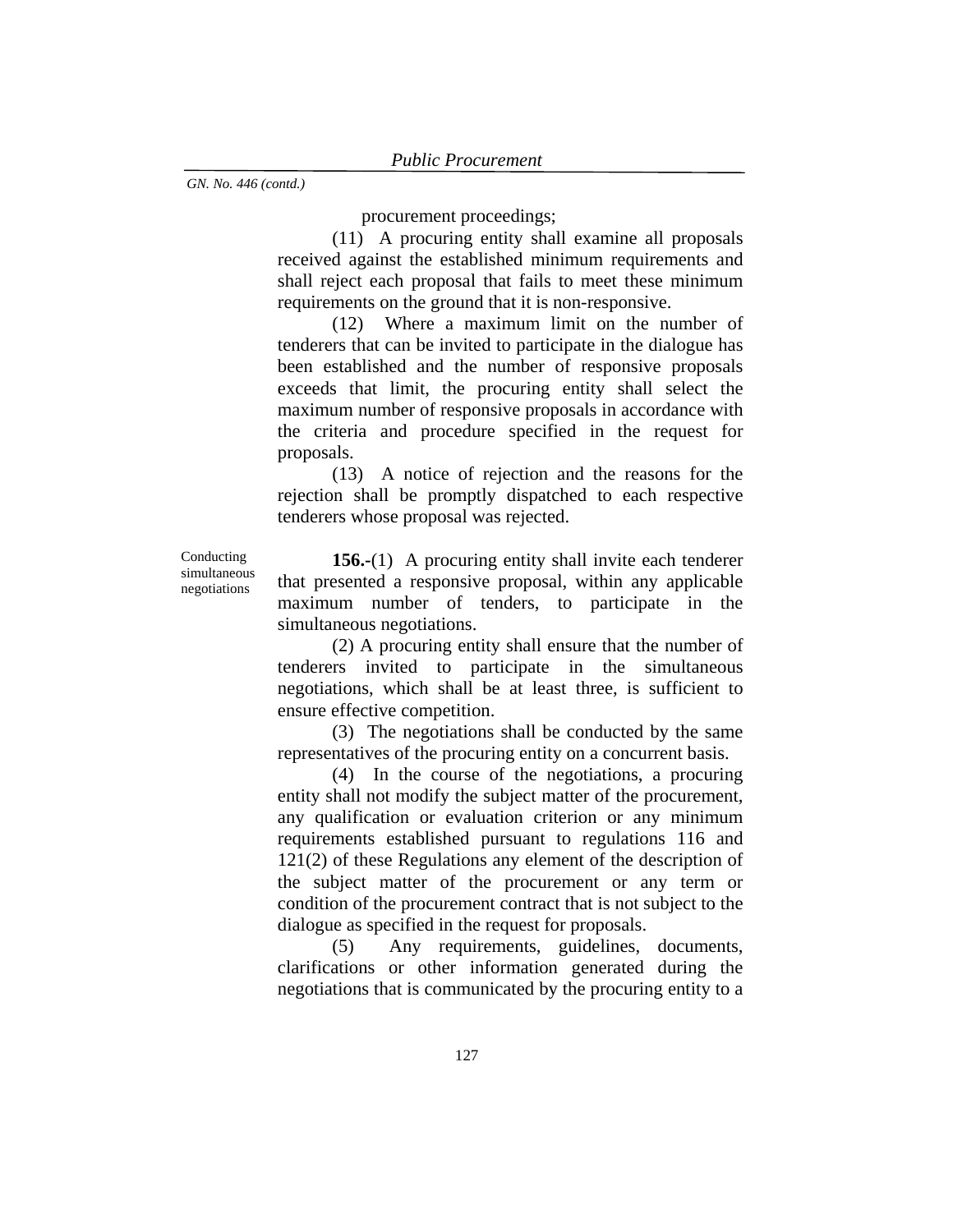*GN. No. 446 (contd.)*

procurement proceedings;

(11) A procuring entity shall examine all proposals received against the established minimum requirements and shall reject each proposal that fails to meet these minimum requirements on the ground that it is non-responsive.

(12) Where a maximum limit on the number of tenderers that can be invited to participate in the dialogue has been established and the number of responsive proposals exceeds that limit, the procuring entity shall select the maximum number of responsive proposals in accordance with the criteria and procedure specified in the request for proposals.

(13) A notice of rejection and the reasons for the rejection shall be promptly dispatched to each respective tenderers whose proposal was rejected.

Conducting simultaneous negotiations

**156.-**(1) A procuring entity shall invite each tenderer that presented a responsive proposal, within any applicable maximum number of tenders, to participate in the simultaneous negotiations.

(2) A procuring entity shall ensure that the number of tenderers invited to participate in the simultaneous negotiations, which shall be at least three, is sufficient to ensure effective competition.

(3) The negotiations shall be conducted by the same representatives of the procuring entity on a concurrent basis.

(4) In the course of the negotiations, a procuring entity shall not modify the subject matter of the procurement, any qualification or evaluation criterion or any minimum requirements established pursuant to regulations 116 and 121(2) of these Regulations any element of the description of the subject matter of the procurement or any term or condition of the procurement contract that is not subject to the dialogue as specified in the request for proposals.

(5) Any requirements, guidelines, documents, clarifications or other information generated during the negotiations that is communicated by the procuring entity to a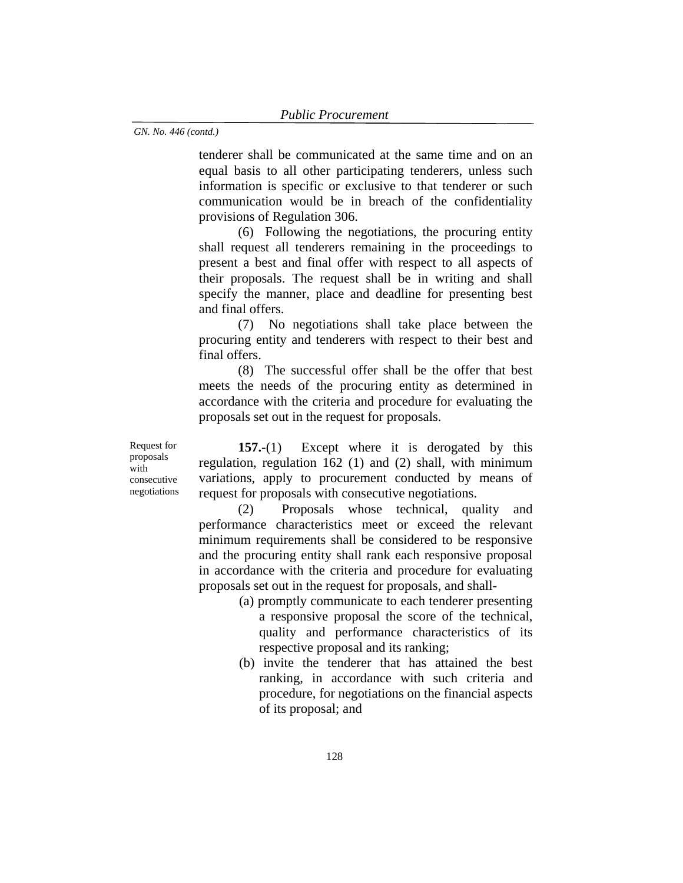tenderer shall be communicated at the same time and on an equal basis to all other participating tenderers, unless such information is specific or exclusive to that tenderer or such communication would be in breach of the confidentiality provisions of Regulation 306.

(6) Following the negotiations, the procuring entity shall request all tenderers remaining in the proceedings to present a best and final offer with respect to all aspects of their proposals. The request shall be in writing and shall specify the manner, place and deadline for presenting best and final offers.

(7) No negotiations shall take place between the procuring entity and tenderers with respect to their best and final offers.

(8) The successful offer shall be the offer that best meets the needs of the procuring entity as determined in accordance with the criteria and procedure for evaluating the proposals set out in the request for proposals.

Request for proposals with consecutive negotiations

**157.-**(1) Except where it is derogated by this regulation, regulation 162 (1) and (2) shall, with minimum variations, apply to procurement conducted by means of request for proposals with consecutive negotiations.

(2) Proposals whose technical, quality and performance characteristics meet or exceed the relevant minimum requirements shall be considered to be responsive and the procuring entity shall rank each responsive proposal in accordance with the criteria and procedure for evaluating proposals set out in the request for proposals, and shall-

(a) promptly communicate to each tenderer presenting a responsive proposal the score of the technical, quality and performance characteristics of its respective proposal and its ranking;

(b) invite the tenderer that has attained the best ranking, in accordance with such criteria and procedure, for negotiations on the financial aspects of its proposal; and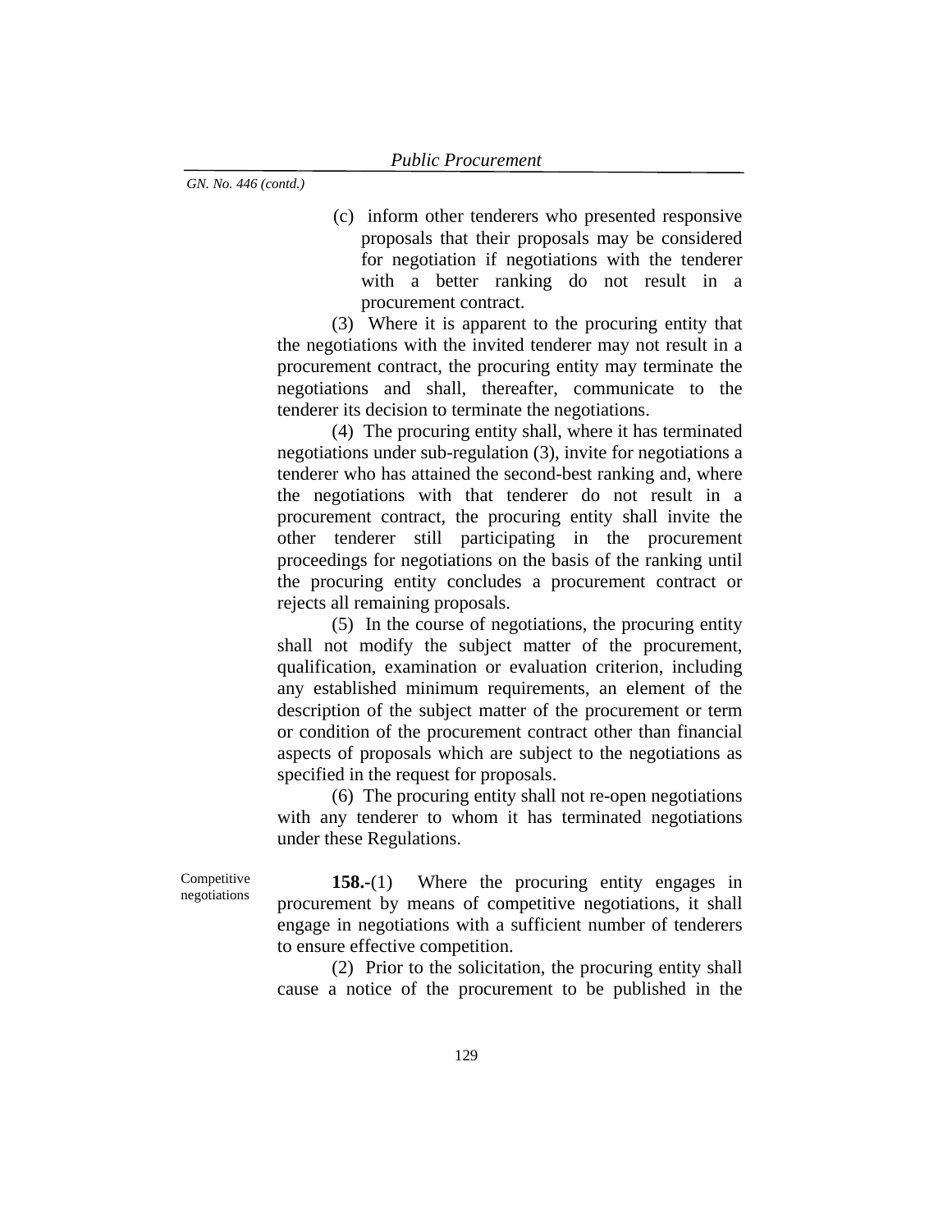GN. No. 446 (contd.)

(c) inform other tenderers who presented responsive proposals that their proposals may be considered for negotiation if negotiations with the tenderer with a better ranking do not result in a procurement contract.

(3) Where it is apparent to the procuring entity that the negotiations with the invited tenderer may not result in a procurement contract, the procuring entity may terminate the negotiations and shall, thereafter, communicate to the tenderer its decision to terminate the negotiations.

(4) The procuring entity shall, where it has terminated negotiations under sub-regulation (3), invite for negotiations a tenderer who has attained the second-best ranking and, where the negotiations with that tenderer do not result in a procurement contract, the procuring entity shall invite the other tenderer still participating in the procurement proceedings for negotiations on the basis of the ranking until the procuring entity concludes a procurement contract or rejects all remaining proposals.

(5) In the course of negotiations, the procuring entity shall not modify the subject matter of the procurement, qualification, examination or evaluation criterion, including any established minimum requirements, an element of the description of the subject matter of the procurement or term or condition of the procurement contract other than financial aspects of proposals which are subject to the negotiations as specified in the request for proposals.

(6) The procuring entity shall not re-open negotiations with any tenderer to whom it has terminated negotiations under these Regulations.

Competitive negotiations

**158.-**(1) Where the procuring entity engages in procurement by means of competitive negotiations, it shall engage in negotiations with a sufficient number of tenderers to ensure effective competition.

(2) Prior to the solicitation, the procuring entity shall cause a notice of the procurement to be published in the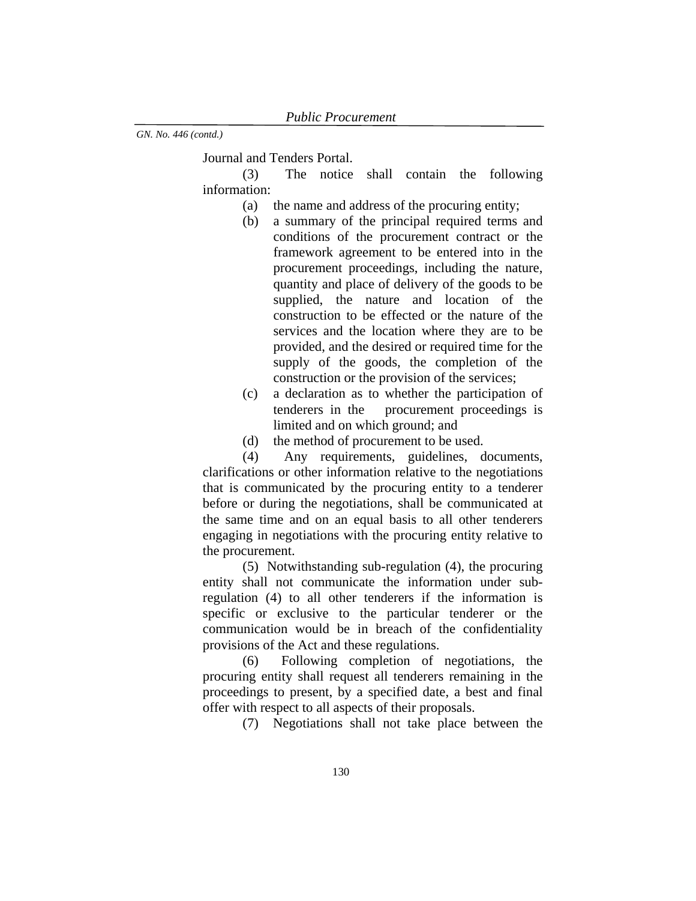Journal and Tenders Portal.

(3) The notice shall contain the following information:

- (a) the name and address of the procuring entity;
- (b) a summary of the principal required terms and conditions of the procurement contract or the framework agreement to be entered into in the procurement proceedings, including the nature, quantity and place of delivery of the goods to be supplied, the nature and location of the construction to be effected or the nature of the services and the location where they are to be provided, and the desired or required time for the supply of the goods, the completion of the construction or the provision of the services;
- (c) a declaration as to whether the participation of tenderers in the procurement proceedings is limited and on which ground; and
- (d) the method of procurement to be used.

(4) Any requirements, guidelines, documents, clarifications or other information relative to the negotiations that is communicated by the procuring entity to a tenderer before or during the negotiations, shall be communicated at the same time and on an equal basis to all other tenderers engaging in negotiations with the procuring entity relative to the procurement.

(5) Notwithstanding sub-regulation (4), the procuring entity shall not communicate the information under sub-regulation (4) to all other tenderers if the information is specific or exclusive to the particular tenderer or the communication would be in breach of the confidentiality provisions of the Act and these regulations.

(6) Following completion of negotiations, the procuring entity shall request all tenderers remaining in the proceedings to present, by a specified date, a best and final offer with respect to all aspects of their proposals.

(7) Negotiations shall not take place between the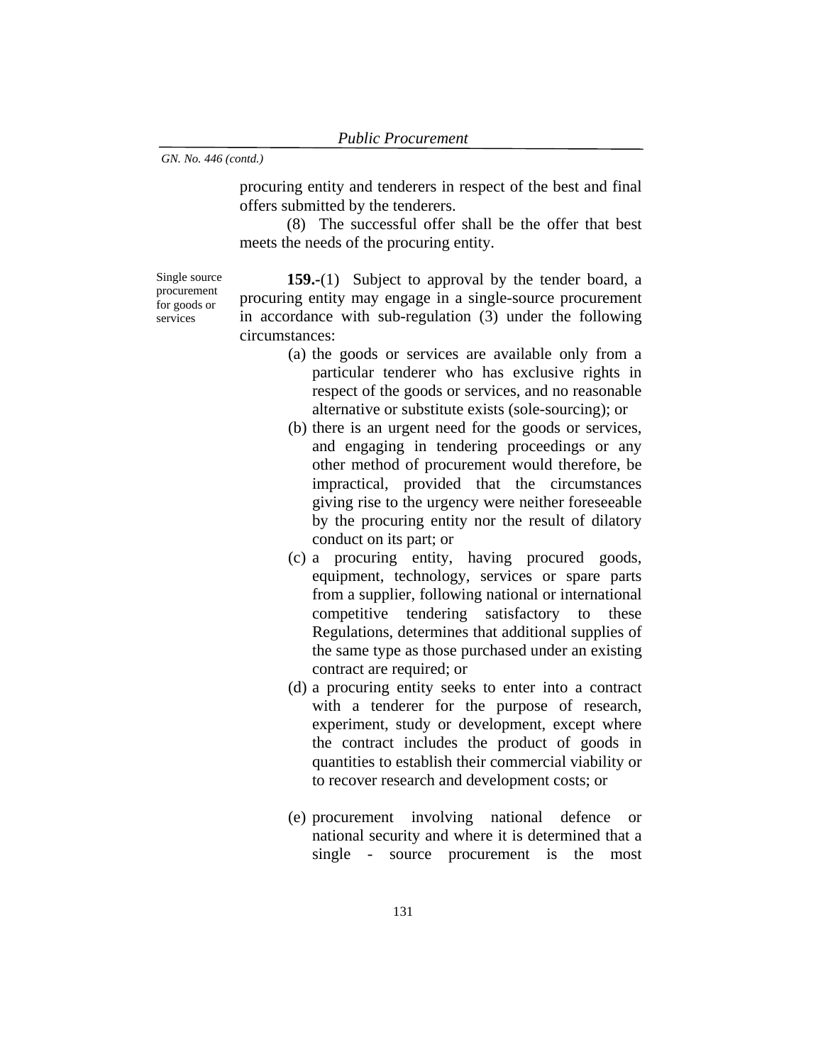procuring entity and tenderers in respect of the best and final offers submitted by the tenderers.

(8) The successful offer shall be the offer that best meets the needs of the procuring entity.

Single source procurement for goods or services

**159.-**(1) Subject to approval by the tender board, a procuring entity may engage in a single-source procurement in accordance with sub-regulation (3) under the following circumstances:

(a) the goods or services are available only from a particular tenderer who has exclusive rights in respect of the goods or services, and no reasonable alternative or substitute exists (sole-sourcing); or

(b) there is an urgent need for the goods or services, and engaging in tendering proceedings or any other method of procurement would therefore, be impractical, provided that the circumstances giving rise to the urgency were neither foreseeable by the procuring entity nor the result of dilatory conduct on its part; or

(c) a procuring entity, having procured goods, equipment, technology, services or spare parts from a supplier, following national or international competitive tendering satisfactory to these Regulations, determines that additional supplies of the same type as those purchased under an existing contract are required; or

(d) a procuring entity seeks to enter into a contract with a tenderer for the purpose of research, experiment, study or development, except where the contract includes the product of goods in quantities to establish their commercial viability or to recover research and development costs; or

(e) procurement involving national defence or national security and where it is determined that a single - source procurement is the most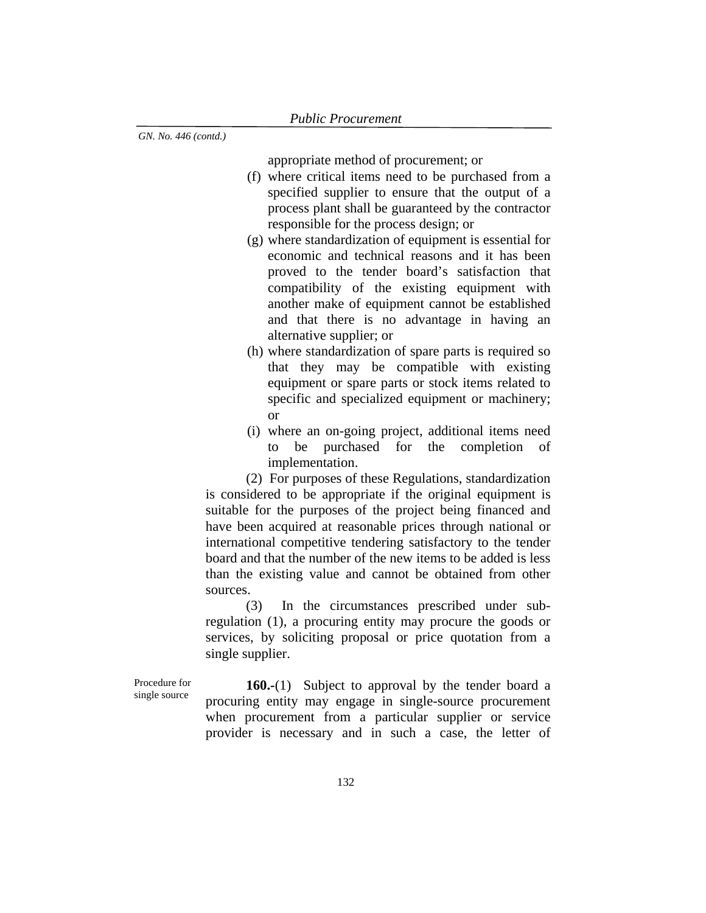GN. No. 446 (contd.)

appropriate method of procurement; or

(f) where critical items need to be purchased from a specified supplier to ensure that the output of a process plant shall be guaranteed by the contractor responsible for the process design; or

(g) where standardization of equipment is essential for economic and technical reasons and it has been proved to the tender board's satisfaction that compatibility of the existing equipment with another make of equipment cannot be established and that there is no advantage in having an alternative supplier; or

(h) where standardization of spare parts is required so that they may be compatible with existing equipment or spare parts or stock items related to specific and specialized equipment or machinery; or

(i) where an on-going project, additional items need to be purchased for the completion of implementation.

(2) For purposes of these Regulations, standardization is considered to be appropriate if the original equipment is suitable for the purposes of the project being financed and have been acquired at reasonable prices through national or international competitive tendering satisfactory to the tender board and that the number of the new items to be added is less than the existing value and cannot be obtained from other sources.

(3) In the circumstances prescribed under sub-regulation (1), a procuring entity may procure the goods or services, by soliciting proposal or price quotation from a single supplier.

Procedure for single source

**160.-**(1) Subject to approval by the tender board a procuring entity may engage in single-source procurement when procurement from a particular supplier or service provider is necessary and in such a case, the letter of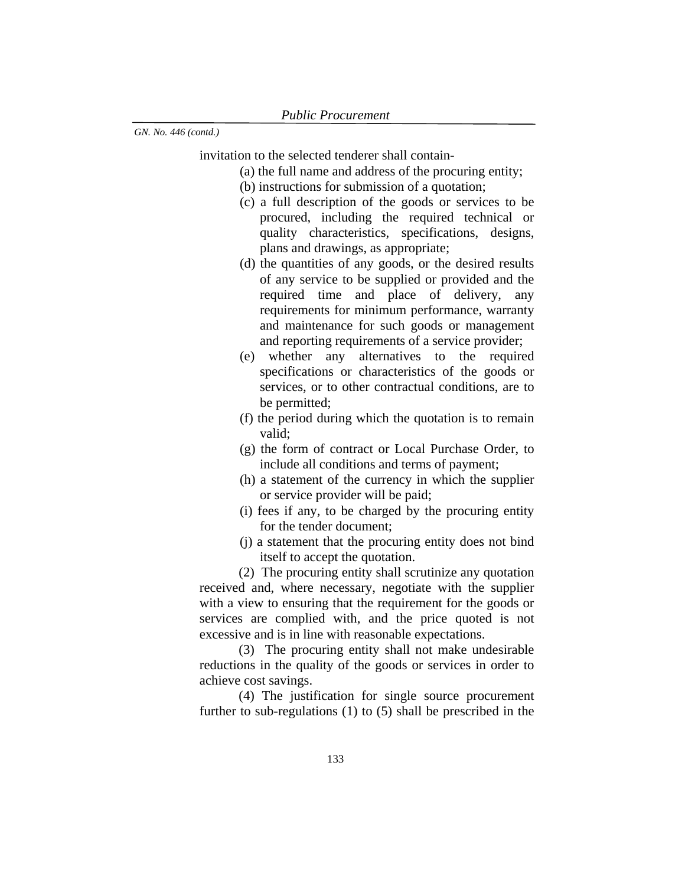invitation to the selected tenderer shall contain-

(a) the full name and address of the procuring entity;

(b) instructions for submission of a quotation;

(c) a full description of the goods or services to be procured, including the required technical or quality characteristics, specifications, designs, plans and drawings, as appropriate;

(d) the quantities of any goods, or the desired results of any service to be supplied or provided and the required time and place of delivery, any requirements for minimum performance, warranty and maintenance for such goods or management and reporting requirements of a service provider;

(e) whether any alternatives to the required specifications or characteristics of the goods or services, or to other contractual conditions, are to be permitted;

(f) the period during which the quotation is to remain valid;

(g) the form of contract or Local Purchase Order, to include all conditions and terms of payment;

(h) a statement of the currency in which the supplier or service provider will be paid;

(i) fees if any, to be charged by the procuring entity for the tender document;

(j) a statement that the procuring entity does not bind itself to accept the quotation.

(2) The procuring entity shall scrutinize any quotation received and, where necessary, negotiate with the supplier with a view to ensuring that the requirement for the goods or services are complied with, and the price quoted is not excessive and is in line with reasonable expectations.

(3) The procuring entity shall not make undesirable reductions in the quality of the goods or services in order to achieve cost savings.

(4) The justification for single source procurement further to sub-regulations (1) to (5) shall be prescribed in the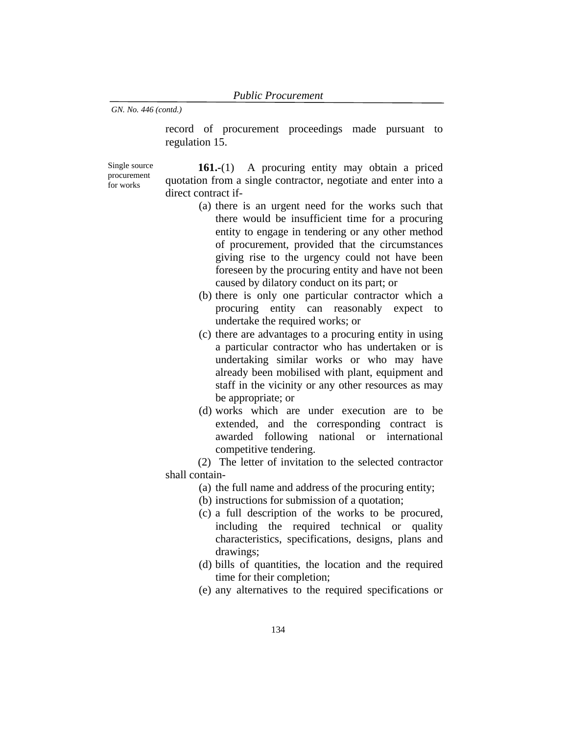*GN. No. 446 (contd.)*

record of procurement proceedings made pursuant to regulation 15.

Single source procurement for works

**161.-**(1) A procuring entity may obtain a priced quotation from a single contractor, negotiate and enter into a direct contract if-

(a) there is an urgent need for the works such that there would be insufficient time for a procuring entity to engage in tendering or any other method of procurement, provided that the circumstances giving rise to the urgency could not have been foreseen by the procuring entity and have not been caused by dilatory conduct on its part; or

(b) there is only one particular contractor which a procuring entity can reasonably expect to undertake the required works; or

(c) there are advantages to a procuring entity in using a particular contractor who has undertaken or is undertaking similar works or who may have already been mobilised with plant, equipment and staff in the vicinity or any other resources as may be appropriate; or

(d) works which are under execution are to be extended, and the corresponding contract is awarded following national or international competitive tendering.

(2) The letter of invitation to the selected contractor shall contain-

(a) the full name and address of the procuring entity;

(b) instructions for submission of a quotation;

(c) a full description of the works to be procured, including the required technical or quality characteristics, specifications, designs, plans and drawings;

(d) bills of quantities, the location and the required time for their completion;

(e) any alternatives to the required specifications or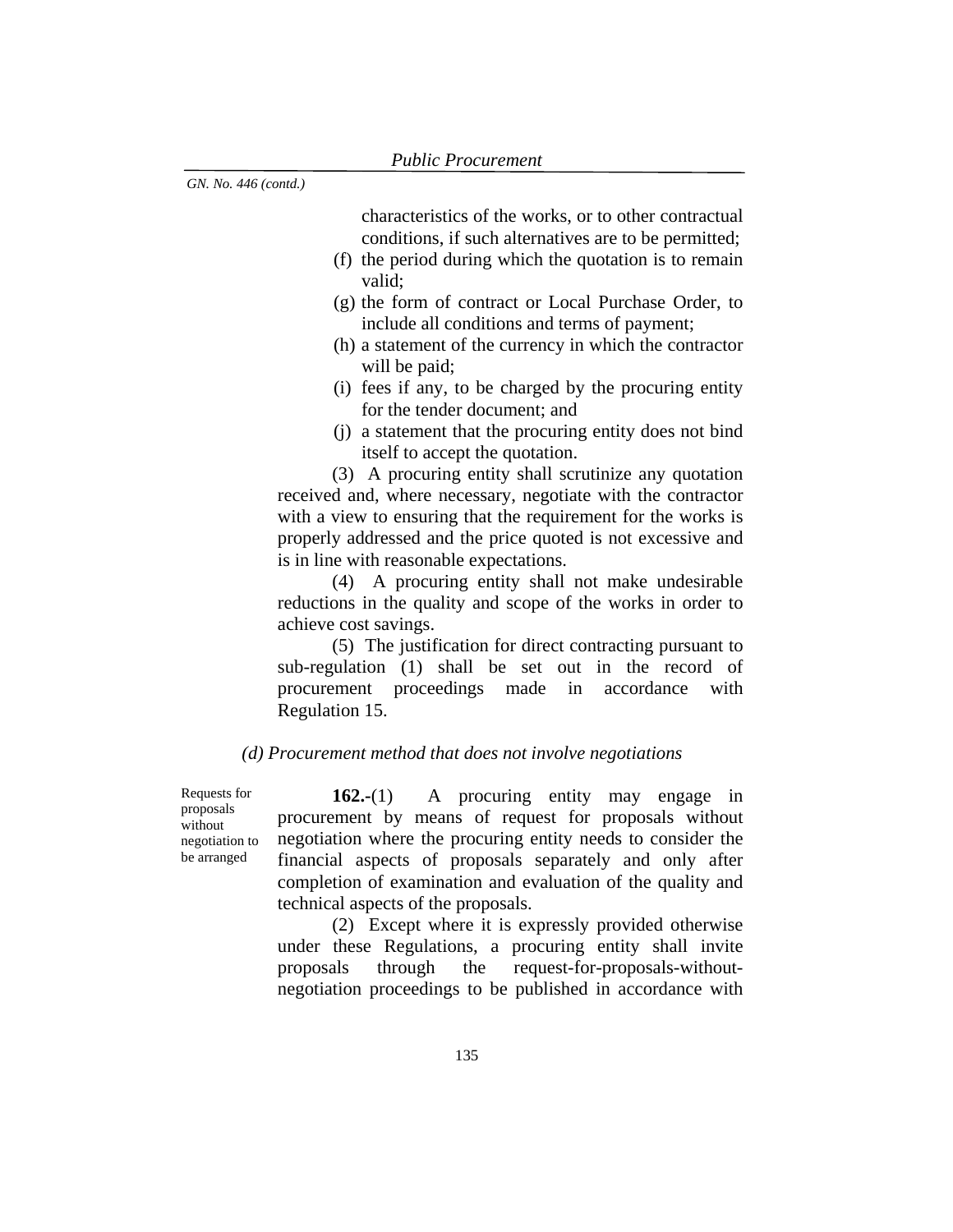GN. No. 446 (contd.)

characteristics of the works, or to other contractual conditions, if such alternatives are to be permitted;

(f) the period during which the quotation is to remain valid;

(g) the form of contract or Local Purchase Order, to include all conditions and terms of payment;

(h) a statement of the currency in which the contractor will be paid;

(i) fees if any, to be charged by the procuring entity for the tender document; and

(j) a statement that the procuring entity does not bind itself to accept the quotation.

(3) A procuring entity shall scrutinize any quotation received and, where necessary, negotiate with the contractor with a view to ensuring that the requirement for the works is properly addressed and the price quoted is not excessive and is in line with reasonable expectations.

(4) A procuring entity shall not make undesirable reductions in the quality and scope of the works in order to achieve cost savings.

(5) The justification for direct contracting pursuant to sub-regulation (1) shall be set out in the record of procurement proceedings made in accordance with Regulation 15.

*(d) Procurement method that does not involve negotiations*

Requests for proposals without negotiation to be arranged

**162.-**(1) A procuring entity may engage in procurement by means of request for proposals without negotiation where the procuring entity needs to consider the financial aspects of proposals separately and only after completion of examination and evaluation of the quality and technical aspects of the proposals.

(2) Except where it is expressly provided otherwise under these Regulations, a procuring entity shall invite proposals through the request-for-proposals-without-negotiation proceedings to be published in accordance with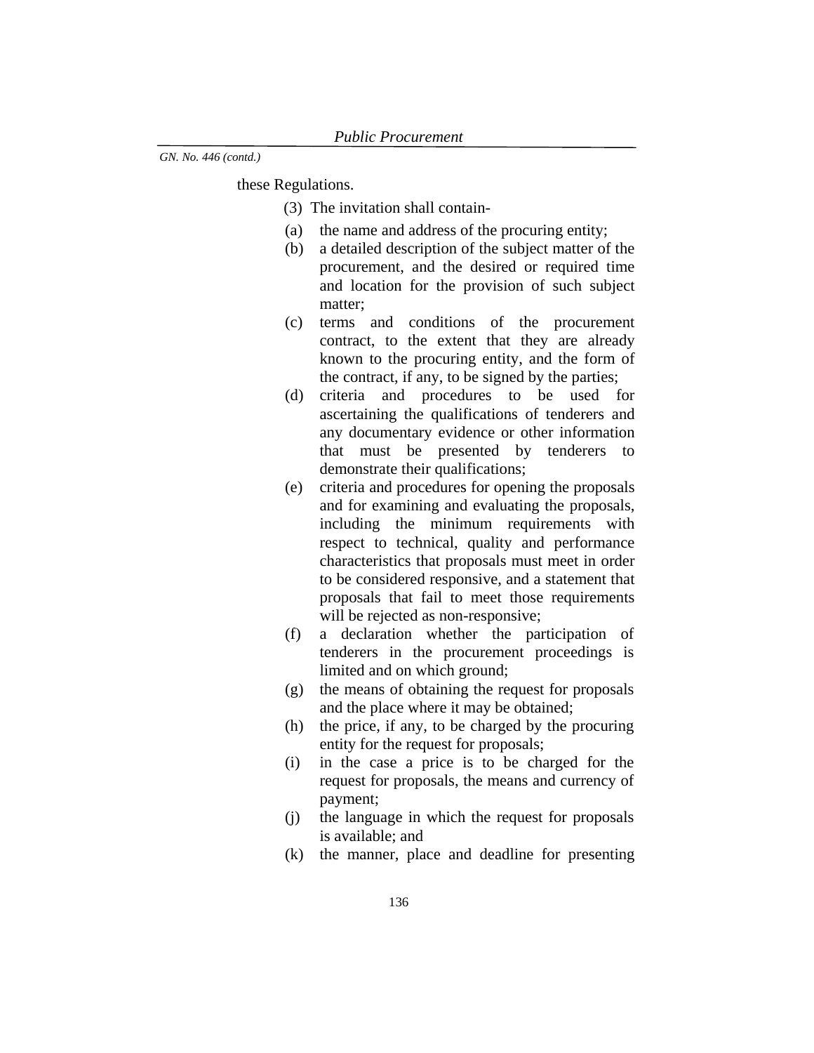GN. No. 446 (contd.)

these Regulations.

(3) The invitation shall contain-

(a) the name and address of the procuring entity;

(b) a detailed description of the subject matter of the procurement, and the desired or required time and location for the provision of such subject matter;

(c) terms and conditions of the procurement contract, to the extent that they are already known to the procuring entity, and the form of the contract, if any, to be signed by the parties;

(d) criteria and procedures to be used for ascertaining the qualifications of tenderers and any documentary evidence or other information that must be presented by tenderers to demonstrate their qualifications;

(e) criteria and procedures for opening the proposals and for examining and evaluating the proposals, including the minimum requirements with respect to technical, quality and performance characteristics that proposals must meet in order to be considered responsive, and a statement that proposals that fail to meet those requirements will be rejected as non-responsive;

(f) a declaration whether the participation of tenderers in the procurement proceedings is limited and on which ground;

(g) the means of obtaining the request for proposals and the place where it may be obtained;

(h) the price, if any, to be charged by the procuring entity for the request for proposals;

(i) in the case a price is to be charged for the request for proposals, the means and currency of payment;

(j) the language in which the request for proposals is available; and

(k) the manner, place and deadline for presenting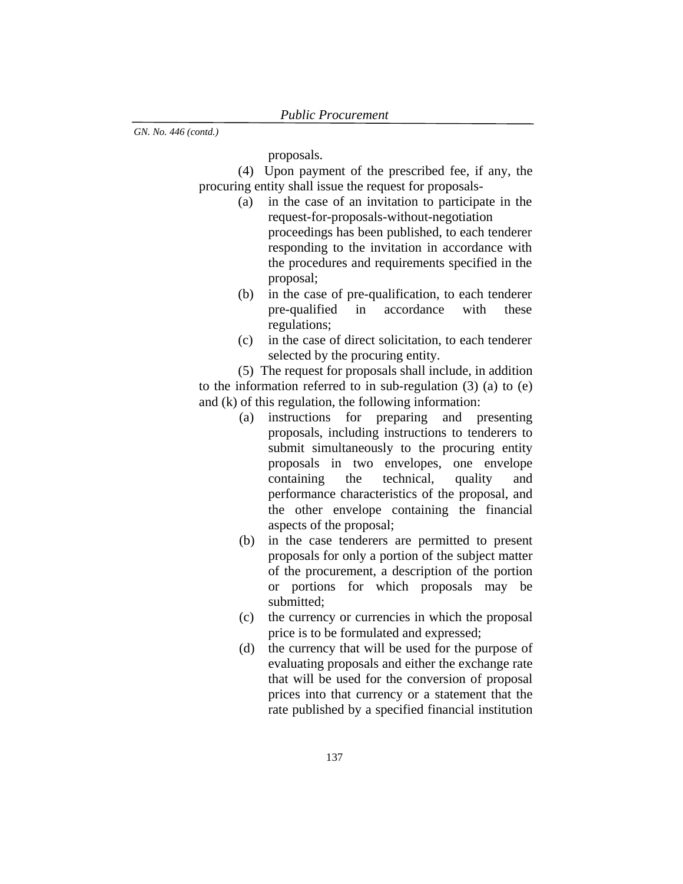proposals.

(4) Upon payment of the prescribed fee, if any, the procuring entity shall issue the request for proposals-

(a) in the case of an invitation to participate in the request-for-proposals-without-negotiation proceedings has been published, to each tenderer responding to the invitation in accordance with the procedures and requirements specified in the proposal;

(b) in the case of pre-qualification, to each tenderer pre-qualified in accordance with these regulations;

(c) in the case of direct solicitation, to each tenderer selected by the procuring entity.

(5) The request for proposals shall include, in addition to the information referred to in sub-regulation (3) (a) to (e) and (k) of this regulation, the following information:

(a) instructions for preparing and presenting proposals, including instructions to tenderers to submit simultaneously to the procuring entity proposals in two envelopes, one envelope containing the technical, quality and performance characteristics of the proposal, and the other envelope containing the financial aspects of the proposal;

(b) in the case tenderers are permitted to present proposals for only a portion of the subject matter of the procurement, a description of the portion or portions for which proposals may be submitted;

(c) the currency or currencies in which the proposal price is to be formulated and expressed;

(d) the currency that will be used for the purpose of evaluating proposals and either the exchange rate that will be used for the conversion of proposal prices into that currency or a statement that the rate published by a specified financial institution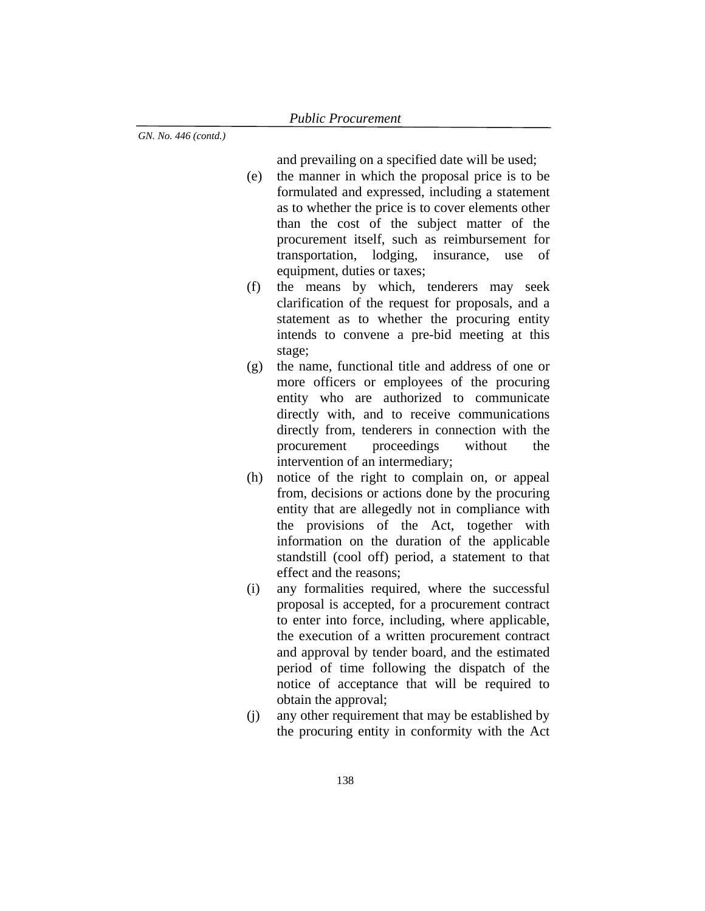and prevailing on a specified date will be used;

(e) the manner in which the proposal price is to be formulated and expressed, including a statement as to whether the price is to cover elements other than the cost of the subject matter of the procurement itself, such as reimbursement for transportation, lodging, insurance, use of equipment, duties or taxes;

(f) the means by which, tenderers may seek clarification of the request for proposals, and a statement as to whether the procuring entity intends to convene a pre-bid meeting at this stage;

(g) the name, functional title and address of one or more officers or employees of the procuring entity who are authorized to communicate directly with, and to receive communications directly from, tenderers in connection with the procurement proceedings without the intervention of an intermediary;

(h) notice of the right to complain on, or appeal from, decisions or actions done by the procuring entity that are allegedly not in compliance with the provisions of the Act, together with information on the duration of the applicable standstill (cool off) period, a statement to that effect and the reasons;

(i) any formalities required, where the successful proposal is accepted, for a procurement contract to enter into force, including, where applicable, the execution of a written procurement contract and approval by tender board, and the estimated period of time following the dispatch of the notice of acceptance that will be required to obtain the approval;

(j) any other requirement that may be established by the procuring entity in conformity with the Act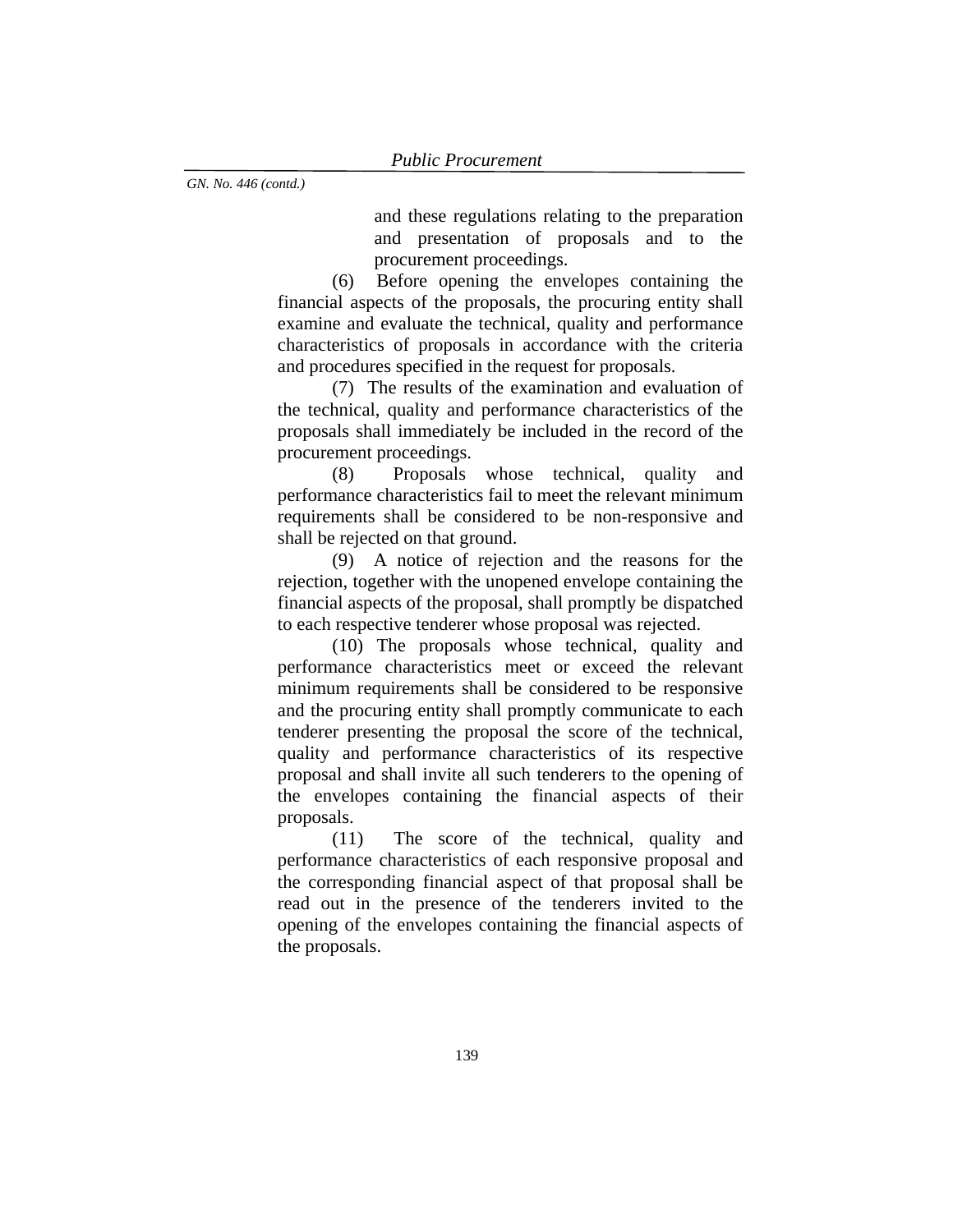GN. No. 446 (contd.)

and these regulations relating to the preparation and presentation of proposals and to the procurement proceedings.

(6) Before opening the envelopes containing the financial aspects of the proposals, the procuring entity shall examine and evaluate the technical, quality and performance characteristics of proposals in accordance with the criteria and procedures specified in the request for proposals.

(7) The results of the examination and evaluation of the technical, quality and performance characteristics of the proposals shall immediately be included in the record of the procurement proceedings.

(8) Proposals whose technical, quality and performance characteristics fail to meet the relevant minimum requirements shall be considered to be non-responsive and shall be rejected on that ground.

(9) A notice of rejection and the reasons for the rejection, together with the unopened envelope containing the financial aspects of the proposal, shall promptly be dispatched to each respective tenderer whose proposal was rejected.

(10) The proposals whose technical, quality and performance characteristics meet or exceed the relevant minimum requirements shall be considered to be responsive and the procuring entity shall promptly communicate to each tenderer presenting the proposal the score of the technical, quality and performance characteristics of its respective proposal and shall invite all such tenderers to the opening of the envelopes containing the financial aspects of their proposals.

(11) The score of the technical, quality and performance characteristics of each responsive proposal and the corresponding financial aspect of that proposal shall be read out in the presence of the tenderers invited to the opening of the envelopes containing the financial aspects of the proposals.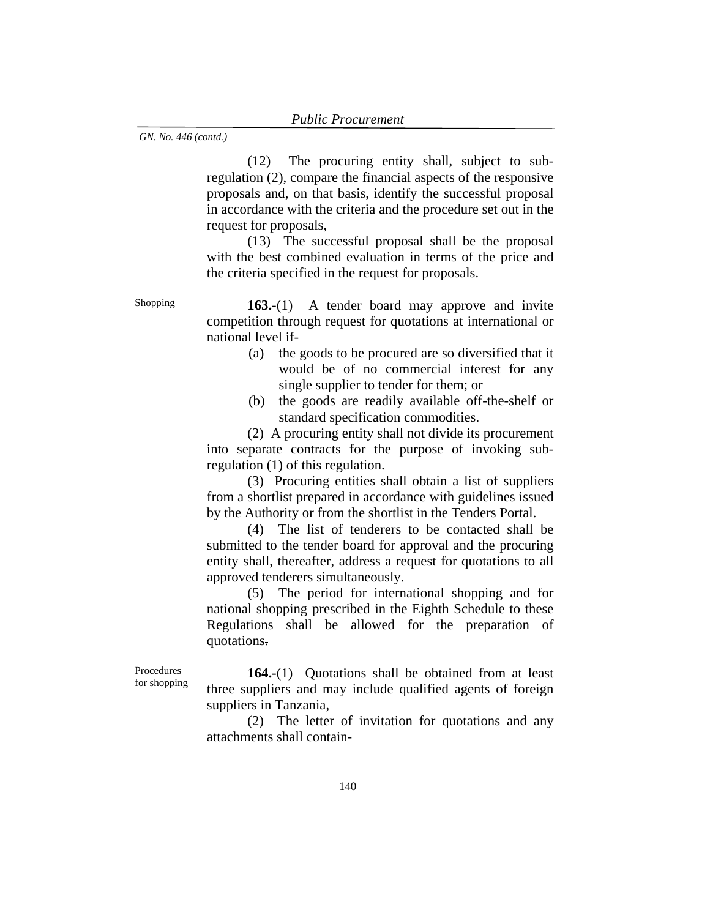*GN. No. 446 (contd.)*

(12) The procuring entity shall, subject to sub-regulation (2), compare the financial aspects of the responsive proposals and, on that basis, identify the successful proposal in accordance with the criteria and the procedure set out in the request for proposals,

(13) The successful proposal shall be the proposal with the best combined evaluation in terms of the price and the criteria specified in the request for proposals.

Shopping

**163.-**(1) A tender board may approve and invite competition through request for quotations at international or national level if-

(a) the goods to be procured are so diversified that it would be of no commercial interest for any single supplier to tender for them; or

(b) the goods are readily available off-the-shelf or standard specification commodities.

(2) A procuring entity shall not divide its procurement into separate contracts for the purpose of invoking sub-regulation (1) of this regulation.

(3) Procuring entities shall obtain a list of suppliers from a shortlist prepared in accordance with guidelines issued by the Authority or from the shortlist in the Tenders Portal.

(4) The list of tenderers to be contacted shall be submitted to the tender board for approval and the procuring entity shall, thereafter, address a request for quotations to all approved tenderers simultaneously.

(5) The period for international shopping and for national shopping prescribed in the Eighth Schedule to these Regulations shall be allowed for the preparation of quotations.

Procedures for shopping

**164.-**(1) Quotations shall be obtained from at least three suppliers and may include qualified agents of foreign suppliers in Tanzania,

(2) The letter of invitation for quotations and any attachments shall contain-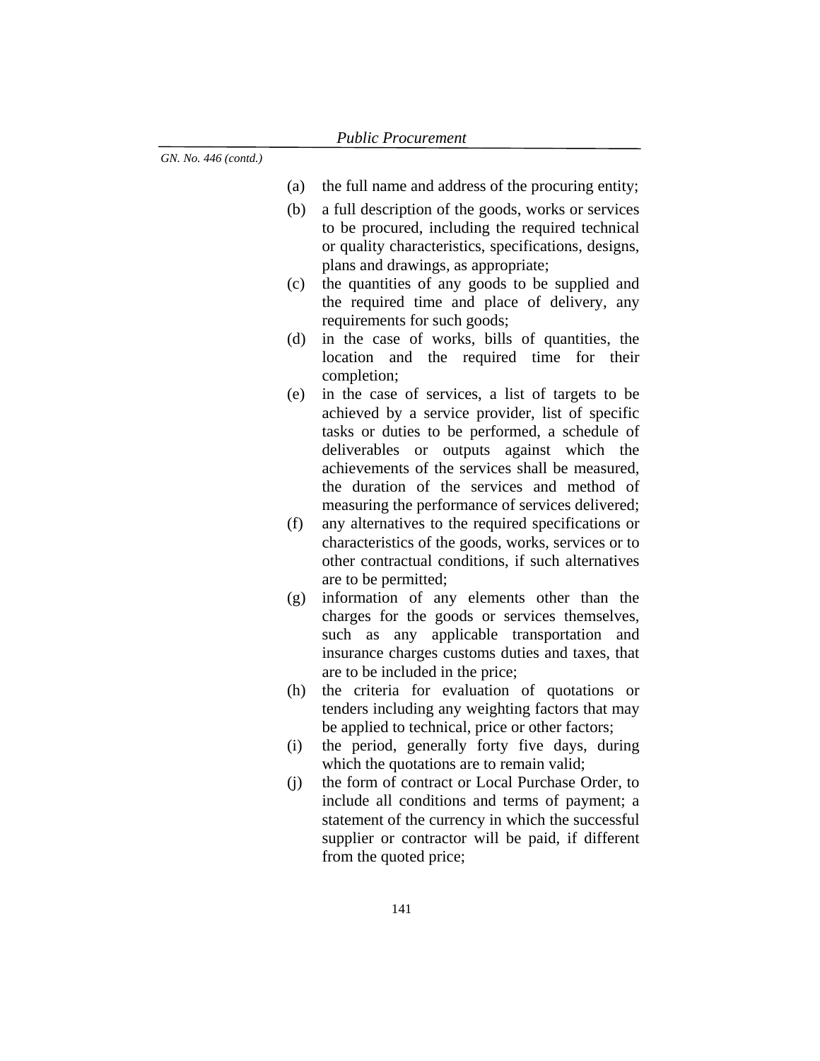GN. No. 446 (contd.)

(a) the full name and address of the procuring entity;

(b) a full description of the goods, works or services to be procured, including the required technical or quality characteristics, specifications, designs, plans and drawings, as appropriate;

(c) the quantities of any goods to be supplied and the required time and place of delivery, any requirements for such goods;

(d) in the case of works, bills of quantities, the location and the required time for their completion;

(e) in the case of services, a list of targets to be achieved by a service provider, list of specific tasks or duties to be performed, a schedule of deliverables or outputs against which the achievements of the services shall be measured, the duration of the services and method of measuring the performance of services delivered;

(f) any alternatives to the required specifications or characteristics of the goods, works, services or to other contractual conditions, if such alternatives are to be permitted;

(g) information of any elements other than the charges for the goods or services themselves, such as any applicable transportation and insurance charges customs duties and taxes, that are to be included in the price;

(h) the criteria for evaluation of quotations or tenders including any weighting factors that may be applied to technical, price or other factors;

(i) the period, generally forty five days, during which the quotations are to remain valid;

(j) the form of contract or Local Purchase Order, to include all conditions and terms of payment; a statement of the currency in which the successful supplier or contractor will be paid, if different from the quoted price;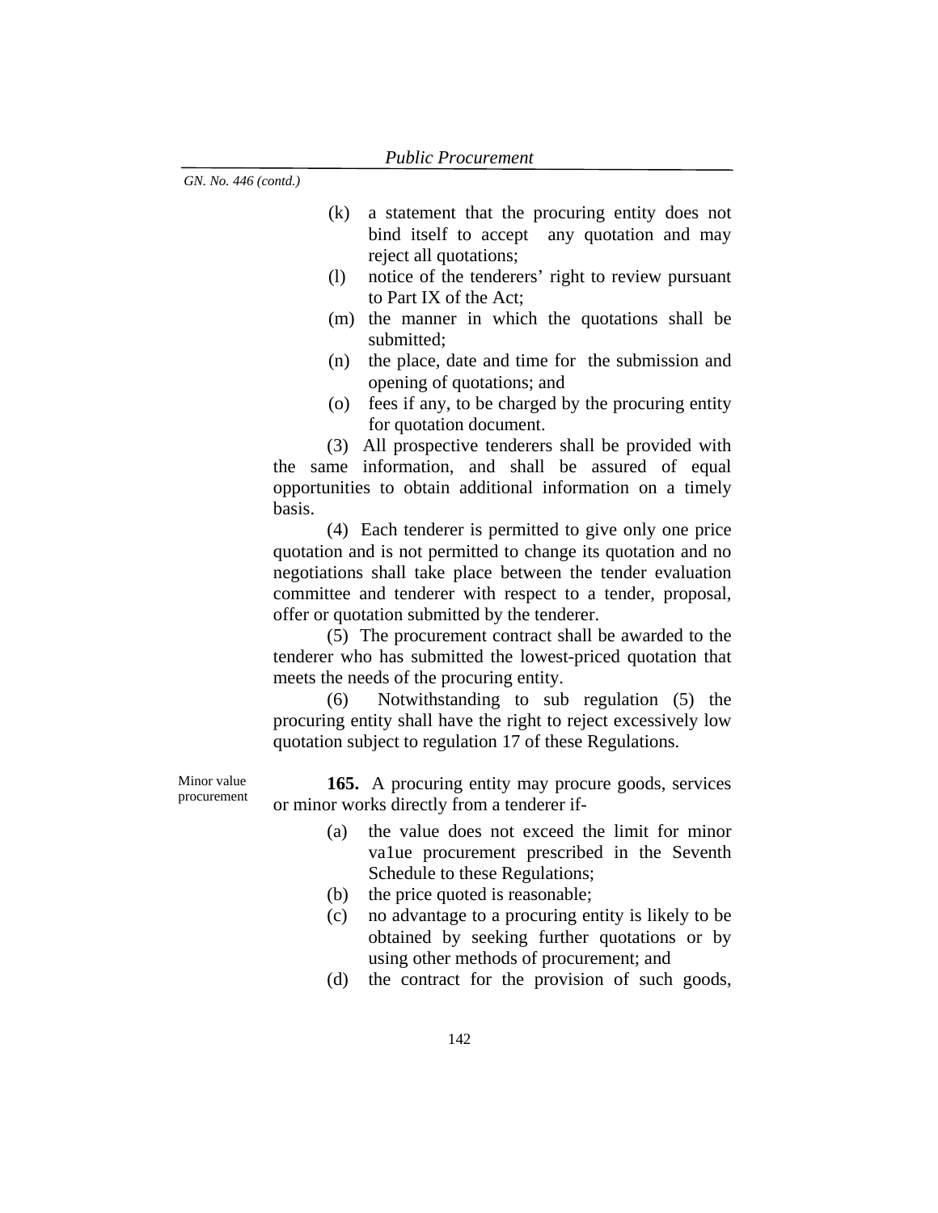GN. No. 446 (contd.)

(k) a statement that the procuring entity does not bind itself to accept any quotation and may reject all quotations;

(l) notice of the tenderers' right to review pursuant to Part IX of the Act;

(m) the manner in which the quotations shall be submitted;

(n) the place, date and time for the submission and opening of quotations; and

(o) fees if any, to be charged by the procuring entity for quotation document.

(3) All prospective tenderers shall be provided with the same information, and shall be assured of equal opportunities to obtain additional information on a timely basis.

(4) Each tenderer is permitted to give only one price quotation and is not permitted to change its quotation and no negotiations shall take place between the tender evaluation committee and tenderer with respect to a tender, proposal, offer or quotation submitted by the tenderer.

(5) The procurement contract shall be awarded to the tenderer who has submitted the lowest-priced quotation that meets the needs of the procuring entity.

(6) Notwithstanding to sub regulation (5) the procuring entity shall have the right to reject excessively low quotation subject to regulation 17 of these Regulations.

Minor value procurement

**165.** A procuring entity may procure goods, services or minor works directly from a tenderer if-

(a) the value does not exceed the limit for minor va1ue procurement prescribed in the Seventh Schedule to these Regulations;

(b) the price quoted is reasonable;

(c) no advantage to a procuring entity is likely to be obtained by seeking further quotations or by using other methods of procurement; and

(d) the contract for the provision of such goods,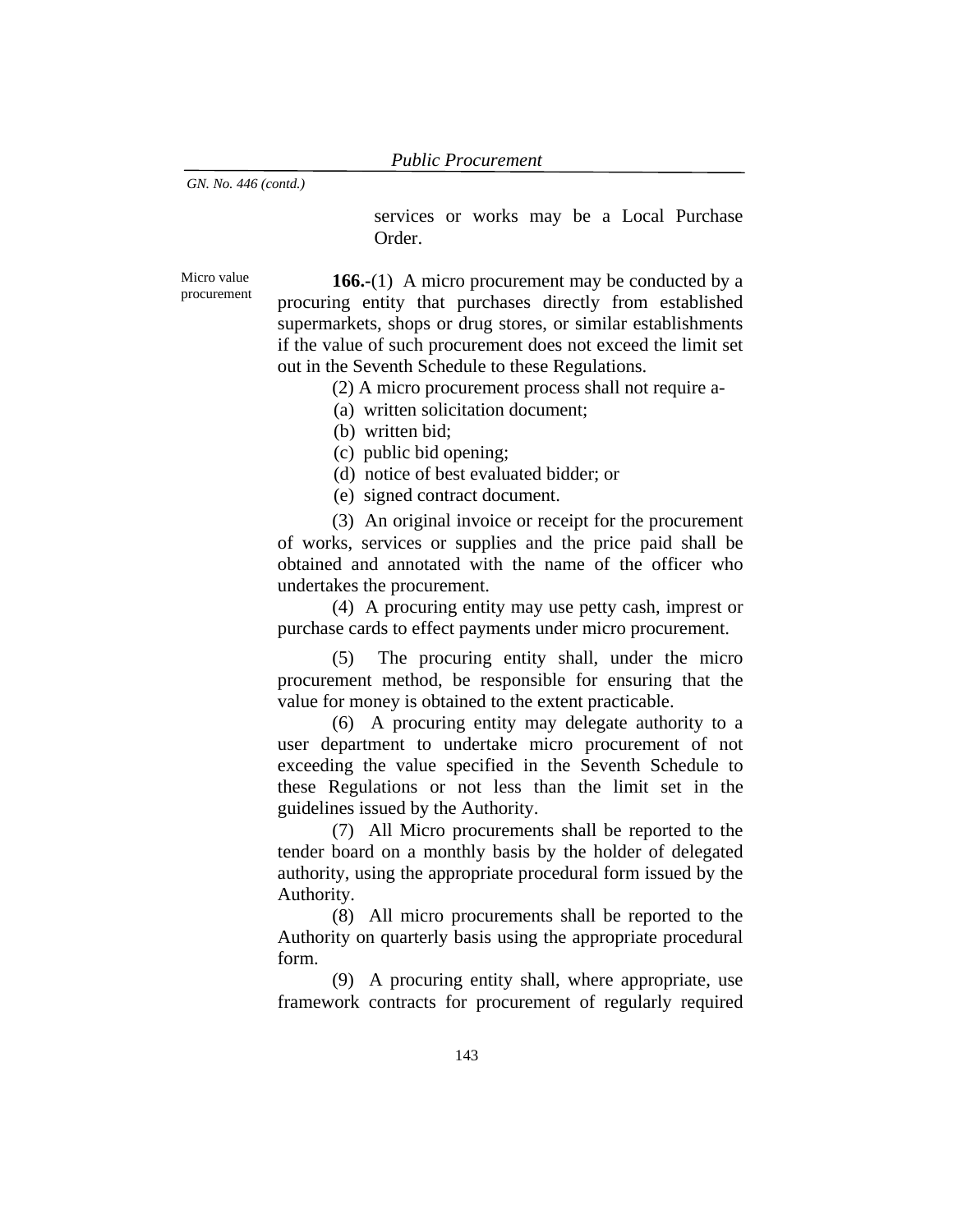services or works may be a Local Purchase Order.

Micro value procurement

**166.-**(1) A micro procurement may be conducted by a procuring entity that purchases directly from established supermarkets, shops or drug stores, or similar establishments if the value of such procurement does not exceed the limit set out in the Seventh Schedule to these Regulations.

(2) A micro procurement process shall not require a-

(a) written solicitation document;

(b) written bid;

(c) public bid opening;

(d) notice of best evaluated bidder; or

(e) signed contract document.

(3) An original invoice or receipt for the procurement of works, services or supplies and the price paid shall be obtained and annotated with the name of the officer who undertakes the procurement.

(4) A procuring entity may use petty cash, imprest or purchase cards to effect payments under micro procurement.

(5) The procuring entity shall, under the micro procurement method, be responsible for ensuring that the value for money is obtained to the extent practicable.

(6) A procuring entity may delegate authority to a user department to undertake micro procurement of not exceeding the value specified in the Seventh Schedule to these Regulations or not less than the limit set in the guidelines issued by the Authority.

(7) All Micro procurements shall be reported to the tender board on a monthly basis by the holder of delegated authority, using the appropriate procedural form issued by the Authority.

(8) All micro procurements shall be reported to the Authority on quarterly basis using the appropriate procedural form.

(9) A procuring entity shall, where appropriate, use framework contracts for procurement of regularly required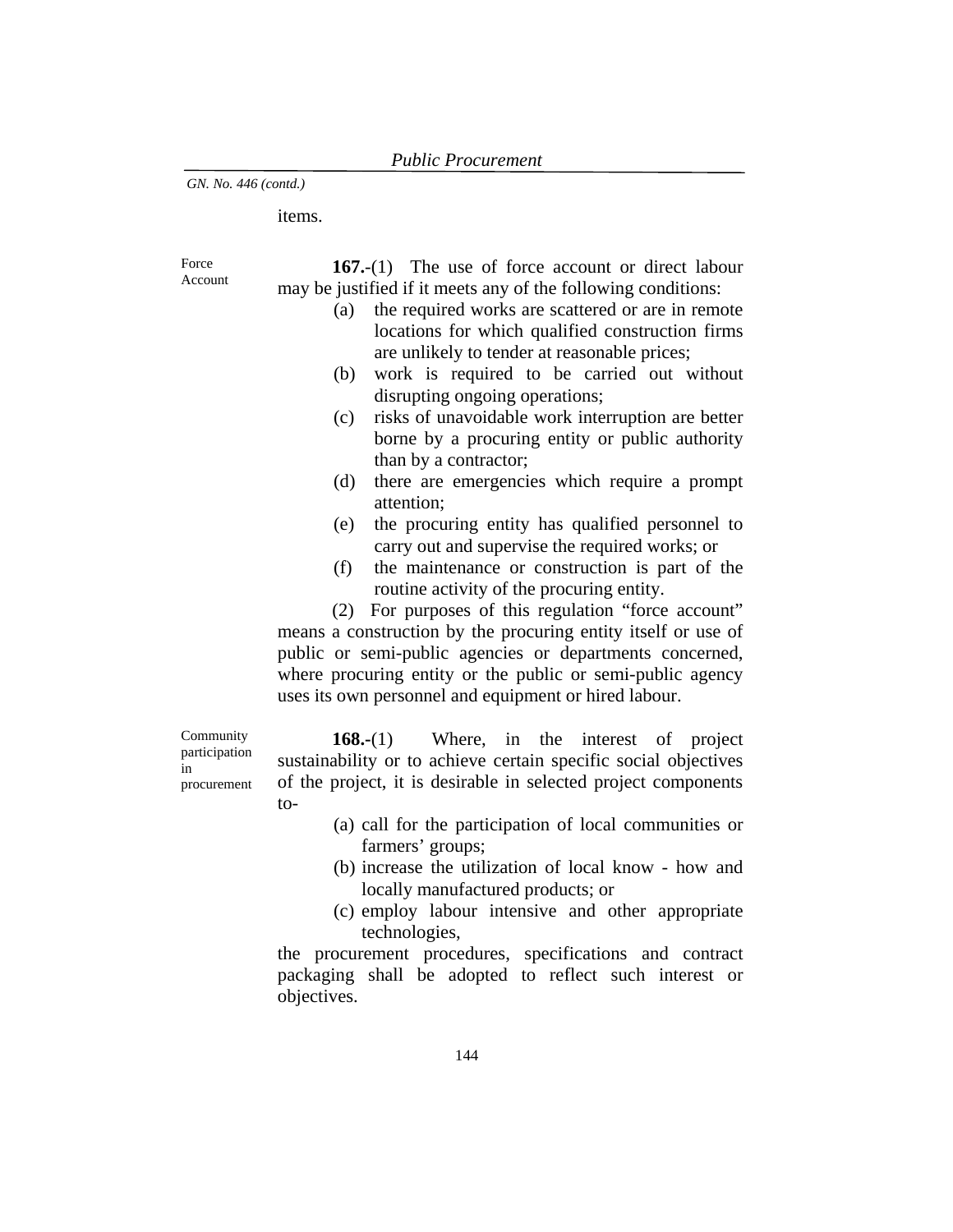GN. No. 446 (contd.)

items.

Force Account

**167.**-(1) The use of force account or direct labour may be justified if it meets any of the following conditions:

- (a) the required works are scattered or are in remote locations for which qualified construction firms are unlikely to tender at reasonable prices;
- (b) work is required to be carried out without disrupting ongoing operations;
- (c) risks of unavoidable work interruption are better borne by a procuring entity or public authority than by a contractor;
- (d) there are emergencies which require a prompt attention;
- (e) the procuring entity has qualified personnel to carry out and supervise the required works; or
- (f) the maintenance or construction is part of the routine activity of the procuring entity.

(2) For purposes of this regulation "force account" means a construction by the procuring entity itself or use of public or semi-public agencies or departments concerned, where procuring entity or the public or semi-public agency uses its own personnel and equipment or hired labour.

Community participation in procurement

**168.**-(1) Where, in the interest of project sustainability or to achieve certain specific social objectives of the project, it is desirable in selected project components to-

- (a) call for the participation of local communities or farmers' groups;
- (b) increase the utilization of local know - how and locally manufactured products; or
- (c) employ labour intensive and other appropriate technologies,

the procurement procedures, specifications and contract packaging shall be adopted to reflect such interest or objectives.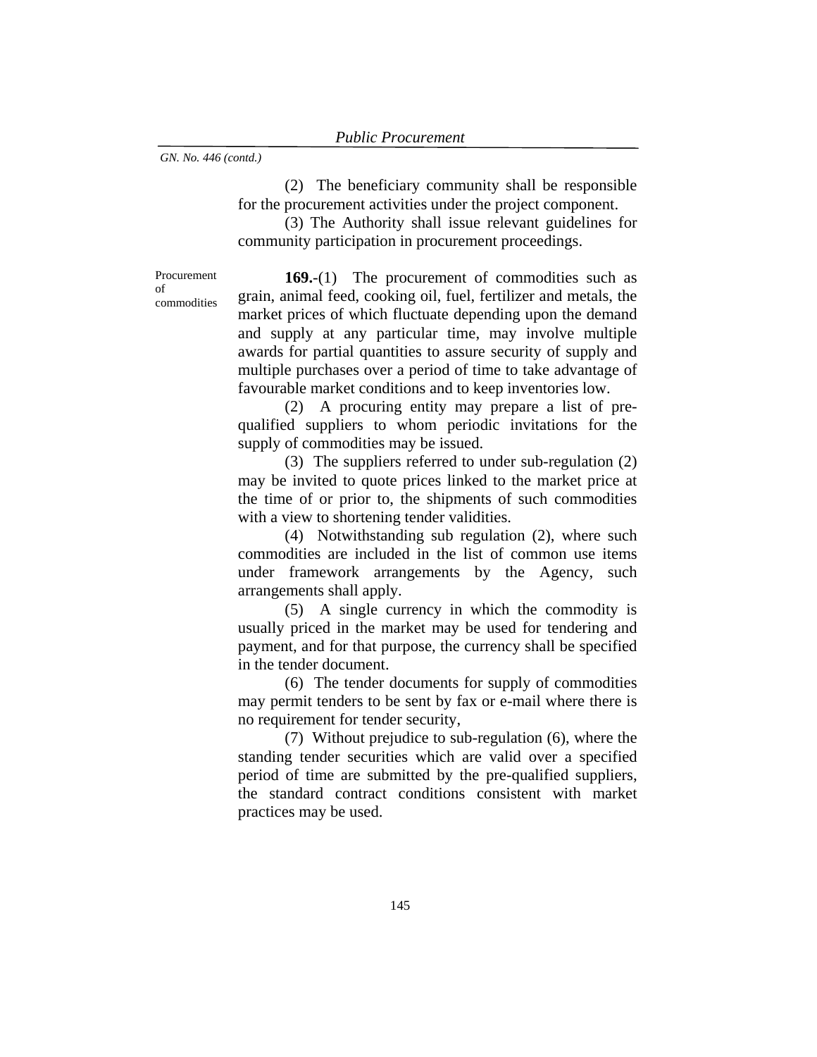*GN. No. 446 (contd.)*

(2) The beneficiary community shall be responsible for the procurement activities under the project component.

(3) The Authority shall issue relevant guidelines for community participation in procurement proceedings.

Procurement of commodities

**169.**-(1) The procurement of commodities such as grain, animal feed, cooking oil, fuel, fertilizer and metals, the market prices of which fluctuate depending upon the demand and supply at any particular time, may involve multiple awards for partial quantities to assure security of supply and multiple purchases over a period of time to take advantage of favourable market conditions and to keep inventories low.

(2) A procuring entity may prepare a list of pre-qualified suppliers to whom periodic invitations for the supply of commodities may be issued.

(3) The suppliers referred to under sub-regulation (2) may be invited to quote prices linked to the market price at the time of or prior to, the shipments of such commodities with a view to shortening tender validities.

(4) Notwithstanding sub regulation (2), where such commodities are included in the list of common use items under framework arrangements by the Agency, such arrangements shall apply.

(5) A single currency in which the commodity is usually priced in the market may be used for tendering and payment, and for that purpose, the currency shall be specified in the tender document.

(6) The tender documents for supply of commodities may permit tenders to be sent by fax or e-mail where there is no requirement for tender security,

(7) Without prejudice to sub-regulation (6), where the standing tender securities which are valid over a specified period of time are submitted by the pre-qualified suppliers, the standard contract conditions consistent with market practices may be used.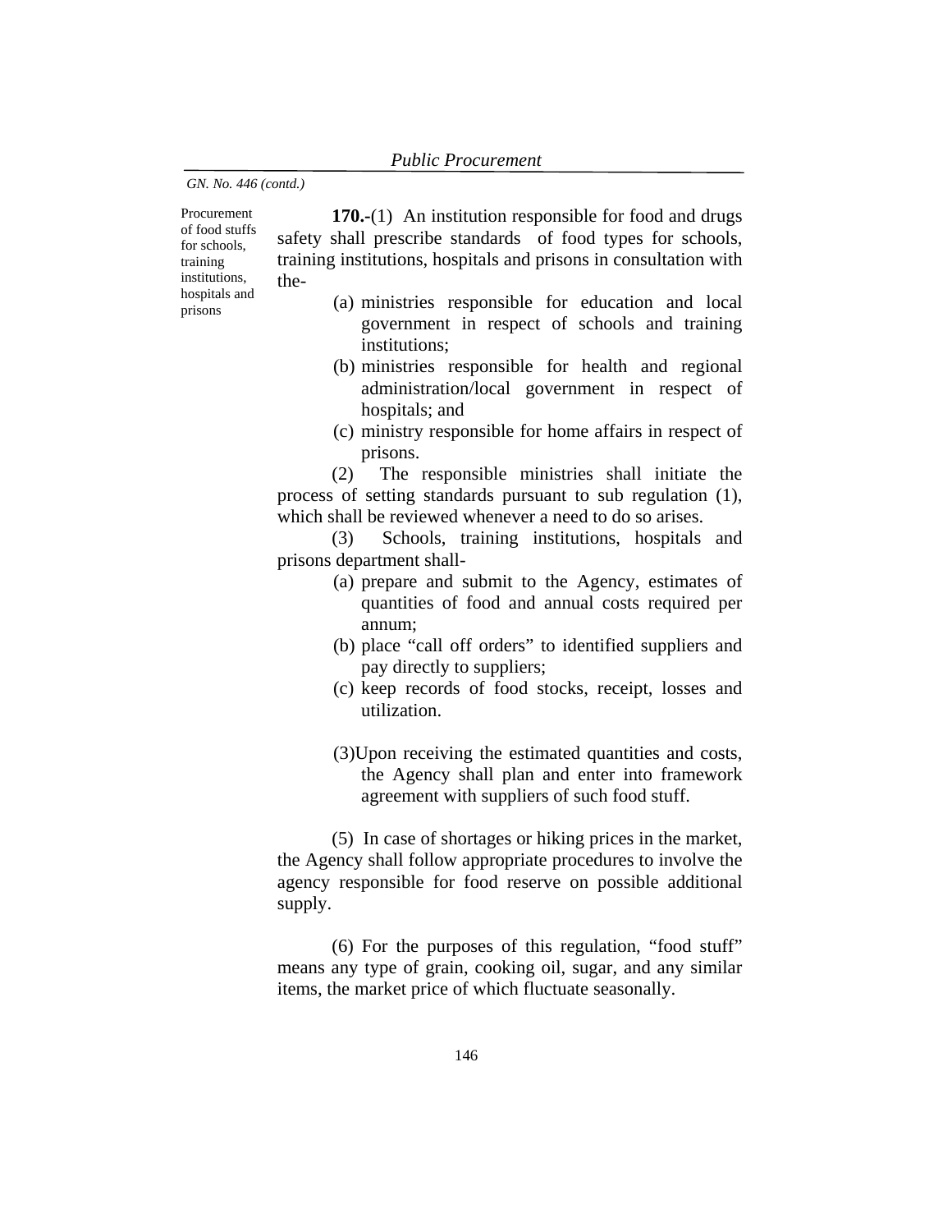*GN. No. 446 (contd.)*

Procurement of food stuffs for schools, training institutions, hospitals and prisons

**170.-**(1) An institution responsible for food and drugs safety shall prescribe standards of food types for schools, training institutions, hospitals and prisons in consultation with the-

(a) ministries responsible for education and local government in respect of schools and training institutions;

(b) ministries responsible for health and regional administration/local government in respect of hospitals; and

(c) ministry responsible for home affairs in respect of prisons.

(2) The responsible ministries shall initiate the process of setting standards pursuant to sub regulation (1), which shall be reviewed whenever a need to do so arises.

(3) Schools, training institutions, hospitals and prisons department shall-

(a) prepare and submit to the Agency, estimates of quantities of food and annual costs required per annum;

(b) place "call off orders" to identified suppliers and pay directly to suppliers;

(c) keep records of food stocks, receipt, losses and utilization.

(3)Upon receiving the estimated quantities and costs, the Agency shall plan and enter into framework agreement with suppliers of such food stuff.

(5) In case of shortages or hiking prices in the market, the Agency shall follow appropriate procedures to involve the agency responsible for food reserve on possible additional supply.

(6) For the purposes of this regulation, "food stuff" means any type of grain, cooking oil, sugar, and any similar items, the market price of which fluctuate seasonally.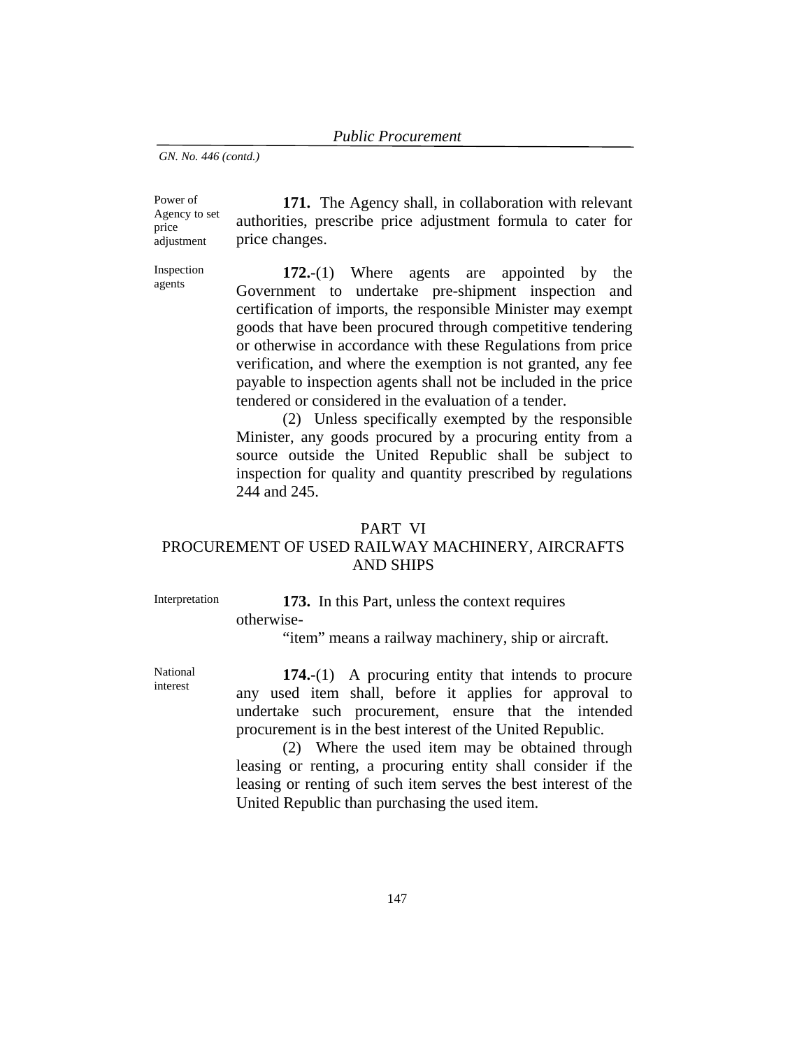*GN. No. 446 (contd.)*

Power of Agency to set price adjustment

**171.** The Agency shall, in collaboration with relevant authorities, prescribe price adjustment formula to cater for price changes.

Inspection agents

**172.**-(1) Where agents are appointed by the Government to undertake pre-shipment inspection and certification of imports, the responsible Minister may exempt goods that have been procured through competitive tendering or otherwise in accordance with these Regulations from price verification, and where the exemption is not granted, any fee payable to inspection agents shall not be included in the price tendered or considered in the evaluation of a tender.

(2) Unless specifically exempted by the responsible Minister, any goods procured by a procuring entity from a source outside the United Republic shall be subject to inspection for quality and quantity prescribed by regulations 244 and 245.

## PART VI
## PROCUREMENT OF USED RAILWAY MACHINERY, AIRCRAFTS AND SHIPS

Interpretation

**173.** In this Part, unless the context requires otherwise-

"item" means a railway machinery, ship or aircraft.

National interest

**174.**-(1) A procuring entity that intends to procure any used item shall, before it applies for approval to undertake such procurement, ensure that the intended procurement is in the best interest of the United Republic.

(2) Where the used item may be obtained through leasing or renting, a procuring entity shall consider if the leasing or renting of such item serves the best interest of the United Republic than purchasing the used item.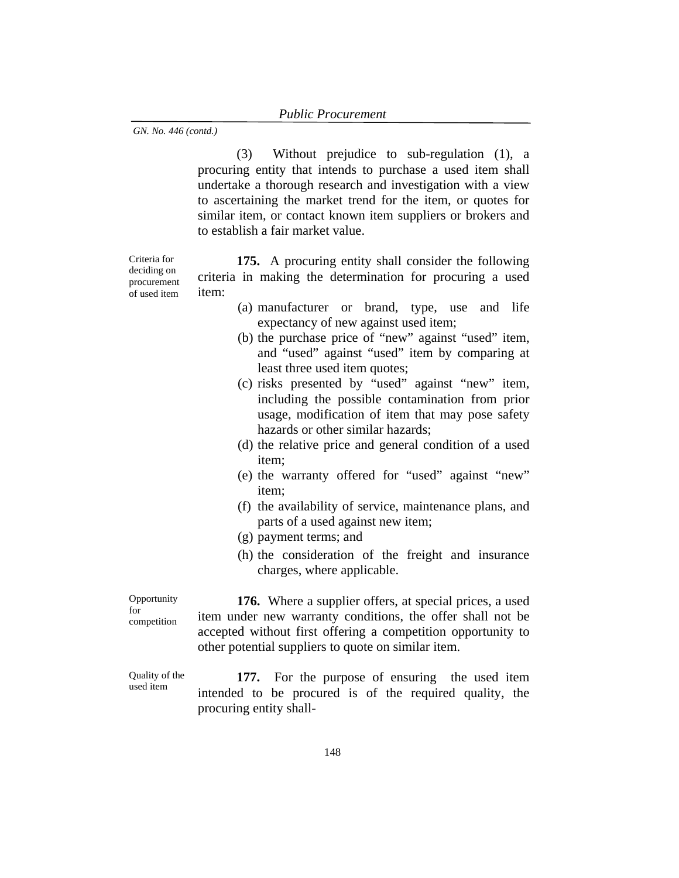*GN. No. 446 (contd.)*

(3) Without prejudice to sub-regulation (1), a procuring entity that intends to purchase a used item shall undertake a thorough research and investigation with a view to ascertaining the market trend for the item, or quotes for similar item, or contact known item suppliers or brokers and to establish a fair market value.

Criteria for deciding on procurement of used item

**175.** A procuring entity shall consider the following criteria in making the determination for procuring a used item:

(a) manufacturer or brand, type, use and life expectancy of new against used item;

(b) the purchase price of "new" against "used" item, and "used" against "used" item by comparing at least three used item quotes;

(c) risks presented by "used" against "new" item, including the possible contamination from prior usage, modification of item that may pose safety hazards or other similar hazards;

(d) the relative price and general condition of a used item;

(e) the warranty offered for "used" against "new" item;

(f) the availability of service, maintenance plans, and parts of a used against new item;

(g) payment terms; and

(h) the consideration of the freight and insurance charges, where applicable.

Opportunity for competition

**176.** Where a supplier offers, at special prices, a used item under new warranty conditions, the offer shall not be accepted without first offering a competition opportunity to other potential suppliers to quote on similar item.

Quality of the used item

**177.** For the purpose of ensuring the used item intended to be procured is of the required quality, the procuring entity shall-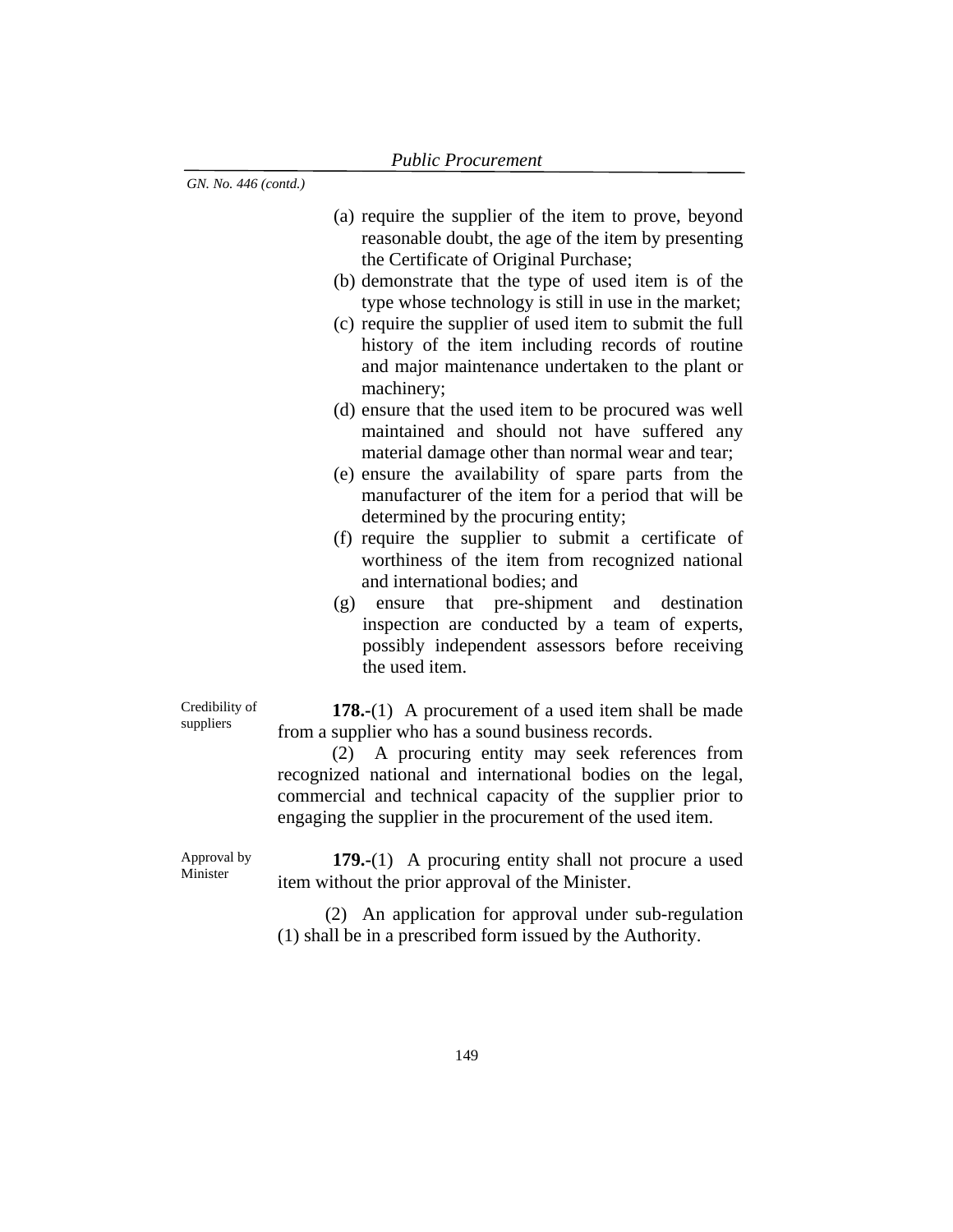*GN. No. 446 (contd.)*

(a) require the supplier of the item to prove, beyond reasonable doubt, the age of the item by presenting the Certificate of Original Purchase;

(b) demonstrate that the type of used item is of the type whose technology is still in use in the market;

(c) require the supplier of used item to submit the full history of the item including records of routine and major maintenance undertaken to the plant or machinery;

(d) ensure that the used item to be procured was well maintained and should not have suffered any material damage other than normal wear and tear;

(e) ensure the availability of spare parts from the manufacturer of the item for a period that will be determined by the procuring entity;

(f) require the supplier to submit a certificate of worthiness of the item from recognized national and international bodies; and

(g) ensure that pre-shipment and destination inspection are conducted by a team of experts, possibly independent assessors before receiving the used item.

Credibility of suppliers

**178.-**(1) A procurement of a used item shall be made from a supplier who has a sound business records.

(2) A procuring entity may seek references from recognized national and international bodies on the legal, commercial and technical capacity of the supplier prior to engaging the supplier in the procurement of the used item.

Approval by Minister

**179.-**(1) A procuring entity shall not procure a used item without the prior approval of the Minister.

(2) An application for approval under sub-regulation (1) shall be in a prescribed form issued by the Authority.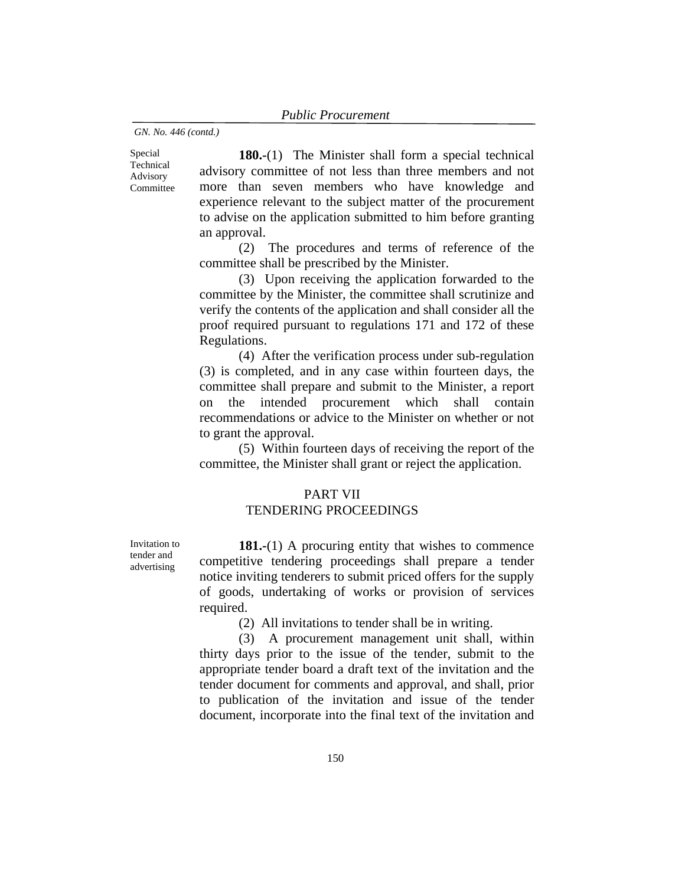*GN. No. 446 (contd.)*

Special Technical Advisory Committee

**180.-**(1) The Minister shall form a special technical advisory committee of not less than three members and not more than seven members who have knowledge and experience relevant to the subject matter of the procurement to advise on the application submitted to him before granting an approval.

(2) The procedures and terms of reference of the committee shall be prescribed by the Minister.

(3) Upon receiving the application forwarded to the committee by the Minister, the committee shall scrutinize and verify the contents of the application and shall consider all the proof required pursuant to regulations 171 and 172 of these Regulations.

(4) After the verification process under sub-regulation (3) is completed, and in any case within fourteen days, the committee shall prepare and submit to the Minister, a report on the intended procurement which shall contain recommendations or advice to the Minister on whether or not to grant the approval.

(5) Within fourteen days of receiving the report of the committee, the Minister shall grant or reject the application.

## PART VII
## TENDERING PROCEEDINGS

Invitation to tender and advertising

**181.-**(1) A procuring entity that wishes to commence competitive tendering proceedings shall prepare a tender notice inviting tenderers to submit priced offers for the supply of goods, undertaking of works or provision of services required.

(2) All invitations to tender shall be in writing.

(3) A procurement management unit shall, within thirty days prior to the issue of the tender, submit to the appropriate tender board a draft text of the invitation and the tender document for comments and approval, and shall, prior to publication of the invitation and issue of the tender document, incorporate into the final text of the invitation and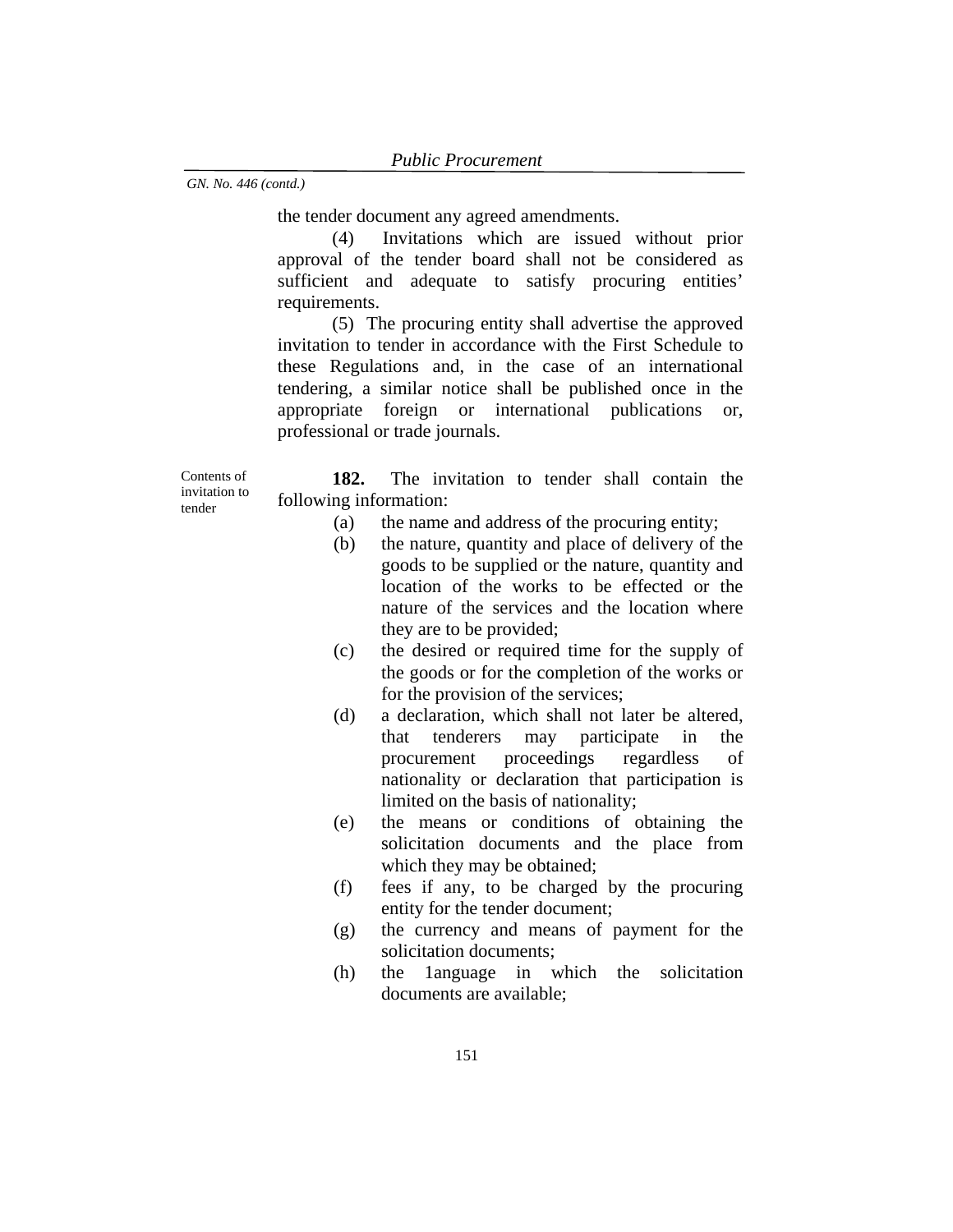*GN. No. 446 (contd.)*

the tender document any agreed amendments.

(4) Invitations which are issued without prior approval of the tender board shall not be considered as sufficient and adequate to satisfy procuring entities' requirements.

(5) The procuring entity shall advertise the approved invitation to tender in accordance with the First Schedule to these Regulations and, in the case of an international tendering, a similar notice shall be published once in the appropriate foreign or international publications or, professional or trade journals.

Contents of invitation to tender

**182.** The invitation to tender shall contain the following information:

(a) the name and address of the procuring entity;

(b) the nature, quantity and place of delivery of the goods to be supplied or the nature, quantity and location of the works to be effected or the nature of the services and the location where they are to be provided;

(c) the desired or required time for the supply of the goods or for the completion of the works or for the provision of the services;

(d) a declaration, which shall not later be altered, that tenderers may participate in the procurement proceedings regardless of nationality or declaration that participation is limited on the basis of nationality;

(e) the means or conditions of obtaining the solicitation documents and the place from which they may be obtained;

(f) fees if any, to be charged by the procuring entity for the tender document;

(g) the currency and means of payment for the solicitation documents;

(h) the 1anguage in which the solicitation documents are available;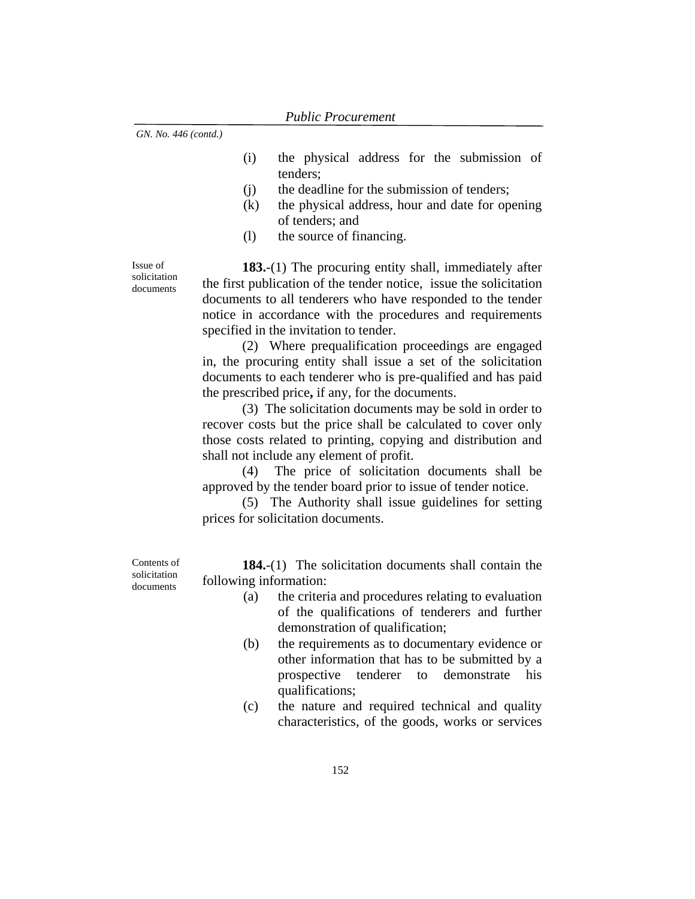GN. No. 446 (contd.)

(i) the physical address for the submission of tenders;

(j) the deadline for the submission of tenders;

(k) the physical address, hour and date for opening of tenders; and

(l) the source of financing.

Issue of solicitation documents

**183.**-(1) The procuring entity shall, immediately after the first publication of the tender notice, issue the solicitation documents to all tenderers who have responded to the tender notice in accordance with the procedures and requirements specified in the invitation to tender.

(2) Where prequalification proceedings are engaged in, the procuring entity shall issue a set of the solicitation documents to each tenderer who is pre-qualified and has paid the prescribed price**,** if any, for the documents.

(3) The solicitation documents may be sold in order to recover costs but the price shall be calculated to cover only those costs related to printing, copying and distribution and shall not include any element of profit.

(4) The price of solicitation documents shall be approved by the tender board prior to issue of tender notice.

(5) The Authority shall issue guidelines for setting prices for solicitation documents.

Contents of solicitation documents

**184.**-(1) The solicitation documents shall contain the following information:

(a) the criteria and procedures relating to evaluation of the qualifications of tenderers and further demonstration of qualification;

(b) the requirements as to documentary evidence or other information that has to be submitted by a prospective tenderer to demonstrate his qualifications;

(c) the nature and required technical and quality characteristics, of the goods, works or services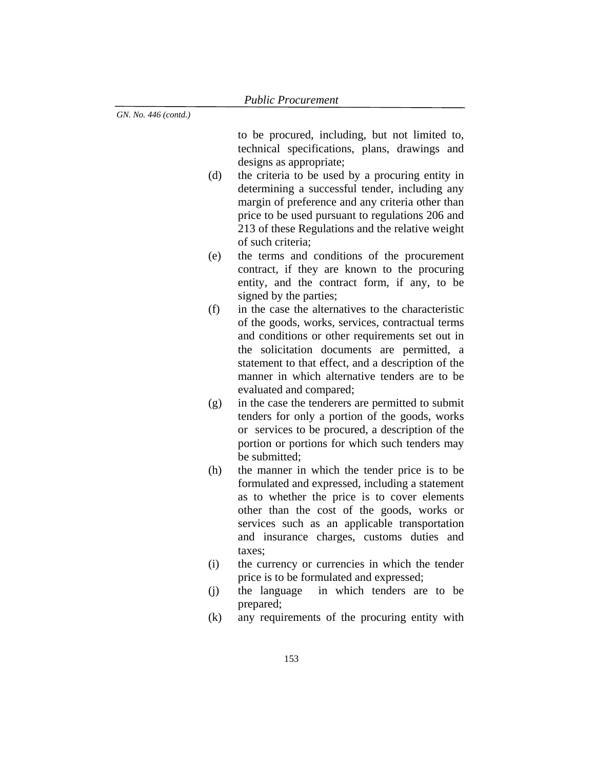GN. No. 446 (contd.)

to be procured, including, but not limited to, technical specifications, plans, drawings and designs as appropriate;

(d) the criteria to be used by a procuring entity in determining a successful tender, including any margin of preference and any criteria other than price to be used pursuant to regulations 206 and 213 of these Regulations and the relative weight of such criteria;

(e) the terms and conditions of the procurement contract, if they are known to the procuring entity, and the contract form, if any, to be signed by the parties;

(f) in the case the alternatives to the characteristic of the goods, works, services, contractual terms and conditions or other requirements set out in the solicitation documents are permitted, a statement to that effect, and a description of the manner in which alternative tenders are to be evaluated and compared;

(g) in the case the tenderers are permitted to submit tenders for only a portion of the goods, works or services to be procured, a description of the portion or portions for which such tenders may be submitted;

(h) the manner in which the tender price is to be formulated and expressed, including a statement as to whether the price is to cover elements other than the cost of the goods, works or services such as an applicable transportation and insurance charges, customs duties and taxes;

(i) the currency or currencies in which the tender price is to be formulated and expressed;

(j) the language in which tenders are to be prepared;

(k) any requirements of the procuring entity with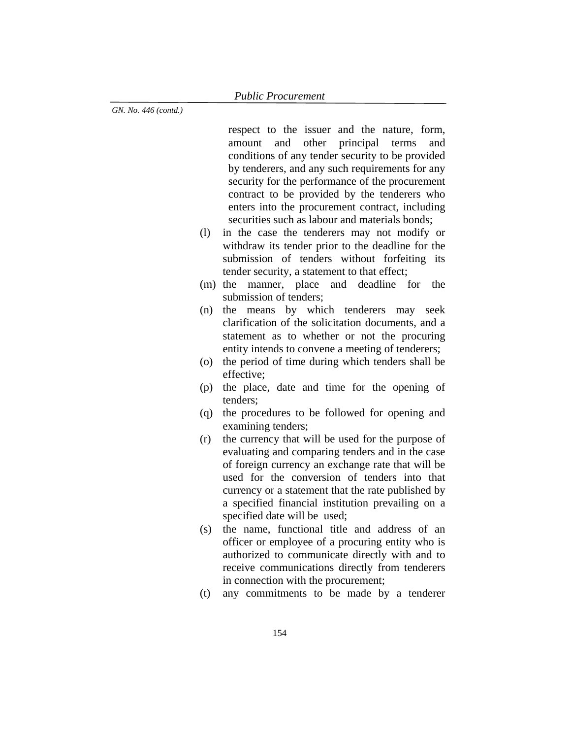GN. No. 446 (contd.)

respect to the issuer and the nature, form, amount and other principal terms and conditions of any tender security to be provided by tenderers, and any such requirements for any security for the performance of the procurement contract to be provided by the tenderers who enters into the procurement contract, including securities such as labour and materials bonds;

(l) in the case the tenderers may not modify or withdraw its tender prior to the deadline for the submission of tenders without forfeiting its tender security, a statement to that effect;

(m) the manner, place and deadline for the submission of tenders;

(n) the means by which tenderers may seek clarification of the solicitation documents, and a statement as to whether or not the procuring entity intends to convene a meeting of tenderers;

(o) the period of time during which tenders shall be effective;

(p) the place, date and time for the opening of tenders;

(q) the procedures to be followed for opening and examining tenders;

(r) the currency that will be used for the purpose of evaluating and comparing tenders and in the case of foreign currency an exchange rate that will be used for the conversion of tenders into that currency or a statement that the rate published by a specified financial institution prevailing on a specified date will be used;

(s) the name, functional title and address of an officer or employee of a procuring entity who is authorized to communicate directly with and to receive communications directly from tenderers in connection with the procurement;

(t) any commitments to be made by a tenderer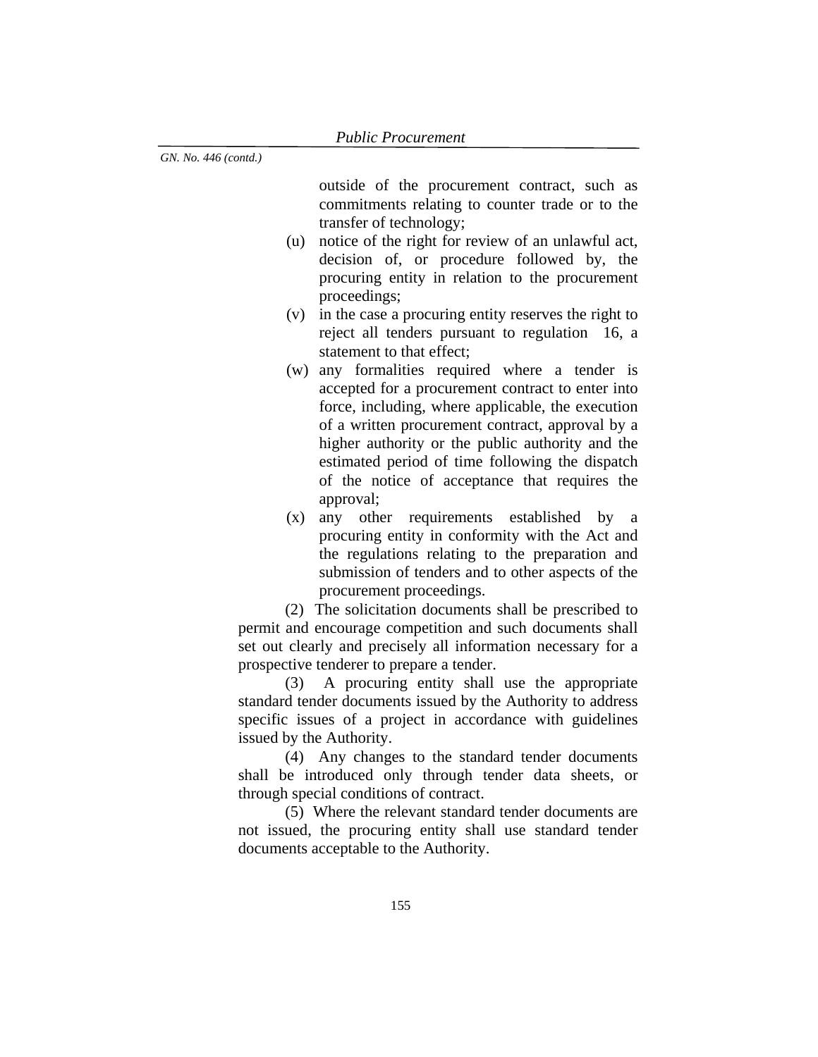GN. No. 446 (contd.)

outside of the procurement contract, such as commitments relating to counter trade or to the transfer of technology;

(u) notice of the right for review of an unlawful act, decision of, or procedure followed by, the procuring entity in relation to the procurement proceedings;

(v) in the case a procuring entity reserves the right to reject all tenders pursuant to regulation 16, a statement to that effect;

(w) any formalities required where a tender is accepted for a procurement contract to enter into force, including, where applicable, the execution of a written procurement contract, approval by a higher authority or the public authority and the estimated period of time following the dispatch of the notice of acceptance that requires the approval;

(x) any other requirements established by a procuring entity in conformity with the Act and the regulations relating to the preparation and submission of tenders and to other aspects of the procurement proceedings.

(2) The solicitation documents shall be prescribed to permit and encourage competition and such documents shall set out clearly and precisely all information necessary for a prospective tenderer to prepare a tender.

(3) A procuring entity shall use the appropriate standard tender documents issued by the Authority to address specific issues of a project in accordance with guidelines issued by the Authority.

(4) Any changes to the standard tender documents shall be introduced only through tender data sheets, or through special conditions of contract.

(5) Where the relevant standard tender documents are not issued, the procuring entity shall use standard tender documents acceptable to the Authority.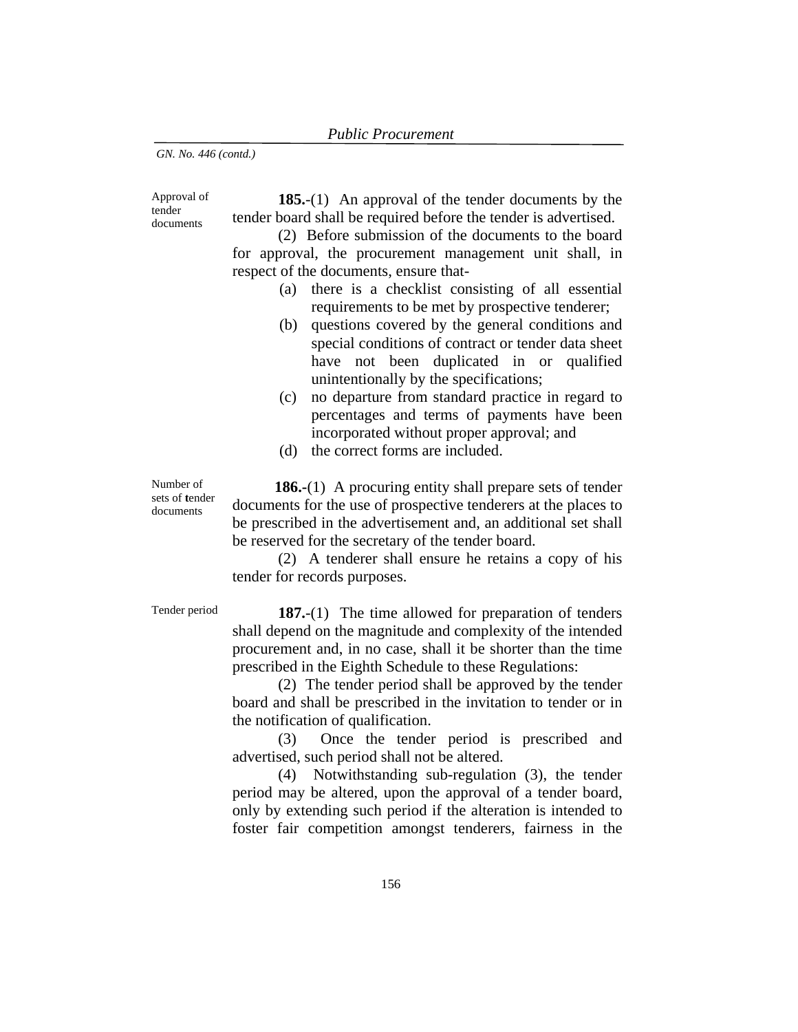GN. No. 446 (contd.)

Approval of tender documents

**185.**-(1) An approval of the tender documents by the tender board shall be required before the tender is advertised.

(2) Before submission of the documents to the board for approval, the procurement management unit shall, in respect of the documents, ensure that-

(a) there is a checklist consisting of all essential requirements to be met by prospective tenderer;

(b) questions covered by the general conditions and special conditions of contract or tender data sheet have not been duplicated in or qualified unintentionally by the specifications;

(c) no departure from standard practice in regard to percentages and terms of payments have been incorporated without proper approval; and

(d) the correct forms are included.

Number of sets of tender documents

**186.**-(1) A procuring entity shall prepare sets of tender documents for the use of prospective tenderers at the places to be prescribed in the advertisement and, an additional set shall be reserved for the secretary of the tender board.

(2) A tenderer shall ensure he retains a copy of his tender for records purposes.

Tender period

**187.**-(1) The time allowed for preparation of tenders shall depend on the magnitude and complexity of the intended procurement and, in no case, shall it be shorter than the time prescribed in the Eighth Schedule to these Regulations:

(2) The tender period shall be approved by the tender board and shall be prescribed in the invitation to tender or in the notification of qualification.

(3) Once the tender period is prescribed and advertised, such period shall not be altered.

(4) Notwithstanding sub-regulation (3), the tender period may be altered, upon the approval of a tender board, only by extending such period if the alteration is intended to foster fair competition amongst tenderers, fairness in the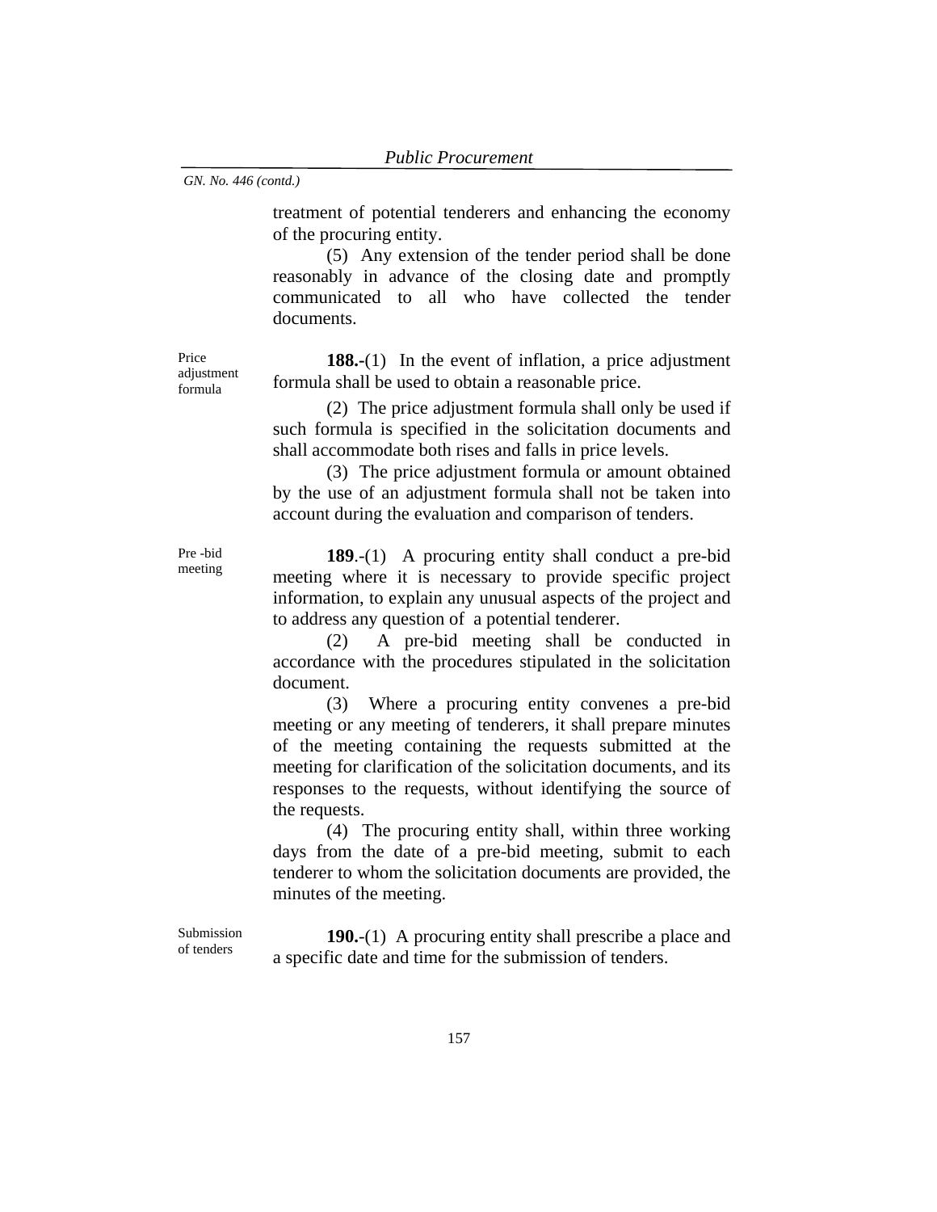GN. No. 446 (contd.)

treatment of potential tenderers and enhancing the economy of the procuring entity.

(5) Any extension of the tender period shall be done reasonably in advance of the closing date and promptly communicated to all who have collected the tender documents.

Price adjustment formula

**188.-**(1) In the event of inflation, a price adjustment formula shall be used to obtain a reasonable price.

(2) The price adjustment formula shall only be used if such formula is specified in the solicitation documents and shall accommodate both rises and falls in price levels.

(3) The price adjustment formula or amount obtained by the use of an adjustment formula shall not be taken into account during the evaluation and comparison of tenders.

Pre -bid meeting

**189**.-(1) A procuring entity shall conduct a pre-bid meeting where it is necessary to provide specific project information, to explain any unusual aspects of the project and to address any question of a potential tenderer.

(2) A pre-bid meeting shall be conducted in accordance with the procedures stipulated in the solicitation document.

(3) Where a procuring entity convenes a pre-bid meeting or any meeting of tenderers, it shall prepare minutes of the meeting containing the requests submitted at the meeting for clarification of the solicitation documents, and its responses to the requests, without identifying the source of the requests.

(4) The procuring entity shall, within three working days from the date of a pre-bid meeting, submit to each tenderer to whom the solicitation documents are provided, the minutes of the meeting.

Submission of tenders

**190.-**(1) A procuring entity shall prescribe a place and a specific date and time for the submission of tenders.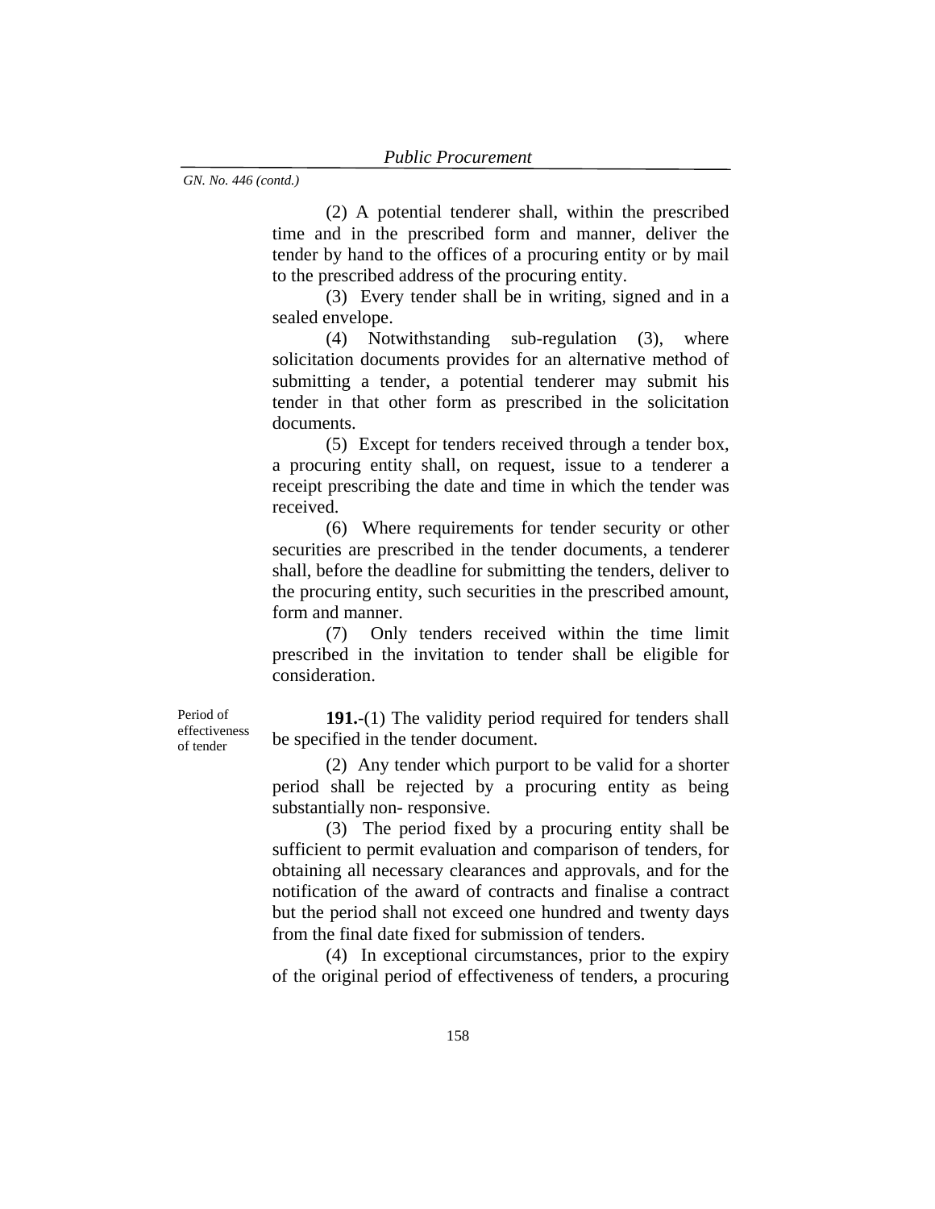*GN. No. 446 (contd.)*

(2) A potential tenderer shall, within the prescribed time and in the prescribed form and manner, deliver the tender by hand to the offices of a procuring entity or by mail to the prescribed address of the procuring entity.

(3) Every tender shall be in writing, signed and in a sealed envelope.

(4) Notwithstanding sub-regulation (3), where solicitation documents provides for an alternative method of submitting a tender, a potential tenderer may submit his tender in that other form as prescribed in the solicitation documents.

(5) Except for tenders received through a tender box, a procuring entity shall, on request, issue to a tenderer a receipt prescribing the date and time in which the tender was received.

(6) Where requirements for tender security or other securities are prescribed in the tender documents, a tenderer shall, before the deadline for submitting the tenders, deliver to the procuring entity, such securities in the prescribed amount, form and manner.

(7) Only tenders received within the time limit prescribed in the invitation to tender shall be eligible for consideration.

Period of effectiveness of tender

**191.**-(1) The validity period required for tenders shall be specified in the tender document.

(2) Any tender which purport to be valid for a shorter period shall be rejected by a procuring entity as being substantially non- responsive.

(3) The period fixed by a procuring entity shall be sufficient to permit evaluation and comparison of tenders, for obtaining all necessary clearances and approvals, and for the notification of the award of contracts and finalise a contract but the period shall not exceed one hundred and twenty days from the final date fixed for submission of tenders.

(4) In exceptional circumstances, prior to the expiry of the original period of effectiveness of tenders, a procuring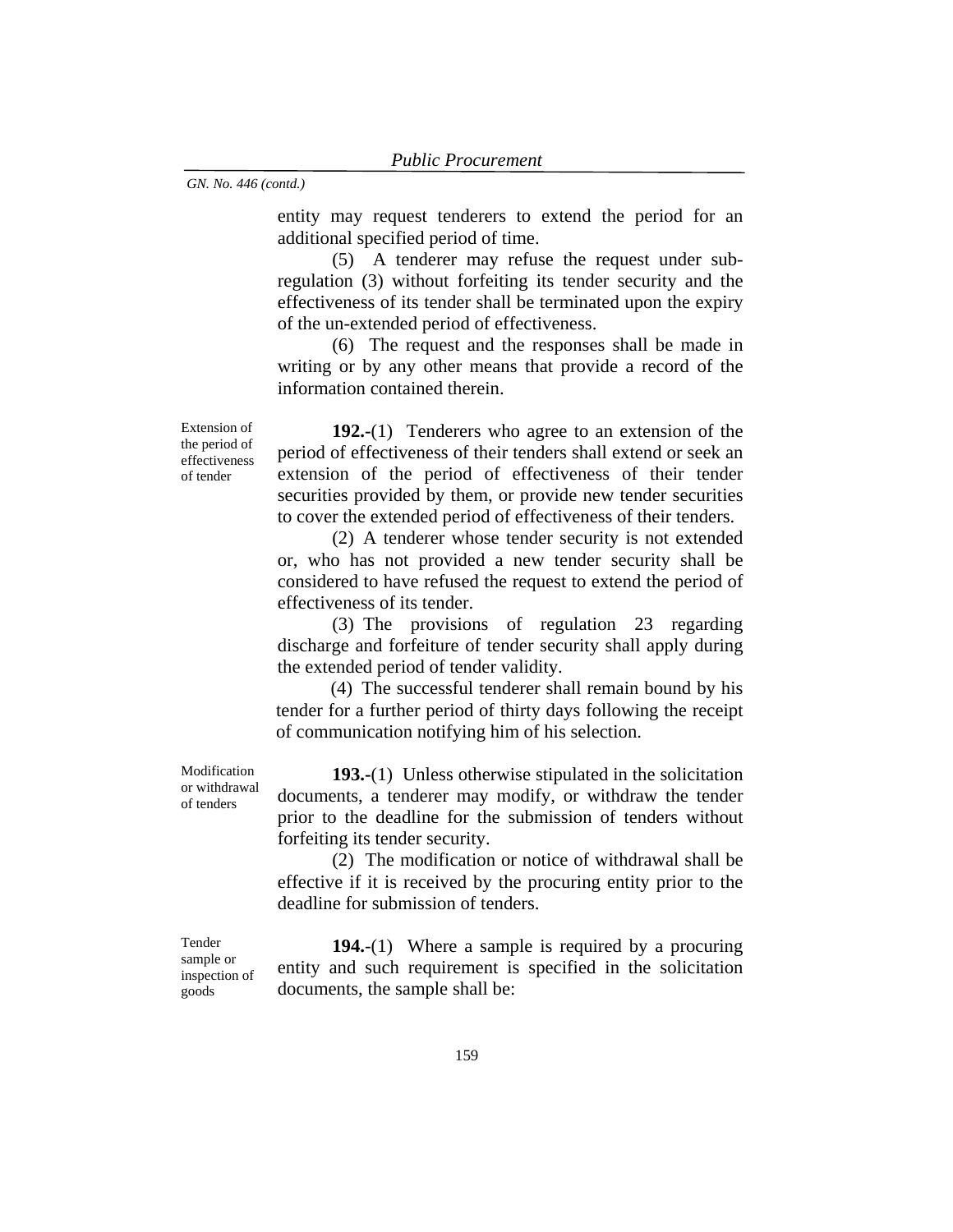*GN. No. 446 (contd.)*

entity may request tenderers to extend the period for an additional specified period of time.

(5) A tenderer may refuse the request under sub-regulation (3) without forfeiting its tender security and the effectiveness of its tender shall be terminated upon the expiry of the un-extended period of effectiveness.

(6) The request and the responses shall be made in writing or by any other means that provide a record of the information contained therein.

Extension of the period of effectiveness of tender

**192.-**(1) Tenderers who agree to an extension of the period of effectiveness of their tenders shall extend or seek an extension of the period of effectiveness of their tender securities provided by them, or provide new tender securities to cover the extended period of effectiveness of their tenders.

(2) A tenderer whose tender security is not extended or, who has not provided a new tender security shall be considered to have refused the request to extend the period of effectiveness of its tender.

(3) The provisions of regulation 23 regarding discharge and forfeiture of tender security shall apply during the extended period of tender validity.

(4) The successful tenderer shall remain bound by his tender for a further period of thirty days following the receipt of communication notifying him of his selection.

Modification or withdrawal of tenders

**193.-**(1) Unless otherwise stipulated in the solicitation documents, a tenderer may modify, or withdraw the tender prior to the deadline for the submission of tenders without forfeiting its tender security.

(2) The modification or notice of withdrawal shall be effective if it is received by the procuring entity prior to the deadline for submission of tenders.

Tender sample or inspection of goods

**194.-**(1) Where a sample is required by a procuring entity and such requirement is specified in the solicitation documents, the sample shall be: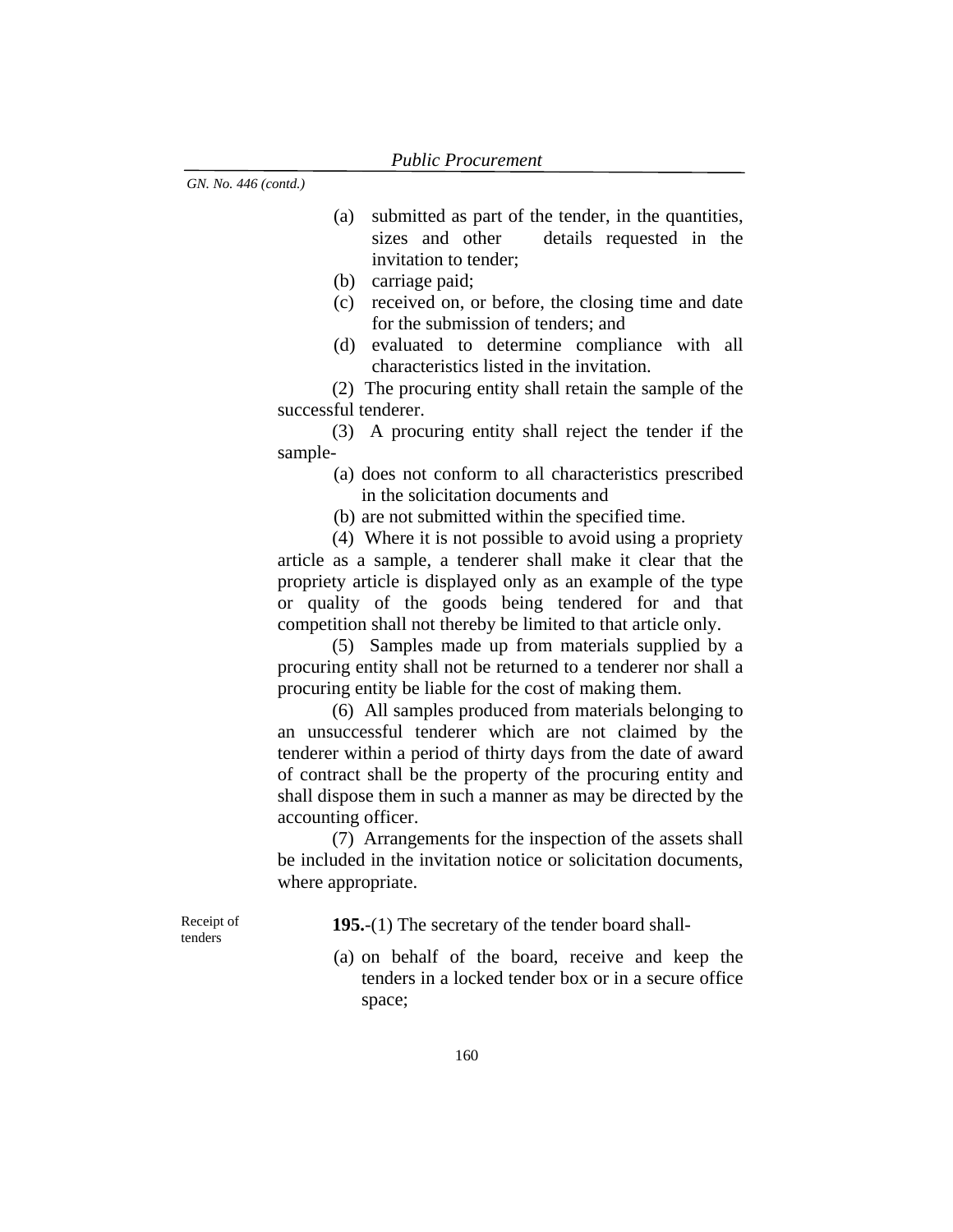*GN. No. 446 (contd.)*

(a) submitted as part of the tender, in the quantities, sizes and other details requested in the invitation to tender;

(b) carriage paid;

(c) received on, or before, the closing time and date for the submission of tenders; and

(d) evaluated to determine compliance with all characteristics listed in the invitation.

(2) The procuring entity shall retain the sample of the successful tenderer.

(3) A procuring entity shall reject the tender if the sample-

(a) does not conform to all characteristics prescribed in the solicitation documents and

(b) are not submitted within the specified time.

(4) Where it is not possible to avoid using a propriety article as a sample, a tenderer shall make it clear that the propriety article is displayed only as an example of the type or quality of the goods being tendered for and that competition shall not thereby be limited to that article only.

(5) Samples made up from materials supplied by a procuring entity shall not be returned to a tenderer nor shall a procuring entity be liable for the cost of making them.

(6) All samples produced from materials belonging to an unsuccessful tenderer which are not claimed by the tenderer within a period of thirty days from the date of award of contract shall be the property of the procuring entity and shall dispose them in such a manner as may be directed by the accounting officer.

(7) Arrangements for the inspection of the assets shall be included in the invitation notice or solicitation documents, where appropriate.

Receipt of tenders

**195.**-(1) The secretary of the tender board shall-

(a) on behalf of the board, receive and keep the tenders in a locked tender box or in a secure office space;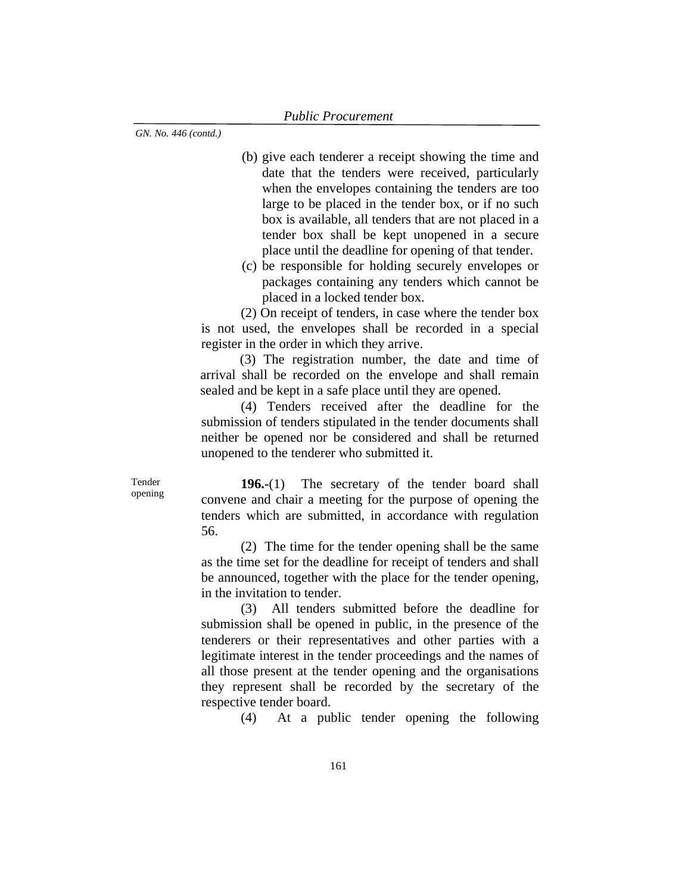GN. No. 446 (contd.)

(b) give each tenderer a receipt showing the time and date that the tenders were received, particularly when the envelopes containing the tenders are too large to be placed in the tender box, or if no such box is available, all tenders that are not placed in a tender box shall be kept unopened in a secure place until the deadline for opening of that tender.

(c) be responsible for holding securely envelopes or packages containing any tenders which cannot be placed in a locked tender box.

(2) On receipt of tenders, in case where the tender box is not used, the envelopes shall be recorded in a special register in the order in which they arrive.

(3) The registration number, the date and time of arrival shall be recorded on the envelope and shall remain sealed and be kept in a safe place until they are opened.

(4) Tenders received after the deadline for the submission of tenders stipulated in the tender documents shall neither be opened nor be considered and shall be returned unopened to the tenderer who submitted it.

Tender opening

**196.-**(1) The secretary of the tender board shall convene and chair a meeting for the purpose of opening the tenders which are submitted, in accordance with regulation 56.

(2) The time for the tender opening shall be the same as the time set for the deadline for receipt of tenders and shall be announced, together with the place for the tender opening, in the invitation to tender.

(3) All tenders submitted before the deadline for submission shall be opened in public, in the presence of the tenderers or their representatives and other parties with a legitimate interest in the tender proceedings and the names of all those present at the tender opening and the organisations they represent shall be recorded by the secretary of the respective tender board.

(4) At a public tender opening the following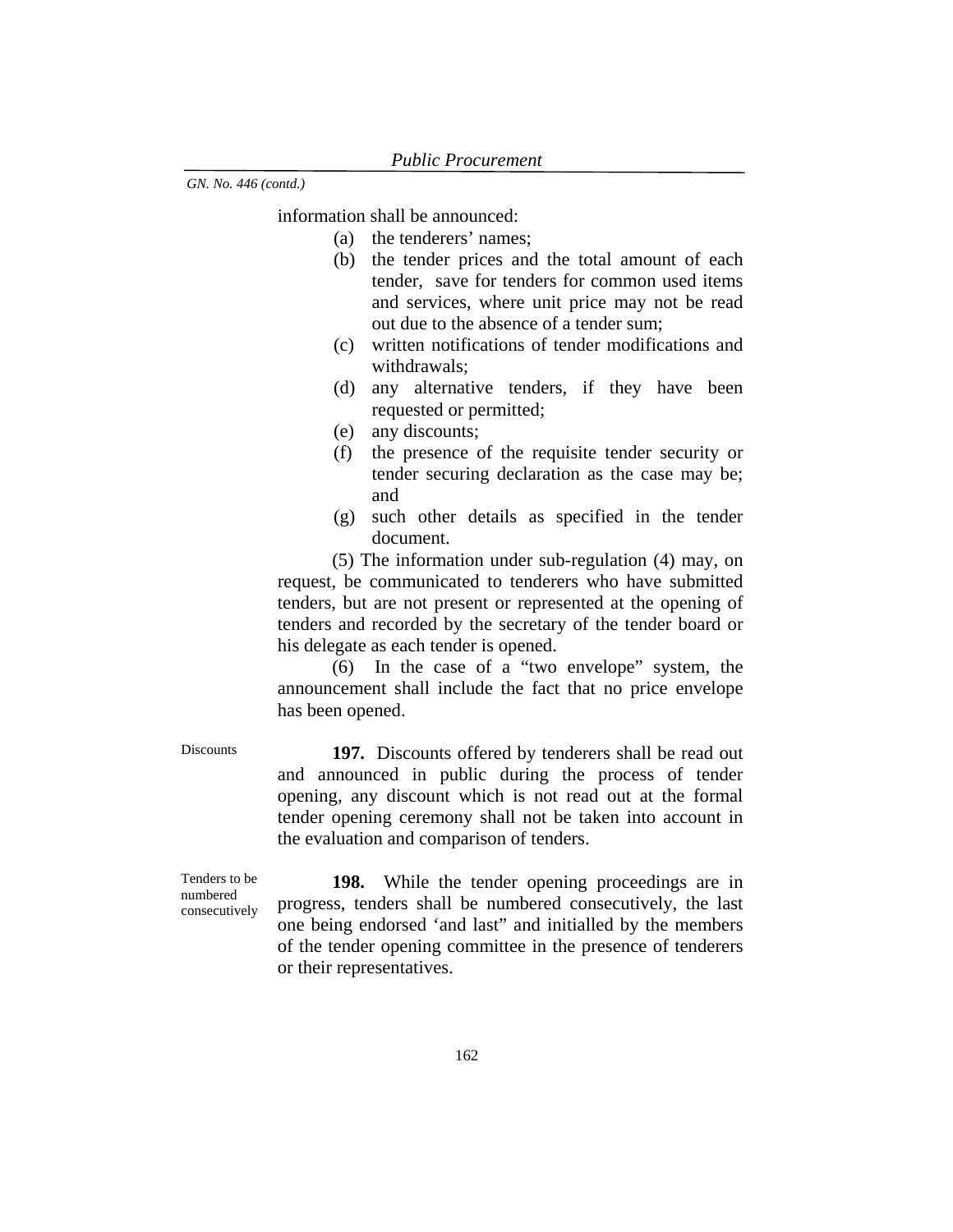*GN. No. 446 (contd.)*

information shall be announced:

(a) the tenderers' names;

(b) the tender prices and the total amount of each tender, save for tenders for common used items and services, where unit price may not be read out due to the absence of a tender sum;

(c) written notifications of tender modifications and withdrawals;

(d) any alternative tenders, if they have been requested or permitted;

(e) any discounts;

(f) the presence of the requisite tender security or tender securing declaration as the case may be; and

(g) such other details as specified in the tender document.

(5) The information under sub-regulation (4) may, on request, be communicated to tenderers who have submitted tenders, but are not present or represented at the opening of tenders and recorded by the secretary of the tender board or his delegate as each tender is opened.

(6) In the case of a "two envelope" system, the announcement shall include the fact that no price envelope has been opened.

Discounts

**197.** Discounts offered by tenderers shall be read out and announced in public during the process of tender opening, any discount which is not read out at the formal tender opening ceremony shall not be taken into account in the evaluation and comparison of tenders.

Tenders to be numbered consecutively

**198.** While the tender opening proceedings are in progress, tenders shall be numbered consecutively, the last one being endorsed 'and last" and initialled by the members of the tender opening committee in the presence of tenderers or their representatives.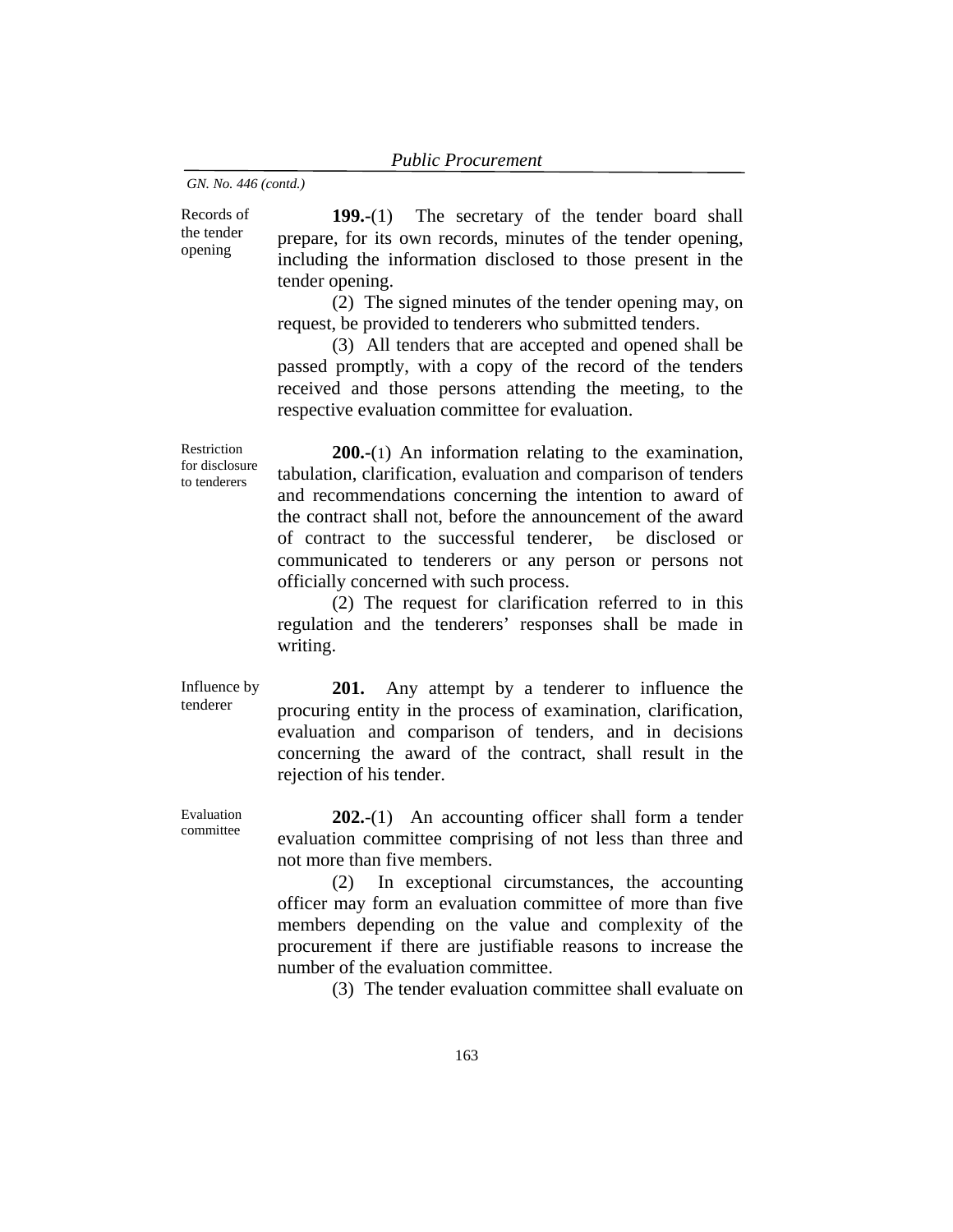*GN. No. 446 (contd.)*

Records of the tender opening

**199.**-(1) The secretary of the tender board shall prepare, for its own records, minutes of the tender opening, including the information disclosed to those present in the tender opening.

(2) The signed minutes of the tender opening may, on request, be provided to tenderers who submitted tenders.

(3) All tenders that are accepted and opened shall be passed promptly, with a copy of the record of the tenders received and those persons attending the meeting, to the respective evaluation committee for evaluation.

Restriction for disclosure to tenderers

**200.**-(1) An information relating to the examination, tabulation, clarification, evaluation and comparison of tenders and recommendations concerning the intention to award of the contract shall not, before the announcement of the award of contract to the successful tenderer, be disclosed or communicated to tenderers or any person or persons not officially concerned with such process.

(2) The request for clarification referred to in this regulation and the tenderers' responses shall be made in writing.

Influence by tenderer

**201.** Any attempt by a tenderer to influence the procuring entity in the process of examination, clarification, evaluation and comparison of tenders, and in decisions concerning the award of the contract, shall result in the rejection of his tender.

Evaluation committee

**202.**-(1) An accounting officer shall form a tender evaluation committee comprising of not less than three and not more than five members.

(2) In exceptional circumstances, the accounting officer may form an evaluation committee of more than five members depending on the value and complexity of the procurement if there are justifiable reasons to increase the number of the evaluation committee.

(3) The tender evaluation committee shall evaluate on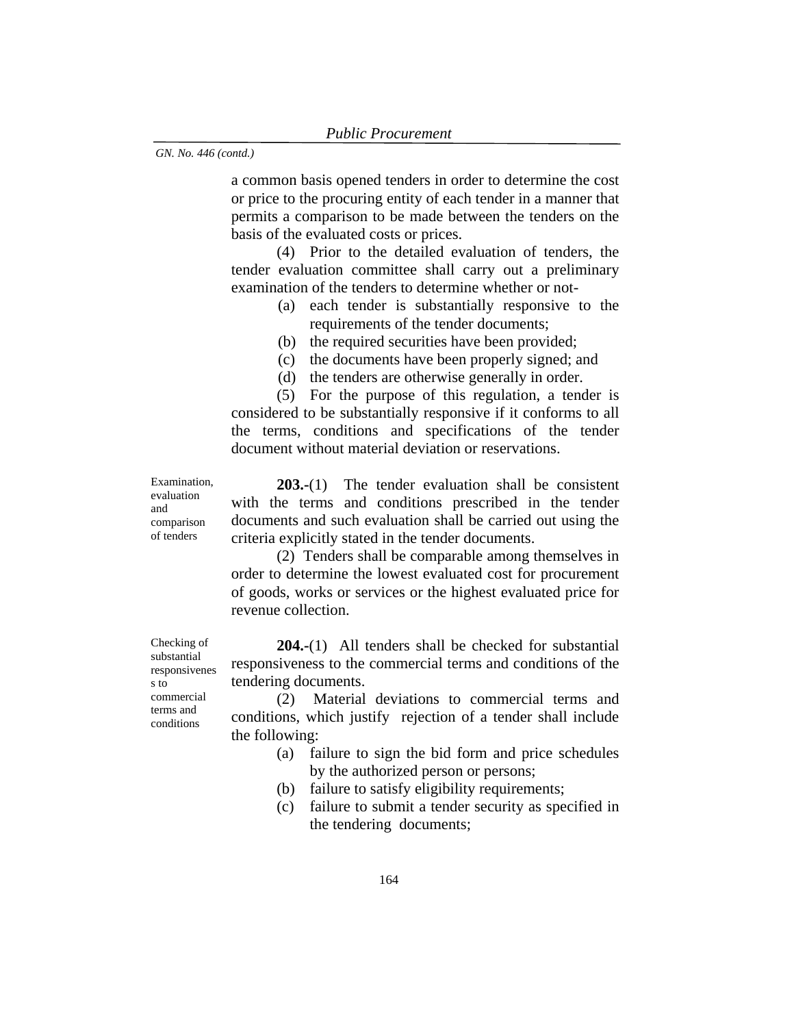GN. No. 446 (contd.)

a common basis opened tenders in order to determine the cost or price to the procuring entity of each tender in a manner that permits a comparison to be made between the tenders on the basis of the evaluated costs or prices.

(4) Prior to the detailed evaluation of tenders, the tender evaluation committee shall carry out a preliminary examination of the tenders to determine whether or not-

(a) each tender is substantially responsive to the requirements of the tender documents;

(b) the required securities have been provided;

(c) the documents have been properly signed; and

(d) the tenders are otherwise generally in order.

(5) For the purpose of this regulation, a tender is considered to be substantially responsive if it conforms to all the terms, conditions and specifications of the tender document without material deviation or reservations.

Examination, evaluation and comparison of tenders

**203.-**(1) The tender evaluation shall be consistent with the terms and conditions prescribed in the tender documents and such evaluation shall be carried out using the criteria explicitly stated in the tender documents.

(2) Tenders shall be comparable among themselves in order to determine the lowest evaluated cost for procurement of goods, works or services or the highest evaluated price for revenue collection.

Checking of substantial responsiveness to commercial terms and conditions

**204.-**(1) All tenders shall be checked for substantial responsiveness to the commercial terms and conditions of the tendering documents.

(2) Material deviations to commercial terms and conditions, which justify rejection of a tender shall include the following:

(a) failure to sign the bid form and price schedules by the authorized person or persons;

(b) failure to satisfy eligibility requirements;

(c) failure to submit a tender security as specified in the tendering documents;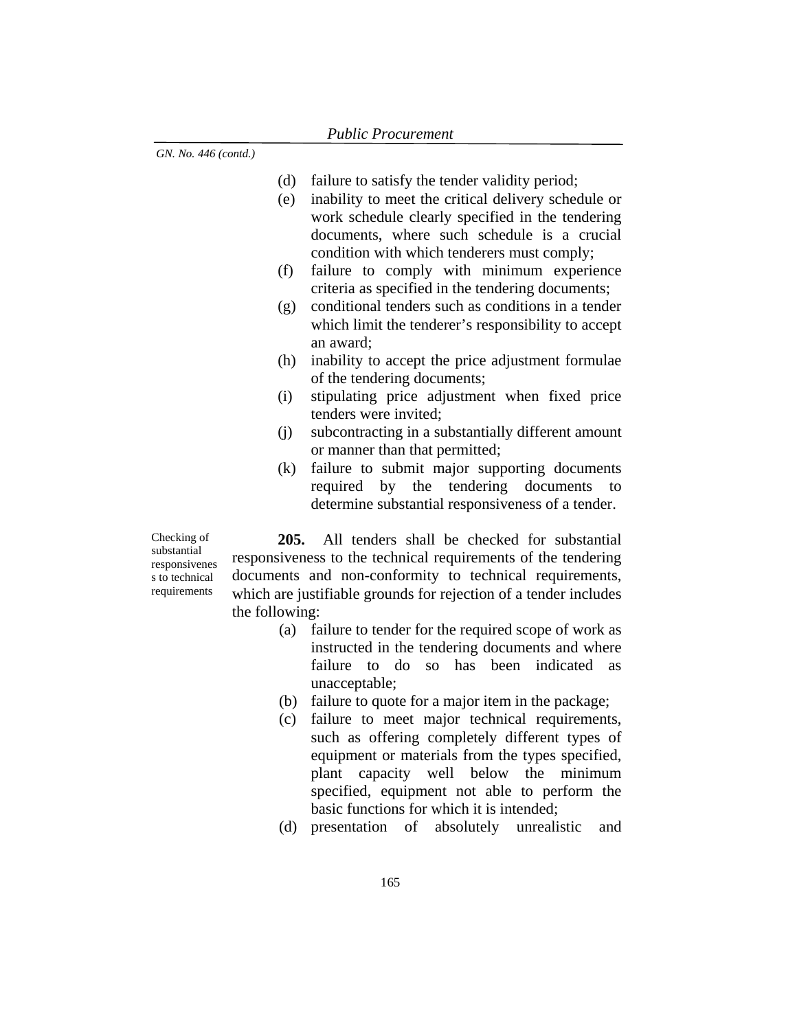GN. No. 446 (contd.)

(d) failure to satisfy the tender validity period;

(e) inability to meet the critical delivery schedule or work schedule clearly specified in the tendering documents, where such schedule is a crucial condition with which tenderers must comply;

(f) failure to comply with minimum experience criteria as specified in the tendering documents;

(g) conditional tenders such as conditions in a tender which limit the tenderer's responsibility to accept an award;

(h) inability to accept the price adjustment formulae of the tendering documents;

(i) stipulating price adjustment when fixed price tenders were invited;

(j) subcontracting in a substantially different amount or manner than that permitted;

(k) failure to submit major supporting documents required by the tendering documents to determine substantial responsiveness of a tender.

Checking of substantial responsiveness to technical requirements

**205.** All tenders shall be checked for substantial responsiveness to the technical requirements of the tendering documents and non-conformity to technical requirements, which are justifiable grounds for rejection of a tender includes the following:

(a) failure to tender for the required scope of work as instructed in the tendering documents and where failure to do so has been indicated as unacceptable;

(b) failure to quote for a major item in the package;

(c) failure to meet major technical requirements, such as offering completely different types of equipment or materials from the types specified, plant capacity well below the minimum specified, equipment not able to perform the basic functions for which it is intended;

(d) presentation of absolutely unrealistic and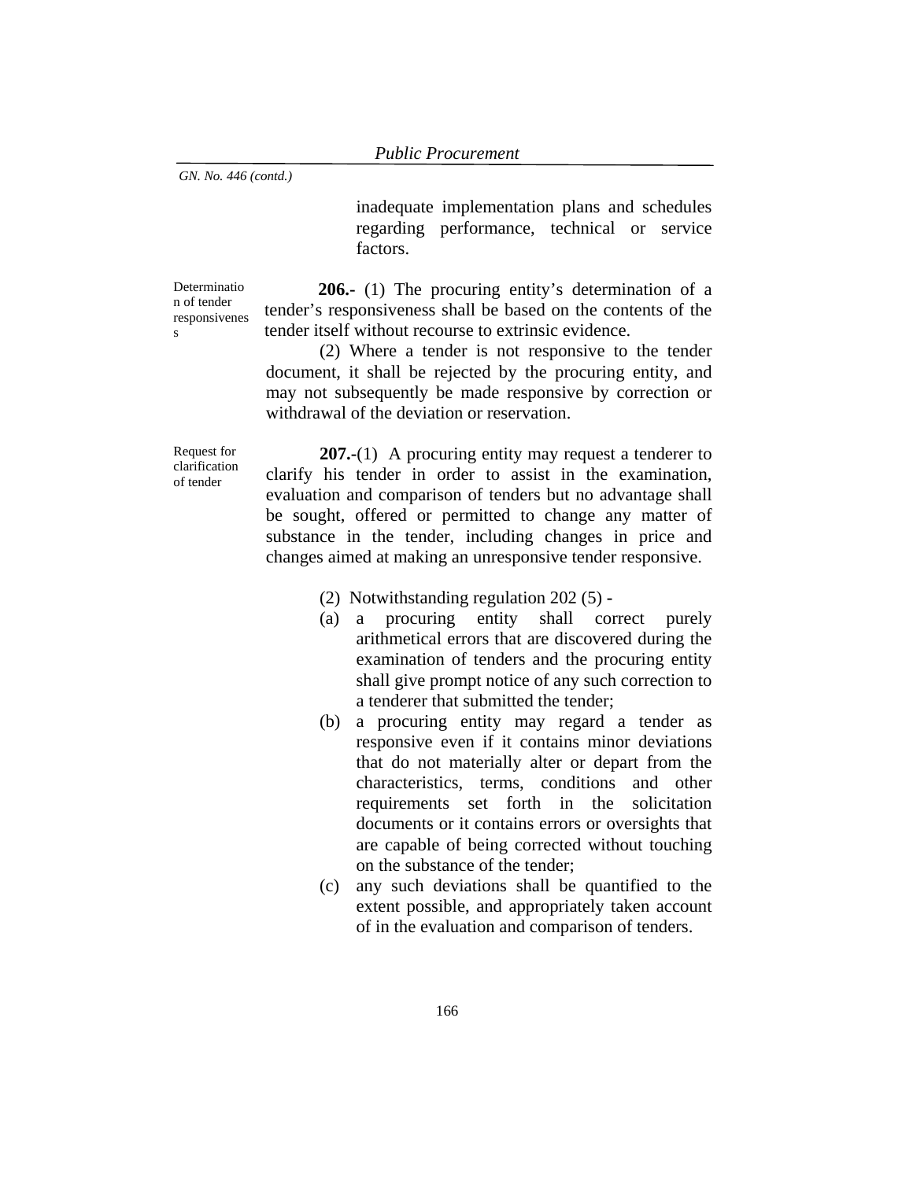*GN. No. 446 (contd.)*

inadequate implementation plans and schedules regarding performance, technical or service factors.

Determination of tender responsiveness

**206.-** (1) The procuring entity's determination of a tender's responsiveness shall be based on the contents of the tender itself without recourse to extrinsic evidence.

(2) Where a tender is not responsive to the tender document, it shall be rejected by the procuring entity, and may not subsequently be made responsive by correction or withdrawal of the deviation or reservation.

Request for clarification of tender

**207.-**(1) A procuring entity may request a tenderer to clarify his tender in order to assist in the examination, evaluation and comparison of tenders but no advantage shall be sought, offered or permitted to change any matter of substance in the tender, including changes in price and changes aimed at making an unresponsive tender responsive.

(2) Notwithstanding regulation 202 (5) -

(a) a procuring entity shall correct purely arithmetical errors that are discovered during the examination of tenders and the procuring entity shall give prompt notice of any such correction to a tenderer that submitted the tender;

(b) a procuring entity may regard a tender as responsive even if it contains minor deviations that do not materially alter or depart from the characteristics, terms, conditions and other requirements set forth in the solicitation documents or it contains errors or oversights that are capable of being corrected without touching on the substance of the tender;

(c) any such deviations shall be quantified to the extent possible, and appropriately taken account of in the evaluation and comparison of tenders.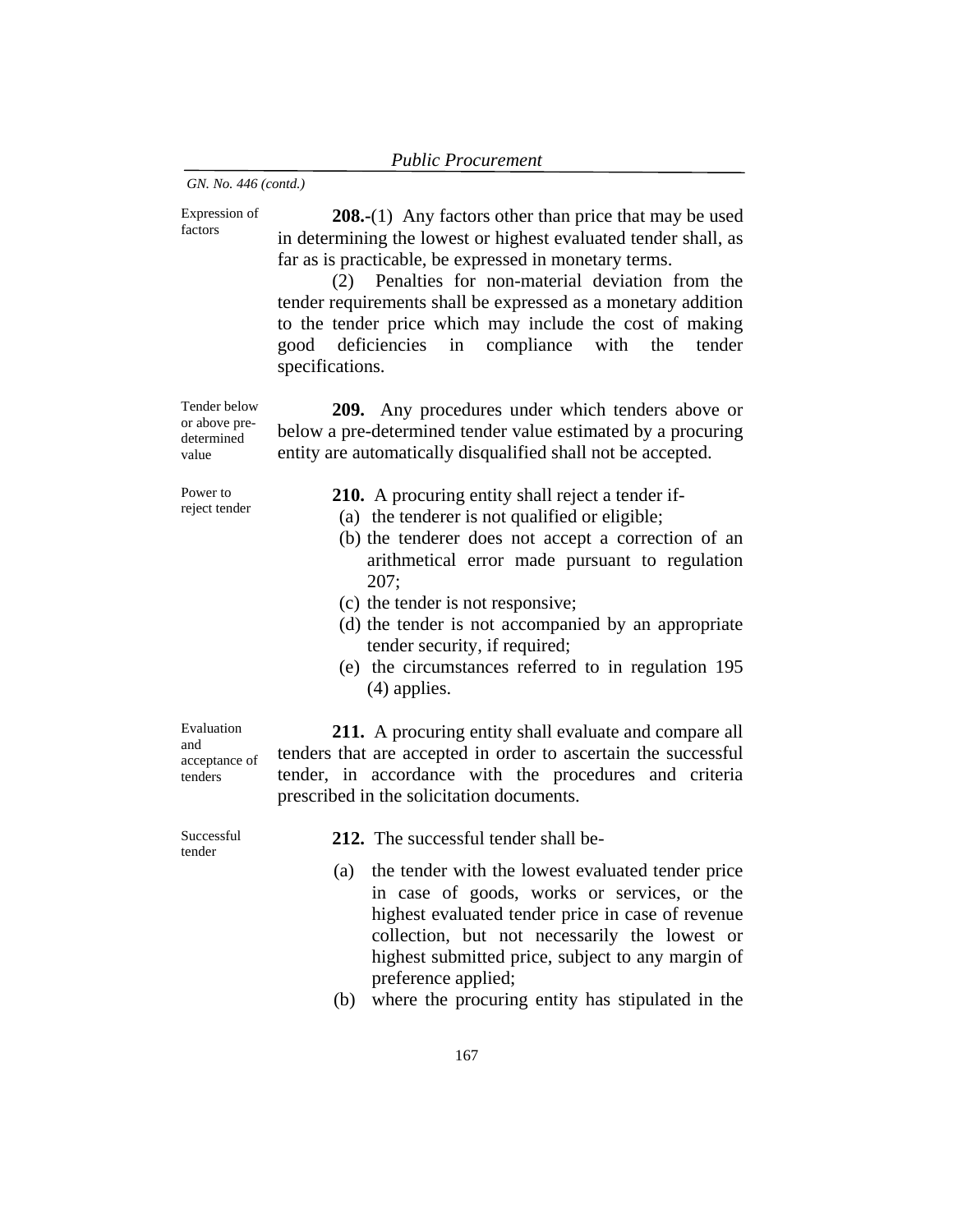*GN. No. 446 (contd.)*

Expression of factors

**208.-**(1) Any factors other than price that may be used in determining the lowest or highest evaluated tender shall, as far as is practicable, be expressed in monetary terms.

(2) Penalties for non-material deviation from the tender requirements shall be expressed as a monetary addition to the tender price which may include the cost of making good deficiencies in compliance with the tender specifications.

Tender below or above pre-determined value

**209.** Any procedures under which tenders above or below a pre-determined tender value estimated by a procuring entity are automatically disqualified shall not be accepted.

Power to reject tender

**210.** A procuring entity shall reject a tender if-

(a) the tenderer is not qualified or eligible;

(b) the tenderer does not accept a correction of an arithmetical error made pursuant to regulation 207;

(c) the tender is not responsive;

(d) the tender is not accompanied by an appropriate tender security, if required;

(e) the circumstances referred to in regulation 195 (4) applies.

Evaluation and acceptance of tenders

**211.** A procuring entity shall evaluate and compare all tenders that are accepted in order to ascertain the successful tender, in accordance with the procedures and criteria prescribed in the solicitation documents.

Successful tender

**212.** The successful tender shall be-

(a) the tender with the lowest evaluated tender price in case of goods, works or services, or the highest evaluated tender price in case of revenue collection, but not necessarily the lowest or highest submitted price, subject to any margin of preference applied;

(b) where the procuring entity has stipulated in the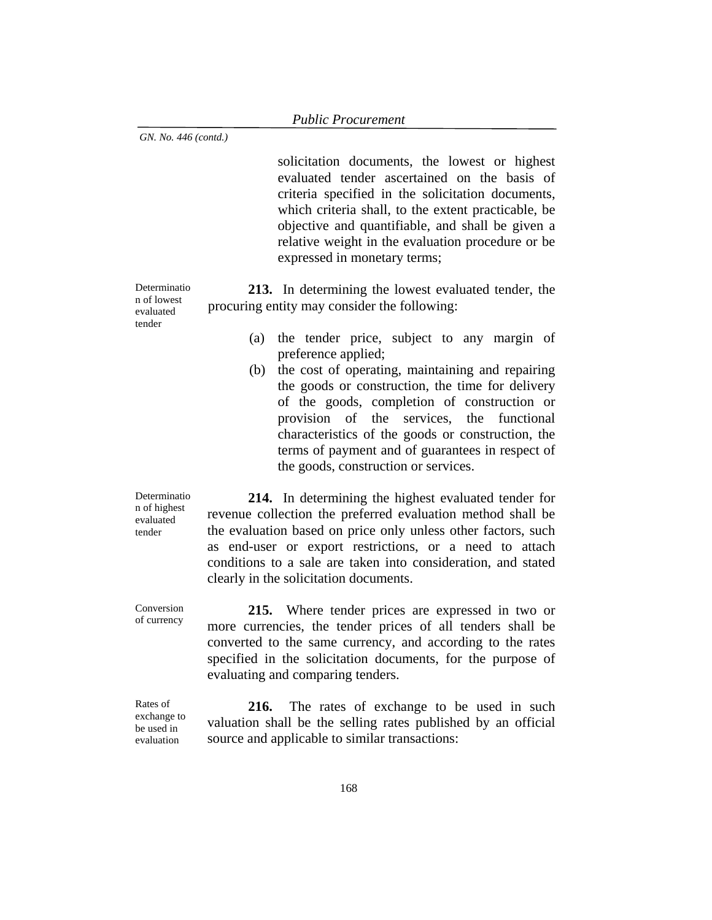GN. No. 446 (contd.)

solicitation documents, the lowest or highest evaluated tender ascertained on the basis of criteria specified in the solicitation documents, which criteria shall, to the extent practicable, be objective and quantifiable, and shall be given a relative weight in the evaluation procedure or be expressed in monetary terms;

Determination of lowest evaluated tender

**213.** In determining the lowest evaluated tender, the procuring entity may consider the following:

(a) the tender price, subject to any margin of preference applied;

(b) the cost of operating, maintaining and repairing the goods or construction, the time for delivery of the goods, completion of construction or provision of the services, the functional characteristics of the goods or construction, the terms of payment and of guarantees in respect of the goods, construction or services.

Determination of highest evaluated tender

**214.** In determining the highest evaluated tender for revenue collection the preferred evaluation method shall be the evaluation based on price only unless other factors, such as end-user or export restrictions, or a need to attach conditions to a sale are taken into consideration, and stated clearly in the solicitation documents.

Conversion of currency

**215.** Where tender prices are expressed in two or more currencies, the tender prices of all tenders shall be converted to the same currency, and according to the rates specified in the solicitation documents, for the purpose of evaluating and comparing tenders.

Rates of exchange to be used in evaluation

**216.** The rates of exchange to be used in such valuation shall be the selling rates published by an official source and applicable to similar transactions: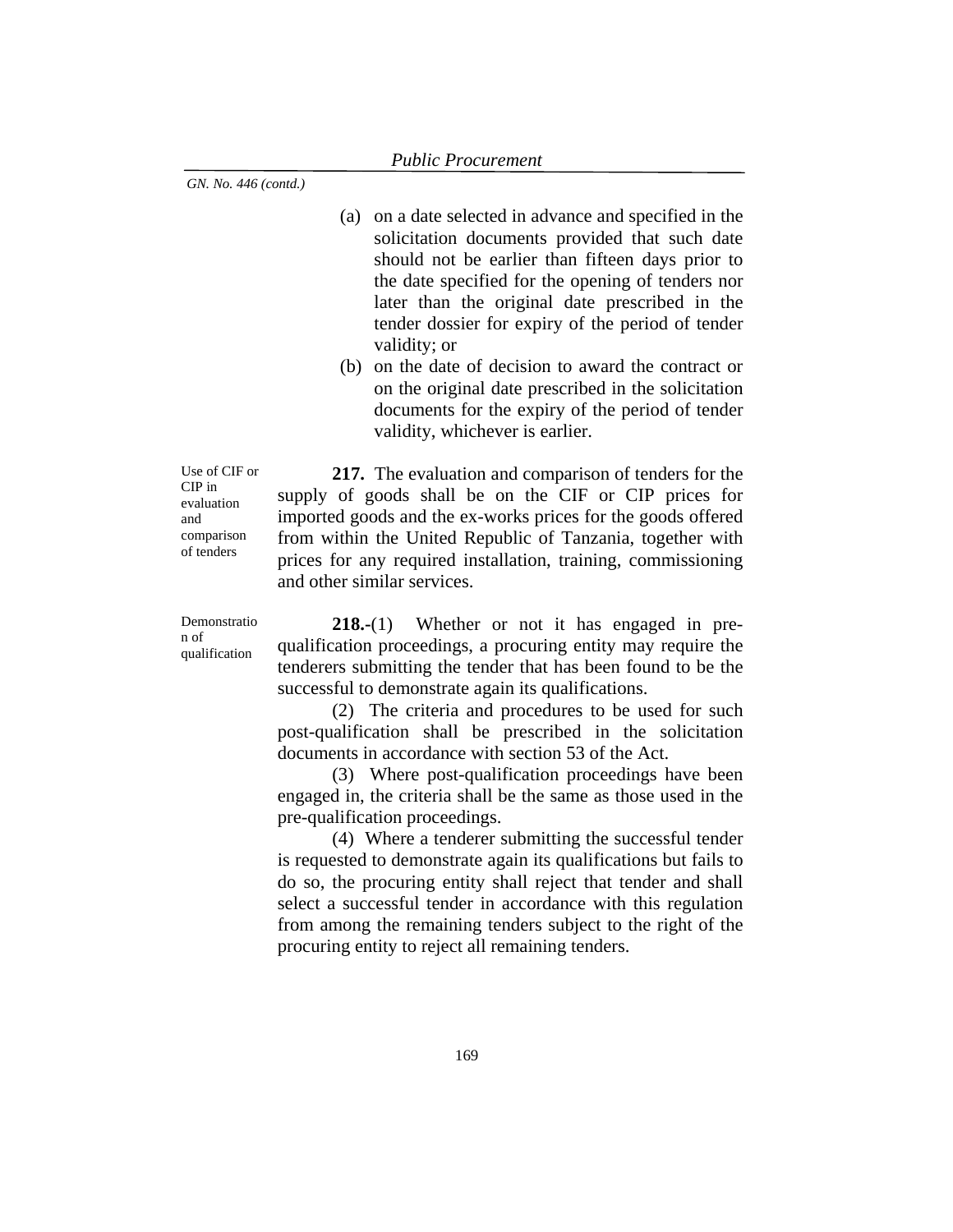GN. No. 446 (contd.)

(a) on a date selected in advance and specified in the solicitation documents provided that such date should not be earlier than fifteen days prior to the date specified for the opening of tenders nor later than the original date prescribed in the tender dossier for expiry of the period of tender validity; or

(b) on the date of decision to award the contract or on the original date prescribed in the solicitation documents for the expiry of the period of tender validity, whichever is earlier.

Use of CIF or CIP in evaluation and comparison of tenders

**217.** The evaluation and comparison of tenders for the supply of goods shall be on the CIF or CIP prices for imported goods and the ex-works prices for the goods offered from within the United Republic of Tanzania, together with prices for any required installation, training, commissioning and other similar services.

Demonstration of qualification

**218.**-(1) Whether or not it has engaged in pre-qualification proceedings, a procuring entity may require the tenderers submitting the tender that has been found to be the successful to demonstrate again its qualifications.

(2) The criteria and procedures to be used for such post-qualification shall be prescribed in the solicitation documents in accordance with section 53 of the Act.

(3) Where post-qualification proceedings have been engaged in, the criteria shall be the same as those used in the pre-qualification proceedings.

(4) Where a tenderer submitting the successful tender is requested to demonstrate again its qualifications but fails to do so, the procuring entity shall reject that tender and shall select a successful tender in accordance with this regulation from among the remaining tenders subject to the right of the procuring entity to reject all remaining tenders.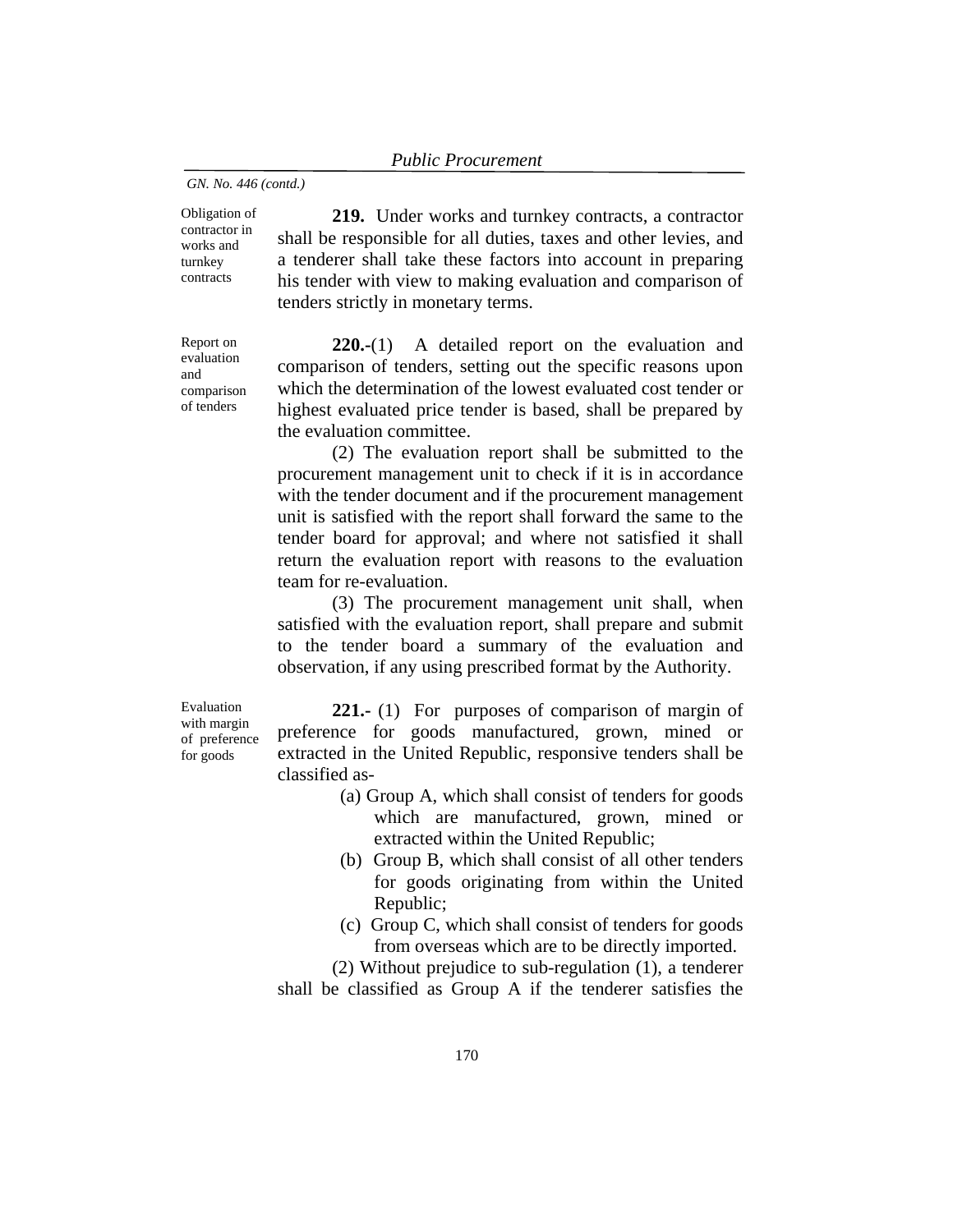*GN. No. 446 (contd.)*

Obligation of contractor in works and turnkey contracts

**219.** Under works and turnkey contracts, a contractor shall be responsible for all duties, taxes and other levies, and a tenderer shall take these factors into account in preparing his tender with view to making evaluation and comparison of tenders strictly in monetary terms.

Report on evaluation and comparison of tenders

**220.**-(1) A detailed report on the evaluation and comparison of tenders, setting out the specific reasons upon which the determination of the lowest evaluated cost tender or highest evaluated price tender is based, shall be prepared by the evaluation committee.

(2) The evaluation report shall be submitted to the procurement management unit to check if it is in accordance with the tender document and if the procurement management unit is satisfied with the report shall forward the same to the tender board for approval; and where not satisfied it shall return the evaluation report with reasons to the evaluation team for re-evaluation.

(3) The procurement management unit shall, when satisfied with the evaluation report, shall prepare and submit to the tender board a summary of the evaluation and observation, if any using prescribed format by the Authority.

Evaluation with margin of preference for goods

**221.**- (1) For purposes of comparison of margin of preference for goods manufactured, grown, mined or extracted in the United Republic, responsive tenders shall be classified as-

(a) Group A, which shall consist of tenders for goods which are manufactured, grown, mined or extracted within the United Republic;

(b) Group B, which shall consist of all other tenders for goods originating from within the United Republic;

(c) Group C, which shall consist of tenders for goods from overseas which are to be directly imported.

(2) Without prejudice to sub-regulation (1), a tenderer shall be classified as Group A if the tenderer satisfies the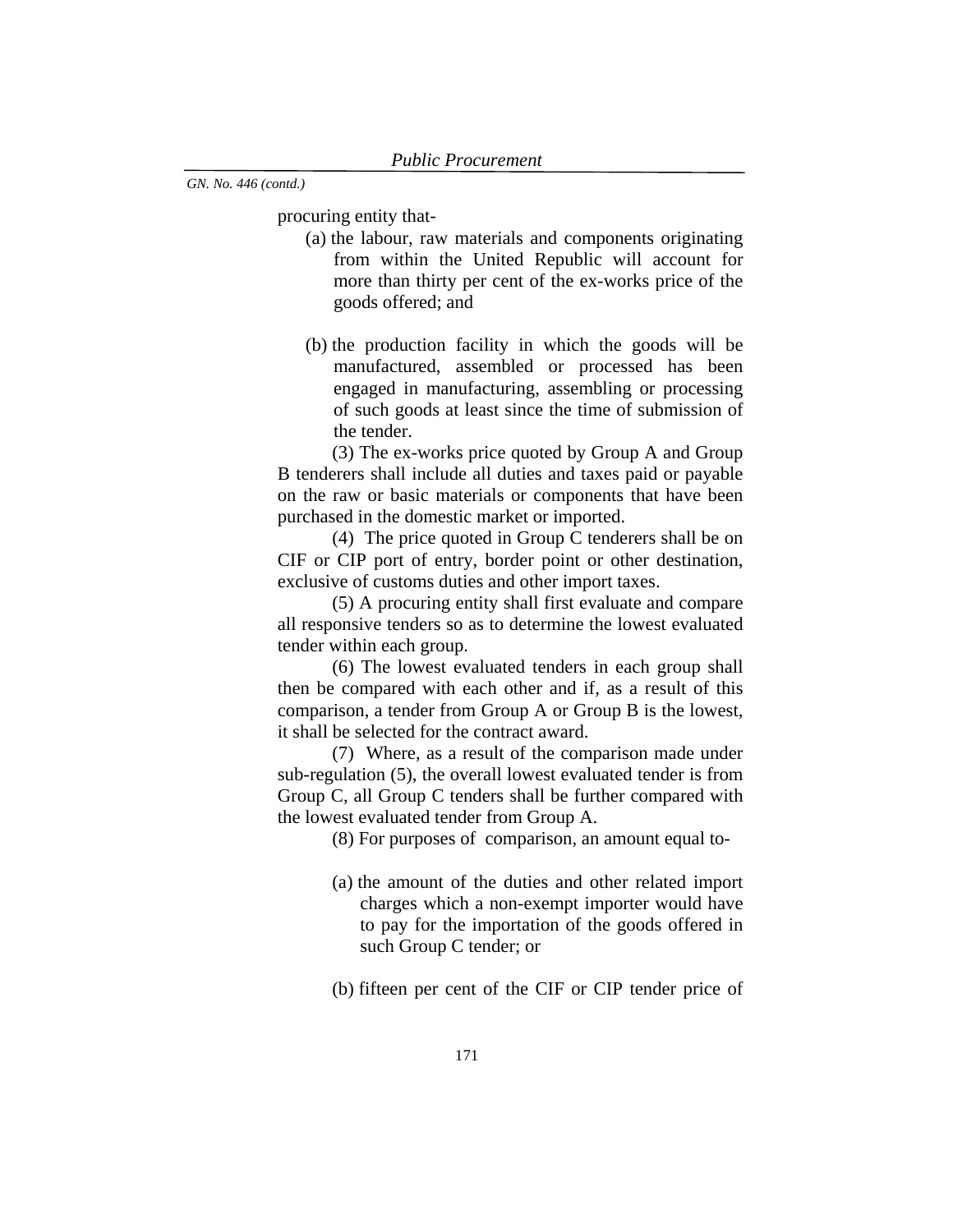GN. No. 446 (contd.)

procuring entity that-

(a) the labour, raw materials and components originating from within the United Republic will account for more than thirty per cent of the ex-works price of the goods offered; and

(b) the production facility in which the goods will be manufactured, assembled or processed has been engaged in manufacturing, assembling or processing of such goods at least since the time of submission of the tender.

(3) The ex-works price quoted by Group A and Group B tenderers shall include all duties and taxes paid or payable on the raw or basic materials or components that have been purchased in the domestic market or imported.

(4) The price quoted in Group C tenderers shall be on CIF or CIP port of entry, border point or other destination, exclusive of customs duties and other import taxes.

(5) A procuring entity shall first evaluate and compare all responsive tenders so as to determine the lowest evaluated tender within each group.

(6) The lowest evaluated tenders in each group shall then be compared with each other and if, as a result of this comparison, a tender from Group A or Group B is the lowest, it shall be selected for the contract award.

(7) Where, as a result of the comparison made under sub-regulation (5), the overall lowest evaluated tender is from Group C, all Group C tenders shall be further compared with the lowest evaluated tender from Group A.

(8) For purposes of comparison, an amount equal to-

(a) the amount of the duties and other related import charges which a non-exempt importer would have to pay for the importation of the goods offered in such Group C tender; or

(b) fifteen per cent of the CIF or CIP tender price of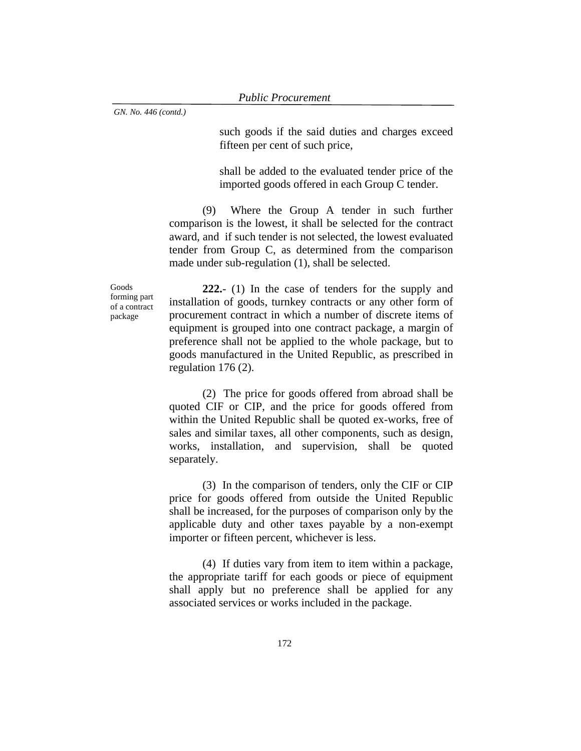*GN. No. 446 (contd.)*

such goods if the said duties and charges exceed fifteen per cent of such price,

shall be added to the evaluated tender price of the imported goods offered in each Group C tender.

(9) Where the Group A tender in such further comparison is the lowest, it shall be selected for the contract award, and if such tender is not selected, the lowest evaluated tender from Group C, as determined from the comparison made under sub-regulation (1), shall be selected.

Goods forming part of a contract package

**222.**- (1) In the case of tenders for the supply and installation of goods, turnkey contracts or any other form of procurement contract in which a number of discrete items of equipment is grouped into one contract package, a margin of preference shall not be applied to the whole package, but to goods manufactured in the United Republic, as prescribed in regulation 176 (2).

(2) The price for goods offered from abroad shall be quoted CIF or CIP, and the price for goods offered from within the United Republic shall be quoted ex-works, free of sales and similar taxes, all other components, such as design, works, installation, and supervision, shall be quoted separately.

(3) In the comparison of tenders, only the CIF or CIP price for goods offered from outside the United Republic shall be increased, for the purposes of comparison only by the applicable duty and other taxes payable by a non-exempt importer or fifteen percent, whichever is less.

(4) If duties vary from item to item within a package, the appropriate tariff for each goods or piece of equipment shall apply but no preference shall be applied for any associated services or works included in the package.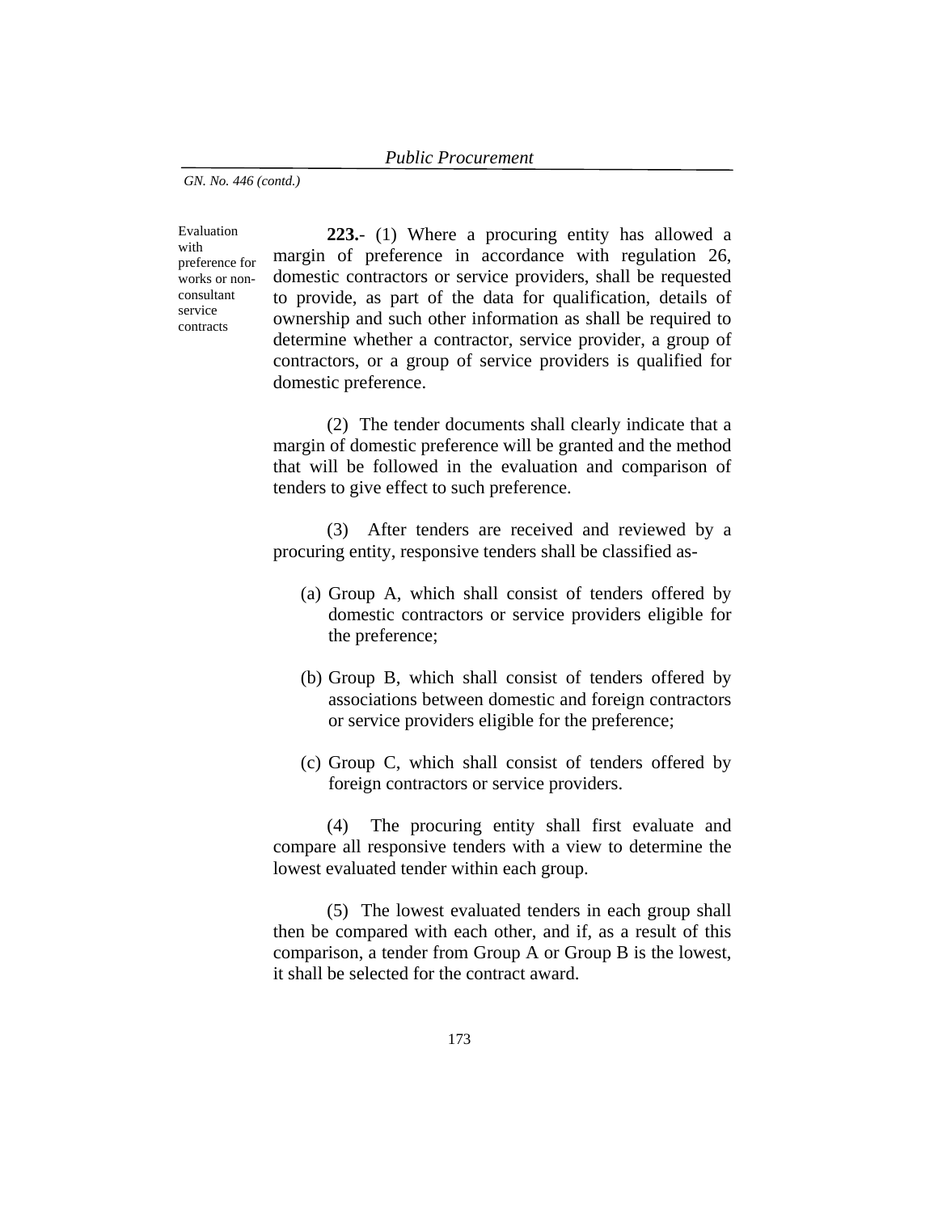*GN. No. 446 (contd.)*

Evaluation with preference for works or non-consultant service contracts

**223.**- (1) Where a procuring entity has allowed a margin of preference in accordance with regulation 26, domestic contractors or service providers, shall be requested to provide, as part of the data for qualification, details of ownership and such other information as shall be required to determine whether a contractor, service provider, a group of contractors, or a group of service providers is qualified for domestic preference.

(2) The tender documents shall clearly indicate that a margin of domestic preference will be granted and the method that will be followed in the evaluation and comparison of tenders to give effect to such preference.

(3) After tenders are received and reviewed by a procuring entity, responsive tenders shall be classified as-

(a) Group A, which shall consist of tenders offered by domestic contractors or service providers eligible for the preference;

(b) Group B, which shall consist of tenders offered by associations between domestic and foreign contractors or service providers eligible for the preference;

(c) Group C, which shall consist of tenders offered by foreign contractors or service providers.

(4) The procuring entity shall first evaluate and compare all responsive tenders with a view to determine the lowest evaluated tender within each group.

(5) The lowest evaluated tenders in each group shall then be compared with each other, and if, as a result of this comparison, a tender from Group A or Group B is the lowest, it shall be selected for the contract award.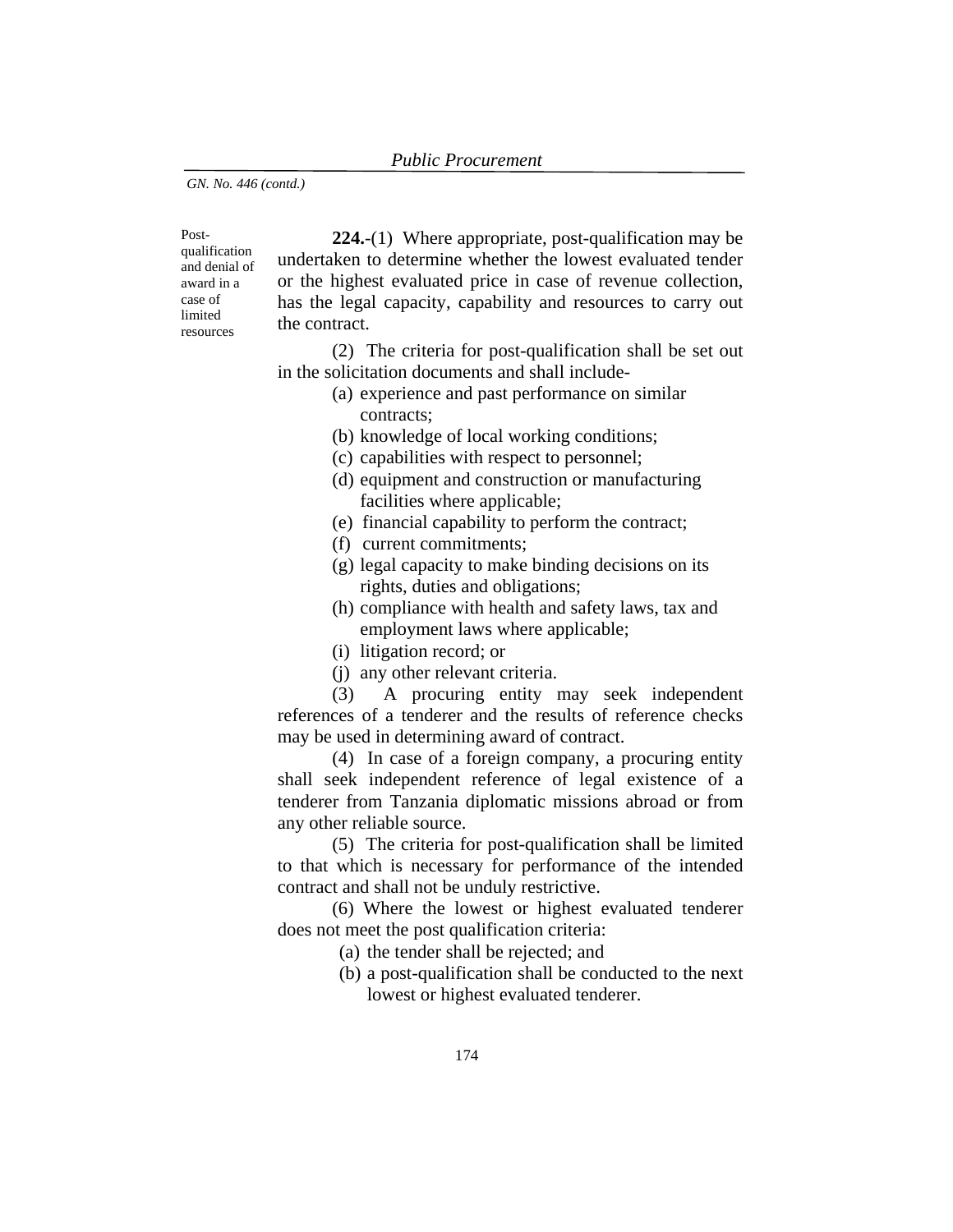*GN. No. 446 (contd.)*

Post-qualification and denial of award in a case of limited resources

**224.**-(1) Where appropriate, post-qualification may be undertaken to determine whether the lowest evaluated tender or the highest evaluated price in case of revenue collection, has the legal capacity, capability and resources to carry out the contract.

(2) The criteria for post-qualification shall be set out in the solicitation documents and shall include-

(a) experience and past performance on similar contracts;
(b) knowledge of local working conditions;
(c) capabilities with respect to personnel;
(d) equipment and construction or manufacturing facilities where applicable;
(e) financial capability to perform the contract;
(f) current commitments;
(g) legal capacity to make binding decisions on its rights, duties and obligations;
(h) compliance with health and safety laws, tax and employment laws where applicable;
(i) litigation record; or
(j) any other relevant criteria.

(3) A procuring entity may seek independent references of a tenderer and the results of reference checks may be used in determining award of contract.

(4) In case of a foreign company, a procuring entity shall seek independent reference of legal existence of a tenderer from Tanzania diplomatic missions abroad or from any other reliable source.

(5) The criteria for post-qualification shall be limited to that which is necessary for performance of the intended contract and shall not be unduly restrictive.

(6) Where the lowest or highest evaluated tenderer does not meet the post qualification criteria:

(a) the tender shall be rejected; and
(b) a post-qualification shall be conducted to the next lowest or highest evaluated tenderer.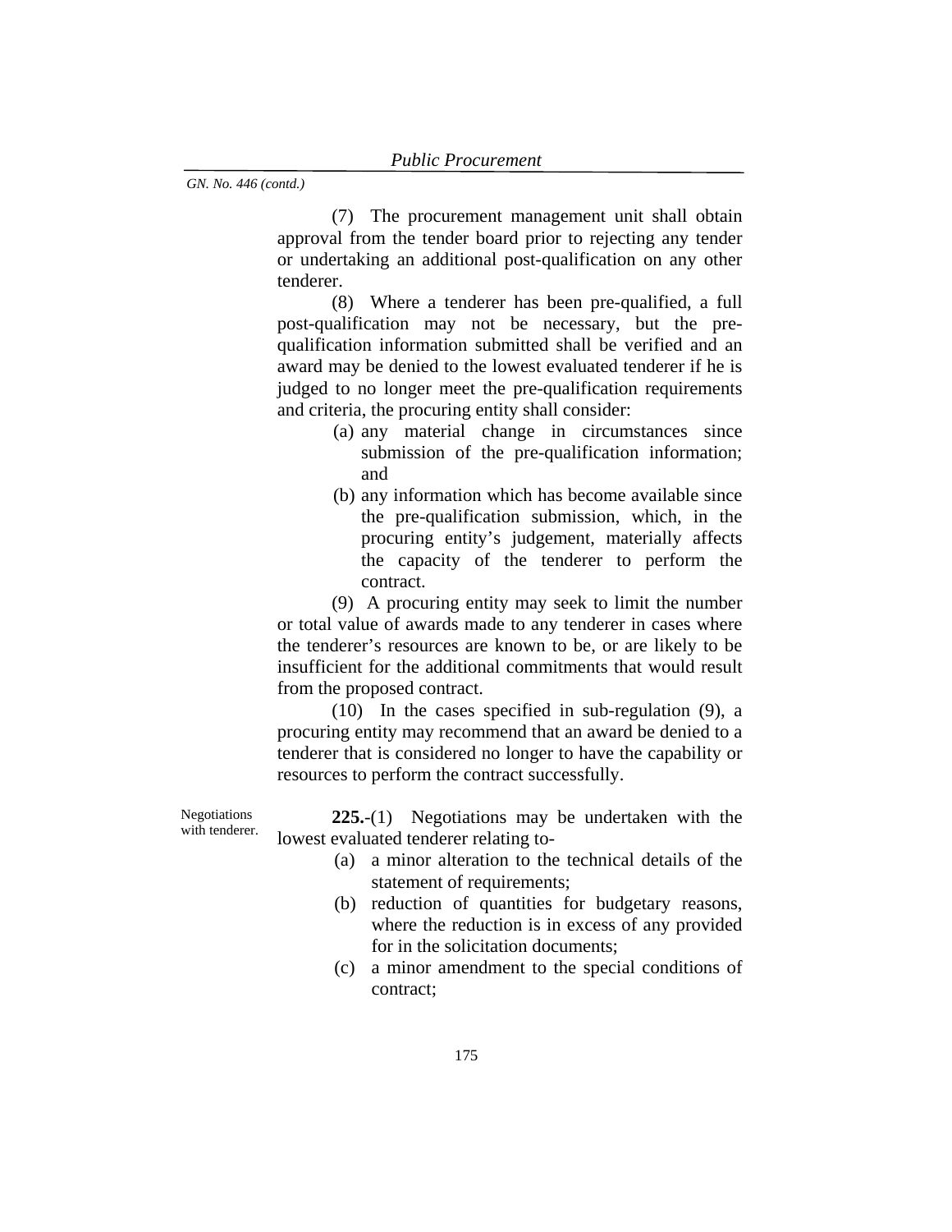*GN. No. 446 (contd.)*

(7) The procurement management unit shall obtain approval from the tender board prior to rejecting any tender or undertaking an additional post-qualification on any other tenderer.

(8) Where a tenderer has been pre-qualified, a full post-qualification may not be necessary, but the pre-qualification information submitted shall be verified and an award may be denied to the lowest evaluated tenderer if he is judged to no longer meet the pre-qualification requirements and criteria, the procuring entity shall consider:

(a) any material change in circumstances since submission of the pre-qualification information; and

(b) any information which has become available since the pre-qualification submission, which, in the procuring entity's judgement, materially affects the capacity of the tenderer to perform the contract.

(9) A procuring entity may seek to limit the number or total value of awards made to any tenderer in cases where the tenderer's resources are known to be, or are likely to be insufficient for the additional commitments that would result from the proposed contract.

(10) In the cases specified in sub-regulation (9), a procuring entity may recommend that an award be denied to a tenderer that is considered no longer to have the capability or resources to perform the contract successfully.

Negotiations with tenderer.

**225.**-(1) Negotiations may be undertaken with the lowest evaluated tenderer relating to-

(a) a minor alteration to the technical details of the statement of requirements;

(b) reduction of quantities for budgetary reasons, where the reduction is in excess of any provided for in the solicitation documents;

(c) a minor amendment to the special conditions of contract;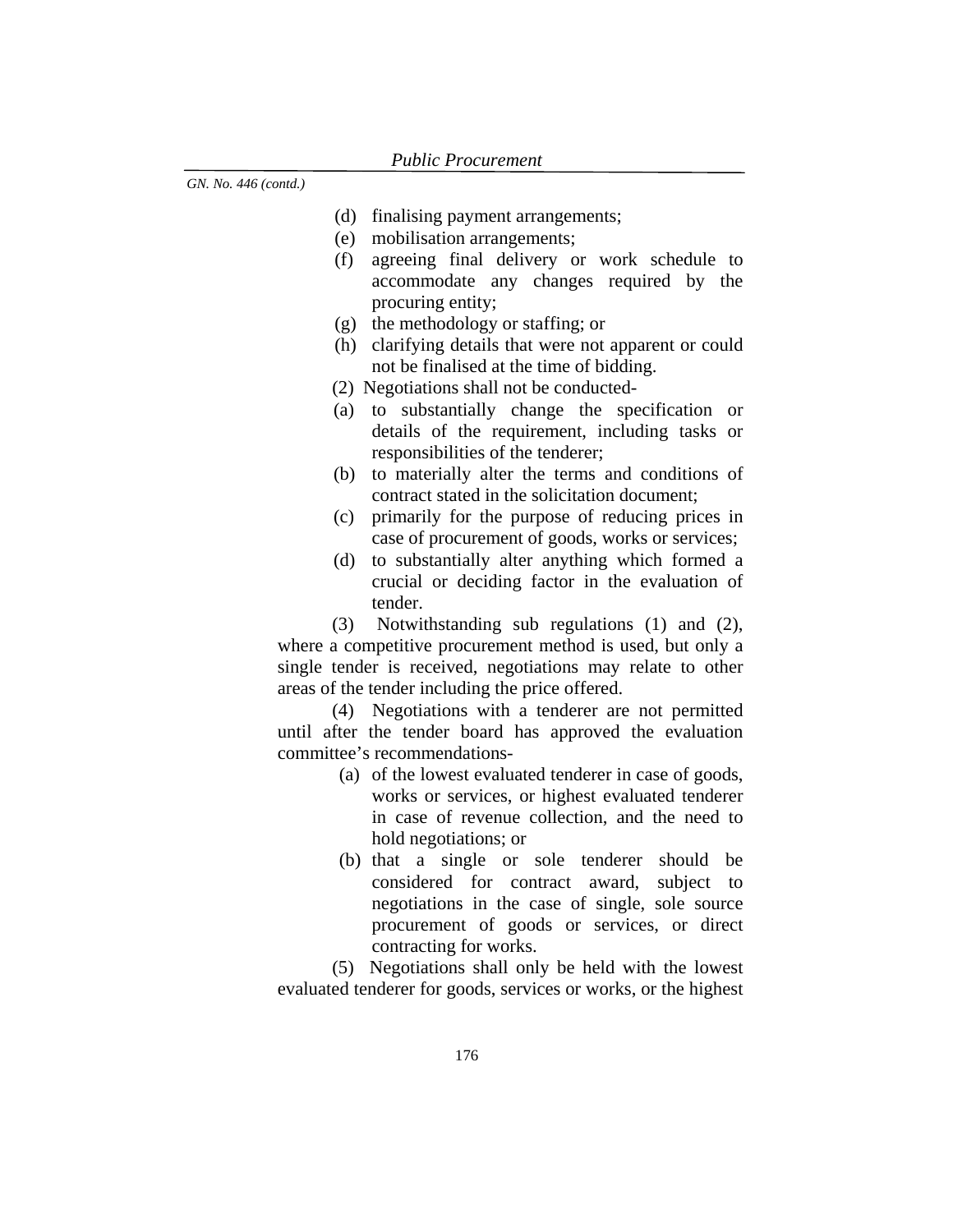GN. No. 446 (contd.)

(d) finalising payment arrangements;

(e) mobilisation arrangements;

(f) agreeing final delivery or work schedule to accommodate any changes required by the procuring entity;

(g) the methodology or staffing; or

(h) clarifying details that were not apparent or could not be finalised at the time of bidding.

(2) Negotiations shall not be conducted-

(a) to substantially change the specification or details of the requirement, including tasks or responsibilities of the tenderer;

(b) to materially alter the terms and conditions of contract stated in the solicitation document;

(c) primarily for the purpose of reducing prices in case of procurement of goods, works or services;

(d) to substantially alter anything which formed a crucial or deciding factor in the evaluation of tender.

(3) Notwithstanding sub regulations (1) and (2), where a competitive procurement method is used, but only a single tender is received, negotiations may relate to other areas of the tender including the price offered.

(4) Negotiations with a tenderer are not permitted until after the tender board has approved the evaluation committee's recommendations-

(a) of the lowest evaluated tenderer in case of goods, works or services, or highest evaluated tenderer in case of revenue collection, and the need to hold negotiations; or

(b) that a single or sole tenderer should be considered for contract award, subject to negotiations in the case of single, sole source procurement of goods or services, or direct contracting for works.

(5) Negotiations shall only be held with the lowest evaluated tenderer for goods, services or works, or the highest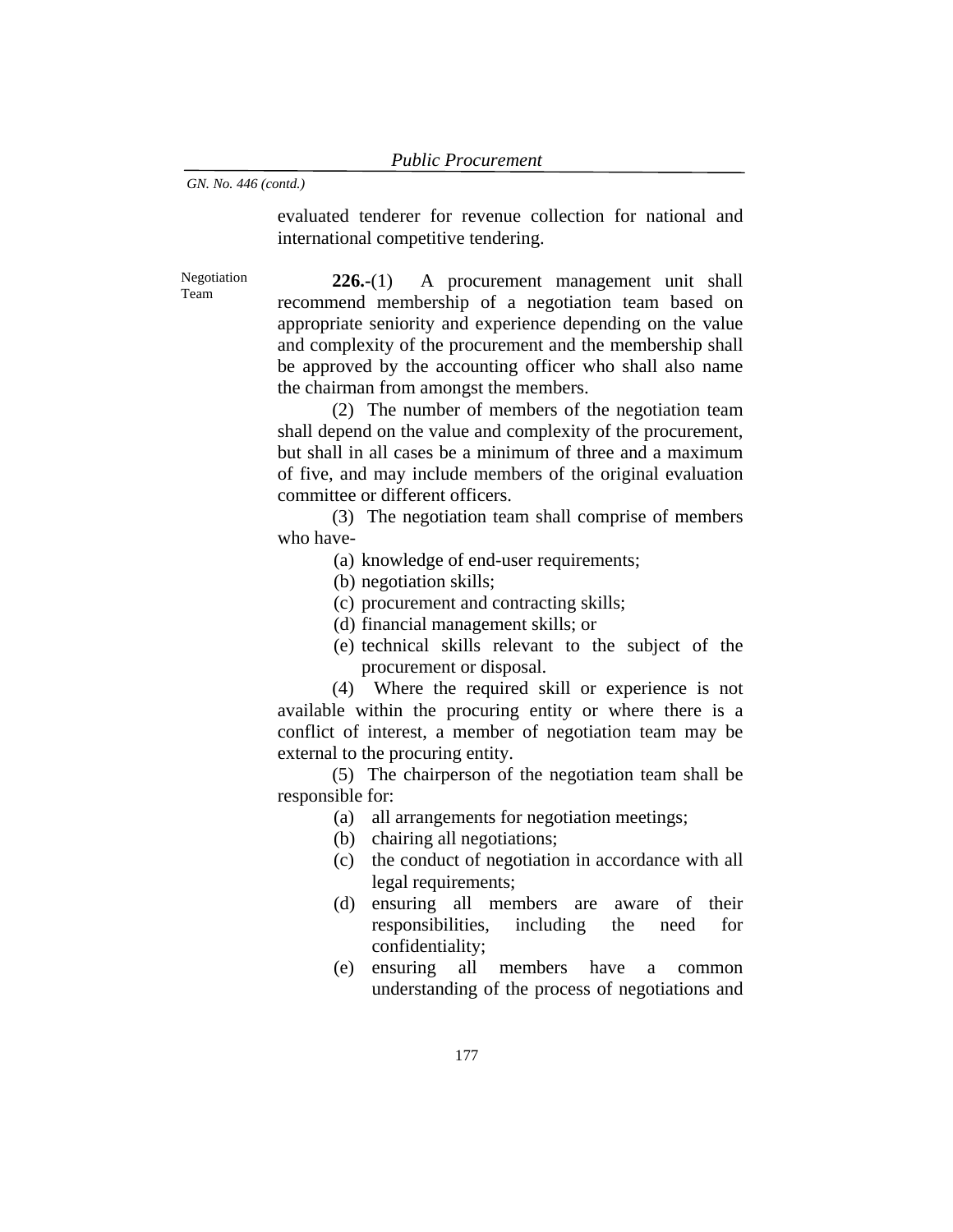*GN. No. 446 (contd.)*

evaluated tenderer for revenue collection for national and international competitive tendering.

Negotiation Team

**226.-**(1) A procurement management unit shall recommend membership of a negotiation team based on appropriate seniority and experience depending on the value and complexity of the procurement and the membership shall be approved by the accounting officer who shall also name the chairman from amongst the members.

(2) The number of members of the negotiation team shall depend on the value and complexity of the procurement, but shall in all cases be a minimum of three and a maximum of five, and may include members of the original evaluation committee or different officers.

(3) The negotiation team shall comprise of members who have-

(a) knowledge of end-user requirements;
(b) negotiation skills;
(c) procurement and contracting skills;
(d) financial management skills; or
(e) technical skills relevant to the subject of the procurement or disposal.

(4) Where the required skill or experience is not available within the procuring entity or where there is a conflict of interest, a member of negotiation team may be external to the procuring entity.

(5) The chairperson of the negotiation team shall be responsible for:

(a) all arrangements for negotiation meetings;
(b) chairing all negotiations;
(c) the conduct of negotiation in accordance with all legal requirements;
(d) ensuring all members are aware of their responsibilities, including the need for confidentiality;
(e) ensuring all members have a common understanding of the process of negotiations and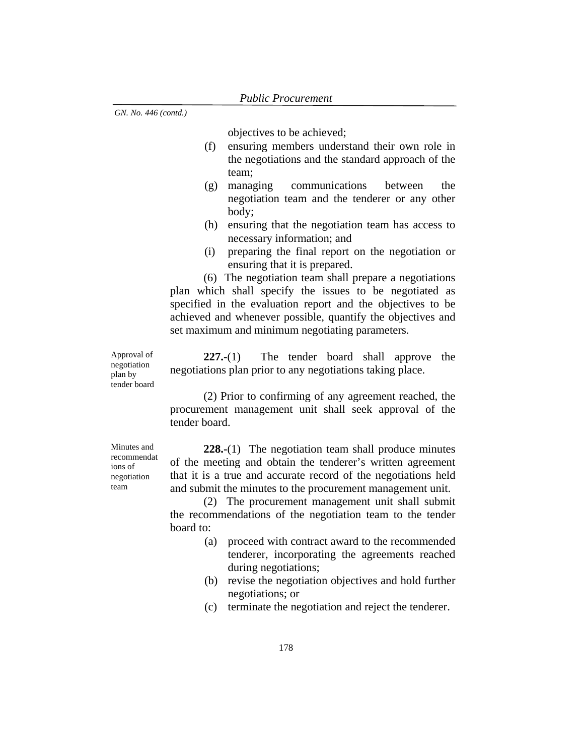GN. No. 446 (contd.)

objectives to be achieved;

(f) ensuring members understand their own role in the negotiations and the standard approach of the team;

(g) managing communications between the negotiation team and the tenderer or any other body;

(h) ensuring that the negotiation team has access to necessary information; and

(i) preparing the final report on the negotiation or ensuring that it is prepared.

(6) The negotiation team shall prepare a negotiations plan which shall specify the issues to be negotiated as specified in the evaluation report and the objectives to be achieved and whenever possible, quantify the objectives and set maximum and minimum negotiating parameters.

Approval of negotiation plan by tender board

**227.-**(1) The tender board shall approve the negotiations plan prior to any negotiations taking place.

(2) Prior to confirming of any agreement reached, the procurement management unit shall seek approval of the tender board.

Minutes and recommendations of negotiation team

**228.-**(1) The negotiation team shall produce minutes of the meeting and obtain the tenderer's written agreement that it is a true and accurate record of the negotiations held and submit the minutes to the procurement management unit.

(2) The procurement management unit shall submit the recommendations of the negotiation team to the tender board to:

(a) proceed with contract award to the recommended tenderer, incorporating the agreements reached during negotiations;

(b) revise the negotiation objectives and hold further negotiations; or

(c) terminate the negotiation and reject the tenderer.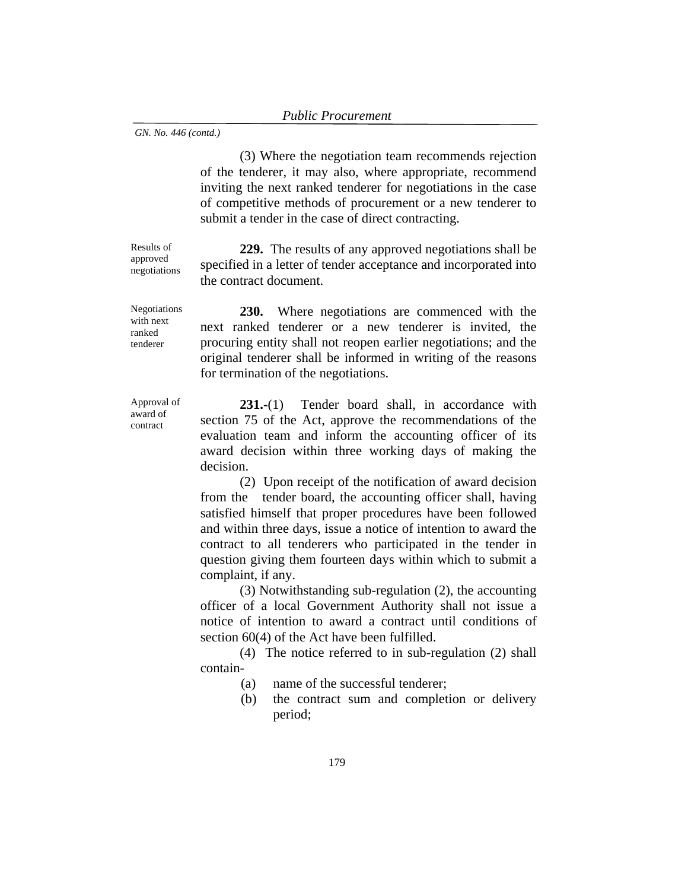GN. No. 446 (contd.)

(3) Where the negotiation team recommends rejection of the tenderer, it may also, where appropriate, recommend inviting the next ranked tenderer for negotiations in the case of competitive methods of procurement or a new tenderer to submit a tender in the case of direct contracting.

Results of approved negotiations

**229.** The results of any approved negotiations shall be specified in a letter of tender acceptance and incorporated into the contract document.

Negotiations with next ranked tenderer

**230.** Where negotiations are commenced with the next ranked tenderer or a new tenderer is invited, the procuring entity shall not reopen earlier negotiations; and the original tenderer shall be informed in writing of the reasons for termination of the negotiations.

Approval of award of contract

**231.-**(1) Tender board shall, in accordance with section 75 of the Act, approve the recommendations of the evaluation team and inform the accounting officer of its award decision within three working days of making the decision.

(2) Upon receipt of the notification of award decision from the tender board, the accounting officer shall, having satisfied himself that proper procedures have been followed and within three days, issue a notice of intention to award the contract to all tenderers who participated in the tender in question giving them fourteen days within which to submit a complaint, if any.

(3) Notwithstanding sub-regulation (2), the accounting officer of a local Government Authority shall not issue a notice of intention to award a contract until conditions of section 60(4) of the Act have been fulfilled.

(4) The notice referred to in sub-regulation (2) shall contain-

(a) name of the successful tenderer;

(b) the contract sum and completion or delivery period;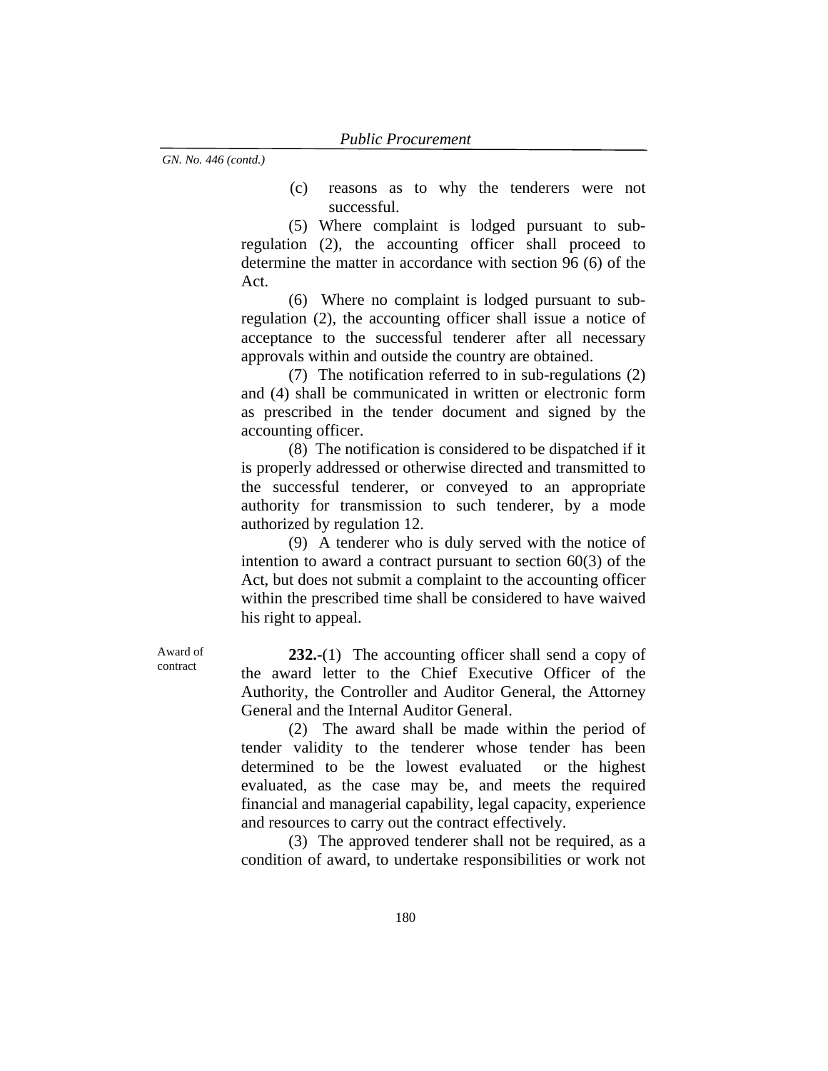GN. No. 446 (contd.)

(c) reasons as to why the tenderers were not successful.

(5) Where complaint is lodged pursuant to sub-regulation (2), the accounting officer shall proceed to determine the matter in accordance with section 96 (6) of the Act.

(6) Where no complaint is lodged pursuant to sub-regulation (2), the accounting officer shall issue a notice of acceptance to the successful tenderer after all necessary approvals within and outside the country are obtained.

(7) The notification referred to in sub-regulations (2) and (4) shall be communicated in written or electronic form as prescribed in the tender document and signed by the accounting officer.

(8) The notification is considered to be dispatched if it is properly addressed or otherwise directed and transmitted to the successful tenderer, or conveyed to an appropriate authority for transmission to such tenderer, by a mode authorized by regulation 12.

(9) A tenderer who is duly served with the notice of intention to award a contract pursuant to section 60(3) of the Act, but does not submit a complaint to the accounting officer within the prescribed time shall be considered to have waived his right to appeal.

Award of contract

**232.-**(1) The accounting officer shall send a copy of the award letter to the Chief Executive Officer of the Authority, the Controller and Auditor General, the Attorney General and the Internal Auditor General.

(2) The award shall be made within the period of tender validity to the tenderer whose tender has been determined to be the lowest evaluated or the highest evaluated, as the case may be, and meets the required financial and managerial capability, legal capacity, experience and resources to carry out the contract effectively.

(3) The approved tenderer shall not be required, as a condition of award, to undertake responsibilities or work not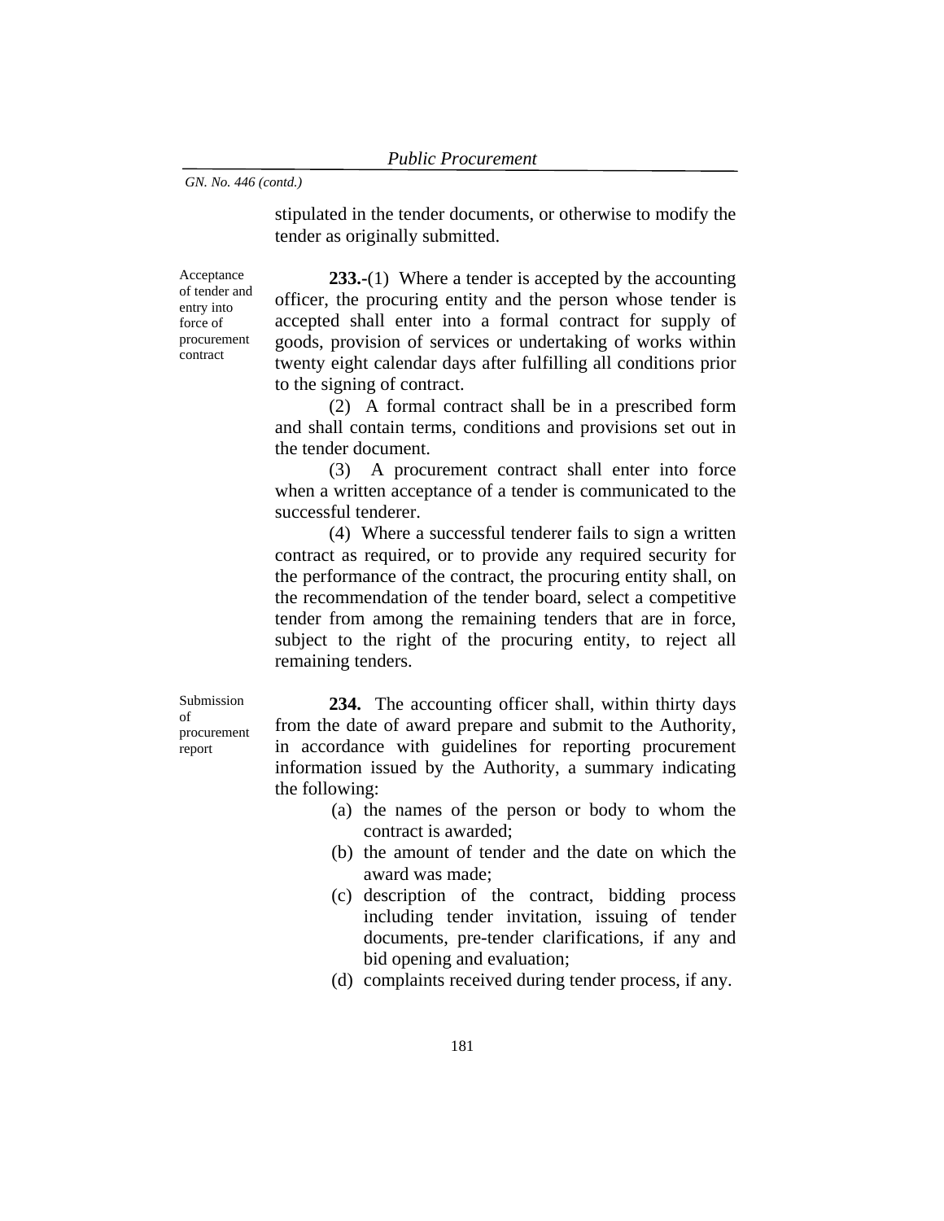GN. No. 446 (contd.)

stipulated in the tender documents, or otherwise to modify the tender as originally submitted.

Acceptance of tender and entry into force of procurement contract

**233.-**(1) Where a tender is accepted by the accounting officer, the procuring entity and the person whose tender is accepted shall enter into a formal contract for supply of goods, provision of services or undertaking of works within twenty eight calendar days after fulfilling all conditions prior to the signing of contract.

(2) A formal contract shall be in a prescribed form and shall contain terms, conditions and provisions set out in the tender document.

(3) A procurement contract shall enter into force when a written acceptance of a tender is communicated to the successful tenderer.

(4) Where a successful tenderer fails to sign a written contract as required, or to provide any required security for the performance of the contract, the procuring entity shall, on the recommendation of the tender board, select a competitive tender from among the remaining tenders that are in force, subject to the right of the procuring entity, to reject all remaining tenders.

Submission of procurement report

**234.** The accounting officer shall, within thirty days from the date of award prepare and submit to the Authority, in accordance with guidelines for reporting procurement information issued by the Authority, a summary indicating the following:

(a) the names of the person or body to whom the contract is awarded;

(b) the amount of tender and the date on which the award was made;

(c) description of the contract, bidding process including tender invitation, issuing of tender documents, pre-tender clarifications, if any and bid opening and evaluation;

(d) complaints received during tender process, if any.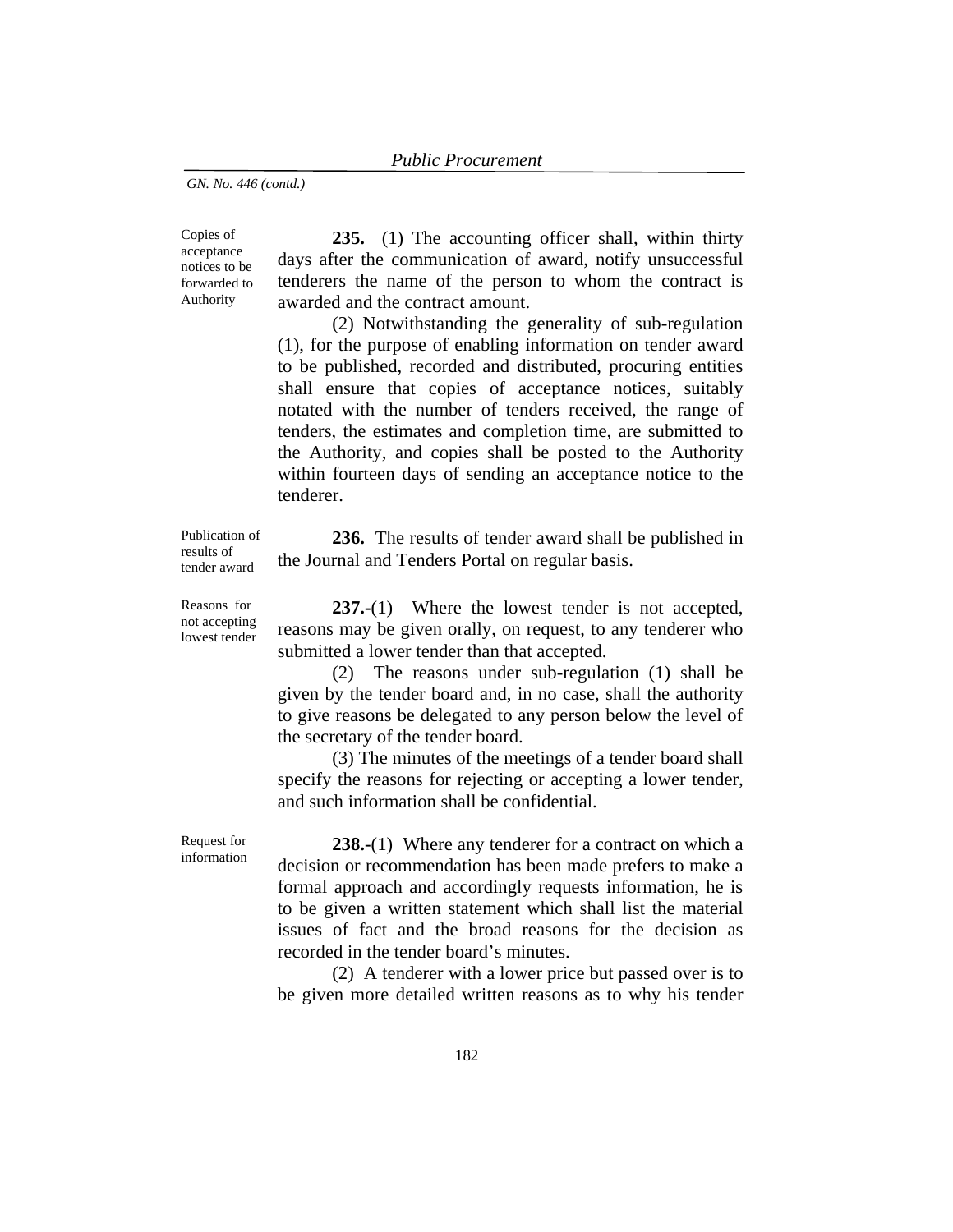*GN. No. 446 (contd.)*

Copies of acceptance notices to be forwarded to Authority

**235.** (1) The accounting officer shall, within thirty days after the communication of award, notify unsuccessful tenderers the name of the person to whom the contract is awarded and the contract amount.

(2) Notwithstanding the generality of sub-regulation (1), for the purpose of enabling information on tender award to be published, recorded and distributed, procuring entities shall ensure that copies of acceptance notices, suitably notated with the number of tenders received, the range of tenders, the estimates and completion time, are submitted to the Authority, and copies shall be posted to the Authority within fourteen days of sending an acceptance notice to the tenderer.

Publication of results of tender award

**236.** The results of tender award shall be published in the Journal and Tenders Portal on regular basis.

Reasons for not accepting lowest tender

**237.**-(1) Where the lowest tender is not accepted, reasons may be given orally, on request, to any tenderer who submitted a lower tender than that accepted.

(2) The reasons under sub-regulation (1) shall be given by the tender board and, in no case, shall the authority to give reasons be delegated to any person below the level of the secretary of the tender board.

(3) The minutes of the meetings of a tender board shall specify the reasons for rejecting or accepting a lower tender, and such information shall be confidential.

Request for information

**238.**-(1) Where any tenderer for a contract on which a decision or recommendation has been made prefers to make a formal approach and accordingly requests information, he is to be given a written statement which shall list the material issues of fact and the broad reasons for the decision as recorded in the tender board's minutes.

(2) A tenderer with a lower price but passed over is to be given more detailed written reasons as to why his tender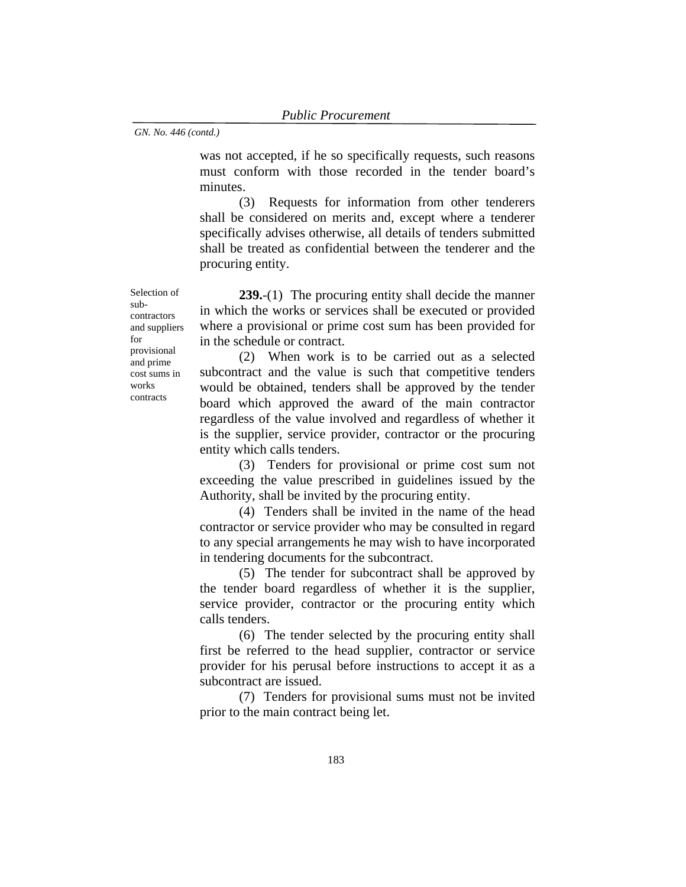*GN. No. 446 (contd.)*

was not accepted, if he so specifically requests, such reasons must conform with those recorded in the tender board's minutes.

(3) Requests for information from other tenderers shall be considered on merits and, except where a tenderer specifically advises otherwise, all details of tenders submitted shall be treated as confidential between the tenderer and the procuring entity.

Selection of sub-contractors and suppliers for provisional and prime cost sums in works contracts

**239.**-(1) The procuring entity shall decide the manner in which the works or services shall be executed or provided where a provisional or prime cost sum has been provided for in the schedule or contract.

(2) When work is to be carried out as a selected subcontract and the value is such that competitive tenders would be obtained, tenders shall be approved by the tender board which approved the award of the main contractor regardless of the value involved and regardless of whether it is the supplier, service provider, contractor or the procuring entity which calls tenders.

(3) Tenders for provisional or prime cost sum not exceeding the value prescribed in guidelines issued by the Authority, shall be invited by the procuring entity.

(4) Tenders shall be invited in the name of the head contractor or service provider who may be consulted in regard to any special arrangements he may wish to have incorporated in tendering documents for the subcontract.

(5) The tender for subcontract shall be approved by the tender board regardless of whether it is the supplier, service provider, contractor or the procuring entity which calls tenders.

(6) The tender selected by the procuring entity shall first be referred to the head supplier, contractor or service provider for his perusal before instructions to accept it as a subcontract are issued.

(7) Tenders for provisional sums must not be invited prior to the main contract being let.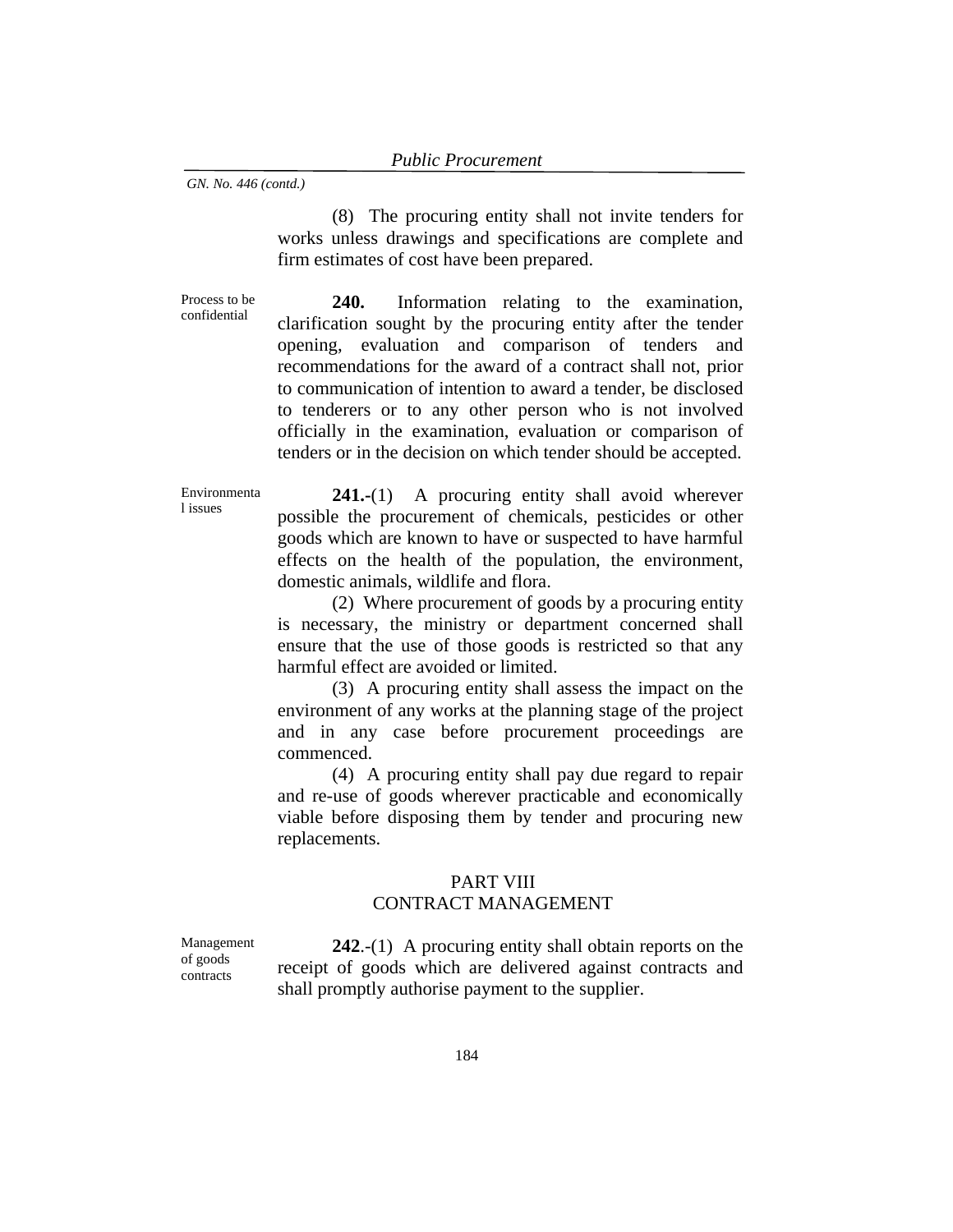*GN. No. 446 (contd.)*

(8) The procuring entity shall not invite tenders for works unless drawings and specifications are complete and firm estimates of cost have been prepared.

Process to be confidential

**240.** Information relating to the examination, clarification sought by the procuring entity after the tender opening, evaluation and comparison of tenders and recommendations for the award of a contract shall not, prior to communication of intention to award a tender, be disclosed to tenderers or to any other person who is not involved officially in the examination, evaluation or comparison of tenders or in the decision on which tender should be accepted.

Environmental issues

**241.-**(1) A procuring entity shall avoid wherever possible the procurement of chemicals, pesticides or other goods which are known to have or suspected to have harmful effects on the health of the population, the environment, domestic animals, wildlife and flora.

(2) Where procurement of goods by a procuring entity is necessary, the ministry or department concerned shall ensure that the use of those goods is restricted so that any harmful effect are avoided or limited.

(3) A procuring entity shall assess the impact on the environment of any works at the planning stage of the project and in any case before procurement proceedings are commenced.

(4) A procuring entity shall pay due regard to repair and re-use of goods wherever practicable and economically viable before disposing them by tender and procuring new replacements.

## PART VIII
## CONTRACT MANAGEMENT

Management of goods contracts

**242**.-(1) A procuring entity shall obtain reports on the receipt of goods which are delivered against contracts and shall promptly authorise payment to the supplier.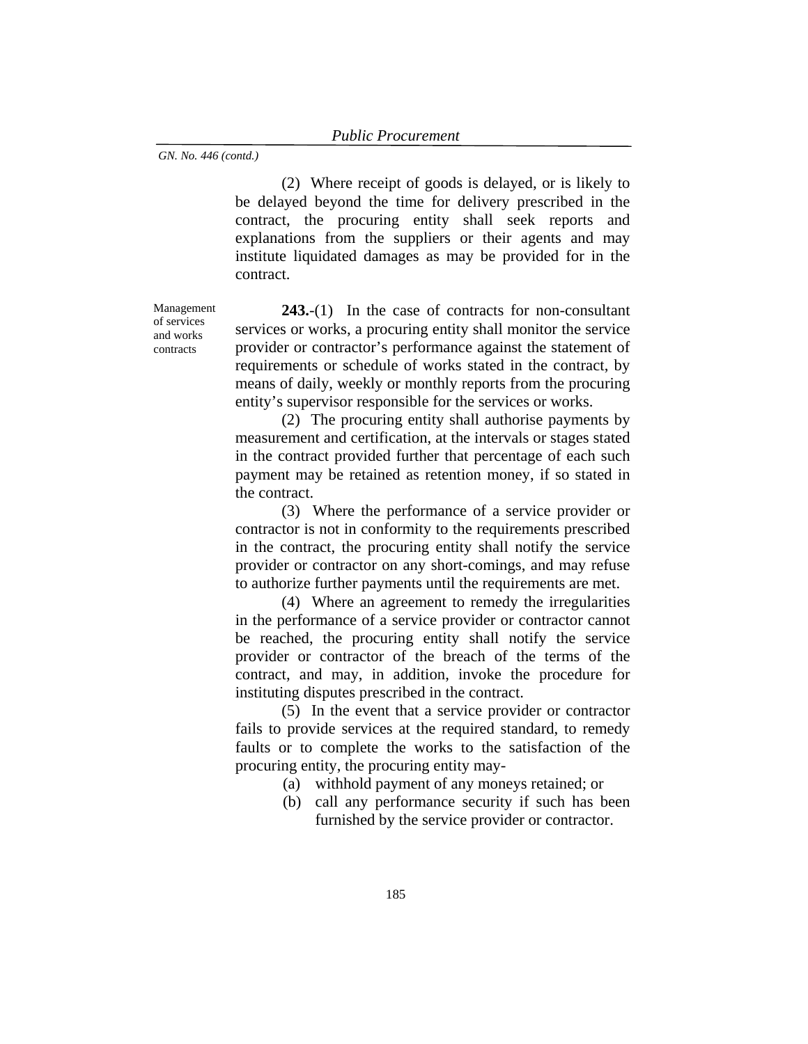*GN. No. 446 (contd.)*

(2) Where receipt of goods is delayed, or is likely to be delayed beyond the time for delivery prescribed in the contract, the procuring entity shall seek reports and explanations from the suppliers or their agents and may institute liquidated damages as may be provided for in the contract.

Management of services and works contracts

**243.**-(1) In the case of contracts for non-consultant services or works, a procuring entity shall monitor the service provider or contractor's performance against the statement of requirements or schedule of works stated in the contract, by means of daily, weekly or monthly reports from the procuring entity's supervisor responsible for the services or works.

(2) The procuring entity shall authorise payments by measurement and certification, at the intervals or stages stated in the contract provided further that percentage of each such payment may be retained as retention money, if so stated in the contract.

(3) Where the performance of a service provider or contractor is not in conformity to the requirements prescribed in the contract, the procuring entity shall notify the service provider or contractor on any short-comings, and may refuse to authorize further payments until the requirements are met.

(4) Where an agreement to remedy the irregularities in the performance of a service provider or contractor cannot be reached, the procuring entity shall notify the service provider or contractor of the breach of the terms of the contract, and may, in addition, invoke the procedure for instituting disputes prescribed in the contract.

(5) In the event that a service provider or contractor fails to provide services at the required standard, to remedy faults or to complete the works to the satisfaction of the procuring entity, the procuring entity may-

(a) withhold payment of any moneys retained; or

(b) call any performance security if such has been furnished by the service provider or contractor.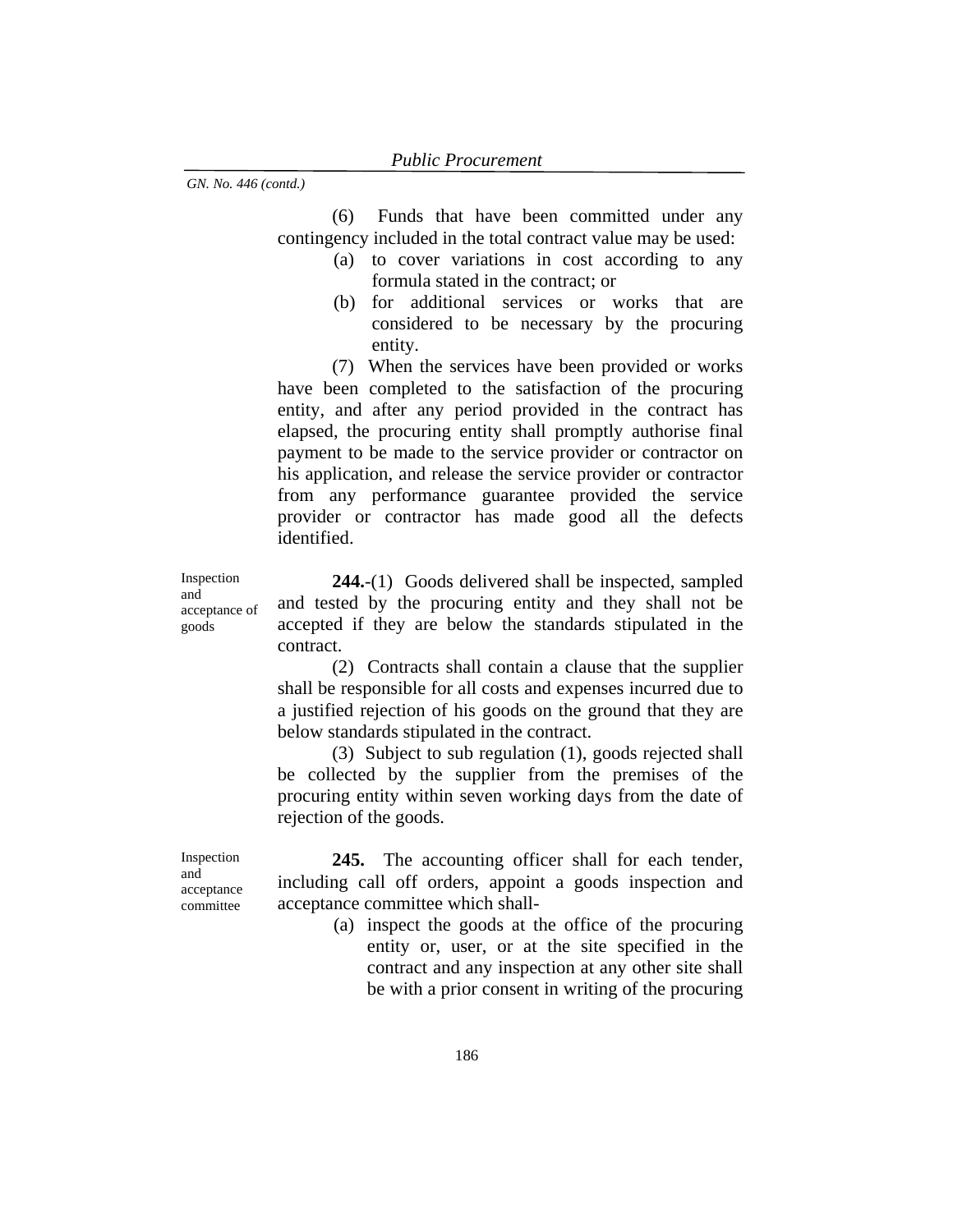GN. No. 446 (contd.)

(6) Funds that have been committed under any contingency included in the total contract value may be used:

(a) to cover variations in cost according to any formula stated in the contract; or
(b) for additional services or works that are considered to be necessary by the procuring entity.

(7) When the services have been provided or works have been completed to the satisfaction of the procuring entity, and after any period provided in the contract has elapsed, the procuring entity shall promptly authorise final payment to be made to the service provider or contractor on his application, and release the service provider or contractor from any performance guarantee provided the service provider or contractor has made good all the defects identified.

Inspection and acceptance of goods

**244.**-(1) Goods delivered shall be inspected, sampled and tested by the procuring entity and they shall not be accepted if they are below the standards stipulated in the contract.

(2) Contracts shall contain a clause that the supplier shall be responsible for all costs and expenses incurred due to a justified rejection of his goods on the ground that they are below standards stipulated in the contract.

(3) Subject to sub regulation (1), goods rejected shall be collected by the supplier from the premises of the procuring entity within seven working days from the date of rejection of the goods.

Inspection and acceptance committee

**245.** The accounting officer shall for each tender, including call off orders, appoint a goods inspection and acceptance committee which shall-

(a) inspect the goods at the office of the procuring entity or, user, or at the site specified in the contract and any inspection at any other site shall be with a prior consent in writing of the procuring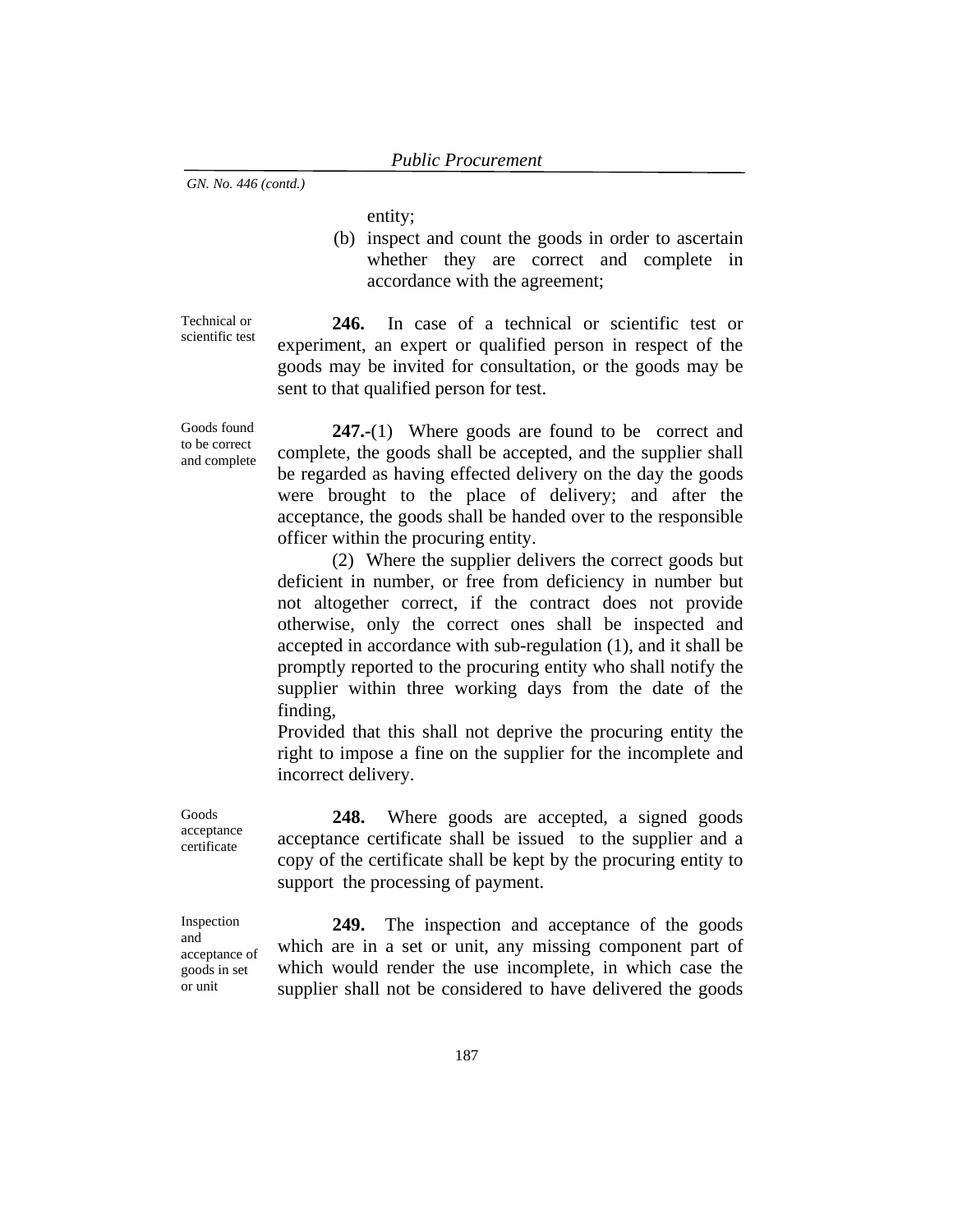*GN. No. 446 (contd.)*

entity;

(b) inspect and count the goods in order to ascertain whether they are correct and complete in accordance with the agreement;

Technical or scientific test

**246.** In case of a technical or scientific test or experiment, an expert or qualified person in respect of the goods may be invited for consultation, or the goods may be sent to that qualified person for test.

Goods found to be correct and complete

**247.-**(1) Where goods are found to be correct and complete, the goods shall be accepted, and the supplier shall be regarded as having effected delivery on the day the goods were brought to the place of delivery; and after the acceptance, the goods shall be handed over to the responsible officer within the procuring entity.

(2) Where the supplier delivers the correct goods but deficient in number, or free from deficiency in number but not altogether correct, if the contract does not provide otherwise, only the correct ones shall be inspected and accepted in accordance with sub-regulation (1), and it shall be promptly reported to the procuring entity who shall notify the supplier within three working days from the date of the finding,

Provided that this shall not deprive the procuring entity the right to impose a fine on the supplier for the incomplete and incorrect delivery.

Goods acceptance certificate

**248.** Where goods are accepted, a signed goods acceptance certificate shall be issued to the supplier and a copy of the certificate shall be kept by the procuring entity to support the processing of payment.

Inspection and acceptance of goods in set or unit

**249.** The inspection and acceptance of the goods which are in a set or unit, any missing component part of which would render the use incomplete, in which case the supplier shall not be considered to have delivered the goods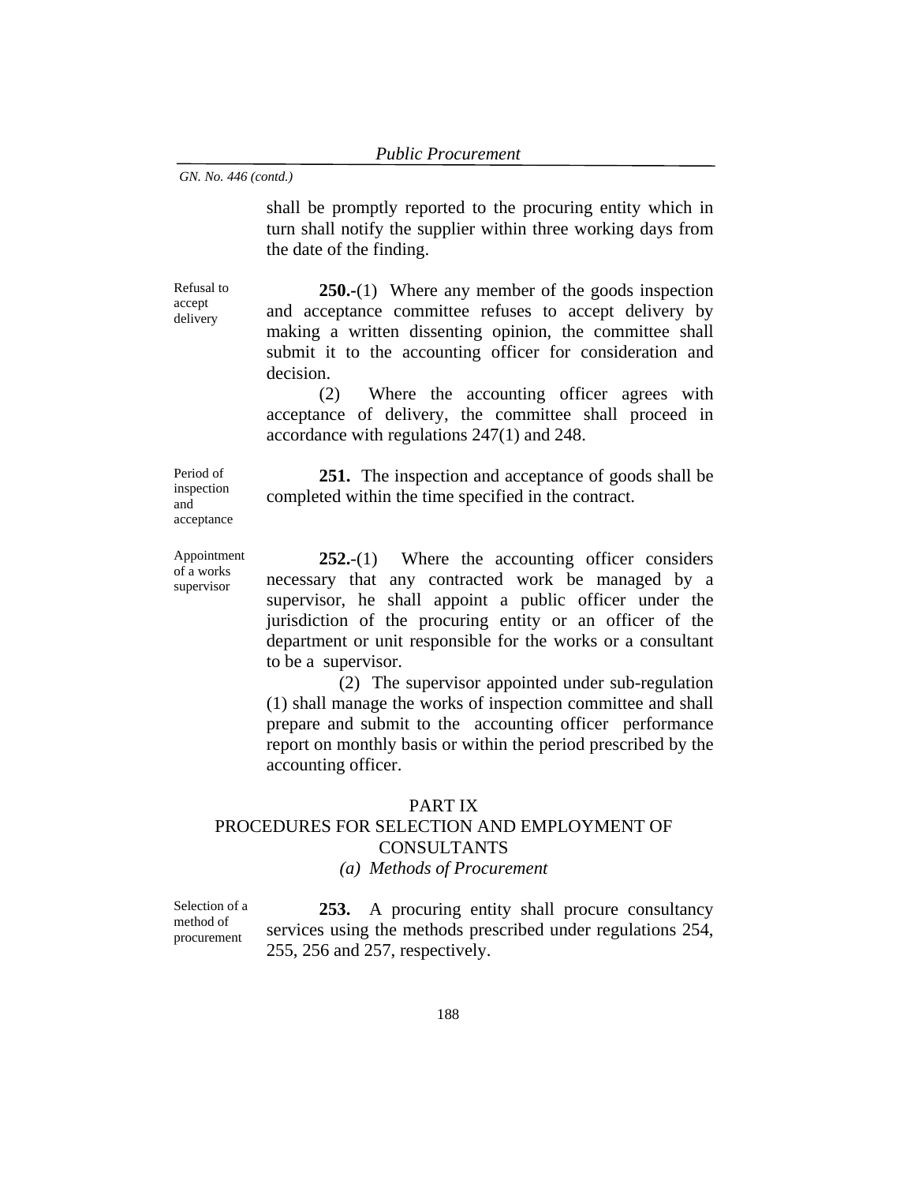*GN. No. 446 (contd.)*

shall be promptly reported to the procuring entity which in turn shall notify the supplier within three working days from the date of the finding.

Refusal to accept delivery

**250.-**(1) Where any member of the goods inspection and acceptance committee refuses to accept delivery by making a written dissenting opinion, the committee shall submit it to the accounting officer for consideration and decision.

(2) Where the accounting officer agrees with acceptance of delivery, the committee shall proceed in accordance with regulations 247(1) and 248.

Period of inspection and acceptance

**251.** The inspection and acceptance of goods shall be completed within the time specified in the contract.

Appointment of a works supervisor

**252.-**(1) Where the accounting officer considers necessary that any contracted work be managed by a supervisor, he shall appoint a public officer under the jurisdiction of the procuring entity or an officer of the department or unit responsible for the works or a consultant to be a supervisor.

(2) The supervisor appointed under sub-regulation (1) shall manage the works of inspection committee and shall prepare and submit to the accounting officer performance report on monthly basis or within the period prescribed by the accounting officer.

## PART IX
## PROCEDURES FOR SELECTION AND EMPLOYMENT OF CONSULTANTS

### *(a) Methods of Procurement*

Selection of a method of procurement

**253.** A procuring entity shall procure consultancy services using the methods prescribed under regulations 254, 255, 256 and 257, respectively.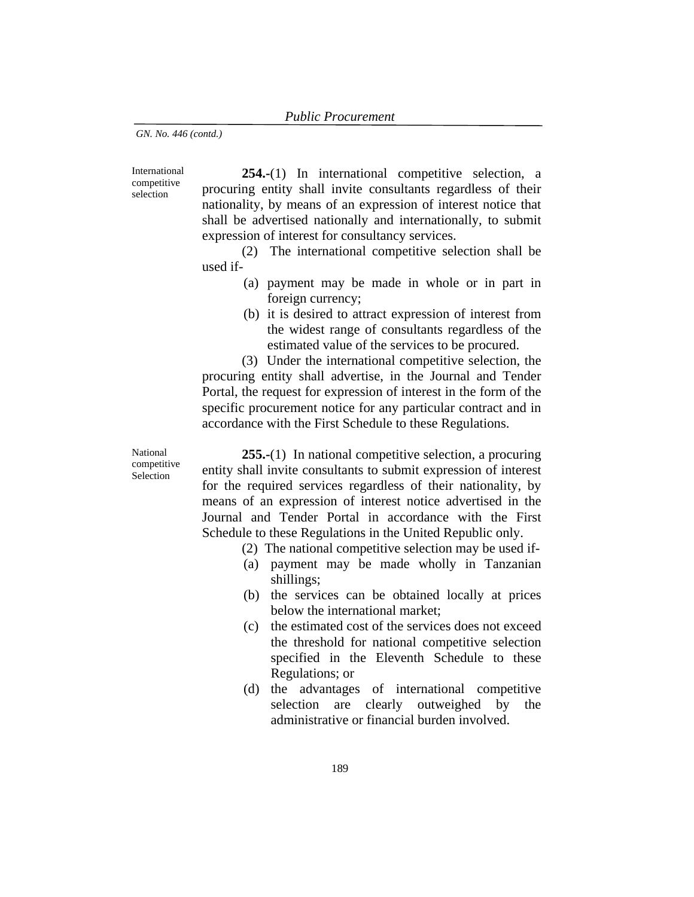*GN. No. 446 (contd.)*

International competitive selection

**254.-**(1) In international competitive selection, a procuring entity shall invite consultants regardless of their nationality, by means of an expression of interest notice that shall be advertised nationally and internationally, to submit expression of interest for consultancy services.

(2) The international competitive selection shall be used if-

(a) payment may be made in whole or in part in foreign currency;

(b) it is desired to attract expression of interest from the widest range of consultants regardless of the estimated value of the services to be procured.

(3) Under the international competitive selection, the procuring entity shall advertise, in the Journal and Tender Portal, the request for expression of interest in the form of the specific procurement notice for any particular contract and in accordance with the First Schedule to these Regulations.

National competitive Selection

**255.-**(1) In national competitive selection, a procuring entity shall invite consultants to submit expression of interest for the required services regardless of their nationality, by means of an expression of interest notice advertised in the Journal and Tender Portal in accordance with the First Schedule to these Regulations in the United Republic only.

(2) The national competitive selection may be used if-

(a) payment may be made wholly in Tanzanian shillings;

(b) the services can be obtained locally at prices below the international market;

(c) the estimated cost of the services does not exceed the threshold for national competitive selection specified in the Eleventh Schedule to these Regulations; or

(d) the advantages of international competitive selection are clearly outweighed by the administrative or financial burden involved.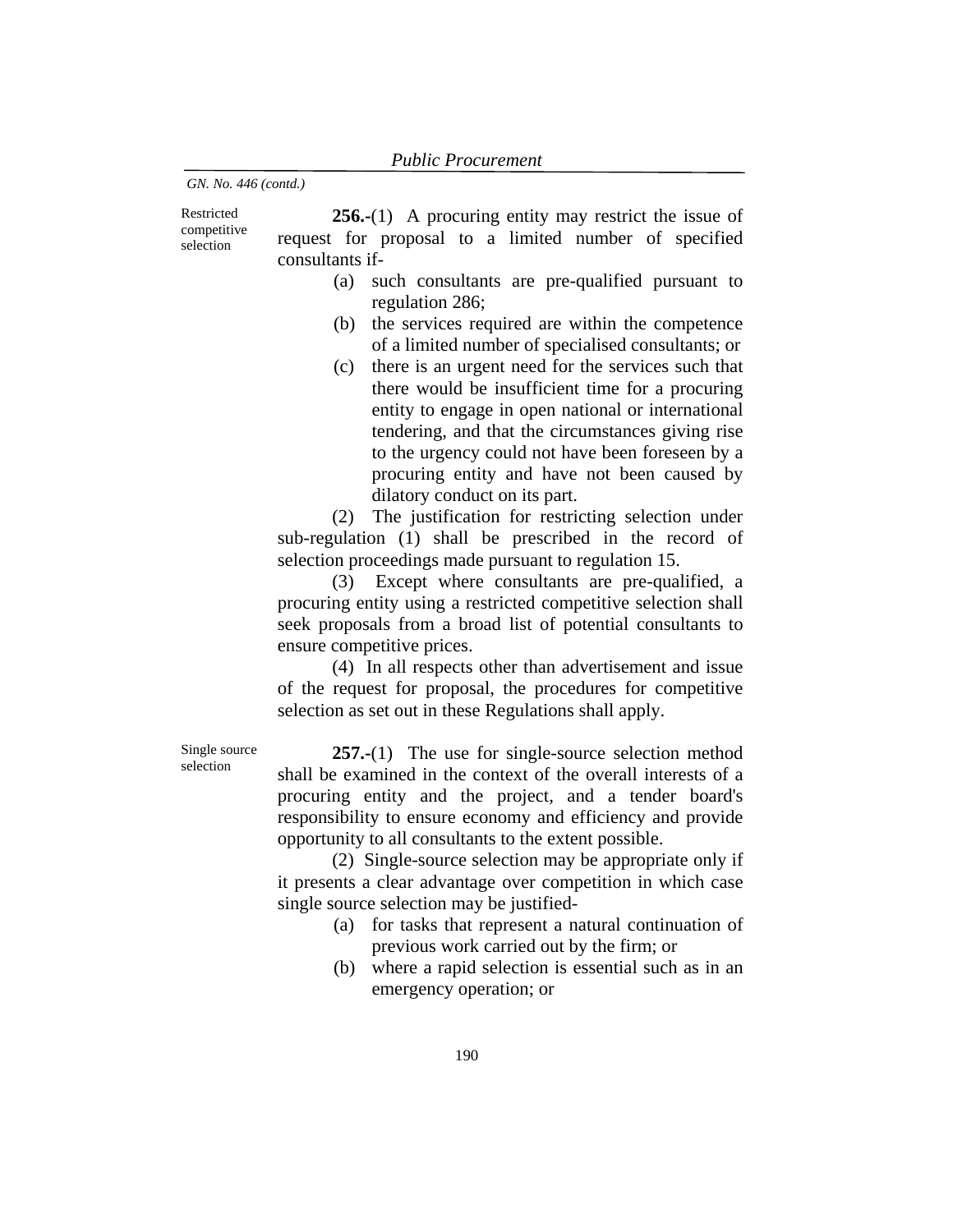GN. No. 446 (contd.)

Restricted competitive selection

**256.-**(1) A procuring entity may restrict the issue of request for proposal to a limited number of specified consultants if-

(a) such consultants are pre-qualified pursuant to regulation 286;

(b) the services required are within the competence of a limited number of specialised consultants; or

(c) there is an urgent need for the services such that there would be insufficient time for a procuring entity to engage in open national or international tendering, and that the circumstances giving rise to the urgency could not have been foreseen by a procuring entity and have not been caused by dilatory conduct on its part.

(2) The justification for restricting selection under sub-regulation (1) shall be prescribed in the record of selection proceedings made pursuant to regulation 15.

(3) Except where consultants are pre-qualified, a procuring entity using a restricted competitive selection shall seek proposals from a broad list of potential consultants to ensure competitive prices.

(4) In all respects other than advertisement and issue of the request for proposal, the procedures for competitive selection as set out in these Regulations shall apply.

Single source selection

**257.-**(1) The use for single-source selection method shall be examined in the context of the overall interests of a procuring entity and the project, and a tender board's responsibility to ensure economy and efficiency and provide opportunity to all consultants to the extent possible.

(2) Single-source selection may be appropriate only if it presents a clear advantage over competition in which case single source selection may be justified-

(a) for tasks that represent a natural continuation of previous work carried out by the firm; or

(b) where a rapid selection is essential such as in an emergency operation; or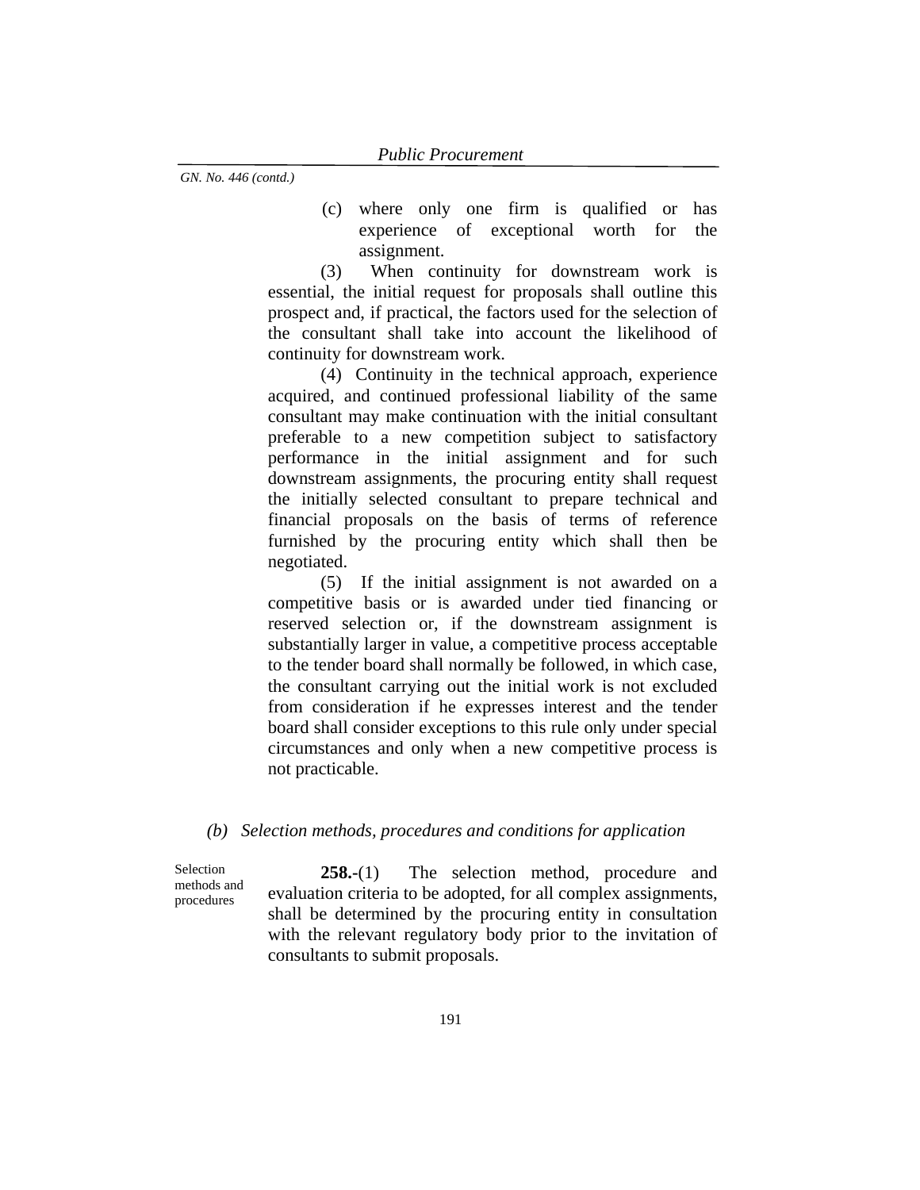GN. No. 446 (contd.)

(c) where only one firm is qualified or has experience of exceptional worth for the assignment.

(3) When continuity for downstream work is essential, the initial request for proposals shall outline this prospect and, if practical, the factors used for the selection of the consultant shall take into account the likelihood of continuity for downstream work.

(4) Continuity in the technical approach, experience acquired, and continued professional liability of the same consultant may make continuation with the initial consultant preferable to a new competition subject to satisfactory performance in the initial assignment and for such downstream assignments, the procuring entity shall request the initially selected consultant to prepare technical and financial proposals on the basis of terms of reference furnished by the procuring entity which shall then be negotiated.

(5) If the initial assignment is not awarded on a competitive basis or is awarded under tied financing or reserved selection or, if the downstream assignment is substantially larger in value, a competitive process acceptable to the tender board shall normally be followed, in which case, the consultant carrying out the initial work is not excluded from consideration if he expresses interest and the tender board shall consider exceptions to this rule only under special circumstances and only when a new competitive process is not practicable.

*(b) Selection methods, procedures and conditions for application*

Selection methods and procedures

**258.-**(1) The selection method, procedure and evaluation criteria to be adopted, for all complex assignments, shall be determined by the procuring entity in consultation with the relevant regulatory body prior to the invitation of consultants to submit proposals.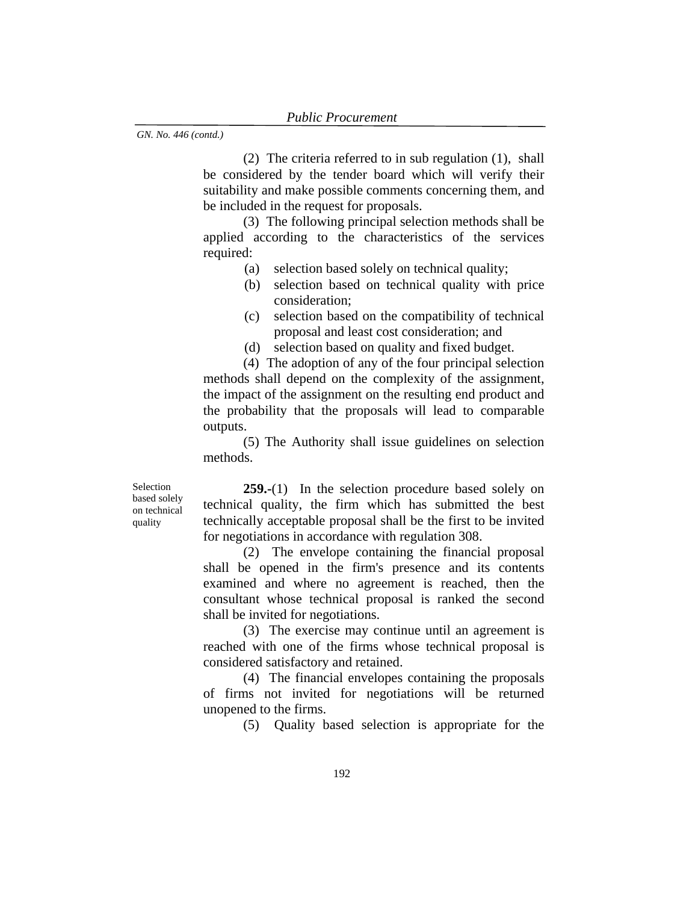GN. No. 446 (contd.)

(2) The criteria referred to in sub regulation (1), shall be considered by the tender board which will verify their suitability and make possible comments concerning them, and be included in the request for proposals.

(3) The following principal selection methods shall be applied according to the characteristics of the services required:

(a) selection based solely on technical quality;

(b) selection based on technical quality with price consideration;

(c) selection based on the compatibility of technical proposal and least cost consideration; and

(d) selection based on quality and fixed budget.

(4) The adoption of any of the four principal selection methods shall depend on the complexity of the assignment, the impact of the assignment on the resulting end product and the probability that the proposals will lead to comparable outputs.

(5) The Authority shall issue guidelines on selection methods.

Selection based solely on technical quality

**259.-**(1) In the selection procedure based solely on technical quality, the firm which has submitted the best technically acceptable proposal shall be the first to be invited for negotiations in accordance with regulation 308.

(2) The envelope containing the financial proposal shall be opened in the firm's presence and its contents examined and where no agreement is reached, then the consultant whose technical proposal is ranked the second shall be invited for negotiations.

(3) The exercise may continue until an agreement is reached with one of the firms whose technical proposal is considered satisfactory and retained.

(4) The financial envelopes containing the proposals of firms not invited for negotiations will be returned unopened to the firms.

(5) Quality based selection is appropriate for the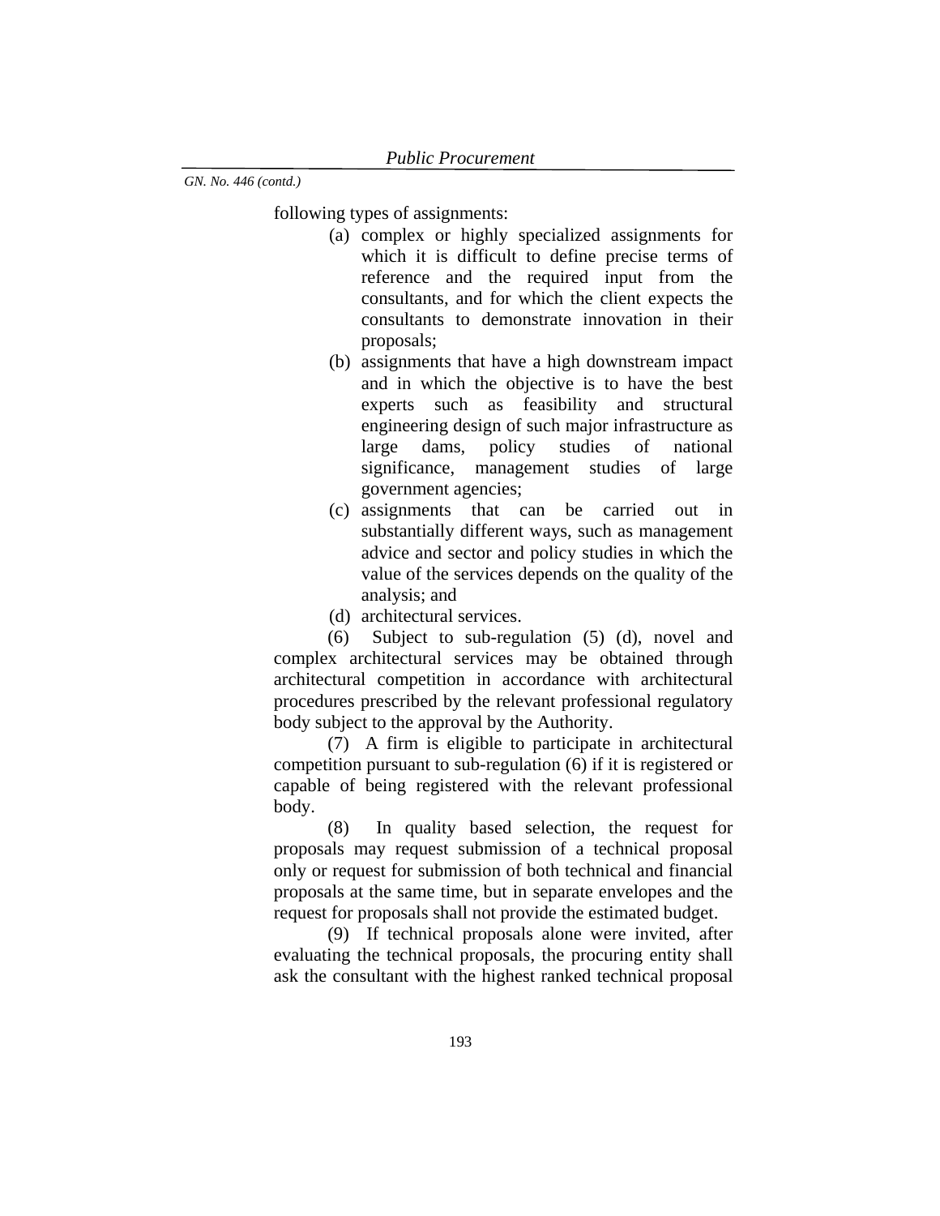following types of assignments:

(a) complex or highly specialized assignments for which it is difficult to define precise terms of reference and the required input from the consultants, and for which the client expects the consultants to demonstrate innovation in their proposals;

(b) assignments that have a high downstream impact and in which the objective is to have the best experts such as feasibility and structural engineering design of such major infrastructure as large dams, policy studies of national significance, management studies of large government agencies;

(c) assignments that can be carried out in substantially different ways, such as management advice and sector and policy studies in which the value of the services depends on the quality of the analysis; and

(d) architectural services.

(6) Subject to sub-regulation (5) (d), novel and complex architectural services may be obtained through architectural competition in accordance with architectural procedures prescribed by the relevant professional regulatory body subject to the approval by the Authority.

(7) A firm is eligible to participate in architectural competition pursuant to sub-regulation (6) if it is registered or capable of being registered with the relevant professional body.

(8) In quality based selection, the request for proposals may request submission of a technical proposal only or request for submission of both technical and financial proposals at the same time, but in separate envelopes and the request for proposals shall not provide the estimated budget.

(9) If technical proposals alone were invited, after evaluating the technical proposals, the procuring entity shall ask the consultant with the highest ranked technical proposal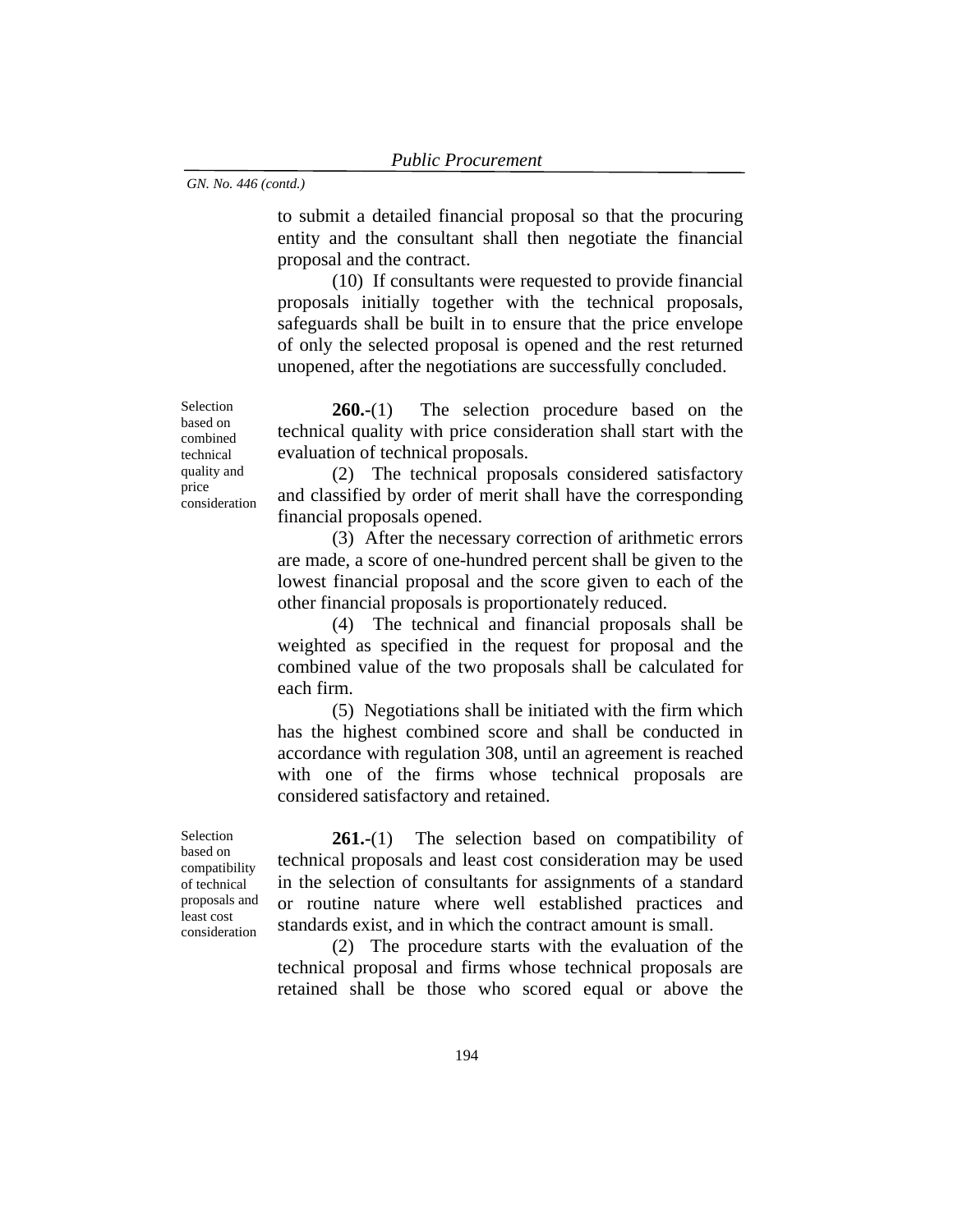GN. No. 446 (contd.)

to submit a detailed financial proposal so that the procuring entity and the consultant shall then negotiate the financial proposal and the contract.

(10) If consultants were requested to provide financial proposals initially together with the technical proposals, safeguards shall be built in to ensure that the price envelope of only the selected proposal is opened and the rest returned unopened, after the negotiations are successfully concluded.

Selection based on combined technical quality and price consideration

**260.-**(1) The selection procedure based on the technical quality with price consideration shall start with the evaluation of technical proposals.

(2) The technical proposals considered satisfactory and classified by order of merit shall have the corresponding financial proposals opened.

(3) After the necessary correction of arithmetic errors are made, a score of one-hundred percent shall be given to the lowest financial proposal and the score given to each of the other financial proposals is proportionately reduced.

(4) The technical and financial proposals shall be weighted as specified in the request for proposal and the combined value of the two proposals shall be calculated for each firm.

(5) Negotiations shall be initiated with the firm which has the highest combined score and shall be conducted in accordance with regulation 308, until an agreement is reached with one of the firms whose technical proposals are considered satisfactory and retained.

Selection based on compatibility of technical proposals and least cost consideration

**261.-**(1) The selection based on compatibility of technical proposals and least cost consideration may be used in the selection of consultants for assignments of a standard or routine nature where well established practices and standards exist, and in which the contract amount is small.

(2) The procedure starts with the evaluation of the technical proposal and firms whose technical proposals are retained shall be those who scored equal or above the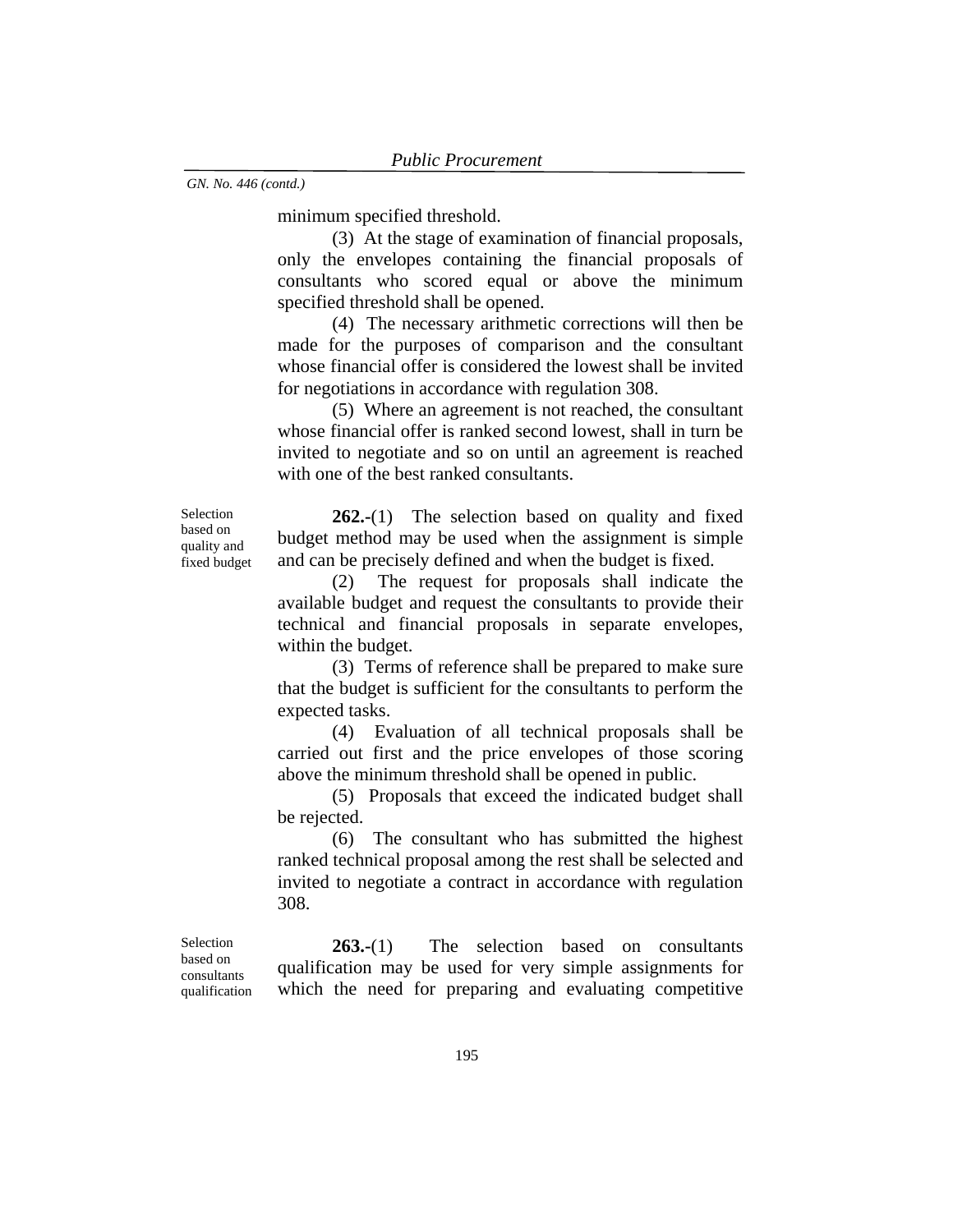*GN. No. 446 (contd.)*

minimum specified threshold.

(3) At the stage of examination of financial proposals, only the envelopes containing the financial proposals of consultants who scored equal or above the minimum specified threshold shall be opened.

(4) The necessary arithmetic corrections will then be made for the purposes of comparison and the consultant whose financial offer is considered the lowest shall be invited for negotiations in accordance with regulation 308.

(5) Where an agreement is not reached, the consultant whose financial offer is ranked second lowest, shall in turn be invited to negotiate and so on until an agreement is reached with one of the best ranked consultants.

Selection based on quality and fixed budget

**262.-**(1) The selection based on quality and fixed budget method may be used when the assignment is simple and can be precisely defined and when the budget is fixed.

(2) The request for proposals shall indicate the available budget and request the consultants to provide their technical and financial proposals in separate envelopes, within the budget.

(3) Terms of reference shall be prepared to make sure that the budget is sufficient for the consultants to perform the expected tasks.

(4) Evaluation of all technical proposals shall be carried out first and the price envelopes of those scoring above the minimum threshold shall be opened in public.

(5) Proposals that exceed the indicated budget shall be rejected.

(6) The consultant who has submitted the highest ranked technical proposal among the rest shall be selected and invited to negotiate a contract in accordance with regulation 308.

Selection based on consultants qualification

**263.-**(1) The selection based on consultants qualification may be used for very simple assignments for which the need for preparing and evaluating competitive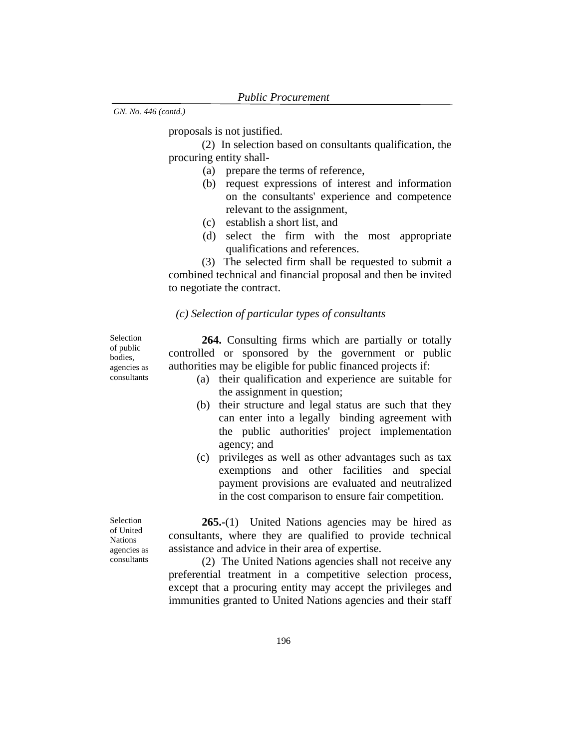*GN. No. 446 (contd.)*

proposals is not justified.

(2) In selection based on consultants qualification, the procuring entity shall-

(a) prepare the terms of reference,

(b) request expressions of interest and information on the consultants' experience and competence relevant to the assignment,

(c) establish a short list, and

(d) select the firm with the most appropriate qualifications and references.

(3) The selected firm shall be requested to submit a combined technical and financial proposal and then be invited to negotiate the contract.

*(c) Selection of particular types of consultants*

Selection of public bodies, agencies as consultants

**264.** Consulting firms which are partially or totally controlled or sponsored by the government or public authorities may be eligible for public financed projects if:

(a) their qualification and experience are suitable for the assignment in question;

(b) their structure and legal status are such that they can enter into a legally binding agreement with the public authorities' project implementation agency; and

(c) privileges as well as other advantages such as tax exemptions and other facilities and special payment provisions are evaluated and neutralized in the cost comparison to ensure fair competition.

Selection of United Nations agencies as consultants

**265.-**(1) United Nations agencies may be hired as consultants, where they are qualified to provide technical assistance and advice in their area of expertise.

(2) The United Nations agencies shall not receive any preferential treatment in a competitive selection process, except that a procuring entity may accept the privileges and immunities granted to United Nations agencies and their staff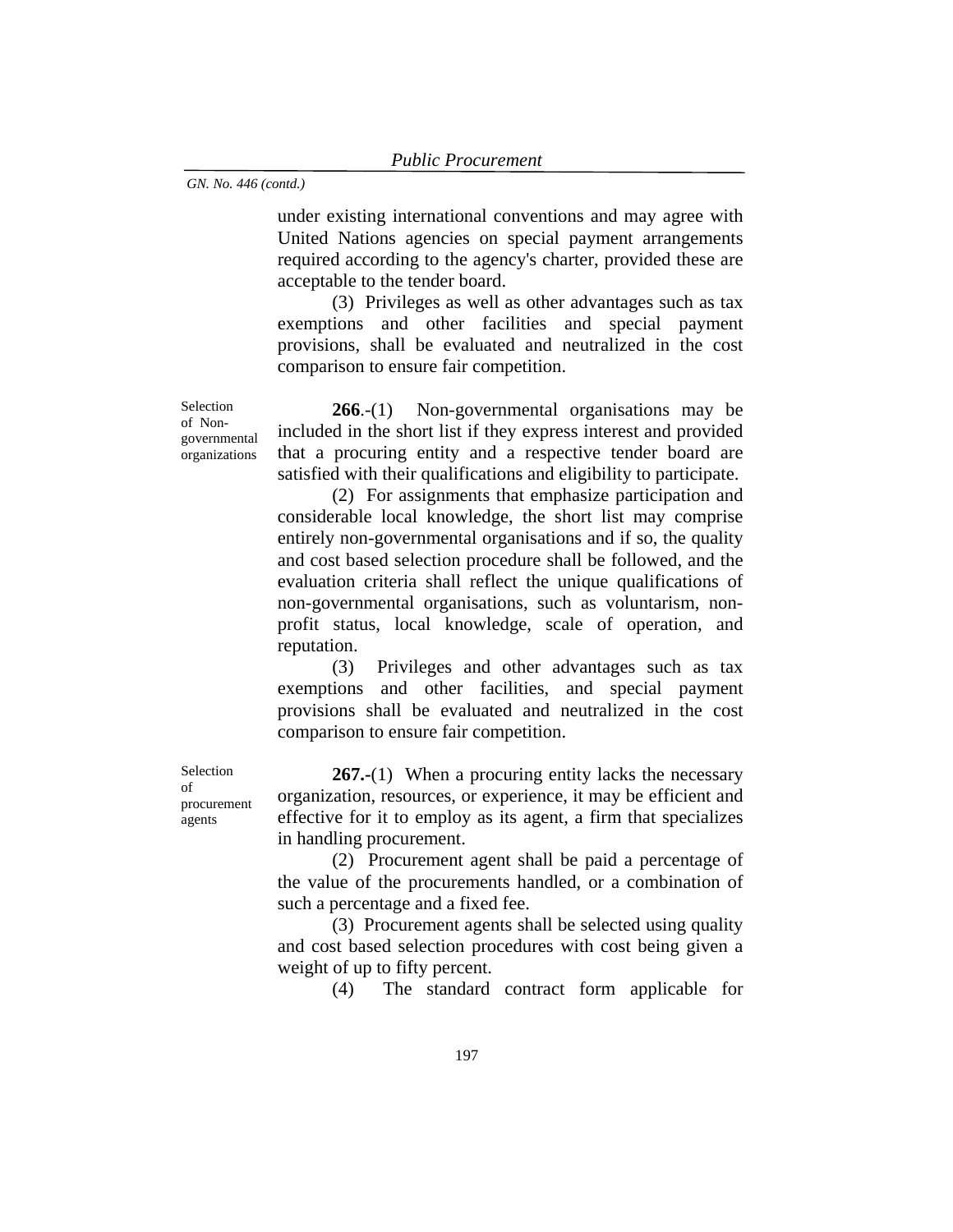*GN. No. 446 (contd.)*

under existing international conventions and may agree with United Nations agencies on special payment arrangements required according to the agency's charter, provided these are acceptable to the tender board.

(3) Privileges as well as other advantages such as tax exemptions and other facilities and special payment provisions, shall be evaluated and neutralized in the cost comparison to ensure fair competition.

Selection of Non-governmental organizations

**266**.-(1) Non-governmental organisations may be included in the short list if they express interest and provided that a procuring entity and a respective tender board are satisfied with their qualifications and eligibility to participate.

(2) For assignments that emphasize participation and considerable local knowledge, the short list may comprise entirely non-governmental organisations and if so, the quality and cost based selection procedure shall be followed, and the evaluation criteria shall reflect the unique qualifications of non-governmental organisations, such as voluntarism, non-profit status, local knowledge, scale of operation, and reputation.

(3) Privileges and other advantages such as tax exemptions and other facilities, and special payment provisions shall be evaluated and neutralized in the cost comparison to ensure fair competition.

Selection of procurement agents

**267.**-(1) When a procuring entity lacks the necessary organization, resources, or experience, it may be efficient and effective for it to employ as its agent, a firm that specializes in handling procurement.

(2) Procurement agent shall be paid a percentage of the value of the procurements handled, or a combination of such a percentage and a fixed fee.

(3) Procurement agents shall be selected using quality and cost based selection procedures with cost being given a weight of up to fifty percent.

(4) The standard contract form applicable for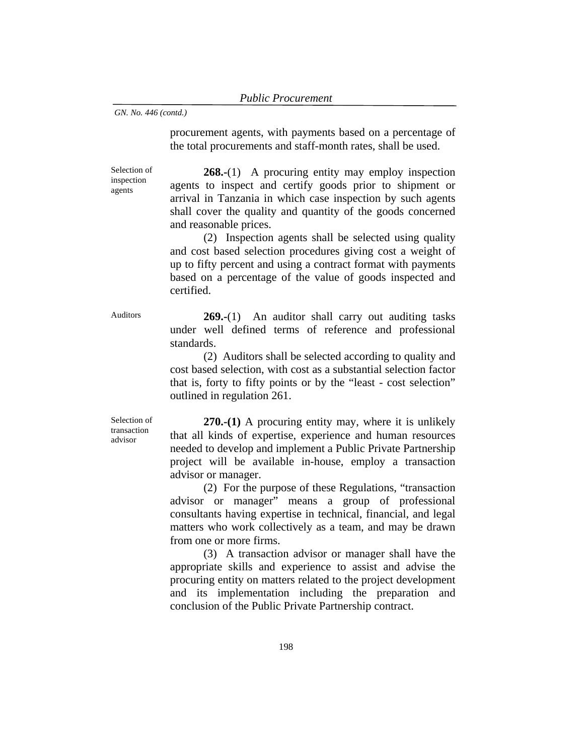GN. No. 446 (contd.)

procurement agents, with payments based on a percentage of the total procurements and staff-month rates, shall be used.

Selection of inspection agents

**268.-**(1) A procuring entity may employ inspection agents to inspect and certify goods prior to shipment or arrival in Tanzania in which case inspection by such agents shall cover the quality and quantity of the goods concerned and reasonable prices.

(2) Inspection agents shall be selected using quality and cost based selection procedures giving cost a weight of up to fifty percent and using a contract format with payments based on a percentage of the value of goods inspected and certified.

Auditors

**269.-**(1) An auditor shall carry out auditing tasks under well defined terms of reference and professional standards.

(2) Auditors shall be selected according to quality and cost based selection, with cost as a substantial selection factor that is, forty to fifty points or by the "least - cost selection" outlined in regulation 261.

Selection of transaction advisor

**270.-(1)** A procuring entity may, where it is unlikely that all kinds of expertise, experience and human resources needed to develop and implement a Public Private Partnership project will be available in-house, employ a transaction advisor or manager.

(2) For the purpose of these Regulations, "transaction advisor or manager" means a group of professional consultants having expertise in technical, financial, and legal matters who work collectively as a team, and may be drawn from one or more firms.

(3) A transaction advisor or manager shall have the appropriate skills and experience to assist and advise the procuring entity on matters related to the project development and its implementation including the preparation and conclusion of the Public Private Partnership contract.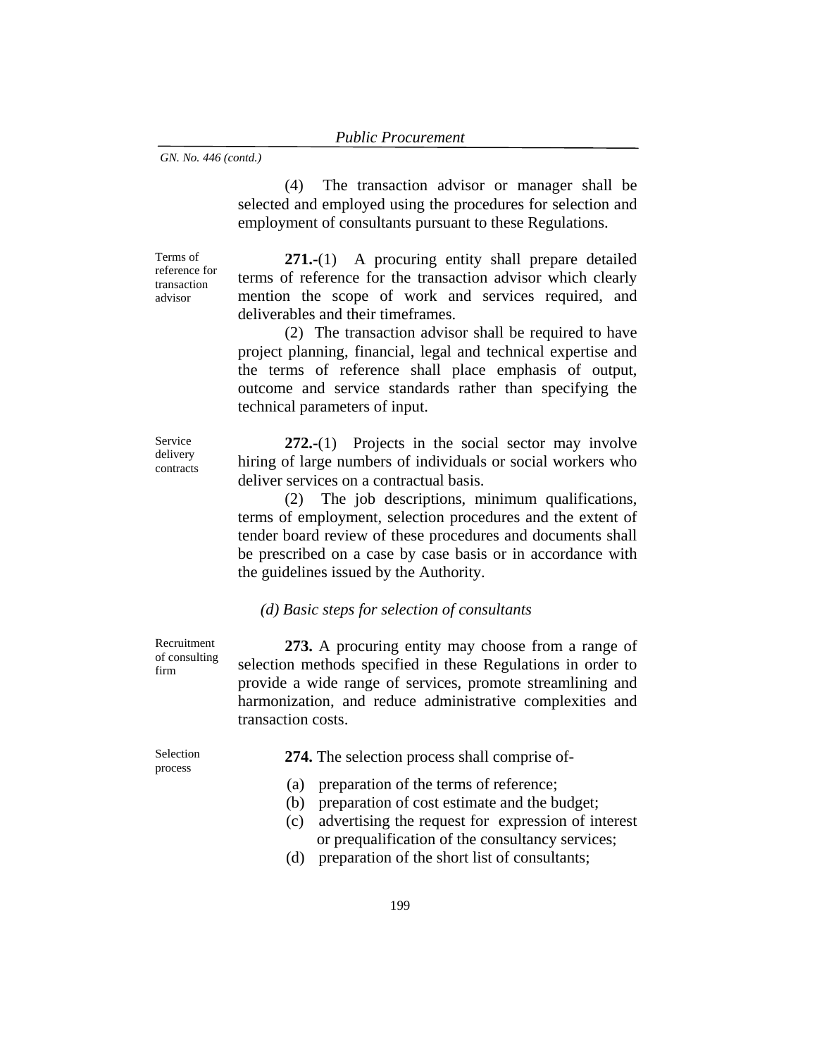GN. No. 446 (contd.)

(4) The transaction advisor or manager shall be selected and employed using the procedures for selection and employment of consultants pursuant to these Regulations.

Terms of reference for transaction advisor

**271.-**(1) A procuring entity shall prepare detailed terms of reference for the transaction advisor which clearly mention the scope of work and services required, and deliverables and their timeframes.

(2) The transaction advisor shall be required to have project planning, financial, legal and technical expertise and the terms of reference shall place emphasis of output, outcome and service standards rather than specifying the technical parameters of input.

Service delivery contracts

**272.-**(1) Projects in the social sector may involve hiring of large numbers of individuals or social workers who deliver services on a contractual basis.

(2) The job descriptions, minimum qualifications, terms of employment, selection procedures and the extent of tender board review of these procedures and documents shall be prescribed on a case by case basis or in accordance with the guidelines issued by the Authority.

*(d) Basic steps for selection of consultants*

Recruitment of consulting firm

**273.** A procuring entity may choose from a range of selection methods specified in these Regulations in order to provide a wide range of services, promote streamlining and harmonization, and reduce administrative complexities and transaction costs.

Selection process

**274.** The selection process shall comprise of-

(a) preparation of the terms of reference;
(b) preparation of cost estimate and the budget;
(c) advertising the request for expression of interest or prequalification of the consultancy services;
(d) preparation of the short list of consultants;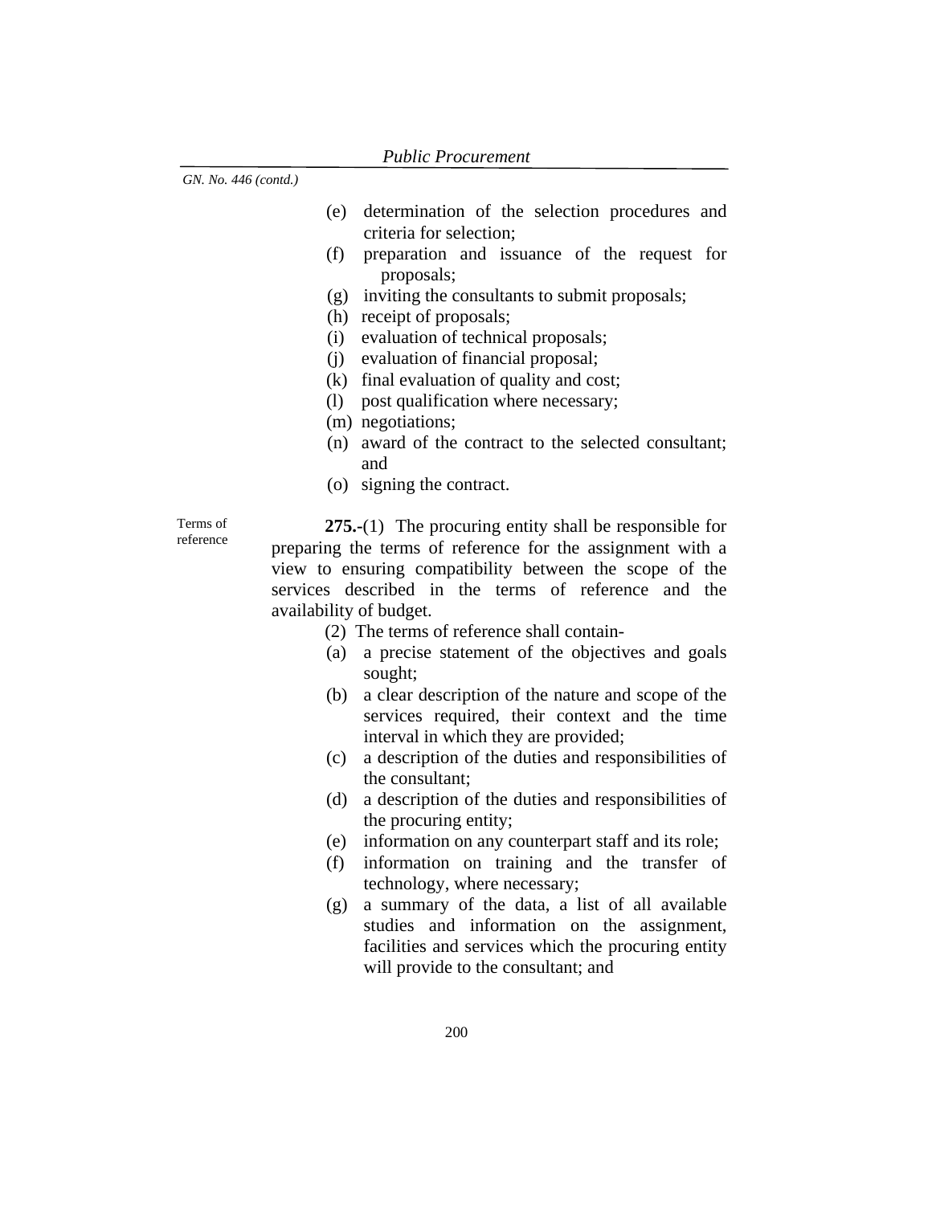GN. No. 446 (contd.)

(e) determination of the selection procedures and criteria for selection;
(f) preparation and issuance of the request for proposals;
(g) inviting the consultants to submit proposals;
(h) receipt of proposals;
(i) evaluation of technical proposals;
(j) evaluation of financial proposal;
(k) final evaluation of quality and cost;
(l) post qualification where necessary;
(m) negotiations;
(n) award of the contract to the selected consultant; and
(o) signing the contract.

Terms of reference

**275.-**(1) The procuring entity shall be responsible for preparing the terms of reference for the assignment with a view to ensuring compatibility between the scope of the services described in the terms of reference and the availability of budget.

(2) The terms of reference shall contain-

(a) a precise statement of the objectives and goals sought;
(b) a clear description of the nature and scope of the services required, their context and the time interval in which they are provided;
(c) a description of the duties and responsibilities of the consultant;
(d) a description of the duties and responsibilities of the procuring entity;
(e) information on any counterpart staff and its role;
(f) information on training and the transfer of technology, where necessary;
(g) a summary of the data, a list of all available studies and information on the assignment, facilities and services which the procuring entity will provide to the consultant; and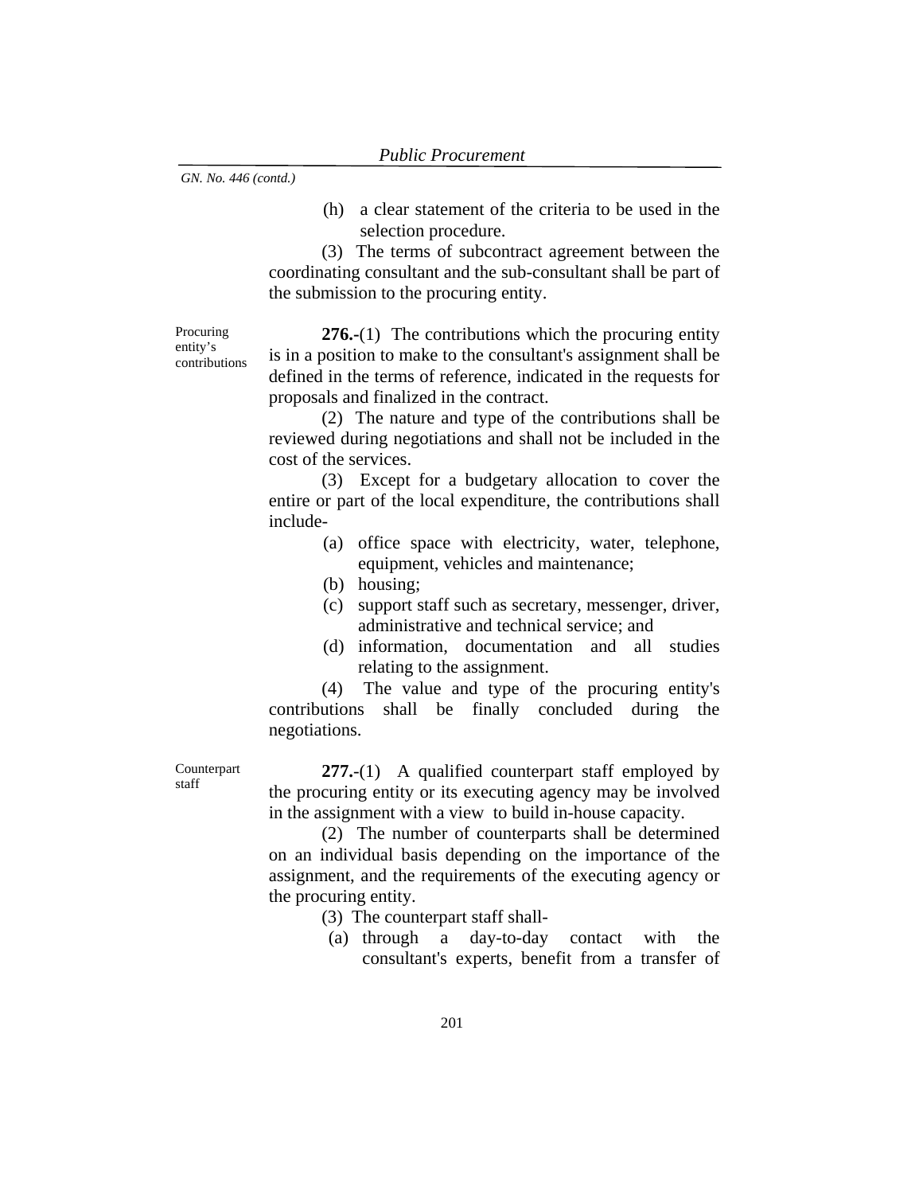GN. No. 446 (contd.)

(h) a clear statement of the criteria to be used in the selection procedure.

(3) The terms of subcontract agreement between the coordinating consultant and the sub-consultant shall be part of the submission to the procuring entity.

Procuring entity's contributions

**276.**-(1) The contributions which the procuring entity is in a position to make to the consultant's assignment shall be defined in the terms of reference, indicated in the requests for proposals and finalized in the contract.

(2) The nature and type of the contributions shall be reviewed during negotiations and shall not be included in the cost of the services.

(3) Except for a budgetary allocation to cover the entire or part of the local expenditure, the contributions shall include-

(a) office space with electricity, water, telephone, equipment, vehicles and maintenance;

(b) housing;

(c) support staff such as secretary, messenger, driver, administrative and technical service; and

(d) information, documentation and all studies relating to the assignment.

(4) The value and type of the procuring entity's contributions shall be finally concluded during the negotiations.

Counterpart staff

**277.**-(1) A qualified counterpart staff employed by the procuring entity or its executing agency may be involved in the assignment with a view to build in-house capacity.

(2) The number of counterparts shall be determined on an individual basis depending on the importance of the assignment, and the requirements of the executing agency or the procuring entity.

(3) The counterpart staff shall-

(a) through a day-to-day contact with the consultant's experts, benefit from a transfer of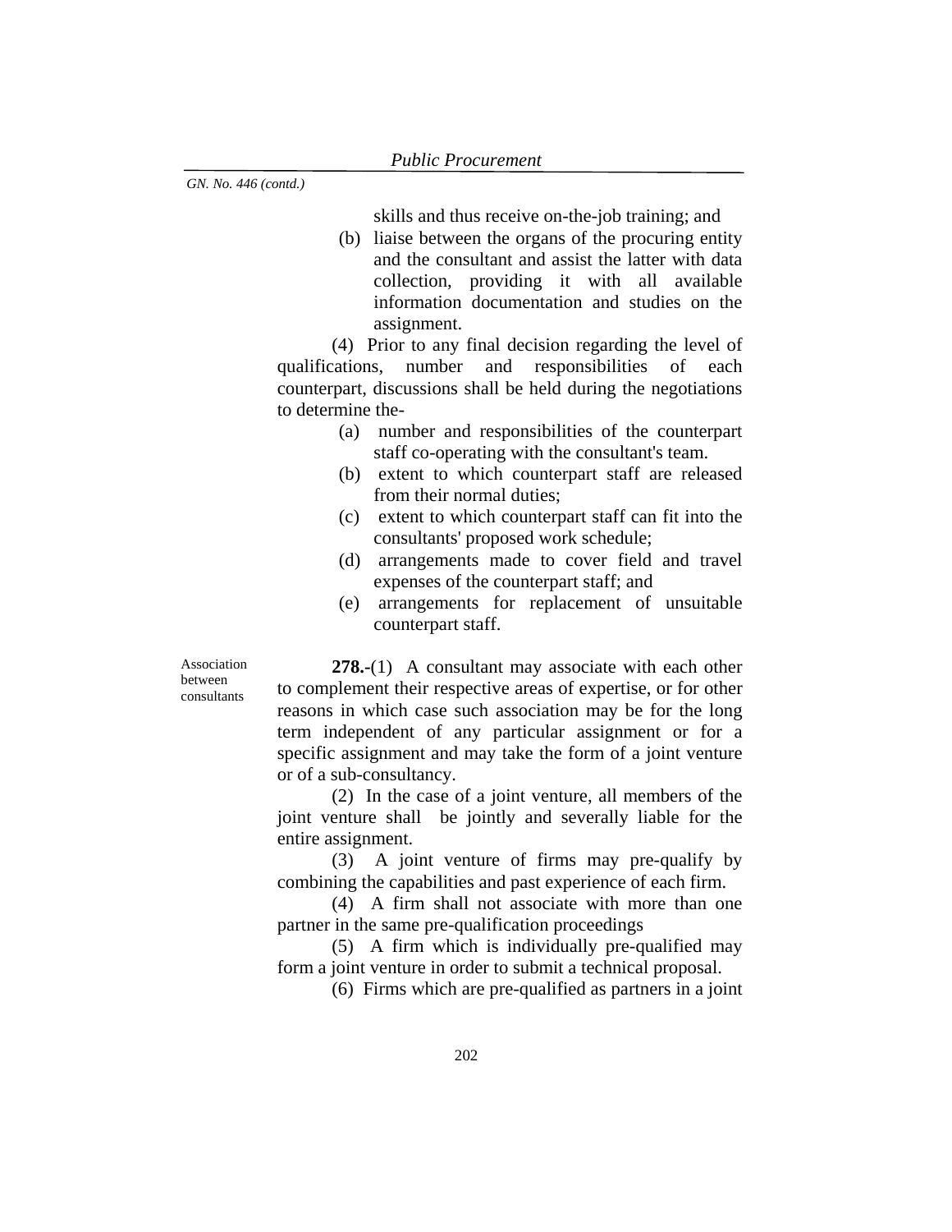skills and thus receive on-the-job training; and

(b) liaise between the organs of the procuring entity and the consultant and assist the latter with data collection, providing it with all available information documentation and studies on the assignment.

(4) Prior to any final decision regarding the level of qualifications, number and responsibilities of each counterpart, discussions shall be held during the negotiations to determine the-

(a) number and responsibilities of the counterpart staff co-operating with the consultant's team.

(b) extent to which counterpart staff are released from their normal duties;

(c) extent to which counterpart staff can fit into the consultants' proposed work schedule;

(d) arrangements made to cover field and travel expenses of the counterpart staff; and

(e) arrangements for replacement of unsuitable counterpart staff.

Association between consultants

**278.-**(1) A consultant may associate with each other to complement their respective areas of expertise, or for other reasons in which case such association may be for the long term independent of any particular assignment or for a specific assignment and may take the form of a joint venture or of a sub-consultancy.

(2) In the case of a joint venture, all members of the joint venture shall be jointly and severally liable for the entire assignment.

(3) A joint venture of firms may pre-qualify by combining the capabilities and past experience of each firm.

(4) A firm shall not associate with more than one partner in the same pre-qualification proceedings

(5) A firm which is individually pre-qualified may form a joint venture in order to submit a technical proposal.

(6) Firms which are pre-qualified as partners in a joint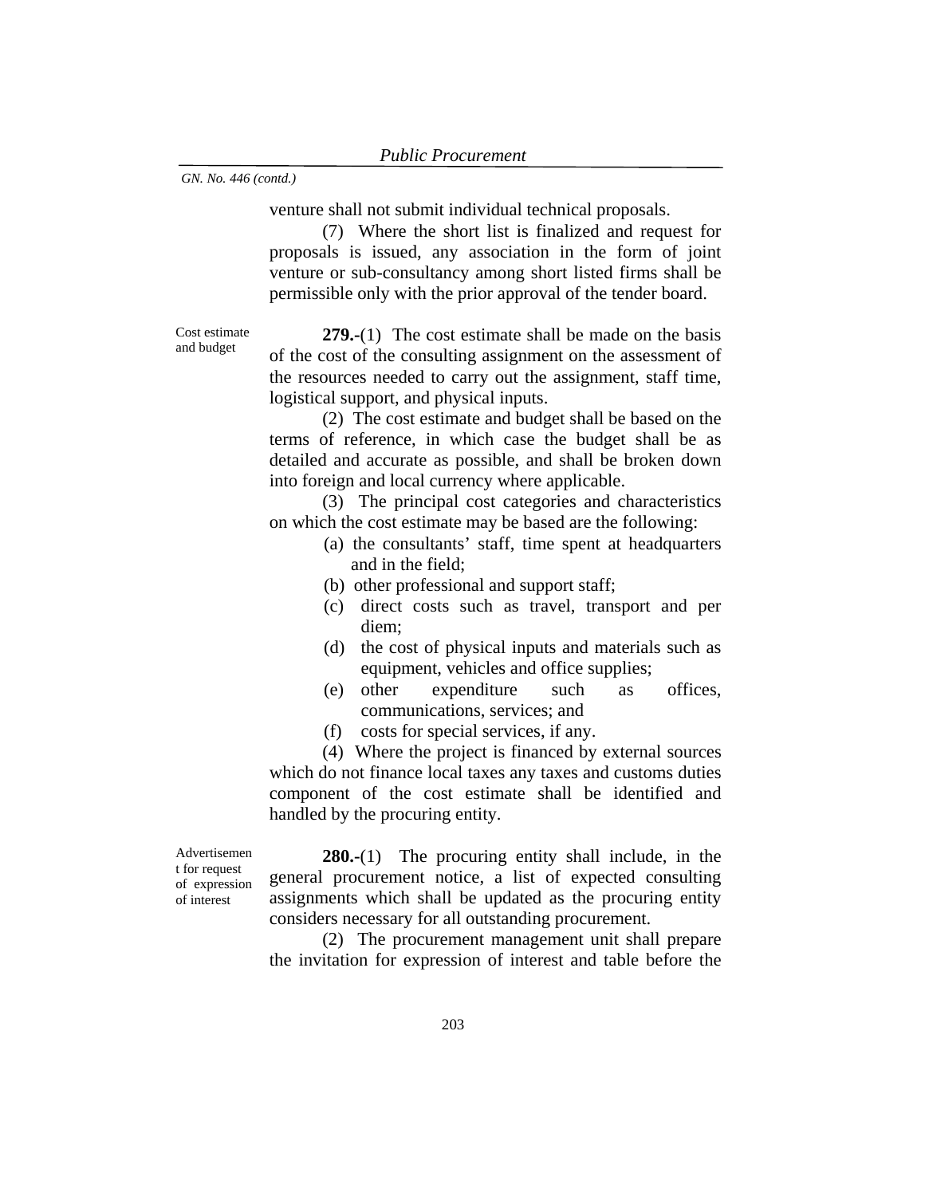venture shall not submit individual technical proposals.

(7) Where the short list is finalized and request for proposals is issued, any association in the form of joint venture or sub-consultancy among short listed firms shall be permissible only with the prior approval of the tender board.

Cost estimate and budget

**279.-**(1) The cost estimate shall be made on the basis of the cost of the consulting assignment on the assessment of the resources needed to carry out the assignment, staff time, logistical support, and physical inputs.

(2) The cost estimate and budget shall be based on the terms of reference, in which case the budget shall be as detailed and accurate as possible, and shall be broken down into foreign and local currency where applicable.

(3) The principal cost categories and characteristics on which the cost estimate may be based are the following:

(a) the consultants' staff, time spent at headquarters and in the field;
(b) other professional and support staff;
(c) direct costs such as travel, transport and per diem;
(d) the cost of physical inputs and materials such as equipment, vehicles and office supplies;
(e) other expenditure such as offices, communications, services; and
(f) costs for special services, if any.

(4) Where the project is financed by external sources which do not finance local taxes any taxes and customs duties component of the cost estimate shall be identified and handled by the procuring entity.

Advertisement for request of expression of interest

**280.-**(1) The procuring entity shall include, in the general procurement notice, a list of expected consulting assignments which shall be updated as the procuring entity considers necessary for all outstanding procurement.

(2) The procurement management unit shall prepare the invitation for expression of interest and table before the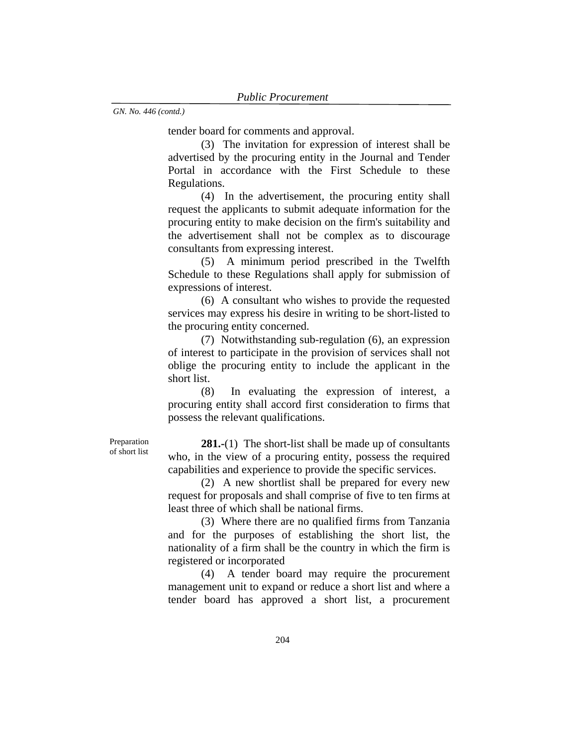*GN. No. 446 (contd.)*

tender board for comments and approval.

(3) The invitation for expression of interest shall be advertised by the procuring entity in the Journal and Tender Portal in accordance with the First Schedule to these Regulations.

(4) In the advertisement, the procuring entity shall request the applicants to submit adequate information for the procuring entity to make decision on the firm's suitability and the advertisement shall not be complex as to discourage consultants from expressing interest.

(5) A minimum period prescribed in the Twelfth Schedule to these Regulations shall apply for submission of expressions of interest.

(6) A consultant who wishes to provide the requested services may express his desire in writing to be short-listed to the procuring entity concerned.

(7) Notwithstanding sub-regulation (6), an expression of interest to participate in the provision of services shall not oblige the procuring entity to include the applicant in the short list.

(8) In evaluating the expression of interest, a procuring entity shall accord first consideration to firms that possess the relevant qualifications.

Preparation of short list

**281.-**(1) The short-list shall be made up of consultants who, in the view of a procuring entity, possess the required capabilities and experience to provide the specific services.

(2) A new shortlist shall be prepared for every new request for proposals and shall comprise of five to ten firms at least three of which shall be national firms.

(3) Where there are no qualified firms from Tanzania and for the purposes of establishing the short list, the nationality of a firm shall be the country in which the firm is registered or incorporated

(4) A tender board may require the procurement management unit to expand or reduce a short list and where a tender board has approved a short list, a procurement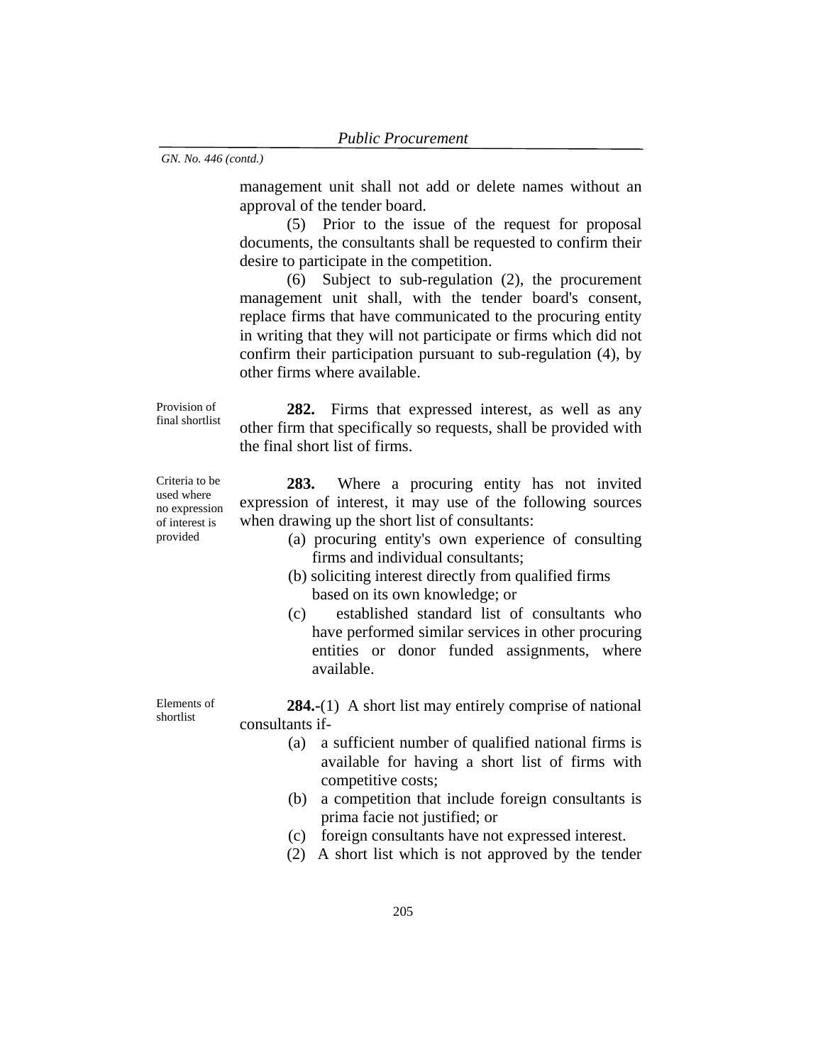GN. No. 446 (contd.)

management unit shall not add or delete names without an approval of the tender board.

(5) Prior to the issue of the request for proposal documents, the consultants shall be requested to confirm their desire to participate in the competition.

(6) Subject to sub-regulation (2), the procurement management unit shall, with the tender board's consent, replace firms that have communicated to the procuring entity in writing that they will not participate or firms which did not confirm their participation pursuant to sub-regulation (4), by other firms where available.

Provision of final shortlist

**282.** Firms that expressed interest, as well as any other firm that specifically so requests, shall be provided with the final short list of firms.

Criteria to be used where no expression of interest is provided

**283.** Where a procuring entity has not invited expression of interest, it may use of the following sources when drawing up the short list of consultants:

(a) procuring entity's own experience of consulting firms and individual consultants;

(b) soliciting interest directly from qualified firms based on its own knowledge; or

(c) established standard list of consultants who have performed similar services in other procuring entities or donor funded assignments, where available.

Elements of shortlist

**284.**-(1) A short list may entirely comprise of national consultants if-

(a) a sufficient number of qualified national firms is available for having a short list of firms with competitive costs;

(b) a competition that include foreign consultants is prima facie not justified; or

(c) foreign consultants have not expressed interest.

(2) A short list which is not approved by the tender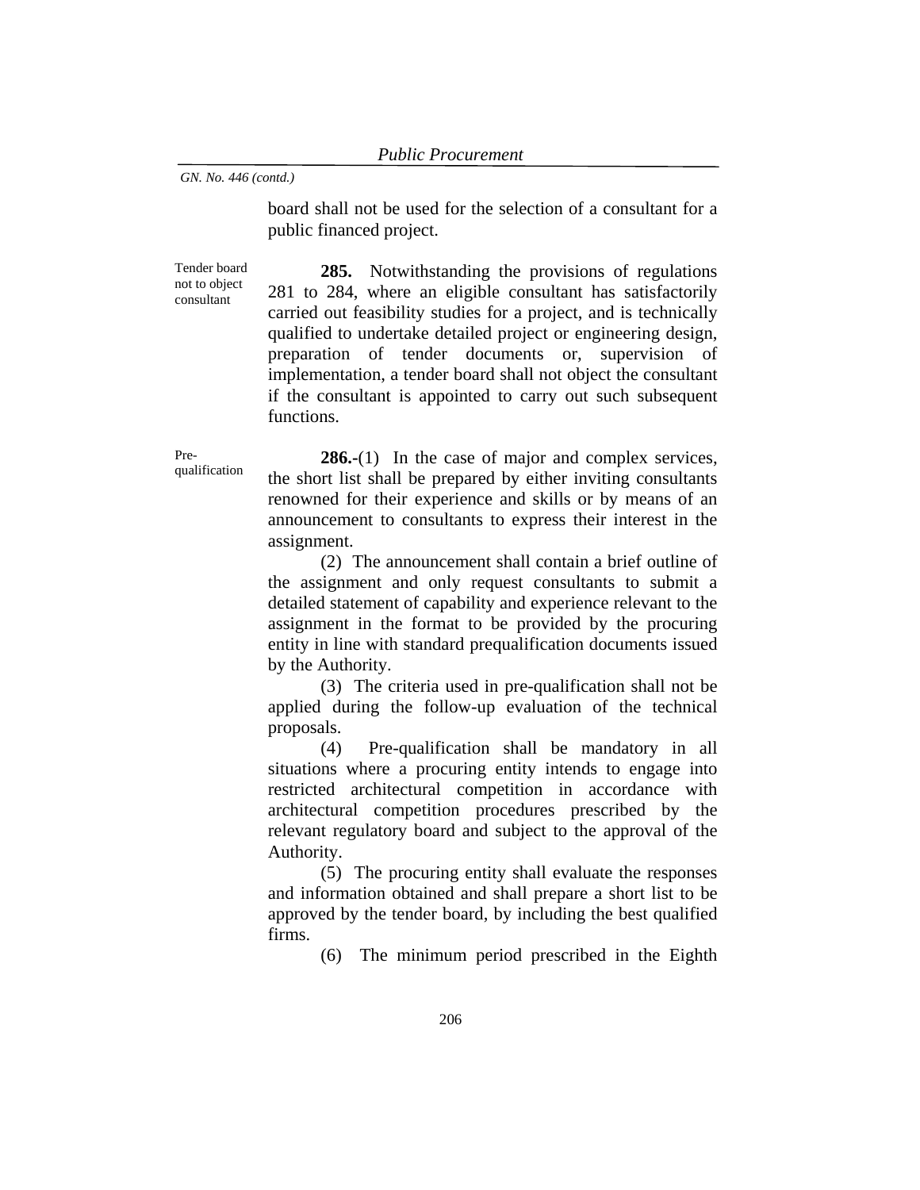GN. No. 446 (contd.)

board shall not be used for the selection of a consultant for a public financed project.

Tender board not to object consultant

**285.** Notwithstanding the provisions of regulations 281 to 284, where an eligible consultant has satisfactorily carried out feasibility studies for a project, and is technically qualified to undertake detailed project or engineering design, preparation of tender documents or, supervision of implementation, a tender board shall not object the consultant if the consultant is appointed to carry out such subsequent functions.

Pre-qualification

**286.-**(1) In the case of major and complex services, the short list shall be prepared by either inviting consultants renowned for their experience and skills or by means of an announcement to consultants to express their interest in the assignment.

(2) The announcement shall contain a brief outline of the assignment and only request consultants to submit a detailed statement of capability and experience relevant to the assignment in the format to be provided by the procuring entity in line with standard prequalification documents issued by the Authority.

(3) The criteria used in pre-qualification shall not be applied during the follow-up evaluation of the technical proposals.

(4) Pre-qualification shall be mandatory in all situations where a procuring entity intends to engage into restricted architectural competition in accordance with architectural competition procedures prescribed by the relevant regulatory board and subject to the approval of the Authority.

(5) The procuring entity shall evaluate the responses and information obtained and shall prepare a short list to be approved by the tender board, by including the best qualified firms.

(6) The minimum period prescribed in the Eighth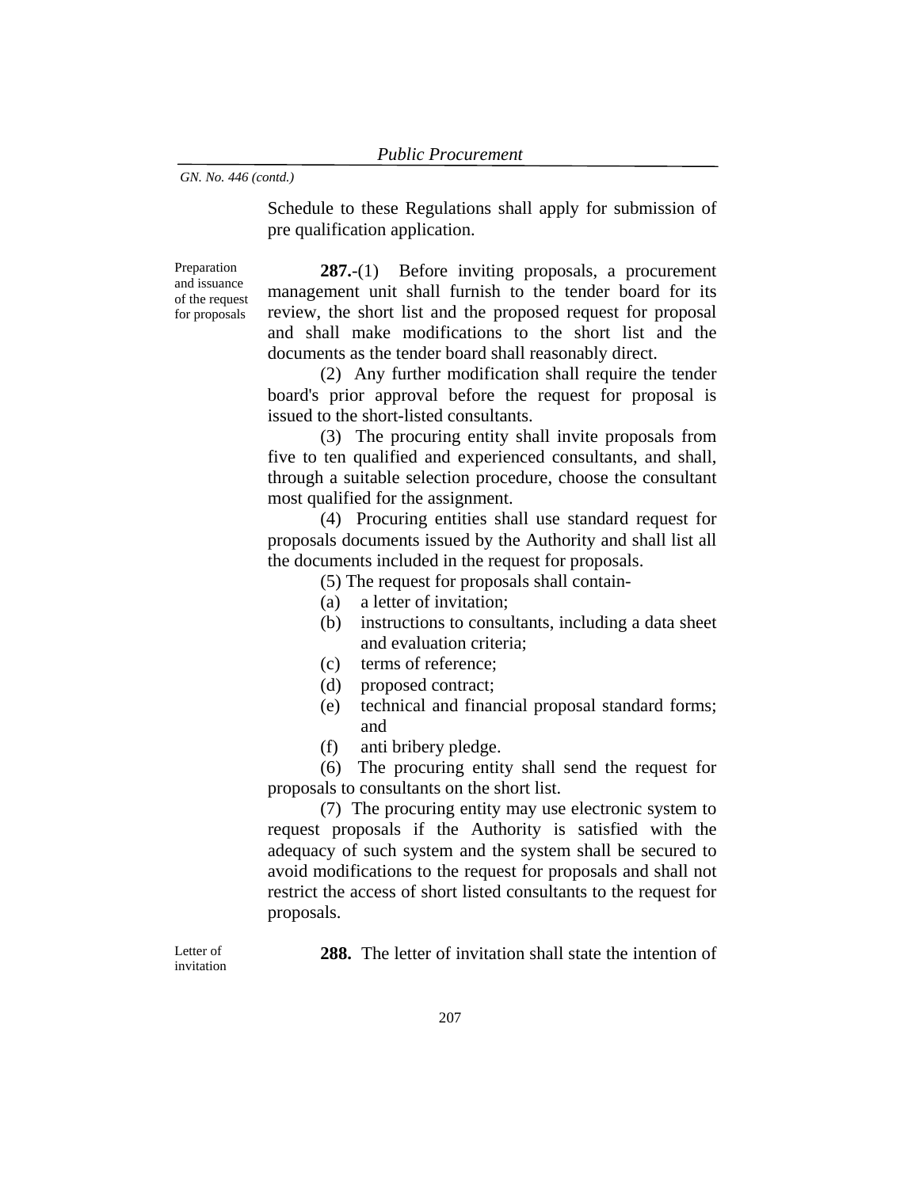*GN. No. 446 (contd.)*

Schedule to these Regulations shall apply for submission of pre qualification application.

Preparation and issuance of the request for proposals

**287.**-(1) Before inviting proposals, a procurement management unit shall furnish to the tender board for its review, the short list and the proposed request for proposal and shall make modifications to the short list and the documents as the tender board shall reasonably direct.

(2) Any further modification shall require the tender board's prior approval before the request for proposal is issued to the short-listed consultants.

(3) The procuring entity shall invite proposals from five to ten qualified and experienced consultants, and shall, through a suitable selection procedure, choose the consultant most qualified for the assignment.

(4) Procuring entities shall use standard request for proposals documents issued by the Authority and shall list all the documents included in the request for proposals.

(5) The request for proposals shall contain-

(a) a letter of invitation;
(b) instructions to consultants, including a data sheet and evaluation criteria;
(c) terms of reference;
(d) proposed contract;
(e) technical and financial proposal standard forms; and
(f) anti bribery pledge.

(6) The procuring entity shall send the request for proposals to consultants on the short list.

(7) The procuring entity may use electronic system to request proposals if the Authority is satisfied with the adequacy of such system and the system shall be secured to avoid modifications to the request for proposals and shall not restrict the access of short listed consultants to the request for proposals.

Letter of invitation

**288.** The letter of invitation shall state the intention of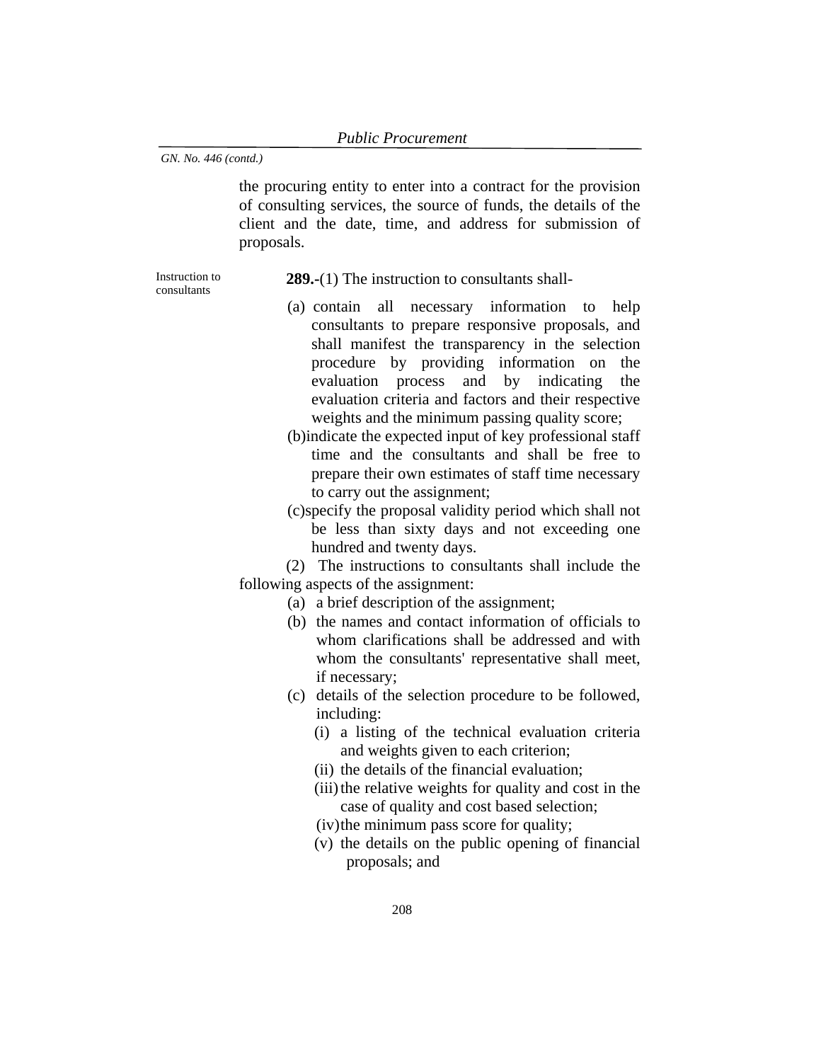*GN. No. 446 (contd.)*

the procuring entity to enter into a contract for the provision of consulting services, the source of funds, the details of the client and the date, time, and address for submission of proposals.

Instruction to consultants

**289.-**(1) The instruction to consultants shall-

(a) contain all necessary information to help consultants to prepare responsive proposals, and shall manifest the transparency in the selection procedure by providing information on the evaluation process and by indicating the evaluation criteria and factors and their respective weights and the minimum passing quality score;

(b) indicate the expected input of key professional staff time and the consultants and shall be free to prepare their own estimates of staff time necessary to carry out the assignment;

(c) specify the proposal validity period which shall not be less than sixty days and not exceeding one hundred and twenty days.

(2) The instructions to consultants shall include the following aspects of the assignment:

(a) a brief description of the assignment;

(b) the names and contact information of officials to whom clarifications shall be addressed and with whom the consultants' representative shall meet, if necessary;

(c) details of the selection procedure to be followed, including:

(i) a listing of the technical evaluation criteria and weights given to each criterion;

(ii) the details of the financial evaluation;

(iii) the relative weights for quality and cost in the case of quality and cost based selection;

(iv) the minimum pass score for quality;

(v) the details on the public opening of financial proposals; and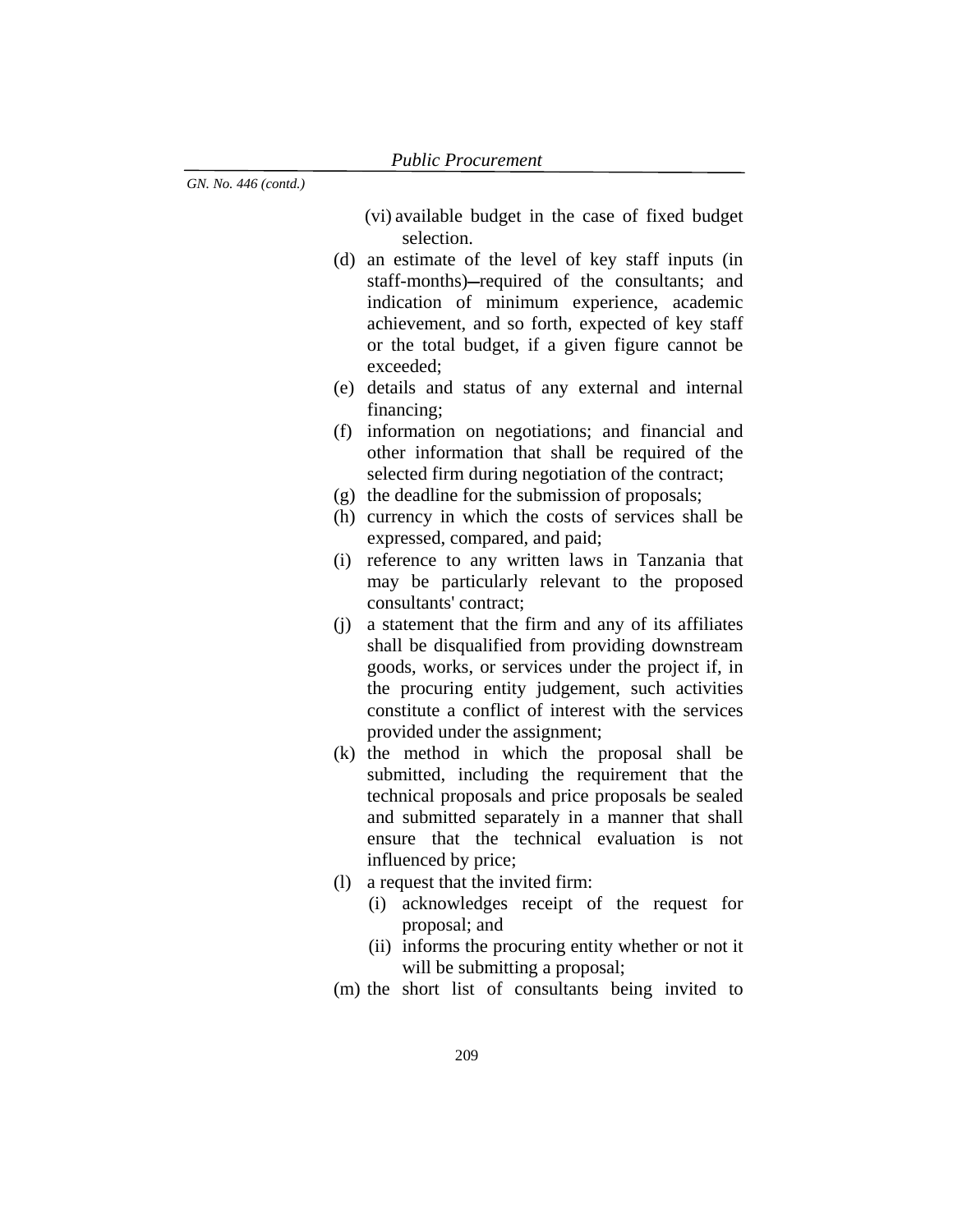GN. No. 446 (contd.)

(vi) available budget in the case of fixed budget selection.

(d) an estimate of the level of key staff inputs (in staff-months)—required of the consultants; and indication of minimum experience, academic achievement, and so forth, expected of key staff or the total budget, if a given figure cannot be exceeded;

(e) details and status of any external and internal financing;

(f) information on negotiations; and financial and other information that shall be required of the selected firm during negotiation of the contract;

(g) the deadline for the submission of proposals;

(h) currency in which the costs of services shall be expressed, compared, and paid;

(i) reference to any written laws in Tanzania that may be particularly relevant to the proposed consultants' contract;

(j) a statement that the firm and any of its affiliates shall be disqualified from providing downstream goods, works, or services under the project if, in the procuring entity judgement, such activities constitute a conflict of interest with the services provided under the assignment;

(k) the method in which the proposal shall be submitted, including the requirement that the technical proposals and price proposals be sealed and submitted separately in a manner that shall ensure that the technical evaluation is not influenced by price;

(l) a request that the invited firm:

(i) acknowledges receipt of the request for proposal; and

(ii) informs the procuring entity whether or not it will be submitting a proposal;

(m) the short list of consultants being invited to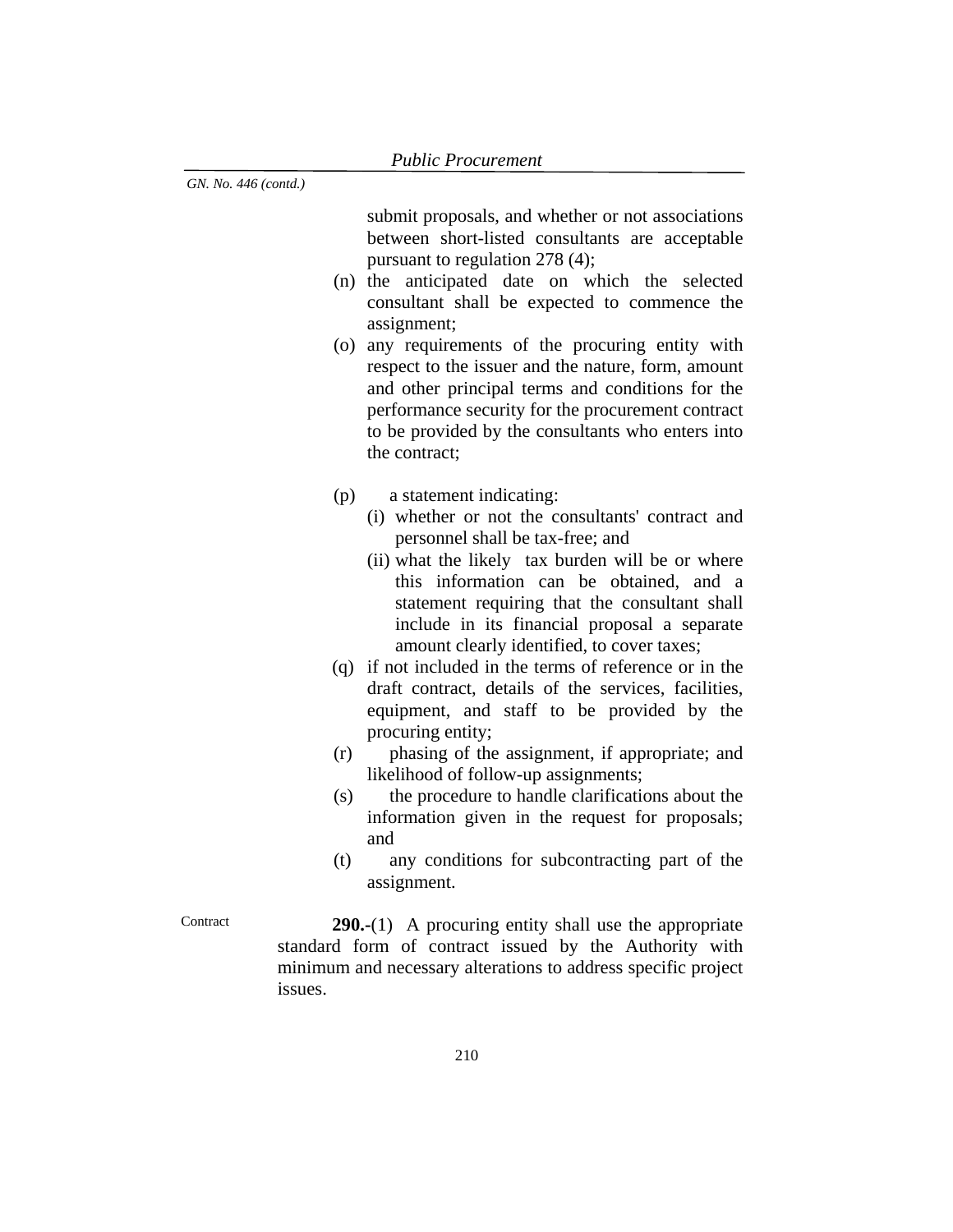GN. No. 446 (contd.)

submit proposals, and whether or not associations between short-listed consultants are acceptable pursuant to regulation 278 (4);

(n) the anticipated date on which the selected consultant shall be expected to commence the assignment;

(o) any requirements of the procuring entity with respect to the issuer and the nature, form, amount and other principal terms and conditions for the performance security for the procurement contract to be provided by the consultants who enters into the contract;

(p) a statement indicating:

(i) whether or not the consultants' contract and personnel shall be tax-free; and

(ii) what the likely tax burden will be or where this information can be obtained, and a statement requiring that the consultant shall include in its financial proposal a separate amount clearly identified, to cover taxes;

(q) if not included in the terms of reference or in the draft contract, details of the services, facilities, equipment, and staff to be provided by the procuring entity;

(r) phasing of the assignment, if appropriate; and likelihood of follow-up assignments;

(s) the procedure to handle clarifications about the information given in the request for proposals; and

(t) any conditions for subcontracting part of the assignment.

Contract

**290.-**(1) A procuring entity shall use the appropriate standard form of contract issued by the Authority with minimum and necessary alterations to address specific project issues.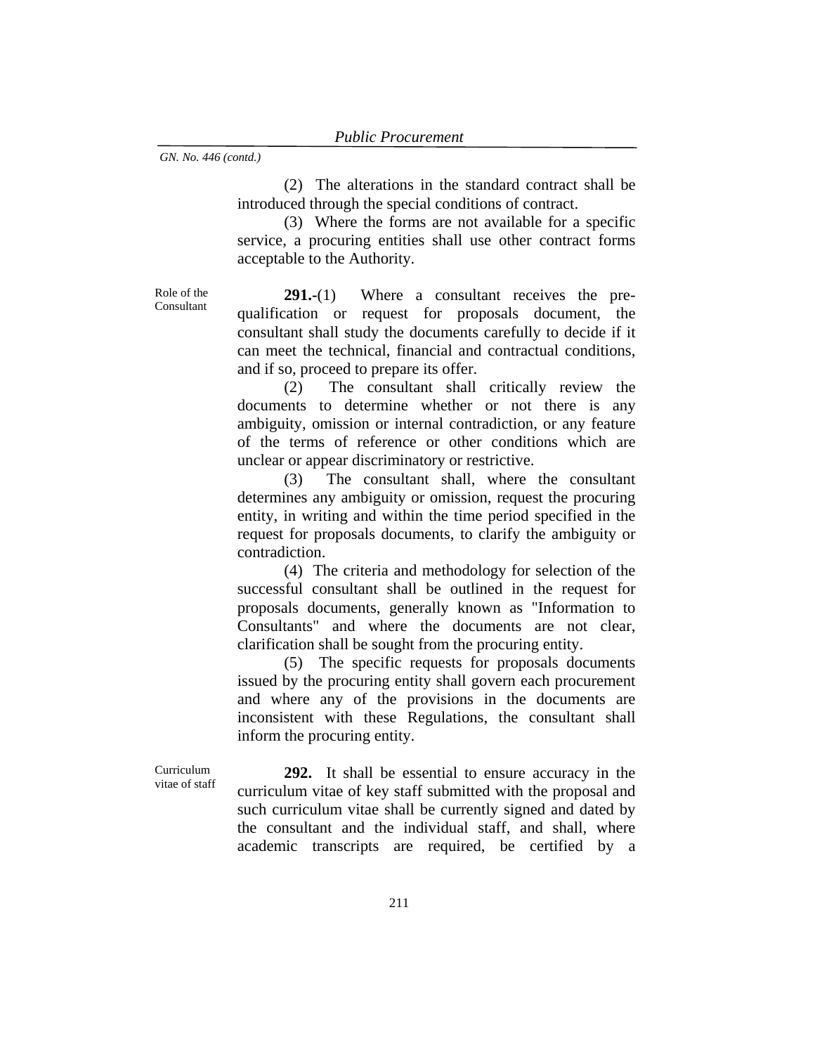*GN. No. 446 (contd.)*

(2) The alterations in the standard contract shall be introduced through the special conditions of contract.

(3) Where the forms are not available for a specific service, a procuring entities shall use other contract forms acceptable to the Authority.

Role of the Consultant

**291.-**(1) Where a consultant receives the pre-qualification or request for proposals document, the consultant shall study the documents carefully to decide if it can meet the technical, financial and contractual conditions, and if so, proceed to prepare its offer.

(2) The consultant shall critically review the documents to determine whether or not there is any ambiguity, omission or internal contradiction, or any feature of the terms of reference or other conditions which are unclear or appear discriminatory or restrictive.

(3) The consultant shall, where the consultant determines any ambiguity or omission, request the procuring entity, in writing and within the time period specified in the request for proposals documents, to clarify the ambiguity or contradiction.

(4) The criteria and methodology for selection of the successful consultant shall be outlined in the request for proposals documents, generally known as "Information to Consultants" and where the documents are not clear, clarification shall be sought from the procuring entity.

(5) The specific requests for proposals documents issued by the procuring entity shall govern each procurement and where any of the provisions in the documents are inconsistent with these Regulations, the consultant shall inform the procuring entity.

Curriculum vitae of staff

**292.** It shall be essential to ensure accuracy in the curriculum vitae of key staff submitted with the proposal and such curriculum vitae shall be currently signed and dated by the consultant and the individual staff, and shall, where academic transcripts are required, be certified by a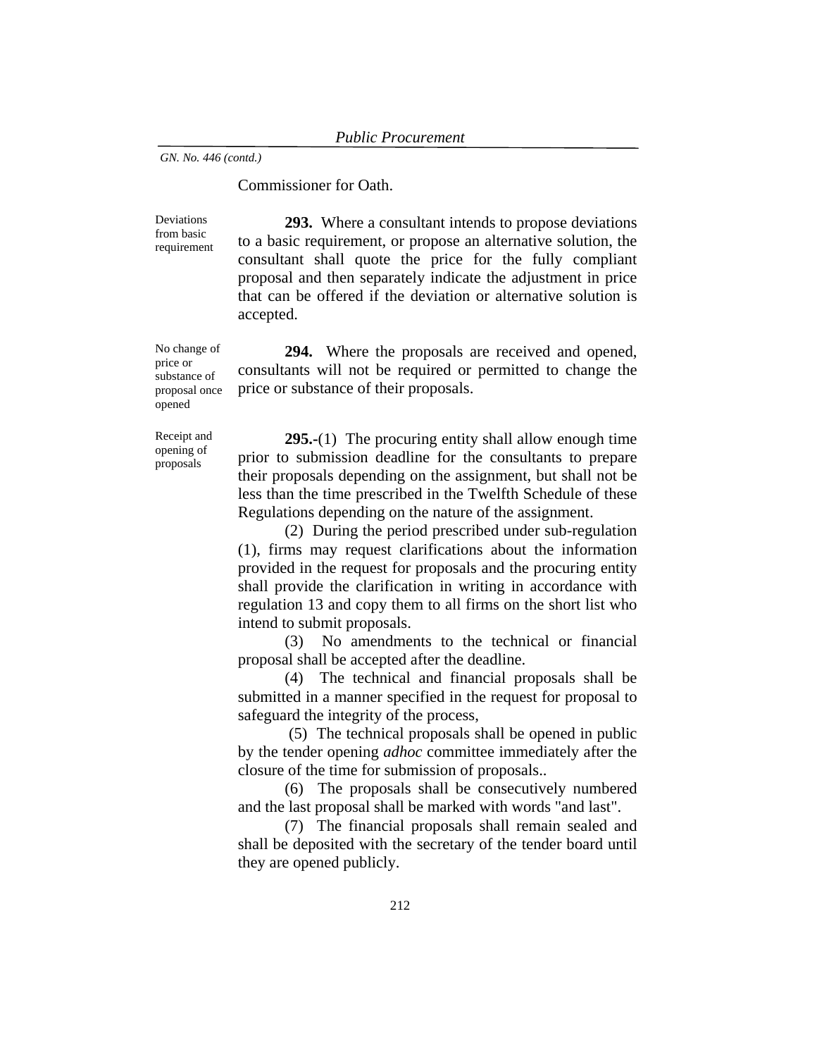*GN. No. 446 (contd.)*

Commissioner for Oath.

Deviations from basic requirement

**293.** Where a consultant intends to propose deviations to a basic requirement, or propose an alternative solution, the consultant shall quote the price for the fully compliant proposal and then separately indicate the adjustment in price that can be offered if the deviation or alternative solution is accepted.

No change of price or substance of proposal once opened

**294.** Where the proposals are received and opened, consultants will not be required or permitted to change the price or substance of their proposals.

Receipt and opening of proposals

**295.-**(1) The procuring entity shall allow enough time prior to submission deadline for the consultants to prepare their proposals depending on the assignment, but shall not be less than the time prescribed in the Twelfth Schedule of these Regulations depending on the nature of the assignment.

(2) During the period prescribed under sub-regulation (1), firms may request clarifications about the information provided in the request for proposals and the procuring entity shall provide the clarification in writing in accordance with regulation 13 and copy them to all firms on the short list who intend to submit proposals.

(3) No amendments to the technical or financial proposal shall be accepted after the deadline.

(4) The technical and financial proposals shall be submitted in a manner specified in the request for proposal to safeguard the integrity of the process,

(5) The technical proposals shall be opened in public by the tender opening *adhoc* committee immediately after the closure of the time for submission of proposals..

(6) The proposals shall be consecutively numbered and the last proposal shall be marked with words "and last".

(7) The financial proposals shall remain sealed and shall be deposited with the secretary of the tender board until they are opened publicly.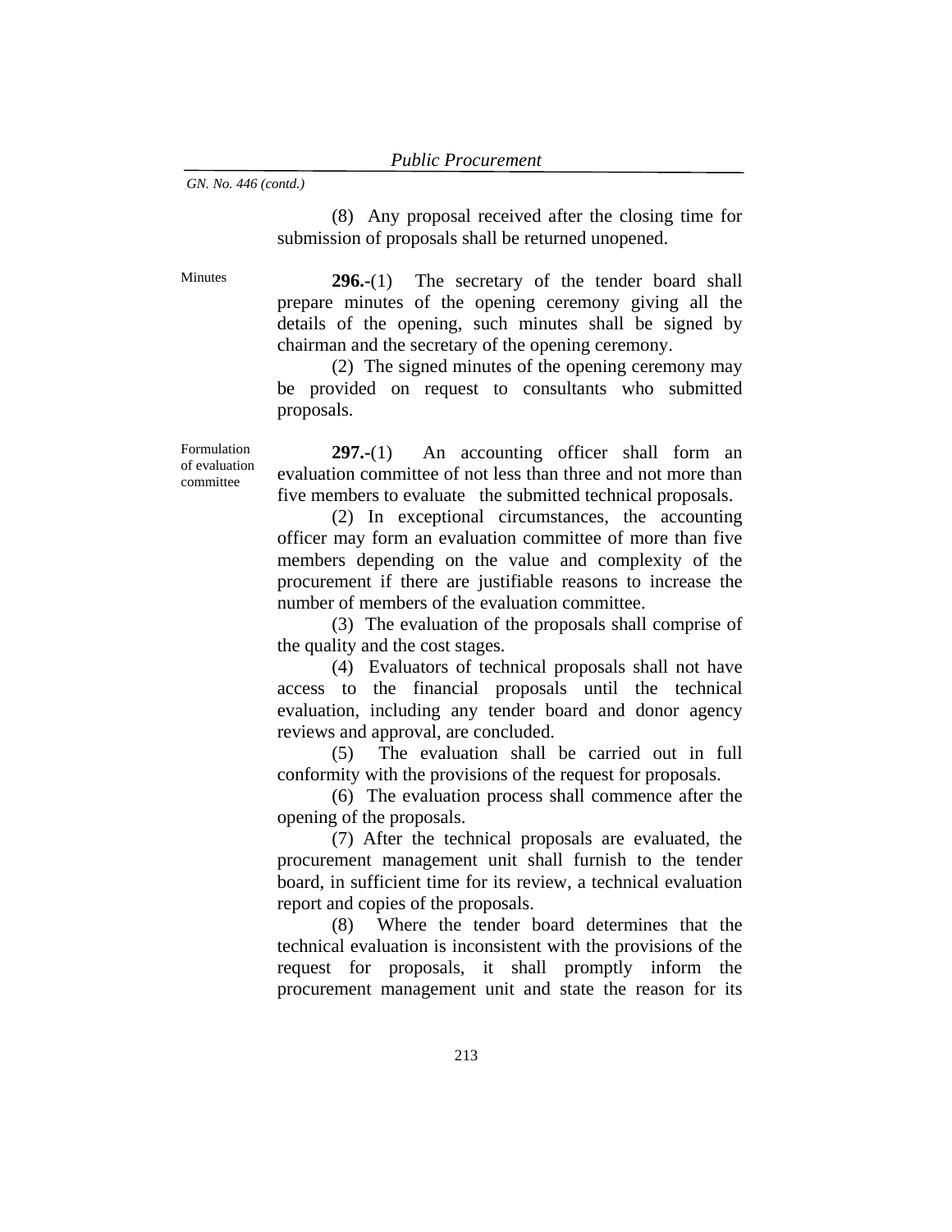*GN. No. 446 (contd.)*

(8) Any proposal received after the closing time for submission of proposals shall be returned unopened.

Minutes

**296.-**(1) The secretary of the tender board shall prepare minutes of the opening ceremony giving all the details of the opening, such minutes shall be signed by chairman and the secretary of the opening ceremony.

(2) The signed minutes of the opening ceremony may be provided on request to consultants who submitted proposals.

Formulation of evaluation committee

**297.-**(1) An accounting officer shall form an evaluation committee of not less than three and not more than five members to evaluate the submitted technical proposals.

(2) In exceptional circumstances, the accounting officer may form an evaluation committee of more than five members depending on the value and complexity of the procurement if there are justifiable reasons to increase the number of members of the evaluation committee.

(3) The evaluation of the proposals shall comprise of the quality and the cost stages.

(4) Evaluators of technical proposals shall not have access to the financial proposals until the technical evaluation, including any tender board and donor agency reviews and approval, are concluded.

(5) The evaluation shall be carried out in full conformity with the provisions of the request for proposals.

(6) The evaluation process shall commence after the opening of the proposals.

(7) After the technical proposals are evaluated, the procurement management unit shall furnish to the tender board, in sufficient time for its review, a technical evaluation report and copies of the proposals.

(8) Where the tender board determines that the technical evaluation is inconsistent with the provisions of the request for proposals, it shall promptly inform the procurement management unit and state the reason for its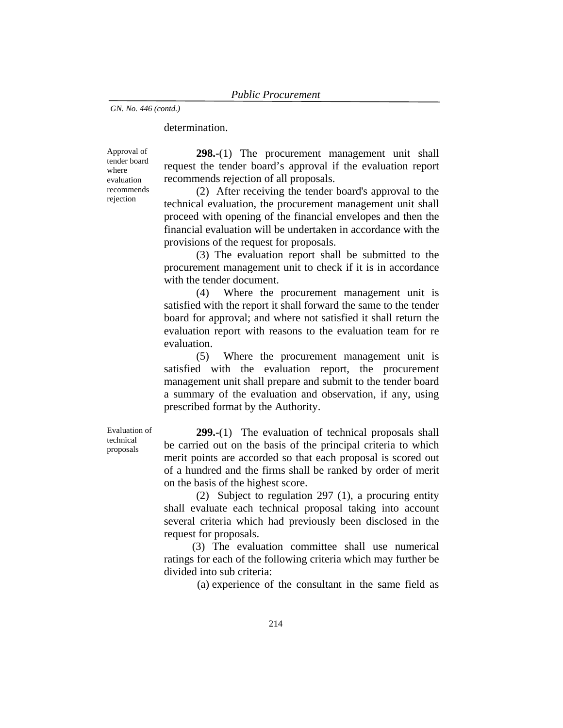*GN. No. 446 (contd.)*

determination.

Approval of tender board where evaluation recommends rejection

**298.-**(1) The procurement management unit shall request the tender board's approval if the evaluation report recommends rejection of all proposals.

(2) After receiving the tender board's approval to the technical evaluation, the procurement management unit shall proceed with opening of the financial envelopes and then the financial evaluation will be undertaken in accordance with the provisions of the request for proposals.

(3) The evaluation report shall be submitted to the procurement management unit to check if it is in accordance with the tender document.

(4) Where the procurement management unit is satisfied with the report it shall forward the same to the tender board for approval; and where not satisfied it shall return the evaluation report with reasons to the evaluation team for re evaluation.

(5) Where the procurement management unit is satisfied with the evaluation report, the procurement management unit shall prepare and submit to the tender board a summary of the evaluation and observation, if any, using prescribed format by the Authority.

Evaluation of technical proposals

**299.-**(1) The evaluation of technical proposals shall be carried out on the basis of the principal criteria to which merit points are accorded so that each proposal is scored out of a hundred and the firms shall be ranked by order of merit on the basis of the highest score.

(2) Subject to regulation 297 (1), a procuring entity shall evaluate each technical proposal taking into account several criteria which had previously been disclosed in the request for proposals.

(3) The evaluation committee shall use numerical ratings for each of the following criteria which may further be divided into sub criteria:

(a) experience of the consultant in the same field as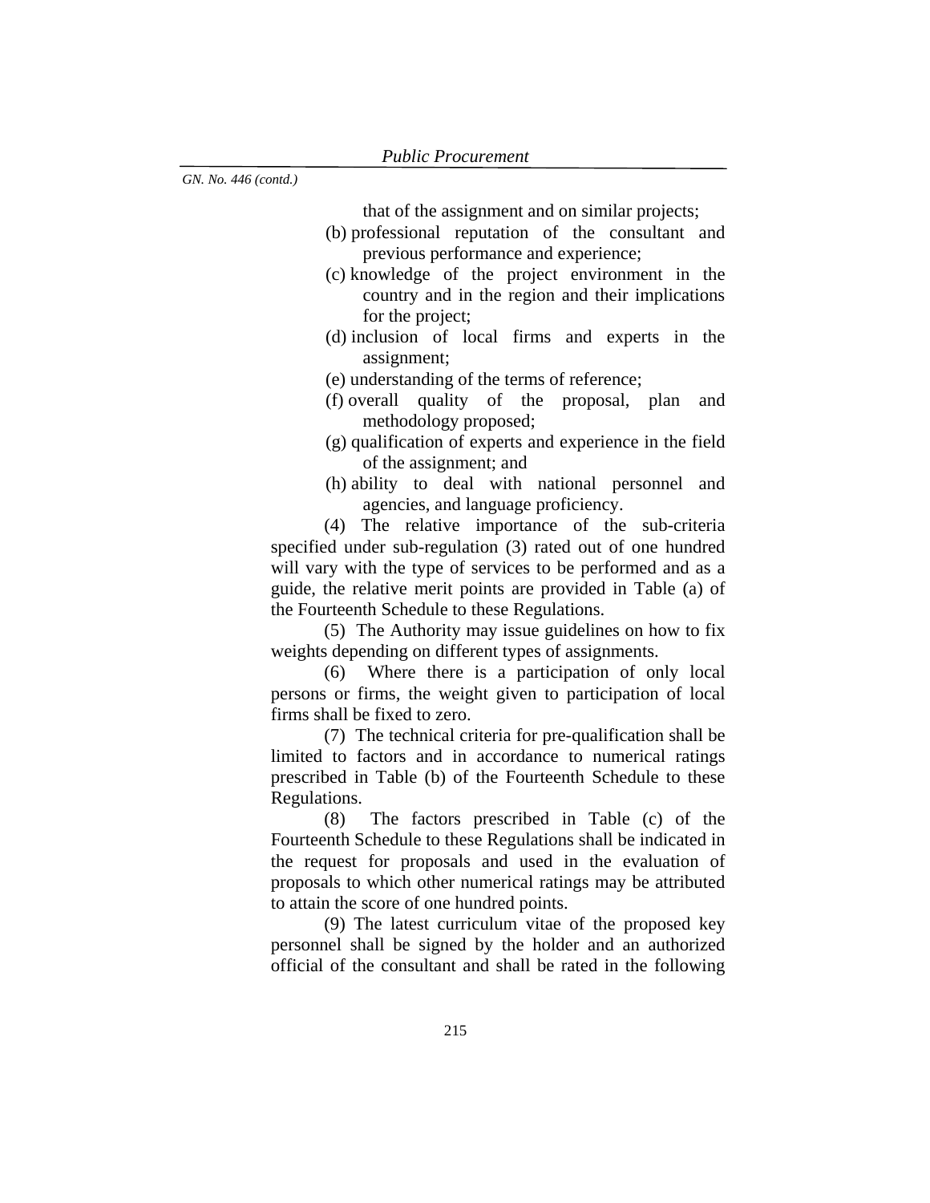that of the assignment and on similar projects;

(b) professional reputation of the consultant and previous performance and experience;

(c) knowledge of the project environment in the country and in the region and their implications for the project;

(d) inclusion of local firms and experts in the assignment;

(e) understanding of the terms of reference;

(f) overall quality of the proposal, plan and methodology proposed;

(g) qualification of experts and experience in the field of the assignment; and

(h) ability to deal with national personnel and agencies, and language proficiency.

(4) The relative importance of the sub-criteria specified under sub-regulation (3) rated out of one hundred will vary with the type of services to be performed and as a guide, the relative merit points are provided in Table (a) of the Fourteenth Schedule to these Regulations.

(5) The Authority may issue guidelines on how to fix weights depending on different types of assignments.

(6) Where there is a participation of only local persons or firms, the weight given to participation of local firms shall be fixed to zero.

(7) The technical criteria for pre-qualification shall be limited to factors and in accordance to numerical ratings prescribed in Table (b) of the Fourteenth Schedule to these Regulations.

(8) The factors prescribed in Table (c) of the Fourteenth Schedule to these Regulations shall be indicated in the request for proposals and used in the evaluation of proposals to which other numerical ratings may be attributed to attain the score of one hundred points.

(9) The latest curriculum vitae of the proposed key personnel shall be signed by the holder and an authorized official of the consultant and shall be rated in the following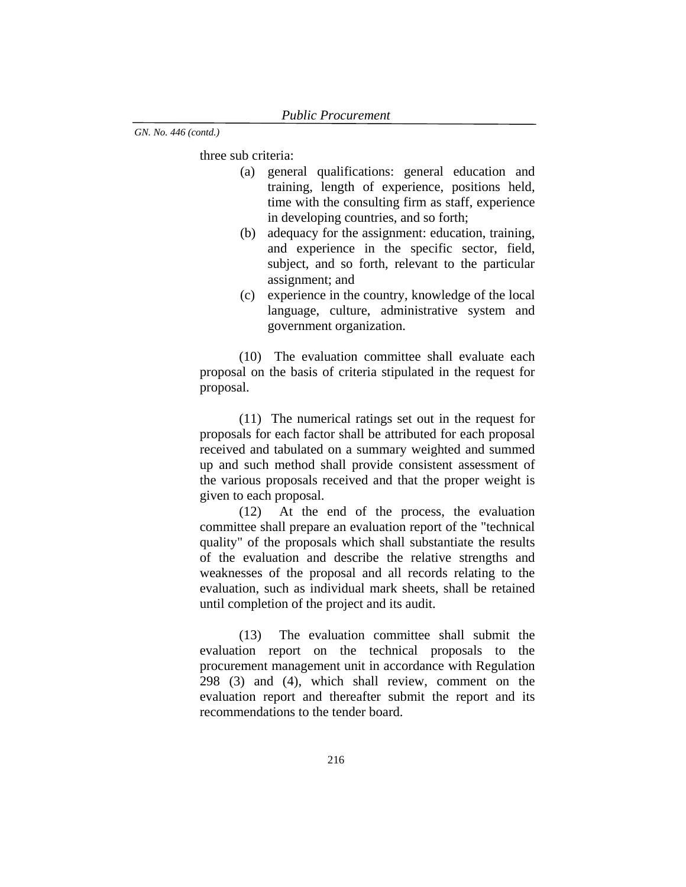three sub criteria:

(a) general qualifications: general education and training, length of experience, positions held, time with the consulting firm as staff, experience in developing countries, and so forth;

(b) adequacy for the assignment: education, training, and experience in the specific sector, field, subject, and so forth, relevant to the particular assignment; and

(c) experience in the country, knowledge of the local language, culture, administrative system and government organization.

(10) The evaluation committee shall evaluate each proposal on the basis of criteria stipulated in the request for proposal.

(11) The numerical ratings set out in the request for proposals for each factor shall be attributed for each proposal received and tabulated on a summary weighted and summed up and such method shall provide consistent assessment of the various proposals received and that the proper weight is given to each proposal.

(12) At the end of the process, the evaluation committee shall prepare an evaluation report of the "technical quality" of the proposals which shall substantiate the results of the evaluation and describe the relative strengths and weaknesses of the proposal and all records relating to the evaluation, such as individual mark sheets, shall be retained until completion of the project and its audit.

(13) The evaluation committee shall submit the evaluation report on the technical proposals to the procurement management unit in accordance with Regulation 298 (3) and (4), which shall review, comment on the evaluation report and thereafter submit the report and its recommendations to the tender board.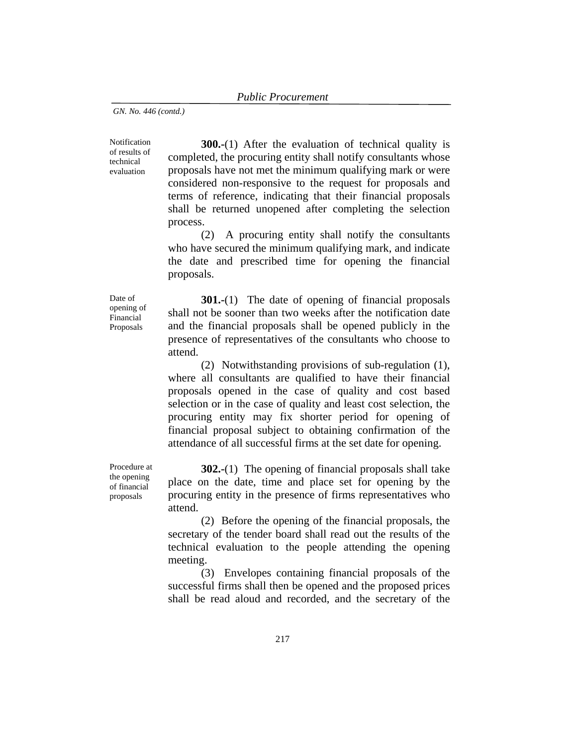*GN. No. 446 (contd.)*

Notification of results of technical evaluation

**300.**-(1) After the evaluation of technical quality is completed, the procuring entity shall notify consultants whose proposals have not met the minimum qualifying mark or were considered non-responsive to the request for proposals and terms of reference, indicating that their financial proposals shall be returned unopened after completing the selection process.

(2) A procuring entity shall notify the consultants who have secured the minimum qualifying mark, and indicate the date and prescribed time for opening the financial proposals.

Date of opening of Financial Proposals

**301.**-(1) The date of opening of financial proposals shall not be sooner than two weeks after the notification date and the financial proposals shall be opened publicly in the presence of representatives of the consultants who choose to attend.

(2) Notwithstanding provisions of sub-regulation (1), where all consultants are qualified to have their financial proposals opened in the case of quality and cost based selection or in the case of quality and least cost selection, the procuring entity may fix shorter period for opening of financial proposal subject to obtaining confirmation of the attendance of all successful firms at the set date for opening.

Procedure at the opening of financial proposals

**302.**-(1) The opening of financial proposals shall take place on the date, time and place set for opening by the procuring entity in the presence of firms representatives who attend.

(2) Before the opening of the financial proposals, the secretary of the tender board shall read out the results of the technical evaluation to the people attending the opening meeting.

(3) Envelopes containing financial proposals of the successful firms shall then be opened and the proposed prices shall be read aloud and recorded, and the secretary of the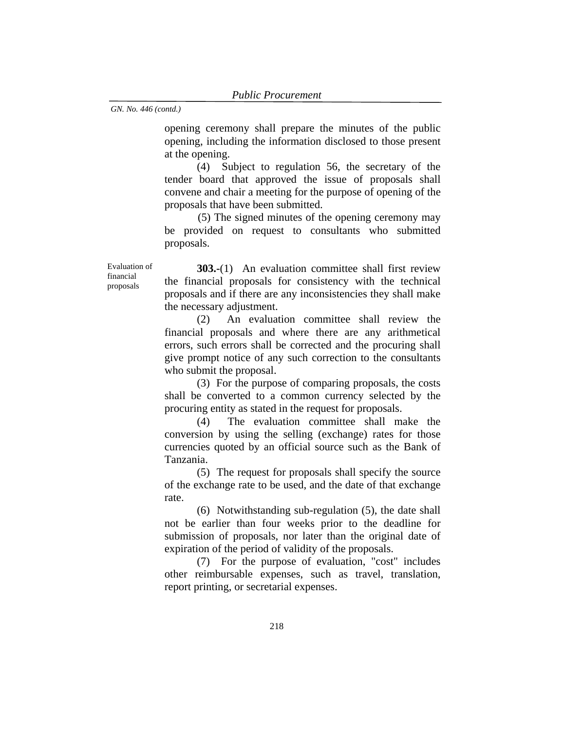*GN. No. 446 (contd.)*

opening ceremony shall prepare the minutes of the public opening, including the information disclosed to those present at the opening.

(4) Subject to regulation 56, the secretary of the tender board that approved the issue of proposals shall convene and chair a meeting for the purpose of opening of the proposals that have been submitted.

(5) The signed minutes of the opening ceremony may be provided on request to consultants who submitted proposals.

Evaluation of financial proposals

**303.-**(1) An evaluation committee shall first review the financial proposals for consistency with the technical proposals and if there are any inconsistencies they shall make the necessary adjustment.

(2) An evaluation committee shall review the financial proposals and where there are any arithmetical errors, such errors shall be corrected and the procuring shall give prompt notice of any such correction to the consultants who submit the proposal.

(3) For the purpose of comparing proposals, the costs shall be converted to a common currency selected by the procuring entity as stated in the request for proposals.

(4) The evaluation committee shall make the conversion by using the selling (exchange) rates for those currencies quoted by an official source such as the Bank of Tanzania.

(5) The request for proposals shall specify the source of the exchange rate to be used, and the date of that exchange rate.

(6) Notwithstanding sub-regulation (5), the date shall not be earlier than four weeks prior to the deadline for submission of proposals, nor later than the original date of expiration of the period of validity of the proposals.

(7) For the purpose of evaluation, "cost" includes other reimbursable expenses, such as travel, translation, report printing, or secretarial expenses.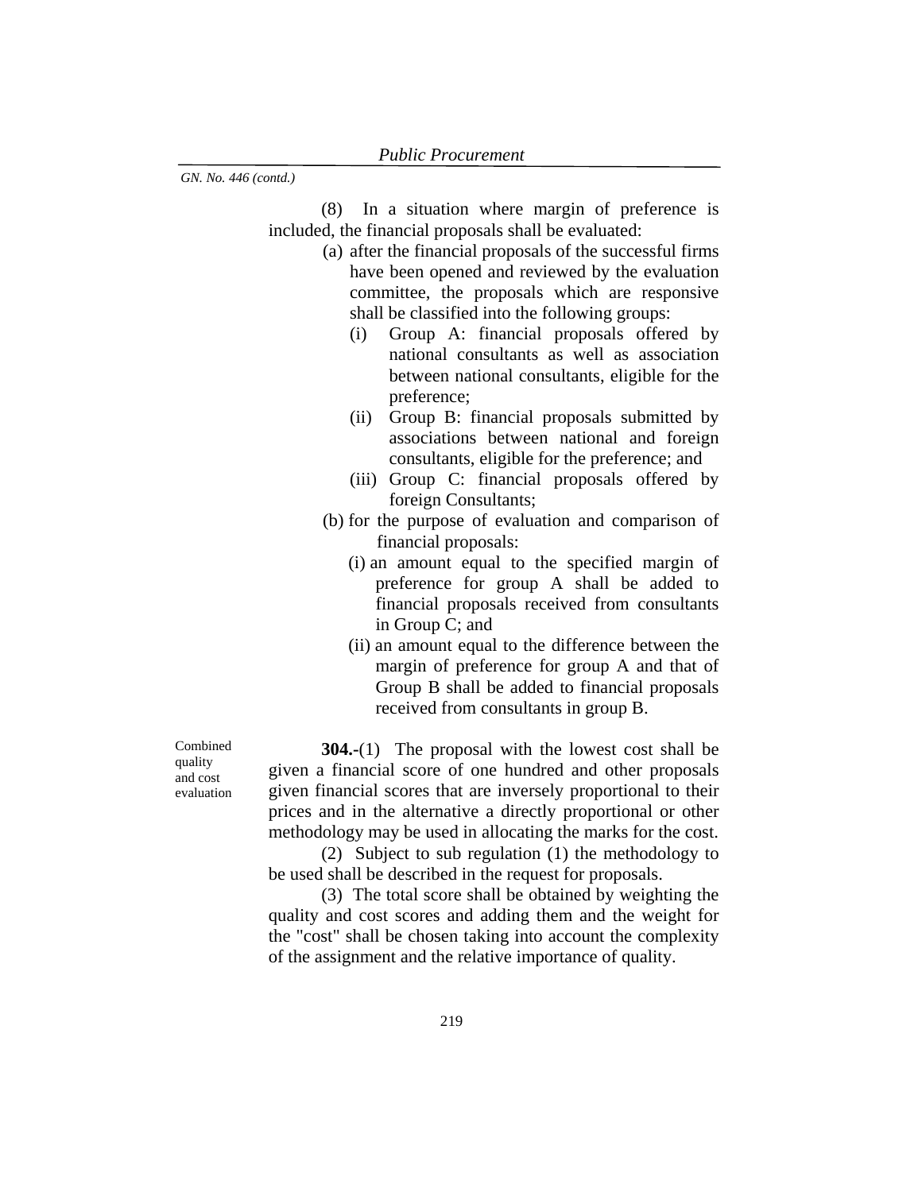*GN. No. 446 (contd.)*

(8) In a situation where margin of preference is included, the financial proposals shall be evaluated:

(a) after the financial proposals of the successful firms have been opened and reviewed by the evaluation committee, the proposals which are responsive shall be classified into the following groups:

(i) Group A: financial proposals offered by national consultants as well as association between national consultants, eligible for the preference;

(ii) Group B: financial proposals submitted by associations between national and foreign consultants, eligible for the preference; and

(iii) Group C: financial proposals offered by foreign Consultants;

(b) for the purpose of evaluation and comparison of financial proposals:

(i) an amount equal to the specified margin of preference for group A shall be added to financial proposals received from consultants in Group C; and

(ii) an amount equal to the difference between the margin of preference for group A and that of Group B shall be added to financial proposals received from consultants in group B.

Combined quality and cost evaluation

**304.-**(1) The proposal with the lowest cost shall be given a financial score of one hundred and other proposals given financial scores that are inversely proportional to their prices and in the alternative a directly proportional or other methodology may be used in allocating the marks for the cost.

(2) Subject to sub regulation (1) the methodology to be used shall be described in the request for proposals.

(3) The total score shall be obtained by weighting the quality and cost scores and adding them and the weight for the "cost" shall be chosen taking into account the complexity of the assignment and the relative importance of quality.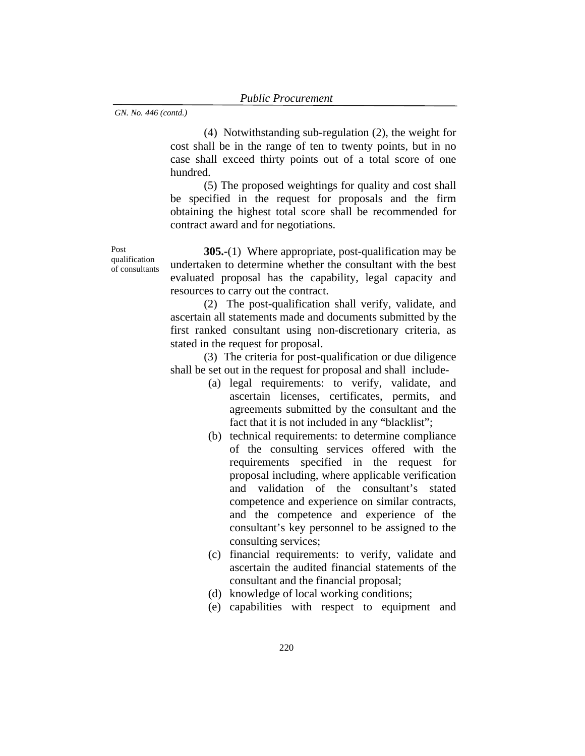*GN. No. 446 (contd.)*

(4) Notwithstanding sub-regulation (2), the weight for cost shall be in the range of ten to twenty points, but in no case shall exceed thirty points out of a total score of one hundred.

(5) The proposed weightings for quality and cost shall be specified in the request for proposals and the firm obtaining the highest total score shall be recommended for contract award and for negotiations.

Post qualification of consultants

**305.**-(1) Where appropriate, post-qualification may be undertaken to determine whether the consultant with the best evaluated proposal has the capability, legal capacity and resources to carry out the contract.

(2) The post-qualification shall verify, validate, and ascertain all statements made and documents submitted by the first ranked consultant using non-discretionary criteria, as stated in the request for proposal.

(3) The criteria for post-qualification or due diligence shall be set out in the request for proposal and shall include-

(a) legal requirements: to verify, validate, and ascertain licenses, certificates, permits, and agreements submitted by the consultant and the fact that it is not included in any "blacklist";

(b) technical requirements: to determine compliance of the consulting services offered with the requirements specified in the request for proposal including, where applicable verification and validation of the consultant's stated competence and experience on similar contracts, and the competence and experience of the consultant's key personnel to be assigned to the consulting services;

(c) financial requirements: to verify, validate and ascertain the audited financial statements of the consultant and the financial proposal;

(d) knowledge of local working conditions;

(e) capabilities with respect to equipment and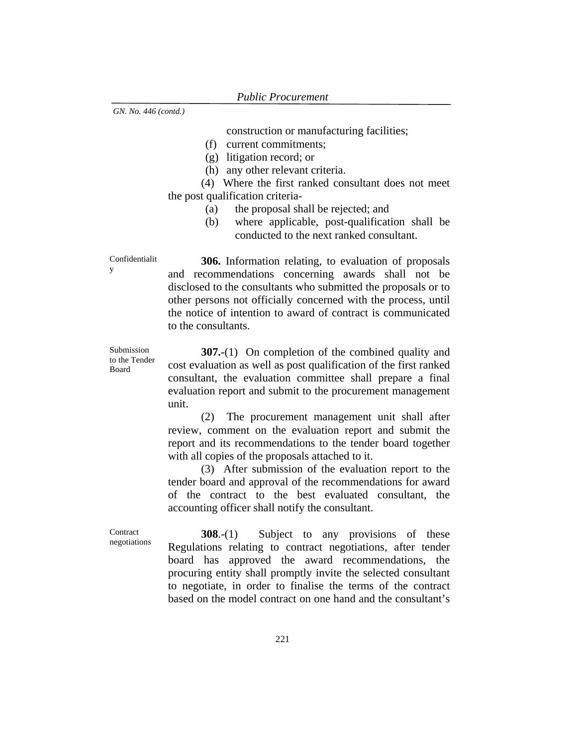GN. No. 446 (contd.)

construction or manufacturing facilities;

(f) current commitments;

(g) litigation record; or

(h) any other relevant criteria.

(4) Where the first ranked consultant does not meet the post qualification criteria-

(a) the proposal shall be rejected; and

(b) where applicable, post-qualification shall be conducted to the next ranked consultant.

Confidentiality

**306.** Information relating, to evaluation of proposals and recommendations concerning awards shall not be disclosed to the consultants who submitted the proposals or to other persons not officially concerned with the process, until the notice of intention to award of contract is communicated to the consultants.

Submission to the Tender Board

**307.-**(1) On completion of the combined quality and cost evaluation as well as post qualification of the first ranked consultant, the evaluation committee shall prepare a final evaluation report and submit to the procurement management unit.

(2) The procurement management unit shall after review, comment on the evaluation report and submit the report and its recommendations to the tender board together with all copies of the proposals attached to it.

(3) After submission of the evaluation report to the tender board and approval of the recommendations for award of the contract to the best evaluated consultant, the accounting officer shall notify the consultant.

Contract negotiations

**308**.-(1) Subject to any provisions of these Regulations relating to contract negotiations, after tender board has approved the award recommendations, the procuring entity shall promptly invite the selected consultant to negotiate, in order to finalise the terms of the contract based on the model contract on one hand and the consultant's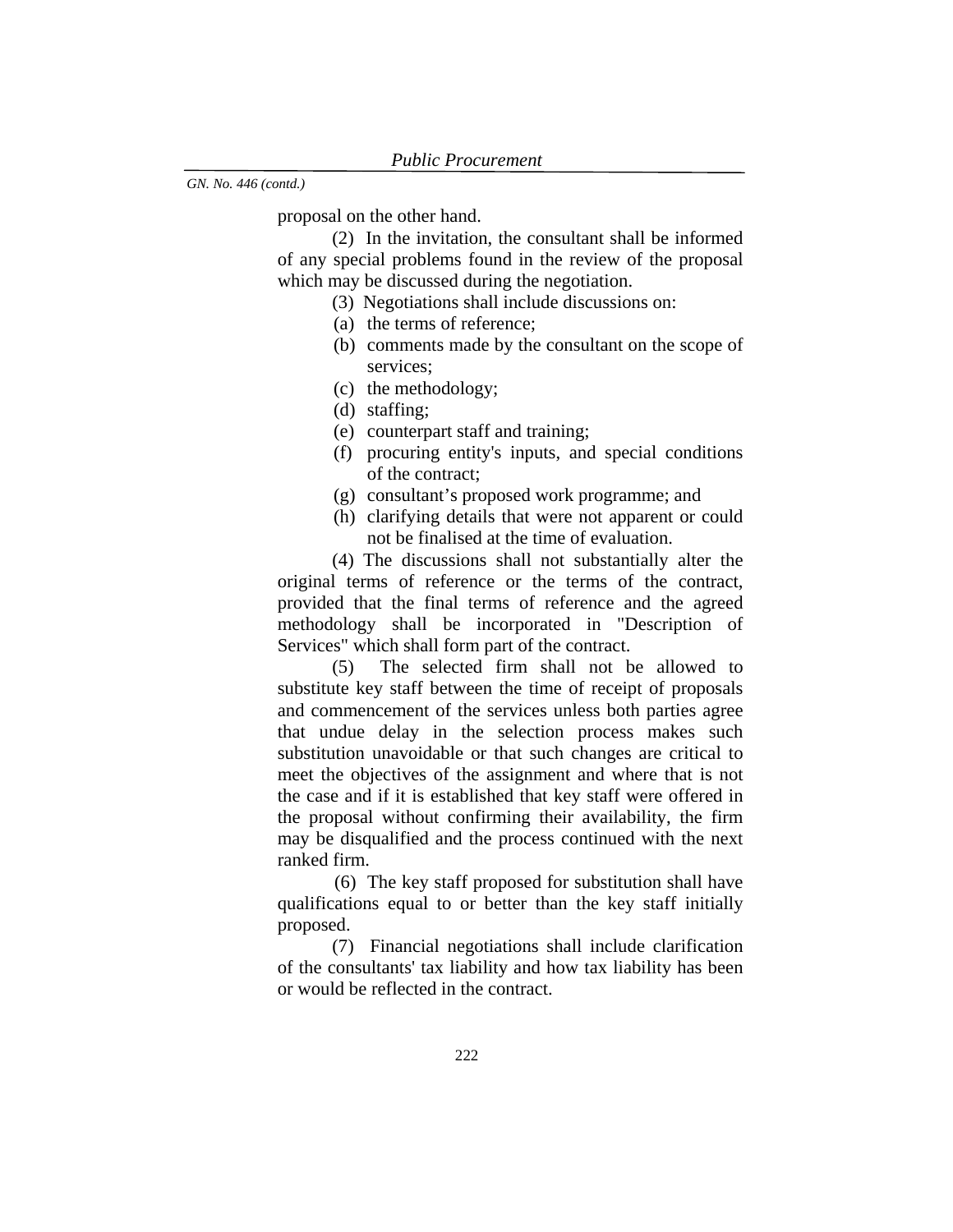proposal on the other hand.

(2) In the invitation, the consultant shall be informed of any special problems found in the review of the proposal which may be discussed during the negotiation.

(3) Negotiations shall include discussions on:

(a) the terms of reference;

(b) comments made by the consultant on the scope of services;

(c) the methodology;

(d) staffing;

(e) counterpart staff and training;

(f) procuring entity's inputs, and special conditions of the contract;

(g) consultant's proposed work programme; and

(h) clarifying details that were not apparent or could not be finalised at the time of evaluation.

(4) The discussions shall not substantially alter the original terms of reference or the terms of the contract, provided that the final terms of reference and the agreed methodology shall be incorporated in "Description of Services" which shall form part of the contract.

(5) The selected firm shall not be allowed to substitute key staff between the time of receipt of proposals and commencement of the services unless both parties agree that undue delay in the selection process makes such substitution unavoidable or that such changes are critical to meet the objectives of the assignment and where that is not the case and if it is established that key staff were offered in the proposal without confirming their availability, the firm may be disqualified and the process continued with the next ranked firm.

(6) The key staff proposed for substitution shall have qualifications equal to or better than the key staff initially proposed.

(7) Financial negotiations shall include clarification of the consultants' tax liability and how tax liability has been or would be reflected in the contract.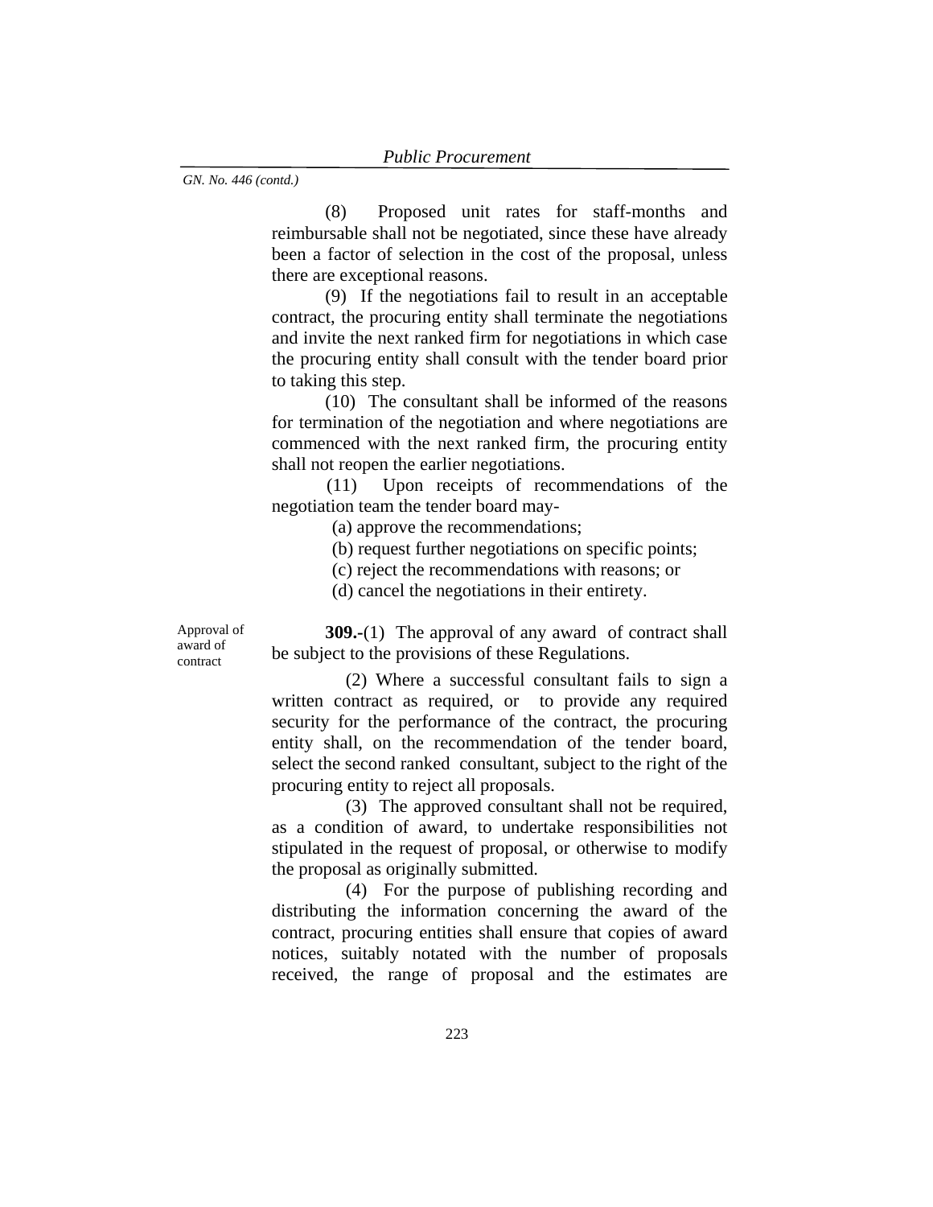*GN. No. 446 (contd.)*

(8) Proposed unit rates for staff-months and reimbursable shall not be negotiated, since these have already been a factor of selection in the cost of the proposal, unless there are exceptional reasons.

(9) If the negotiations fail to result in an acceptable contract, the procuring entity shall terminate the negotiations and invite the next ranked firm for negotiations in which case the procuring entity shall consult with the tender board prior to taking this step.

(10) The consultant shall be informed of the reasons for termination of the negotiation and where negotiations are commenced with the next ranked firm, the procuring entity shall not reopen the earlier negotiations.

(11) Upon receipts of recommendations of the negotiation team the tender board may-

(a) approve the recommendations;

(b) request further negotiations on specific points;

(c) reject the recommendations with reasons; or

(d) cancel the negotiations in their entirety.

Approval of award of contract

**309.-**(1) The approval of any award of contract shall be subject to the provisions of these Regulations.

(2) Where a successful consultant fails to sign a written contract as required, or to provide any required security for the performance of the contract, the procuring entity shall, on the recommendation of the tender board, select the second ranked consultant, subject to the right of the procuring entity to reject all proposals.

(3) The approved consultant shall not be required, as a condition of award, to undertake responsibilities not stipulated in the request of proposal, or otherwise to modify the proposal as originally submitted.

(4) For the purpose of publishing recording and distributing the information concerning the award of the contract, procuring entities shall ensure that copies of award notices, suitably notated with the number of proposals received, the range of proposal and the estimates are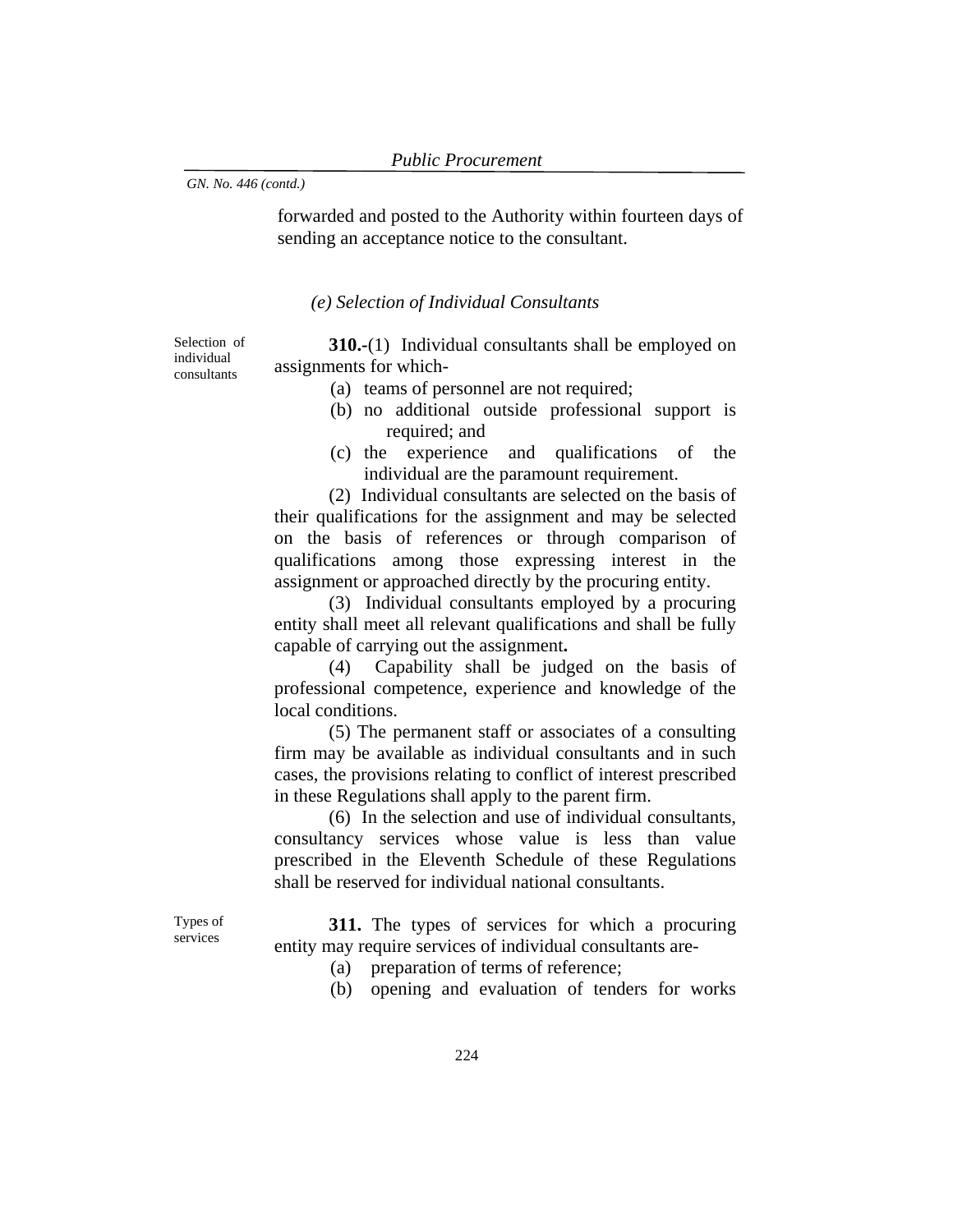forwarded and posted to the Authority within fourteen days of sending an acceptance notice to the consultant.

*(e) Selection of Individual Consultants*

Selection of individual consultants

**310.-**(1) Individual consultants shall be employed on assignments for which-

(a) teams of personnel are not required;

(b) no additional outside professional support is required; and

(c) the experience and qualifications of the individual are the paramount requirement.

(2) Individual consultants are selected on the basis of their qualifications for the assignment and may be selected on the basis of references or through comparison of qualifications among those expressing interest in the assignment or approached directly by the procuring entity.

(3) Individual consultants employed by a procuring entity shall meet all relevant qualifications and shall be fully capable of carrying out the assignment**.**

(4) Capability shall be judged on the basis of professional competence, experience and knowledge of the local conditions.

(5) The permanent staff or associates of a consulting firm may be available as individual consultants and in such cases, the provisions relating to conflict of interest prescribed in these Regulations shall apply to the parent firm.

(6) In the selection and use of individual consultants, consultancy services whose value is less than value prescribed in the Eleventh Schedule of these Regulations shall be reserved for individual national consultants.

Types of services

**311.** The types of services for which a procuring entity may require services of individual consultants are-

(a) preparation of terms of reference;

(b) opening and evaluation of tenders for works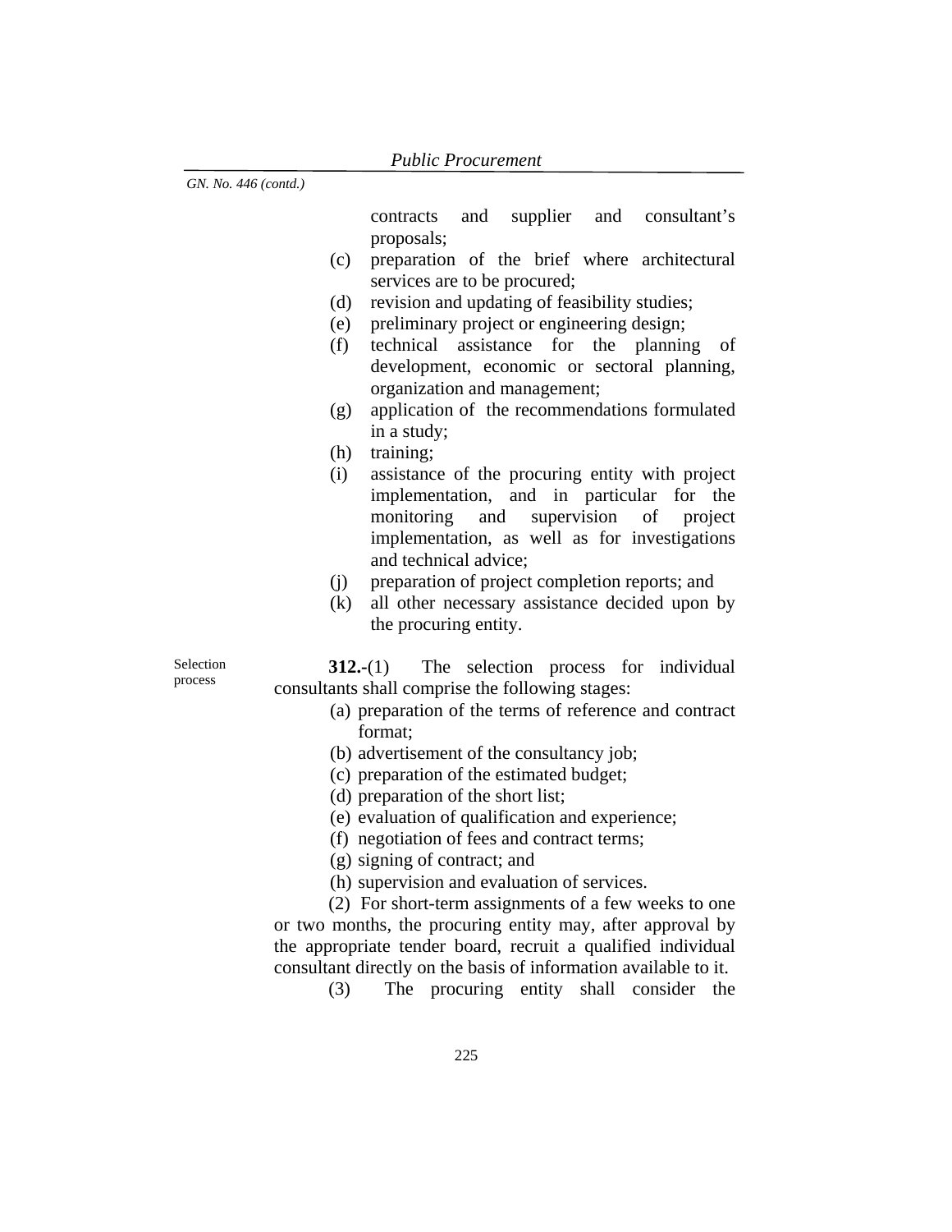contracts and supplier and consultant's proposals;

(c) preparation of the brief where architectural services are to be procured;

(d) revision and updating of feasibility studies;

(e) preliminary project or engineering design;

(f) technical assistance for the planning of development, economic or sectoral planning, organization and management;

(g) application of the recommendations formulated in a study;

(h) training;

(i) assistance of the procuring entity with project implementation, and in particular for the monitoring and supervision of project implementation, as well as for investigations and technical advice;

(j) preparation of project completion reports; and

(k) all other necessary assistance decided upon by the procuring entity.

Selection process

**312.-**(1) The selection process for individual consultants shall comprise the following stages:

(a) preparation of the terms of reference and contract format;

(b) advertisement of the consultancy job;

(c) preparation of the estimated budget;

(d) preparation of the short list;

(e) evaluation of qualification and experience;

(f) negotiation of fees and contract terms;

(g) signing of contract; and

(h) supervision and evaluation of services.

(2) For short-term assignments of a few weeks to one or two months, the procuring entity may, after approval by the appropriate tender board, recruit a qualified individual consultant directly on the basis of information available to it.

(3) The procuring entity shall consider the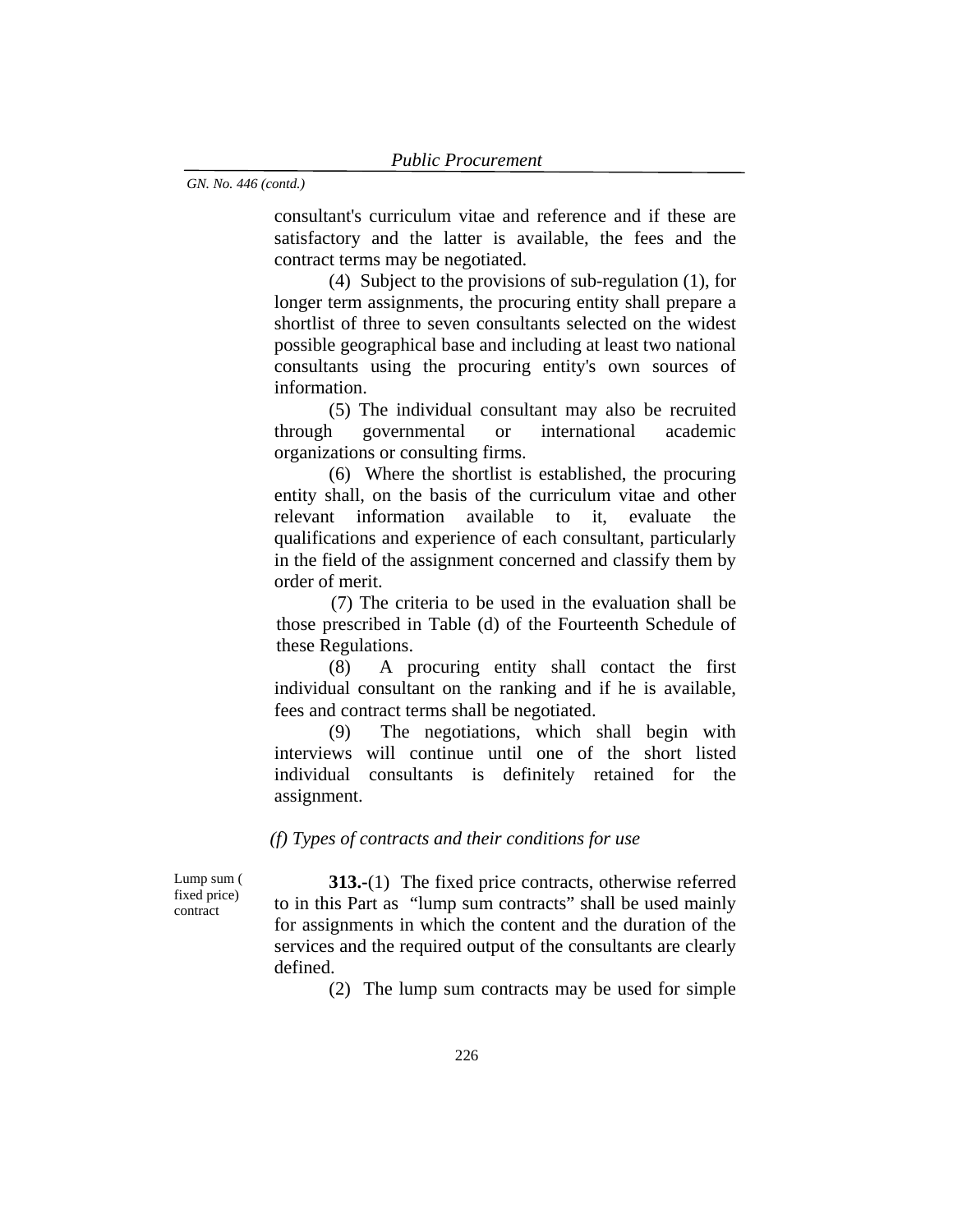GN. No. 446 (contd.)

consultant's curriculum vitae and reference and if these are satisfactory and the latter is available, the fees and the contract terms may be negotiated.

(4) Subject to the provisions of sub-regulation (1), for longer term assignments, the procuring entity shall prepare a shortlist of three to seven consultants selected on the widest possible geographical base and including at least two national consultants using the procuring entity's own sources of information.

(5) The individual consultant may also be recruited through governmental or international academic organizations or consulting firms.

(6) Where the shortlist is established, the procuring entity shall, on the basis of the curriculum vitae and other relevant information available to it, evaluate the qualifications and experience of each consultant, particularly in the field of the assignment concerned and classify them by order of merit.

(7) The criteria to be used in the evaluation shall be those prescribed in Table (d) of the Fourteenth Schedule of these Regulations.

(8) A procuring entity shall contact the first individual consultant on the ranking and if he is available, fees and contract terms shall be negotiated.

(9) The negotiations, which shall begin with interviews will continue until one of the short listed individual consultants is definitely retained for the assignment.

*(f) Types of contracts and their conditions for use*

Lump sum ( fixed price) contract

**313.-**(1) The fixed price contracts, otherwise referred to in this Part as "lump sum contracts" shall be used mainly for assignments in which the content and the duration of the services and the required output of the consultants are clearly defined.

(2) The lump sum contracts may be used for simple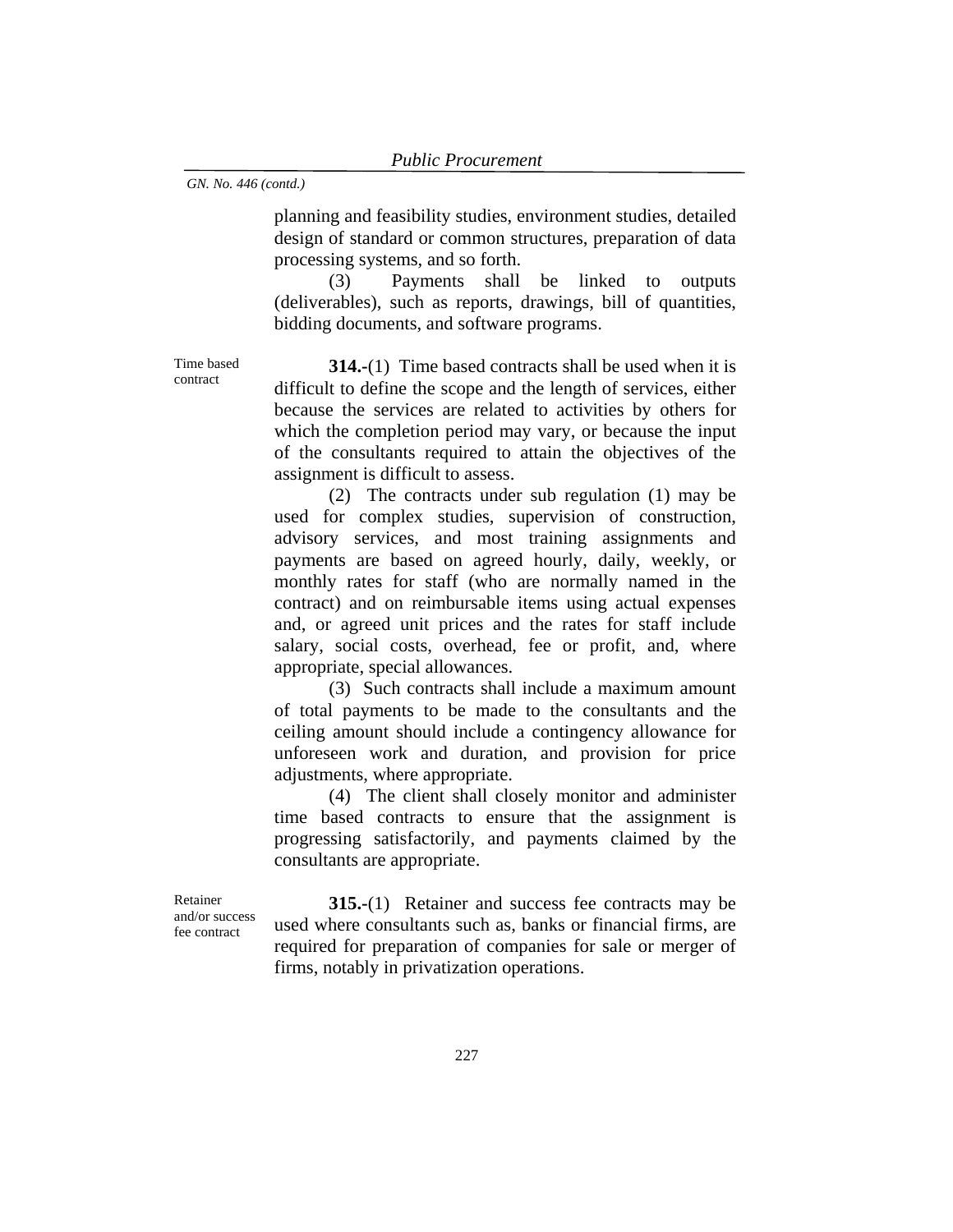planning and feasibility studies, environment studies, detailed design of standard or common structures, preparation of data processing systems, and so forth.

(3) Payments shall be linked to outputs (deliverables), such as reports, drawings, bill of quantities, bidding documents, and software programs.

Time based contract

**314.-**(1) Time based contracts shall be used when it is difficult to define the scope and the length of services, either because the services are related to activities by others for which the completion period may vary, or because the input of the consultants required to attain the objectives of the assignment is difficult to assess.

(2) The contracts under sub regulation (1) may be used for complex studies, supervision of construction, advisory services, and most training assignments and payments are based on agreed hourly, daily, weekly, or monthly rates for staff (who are normally named in the contract) and on reimbursable items using actual expenses and, or agreed unit prices and the rates for staff include salary, social costs, overhead, fee or profit, and, where appropriate, special allowances.

(3) Such contracts shall include a maximum amount of total payments to be made to the consultants and the ceiling amount should include a contingency allowance for unforeseen work and duration, and provision for price adjustments, where appropriate.

(4) The client shall closely monitor and administer time based contracts to ensure that the assignment is progressing satisfactorily, and payments claimed by the consultants are appropriate.

Retainer and/or success fee contract

**315.-**(1) Retainer and success fee contracts may be used where consultants such as, banks or financial firms, are required for preparation of companies for sale or merger of firms, notably in privatization operations.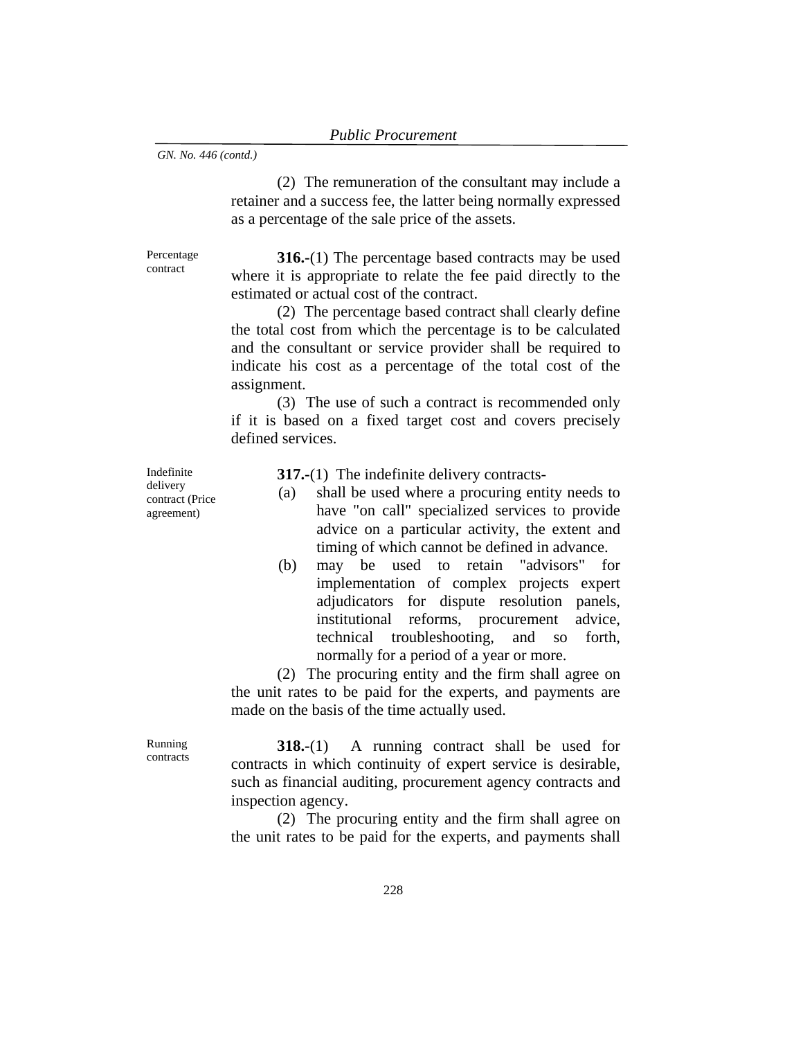GN. No. 446 (contd.)

(2) The remuneration of the consultant may include a retainer and a success fee, the latter being normally expressed as a percentage of the sale price of the assets.

Percentage contract

**316.-**(1) The percentage based contracts may be used where it is appropriate to relate the fee paid directly to the estimated or actual cost of the contract.

(2) The percentage based contract shall clearly define the total cost from which the percentage is to be calculated and the consultant or service provider shall be required to indicate his cost as a percentage of the total cost of the assignment.

(3) The use of such a contract is recommended only if it is based on a fixed target cost and covers precisely defined services.

Indefinite delivery contract (Price agreement)

**317.-**(1) The indefinite delivery contracts-

(a) shall be used where a procuring entity needs to have "on call" specialized services to provide advice on a particular activity, the extent and timing of which cannot be defined in advance.

(b) may be used to retain "advisors" for implementation of complex projects expert adjudicators for dispute resolution panels, institutional reforms, procurement advice, technical troubleshooting, and so forth, normally for a period of a year or more.

(2) The procuring entity and the firm shall agree on the unit rates to be paid for the experts, and payments are made on the basis of the time actually used.

Running contracts

**318.-**(1) A running contract shall be used for contracts in which continuity of expert service is desirable, such as financial auditing, procurement agency contracts and inspection agency.

(2) The procuring entity and the firm shall agree on the unit rates to be paid for the experts, and payments shall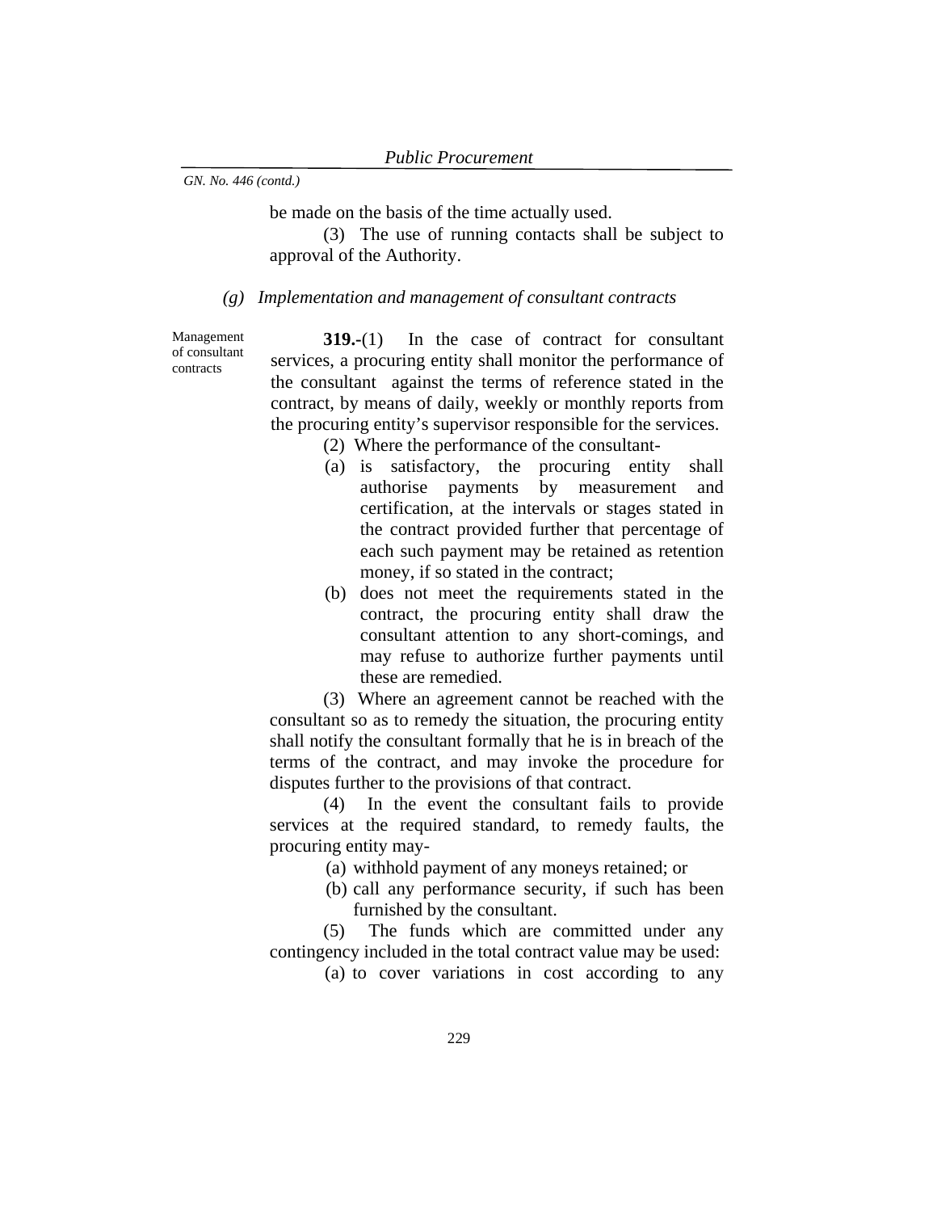*GN. No. 446 (contd.)*

be made on the basis of the time actually used.

(3) The use of running contacts shall be subject to approval of the Authority.

*(g) Implementation and management of consultant contracts*

Management of consultant contracts

**319.-**(1) In the case of contract for consultant services, a procuring entity shall monitor the performance of the consultant against the terms of reference stated in the contract, by means of daily, weekly or monthly reports from the procuring entity's supervisor responsible for the services.

(2) Where the performance of the consultant-

(a) is satisfactory, the procuring entity shall authorise payments by measurement and certification, at the intervals or stages stated in the contract provided further that percentage of each such payment may be retained as retention money, if so stated in the contract;

(b) does not meet the requirements stated in the contract, the procuring entity shall draw the consultant attention to any short-comings, and may refuse to authorize further payments until these are remedied.

(3) Where an agreement cannot be reached with the consultant so as to remedy the situation, the procuring entity shall notify the consultant formally that he is in breach of the terms of the contract, and may invoke the procedure for disputes further to the provisions of that contract.

(4) In the event the consultant fails to provide services at the required standard, to remedy faults, the procuring entity may-

(a) withhold payment of any moneys retained; or

(b) call any performance security, if such has been furnished by the consultant.

(5) The funds which are committed under any contingency included in the total contract value may be used:

(a) to cover variations in cost according to any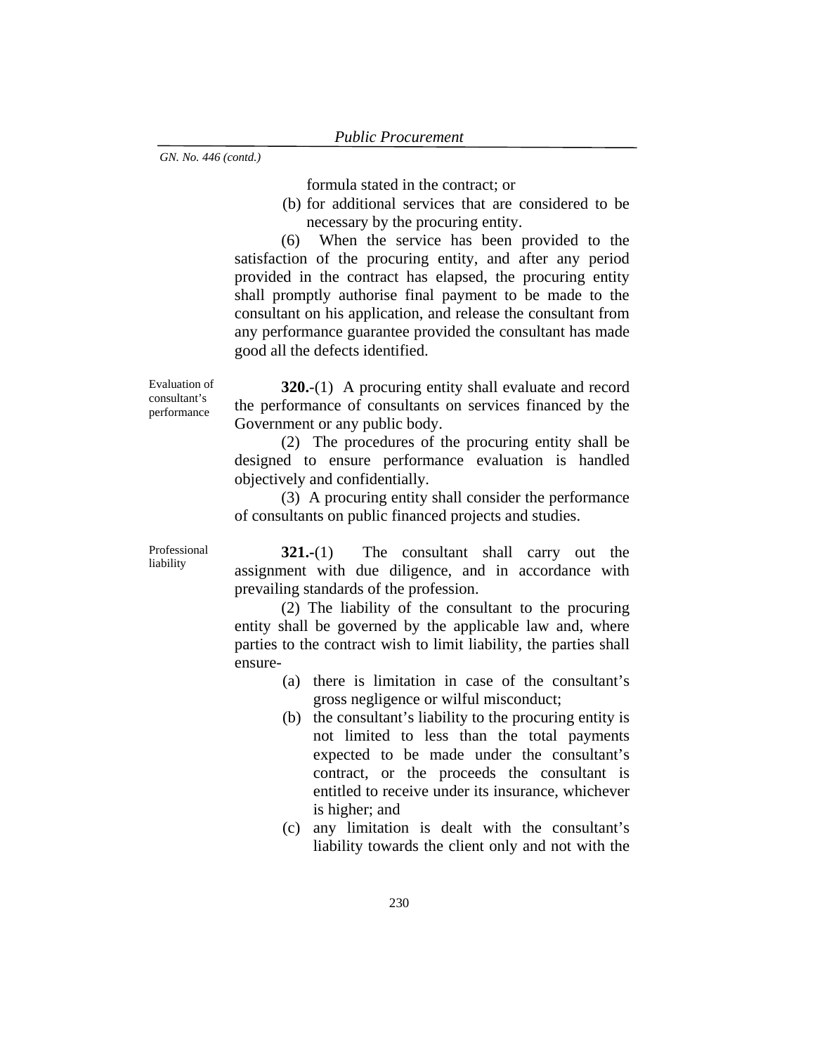formula stated in the contract; or

(b) for additional services that are considered to be necessary by the procuring entity.

(6) When the service has been provided to the satisfaction of the procuring entity, and after any period provided in the contract has elapsed, the procuring entity shall promptly authorise final payment to be made to the consultant on his application, and release the consultant from any performance guarantee provided the consultant has made good all the defects identified.

Evaluation of consultant's performance

**320.**-(1) A procuring entity shall evaluate and record the performance of consultants on services financed by the Government or any public body.

(2) The procedures of the procuring entity shall be designed to ensure performance evaluation is handled objectively and confidentially.

(3) A procuring entity shall consider the performance of consultants on public financed projects and studies.

Professional liability

**321.**-(1) The consultant shall carry out the assignment with due diligence, and in accordance with prevailing standards of the profession.

(2) The liability of the consultant to the procuring entity shall be governed by the applicable law and, where parties to the contract wish to limit liability, the parties shall ensure-

(a) there is limitation in case of the consultant's gross negligence or wilful misconduct;

(b) the consultant's liability to the procuring entity is not limited to less than the total payments expected to be made under the consultant's contract, or the proceeds the consultant is entitled to receive under its insurance, whichever is higher; and

(c) any limitation is dealt with the consultant's liability towards the client only and not with the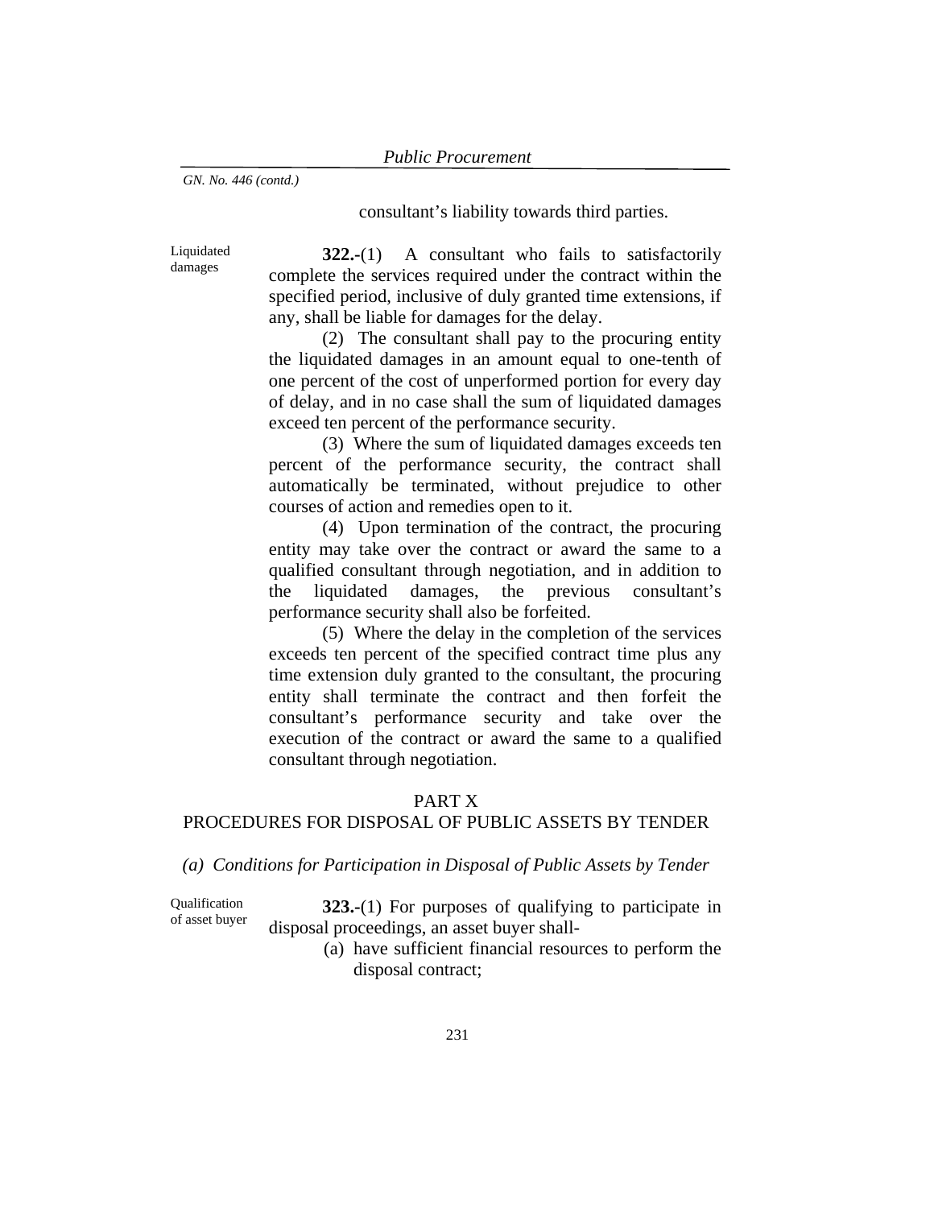*GN. No. 446 (contd.)*

consultant's liability towards third parties.

Liquidated damages

**322.-**(1) A consultant who fails to satisfactorily complete the services required under the contract within the specified period, inclusive of duly granted time extensions, if any, shall be liable for damages for the delay.

(2) The consultant shall pay to the procuring entity the liquidated damages in an amount equal to one-tenth of one percent of the cost of unperformed portion for every day of delay, and in no case shall the sum of liquidated damages exceed ten percent of the performance security.

(3) Where the sum of liquidated damages exceeds ten percent of the performance security, the contract shall automatically be terminated, without prejudice to other courses of action and remedies open to it.

(4) Upon termination of the contract, the procuring entity may take over the contract or award the same to a qualified consultant through negotiation, and in addition to the liquidated damages, the previous consultant's performance security shall also be forfeited.

(5) Where the delay in the completion of the services exceeds ten percent of the specified contract time plus any time extension duly granted to the consultant, the procuring entity shall terminate the contract and then forfeit the consultant's performance security and take over the execution of the contract or award the same to a qualified consultant through negotiation.

## PART X
## PROCEDURES FOR DISPOSAL OF PUBLIC ASSETS BY TENDER

### *(a) Conditions for Participation in Disposal of Public Assets by Tender*

Qualification of asset buyer

**323.-**(1) For purposes of qualifying to participate in disposal proceedings, an asset buyer shall-

(a) have sufficient financial resources to perform the disposal contract;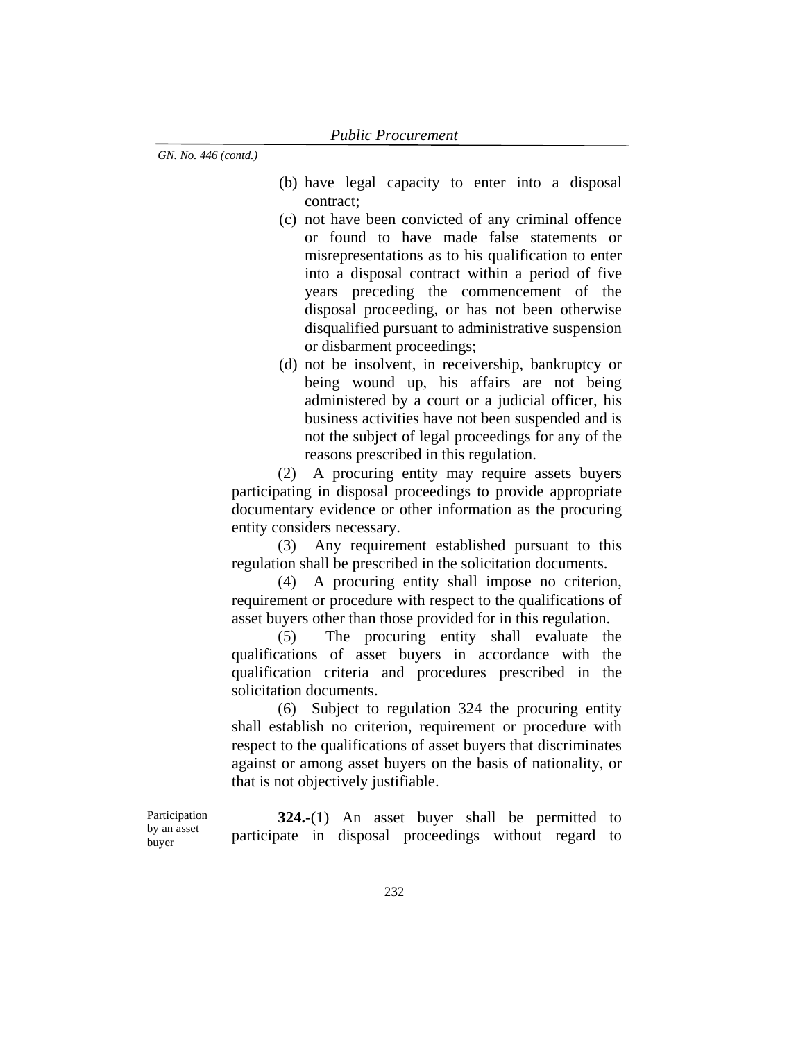GN. No. 446 (contd.)

(b) have legal capacity to enter into a disposal contract;

(c) not have been convicted of any criminal offence or found to have made false statements or misrepresentations as to his qualification to enter into a disposal contract within a period of five years preceding the commencement of the disposal proceeding, or has not been otherwise disqualified pursuant to administrative suspension or disbarment proceedings;

(d) not be insolvent, in receivership, bankruptcy or being wound up, his affairs are not being administered by a court or a judicial officer, his business activities have not been suspended and is not the subject of legal proceedings for any of the reasons prescribed in this regulation.

(2) A procuring entity may require assets buyers participating in disposal proceedings to provide appropriate documentary evidence or other information as the procuring entity considers necessary.

(3) Any requirement established pursuant to this regulation shall be prescribed in the solicitation documents.

(4) A procuring entity shall impose no criterion, requirement or procedure with respect to the qualifications of asset buyers other than those provided for in this regulation.

(5) The procuring entity shall evaluate the qualifications of asset buyers in accordance with the qualification criteria and procedures prescribed in the solicitation documents.

(6) Subject to regulation 324 the procuring entity shall establish no criterion, requirement or procedure with respect to the qualifications of asset buyers that discriminates against or among asset buyers on the basis of nationality, or that is not objectively justifiable.

Participation by an asset buyer

**324.-**(1) An asset buyer shall be permitted to participate in disposal proceedings without regard to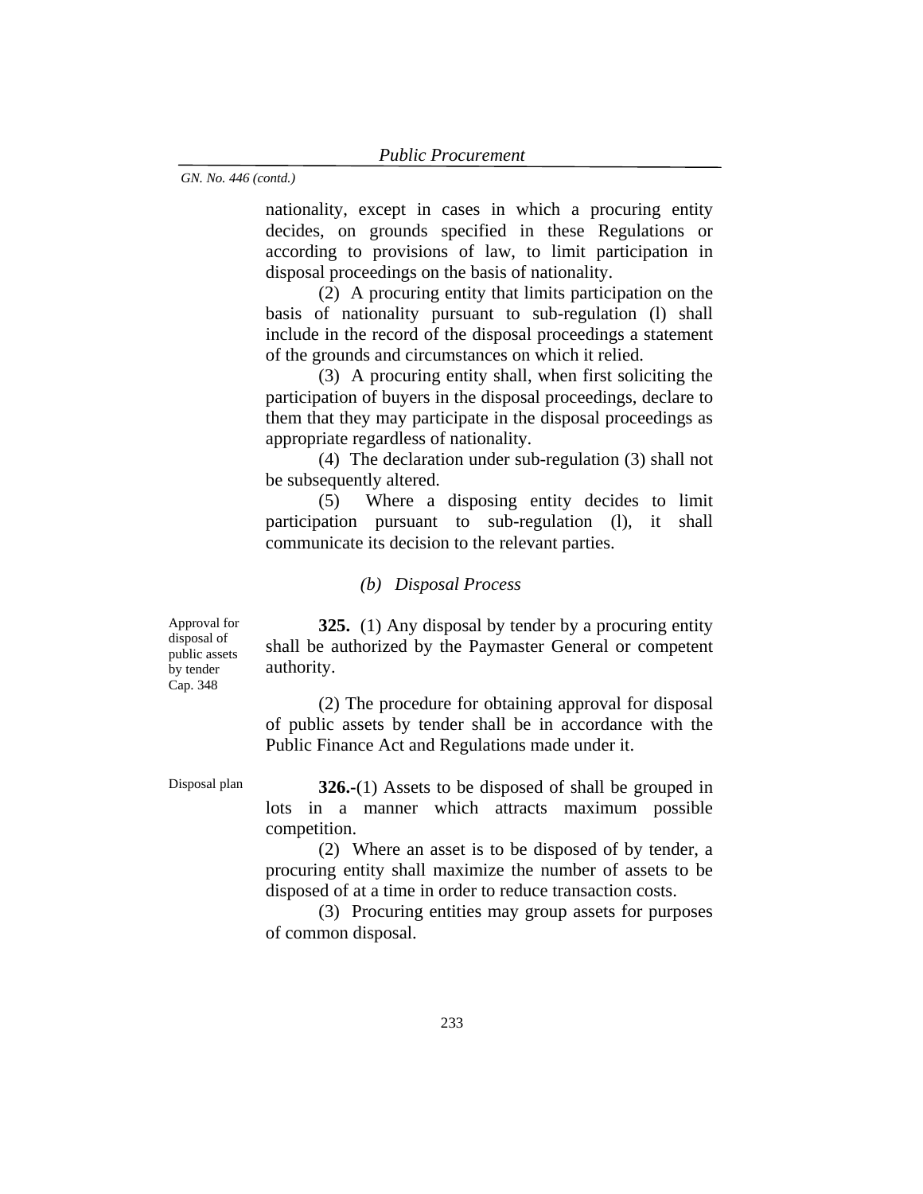nationality, except in cases in which a procuring entity decides, on grounds specified in these Regulations or according to provisions of law, to limit participation in disposal proceedings on the basis of nationality.

(2) A procuring entity that limits participation on the basis of nationality pursuant to sub-regulation (l) shall include in the record of the disposal proceedings a statement of the grounds and circumstances on which it relied.

(3) A procuring entity shall, when first soliciting the participation of buyers in the disposal proceedings, declare to them that they may participate in the disposal proceedings as appropriate regardless of nationality.

(4) The declaration under sub-regulation (3) shall not be subsequently altered.

(5) Where a disposing entity decides to limit participation pursuant to sub-regulation (l), it shall communicate its decision to the relevant parties.

### *(b) Disposal Process*

Approval for disposal of public assets by tender
Cap. 348

**325.** (1) Any disposal by tender by a procuring entity shall be authorized by the Paymaster General or competent authority.

(2) The procedure for obtaining approval for disposal of public assets by tender shall be in accordance with the Public Finance Act and Regulations made under it.

Disposal plan

**326.-**(1) Assets to be disposed of shall be grouped in lots in a manner which attracts maximum possible competition.

(2) Where an asset is to be disposed of by tender, a procuring entity shall maximize the number of assets to be disposed of at a time in order to reduce transaction costs.

(3) Procuring entities may group assets for purposes of common disposal.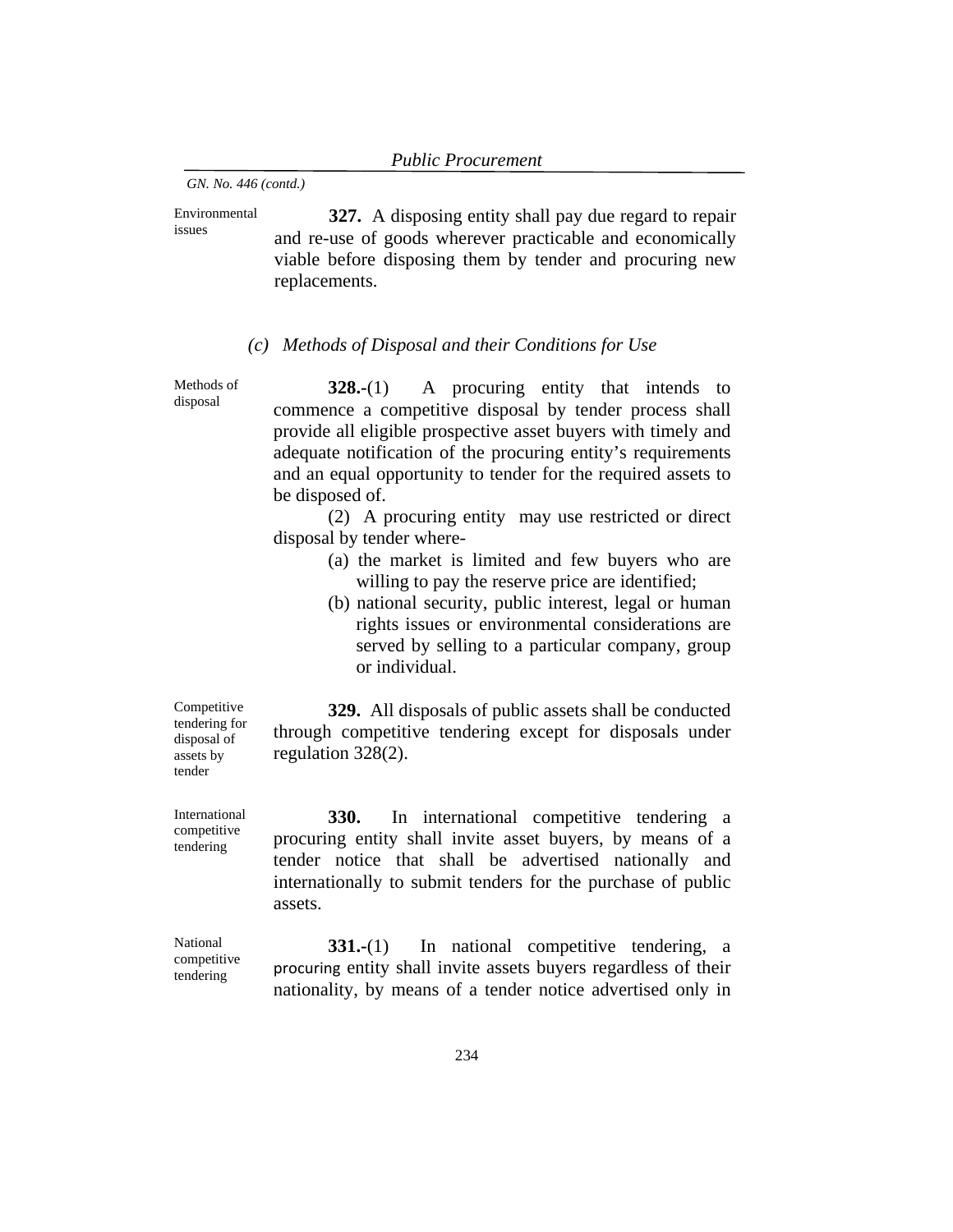*GN. No. 446 (contd.)*

Environmental issues

**327.** A disposing entity shall pay due regard to repair and re-use of goods wherever practicable and economically viable before disposing them by tender and procuring new replacements.

### *(c) Methods of Disposal and their Conditions for Use*

Methods of disposal

**328.**-(1) A procuring entity that intends to commence a competitive disposal by tender process shall provide all eligible prospective asset buyers with timely and adequate notification of the procuring entity's requirements and an equal opportunity to tender for the required assets to be disposed of.

(2) A procuring entity may use restricted or direct disposal by tender where-

(a) the market is limited and few buyers who are willing to pay the reserve price are identified;

(b) national security, public interest, legal or human rights issues or environmental considerations are served by selling to a particular company, group or individual.

Competitive tendering for disposal of assets by tender

**329.** All disposals of public assets shall be conducted through competitive tendering except for disposals under regulation 328(2).

International competitive tendering

**330.** In international competitive tendering a procuring entity shall invite asset buyers, by means of a tender notice that shall be advertised nationally and internationally to submit tenders for the purchase of public assets.

National competitive tendering

**331.**-(1) In national competitive tendering, a procuring entity shall invite assets buyers regardless of their nationality, by means of a tender notice advertised only in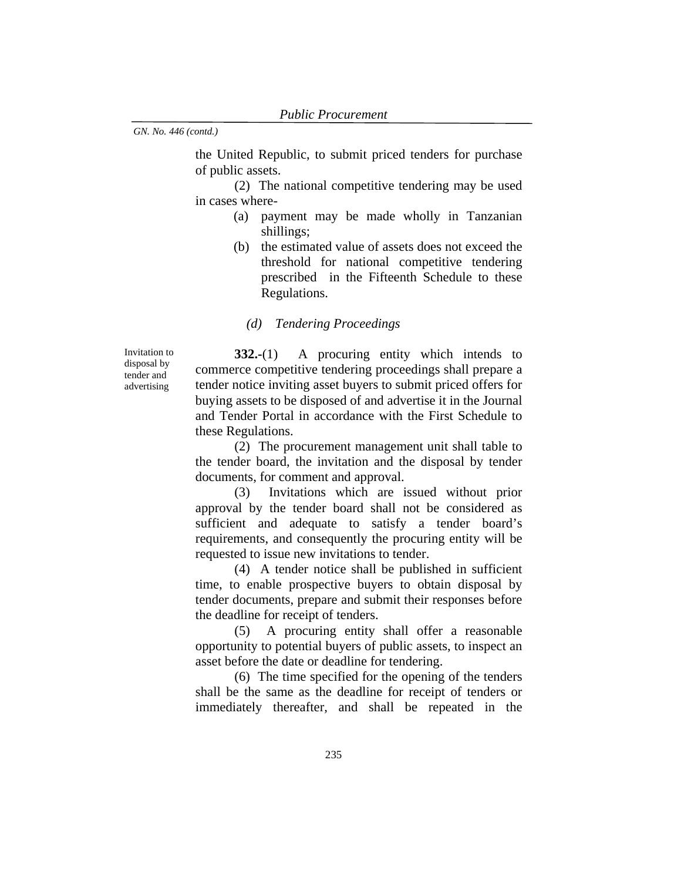*GN. No. 446 (contd.)*

the United Republic, to submit priced tenders for purchase of public assets.

(2) The national competitive tendering may be used in cases where-

(a) payment may be made wholly in Tanzanian shillings;

(b) the estimated value of assets does not exceed the threshold for national competitive tendering prescribed in the Fifteenth Schedule to these Regulations.

### *(d) Tendering Proceedings*

Invitation to disposal by tender and advertising

**332.-**(1) A procuring entity which intends to commerce competitive tendering proceedings shall prepare a tender notice inviting asset buyers to submit priced offers for buying assets to be disposed of and advertise it in the Journal and Tender Portal in accordance with the First Schedule to these Regulations.

(2) The procurement management unit shall table to the tender board, the invitation and the disposal by tender documents, for comment and approval.

(3) Invitations which are issued without prior approval by the tender board shall not be considered as sufficient and adequate to satisfy a tender board's requirements, and consequently the procuring entity will be requested to issue new invitations to tender.

(4) A tender notice shall be published in sufficient time, to enable prospective buyers to obtain disposal by tender documents, prepare and submit their responses before the deadline for receipt of tenders.

(5) A procuring entity shall offer a reasonable opportunity to potential buyers of public assets, to inspect an asset before the date or deadline for tendering.

(6) The time specified for the opening of the tenders shall be the same as the deadline for receipt of tenders or immediately thereafter, and shall be repeated in the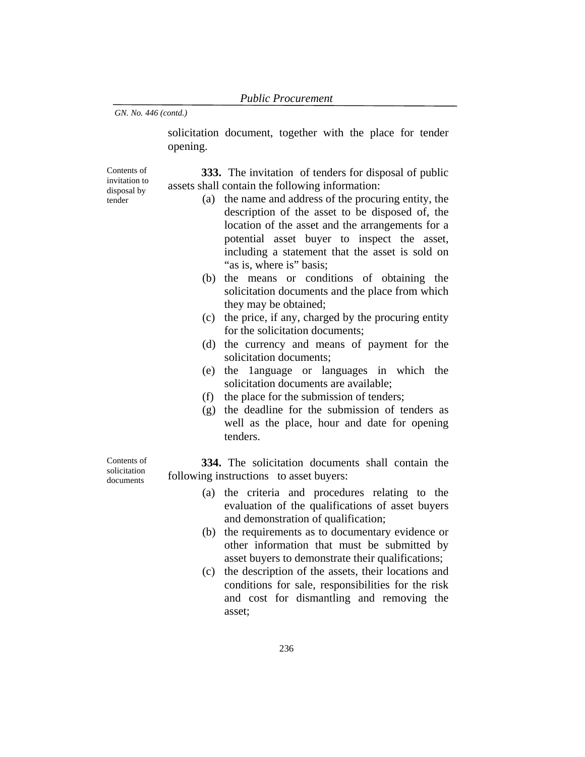*GN. No. 446 (contd.)*

solicitation document, together with the place for tender opening.

Contents of invitation to disposal by tender

**333.** The invitation of tenders for disposal of public assets shall contain the following information:

(a) the name and address of the procuring entity, the description of the asset to be disposed of, the location of the asset and the arrangements for a potential asset buyer to inspect the asset, including a statement that the asset is sold on "as is, where is" basis;

(b) the means or conditions of obtaining the solicitation documents and the place from which they may be obtained;

(c) the price, if any, charged by the procuring entity for the solicitation documents;

(d) the currency and means of payment for the solicitation documents;

(e) the 1anguage or languages in which the solicitation documents are available;

(f) the place for the submission of tenders;

(g) the deadline for the submission of tenders as well as the place, hour and date for opening tenders.

Contents of solicitation documents

**334.** The solicitation documents shall contain the following instructions to asset buyers:

(a) the criteria and procedures relating to the evaluation of the qualifications of asset buyers and demonstration of qualification;

(b) the requirements as to documentary evidence or other information that must be submitted by asset buyers to demonstrate their qualifications;

(c) the description of the assets, their locations and conditions for sale, responsibilities for the risk and cost for dismantling and removing the asset;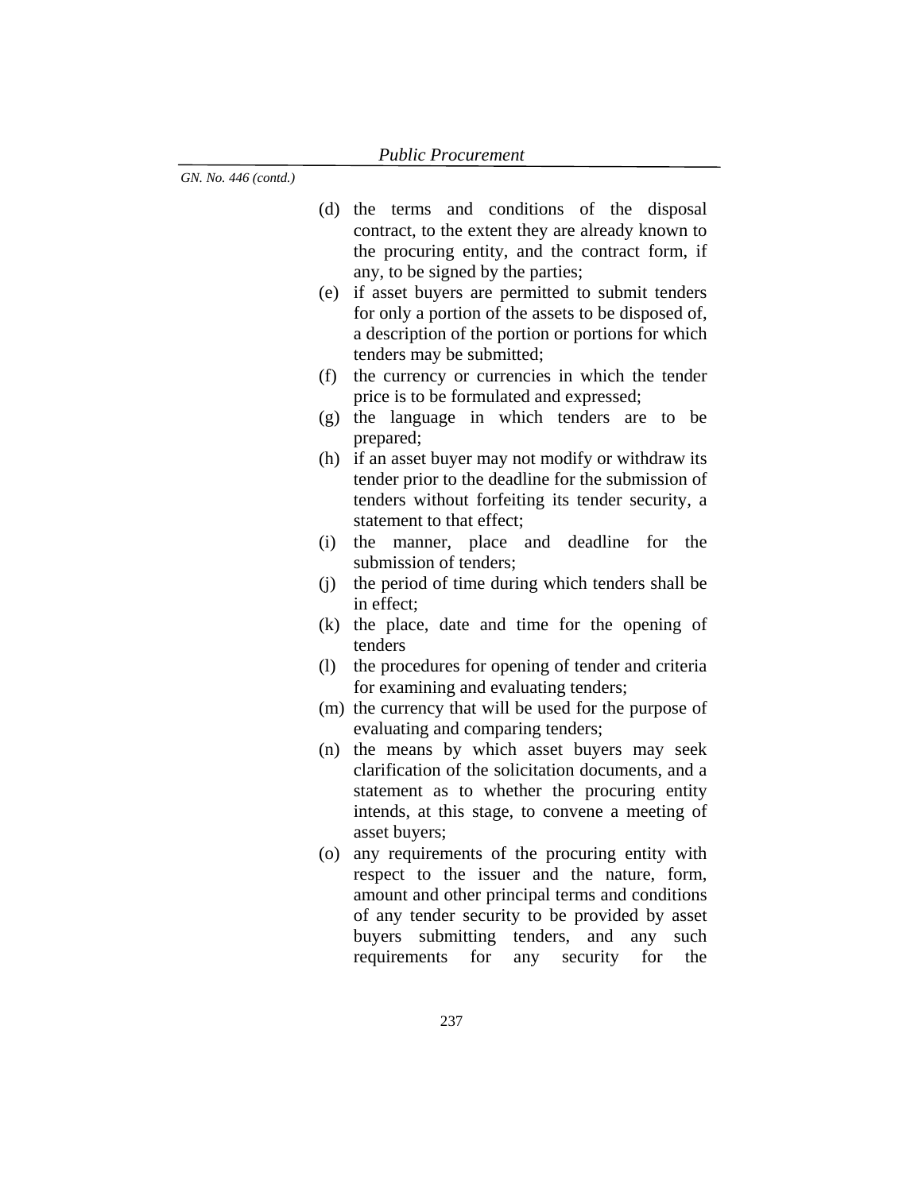GN. No. 446 (contd.)

(d) the terms and conditions of the disposal contract, to the extent they are already known to the procuring entity, and the contract form, if any, to be signed by the parties;

(e) if asset buyers are permitted to submit tenders for only a portion of the assets to be disposed of, a description of the portion or portions for which tenders may be submitted;

(f) the currency or currencies in which the tender price is to be formulated and expressed;

(g) the language in which tenders are to be prepared;

(h) if an asset buyer may not modify or withdraw its tender prior to the deadline for the submission of tenders without forfeiting its tender security, a statement to that effect;

(i) the manner, place and deadline for the submission of tenders;

(j) the period of time during which tenders shall be in effect;

(k) the place, date and time for the opening of tenders

(l) the procedures for opening of tender and criteria for examining and evaluating tenders;

(m) the currency that will be used for the purpose of evaluating and comparing tenders;

(n) the means by which asset buyers may seek clarification of the solicitation documents, and a statement as to whether the procuring entity intends, at this stage, to convene a meeting of asset buyers;

(o) any requirements of the procuring entity with respect to the issuer and the nature, form, amount and other principal terms and conditions of any tender security to be provided by asset buyers submitting tenders, and any such requirements for any security for the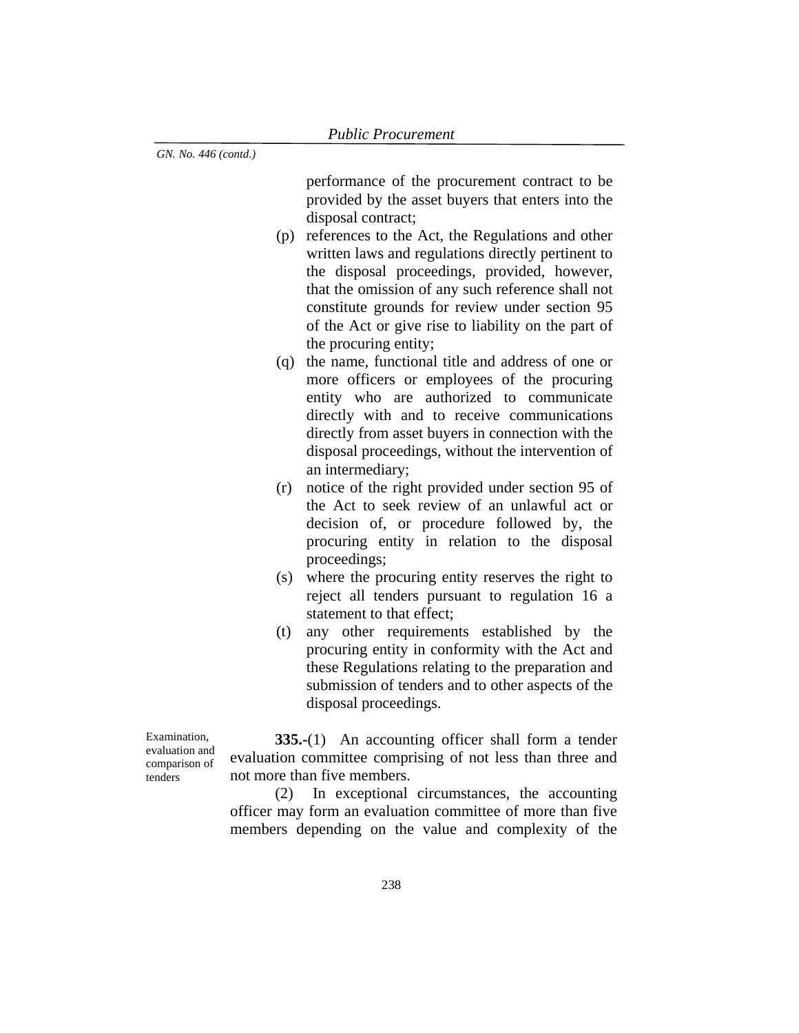GN. No. 446 (contd.)

performance of the procurement contract to be provided by the asset buyers that enters into the disposal contract;

(p) references to the Act, the Regulations and other written laws and regulations directly pertinent to the disposal proceedings, provided, however, that the omission of any such reference shall not constitute grounds for review under section 95 of the Act or give rise to liability on the part of the procuring entity;

(q) the name, functional title and address of one or more officers or employees of the procuring entity who are authorized to communicate directly with and to receive communications directly from asset buyers in connection with the disposal proceedings, without the intervention of an intermediary;

(r) notice of the right provided under section 95 of the Act to seek review of an unlawful act or decision of, or procedure followed by, the procuring entity in relation to the disposal proceedings;

(s) where the procuring entity reserves the right to reject all tenders pursuant to regulation 16 a statement to that effect;

(t) any other requirements established by the procuring entity in conformity with the Act and these Regulations relating to the preparation and submission of tenders and to other aspects of the disposal proceedings.

Examination, evaluation and comparison of tenders

**335.-**(1) An accounting officer shall form a tender evaluation committee comprising of not less than three and not more than five members.

(2) In exceptional circumstances, the accounting officer may form an evaluation committee of more than five members depending on the value and complexity of the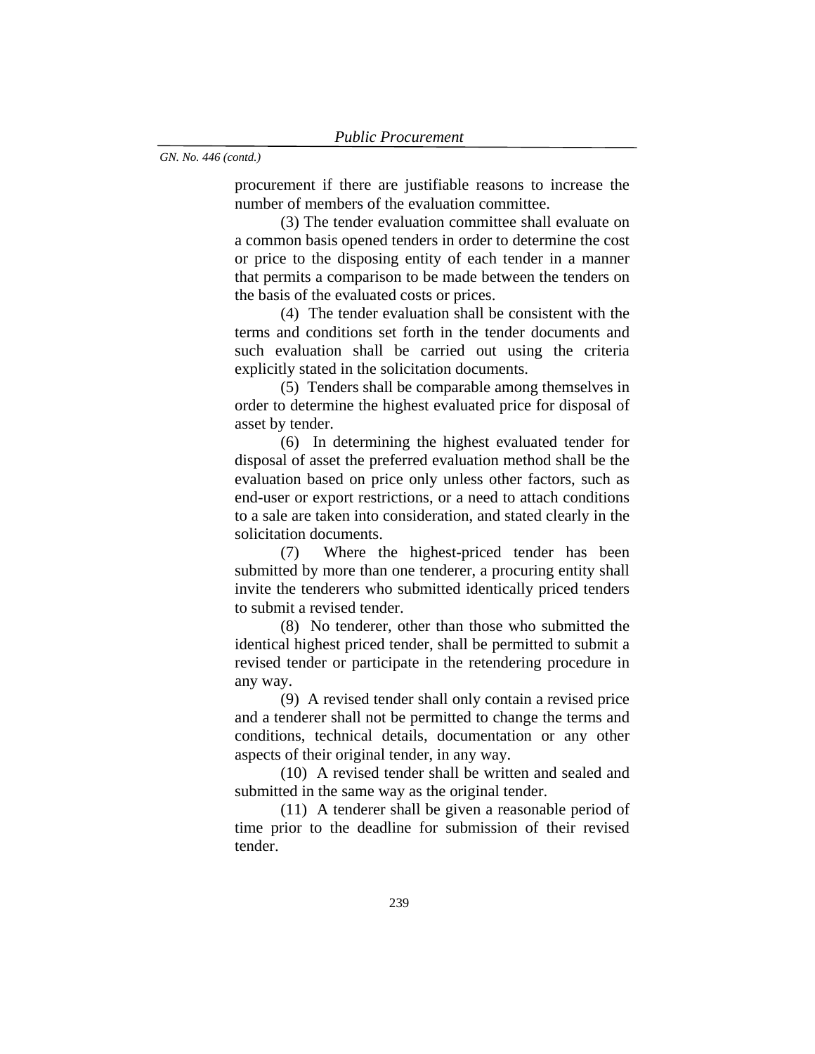GN. No. 446 (contd.)

procurement if there are justifiable reasons to increase the number of members of the evaluation committee.

(3) The tender evaluation committee shall evaluate on a common basis opened tenders in order to determine the cost or price to the disposing entity of each tender in a manner that permits a comparison to be made between the tenders on the basis of the evaluated costs or prices.

(4) The tender evaluation shall be consistent with the terms and conditions set forth in the tender documents and such evaluation shall be carried out using the criteria explicitly stated in the solicitation documents.

(5) Tenders shall be comparable among themselves in order to determine the highest evaluated price for disposal of asset by tender.

(6) In determining the highest evaluated tender for disposal of asset the preferred evaluation method shall be the evaluation based on price only unless other factors, such as end-user or export restrictions, or a need to attach conditions to a sale are taken into consideration, and stated clearly in the solicitation documents.

(7) Where the highest-priced tender has been submitted by more than one tenderer, a procuring entity shall invite the tenderers who submitted identically priced tenders to submit a revised tender.

(8) No tenderer, other than those who submitted the identical highest priced tender, shall be permitted to submit a revised tender or participate in the retendering procedure in any way.

(9) A revised tender shall only contain a revised price and a tenderer shall not be permitted to change the terms and conditions, technical details, documentation or any other aspects of their original tender, in any way.

(10) A revised tender shall be written and sealed and submitted in the same way as the original tender.

(11) A tenderer shall be given a reasonable period of time prior to the deadline for submission of their revised tender.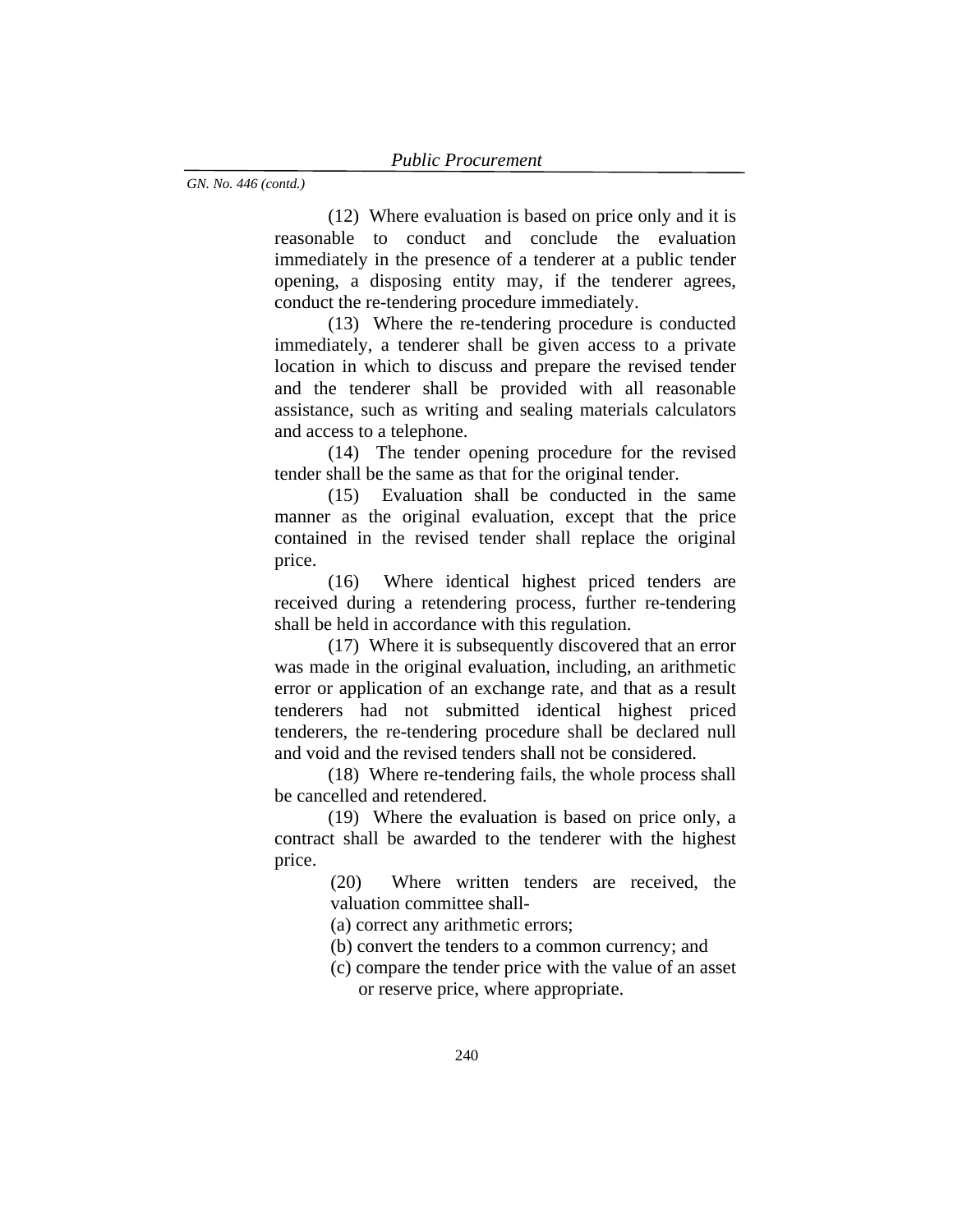*GN. No. 446 (contd.)*

(12) Where evaluation is based on price only and it is reasonable to conduct and conclude the evaluation immediately in the presence of a tenderer at a public tender opening, a disposing entity may, if the tenderer agrees, conduct the re-tendering procedure immediately.

(13) Where the re-tendering procedure is conducted immediately, a tenderer shall be given access to a private location in which to discuss and prepare the revised tender and the tenderer shall be provided with all reasonable assistance, such as writing and sealing materials calculators and access to a telephone.

(14) The tender opening procedure for the revised tender shall be the same as that for the original tender.

(15) Evaluation shall be conducted in the same manner as the original evaluation, except that the price contained in the revised tender shall replace the original price.

(16) Where identical highest priced tenders are received during a retendering process, further re-tendering shall be held in accordance with this regulation.

(17) Where it is subsequently discovered that an error was made in the original evaluation, including, an arithmetic error or application of an exchange rate, and that as a result tenderers had not submitted identical highest priced tenderers, the re-tendering procedure shall be declared null and void and the revised tenders shall not be considered.

(18) Where re-tendering fails, the whole process shall be cancelled and retendered.

(19) Where the evaluation is based on price only, a contract shall be awarded to the tenderer with the highest price.

(20) Where written tenders are received, the valuation committee shall-

(a) correct any arithmetic errors;

(b) convert the tenders to a common currency; and

(c) compare the tender price with the value of an asset or reserve price, where appropriate.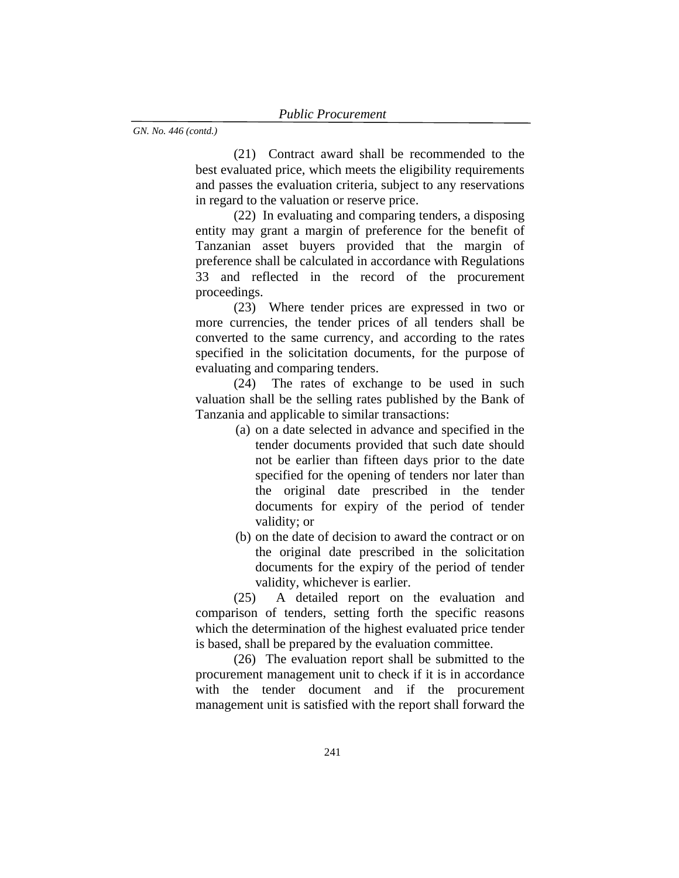*GN. No. 446 (contd.)*

(21) Contract award shall be recommended to the best evaluated price, which meets the eligibility requirements and passes the evaluation criteria, subject to any reservations in regard to the valuation or reserve price.

(22) In evaluating and comparing tenders, a disposing entity may grant a margin of preference for the benefit of Tanzanian asset buyers provided that the margin of preference shall be calculated in accordance with Regulations 33 and reflected in the record of the procurement proceedings.

(23) Where tender prices are expressed in two or more currencies, the tender prices of all tenders shall be converted to the same currency, and according to the rates specified in the solicitation documents, for the purpose of evaluating and comparing tenders.

(24) The rates of exchange to be used in such valuation shall be the selling rates published by the Bank of Tanzania and applicable to similar transactions:

(a) on a date selected in advance and specified in the tender documents provided that such date should not be earlier than fifteen days prior to the date specified for the opening of tenders nor later than the original date prescribed in the tender documents for expiry of the period of tender validity; or

(b) on the date of decision to award the contract or on the original date prescribed in the solicitation documents for the expiry of the period of tender validity, whichever is earlier.

(25) A detailed report on the evaluation and comparison of tenders, setting forth the specific reasons which the determination of the highest evaluated price tender is based, shall be prepared by the evaluation committee.

(26) The evaluation report shall be submitted to the procurement management unit to check if it is in accordance with the tender document and if the procurement management unit is satisfied with the report shall forward the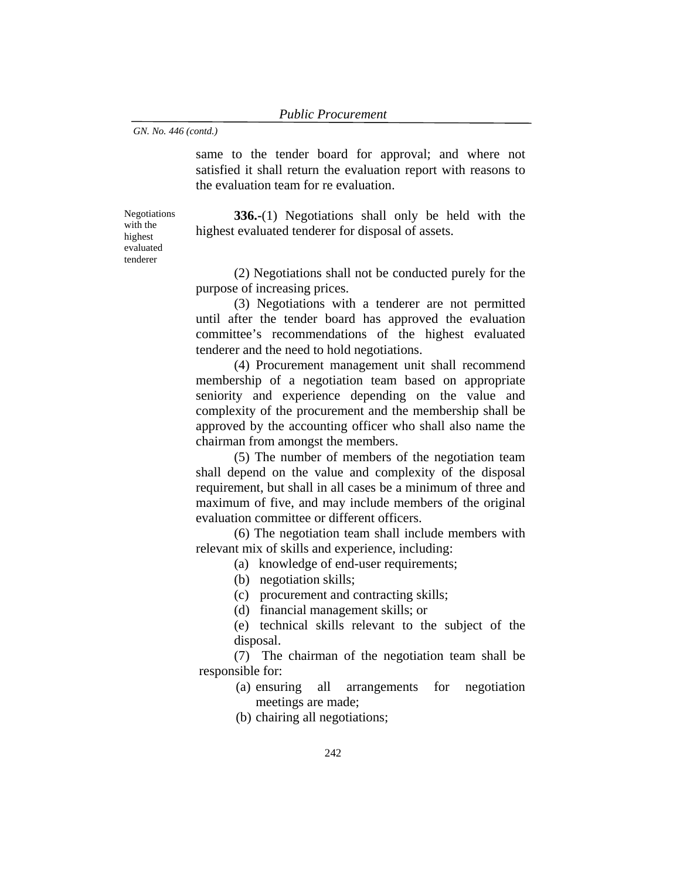*GN. No. 446 (contd.)*

same to the tender board for approval; and where not satisfied it shall return the evaluation report with reasons to the evaluation team for re evaluation.

Negotiations with the highest evaluated tenderer

**336.-**(1) Negotiations shall only be held with the highest evaluated tenderer for disposal of assets.

(2) Negotiations shall not be conducted purely for the purpose of increasing prices.

(3) Negotiations with a tenderer are not permitted until after the tender board has approved the evaluation committee's recommendations of the highest evaluated tenderer and the need to hold negotiations.

(4) Procurement management unit shall recommend membership of a negotiation team based on appropriate seniority and experience depending on the value and complexity of the procurement and the membership shall be approved by the accounting officer who shall also name the chairman from amongst the members.

(5) The number of members of the negotiation team shall depend on the value and complexity of the disposal requirement, but shall in all cases be a minimum of three and maximum of five, and may include members of the original evaluation committee or different officers.

(6) The negotiation team shall include members with relevant mix of skills and experience, including:

(a) knowledge of end-user requirements;

(b) negotiation skills;

(c) procurement and contracting skills;

(d) financial management skills; or

(e) technical skills relevant to the subject of the disposal.

(7) The chairman of the negotiation team shall be responsible for:

(a) ensuring all arrangements for negotiation meetings are made;

(b) chairing all negotiations;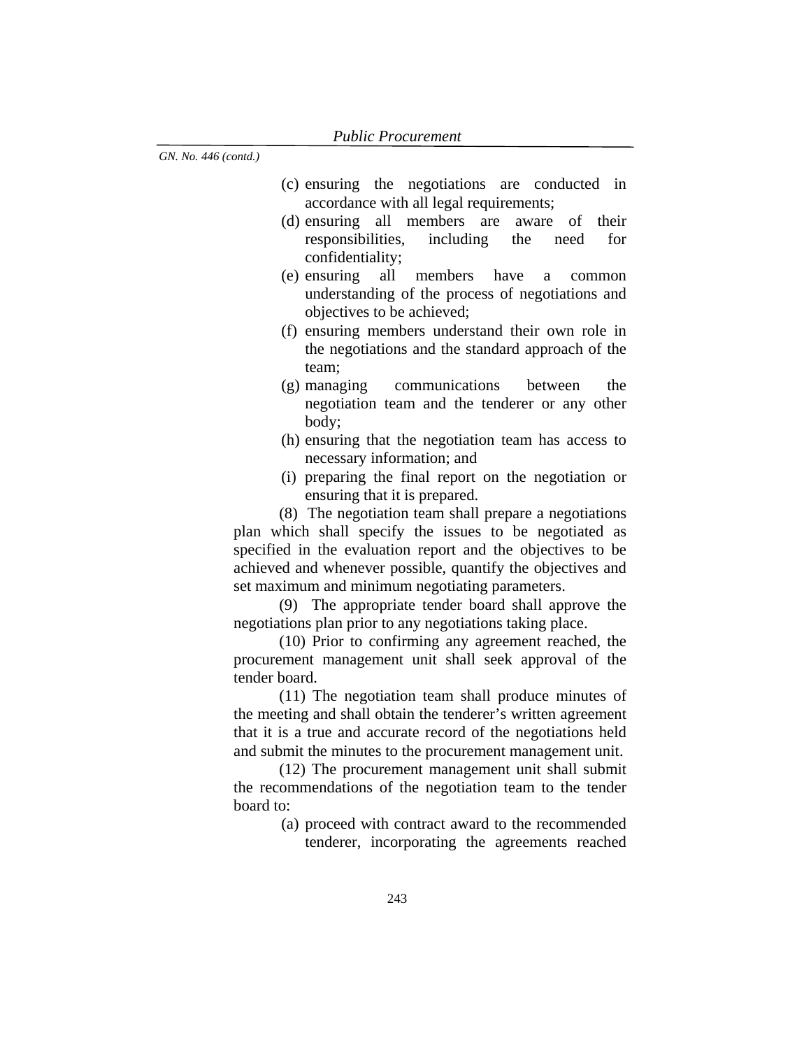GN. No. 446 (contd.)

(c) ensuring the negotiations are conducted in accordance with all legal requirements;
(d) ensuring all members are aware of their responsibilities, including the need for confidentiality;
(e) ensuring all members have a common understanding of the process of negotiations and objectives to be achieved;
(f) ensuring members understand their own role in the negotiations and the standard approach of the team;
(g) managing communications between the negotiation team and the tenderer or any other body;
(h) ensuring that the negotiation team has access to necessary information; and
(i) preparing the final report on the negotiation or ensuring that it is prepared.

(8) The negotiation team shall prepare a negotiations plan which shall specify the issues to be negotiated as specified in the evaluation report and the objectives to be achieved and whenever possible, quantify the objectives and set maximum and minimum negotiating parameters.

(9) The appropriate tender board shall approve the negotiations plan prior to any negotiations taking place.

(10) Prior to confirming any agreement reached, the procurement management unit shall seek approval of the tender board.

(11) The negotiation team shall produce minutes of the meeting and shall obtain the tenderer's written agreement that it is a true and accurate record of the negotiations held and submit the minutes to the procurement management unit.

(12) The procurement management unit shall submit the recommendations of the negotiation team to the tender board to:

(a) proceed with contract award to the recommended tenderer, incorporating the agreements reached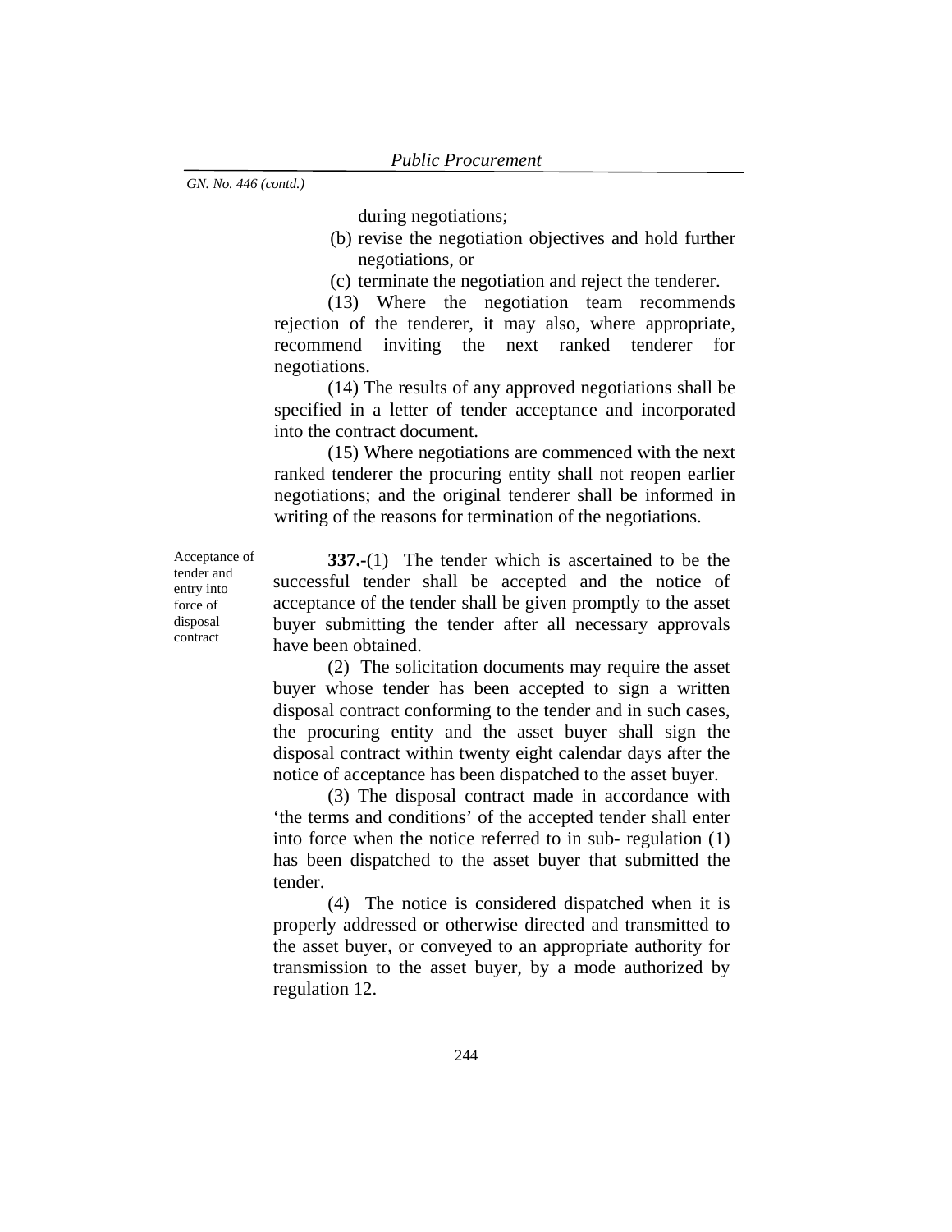GN. No. 446 (contd.)

during negotiations;

(b) revise the negotiation objectives and hold further negotiations, or

(c) terminate the negotiation and reject the tenderer.

(13) Where the negotiation team recommends rejection of the tenderer, it may also, where appropriate, recommend inviting the next ranked tenderer for negotiations.

(14) The results of any approved negotiations shall be specified in a letter of tender acceptance and incorporated into the contract document.

(15) Where negotiations are commenced with the next ranked tenderer the procuring entity shall not reopen earlier negotiations; and the original tenderer shall be informed in writing of the reasons for termination of the negotiations.

Acceptance of tender and entry into force of disposal contract

**337.-**(1) The tender which is ascertained to be the successful tender shall be accepted and the notice of acceptance of the tender shall be given promptly to the asset buyer submitting the tender after all necessary approvals have been obtained.

(2) The solicitation documents may require the asset buyer whose tender has been accepted to sign a written disposal contract conforming to the tender and in such cases, the procuring entity and the asset buyer shall sign the disposal contract within twenty eight calendar days after the notice of acceptance has been dispatched to the asset buyer.

(3) The disposal contract made in accordance with 'the terms and conditions' of the accepted tender shall enter into force when the notice referred to in sub- regulation (1) has been dispatched to the asset buyer that submitted the tender.

(4) The notice is considered dispatched when it is properly addressed or otherwise directed and transmitted to the asset buyer, or conveyed to an appropriate authority for transmission to the asset buyer, by a mode authorized by regulation 12.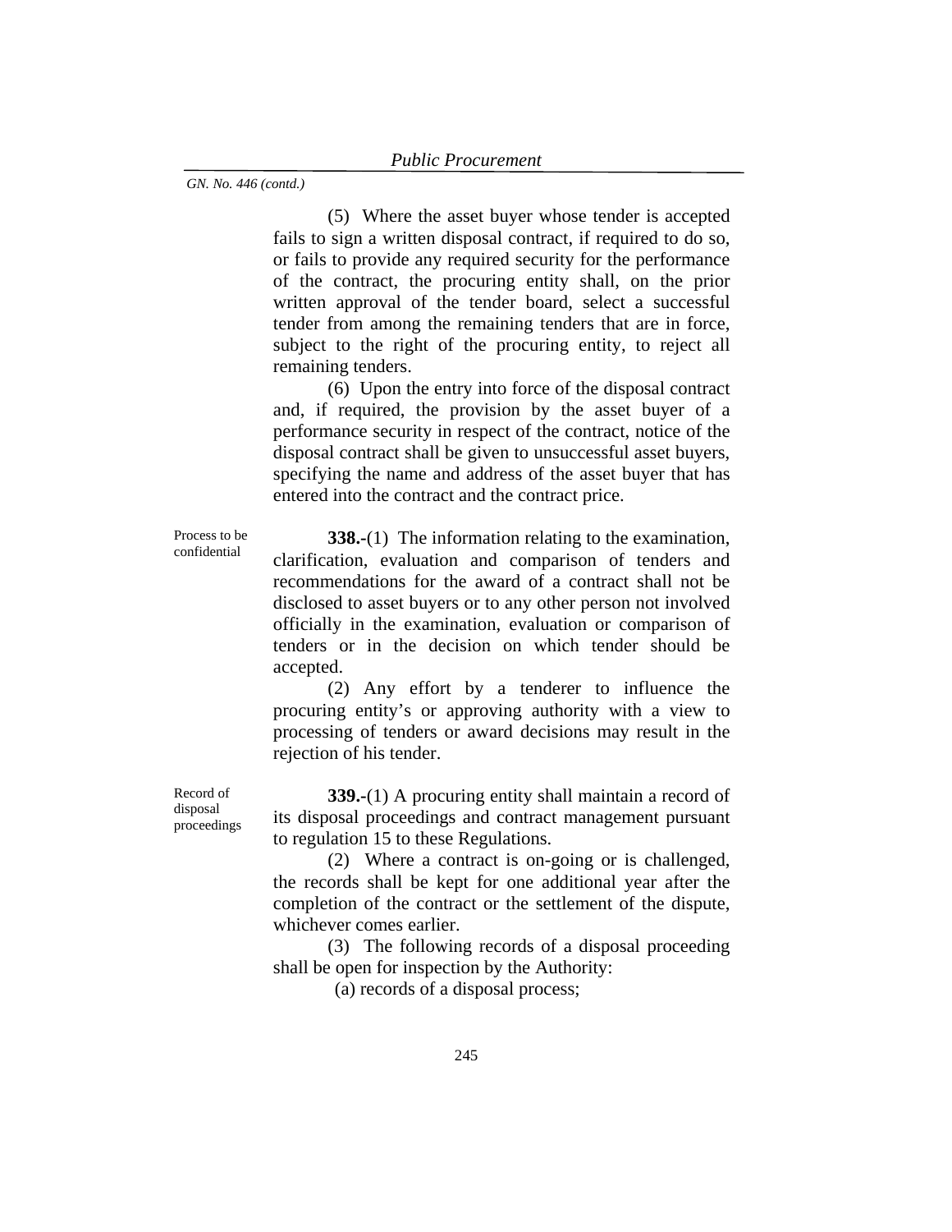*GN. No. 446 (contd.)*

(5) Where the asset buyer whose tender is accepted fails to sign a written disposal contract, if required to do so, or fails to provide any required security for the performance of the contract, the procuring entity shall, on the prior written approval of the tender board, select a successful tender from among the remaining tenders that are in force, subject to the right of the procuring entity, to reject all remaining tenders.

(6) Upon the entry into force of the disposal contract and, if required, the provision by the asset buyer of a performance security in respect of the contract, notice of the disposal contract shall be given to unsuccessful asset buyers, specifying the name and address of the asset buyer that has entered into the contract and the contract price.

Process to be confidential

**338.-**(1) The information relating to the examination, clarification, evaluation and comparison of tenders and recommendations for the award of a contract shall not be disclosed to asset buyers or to any other person not involved officially in the examination, evaluation or comparison of tenders or in the decision on which tender should be accepted.

(2) Any effort by a tenderer to influence the procuring entity's or approving authority with a view to processing of tenders or award decisions may result in the rejection of his tender.

Record of disposal proceedings

**339.-**(1) A procuring entity shall maintain a record of its disposal proceedings and contract management pursuant to regulation 15 to these Regulations.

(2) Where a contract is on-going or is challenged, the records shall be kept for one additional year after the completion of the contract or the settlement of the dispute, whichever comes earlier.

(3) The following records of a disposal proceeding shall be open for inspection by the Authority:

(a) records of a disposal process;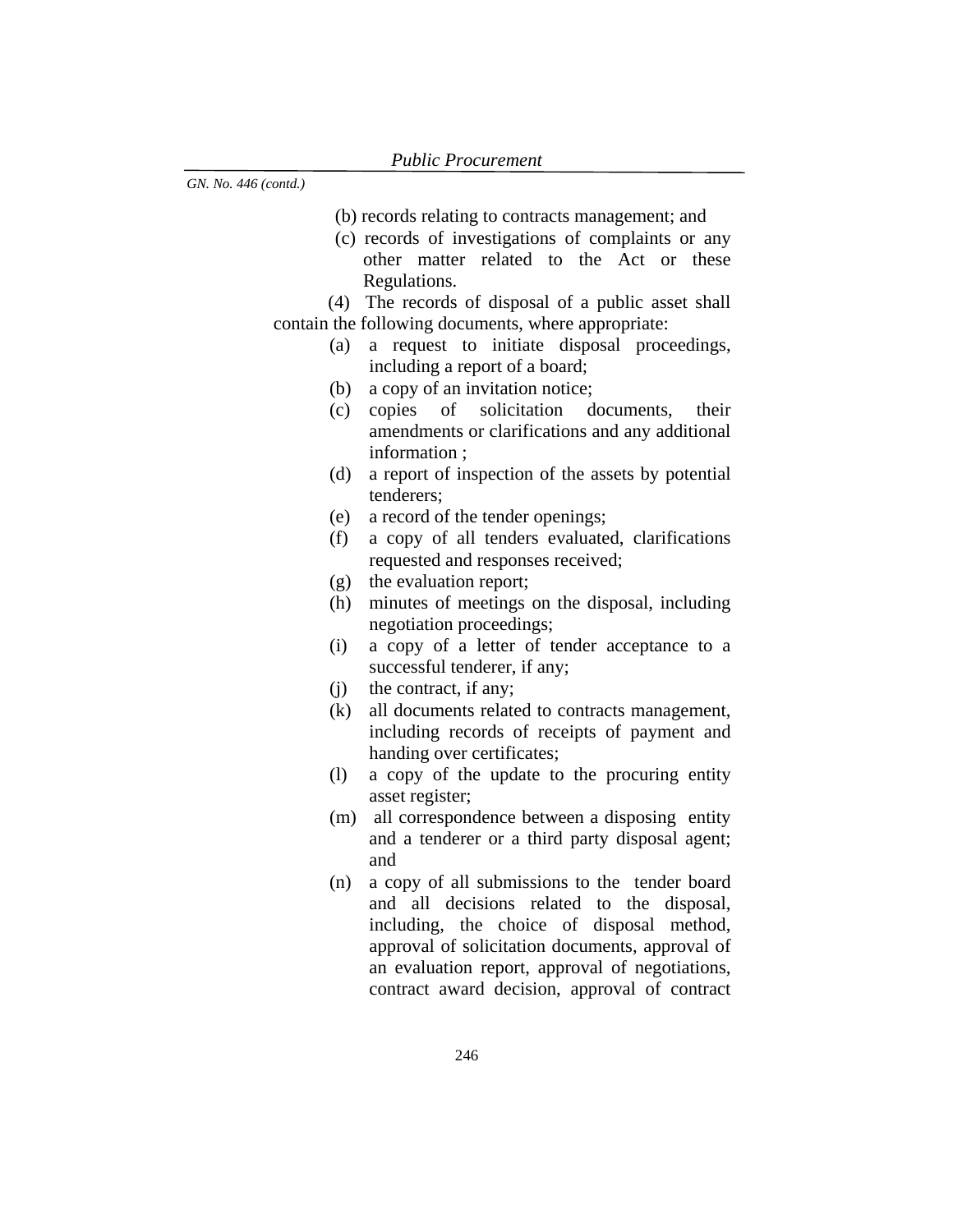GN. No. 446 (contd.)

(b) records relating to contracts management; and

(c) records of investigations of complaints or any other matter related to the Act or these Regulations.

(4) The records of disposal of a public asset shall contain the following documents, where appropriate:

(a) a request to initiate disposal proceedings, including a report of a board;

(b) a copy of an invitation notice;

(c) copies of solicitation documents, their amendments or clarifications and any additional information ;

(d) a report of inspection of the assets by potential tenderers;

(e) a record of the tender openings;

(f) a copy of all tenders evaluated, clarifications requested and responses received;

(g) the evaluation report;

(h) minutes of meetings on the disposal, including negotiation proceedings;

(i) a copy of a letter of tender acceptance to a successful tenderer, if any;

(j) the contract, if any;

(k) all documents related to contracts management, including records of receipts of payment and handing over certificates;

(l) a copy of the update to the procuring entity asset register;

(m) all correspondence between a disposing entity and a tenderer or a third party disposal agent; and

(n) a copy of all submissions to the tender board and all decisions related to the disposal, including, the choice of disposal method, approval of solicitation documents, approval of an evaluation report, approval of negotiations, contract award decision, approval of contract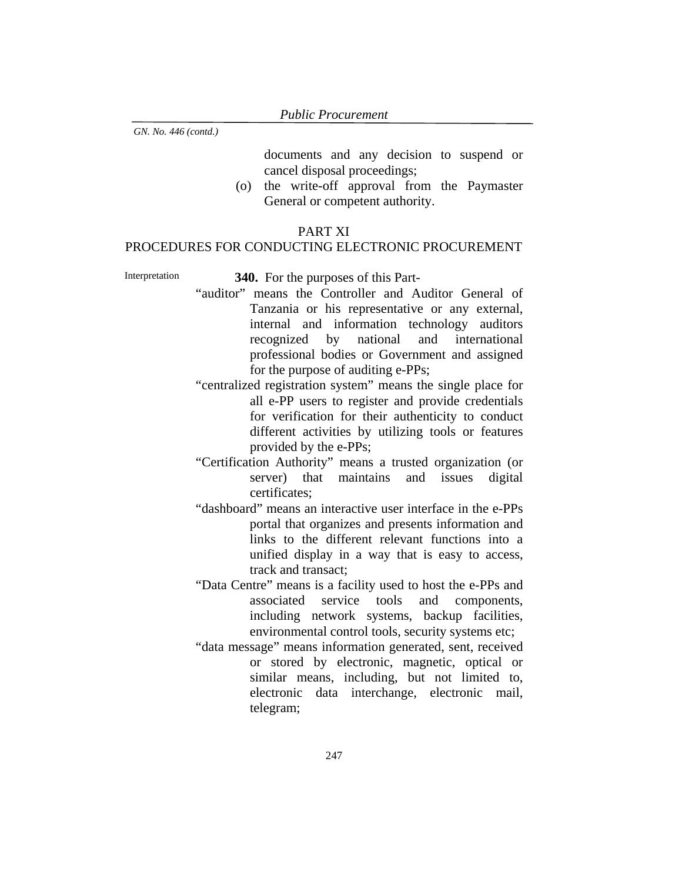*GN. No. 446 (contd.)*

documents and any decision to suspend or cancel disposal proceedings;

(o) the write-off approval from the Paymaster General or competent authority.

## PART XI
## PROCEDURES FOR CONDUCTING ELECTRONIC PROCUREMENT

Interpretation

**340.** For the purposes of this Part-

"auditor" means the Controller and Auditor General of Tanzania or his representative or any external, internal and information technology auditors recognized by national and international professional bodies or Government and assigned for the purpose of auditing e-PPs;

"centralized registration system" means the single place for all e-PP users to register and provide credentials for verification for their authenticity to conduct different activities by utilizing tools or features provided by the e-PPs;

"Certification Authority" means a trusted organization (or server) that maintains and issues digital certificates;

"dashboard" means an interactive user interface in the e-PPs portal that organizes and presents information and links to the different relevant functions into a unified display in a way that is easy to access, track and transact;

"Data Centre" means is a facility used to host the e-PPs and associated service tools and components, including network systems, backup facilities, environmental control tools, security systems etc;

"data message" means information generated, sent, received or stored by electronic, magnetic, optical or similar means, including, but not limited to, electronic data interchange, electronic mail, telegram;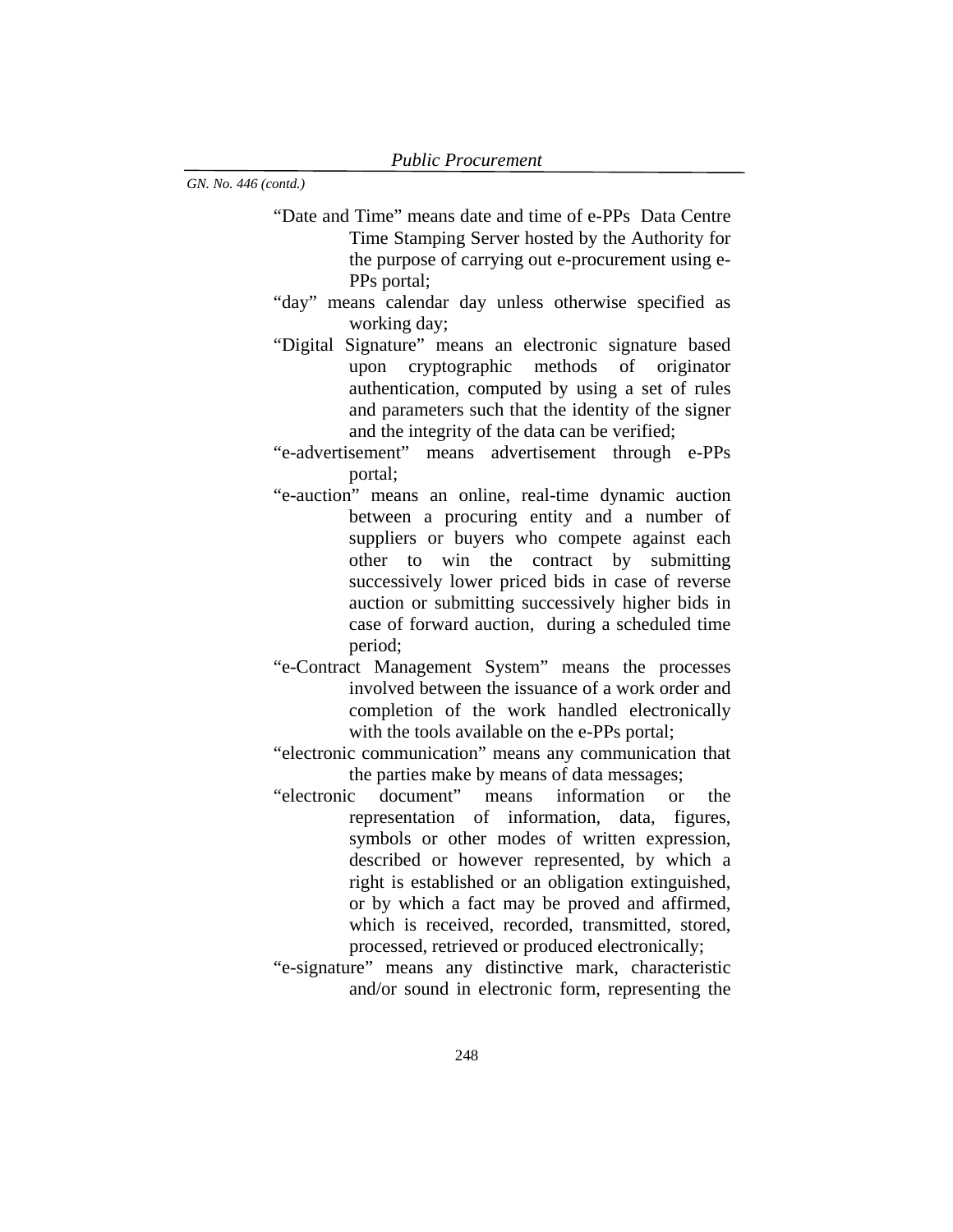GN. No. 446 (contd.)

"Date and Time" means date and time of e-PPs Data Centre Time Stamping Server hosted by the Authority for the purpose of carrying out e-procurement using e-PPs portal;

"day" means calendar day unless otherwise specified as working day;

"Digital Signature" means an electronic signature based upon cryptographic methods of originator authentication, computed by using a set of rules and parameters such that the identity of the signer and the integrity of the data can be verified;

"e-advertisement" means advertisement through e-PPs portal;

"e-auction" means an online, real-time dynamic auction between a procuring entity and a number of suppliers or buyers who compete against each other to win the contract by submitting successively lower priced bids in case of reverse auction or submitting successively higher bids in case of forward auction, during a scheduled time period;

"e-Contract Management System" means the processes involved between the issuance of a work order and completion of the work handled electronically with the tools available on the e-PPs portal;

"electronic communication" means any communication that the parties make by means of data messages;

"electronic document" means information or the representation of information, data, figures, symbols or other modes of written expression, described or however represented, by which a right is established or an obligation extinguished, or by which a fact may be proved and affirmed, which is received, recorded, transmitted, stored, processed, retrieved or produced electronically;

"e-signature" means any distinctive mark, characteristic and/or sound in electronic form, representing the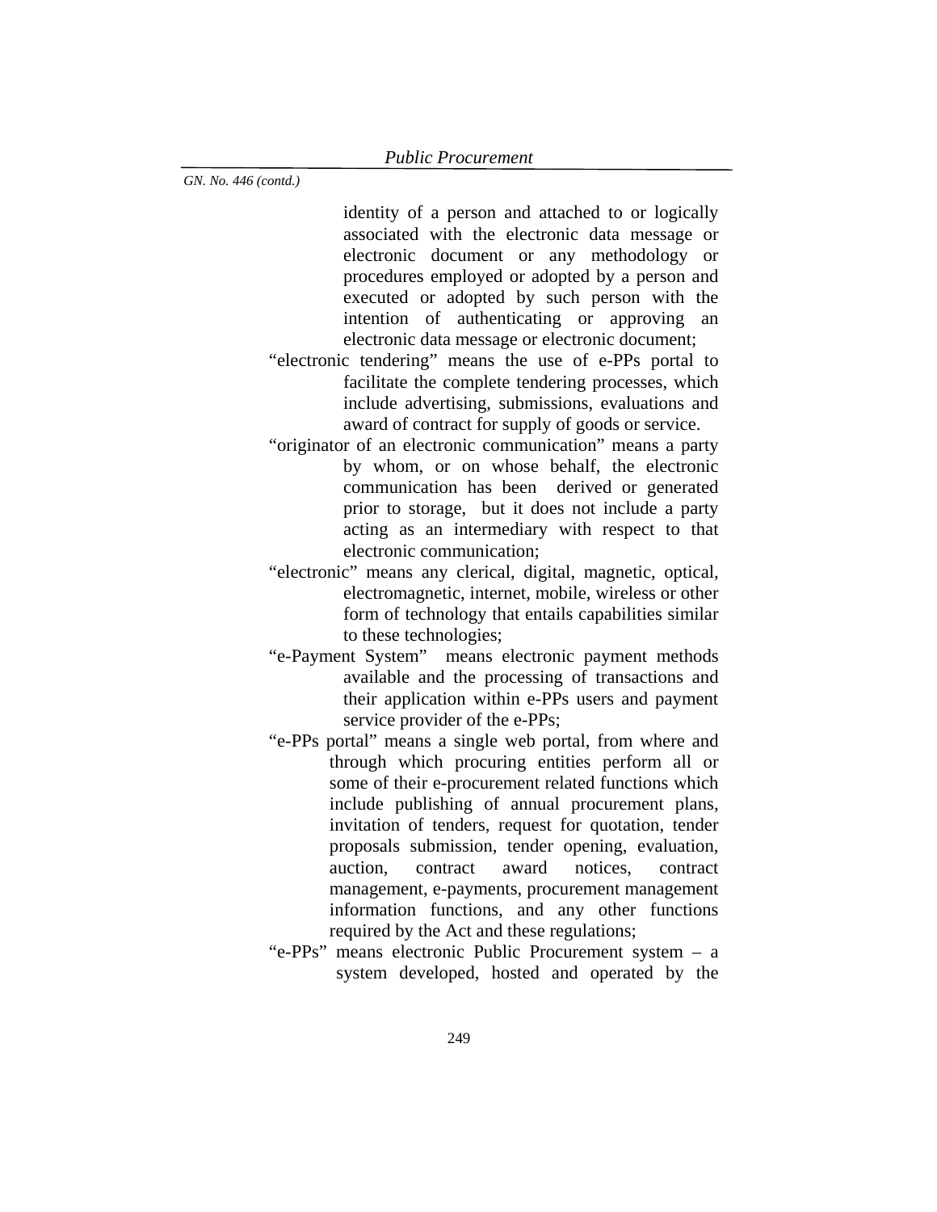identity of a person and attached to or logically associated with the electronic data message or electronic document or any methodology or procedures employed or adopted by a person and executed or adopted by such person with the intention of authenticating or approving an electronic data message or electronic document;

"electronic tendering" means the use of e-PPs portal to facilitate the complete tendering processes, which include advertising, submissions, evaluations and award of contract for supply of goods or service.

"originator of an electronic communication" means a party by whom, or on whose behalf, the electronic communication has been derived or generated prior to storage, but it does not include a party acting as an intermediary with respect to that electronic communication;

"electronic" means any clerical, digital, magnetic, optical, electromagnetic, internet, mobile, wireless or other form of technology that entails capabilities similar to these technologies;

"e-Payment System" means electronic payment methods available and the processing of transactions and their application within e-PPs users and payment service provider of the e-PPs;

"e-PPs portal" means a single web portal, from where and through which procuring entities perform all or some of their e-procurement related functions which include publishing of annual procurement plans, invitation of tenders, request for quotation, tender proposals submission, tender opening, evaluation, auction, contract award notices, contract management, e-payments, procurement management information functions, and any other functions required by the Act and these regulations;

"e-PPs" means electronic Public Procurement system – a system developed, hosted and operated by the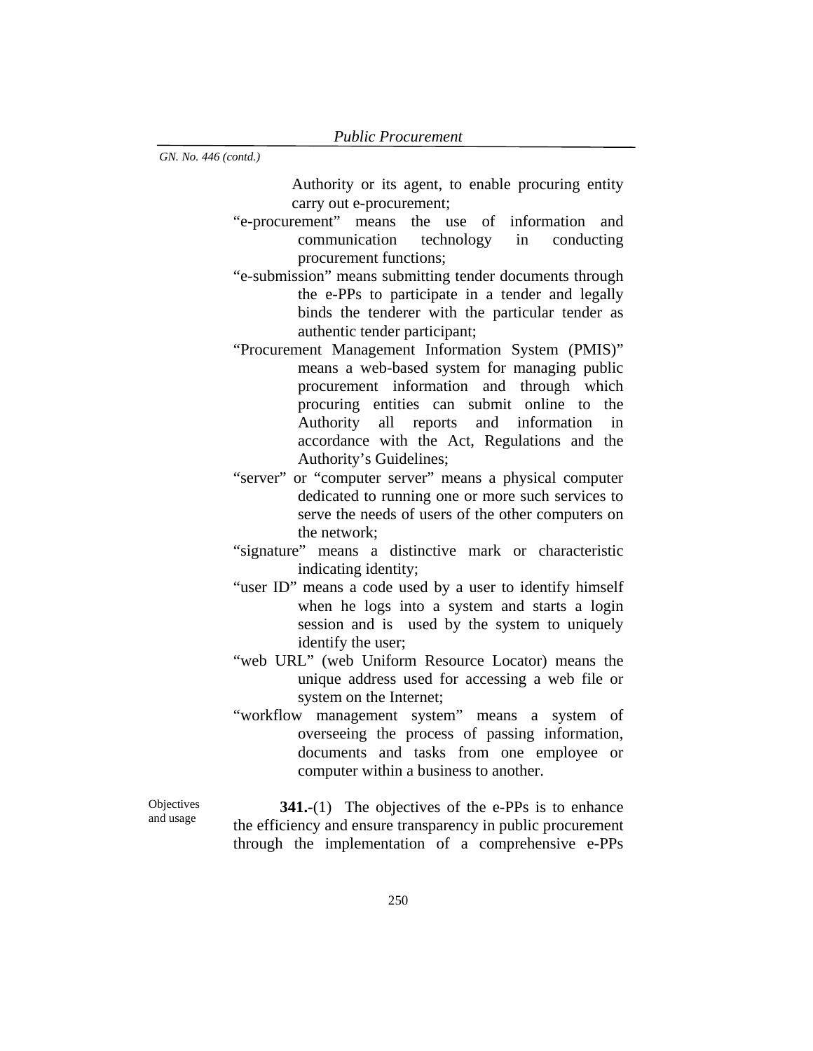GN. No. 446 (contd.)

Authority or its agent, to enable procuring entity carry out e-procurement;

"e-procurement" means the use of information and communication technology in conducting procurement functions;

"e-submission" means submitting tender documents through the e-PPs to participate in a tender and legally binds the tenderer with the particular tender as authentic tender participant;

"Procurement Management Information System (PMIS)" means a web-based system for managing public procurement information and through which procuring entities can submit online to the Authority all reports and information in accordance with the Act, Regulations and the Authority's Guidelines;

"server" or "computer server" means a physical computer dedicated to running one or more such services to serve the needs of users of the other computers on the network;

"signature" means a distinctive mark or characteristic indicating identity;

"user ID" means a code used by a user to identify himself when he logs into a system and starts a login session and is used by the system to uniquely identify the user;

"web URL" (web Uniform Resource Locator) means the unique address used for accessing a web file or system on the Internet;

"workflow management system" means a system of overseeing the process of passing information, documents and tasks from one employee or computer within a business to another.

Objectives and usage

**341.-**(1) The objectives of the e-PPs is to enhance the efficiency and ensure transparency in public procurement through the implementation of a comprehensive e-PPs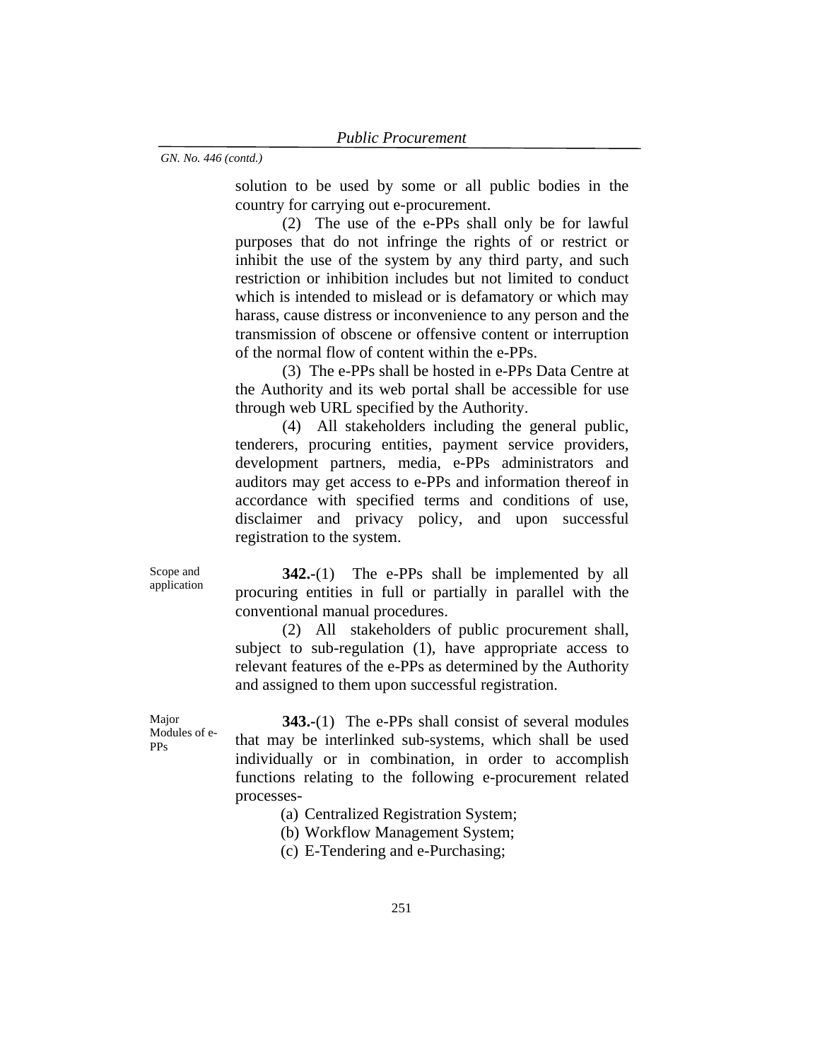*GN. No. 446 (contd.)*

solution to be used by some or all public bodies in the country for carrying out e-procurement.

(2) The use of the e-PPs shall only be for lawful purposes that do not infringe the rights of or restrict or inhibit the use of the system by any third party, and such restriction or inhibition includes but not limited to conduct which is intended to mislead or is defamatory or which may harass, cause distress or inconvenience to any person and the transmission of obscene or offensive content or interruption of the normal flow of content within the e-PPs.

(3) The e-PPs shall be hosted in e-PPs Data Centre at the Authority and its web portal shall be accessible for use through web URL specified by the Authority.

(4) All stakeholders including the general public, tenderers, procuring entities, payment service providers, development partners, media, e-PPs administrators and auditors may get access to e-PPs and information thereof in accordance with specified terms and conditions of use, disclaimer and privacy policy, and upon successful registration to the system.

Scope and application

**342.-**(1) The e-PPs shall be implemented by all procuring entities in full or partially in parallel with the conventional manual procedures.

(2) All stakeholders of public procurement shall, subject to sub-regulation (1), have appropriate access to relevant features of the e-PPs as determined by the Authority and assigned to them upon successful registration.

Major Modules of e-PPs

**343.-**(1) The e-PPs shall consist of several modules that may be interlinked sub-systems, which shall be used individually or in combination, in order to accomplish functions relating to the following e-procurement related processes-

(a) Centralized Registration System;

(b) Workflow Management System;

(c) E-Tendering and e-Purchasing;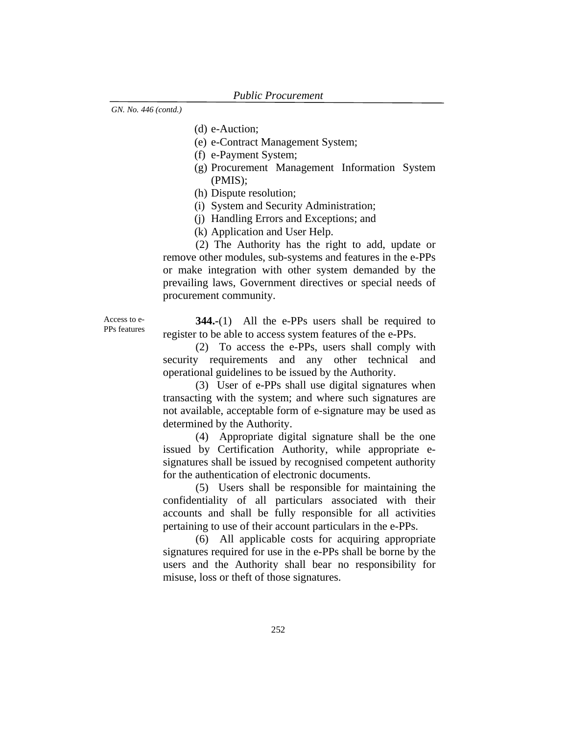*GN. No. 446 (contd.)*

(d) e-Auction;

(e) e-Contract Management System;

(f) e-Payment System;

(g) Procurement Management Information System (PMIS);

(h) Dispute resolution;

(i) System and Security Administration;

(j) Handling Errors and Exceptions; and

(k) Application and User Help.

(2) The Authority has the right to add, update or remove other modules, sub-systems and features in the e-PPs or make integration with other system demanded by the prevailing laws, Government directives or special needs of procurement community.

Access to e-PPs features

**344.-**(1) All the e-PPs users shall be required to register to be able to access system features of the e-PPs.

(2) To access the e-PPs, users shall comply with security requirements and any other technical and operational guidelines to be issued by the Authority.

(3) User of e-PPs shall use digital signatures when transacting with the system; and where such signatures are not available, acceptable form of e-signature may be used as determined by the Authority.

(4) Appropriate digital signature shall be the one issued by Certification Authority, while appropriate e-signatures shall be issued by recognised competent authority for the authentication of electronic documents.

(5) Users shall be responsible for maintaining the confidentiality of all particulars associated with their accounts and shall be fully responsible for all activities pertaining to use of their account particulars in the e-PPs.

(6) All applicable costs for acquiring appropriate signatures required for use in the e-PPs shall be borne by the users and the Authority shall bear no responsibility for misuse, loss or theft of those signatures.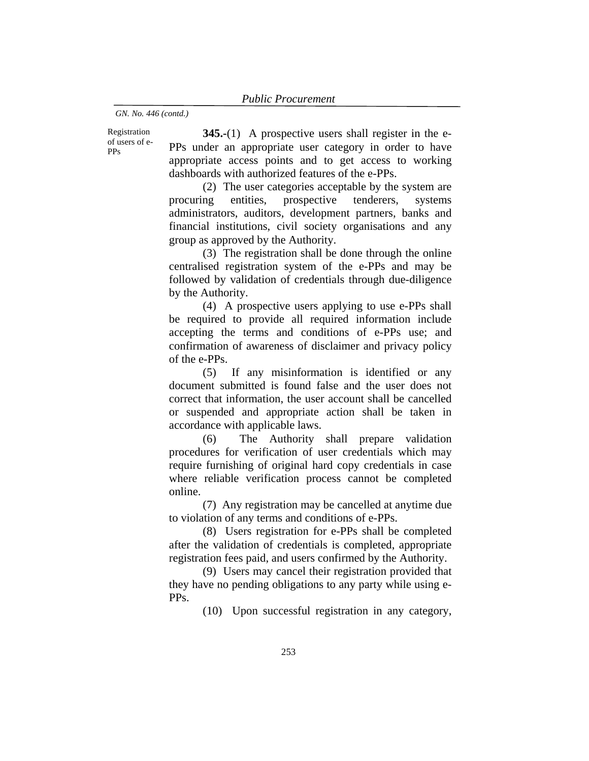*GN. No. 446 (contd.)*

Registration of users of e-PPs

**345.-**(1) A prospective users shall register in the e-PPs under an appropriate user category in order to have appropriate access points and to get access to working dashboards with authorized features of the e-PPs.

(2) The user categories acceptable by the system are procuring entities, prospective tenderers, systems administrators, auditors, development partners, banks and financial institutions, civil society organisations and any group as approved by the Authority.

(3) The registration shall be done through the online centralised registration system of the e-PPs and may be followed by validation of credentials through due-diligence by the Authority.

(4) A prospective users applying to use e-PPs shall be required to provide all required information include accepting the terms and conditions of e-PPs use; and confirmation of awareness of disclaimer and privacy policy of the e-PPs.

(5) If any misinformation is identified or any document submitted is found false and the user does not correct that information, the user account shall be cancelled or suspended and appropriate action shall be taken in accordance with applicable laws.

(6) The Authority shall prepare validation procedures for verification of user credentials which may require furnishing of original hard copy credentials in case where reliable verification process cannot be completed online.

(7) Any registration may be cancelled at anytime due to violation of any terms and conditions of e-PPs.

(8) Users registration for e-PPs shall be completed after the validation of credentials is completed, appropriate registration fees paid, and users confirmed by the Authority.

(9) Users may cancel their registration provided that they have no pending obligations to any party while using e-PPs.

(10) Upon successful registration in any category,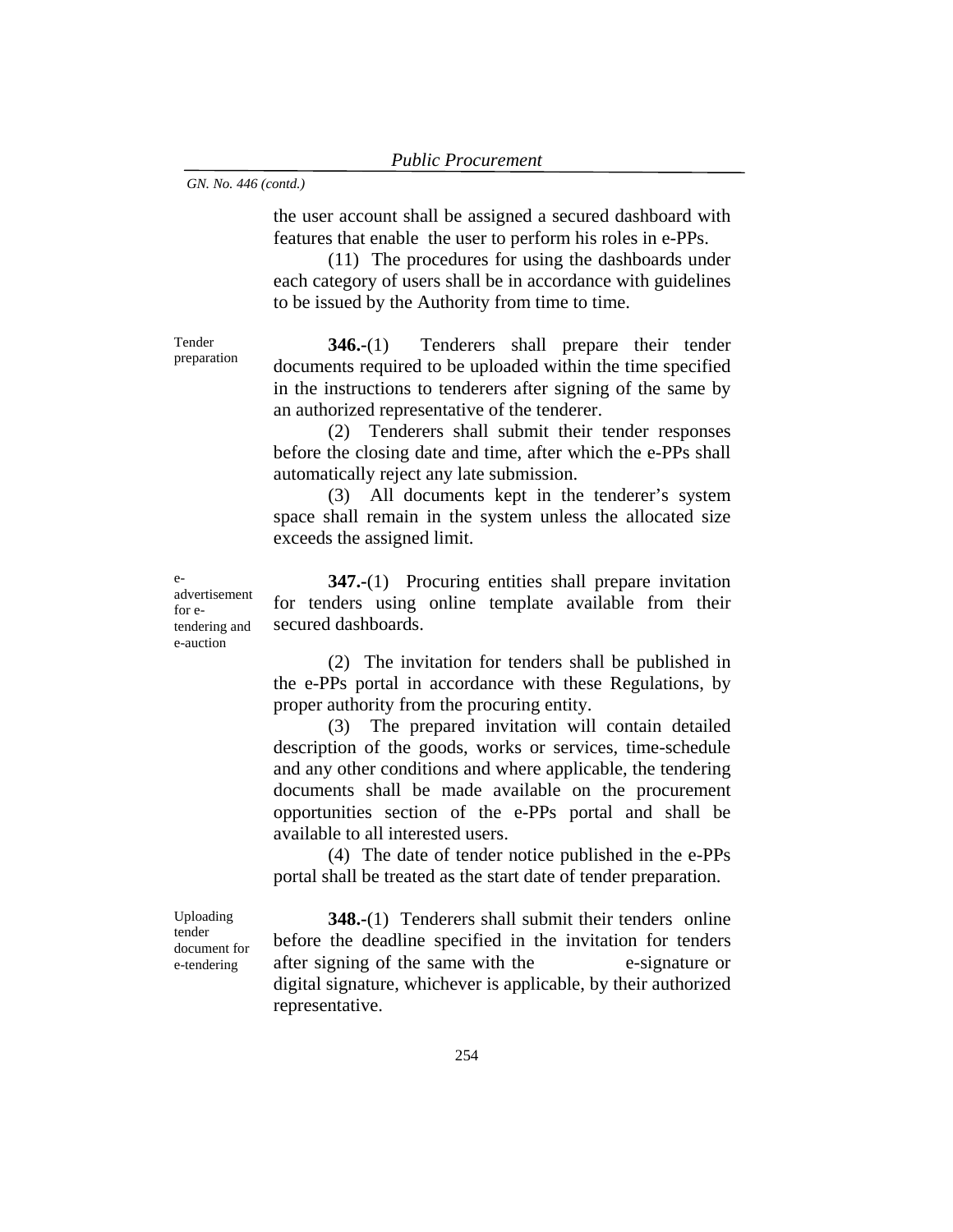the user account shall be assigned a secured dashboard with features that enable the user to perform his roles in e-PPs.

(11) The procedures for using the dashboards under each category of users shall be in accordance with guidelines to be issued by the Authority from time to time.

Tender preparation

**346.-**(1) Tenderers shall prepare their tender documents required to be uploaded within the time specified in the instructions to tenderers after signing of the same by an authorized representative of the tenderer.

(2) Tenderers shall submit their tender responses before the closing date and time, after which the e-PPs shall automatically reject any late submission.

(3) All documents kept in the tenderer's system space shall remain in the system unless the allocated size exceeds the assigned limit.

e-advertisement for e-tendering and e-auction

**347.-**(1) Procuring entities shall prepare invitation for tenders using online template available from their secured dashboards.

(2) The invitation for tenders shall be published in the e-PPs portal in accordance with these Regulations, by proper authority from the procuring entity.

(3) The prepared invitation will contain detailed description of the goods, works or services, time-schedule and any other conditions and where applicable, the tendering documents shall be made available on the procurement opportunities section of the e-PPs portal and shall be available to all interested users.

(4) The date of tender notice published in the e-PPs portal shall be treated as the start date of tender preparation.

Uploading tender document for e-tendering

**348.-**(1) Tenderers shall submit their tenders online before the deadline specified in the invitation for tenders after signing of the same with the e-signature or digital signature, whichever is applicable, by their authorized representative.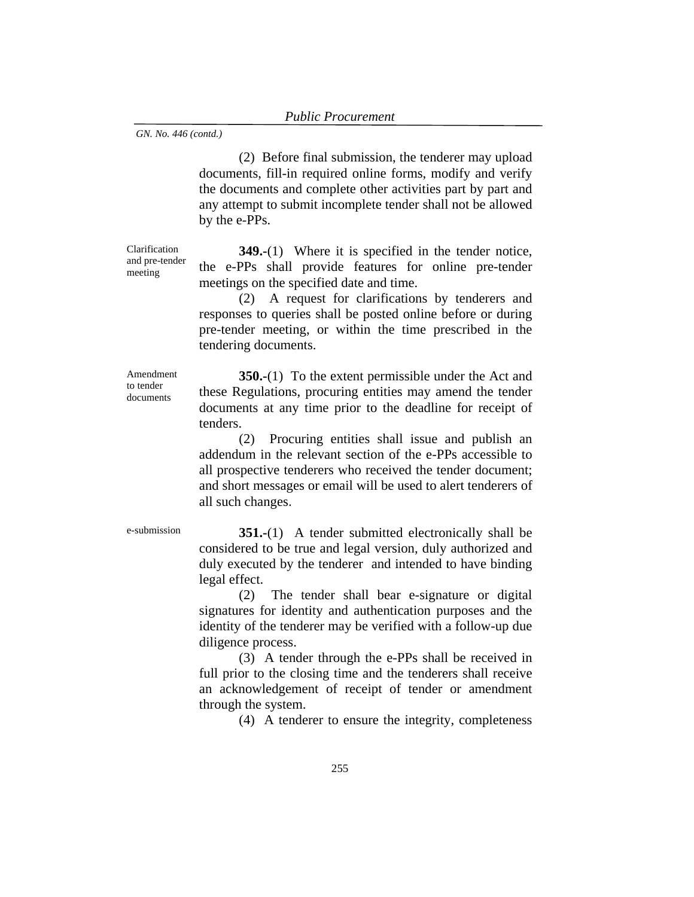*GN. No. 446 (contd.)*

(2) Before final submission, the tenderer may upload documents, fill-in required online forms, modify and verify the documents and complete other activities part by part and any attempt to submit incomplete tender shall not be allowed by the e-PPs.

Clarification and pre-tender meeting

**349.-**(1) Where it is specified in the tender notice, the e-PPs shall provide features for online pre-tender meetings on the specified date and time.

(2) A request for clarifications by tenderers and responses to queries shall be posted online before or during pre-tender meeting, or within the time prescribed in the tendering documents.

Amendment to tender documents

**350.-**(1) To the extent permissible under the Act and these Regulations, procuring entities may amend the tender documents at any time prior to the deadline for receipt of tenders.

(2) Procuring entities shall issue and publish an addendum in the relevant section of the e-PPs accessible to all prospective tenderers who received the tender document; and short messages or email will be used to alert tenderers of all such changes.

e-submission

**351.-**(1) A tender submitted electronically shall be considered to be true and legal version, duly authorized and duly executed by the tenderer and intended to have binding legal effect.

(2) The tender shall bear e-signature or digital signatures for identity and authentication purposes and the identity of the tenderer may be verified with a follow-up due diligence process.

(3) A tender through the e-PPs shall be received in full prior to the closing time and the tenderers shall receive an acknowledgement of receipt of tender or amendment through the system.

(4) A tenderer to ensure the integrity, completeness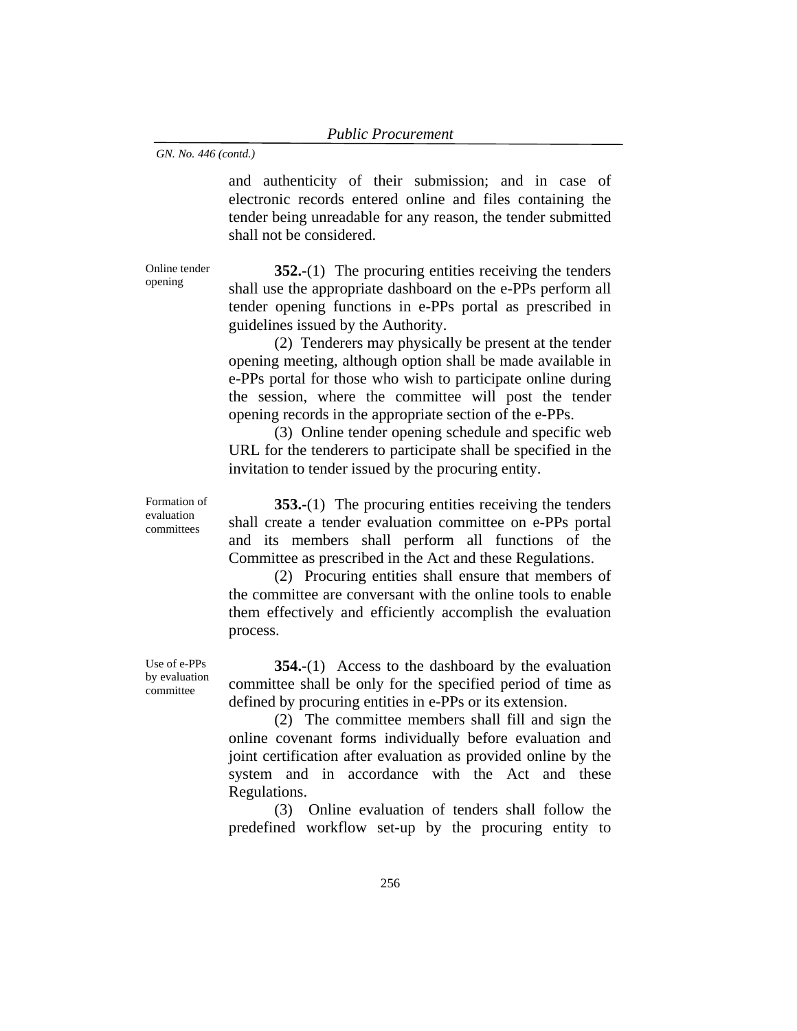and authenticity of their submission; and in case of electronic records entered online and files containing the tender being unreadable for any reason, the tender submitted shall not be considered.

Online tender opening

**352.-**(1) The procuring entities receiving the tenders shall use the appropriate dashboard on the e-PPs perform all tender opening functions in e-PPs portal as prescribed in guidelines issued by the Authority.

(2) Tenderers may physically be present at the tender opening meeting, although option shall be made available in e-PPs portal for those who wish to participate online during the session, where the committee will post the tender opening records in the appropriate section of the e-PPs.

(3) Online tender opening schedule and specific web URL for the tenderers to participate shall be specified in the invitation to tender issued by the procuring entity.

Formation of evaluation committees

**353.-**(1) The procuring entities receiving the tenders shall create a tender evaluation committee on e-PPs portal and its members shall perform all functions of the Committee as prescribed in the Act and these Regulations.

(2) Procuring entities shall ensure that members of the committee are conversant with the online tools to enable them effectively and efficiently accomplish the evaluation process.

Use of e-PPs by evaluation committee

**354.-**(1) Access to the dashboard by the evaluation committee shall be only for the specified period of time as defined by procuring entities in e-PPs or its extension.

(2) The committee members shall fill and sign the online covenant forms individually before evaluation and joint certification after evaluation as provided online by the system and in accordance with the Act and these Regulations.

(3) Online evaluation of tenders shall follow the predefined workflow set-up by the procuring entity to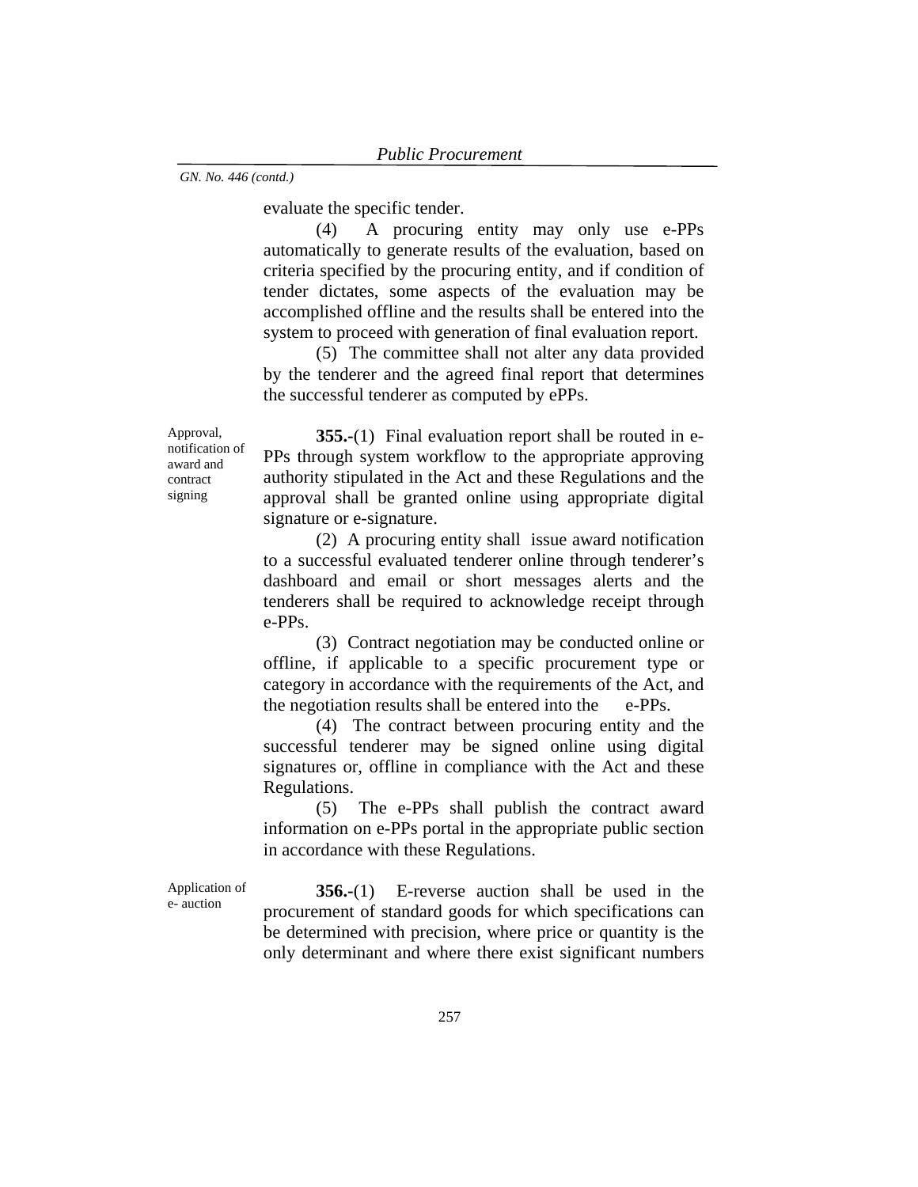*GN. No. 446 (contd.)*

evaluate the specific tender.

(4) A procuring entity may only use e-PPs automatically to generate results of the evaluation, based on criteria specified by the procuring entity, and if condition of tender dictates, some aspects of the evaluation may be accomplished offline and the results shall be entered into the system to proceed with generation of final evaluation report.

(5) The committee shall not alter any data provided by the tenderer and the agreed final report that determines the successful tenderer as computed by ePPs.

Approval, notification of award and contract signing

**355.-**(1) Final evaluation report shall be routed in e-PPs through system workflow to the appropriate approving authority stipulated in the Act and these Regulations and the approval shall be granted online using appropriate digital signature or e-signature.

(2) A procuring entity shall issue award notification to a successful evaluated tenderer online through tenderer's dashboard and email or short messages alerts and the tenderers shall be required to acknowledge receipt through e-PPs.

(3) Contract negotiation may be conducted online or offline, if applicable to a specific procurement type or category in accordance with the requirements of the Act, and the negotiation results shall be entered into the e-PPs.

(4) The contract between procuring entity and the successful tenderer may be signed online using digital signatures or, offline in compliance with the Act and these Regulations.

(5) The e-PPs shall publish the contract award information on e-PPs portal in the appropriate public section in accordance with these Regulations.

Application of e- auction

**356.-**(1) E-reverse auction shall be used in the procurement of standard goods for which specifications can be determined with precision, where price or quantity is the only determinant and where there exist significant numbers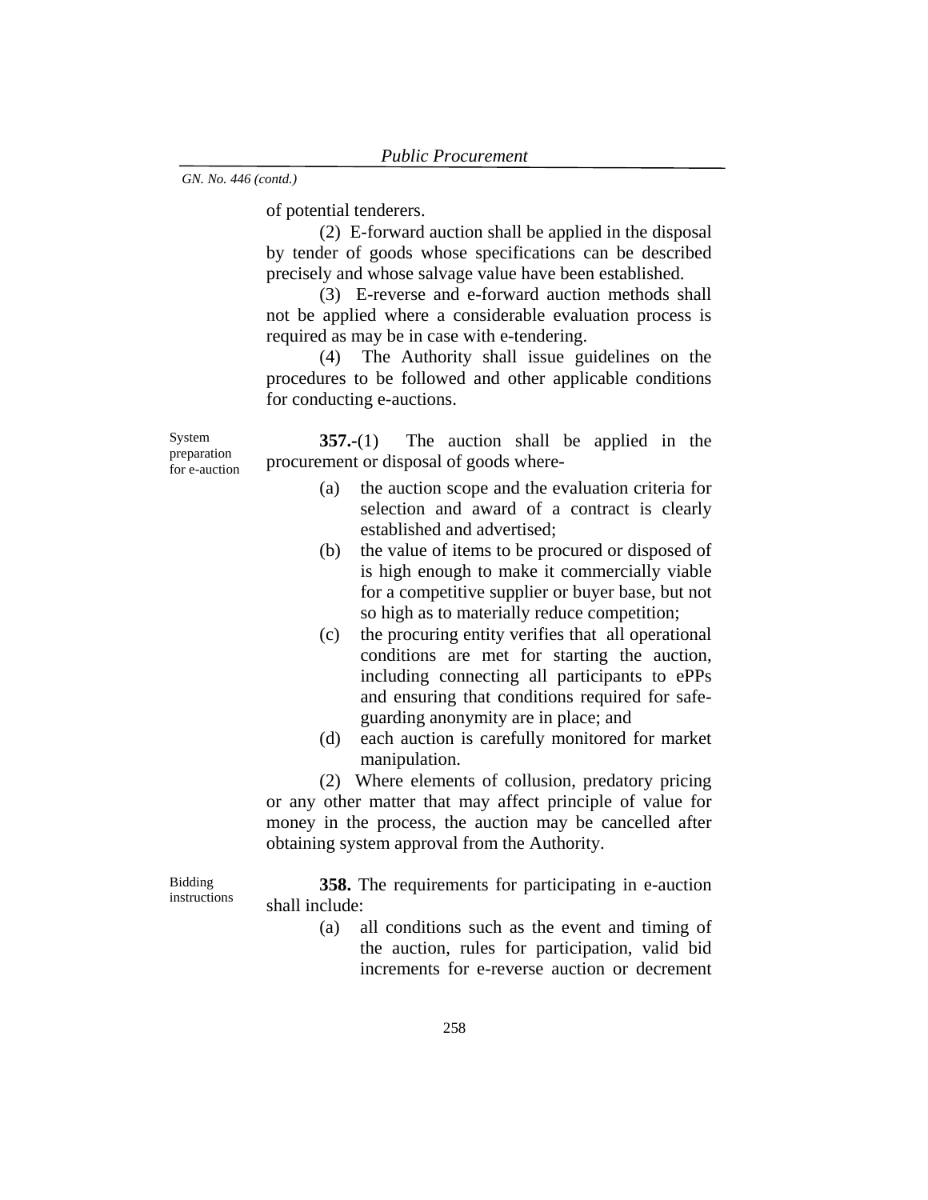*GN. No. 446 (contd.)*

of potential tenderers.

(2) E-forward auction shall be applied in the disposal by tender of goods whose specifications can be described precisely and whose salvage value have been established.

(3) E-reverse and e-forward auction methods shall not be applied where a considerable evaluation process is required as may be in case with e-tendering.

(4) The Authority shall issue guidelines on the procedures to be followed and other applicable conditions for conducting e-auctions.

System preparation for e-auction

**357.-**(1) The auction shall be applied in the procurement or disposal of goods where-

(a) the auction scope and the evaluation criteria for selection and award of a contract is clearly established and advertised;

(b) the value of items to be procured or disposed of is high enough to make it commercially viable for a competitive supplier or buyer base, but not so high as to materially reduce competition;

(c) the procuring entity verifies that all operational conditions are met for starting the auction, including connecting all participants to ePPs and ensuring that conditions required for safe-guarding anonymity are in place; and

(d) each auction is carefully monitored for market manipulation.

(2) Where elements of collusion, predatory pricing or any other matter that may affect principle of value for money in the process, the auction may be cancelled after obtaining system approval from the Authority.

Bidding instructions

**358.** The requirements for participating in e-auction shall include:

(a) all conditions such as the event and timing of the auction, rules for participation, valid bid increments for e-reverse auction or decrement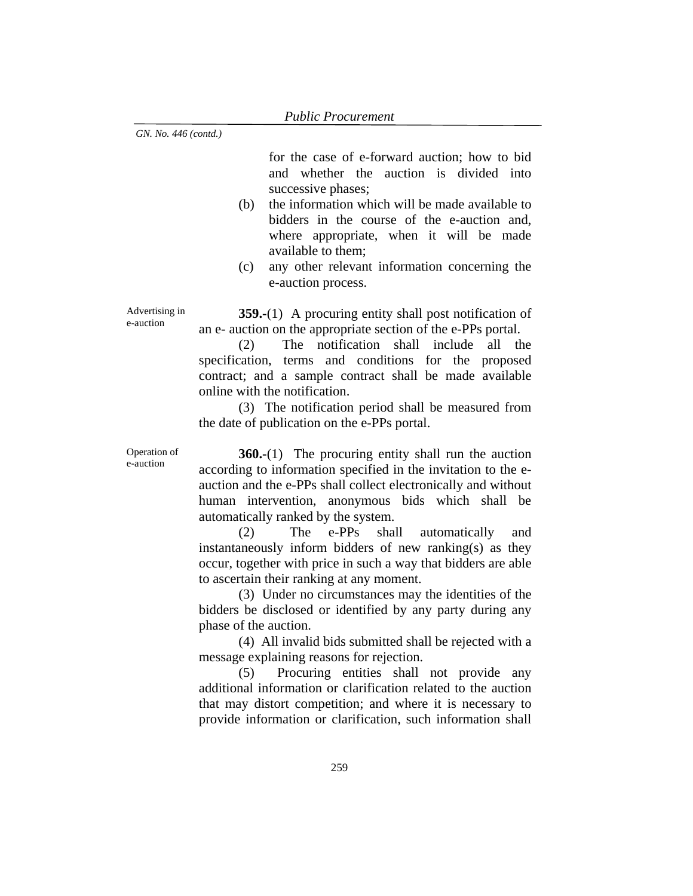*GN. No. 446 (contd.)*

for the case of e-forward auction; how to bid and whether the auction is divided into successive phases;

(b) the information which will be made available to bidders in the course of the e-auction and, where appropriate, when it will be made available to them;

(c) any other relevant information concerning the e-auction process.

Advertising in e-auction

**359.-**(1) A procuring entity shall post notification of an e- auction on the appropriate section of the e-PPs portal.

(2) The notification shall include all the specification, terms and conditions for the proposed contract; and a sample contract shall be made available online with the notification.

(3) The notification period shall be measured from the date of publication on the e-PPs portal.

Operation of e-auction

**360.-**(1) The procuring entity shall run the auction according to information specified in the invitation to the e-auction and the e-PPs shall collect electronically and without human intervention, anonymous bids which shall be automatically ranked by the system.

(2) The e-PPs shall automatically and instantaneously inform bidders of new ranking(s) as they occur, together with price in such a way that bidders are able to ascertain their ranking at any moment.

(3) Under no circumstances may the identities of the bidders be disclosed or identified by any party during any phase of the auction.

(4) All invalid bids submitted shall be rejected with a message explaining reasons for rejection.

(5) Procuring entities shall not provide any additional information or clarification related to the auction that may distort competition; and where it is necessary to provide information or clarification, such information shall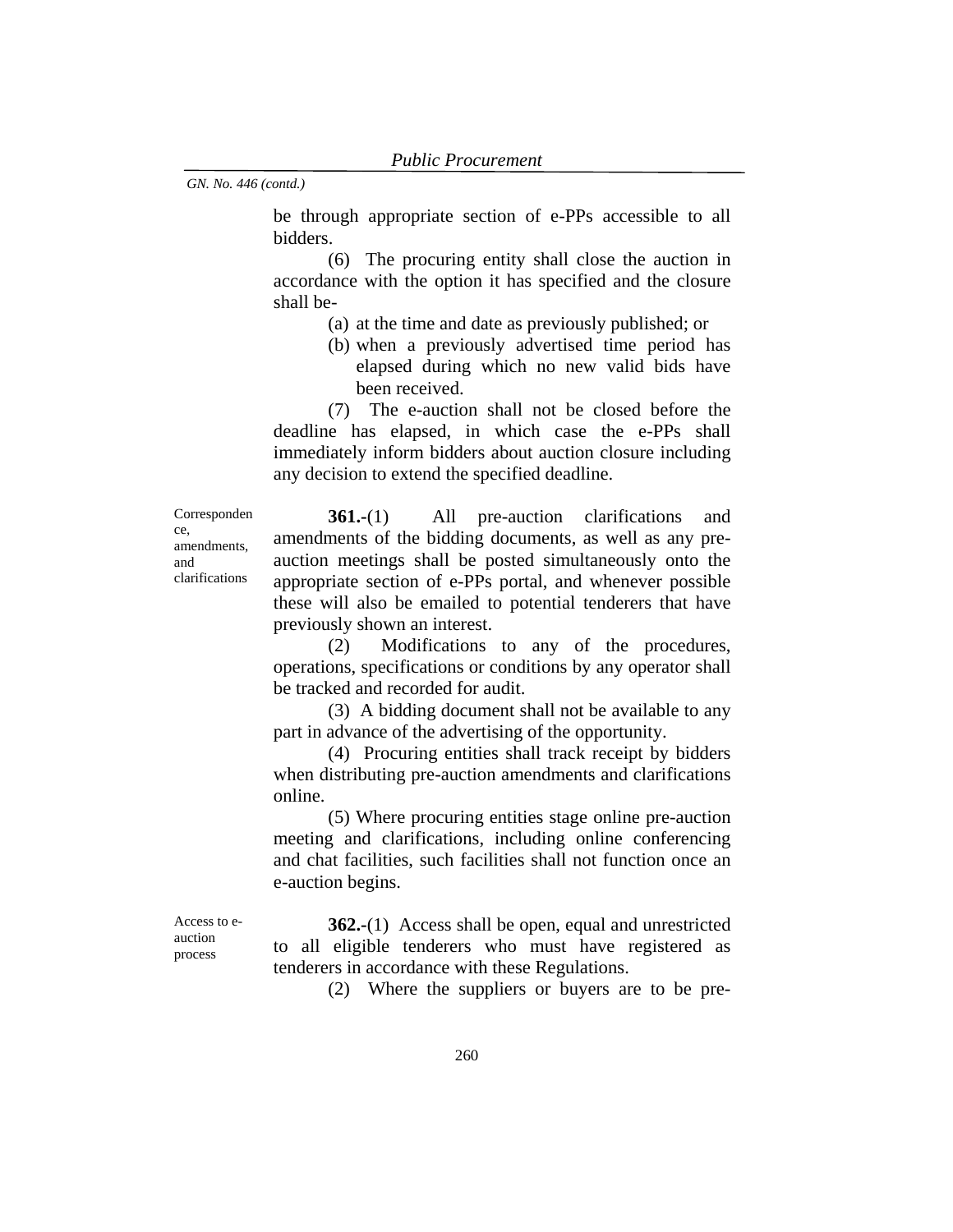*GN. No. 446 (contd.)*

be through appropriate section of e-PPs accessible to all bidders.

(6) The procuring entity shall close the auction in accordance with the option it has specified and the closure shall be-

(a) at the time and date as previously published; or

(b) when a previously advertised time period has elapsed during which no new valid bids have been received.

(7) The e-auction shall not be closed before the deadline has elapsed, in which case the e-PPs shall immediately inform bidders about auction closure including any decision to extend the specified deadline.

Correspondence, amendments, and clarifications

**361.-**(1) All pre-auction clarifications and amendments of the bidding documents, as well as any pre-auction meetings shall be posted simultaneously onto the appropriate section of e-PPs portal, and whenever possible these will also be emailed to potential tenderers that have previously shown an interest.

(2) Modifications to any of the procedures, operations, specifications or conditions by any operator shall be tracked and recorded for audit.

(3) A bidding document shall not be available to any part in advance of the advertising of the opportunity.

(4) Procuring entities shall track receipt by bidders when distributing pre-auction amendments and clarifications online.

(5) Where procuring entities stage online pre-auction meeting and clarifications, including online conferencing and chat facilities, such facilities shall not function once an e-auction begins.

Access to e-auction process

**362.-**(1) Access shall be open, equal and unrestricted to all eligible tenderers who must have registered as tenderers in accordance with these Regulations.

(2) Where the suppliers or buyers are to be pre-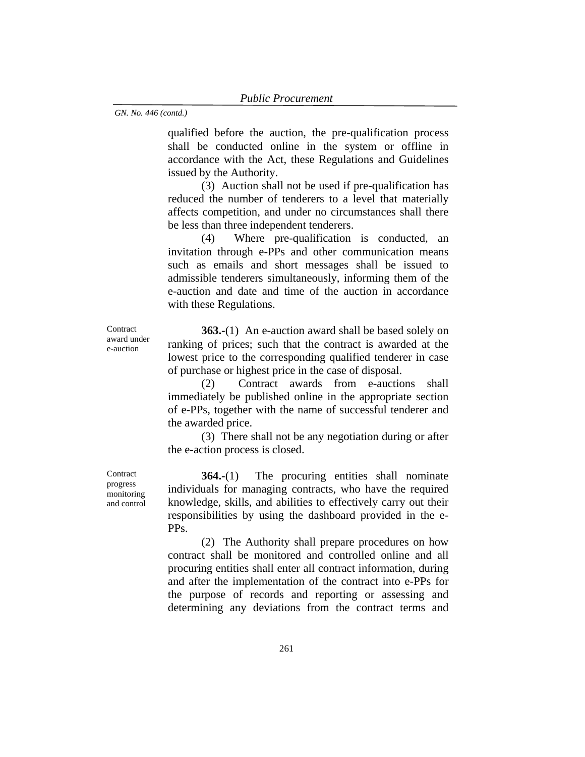GN. No. 446 (contd.)

qualified before the auction, the pre-qualification process shall be conducted online in the system or offline in accordance with the Act, these Regulations and Guidelines issued by the Authority.

(3) Auction shall not be used if pre-qualification has reduced the number of tenderers to a level that materially affects competition, and under no circumstances shall there be less than three independent tenderers.

(4) Where pre-qualification is conducted, an invitation through e-PPs and other communication means such as emails and short messages shall be issued to admissible tenderers simultaneously, informing them of the e-auction and date and time of the auction in accordance with these Regulations.

Contract award under e-auction

**363.-**(1) An e-auction award shall be based solely on ranking of prices; such that the contract is awarded at the lowest price to the corresponding qualified tenderer in case of purchase or highest price in the case of disposal.

(2) Contract awards from e-auctions shall immediately be published online in the appropriate section of e-PPs, together with the name of successful tenderer and the awarded price.

(3) There shall not be any negotiation during or after the e-action process is closed.

Contract progress monitoring and control

**364.-**(1) The procuring entities shall nominate individuals for managing contracts, who have the required knowledge, skills, and abilities to effectively carry out their responsibilities by using the dashboard provided in the e-PPs.

(2) The Authority shall prepare procedures on how contract shall be monitored and controlled online and all procuring entities shall enter all contract information, during and after the implementation of the contract into e-PPs for the purpose of records and reporting or assessing and determining any deviations from the contract terms and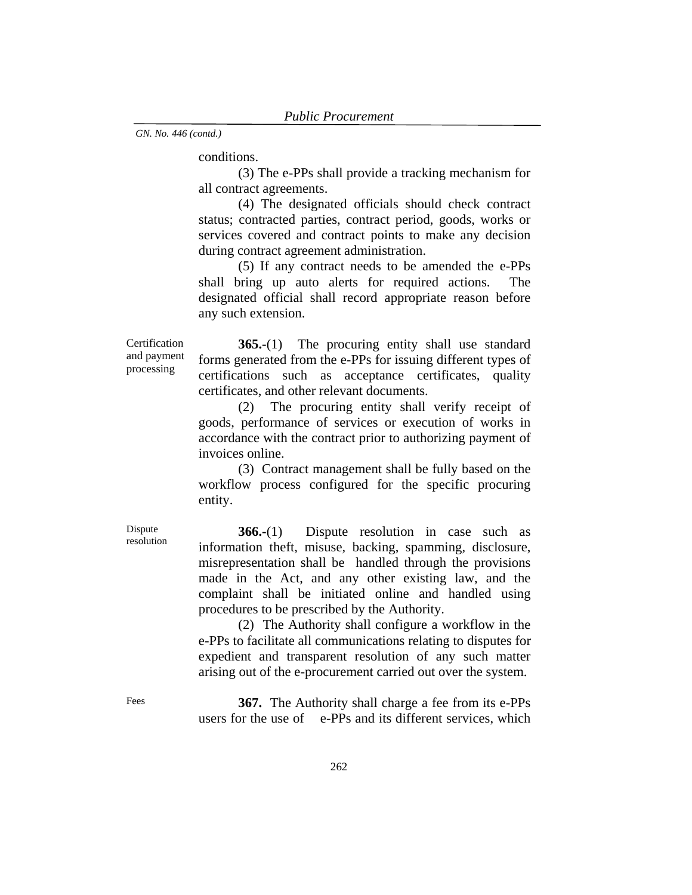GN. No. 446 (contd.)

conditions.

(3) The e-PPs shall provide a tracking mechanism for all contract agreements.

(4) The designated officials should check contract status; contracted parties, contract period, goods, works or services covered and contract points to make any decision during contract agreement administration.

(5) If any contract needs to be amended the e-PPs shall bring up auto alerts for required actions. The designated official shall record appropriate reason before any such extension.

Certification and payment processing

**365.-**(1) The procuring entity shall use standard forms generated from the e-PPs for issuing different types of certifications such as acceptance certificates, quality certificates, and other relevant documents.

(2) The procuring entity shall verify receipt of goods, performance of services or execution of works in accordance with the contract prior to authorizing payment of invoices online.

(3) Contract management shall be fully based on the workflow process configured for the specific procuring entity.

Dispute resolution

**366.-**(1) Dispute resolution in case such as information theft, misuse, backing, spamming, disclosure, misrepresentation shall be handled through the provisions made in the Act, and any other existing law, and the complaint shall be initiated online and handled using procedures to be prescribed by the Authority.

(2) The Authority shall configure a workflow in the e-PPs to facilitate all communications relating to disputes for expedient and transparent resolution of any such matter arising out of the e-procurement carried out over the system.

Fees

**367.** The Authority shall charge a fee from its e-PPs users for the use of e-PPs and its different services, which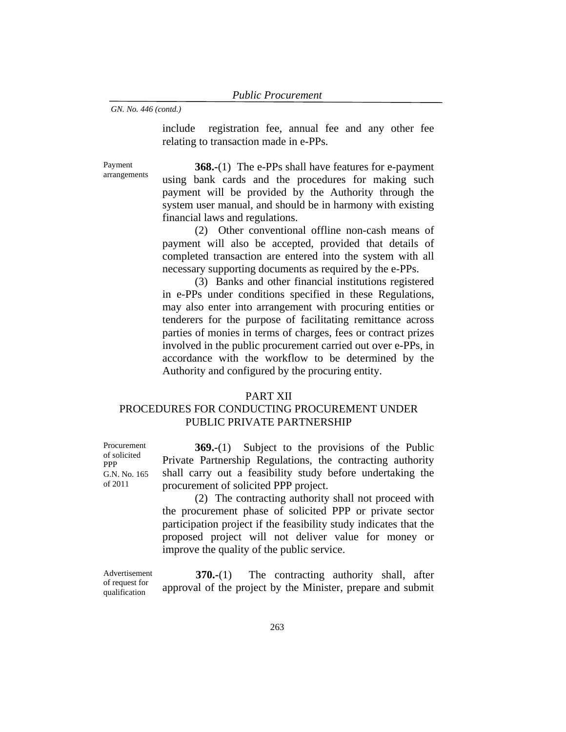*GN. No. 446 (contd.)*

include registration fee, annual fee and any other fee relating to transaction made in e-PPs.

Payment arrangements

**368.-**(1) The e-PPs shall have features for e-payment using bank cards and the procedures for making such payment will be provided by the Authority through the system user manual, and should be in harmony with existing financial laws and regulations.

(2) Other conventional offline non-cash means of payment will also be accepted, provided that details of completed transaction are entered into the system with all necessary supporting documents as required by the e-PPs.

(3) Banks and other financial institutions registered in e-PPs under conditions specified in these Regulations, may also enter into arrangement with procuring entities or tenderers for the purpose of facilitating remittance across parties of monies in terms of charges, fees or contract prizes involved in the public procurement carried out over e-PPs, in accordance with the workflow to be determined by the Authority and configured by the procuring entity.

## PART XII
## PROCEDURES FOR CONDUCTING PROCUREMENT UNDER PUBLIC PRIVATE PARTNERSHIP

Procurement of solicited PPP
G.N. No. 165 of 2011

**369.-**(1) Subject to the provisions of the Public Private Partnership Regulations, the contracting authority shall carry out a feasibility study before undertaking the procurement of solicited PPP project.

(2) The contracting authority shall not proceed with the procurement phase of solicited PPP or private sector participation project if the feasibility study indicates that the proposed project will not deliver value for money or improve the quality of the public service.

Advertisement of request for qualification

**370.-**(1) The contracting authority shall, after approval of the project by the Minister, prepare and submit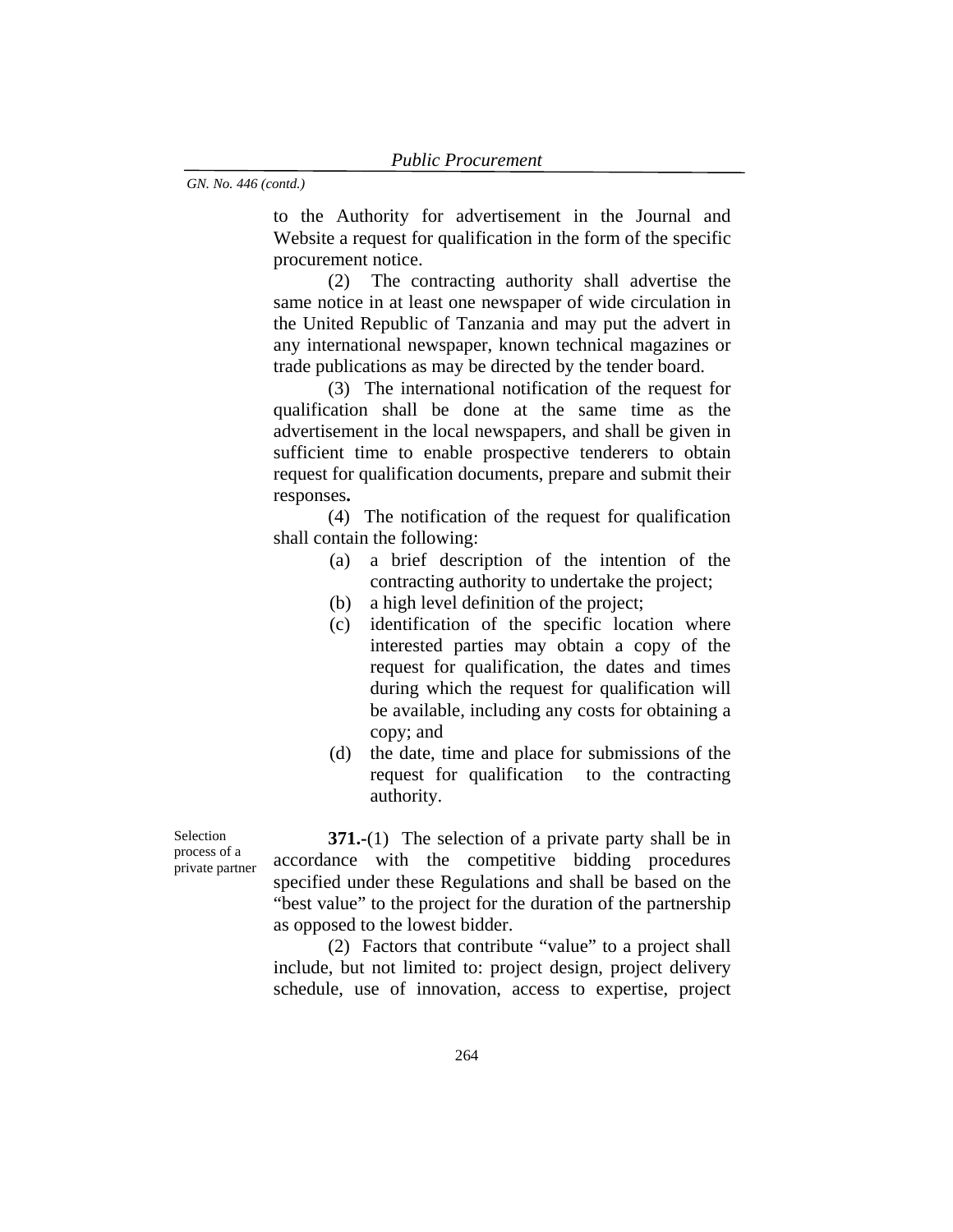to the Authority for advertisement in the Journal and Website a request for qualification in the form of the specific procurement notice.

(2) The contracting authority shall advertise the same notice in at least one newspaper of wide circulation in the United Republic of Tanzania and may put the advert in any international newspaper, known technical magazines or trade publications as may be directed by the tender board.

(3) The international notification of the request for qualification shall be done at the same time as the advertisement in the local newspapers, and shall be given in sufficient time to enable prospective tenderers to obtain request for qualification documents, prepare and submit their responses**.**

(4) The notification of the request for qualification shall contain the following:

(a) a brief description of the intention of the contracting authority to undertake the project;

(b) a high level definition of the project;

(c) identification of the specific location where interested parties may obtain a copy of the request for qualification, the dates and times during which the request for qualification will be available, including any costs for obtaining a copy; and

(d) the date, time and place for submissions of the request for qualification to the contracting authority.

Selection process of a private partner

**371.-**(1) The selection of a private party shall be in accordance with the competitive bidding procedures specified under these Regulations and shall be based on the "best value" to the project for the duration of the partnership as opposed to the lowest bidder.

(2) Factors that contribute "value" to a project shall include, but not limited to: project design, project delivery schedule, use of innovation, access to expertise, project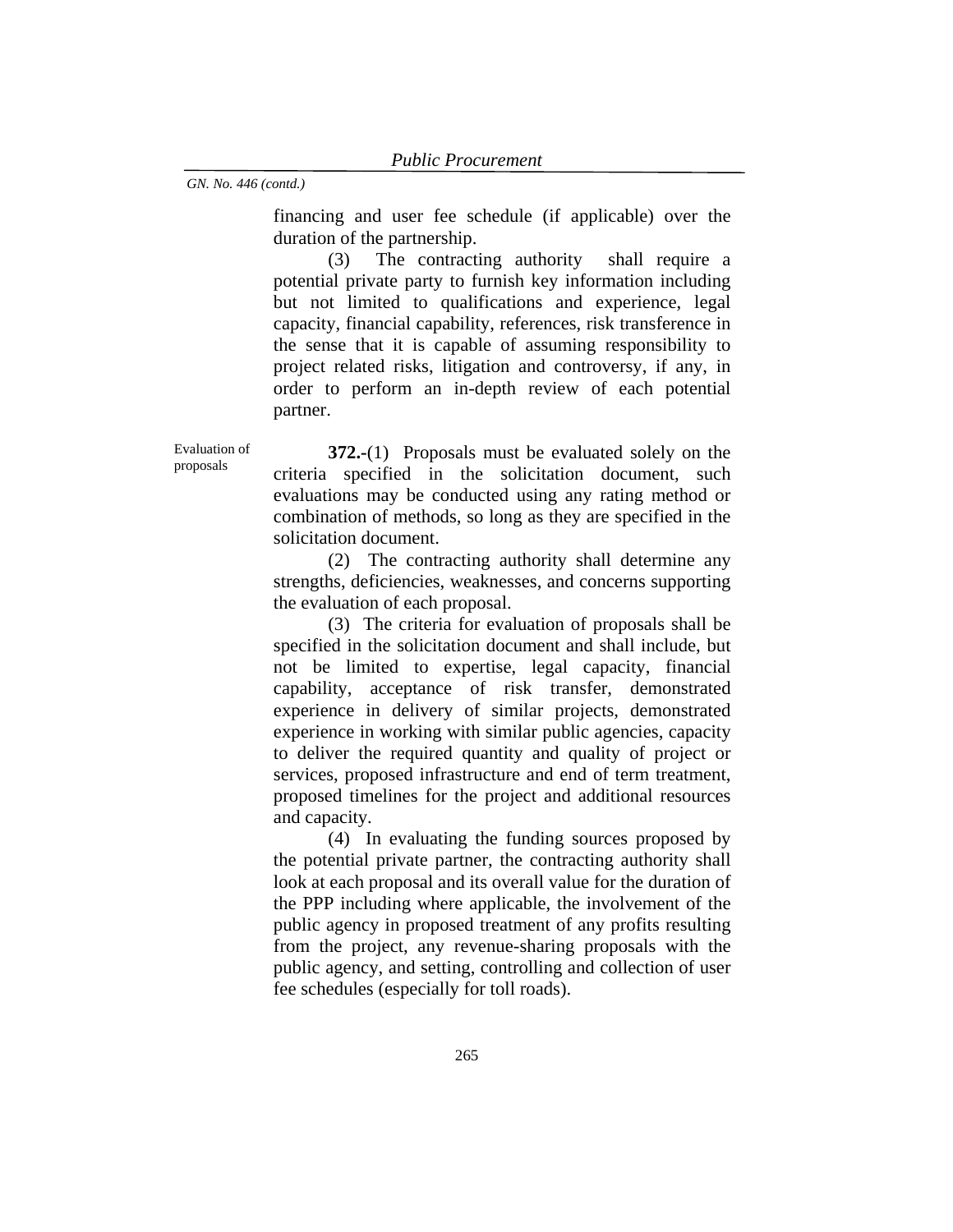GN. No. 446 (contd.)

financing and user fee schedule (if applicable) over the duration of the partnership.

(3) The contracting authority shall require a potential private party to furnish key information including but not limited to qualifications and experience, legal capacity, financial capability, references, risk transference in the sense that it is capable of assuming responsibility to project related risks, litigation and controversy, if any, in order to perform an in-depth review of each potential partner.

Evaluation of proposals

**372.-**(1) Proposals must be evaluated solely on the criteria specified in the solicitation document, such evaluations may be conducted using any rating method or combination of methods, so long as they are specified in the solicitation document.

(2) The contracting authority shall determine any strengths, deficiencies, weaknesses, and concerns supporting the evaluation of each proposal.

(3) The criteria for evaluation of proposals shall be specified in the solicitation document and shall include, but not be limited to expertise, legal capacity, financial capability, acceptance of risk transfer, demonstrated experience in delivery of similar projects, demonstrated experience in working with similar public agencies, capacity to deliver the required quantity and quality of project or services, proposed infrastructure and end of term treatment, proposed timelines for the project and additional resources and capacity.

(4) In evaluating the funding sources proposed by the potential private partner, the contracting authority shall look at each proposal and its overall value for the duration of the PPP including where applicable, the involvement of the public agency in proposed treatment of any profits resulting from the project, any revenue-sharing proposals with the public agency, and setting, controlling and collection of user fee schedules (especially for toll roads).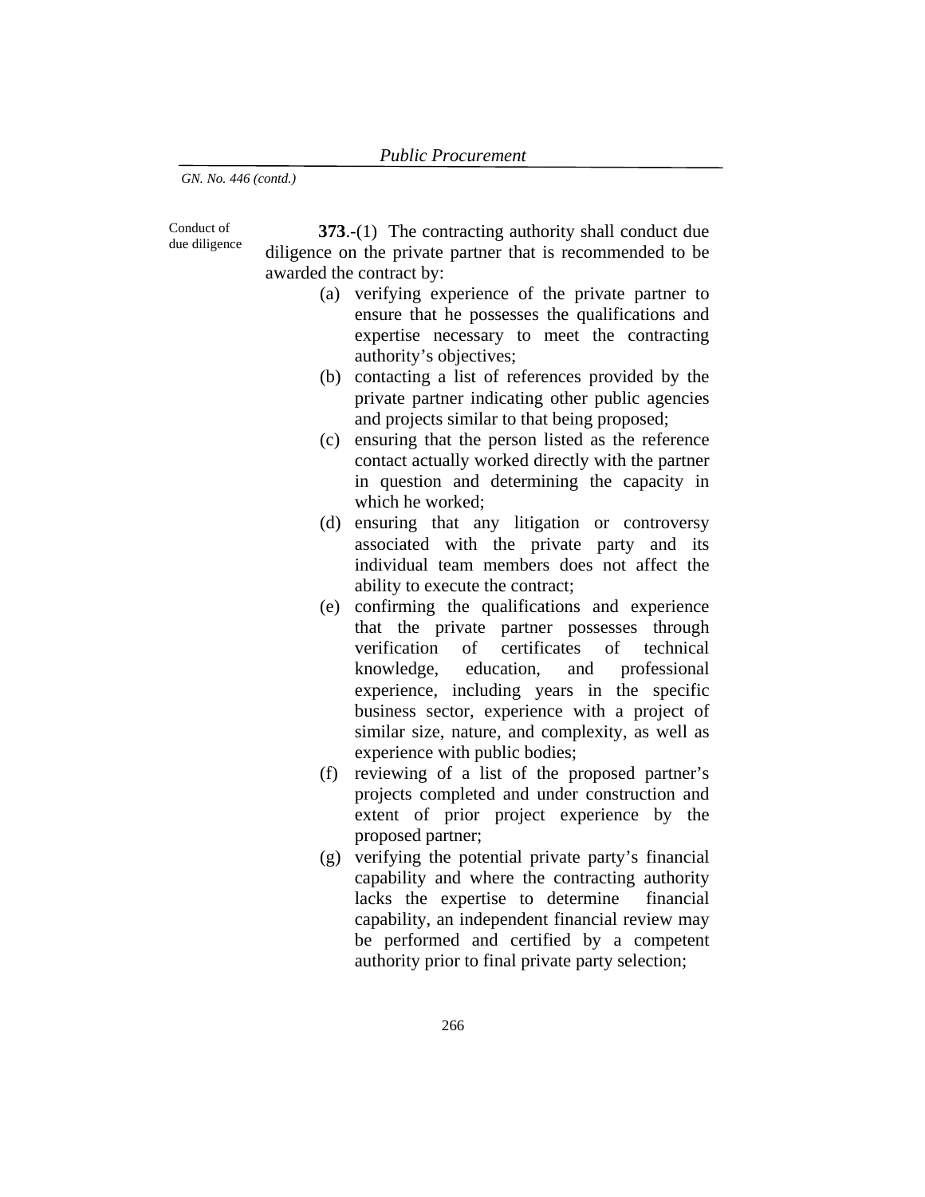GN. No. 446 (contd.)

Conduct of due diligence

**373**.-(1) The contracting authority shall conduct due diligence on the private partner that is recommended to be awarded the contract by:

(a) verifying experience of the private partner to ensure that he possesses the qualifications and expertise necessary to meet the contracting authority's objectives;

(b) contacting a list of references provided by the private partner indicating other public agencies and projects similar to that being proposed;

(c) ensuring that the person listed as the reference contact actually worked directly with the partner in question and determining the capacity in which he worked;

(d) ensuring that any litigation or controversy associated with the private party and its individual team members does not affect the ability to execute the contract;

(e) confirming the qualifications and experience that the private partner possesses through verification of certificates of technical knowledge, education, and professional experience, including years in the specific business sector, experience with a project of similar size, nature, and complexity, as well as experience with public bodies;

(f) reviewing of a list of the proposed partner's projects completed and under construction and extent of prior project experience by the proposed partner;

(g) verifying the potential private party's financial capability and where the contracting authority lacks the expertise to determine financial capability, an independent financial review may be performed and certified by a competent authority prior to final private party selection;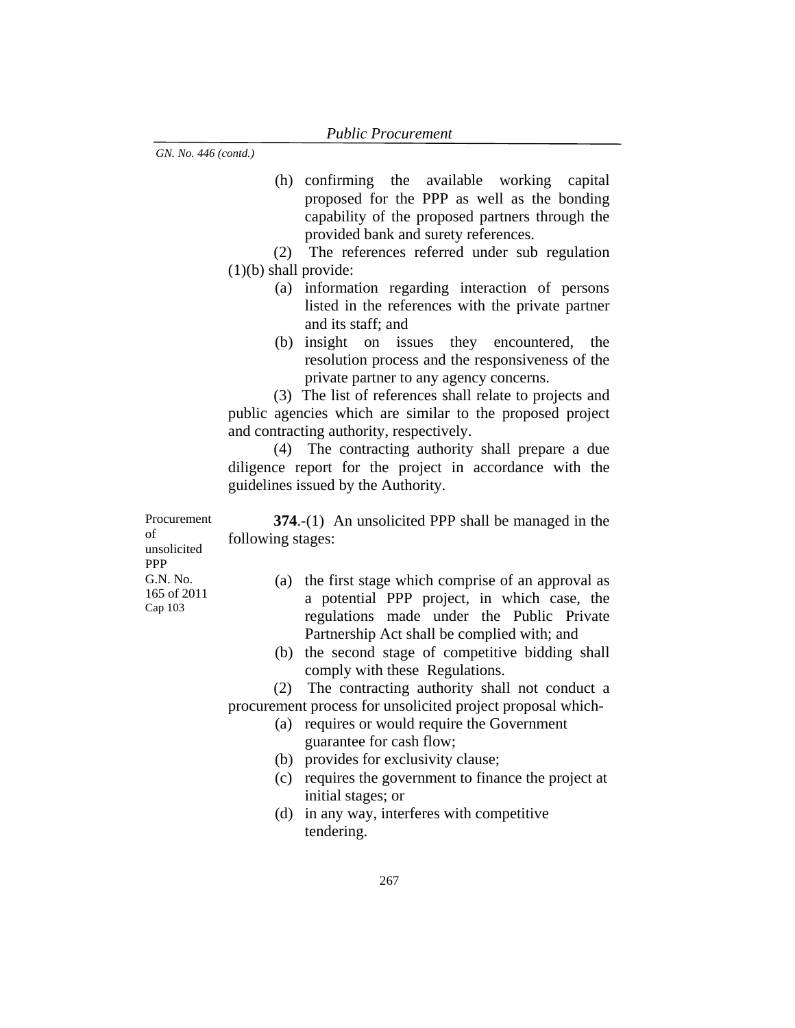GN. No. 446 (contd.)

(h) confirming the available working capital proposed for the PPP as well as the bonding capability of the proposed partners through the provided bank and surety references.

(2) The references referred under sub regulation (1)(b) shall provide:

(a) information regarding interaction of persons listed in the references with the private partner and its staff; and

(b) insight on issues they encountered, the resolution process and the responsiveness of the private partner to any agency concerns.

(3) The list of references shall relate to projects and public agencies which are similar to the proposed project and contracting authority, respectively.

(4) The contracting authority shall prepare a due diligence report for the project in accordance with the guidelines issued by the Authority.

Procurement of unsolicited PPP
G.N. No. 165 of 2011
Cap 103

**374**.-(1) An unsolicited PPP shall be managed in the following stages:

(a) the first stage which comprise of an approval as a potential PPP project, in which case, the regulations made under the Public Private Partnership Act shall be complied with; and

(b) the second stage of competitive bidding shall comply with these Regulations.

(2) The contracting authority shall not conduct a procurement process for unsolicited project proposal which-

(a) requires or would require the Government guarantee for cash flow;

(b) provides for exclusivity clause;

(c) requires the government to finance the project at initial stages; or

(d) in any way, interferes with competitive tendering.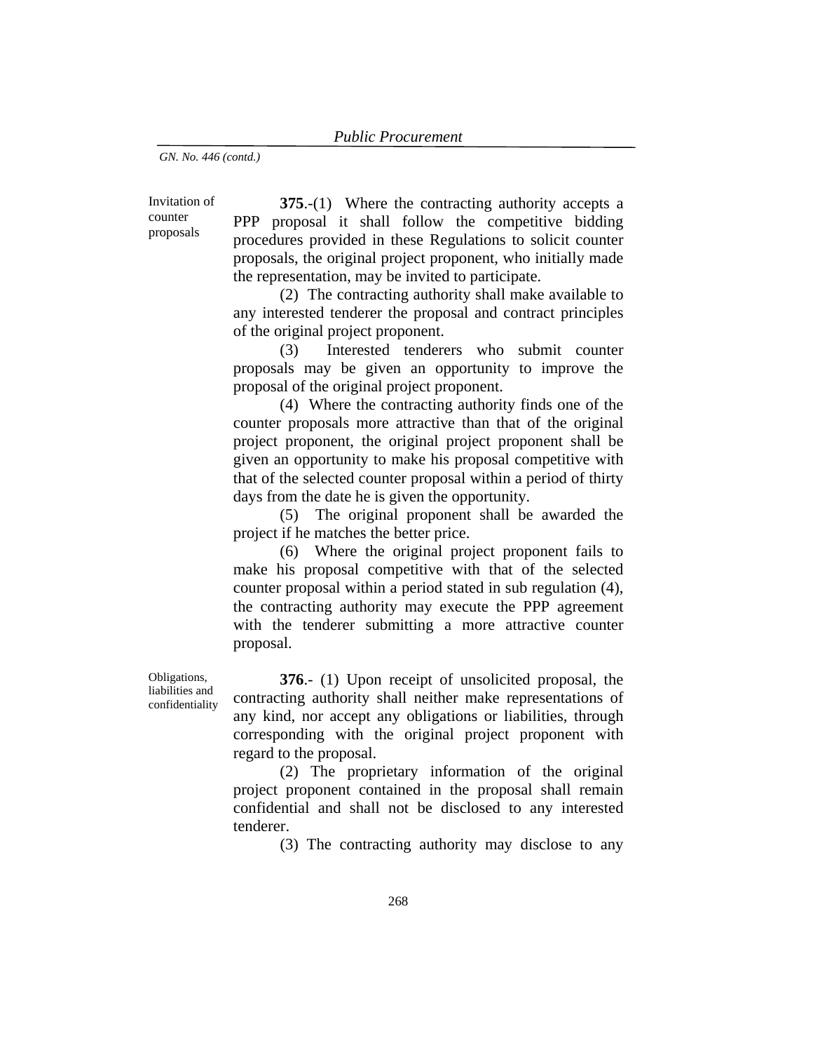*GN. No. 446 (contd.)*

Invitation of counter proposals

**375**.-(1) Where the contracting authority accepts a PPP proposal it shall follow the competitive bidding procedures provided in these Regulations to solicit counter proposals, the original project proponent, who initially made the representation, may be invited to participate.

(2) The contracting authority shall make available to any interested tenderer the proposal and contract principles of the original project proponent.

(3) Interested tenderers who submit counter proposals may be given an opportunity to improve the proposal of the original project proponent.

(4) Where the contracting authority finds one of the counter proposals more attractive than that of the original project proponent, the original project proponent shall be given an opportunity to make his proposal competitive with that of the selected counter proposal within a period of thirty days from the date he is given the opportunity.

(5) The original proponent shall be awarded the project if he matches the better price.

(6) Where the original project proponent fails to make his proposal competitive with that of the selected counter proposal within a period stated in sub regulation (4), the contracting authority may execute the PPP agreement with the tenderer submitting a more attractive counter proposal.

Obligations, liabilities and confidentiality

**376**.- (1) Upon receipt of unsolicited proposal, the contracting authority shall neither make representations of any kind, nor accept any obligations or liabilities, through corresponding with the original project proponent with regard to the proposal.

(2) The proprietary information of the original project proponent contained in the proposal shall remain confidential and shall not be disclosed to any interested tenderer.

(3) The contracting authority may disclose to any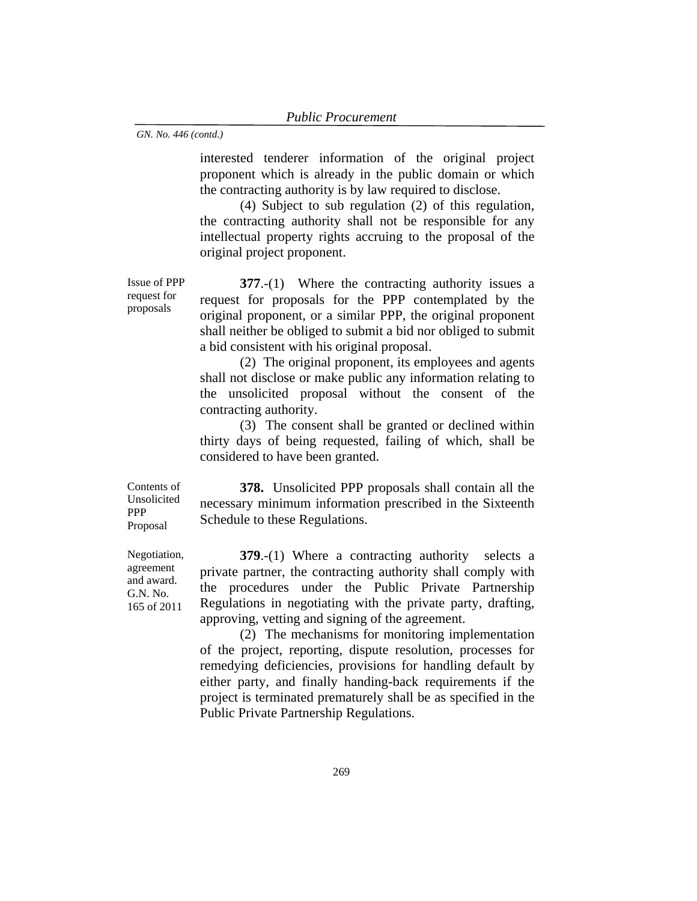*GN. No. 446 (contd.)*

interested tenderer information of the original project proponent which is already in the public domain or which the contracting authority is by law required to disclose.

(4) Subject to sub regulation (2) of this regulation, the contracting authority shall not be responsible for any intellectual property rights accruing to the proposal of the original project proponent.

Issue of PPP request for proposals

**377**.-(1) Where the contracting authority issues a request for proposals for the PPP contemplated by the original proponent, or a similar PPP, the original proponent shall neither be obliged to submit a bid nor obliged to submit a bid consistent with his original proposal.

(2) The original proponent, its employees and agents shall not disclose or make public any information relating to the unsolicited proposal without the consent of the contracting authority.

(3) The consent shall be granted or declined within thirty days of being requested, failing of which, shall be considered to have been granted.

Contents of Unsolicited PPP Proposal

**378.** Unsolicited PPP proposals shall contain all the necessary minimum information prescribed in the Sixteenth Schedule to these Regulations.

Negotiation, agreement and award. G.N. No. 165 of 2011

**379**.-(1) Where a contracting authority selects a private partner, the contracting authority shall comply with the procedures under the Public Private Partnership Regulations in negotiating with the private party, drafting, approving, vetting and signing of the agreement.

(2) The mechanisms for monitoring implementation of the project, reporting, dispute resolution, processes for remedying deficiencies, provisions for handling default by either party, and finally handing-back requirements if the project is terminated prematurely shall be as specified in the Public Private Partnership Regulations.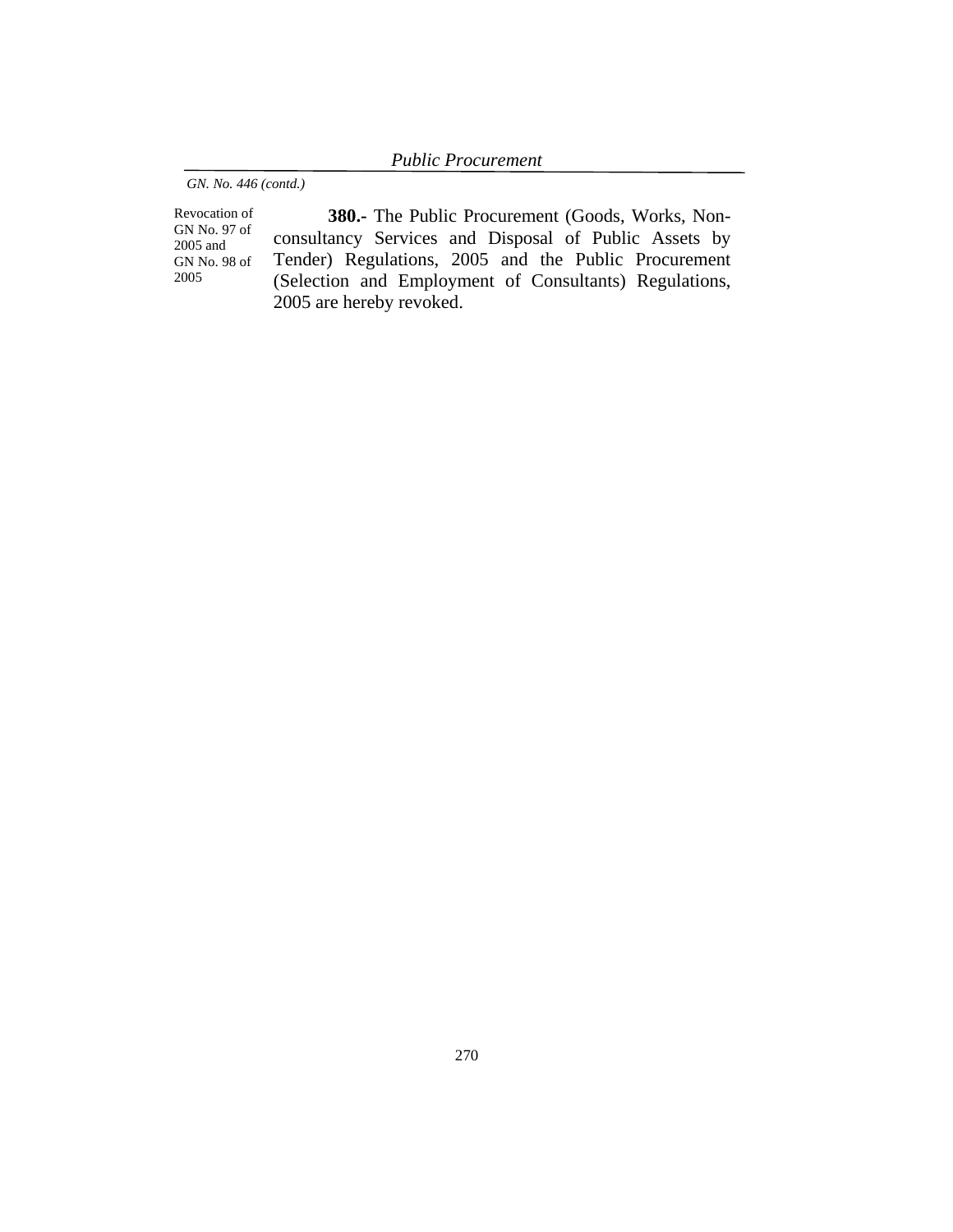*GN. No. 446 (contd.)*

Revocation of GN No. 97 of 2005 and GN No. 98 of 2005

**380.-** The Public Procurement (Goods, Works, Non-consultancy Services and Disposal of Public Assets by Tender) Regulations, 2005 and the Public Procurement (Selection and Employment of Consultants) Regulations, 2005 are hereby revoked.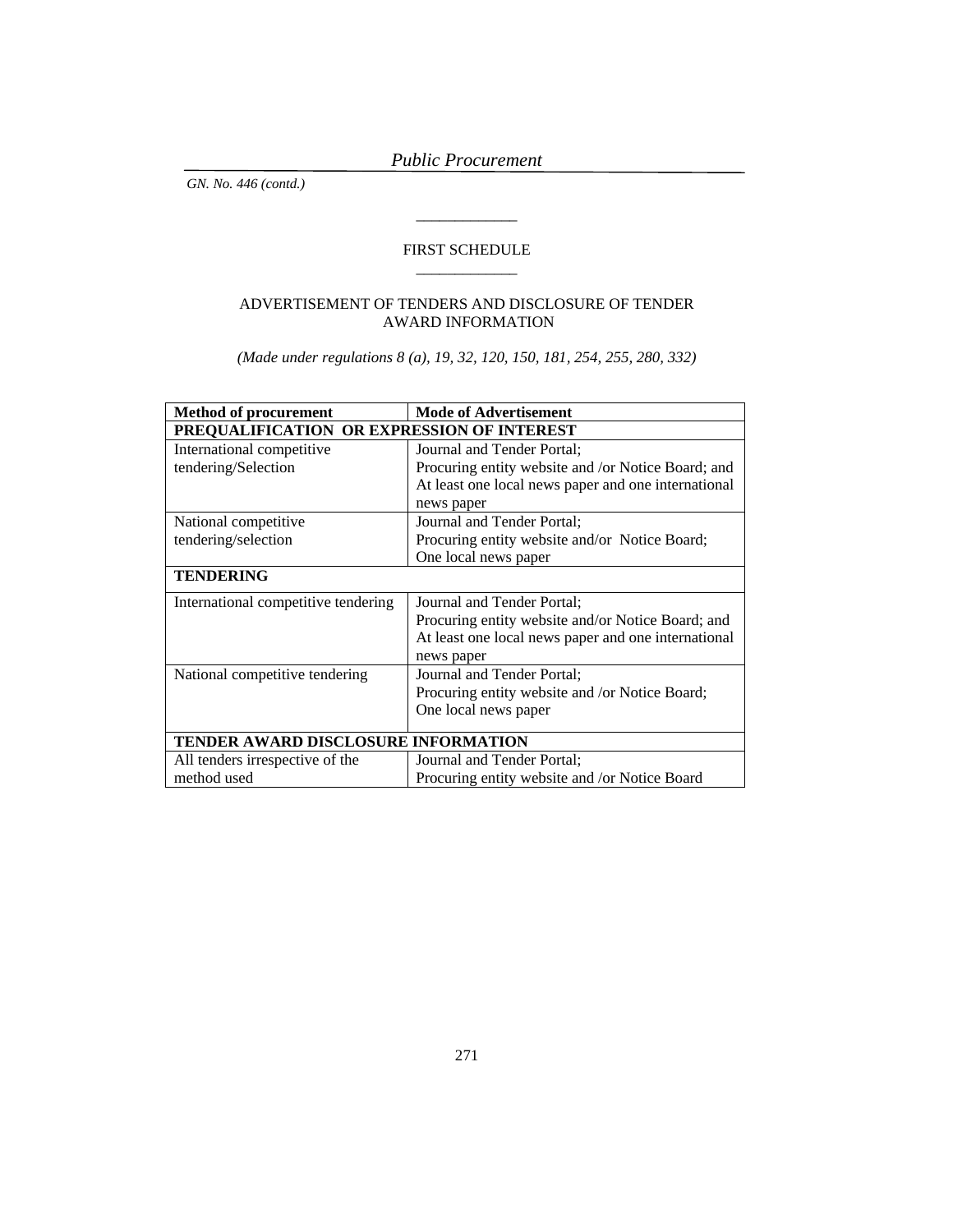*GN. No. 446 (contd.)*

---

FIRST SCHEDULE

---

ADVERTISEMENT OF TENDERS AND DISCLOSURE OF TENDER AWARD INFORMATION

*(Made under regulations 8 (a), 19, 32, 120, 150, 181, 254, 255, 280, 332)*

| **Method of procurement** | **Mode of Advertisement** |
|---|---|
| **PREQUALIFICATION OR EXPRESSION OF INTEREST** | |
| International competitive tendering/Selection | Journal and Tender Portal; Procuring entity website and /or Notice Board; and At least one local news paper and one international news paper |
| National competitive tendering/selection | Journal and Tender Portal; Procuring entity website and/or Notice Board; One local news paper |
| **TENDERING** | |
| International competitive tendering | Journal and Tender Portal; Procuring entity website and/or Notice Board; and At least one local news paper and one international news paper |
| National competitive tendering | Journal and Tender Portal; Procuring entity website and /or Notice Board; One local news paper |
| **TENDER AWARD DISCLOSURE INFORMATION** | |
| All tenders irrespective of the method used | Journal and Tender Portal; Procuring entity website and /or Notice Board |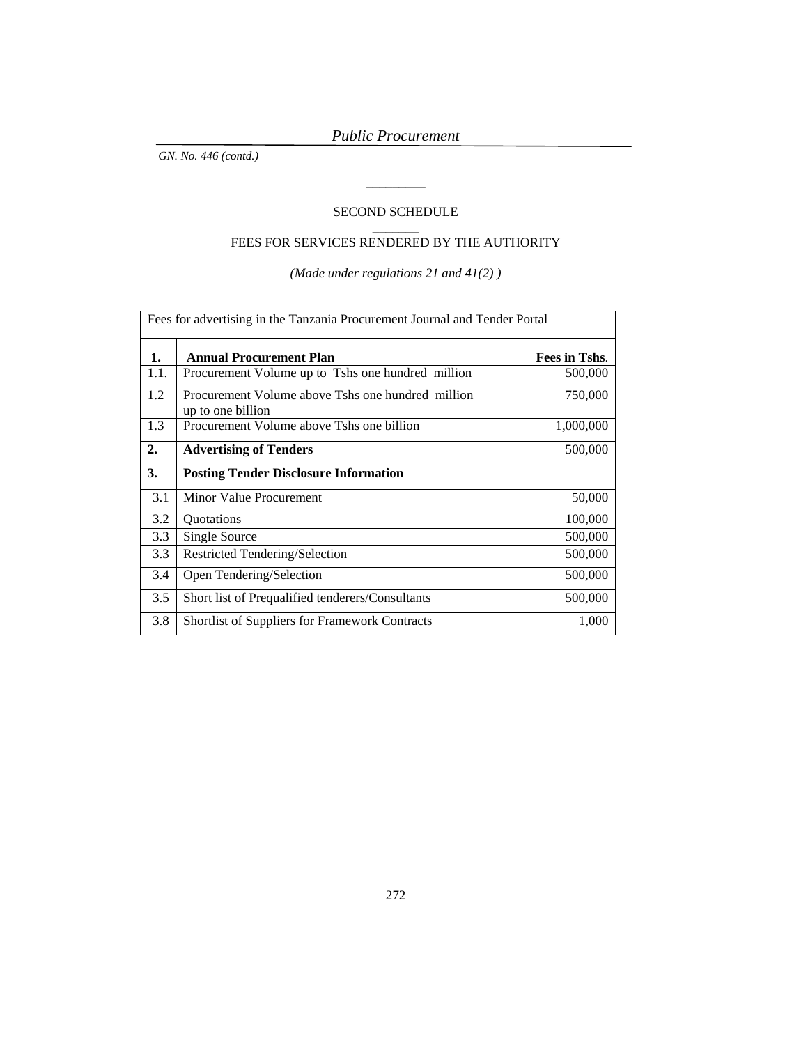*GN. No. 446 (contd.)*

SECOND SCHEDULE

FEES FOR SERVICES RENDERED BY THE AUTHORITY

*(Made under regulations 21 and 41(2) )*

| Fees for advertising in the Tanzania Procurement Journal and Tender Portal | | |
|---|---|---|
| **1.** | **Annual Procurement Plan** | **Fees in Tshs**. |
| 1.1. | Procurement Volume up to Tshs one hundred million | 500,000 |
| 1.2 | Procurement Volume above Tshs one hundred million up to one billion | 750,000 |
| 1.3 | Procurement Volume above Tshs one billion | 1,000,000 |
| **2.** | **Advertising of Tenders** | 500,000 |
| **3.** | **Posting Tender Disclosure Information** | |
| 3.1 | Minor Value Procurement | 50,000 |
| 3.2 | Quotations | 100,000 |
| 3.3 | Single Source | 500,000 |
| 3.3 | Restricted Tendering/Selection | 500,000 |
| 3.4 | Open Tendering/Selection | 500,000 |
| 3.5 | Short list of Prequalified tenderers/Consultants | 500,000 |
| 3.8 | Shortlist of Suppliers for Framework Contracts | 1,000 |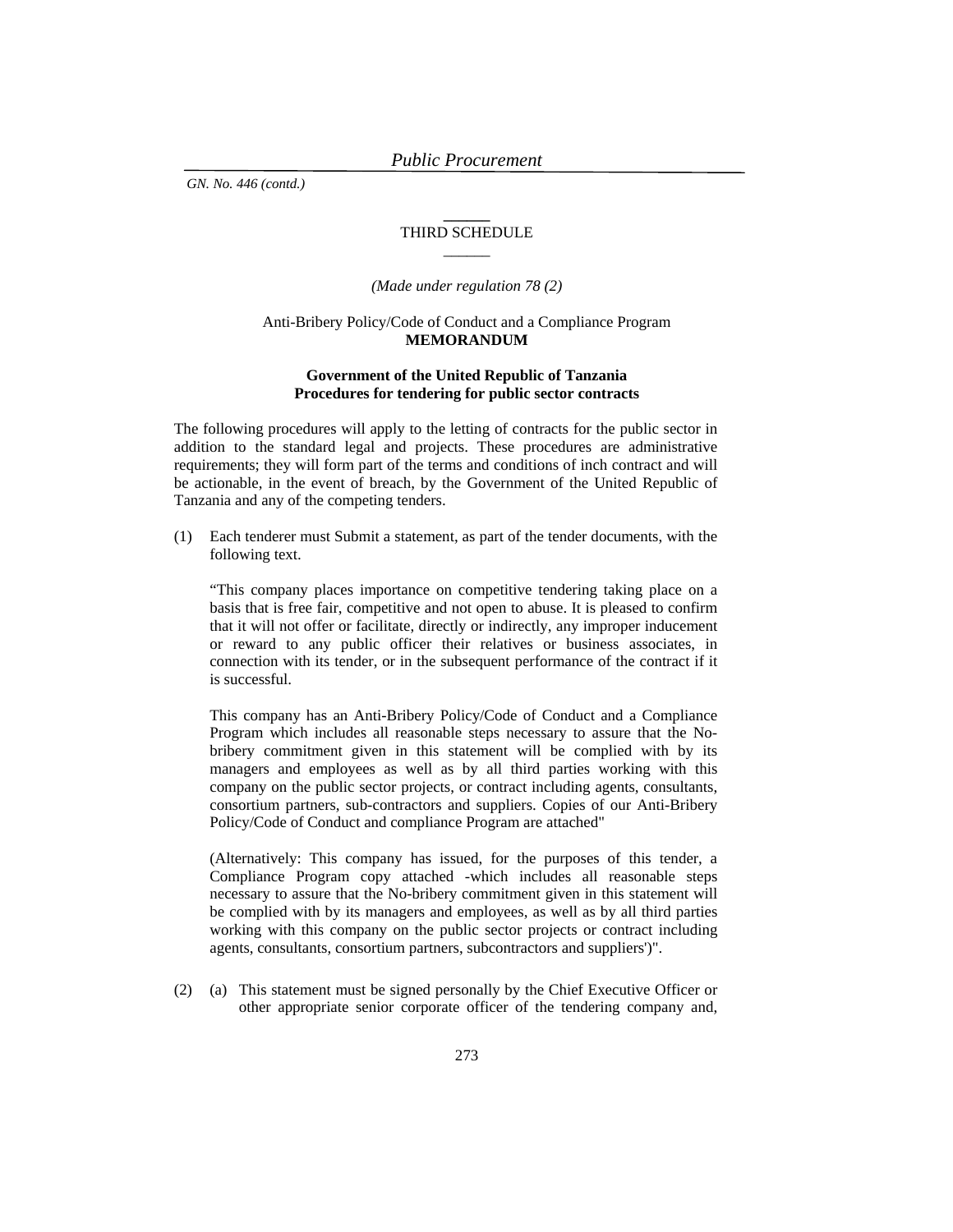GN. No. 446 (contd.)

THIRD SCHEDULE

*(Made under regulation 78 (2)*

Anti-Bribery Policy/Code of Conduct and a Compliance Program
**MEMORANDUM**

**Government of the United Republic of Tanzania**
**Procedures for tendering for public sector contracts**

The following procedures will apply to the letting of contracts for the public sector in addition to the standard legal and projects. These procedures are administrative requirements; they will form part of the terms and conditions of inch contract and will be actionable, in the event of breach, by the Government of the United Republic of Tanzania and any of the competing tenders.

(1) Each tenderer must Submit a statement, as part of the tender documents, with the following text.

"This company places importance on competitive tendering taking place on a basis that is free fair, competitive and not open to abuse. It is pleased to confirm that it will not offer or facilitate, directly or indirectly, any improper inducement or reward to any public officer their relatives or business associates, in connection with its tender, or in the subsequent performance of the contract if it is successful.

This company has an Anti-Bribery Policy/Code of Conduct and a Compliance Program which includes all reasonable steps necessary to assure that the No-bribery commitment given in this statement will be complied with by its managers and employees as well as by all third parties working with this company on the public sector projects, or contract including agents, consultants, consortium partners, sub-contractors and suppliers. Copies of our Anti-Bribery Policy/Code of Conduct and compliance Program are attached"

(Alternatively: This company has issued, for the purposes of this tender, a Compliance Program copy attached -which includes all reasonable steps necessary to assure that the No-bribery commitment given in this statement will be complied with by its managers and employees, as well as by all third parties working with this company on the public sector projects or contract including agents, consultants, consortium partners, subcontractors and suppliers')".

(2) (a) This statement must be signed personally by the Chief Executive Officer or other appropriate senior corporate officer of the tendering company and,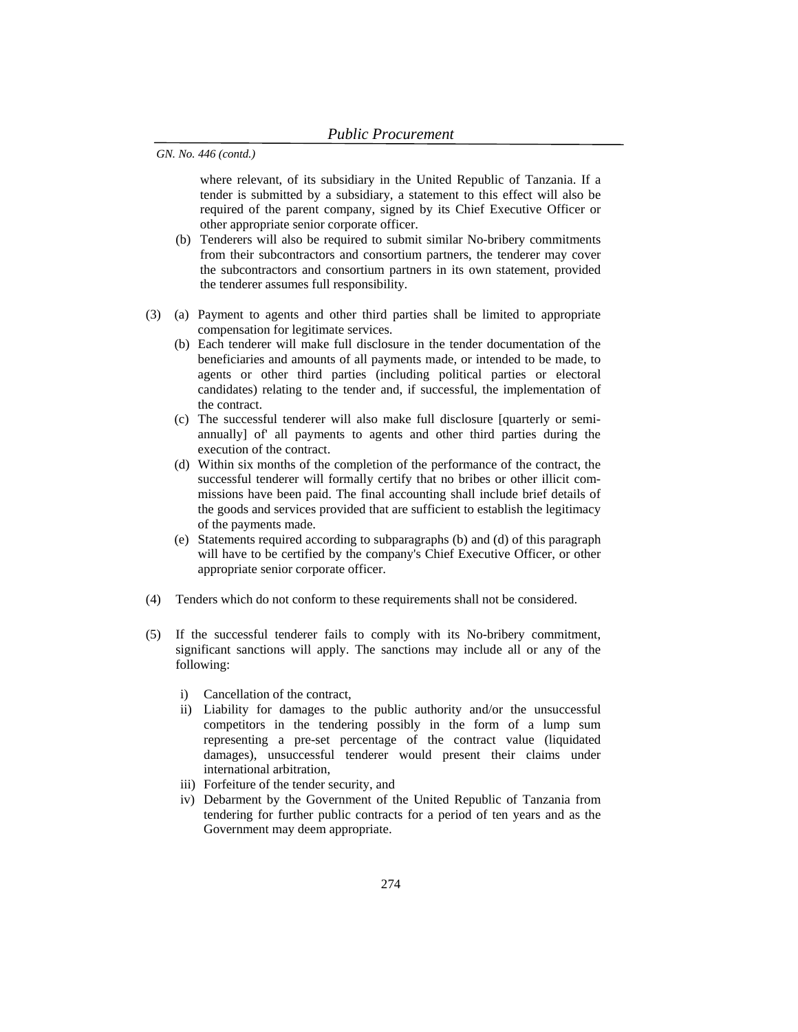*GN. No. 446 (contd.)*

where relevant, of its subsidiary in the United Republic of Tanzania. If a tender is submitted by a subsidiary, a statement to this effect will also be required of the parent company, signed by its Chief Executive Officer or other appropriate senior corporate officer.

(b) Tenderers will also be required to submit similar No-bribery commitments from their subcontractors and consortium partners, the tenderer may cover the subcontractors and consortium partners in its own statement, provided the tenderer assumes full responsibility.

(3) (a) Payment to agents and other third parties shall be limited to appropriate compensation for legitimate services.

(b) Each tenderer will make full disclosure in the tender documentation of the beneficiaries and amounts of all payments made, or intended to be made, to agents or other third parties (including political parties or electoral candidates) relating to the tender and, if successful, the implementation of the contract.

(c) The successful tenderer will also make full disclosure [quarterly or semi-annually] of' all payments to agents and other third parties during the execution of the contract.

(d) Within six months of the completion of the performance of the contract, the successful tenderer will formally certify that no bribes or other illicit commissions have been paid. The final accounting shall include brief details of the goods and services provided that are sufficient to establish the legitimacy of the payments made.

(e) Statements required according to subparagraphs (b) and (d) of this paragraph will have to be certified by the company's Chief Executive Officer, or other appropriate senior corporate officer.

(4) Tenders which do not conform to these requirements shall not be considered.

(5) If the successful tenderer fails to comply with its No-bribery commitment, significant sanctions will apply. The sanctions may include all or any of the following:

i) Cancellation of the contract,

ii) Liability for damages to the public authority and/or the unsuccessful competitors in the tendering possibly in the form of a lump sum representing a pre-set percentage of the contract value (liquidated damages), unsuccessful tenderer would present their claims under international arbitration,

iii) Forfeiture of the tender security, and

iv) Debarment by the Government of the United Republic of Tanzania from tendering for further public contracts for a period of ten years and as the Government may deem appropriate.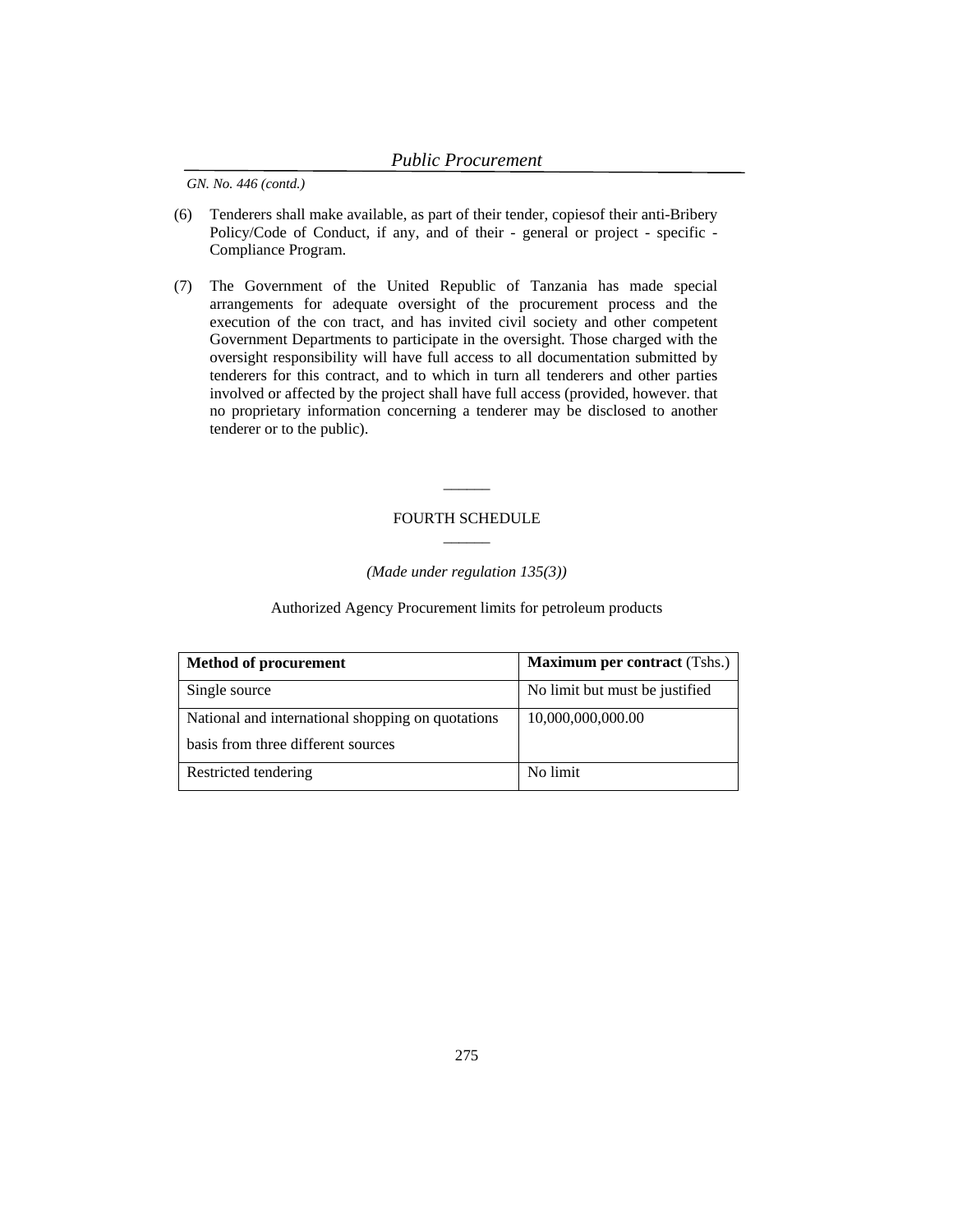*GN. No. 446 (contd.)*

(6) Tenderers shall make available, as part of their tender, copiesof their anti-Bribery Policy/Code of Conduct, if any, and of their - general or project - specific - Compliance Program.

(7) The Government of the United Republic of Tanzania has made special arrangements for adequate oversight of the procurement process and the execution of the con tract, and has invited civil society and other competent Government Departments to participate in the oversight. Those charged with the oversight responsibility will have full access to all documentation submitted by tenderers for this contract, and to which in turn all tenderers and other parties involved or affected by the project shall have full access (provided, however. that no proprietary information concerning a tenderer may be disclosed to another tenderer or to the public).

______

## FOURTH SCHEDULE

______

*(Made under regulation 135(3))*

Authorized Agency Procurement limits for petroleum products

| **Method of procurement** | **Maximum per contract** (Tshs.) |
|---|---|
| Single source | No limit but must be justified |
| National and international shopping on quotations basis from three different sources | 10,000,000,000.00 |
| Restricted tendering | No limit |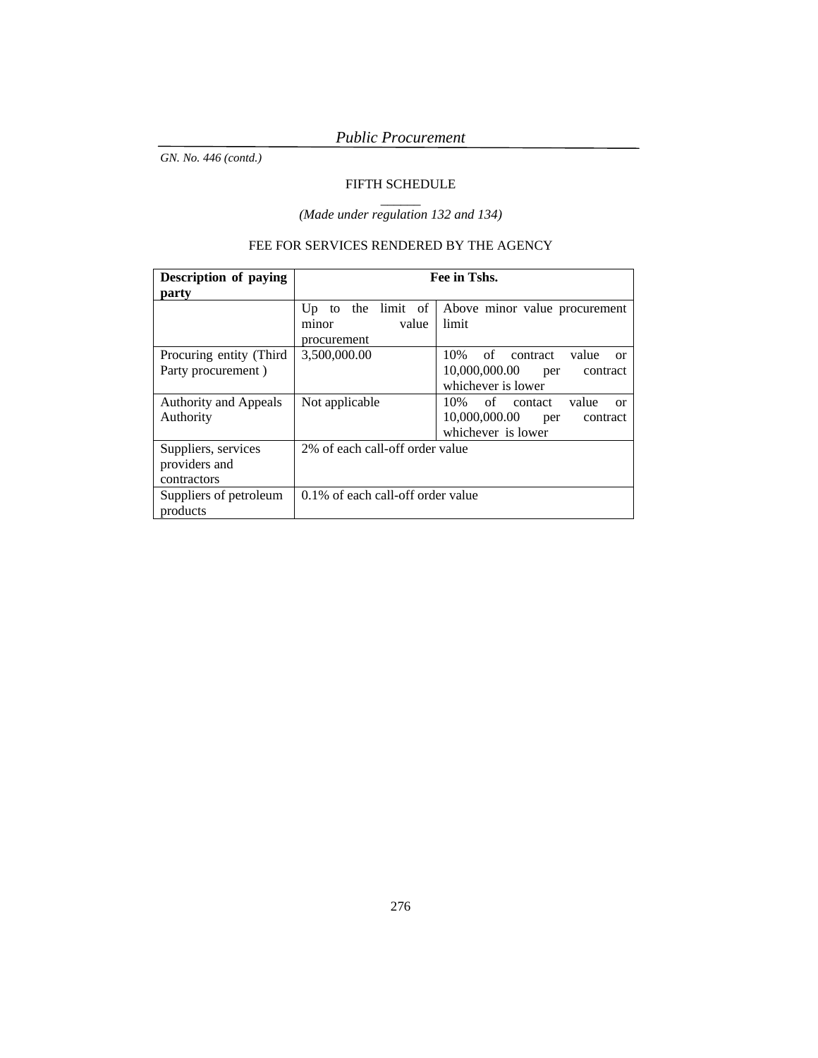*GN. No. 446 (contd.)*

## FIFTH SCHEDULE

*(Made under regulation 132 and 134)*

### FEE FOR SERVICES RENDERED BY THE AGENCY

| **Description of paying party** | **Fee in Tshs.** | |
|---|---|---|
| | Up to the limit of minor value procurement | Above minor value procurement limit |
| Procuring entity (Third Party procurement ) | 3,500,000.00 | 10% of contract value or 10,000,000.00 per contract whichever is lower |
| Authority and Appeals Authority | Not applicable | 10% of contact value or 10,000,000.00 per contract whichever is lower |
| Suppliers, services providers and contractors | 2% of each call-off order value | |
| Suppliers of petroleum products | 0.1% of each call-off order value | |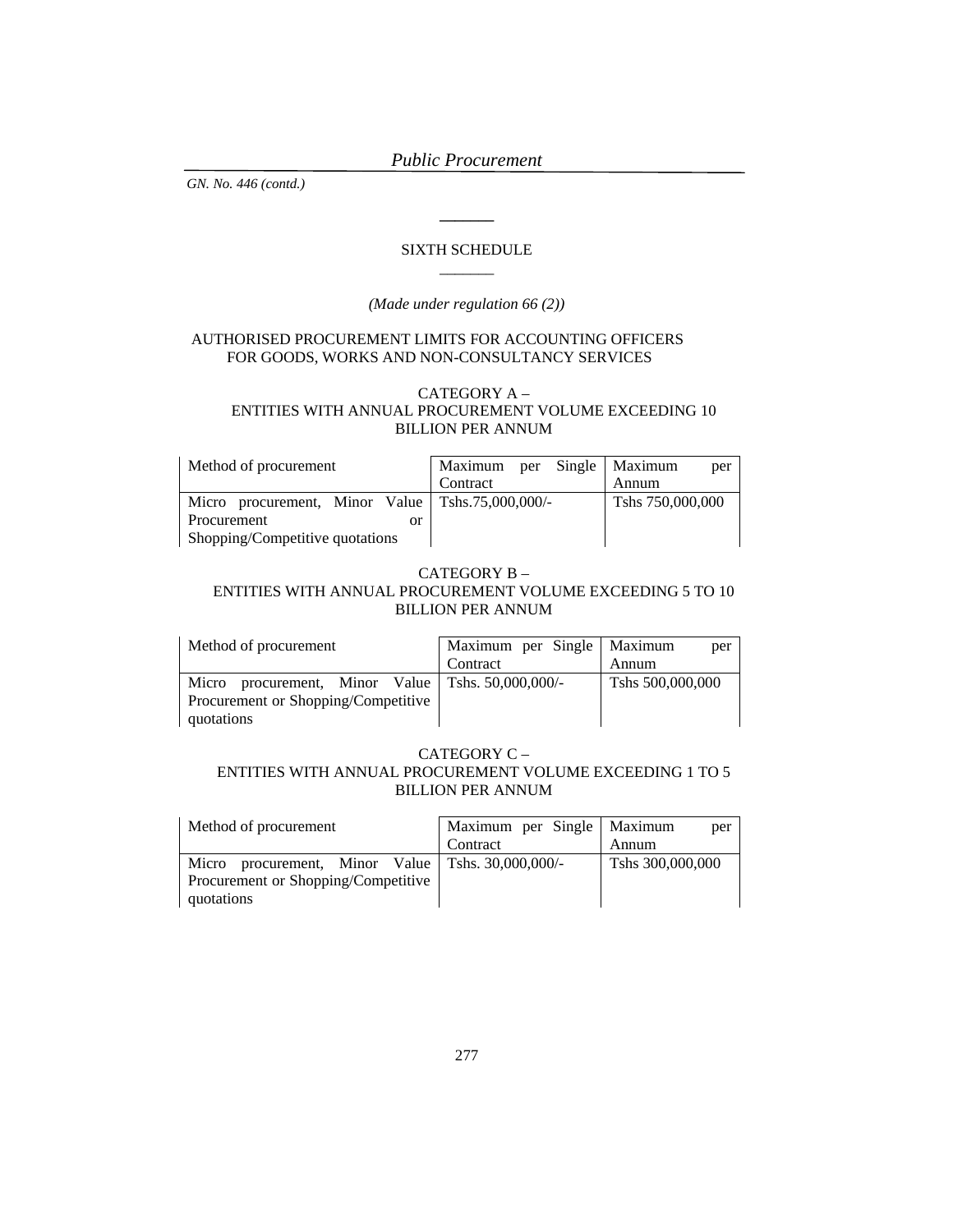*GN. No. 446 (contd.)*

## SIXTH SCHEDULE

*(Made under regulation 66 (2))*

### AUTHORISED PROCUREMENT LIMITS FOR ACCOUNTING OFFICERS FOR GOODS, WORKS AND NON-CONSULTANCY SERVICES

#### CATEGORY A – ENTITIES WITH ANNUAL PROCUREMENT VOLUME EXCEEDING 10 BILLION PER ANNUM

| Method of procurement | Maximum per Single Contract | Maximum per Annum |
|---|---|---|
| Micro procurement, Minor Value Procurement or Shopping/Competitive quotations | Tshs.75,000,000/- | Tshs 750,000,000 |

#### CATEGORY B – ENTITIES WITH ANNUAL PROCUREMENT VOLUME EXCEEDING 5 TO 10 BILLION PER ANNUM

| Method of procurement | Maximum per Single Contract | Maximum per Annum |
|---|---|---|
| Micro procurement, Minor Value Procurement or Shopping/Competitive quotations | Tshs. 50,000,000/- | Tshs 500,000,000 |

#### CATEGORY C – ENTITIES WITH ANNUAL PROCUREMENT VOLUME EXCEEDING 1 TO 5 BILLION PER ANNUM

| Method of procurement | Maximum per Single Contract | Maximum per Annum |
|---|---|---|
| Micro procurement, Minor Value Procurement or Shopping/Competitive quotations | Tshs. 30,000,000/- | Tshs 300,000,000 |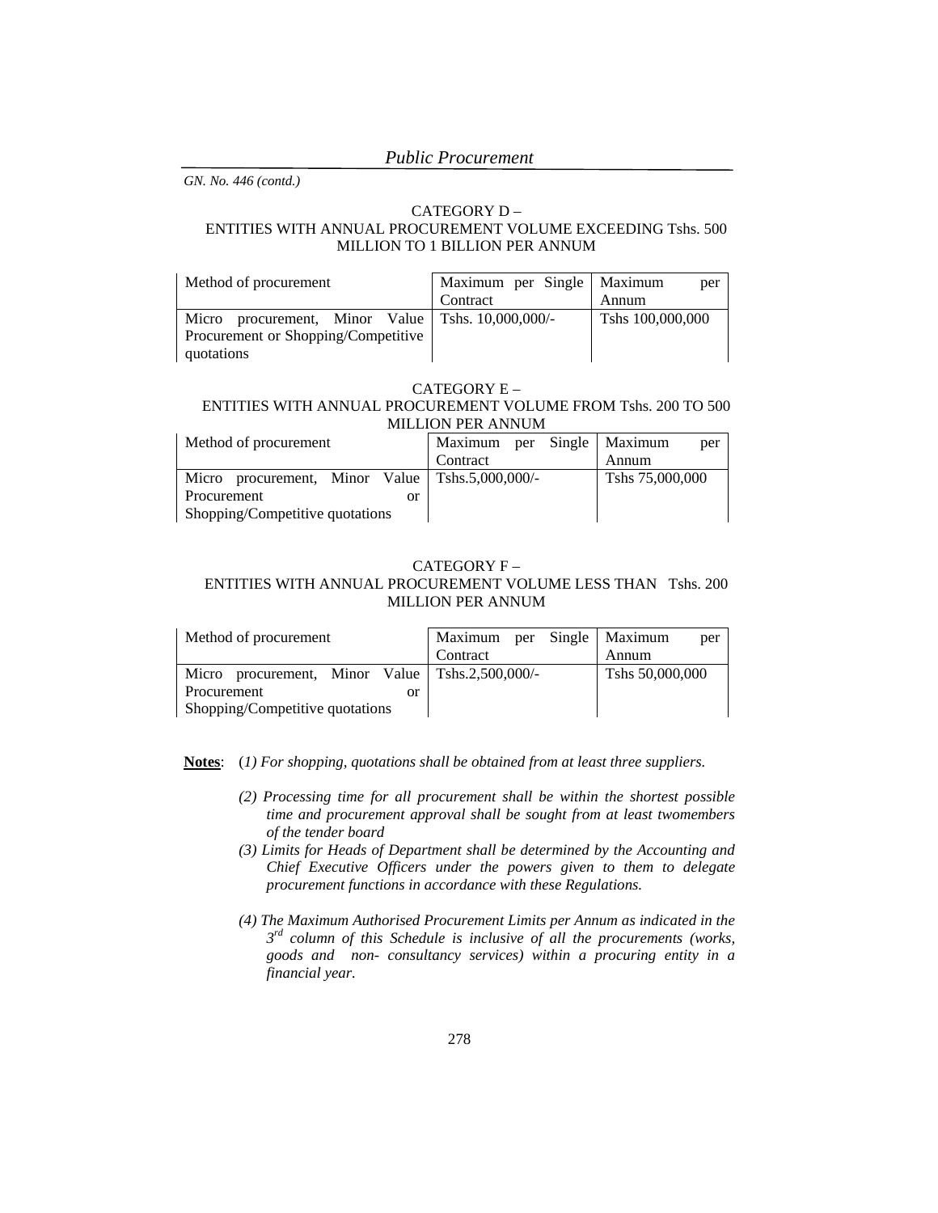*GN. No. 446 (contd.)*

CATEGORY D –
ENTITIES WITH ANNUAL PROCUREMENT VOLUME EXCEEDING Tshs. 500 MILLION TO 1 BILLION PER ANNUM

| Method of procurement | Maximum per Single Contract | Maximum per Annum |
|---|---|---|
| Micro procurement, Minor Value Procurement or Shopping/Competitive quotations | Tshs. 10,000,000/- | Tshs 100,000,000 |

CATEGORY E –
ENTITIES WITH ANNUAL PROCUREMENT VOLUME FROM Tshs. 200 TO 500 MILLION PER ANNUM

| Method of procurement | Maximum per Single Contract | Maximum per Annum |
|---|---|---|
| Micro procurement, Minor Value Procurement or Shopping/Competitive quotations | Tshs.5,000,000/- | Tshs 75,000,000 |

CATEGORY F –
ENTITIES WITH ANNUAL PROCUREMENT VOLUME LESS THAN Tshs. 200 MILLION PER ANNUM

| Method of procurement | Maximum per Single Contract | Maximum per Annum |
|---|---|---|
| Micro procurement, Minor Value Procurement or Shopping/Competitive quotations | Tshs.2,500,000/- | Tshs 50,000,000 |

**Notes**: *(1) For shopping, quotations shall be obtained from at least three suppliers.*

*(2) Processing time for all procurement shall be within the shortest possible time and procurement approval shall be sought from at least twomembers of the tender board*

*(3) Limits for Heads of Department shall be determined by the Accounting and Chief Executive Officers under the powers given to them to delegate procurement functions in accordance with these Regulations.*

*(4) The Maximum Authorised Procurement Limits per Annum as indicated in the 3rd column of this Schedule is inclusive of all the procurements (works, goods and non- consultancy services) within a procuring entity in a financial year.*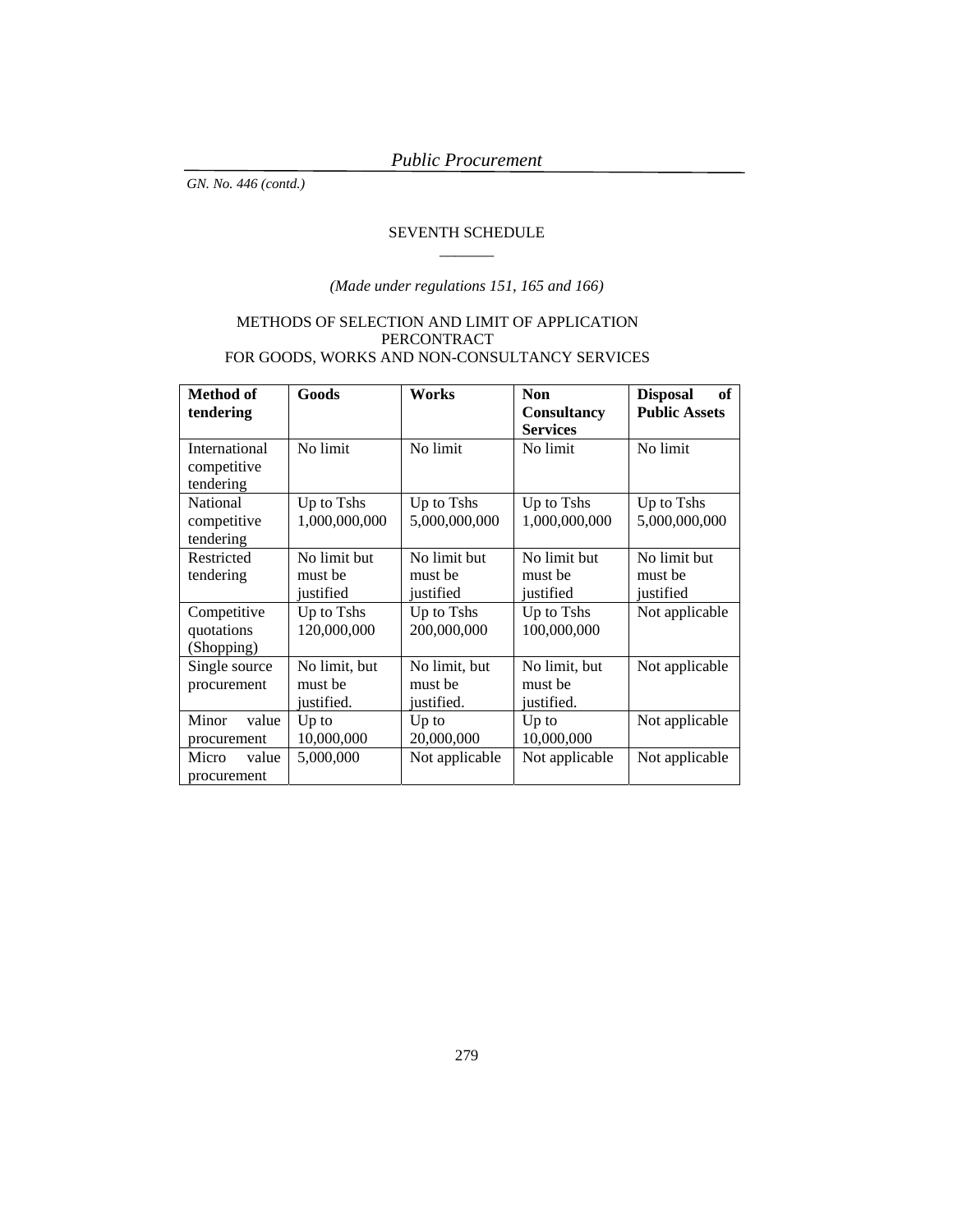GN. No. 446 (contd.)

## SEVENTH SCHEDULE

*(Made under regulations 151, 165 and 166)*

### METHODS OF SELECTION AND LIMIT OF APPLICATION PERCONTRACT FOR GOODS, WORKS AND NON-CONSULTANCY SERVICES

| **Method of tendering** | **Goods** | **Works** | **Non Consultancy Services** | **Disposal of Public Assets** |
|---|---|---|---|---|
| International competitive tendering | No limit | No limit | No limit | No limit |
| National competitive tendering | Up to Tshs 1,000,000,000 | Up to Tshs 5,000,000,000 | Up to Tshs 1,000,000,000 | Up to Tshs 5,000,000,000 |
| Restricted tendering | No limit but must be justified | No limit but must be justified | No limit but must be justified | No limit but must be justified |
| Competitive quotations (Shopping) | Up to Tshs 120,000,000 | Up to Tshs 200,000,000 | Up to Tshs 100,000,000 | Not applicable |
| Single source procurement | No limit, but must be justified. | No limit, but must be justified. | No limit, but must be justified. | Not applicable |
| Minor value procurement | Up to 10,000,000 | Up to 20,000,000 | Up to 10,000,000 | Not applicable |
| Micro value procurement | 5,000,000 | Not applicable | Not applicable | Not applicable |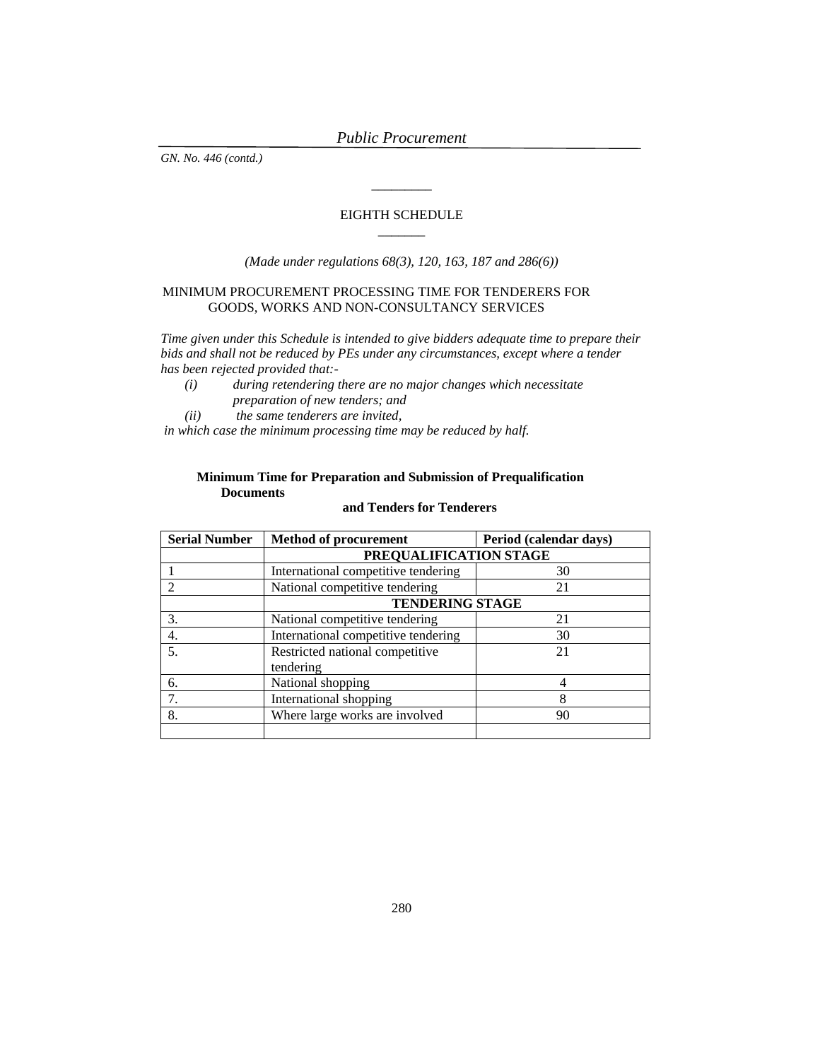GN. No. 446 (contd.)

## EIGHTH SCHEDULE

*(Made under regulations 68(3), 120, 163, 187 and 286(6))*

### MINIMUM PROCUREMENT PROCESSING TIME FOR TENDERERS FOR GOODS, WORKS AND NON-CONSULTANCY SERVICES

*Time given under this Schedule is intended to give bidders adequate time to prepare their bids and shall not be reduced by PEs under any circumstances, except where a tender has been rejected provided that:-*

*(i) during retendering there are no major changes which necessitate preparation of new tenders; and*

*(ii) the same tenderers are invited,*

*in which case the minimum processing time may be reduced by half.*

**Minimum Time for Preparation and Submission of Prequalification Documents and Tenders for Tenderers**

| Serial Number | Method of procurement | Period (calendar days) |
|---|---|---|
| | **PREQUALIFICATION STAGE** | |
| 1 | International competitive tendering | 30 |
| 2 | National competitive tendering | 21 |
| | **TENDERING STAGE** | |
| 3. | National competitive tendering | 21 |
| 4. | International competitive tendering | 30 |
| 5. | Restricted national competitive tendering | 21 |
| 6. | National shopping | 4 |
| 7. | International shopping | 8 |
| 8. | Where large works are involved | 90 |
| | | |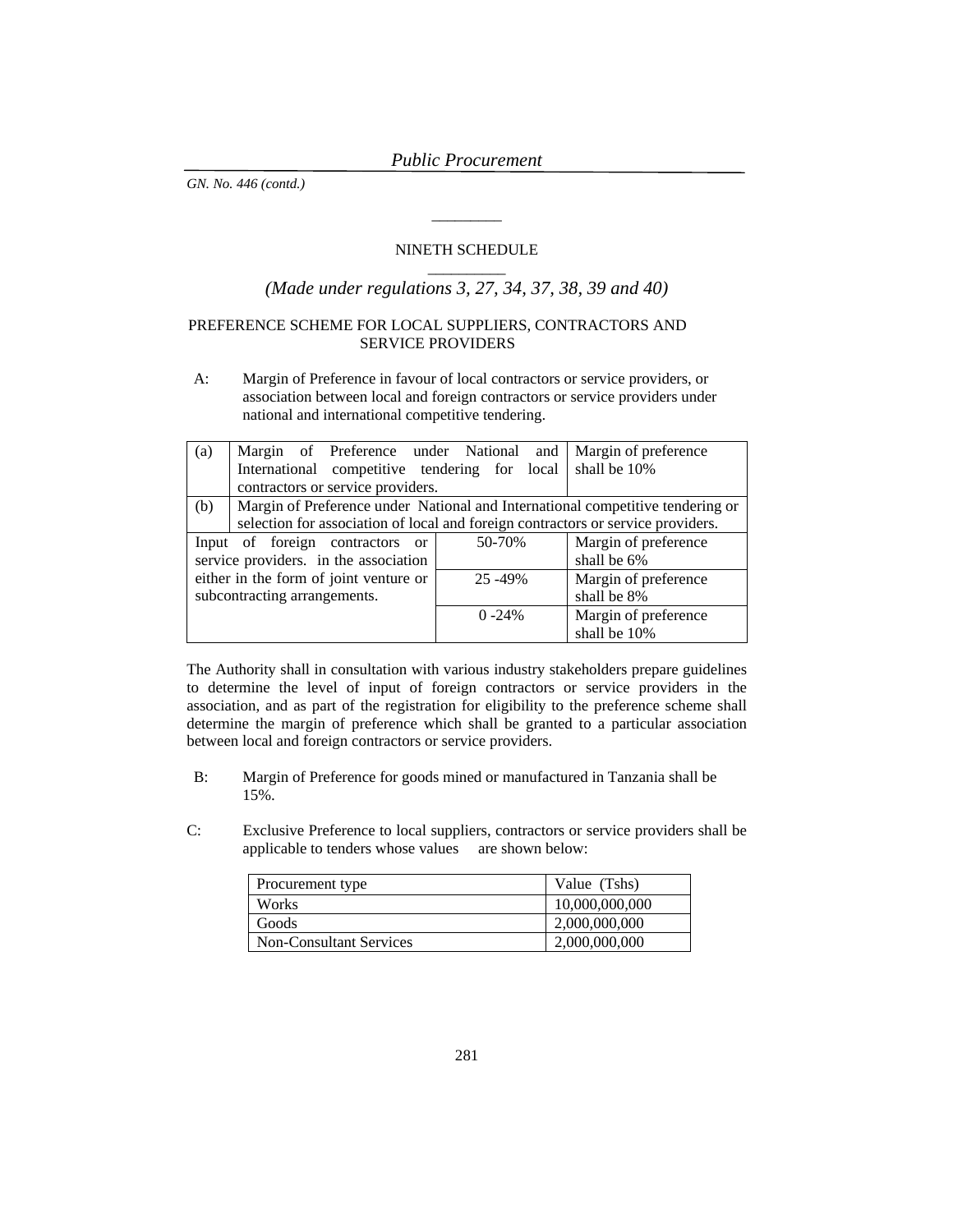GN. No. 446 (contd.)

NINETH SCHEDULE

*(Made under regulations 3, 27, 34, 37, 38, 39 and 40)*

PREFERENCE SCHEME FOR LOCAL SUPPLIERS, CONTRACTORS AND SERVICE PROVIDERS

A: Margin of Preference in favour of local contractors or service providers, or association between local and foreign contractors or service providers under national and international competitive tendering.

| | | | |
|---|---|---|---|
| (a) | Margin of Preference under National and International competitive tendering for local contractors or service providers. | | Margin of preference shall be 10% |
| (b) | Margin of Preference under National and International competitive tendering or selection for association of local and foreign contractors or service providers. | | |
| Input of foreign contractors or service providers. in the association either in the form of joint venture or subcontracting arrangements. | | 50-70% | Margin of preference shall be 6% |
| | | 25 -49% | Margin of preference shall be 8% |
| | | 0 -24% | Margin of preference shall be 10% |

The Authority shall in consultation with various industry stakeholders prepare guidelines to determine the level of input of foreign contractors or service providers in the association, and as part of the registration for eligibility to the preference scheme shall determine the margin of preference which shall be granted to a particular association between local and foreign contractors or service providers.

B: Margin of Preference for goods mined or manufactured in Tanzania shall be 15%.

C: Exclusive Preference to local suppliers, contractors or service providers shall be applicable to tenders whose values are shown below:

| Procurement type | Value (Tshs) |
|---|---|
| Works | 10,000,000,000 |
| Goods | 2,000,000,000 |
| Non-Consultant Services | 2,000,000,000 |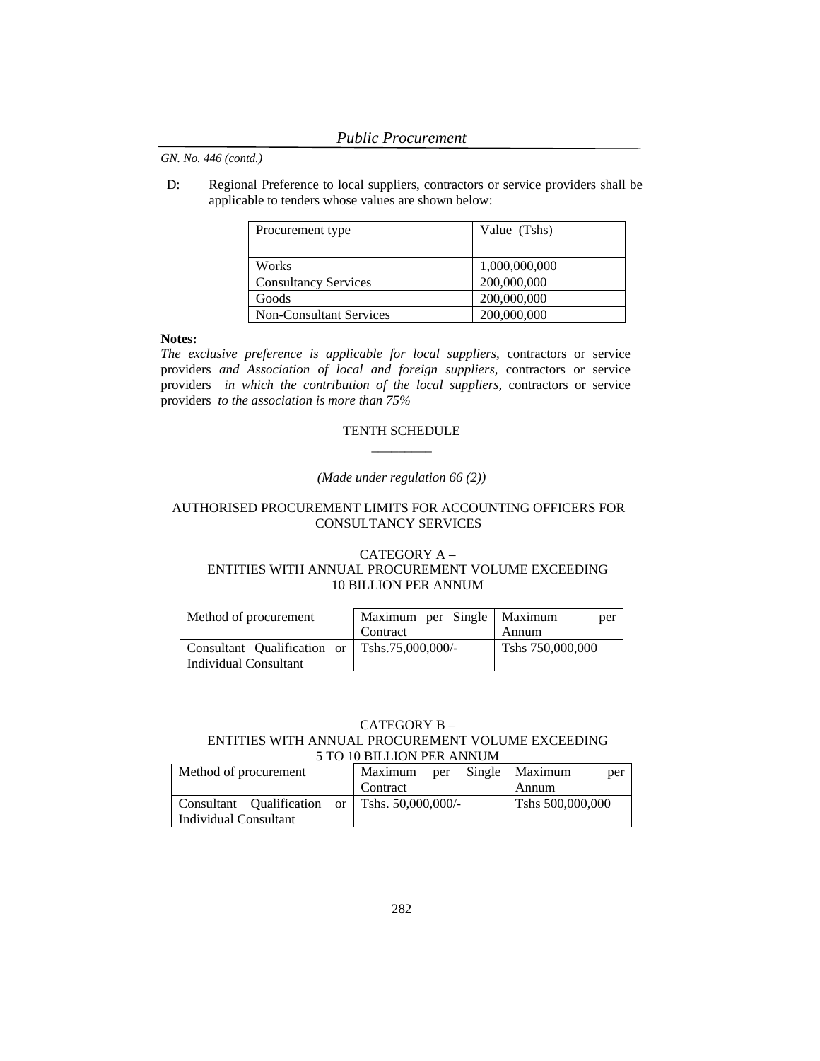*GN. No. 446 (contd.)*

D: Regional Preference to local suppliers, contractors or service providers shall be applicable to tenders whose values are shown below:

| Procurement type | Value (Tshs) |
|---|---|
| Works | 1,000,000,000 |
| Consultancy Services | 200,000,000 |
| Goods | 200,000,000 |
| Non-Consultant Services | 200,000,000 |

**Notes:**

*The exclusive preference is applicable for local suppliers,* contractors or service providers *and Association of local and foreign suppliers,* contractors or service providers *in which the contribution of the local suppliers,* contractors or service providers *to the association is more than 75%*

## TENTH SCHEDULE

*(Made under regulation 66 (2))*

### AUTHORISED PROCUREMENT LIMITS FOR ACCOUNTING OFFICERS FOR CONSULTANCY SERVICES

#### CATEGORY A – ENTITIES WITH ANNUAL PROCUREMENT VOLUME EXCEEDING 10 BILLION PER ANNUM

| Method of procurement | Maximum per Single Contract | Maximum per Annum |
|---|---|---|
| Consultant Qualification or Individual Consultant | Tshs.75,000,000/- | Tshs 750,000,000 |

#### CATEGORY B – ENTITIES WITH ANNUAL PROCUREMENT VOLUME EXCEEDING 5 TO 10 BILLION PER ANNUM

| Method of procurement | Maximum per Single Contract | Maximum per Annum |
|---|---|---|
| Consultant Qualification or Individual Consultant | Tshs. 50,000,000/- | Tshs 500,000,000 |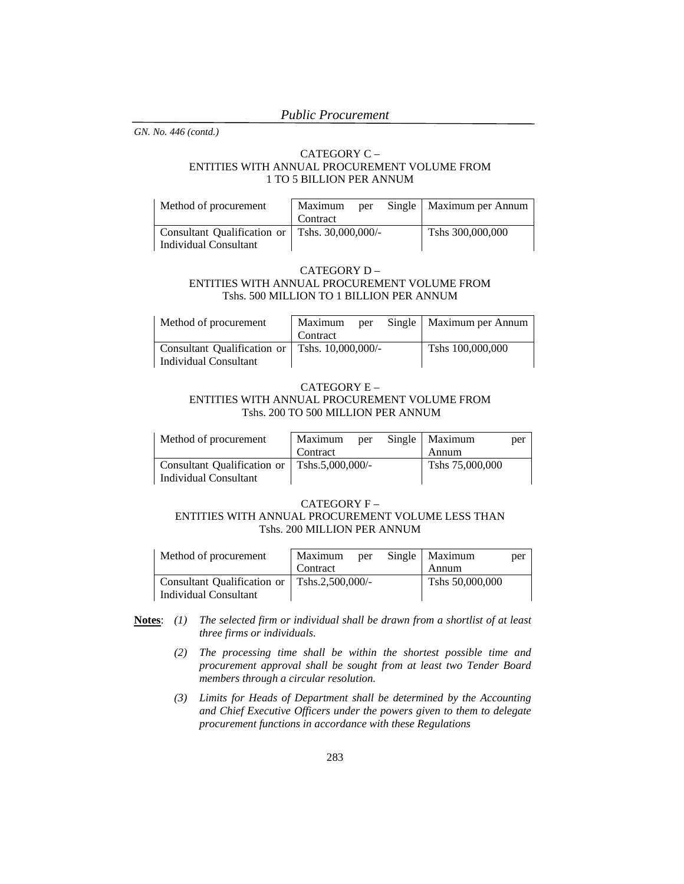*GN. No. 446 (contd.)*

CATEGORY C –
ENTITIES WITH ANNUAL PROCUREMENT VOLUME FROM
1 TO 5 BILLION PER ANNUM

| Method of procurement | Maximum per Single Contract | Maximum per Annum |
|---|---|---|
| Consultant Qualification or Individual Consultant | Tshs. 30,000,000/- | Tshs 300,000,000 |

CATEGORY D –
ENTITIES WITH ANNUAL PROCUREMENT VOLUME FROM
Tshs. 500 MILLION TO 1 BILLION PER ANNUM

| Method of procurement | Maximum per Single Contract | Maximum per Annum |
|---|---|---|
| Consultant Qualification or Individual Consultant | Tshs. 10,000,000/- | Tshs 100,000,000 |

CATEGORY E –
ENTITIES WITH ANNUAL PROCUREMENT VOLUME FROM
Tshs. 200 TO 500 MILLION PER ANNUM

| Method of procurement | Maximum per Single Contract | Maximum per Annum |
|---|---|---|
| Consultant Qualification or Individual Consultant | Tshs.5,000,000/- | Tshs 75,000,000 |

CATEGORY F –
ENTITIES WITH ANNUAL PROCUREMENT VOLUME LESS THAN
Tshs. 200 MILLION PER ANNUM

| Method of procurement | Maximum per Single Contract | Maximum per Annum |
|---|---|---|
| Consultant Qualification or Individual Consultant | Tshs.2,500,000/- | Tshs 50,000,000 |

**Notes**: *(1) The selected firm or individual shall be drawn from a shortlist of at least three firms or individuals.*

*(2) The processing time shall be within the shortest possible time and procurement approval shall be sought from at least two Tender Board members through a circular resolution.*

*(3) Limits for Heads of Department shall be determined by the Accounting and Chief Executive Officers under the powers given to them to delegate procurement functions in accordance with these Regulations*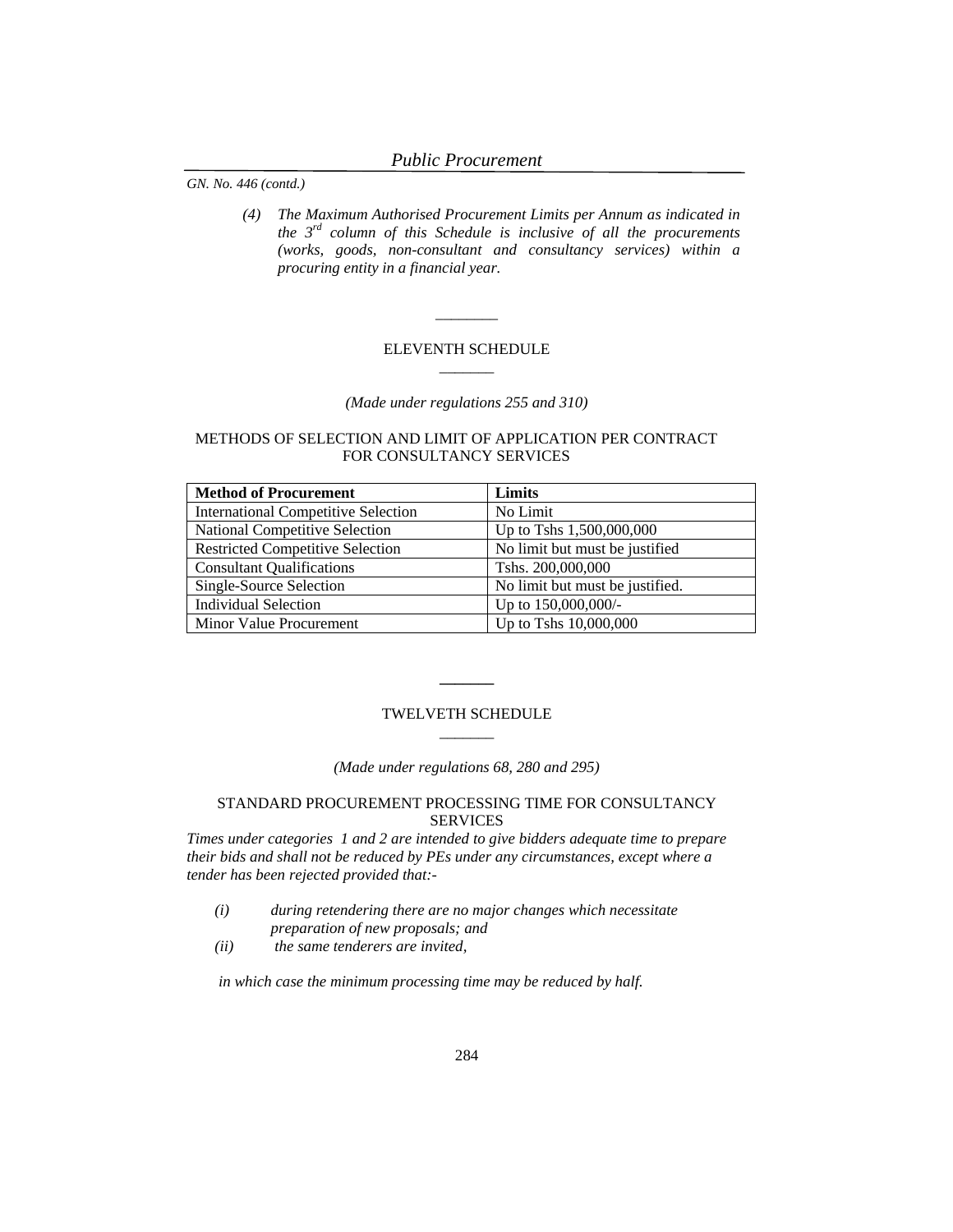*GN. No. 446 (contd.)*

*(4) The Maximum Authorised Procurement Limits per Annum as indicated in the 3rd column of this Schedule is inclusive of all the procurements (works, goods, non-consultant and consultancy services) within a procuring entity in a financial year.*

## ELEVENTH SCHEDULE

*(Made under regulations 255 and 310)*

### METHODS OF SELECTION AND LIMIT OF APPLICATION PER CONTRACT FOR CONSULTANCY SERVICES

| Method of Procurement | Limits |
|---|---|
| International Competitive Selection | No Limit |
| National Competitive Selection | Up to Tshs 1,500,000,000 |
| Restricted Competitive Selection | No limit but must be justified |
| Consultant Qualifications | Tshs. 200,000,000 |
| Single-Source Selection | No limit but must be justified. |
| Individual Selection | Up to 150,000,000/- |
| Minor Value Procurement | Up to Tshs 10,000,000 |

## TWELVETH SCHEDULE

*(Made under regulations 68, 280 and 295)*

### STANDARD PROCUREMENT PROCESSING TIME FOR CONSULTANCY SERVICES

*Times under categories 1 and 2 are intended to give bidders adequate time to prepare their bids and shall not be reduced by PEs under any circumstances, except where a tender has been rejected provided that:-*

*(i) during retendering there are no major changes which necessitate preparation of new proposals; and*

*(ii) the same tenderers are invited,*

*in which case the minimum processing time may be reduced by half.*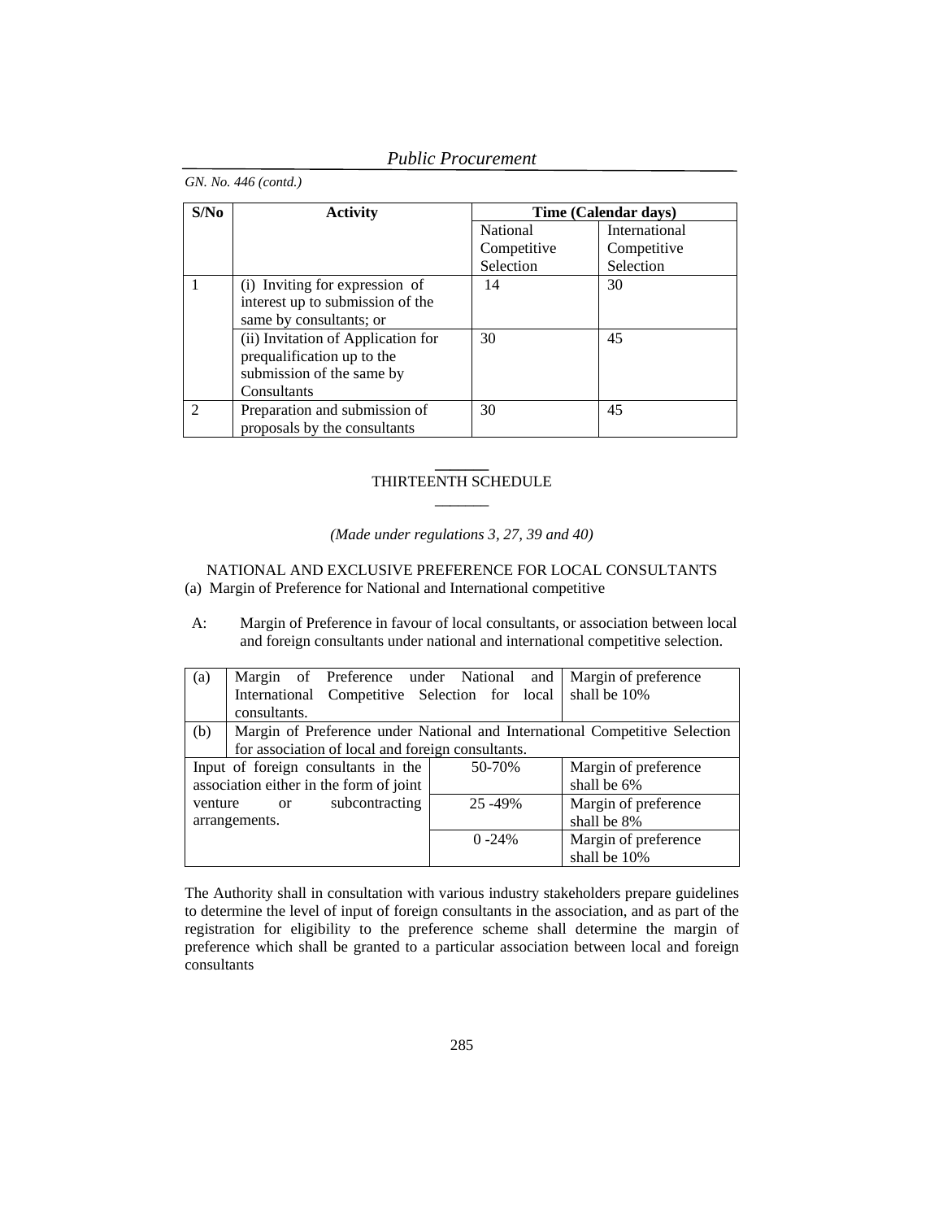GN. No. 446 (contd.)

| S/No | Activity | Time (Calendar days) | |
|---|---|---|---|
| | | National Competitive Selection | International Competitive Selection |
| 1 | (i) Inviting for expression of interest up to submission of the same by consultants; or | 14 | 30 |
| | (ii) Invitation of Application for prequalification up to the submission of the same by Consultants | 30 | 45 |
| 2 | Preparation and submission of proposals by the consultants | 30 | 45 |

## THIRTEENTH SCHEDULE

*(Made under regulations 3, 27, 39 and 40)*

NATIONAL AND EXCLUSIVE PREFERENCE FOR LOCAL CONSULTANTS

(a) Margin of Preference for National and International competitive

A: Margin of Preference in favour of local consultants, or association between local and foreign consultants under national and international competitive selection.

| | | | |
|---|---|---|---|
| (a) | Margin of Preference under National and International Competitive Selection for local consultants. | | Margin of preference shall be 10% |
| (b) | Margin of Preference under National and International Competitive Selection for association of local and foreign consultants. | | |
| Input of foreign consultants in the association either in the form of joint venture or subcontracting arrangements. | | 50-70% | Margin of preference shall be 6% |
| | | 25 -49% | Margin of preference shall be 8% |
| | | 0 -24% | Margin of preference shall be 10% |

The Authority shall in consultation with various industry stakeholders prepare guidelines to determine the level of input of foreign consultants in the association, and as part of the registration for eligibility to the preference scheme shall determine the margin of preference which shall be granted to a particular association between local and foreign consultants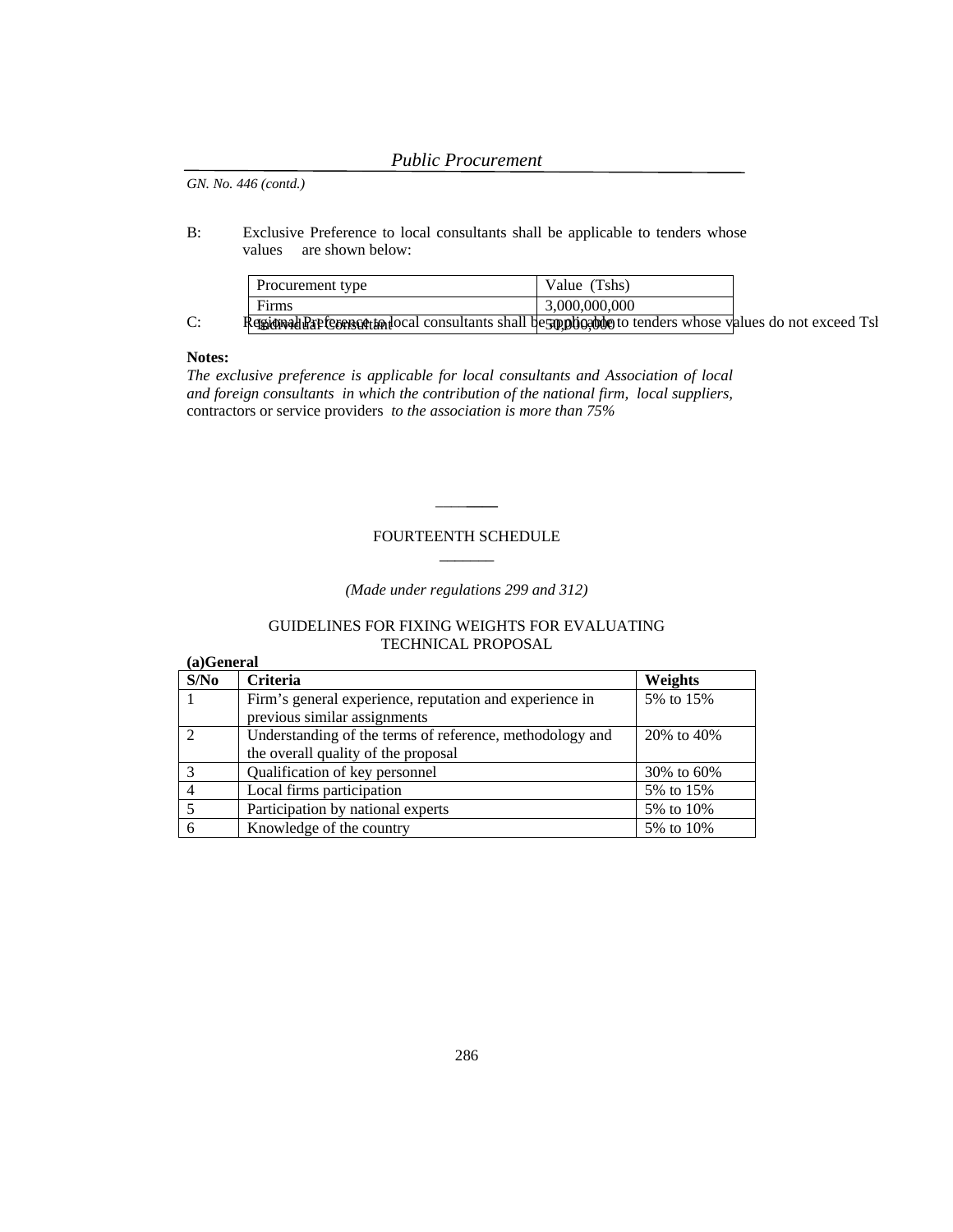GN. No. 446 (contd.)

B: Exclusive Preference to local consultants shall be applicable to tenders whose values are shown below:

| Procurement type | Value (Tshs) |
|---|---|
| Firms | 3,000,000,000 |
| Individual Consultant | 500,000,000 |

C: Regional Preference to local consultants shall be applicable to tenders whose values do not exceed Tsh

**Notes:**

*The exclusive preference is applicable for local consultants and Association of local and foreign consultants in which the contribution of the national firm, local suppliers,* contractors or service providers *to the association is more than 75%*

---

FOURTEENTH SCHEDULE

---

*(Made under regulations 299 and 312)*

GUIDELINES FOR FIXING WEIGHTS FOR EVALUATING TECHNICAL PROPOSAL

**(a)General**

| **S/No** | **Criteria** | **Weights** |
|---|---|---|
| 1 | Firm's general experience, reputation and experience in previous similar assignments | 5% to 15% |
| 2 | Understanding of the terms of reference, methodology and the overall quality of the proposal | 20% to 40% |
| 3 | Qualification of key personnel | 30% to 60% |
| 4 | Local firms participation | 5% to 15% |
| 5 | Participation by national experts | 5% to 10% |
| 6 | Knowledge of the country | 5% to 10% |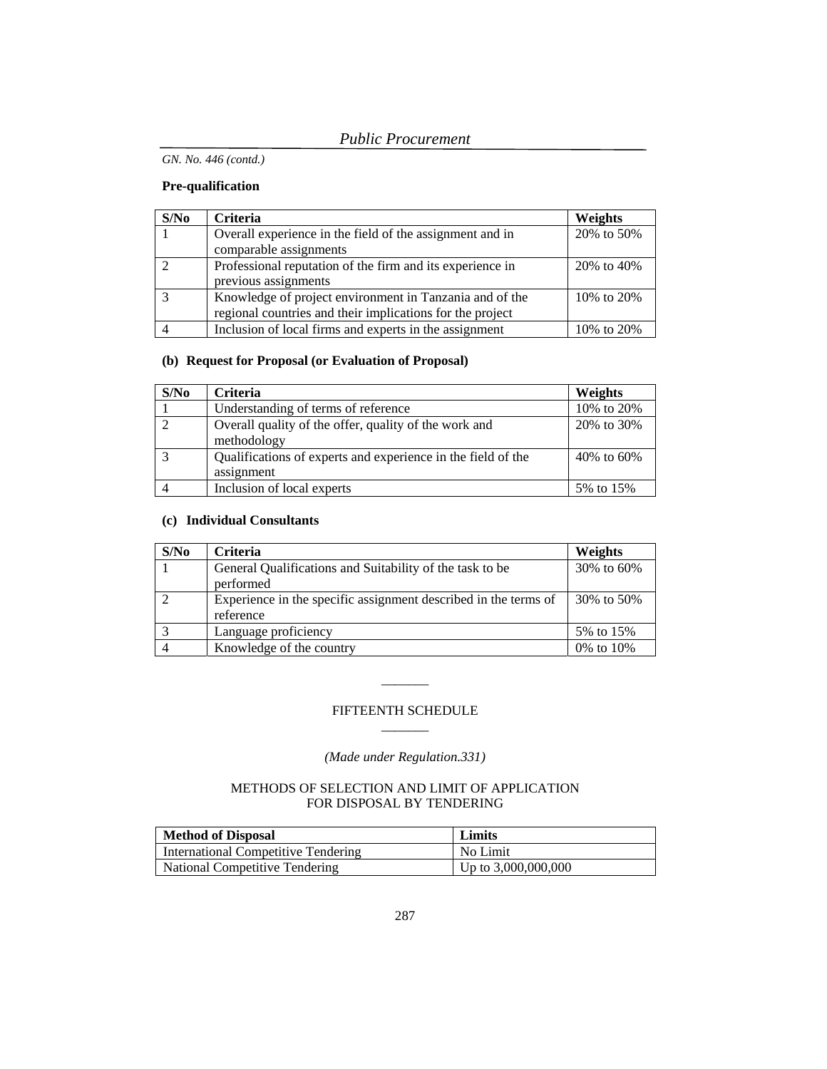*GN. No. 446 (contd.)*

**Pre-qualification**

| S/No | Criteria | Weights |
|---|---|---|
| 1 | Overall experience in the field of the assignment and in comparable assignments | 20% to 50% |
| 2 | Professional reputation of the firm and its experience in previous assignments | 20% to 40% |
| 3 | Knowledge of project environment in Tanzania and of the regional countries and their implications for the project | 10% to 20% |
| 4 | Inclusion of local firms and experts in the assignment | 10% to 20% |

**(b) Request for Proposal (or Evaluation of Proposal)**

| S/No | Criteria | Weights |
|---|---|---|
| 1 | Understanding of terms of reference | 10% to 20% |
| 2 | Overall quality of the offer, quality of the work and methodology | 20% to 30% |
| 3 | Qualifications of experts and experience in the field of the assignment | 40% to 60% |
| 4 | Inclusion of local experts | 5% to 15% |

**(c) Individual Consultants**

| S/No | Criteria | Weights |
|---|---|---|
| 1 | General Qualifications and Suitability of the task to be performed | 30% to 60% |
| 2 | Experience in the specific assignment described in the terms of reference | 30% to 50% |
| 3 | Language proficiency | 5% to 15% |
| 4 | Knowledge of the country | 0% to 10% |

## FIFTEENTH SCHEDULE

*(Made under Regulation.331)*

### METHODS OF SELECTION AND LIMIT OF APPLICATION FOR DISPOSAL BY TENDERING

| Method of Disposal | Limits |
|---|---|
| International Competitive Tendering | No Limit |
| National Competitive Tendering | Up to 3,000,000,000 |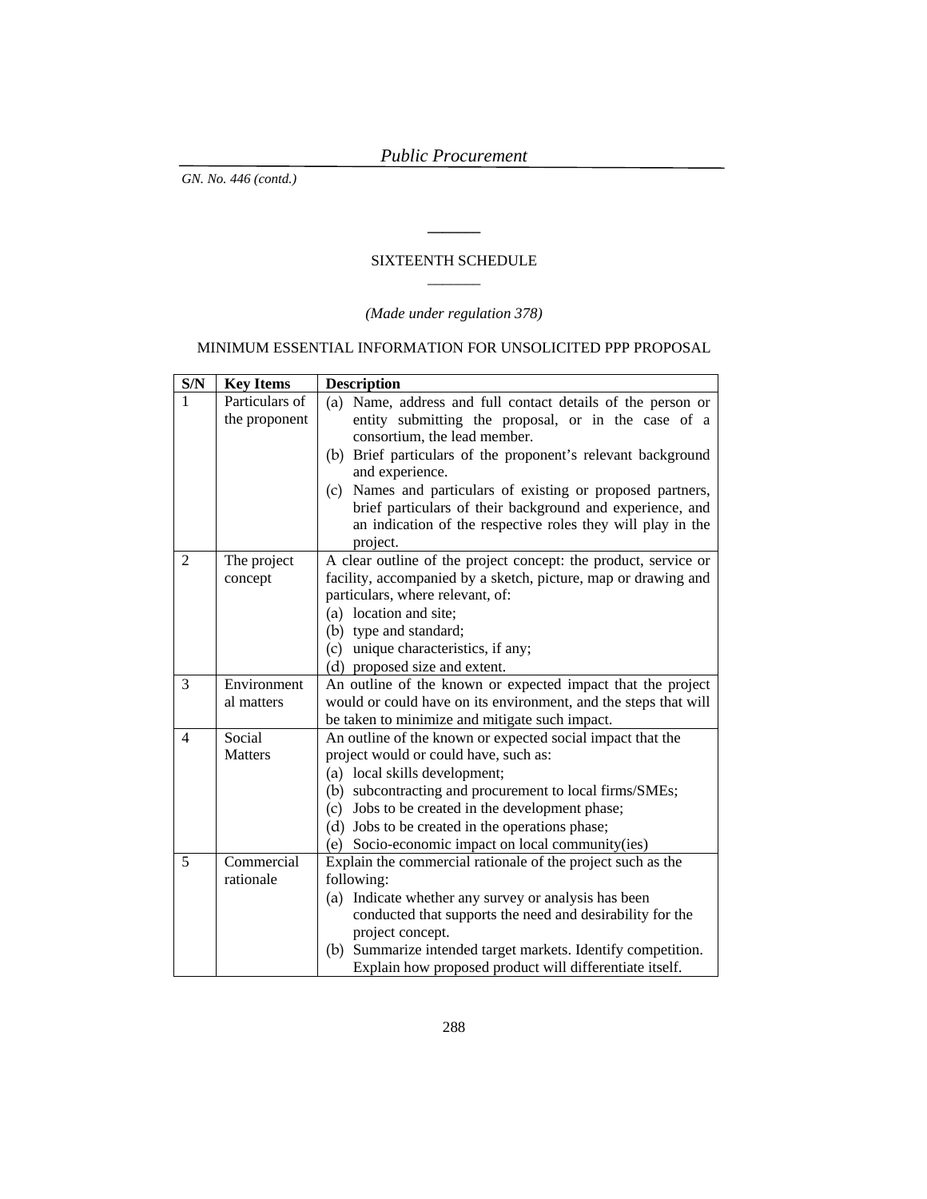*GN. No. 446 (contd.)*

## SIXTEENTH SCHEDULE

*(Made under regulation 378)*

### MINIMUM ESSENTIAL INFORMATION FOR UNSOLICITED PPP PROPOSAL

| S/N | Key Items | Description |
|---|---|---|
| 1 | Particulars of the proponent | (a) Name, address and full contact details of the person or entity submitting the proposal, or in the case of a consortium, the lead member.<br>(b) Brief particulars of the proponent's relevant background and experience.<br>(c) Names and particulars of existing or proposed partners, brief particulars of their background and experience, and an indication of the respective roles they will play in the project. |
| 2 | The project concept | A clear outline of the project concept: the product, service or facility, accompanied by a sketch, picture, map or drawing and particulars, where relevant, of:<br>(a) location and site;<br>(b) type and standard;<br>(c) unique characteristics, if any;<br>(d) proposed size and extent. |
| 3 | Environmental matters | An outline of the known or expected impact that the project would or could have on its environment, and the steps that will be taken to minimize and mitigate such impact. |
| 4 | Social Matters | An outline of the known or expected social impact that the project would or could have, such as:<br>(a) local skills development;<br>(b) subcontracting and procurement to local firms/SMEs;<br>(c) Jobs to be created in the development phase;<br>(d) Jobs to be created in the operations phase;<br>(e) Socio-economic impact on local community(ies) |
| 5 | Commercial rationale | Explain the commercial rationale of the project such as the following:<br>(a) Indicate whether any survey or analysis has been conducted that supports the need and desirability for the project concept.<br>(b) Summarize intended target markets. Identify competition. Explain how proposed product will differentiate itself. |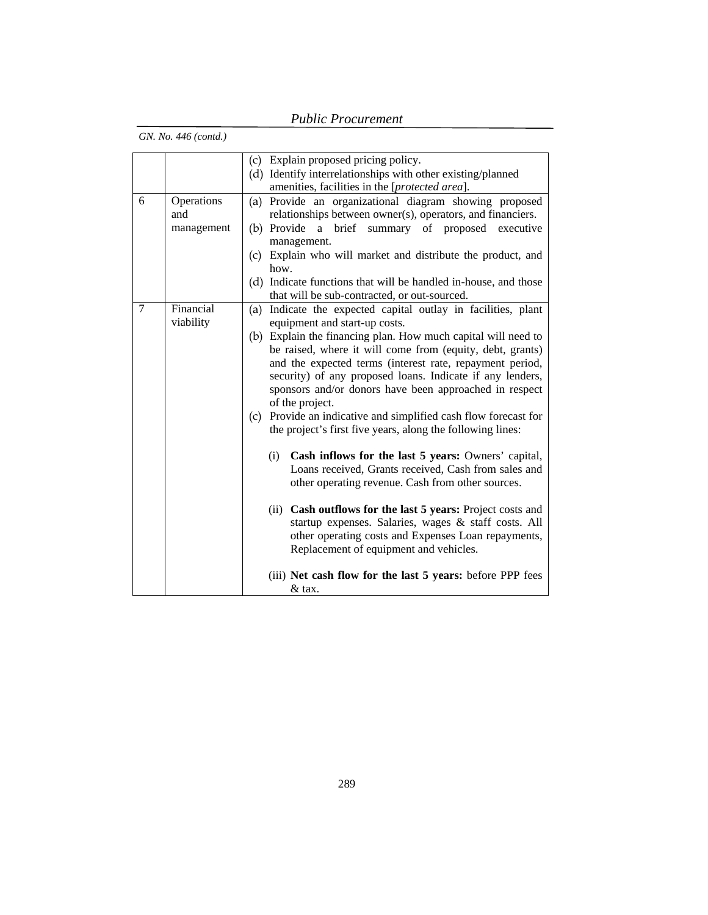*GN. No. 446 (contd.)*

| | | |
|---|---|---|
| | | (c) Explain proposed pricing policy.<br>(d) Identify interrelationships with other existing/planned amenities, facilities in the [*protected area*]. |
| 6 | Operations and management | (a) Provide an organizational diagram showing proposed relationships between owner(s), operators, and financiers.<br>(b) Provide a brief summary of proposed executive management.<br>(c) Explain who will market and distribute the product, and how.<br>(d) Indicate functions that will be handled in-house, and those that will be sub-contracted, or out-sourced. |
| 7 | Financial viability | (a) Indicate the expected capital outlay in facilities, plant equipment and start-up costs.<br>(b) Explain the financing plan. How much capital will need to be raised, where it will come from (equity, debt, grants) and the expected terms (interest rate, repayment period, security) of any proposed loans. Indicate if any lenders, sponsors and/or donors have been approached in respect of the project.<br>(c) Provide an indicative and simplified cash flow forecast for the project's first five years, along the following lines:<br><br>(i) **Cash inflows for the last 5 years:** Owners' capital, Loans received, Grants received, Cash from sales and other operating revenue. Cash from other sources.<br><br>(ii) **Cash outflows for the last 5 years:** Project costs and startup expenses. Salaries, wages & staff costs. All other operating costs and Expenses Loan repayments, Replacement of equipment and vehicles.<br><br>(iii) **Net cash flow for the last 5 years:** before PPP fees & tax. |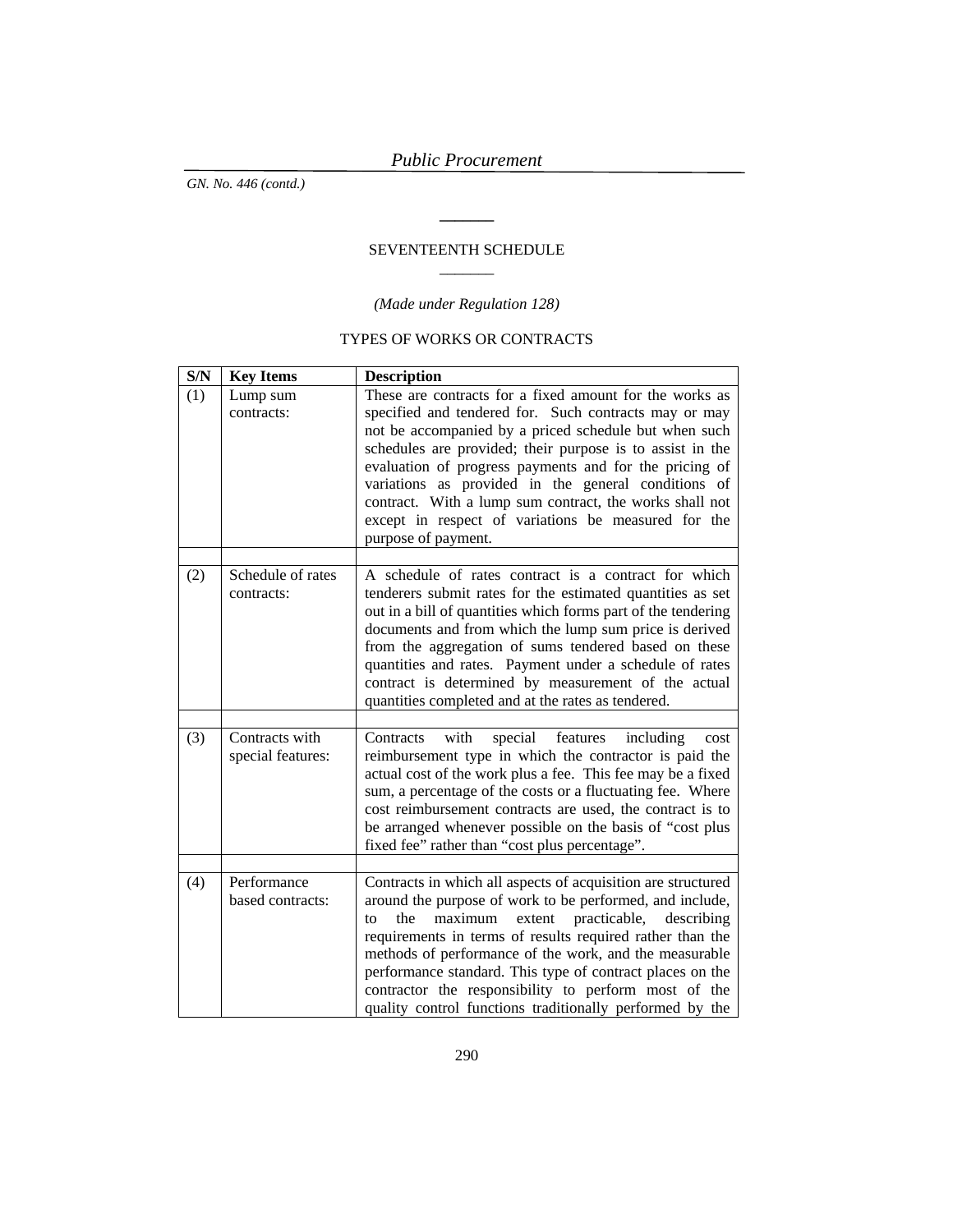GN. No. 446 (contd.)

## SEVENTEENTH SCHEDULE

*(Made under Regulation 128)*

### TYPES OF WORKS OR CONTRACTS

| S/N | Key Items | Description |
|---|---|---|
| (1) | Lump sum contracts: | These are contracts for a fixed amount for the works as specified and tendered for. Such contracts may or may not be accompanied by a priced schedule but when such schedules are provided; their purpose is to assist in the evaluation of progress payments and for the pricing of variations as provided in the general conditions of contract. With a lump sum contract, the works shall not except in respect of variations be measured for the purpose of payment. |
| | | |
| (2) | Schedule of rates contracts: | A schedule of rates contract is a contract for which tenderers submit rates for the estimated quantities as set out in a bill of quantities which forms part of the tendering documents and from which the lump sum price is derived from the aggregation of sums tendered based on these quantities and rates. Payment under a schedule of rates contract is determined by measurement of the actual quantities completed and at the rates as tendered. |
| | | |
| (3) | Contracts with special features: | Contracts with special features including cost reimbursement type in which the contractor is paid the actual cost of the work plus a fee. This fee may be a fixed sum, a percentage of the costs or a fluctuating fee. Where cost reimbursement contracts are used, the contract is to be arranged whenever possible on the basis of "cost plus fixed fee" rather than "cost plus percentage". |
| | | |
| (4) | Performance based contracts: | Contracts in which all aspects of acquisition are structured around the purpose of work to be performed, and include, to the maximum extent practicable, describing requirements in terms of results required rather than the methods of performance of the work, and the measurable performance standard. This type of contract places on the contractor the responsibility to perform most of the quality control functions traditionally performed by the |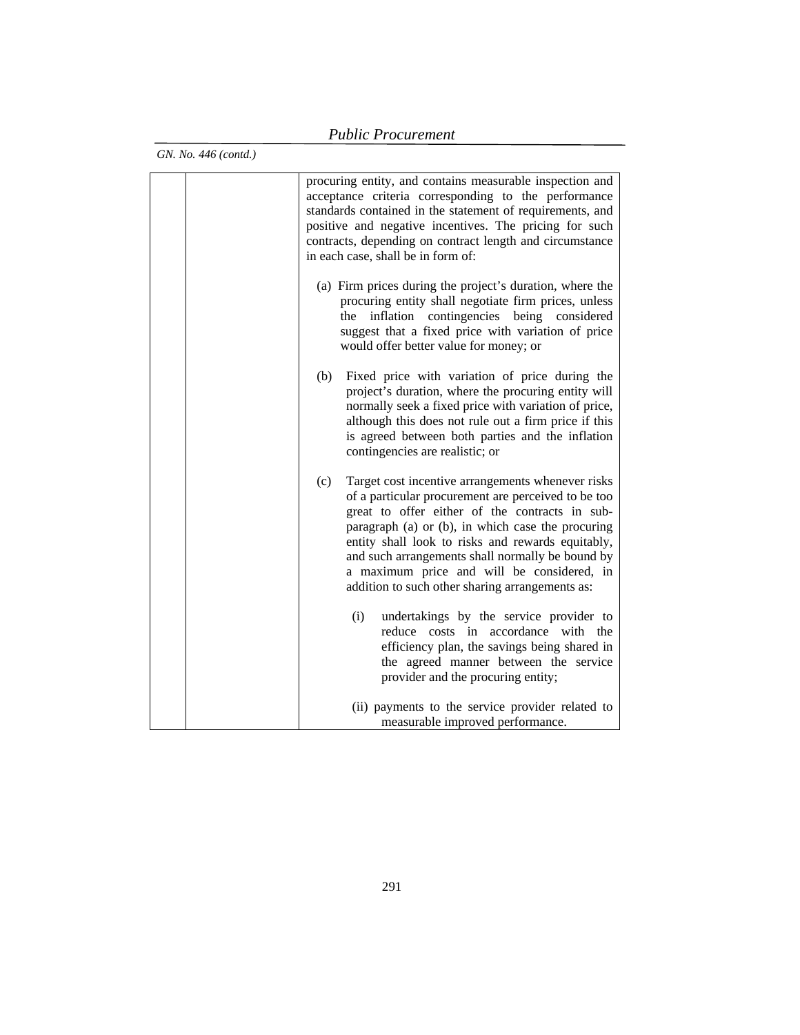*GN. No. 446 (contd.)*

| | | |
|---|---|---|
| | | procuring entity, and contains measurable inspection and acceptance criteria corresponding to the performance standards contained in the statement of requirements, and positive and negative incentives. The pricing for such contracts, depending on contract length and circumstance in each case, shall be in form of:<br><br>(a) Firm prices during the project's duration, where the procuring entity shall negotiate firm prices, unless the inflation contingencies being considered suggest that a fixed price with variation of price would offer better value for money; or<br><br>(b) Fixed price with variation of price during the project's duration, where the procuring entity will normally seek a fixed price with variation of price, although this does not rule out a firm price if this is agreed between both parties and the inflation contingencies are realistic; or<br><br>(c) Target cost incentive arrangements whenever risks of a particular procurement are perceived to be too great to offer either of the contracts in sub-paragraph (a) or (b), in which case the procuring entity shall look to risks and rewards equitably, and such arrangements shall normally be bound by a maximum price and will be considered, in addition to such other sharing arrangements as:<br><br>(i) undertakings by the service provider to reduce costs in accordance with the efficiency plan, the savings being shared in the agreed manner between the service provider and the procuring entity;<br><br>(ii) payments to the service provider related to measurable improved performance. |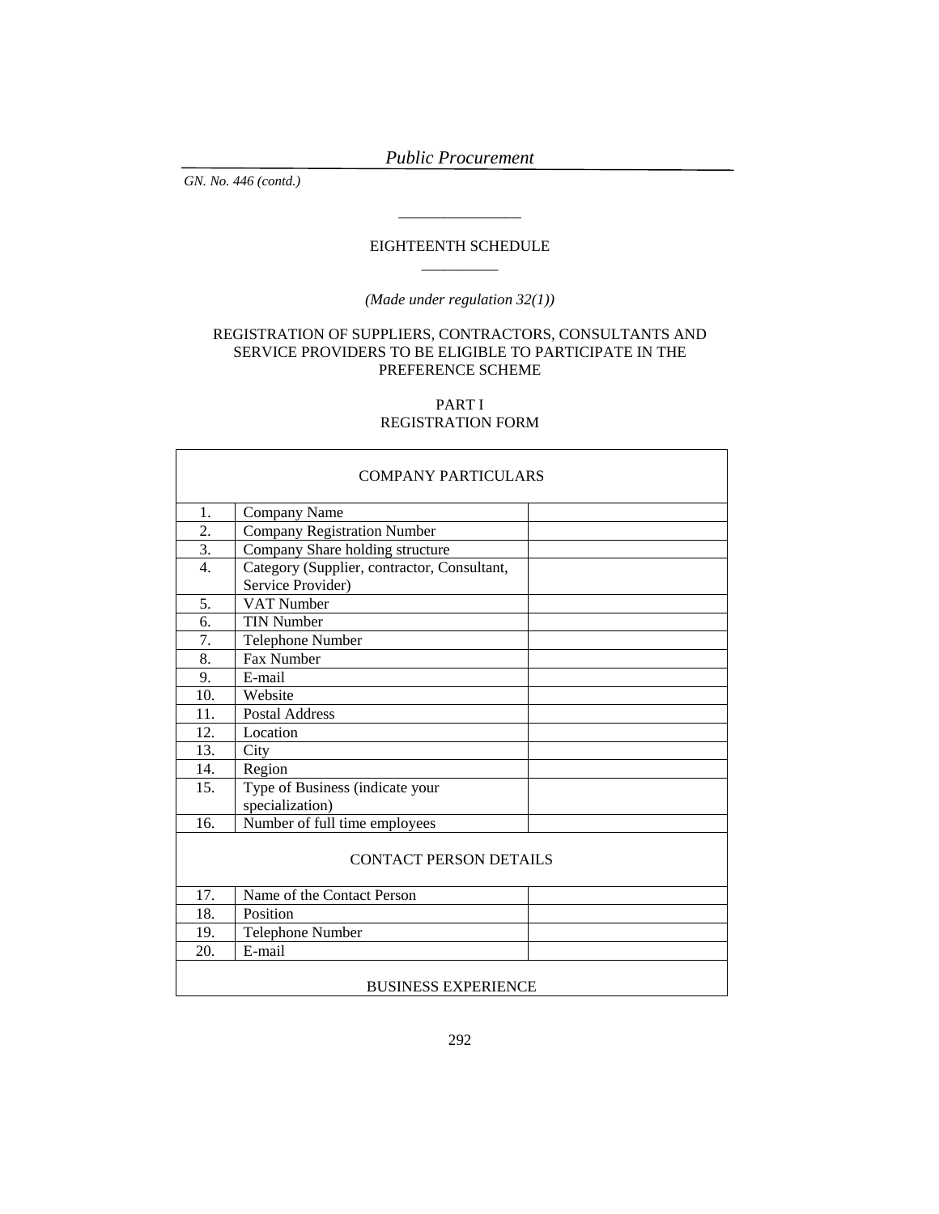GN. No. 446 (contd.)

## EIGHTEENTH SCHEDULE

*(Made under regulation 32(1))*

### REGISTRATION OF SUPPLIERS, CONTRACTORS, CONSULTANTS AND SERVICE PROVIDERS TO BE ELIGIBLE TO PARTICIPATE IN THE PREFERENCE SCHEME

### PART I
### REGISTRATION FORM

| | | |
|---|---|---|
| COMPANY PARTICULARS | | |
| 1. | Company Name | |
| 2. | Company Registration Number | |
| 3. | Company Share holding structure | |
| 4. | Category (Supplier, contractor, Consultant, Service Provider) | |
| 5. | VAT Number | |
| 6. | TIN Number | |
| 7. | Telephone Number | |
| 8. | Fax Number | |
| 9. | E-mail | |
| 10. | Website | |
| 11. | Postal Address | |
| 12. | Location | |
| 13. | City | |
| 14. | Region | |
| 15. | Type of Business (indicate your specialization) | |
| 16. | Number of full time employees | |
| CONTACT PERSON DETAILS | | |
| 17. | Name of the Contact Person | |
| 18. | Position | |
| 19. | Telephone Number | |
| 20. | E-mail | |
| BUSINESS EXPERIENCE | | |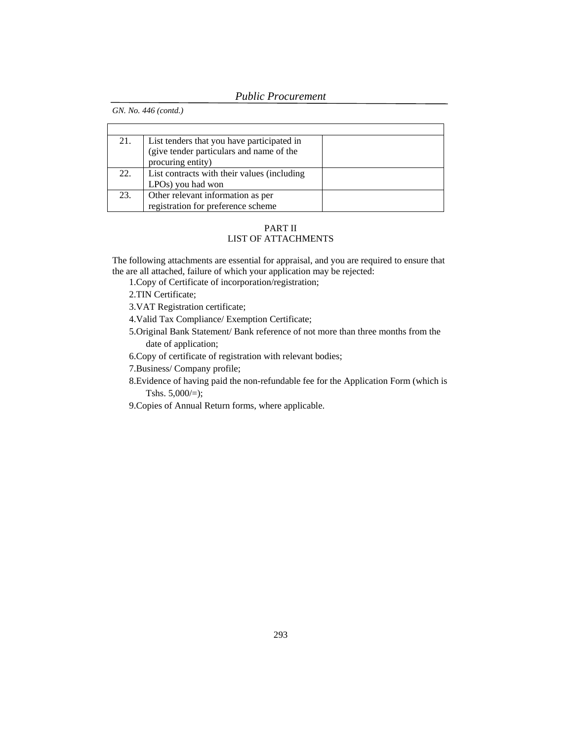*GN. No. 446 (contd.)*

| | | |
|---|---|---|
| 21. | List tenders that you have participated in (give tender particulars and name of the procuring entity) | |
| 22. | List contracts with their values (including LPOs) you had won | |
| 23. | Other relevant information as per registration for preference scheme | |

PART II
LIST OF ATTACHMENTS

The following attachments are essential for appraisal, and you are required to ensure that the are all attached, failure of which your application may be rejected:

1. Copy of Certificate of incorporation/registration;
2. TIN Certificate;
3. VAT Registration certificate;
4. Valid Tax Compliance/ Exemption Certificate;
5. Original Bank Statement/ Bank reference of not more than three months from the date of application;
6. Copy of certificate of registration with relevant bodies;
7. Business/ Company profile;
8. Evidence of having paid the non-refundable fee for the Application Form (which is Tshs. 5,000/=);
9. Copies of Annual Return forms, where applicable.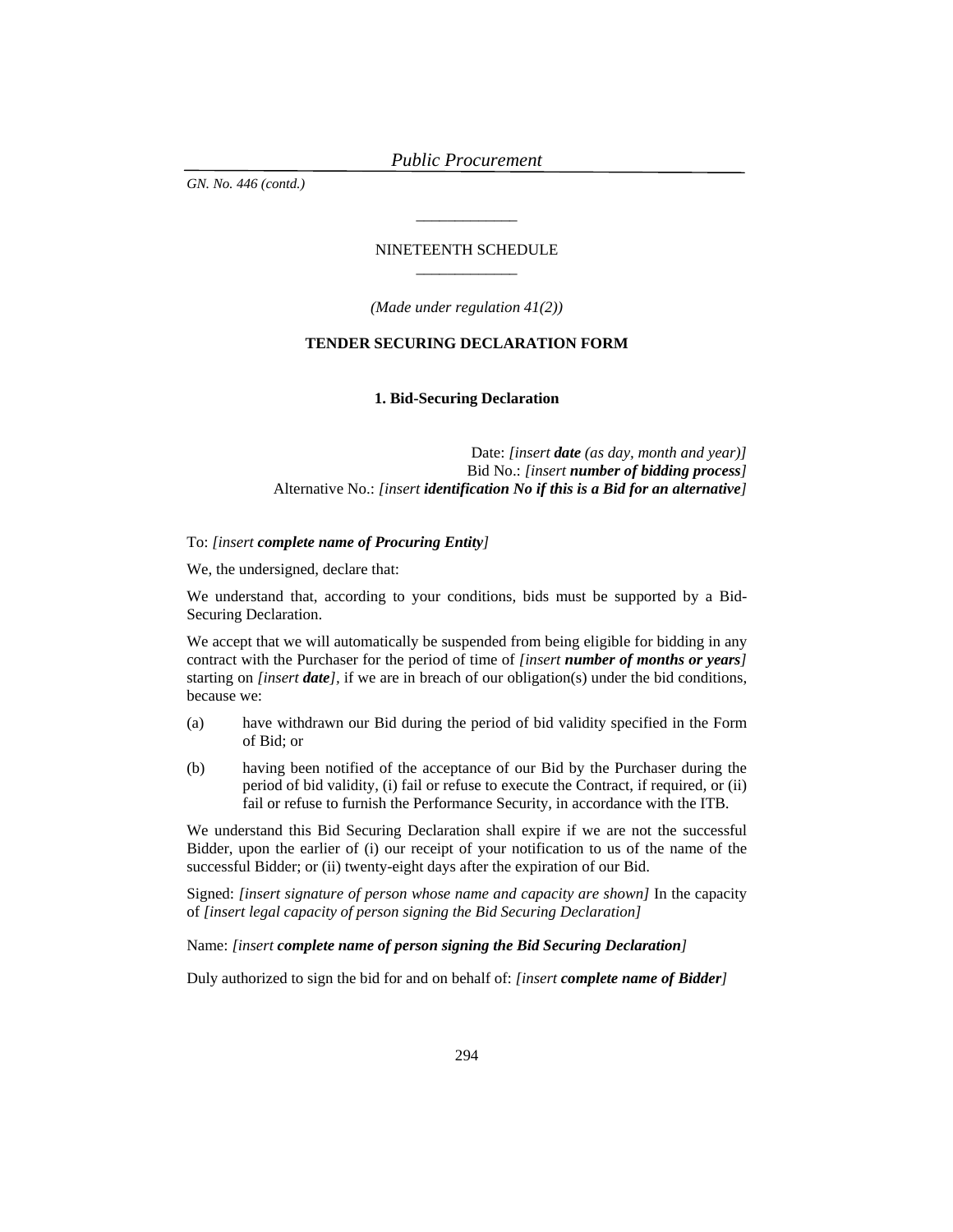GN. No. 446 (contd.)

NINETEENTH SCHEDULE

*(Made under regulation 41(2))*

**TENDER SECURING DECLARATION FORM**

**1. Bid-Securing Declaration**

Date: *[insert **date** (as day, month and year)]*
Bid No.: *[insert **number of bidding process**]*
Alternative No.: *[insert **identification No if this is a Bid for an alternative**]*

To: *[insert **complete name of Procuring Entity**]*

We, the undersigned, declare that:

We understand that, according to your conditions, bids must be supported by a Bid-Securing Declaration.

We accept that we will automatically be suspended from being eligible for bidding in any contract with the Purchaser for the period of time of *[insert **number of months or years**]* starting on *[insert **date**]*, if we are in breach of our obligation(s) under the bid conditions, because we:

(a) have withdrawn our Bid during the period of bid validity specified in the Form of Bid; or

(b) having been notified of the acceptance of our Bid by the Purchaser during the period of bid validity, (i) fail or refuse to execute the Contract, if required, or (ii) fail or refuse to furnish the Performance Security, in accordance with the ITB.

We understand this Bid Securing Declaration shall expire if we are not the successful Bidder, upon the earlier of (i) our receipt of your notification to us of the name of the successful Bidder; or (ii) twenty-eight days after the expiration of our Bid.

Signed: *[insert signature of person whose name and capacity are shown]* In the capacity of *[insert legal capacity of person signing the Bid Securing Declaration]*

Name: *[insert **complete name of person signing the Bid Securing Declaration**]*

Duly authorized to sign the bid for and on behalf of: *[insert **complete name of Bidder**]*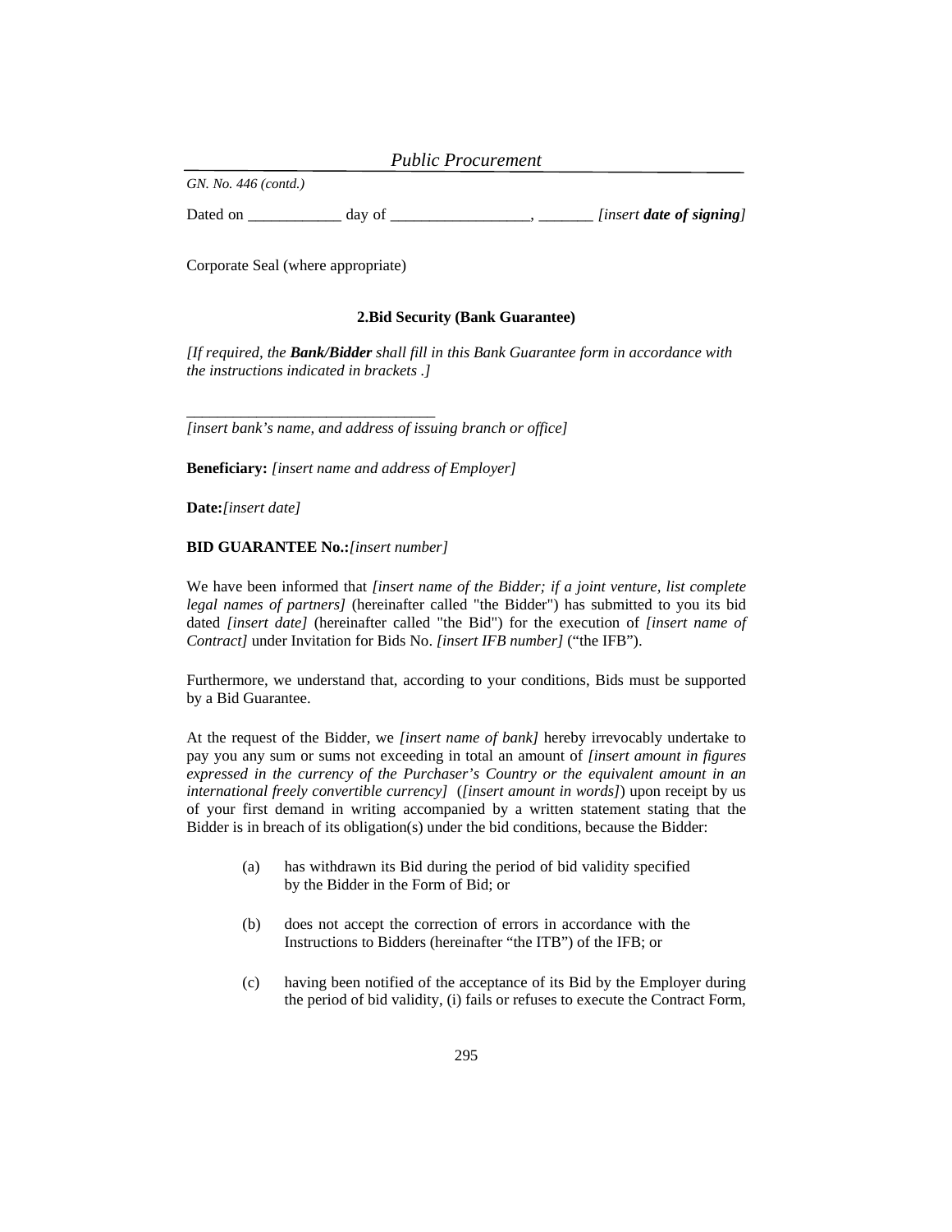*GN. No. 446 (contd.)*

Dated on ____________ day of __________________, _______ *[insert **date of signing**]*

Corporate Seal (where appropriate)

### 2.Bid Security (Bank Guarantee)

*[If required, the **Bank/Bidder** shall fill in this Bank Guarantee form in accordance with the instructions indicated in brackets .]*

________________________________
*[insert bank's name, and address of issuing branch or office]*

**Beneficiary:** *[insert name and address of Employer]*

**Date:***[insert date]*

**BID GUARANTEE No.:***[insert number]*

We have been informed that *[insert name of the Bidder; if a joint venture, list complete legal names of partners]* (hereinafter called "the Bidder") has submitted to you its bid dated *[insert date]* (hereinafter called "the Bid") for the execution of *[insert name of Contract]* under Invitation for Bids No. *[insert IFB number]* ("the IFB").

Furthermore, we understand that, according to your conditions, Bids must be supported by a Bid Guarantee.

At the request of the Bidder, we *[insert name of bank]* hereby irrevocably undertake to pay you any sum or sums not exceeding in total an amount of *[insert amount in figures expressed in the currency of the Purchaser's Country or the equivalent amount in an international freely convertible currency]* (*[insert amount in words]*) upon receipt by us of your first demand in writing accompanied by a written statement stating that the Bidder is in breach of its obligation(s) under the bid conditions, because the Bidder:

(a) has withdrawn its Bid during the period of bid validity specified by the Bidder in the Form of Bid; or

(b) does not accept the correction of errors in accordance with the Instructions to Bidders (hereinafter "the ITB") of the IFB; or

(c) having been notified of the acceptance of its Bid by the Employer during the period of bid validity, (i) fails or refuses to execute the Contract Form,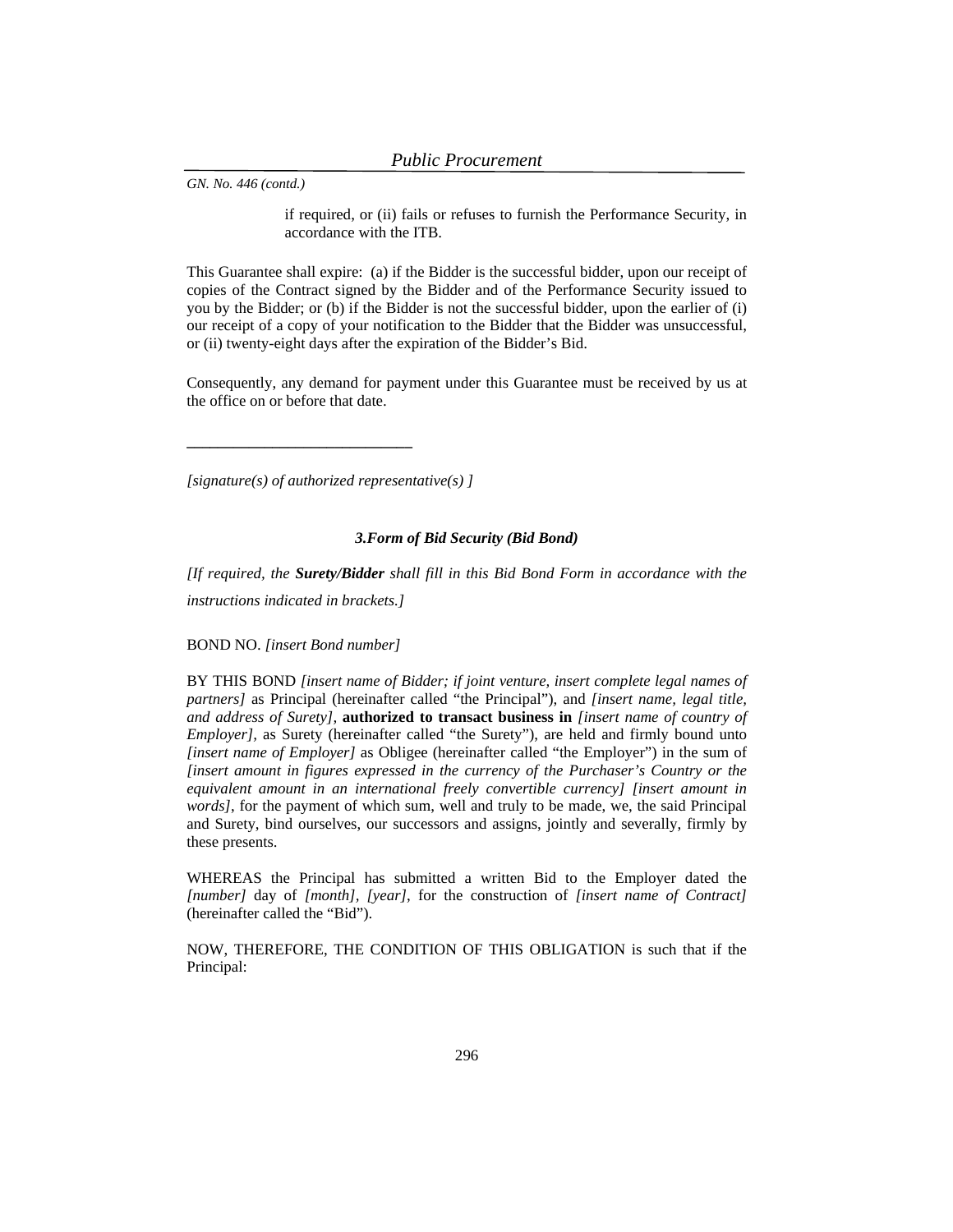*GN. No. 446 (contd.)*

if required, or (ii) fails or refuses to furnish the Performance Security, in accordance with the ITB.

This Guarantee shall expire: (a) if the Bidder is the successful bidder, upon our receipt of copies of the Contract signed by the Bidder and of the Performance Security issued to you by the Bidder; or (b) if the Bidder is not the successful bidder, upon the earlier of (i) our receipt of a copy of your notification to the Bidder that the Bidder was unsuccessful, or (ii) twenty-eight days after the expiration of the Bidder's Bid.

Consequently, any demand for payment under this Guarantee must be received by us at the office on or before that date.

_____________________________

*[signature(s) of authorized representative(s) ]*

### *3.Form of Bid Security (Bid Bond)*

*[If required, the **Surety/Bidder** shall fill in this Bid Bond Form in accordance with the instructions indicated in brackets.]*

BOND NO. *[insert Bond number]*

BY THIS BOND *[insert name of Bidder; if joint venture, insert complete legal names of partners]* as Principal (hereinafter called "the Principal"), and *[insert name, legal title, and address of Surety]*, **authorized to transact business in** *[insert name of country of Employer]*, as Surety (hereinafter called "the Surety"), are held and firmly bound unto *[insert name of Employer]* as Obligee (hereinafter called "the Employer") in the sum of *[insert amount in figures expressed in the currency of the Purchaser's Country or the equivalent amount in an international freely convertible currency] [insert amount in words]*, for the payment of which sum, well and truly to be made, we, the said Principal and Surety, bind ourselves, our successors and assigns, jointly and severally, firmly by these presents.

WHEREAS the Principal has submitted a written Bid to the Employer dated the *[number]* day of *[month]*, *[year]*, for the construction of *[insert name of Contract]* (hereinafter called the "Bid").

NOW, THEREFORE, THE CONDITION OF THIS OBLIGATION is such that if the Principal: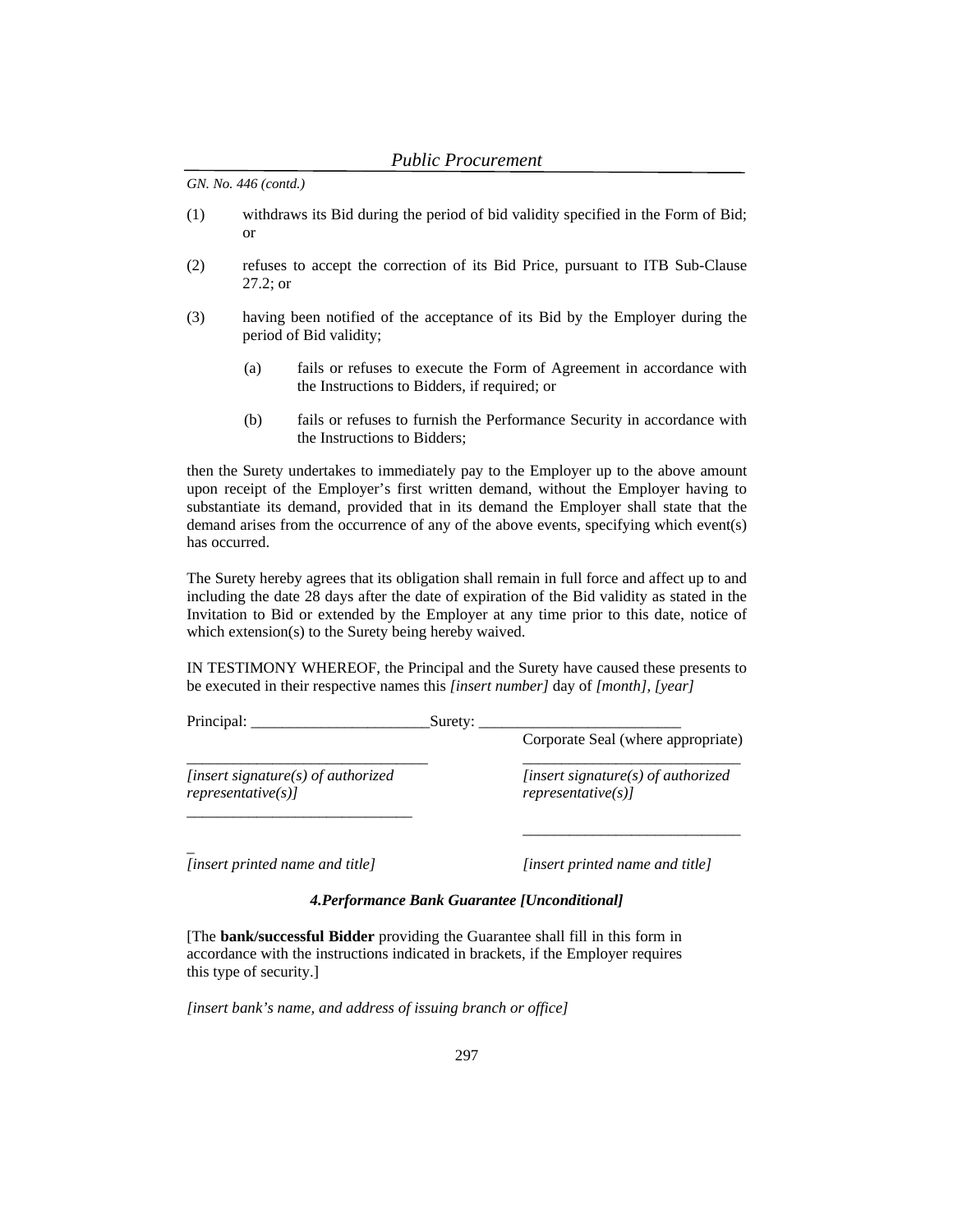*GN. No. 446 (contd.)*

(1) withdraws its Bid during the period of bid validity specified in the Form of Bid; or

(2) refuses to accept the correction of its Bid Price, pursuant to ITB Sub-Clause 27.2; or

(3) having been notified of the acceptance of its Bid by the Employer during the period of Bid validity;

(a) fails or refuses to execute the Form of Agreement in accordance with the Instructions to Bidders, if required; or

(b) fails or refuses to furnish the Performance Security in accordance with the Instructions to Bidders;

then the Surety undertakes to immediately pay to the Employer up to the above amount upon receipt of the Employer's first written demand, without the Employer having to substantiate its demand, provided that in its demand the Employer shall state that the demand arises from the occurrence of any of the above events, specifying which event(s) has occurred.

The Surety hereby agrees that its obligation shall remain in full force and affect up to and including the date 28 days after the date of expiration of the Bid validity as stated in the Invitation to Bid or extended by the Employer at any time prior to this date, notice of which extension(s) to the Surety being hereby waived.

IN TESTIMONY WHEREOF, the Principal and the Surety have caused these presents to be executed in their respective names this *[insert number]* day of *[month], [year]*

Principal: _______________________ Surety: __________________________

Corporate Seal (where appropriate)

_______________________________ ____________________________

*[insert signature(s) of authorized representative(s)]* *[insert signature(s) of authorized representative(s)]*

_____________________________ ____________________________

*[insert printed name and title]* *[insert printed name and title]*

### *4.Performance Bank Guarantee [Unconditional]*

[The **bank/successful Bidder** providing the Guarantee shall fill in this form in accordance with the instructions indicated in brackets, if the Employer requires this type of security.]

*[insert bank's name, and address of issuing branch or office]*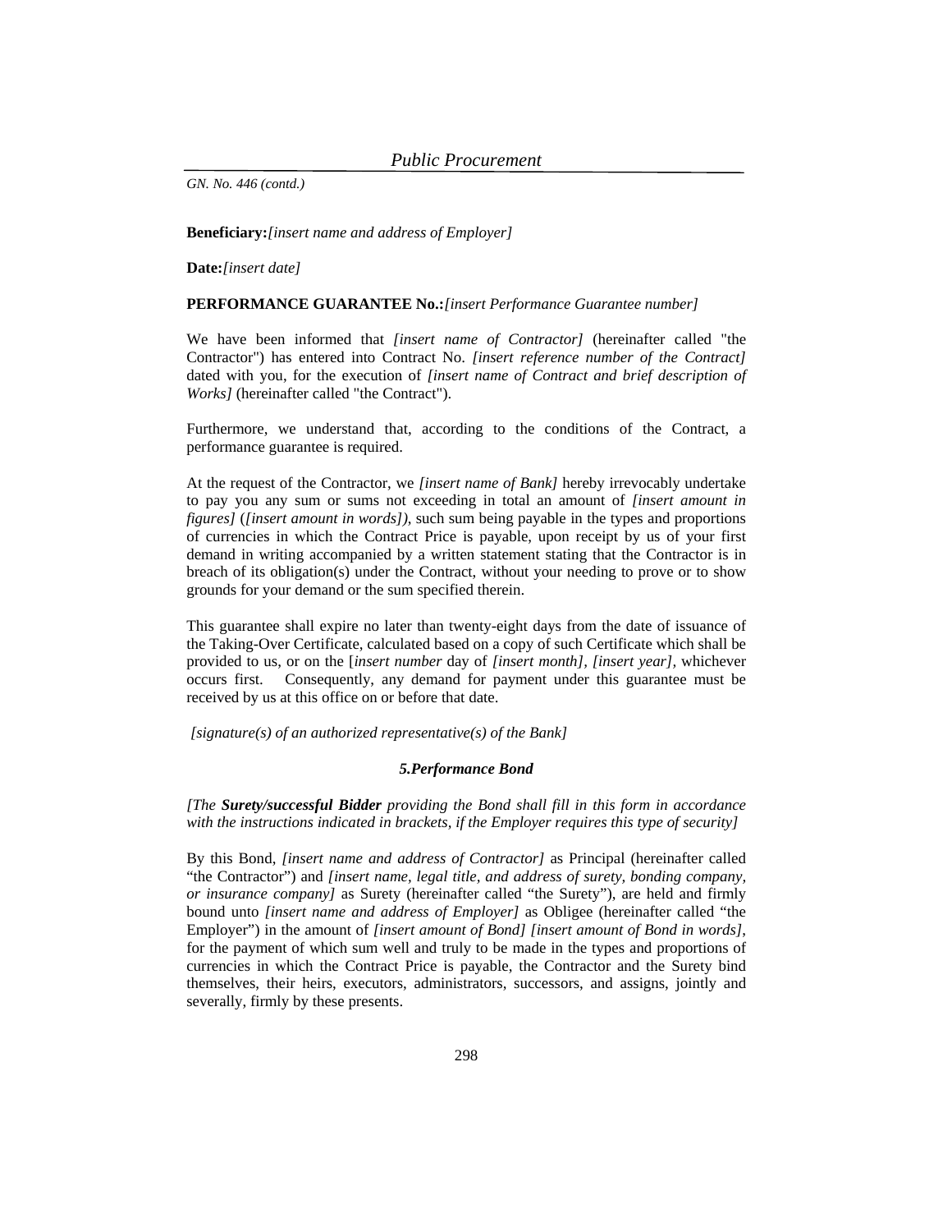*GN. No. 446 (contd.)*

**Beneficiary:***[insert name and address of Employer]*

**Date:***[insert date]*

**PERFORMANCE GUARANTEE No.:***[insert Performance Guarantee number]*

We have been informed that *[insert name of Contractor]* (hereinafter called "the Contractor") has entered into Contract No. *[insert reference number of the Contract]* dated with you, for the execution of *[insert name of Contract and brief description of Works]* (hereinafter called "the Contract").

Furthermore, we understand that, according to the conditions of the Contract, a performance guarantee is required.

At the request of the Contractor, we *[insert name of Bank]* hereby irrevocably undertake to pay you any sum or sums not exceeding in total an amount of *[insert amount in figures]* (*[insert amount in words])*, such sum being payable in the types and proportions of currencies in which the Contract Price is payable, upon receipt by us of your first demand in writing accompanied by a written statement stating that the Contractor is in breach of its obligation(s) under the Contract, without your needing to prove or to show grounds for your demand or the sum specified therein.

This guarantee shall expire no later than twenty-eight days from the date of issuance of the Taking-Over Certificate, calculated based on a copy of such Certificate which shall be provided to us, or on the [*insert number* day of *[insert month]*, *[insert year]*, whichever occurs first. Consequently, any demand for payment under this guarantee must be received by us at this office on or before that date.

*[signature(s) of an authorized representative(s) of the Bank]*

### *5.Performance Bond*

*[The **Surety/successful Bidder** providing the Bond shall fill in this form in accordance with the instructions indicated in brackets, if the Employer requires this type of security]*

By this Bond, *[insert name and address of Contractor]* as Principal (hereinafter called "the Contractor") and *[insert name, legal title, and address of surety, bonding company, or insurance company]* as Surety (hereinafter called "the Surety"), are held and firmly bound unto *[insert name and address of Employer]* as Obligee (hereinafter called "the Employer") in the amount of *[insert amount of Bond] [insert amount of Bond in words]*, for the payment of which sum well and truly to be made in the types and proportions of currencies in which the Contract Price is payable, the Contractor and the Surety bind themselves, their heirs, executors, administrators, successors, and assigns, jointly and severally, firmly by these presents.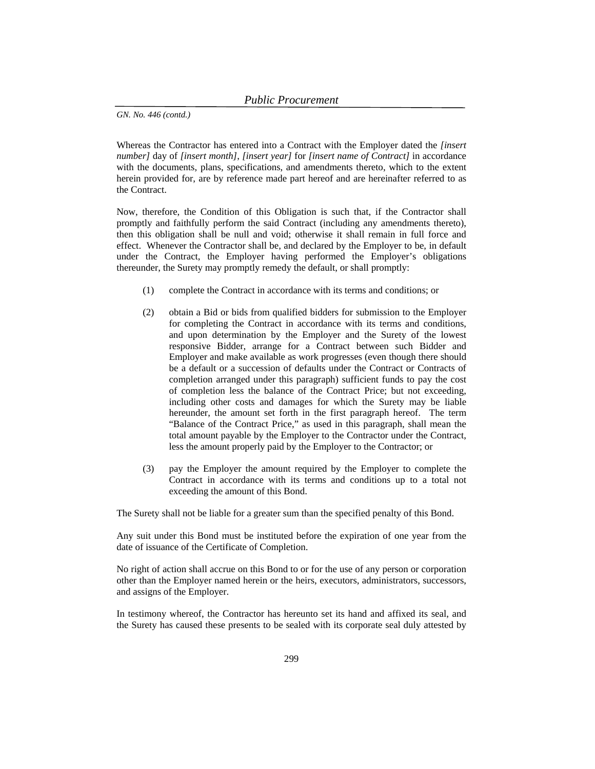*GN. No. 446 (contd.)*

Whereas the Contractor has entered into a Contract with the Employer dated the *[insert number]* day of *[insert month], [insert year]* for *[insert name of Contract]* in accordance with the documents, plans, specifications, and amendments thereto, which to the extent herein provided for, are by reference made part hereof and are hereinafter referred to as the Contract.

Now, therefore, the Condition of this Obligation is such that, if the Contractor shall promptly and faithfully perform the said Contract (including any amendments thereto), then this obligation shall be null and void; otherwise it shall remain in full force and effect. Whenever the Contractor shall be, and declared by the Employer to be, in default under the Contract, the Employer having performed the Employer's obligations thereunder, the Surety may promptly remedy the default, or shall promptly:

(1) complete the Contract in accordance with its terms and conditions; or

(2) obtain a Bid or bids from qualified bidders for submission to the Employer for completing the Contract in accordance with its terms and conditions, and upon determination by the Employer and the Surety of the lowest responsive Bidder, arrange for a Contract between such Bidder and Employer and make available as work progresses (even though there should be a default or a succession of defaults under the Contract or Contracts of completion arranged under this paragraph) sufficient funds to pay the cost of completion less the balance of the Contract Price; but not exceeding, including other costs and damages for which the Surety may be liable hereunder, the amount set forth in the first paragraph hereof. The term "Balance of the Contract Price," as used in this paragraph, shall mean the total amount payable by the Employer to the Contractor under the Contract, less the amount properly paid by the Employer to the Contractor; or

(3) pay the Employer the amount required by the Employer to complete the Contract in accordance with its terms and conditions up to a total not exceeding the amount of this Bond.

The Surety shall not be liable for a greater sum than the specified penalty of this Bond.

Any suit under this Bond must be instituted before the expiration of one year from the date of issuance of the Certificate of Completion.

No right of action shall accrue on this Bond to or for the use of any person or corporation other than the Employer named herein or the heirs, executors, administrators, successors, and assigns of the Employer.

In testimony whereof, the Contractor has hereunto set its hand and affixed its seal, and the Surety has caused these presents to be sealed with its corporate seal duly attested by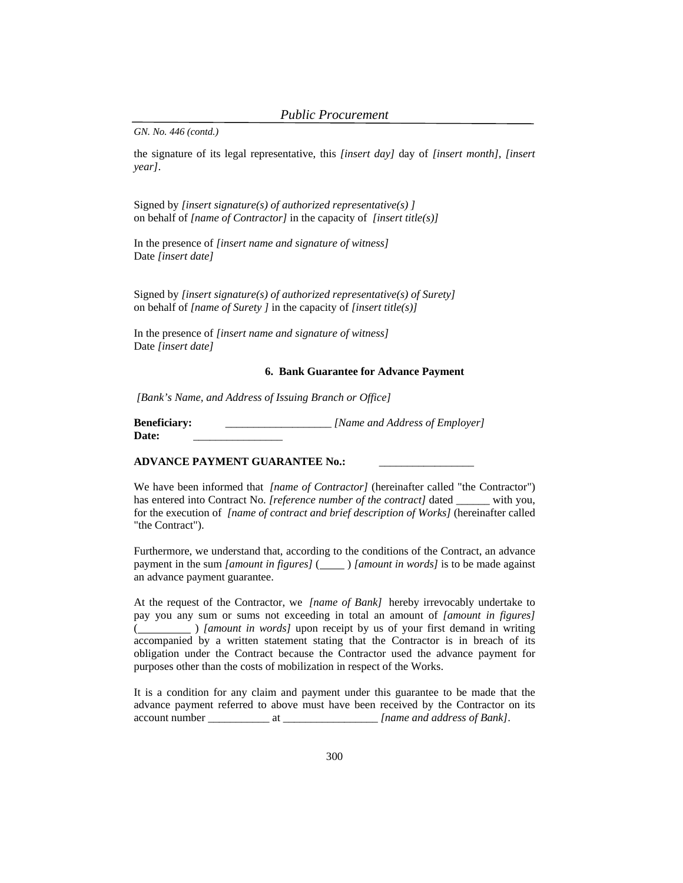*GN. No. 446 (contd.)*

the signature of its legal representative, this *[insert day]* day of *[insert month]*, *[insert year]*.

Signed by *[insert signature(s) of authorized representative(s) ]*
on behalf of *[name of Contractor]* in the capacity of *[insert title(s)]*

In the presence of *[insert name and signature of witness]*
Date *[insert date]*

Signed by *[insert signature(s) of authorized representative(s) of Surety]*
on behalf of *[name of Surety ]* in the capacity of *[insert title(s)]*

In the presence of *[insert name and signature of witness]*
Date *[insert date]*

## 6. Bank Guarantee for Advance Payment

*[Bank's Name, and Address of Issuing Branch or Office]*

**Beneficiary:** ___________________ *[Name and Address of Employer]*
**Date:** ________________

**ADVANCE PAYMENT GUARANTEE No.:** _________________

We have been informed that *[name of Contractor]* (hereinafter called "the Contractor") has entered into Contract No. *[reference number of the contract]* dated ______ with you, for the execution of *[name of contract and brief description of Works]* (hereinafter called "the Contract").

Furthermore, we understand that, according to the conditions of the Contract, an advance payment in the sum *[amount in figures]* (____ ) *[amount in words]* is to be made against an advance payment guarantee.

At the request of the Contractor, we *[name of Bank]* hereby irrevocably undertake to pay you any sum or sums not exceeding in total an amount of *[amount in figures]* (_________ ) *[amount in words]* upon receipt by us of your first demand in writing accompanied by a written statement stating that the Contractor is in breach of its obligation under the Contract because the Contractor used the advance payment for purposes other than the costs of mobilization in respect of the Works.

It is a condition for any claim and payment under this guarantee to be made that the advance payment referred to above must have been received by the Contractor on its account number ___________ at ________________ *[name and address of Bank]*.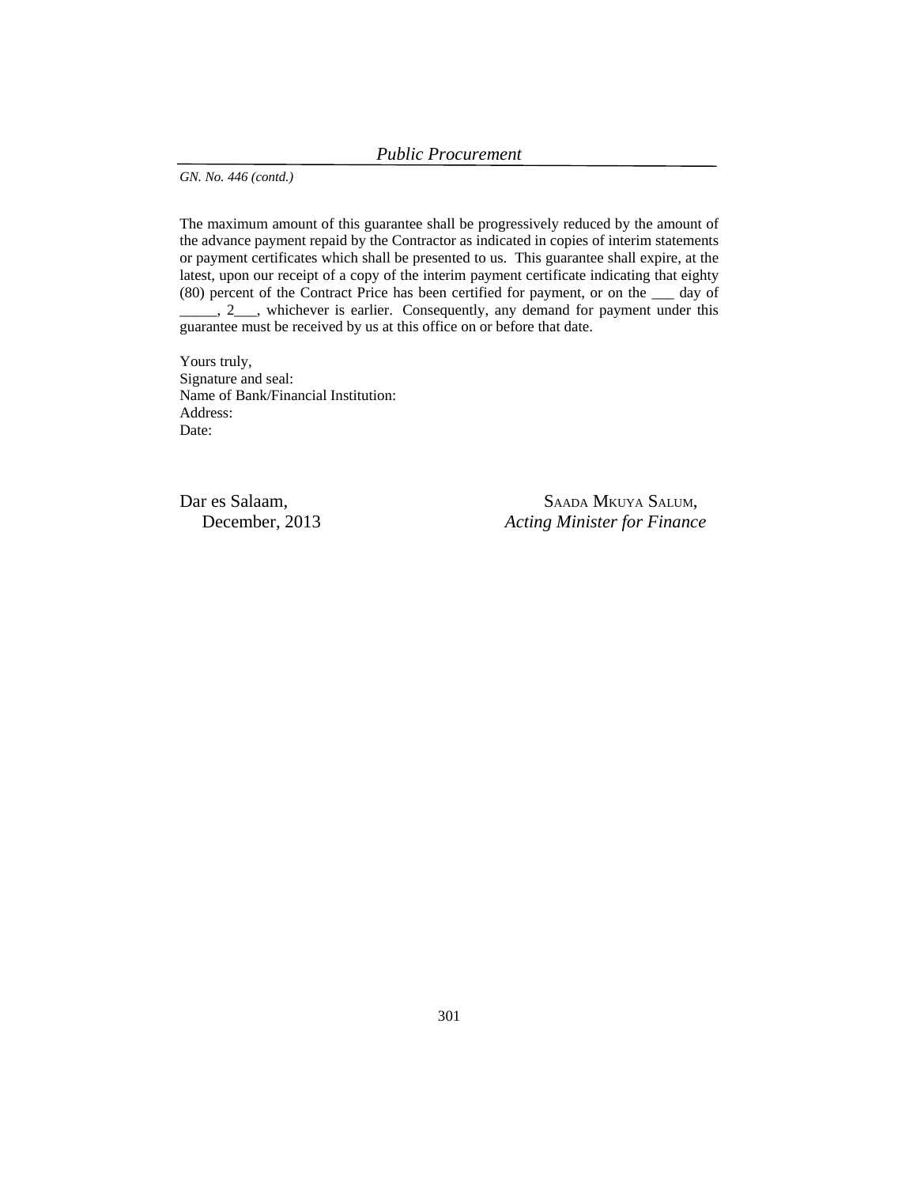*GN. No. 446 (contd.)*

The maximum amount of this guarantee shall be progressively reduced by the amount of the advance payment repaid by the Contractor as indicated in copies of interim statements or payment certificates which shall be presented to us. This guarantee shall expire, at the latest, upon our receipt of a copy of the interim payment certificate indicating that eighty (80) percent of the Contract Price has been certified for payment, or on the ___ day of _____, 2___, whichever is earlier. Consequently, any demand for payment under this guarantee must be received by us at this office on or before that date.

Yours truly,
Signature and seal:
Name of Bank/Financial Institution:
Address:
Date:

Dar es Salaam,
December, 2013

SAADA MKUYA SALUM,
*Acting Minister for Finance*